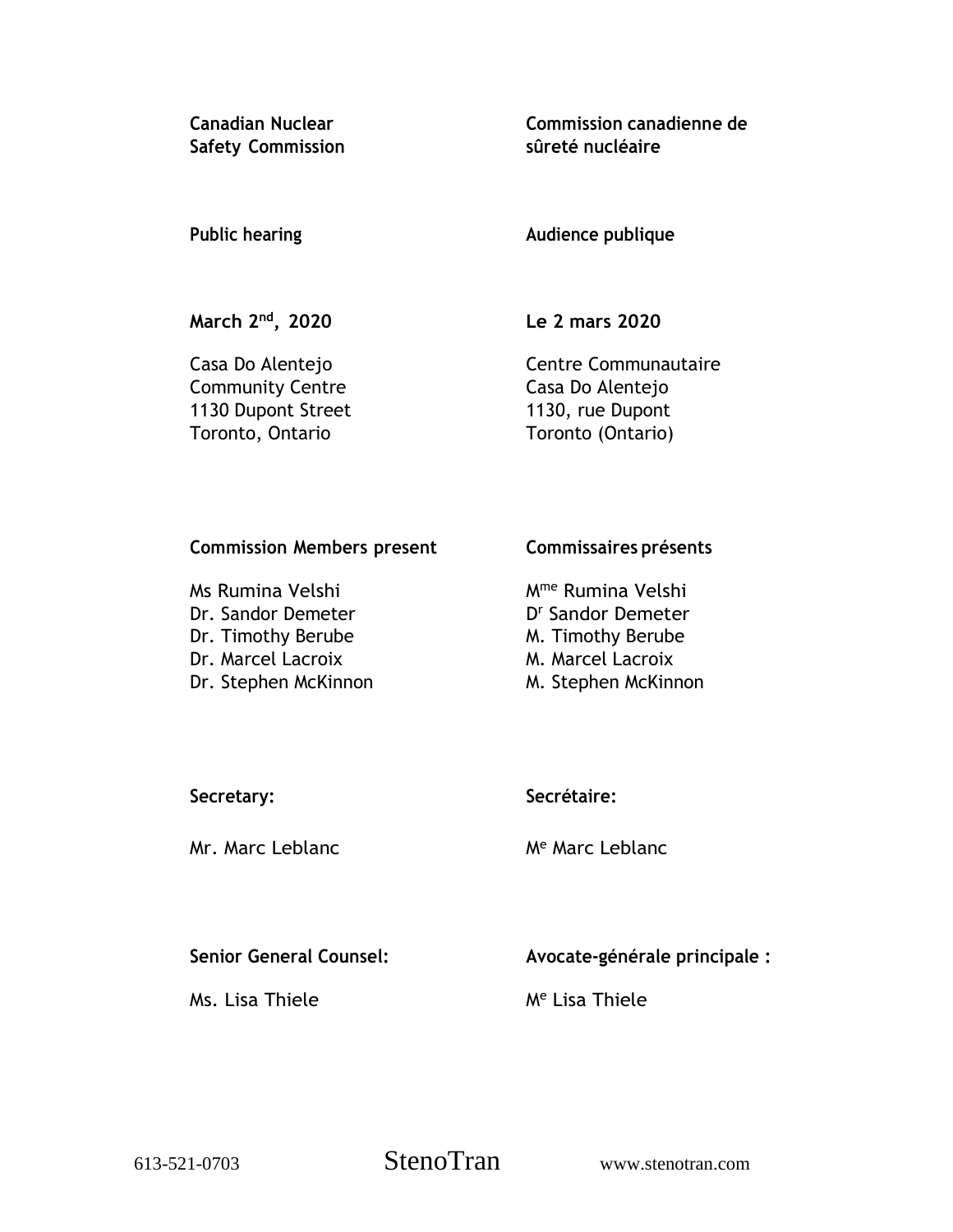**Canadian Nuclear Safety Commission**

**Commission canadienne de sûreté nucléaire**

**Public hearing**

**Audience publique**

**March 2nd, 2020**

Casa Do Alentejo
Community Centre
1130 Dupont Street
Toronto, Ontario

**Le 2 mars 2020**

Centre Communautaire
Casa Do Alentejo
1130, rue Dupont
Toronto (Ontario)

**Commission Members present**

Ms Rumina Velshi
Dr. Sandor Demeter
Dr. Timothy Berube
Dr. Marcel Lacroix
Dr. Stephen McKinnon

**Commissaires présents**

Mme Rumina Velshi
Dr Sandor Demeter
M. Timothy Berube
M. Marcel Lacroix
M. Stephen McKinnon

**Secretary:**

Mr. Marc Leblanc

**Secrétaire:**

Me Marc Leblanc

**Senior General Counsel:**

Ms. Lisa Thiele

**Avocate-générale principale :**

Me Lisa Thiele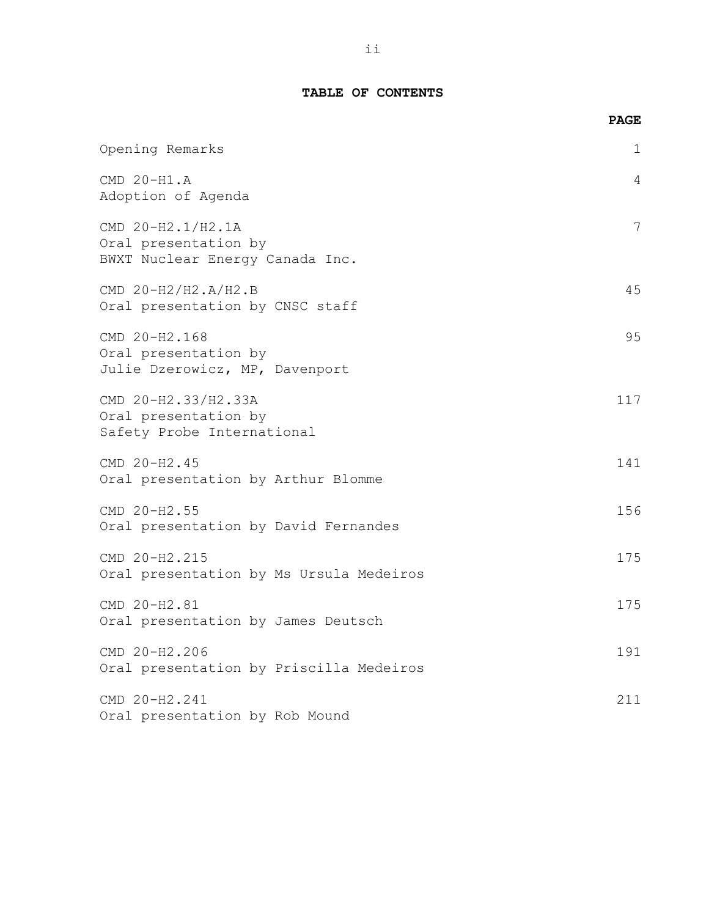# TABLE OF CONTENTS

| | PAGE |
|---|---|
| Opening Remarks | 1 |
| CMD 20-H1.A<br>Adoption of Agenda | 4 |
| CMD 20-H2.1/H2.1A<br>Oral presentation by<br>BWXT Nuclear Energy Canada Inc. | 7 |
| CMD 20-H2/H2.A/H2.B<br>Oral presentation by CNSC staff | 45 |
| CMD 20-H2.168<br>Oral presentation by<br>Julie Dzerowicz, MP, Davenport | 95 |
| CMD 20-H2.33/H2.33A<br>Oral presentation by<br>Safety Probe International | 117 |
| CMD 20-H2.45<br>Oral presentation by Arthur Blomme | 141 |
| CMD 20-H2.55<br>Oral presentation by David Fernandes | 156 |
| CMD 20-H2.215<br>Oral presentation by Ms Ursula Medeiros | 175 |
| CMD 20-H2.81<br>Oral presentation by James Deutsch | 175 |
| CMD 20-H2.206<br>Oral presentation by Priscilla Medeiros | 191 |
| CMD 20-H2.241<br>Oral presentation by Rob Mound | 211 |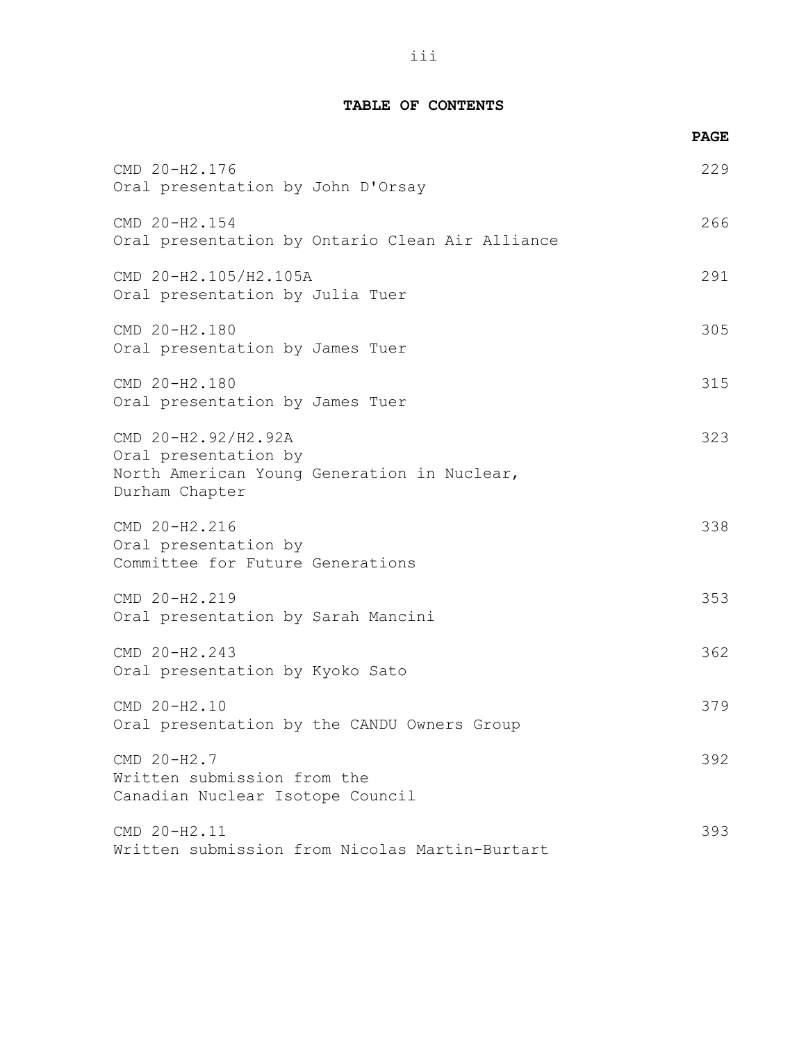## TABLE OF CONTENTS

| | PAGE |
|---|---|
| CMD 20-H2.176<br>Oral presentation by John D'Orsay | 229 |
| CMD 20-H2.154<br>Oral presentation by Ontario Clean Air Alliance | 266 |
| CMD 20-H2.105/H2.105A<br>Oral presentation by Julia Tuer | 291 |
| CMD 20-H2.180<br>Oral presentation by James Tuer | 305 |
| CMD 20-H2.180<br>Oral presentation by James Tuer | 315 |
| CMD 20-H2.92/H2.92A<br>Oral presentation by<br>North American Young Generation in Nuclear,<br>Durham Chapter | 323 |
| CMD 20-H2.216<br>Oral presentation by<br>Committee for Future Generations | 338 |
| CMD 20-H2.219<br>Oral presentation by Sarah Mancini | 353 |
| CMD 20-H2.243<br>Oral presentation by Kyoko Sato | 362 |
| CMD 20-H2.10<br>Oral presentation by the CANDU Owners Group | 379 |
| CMD 20-H2.7<br>Written submission from the<br>Canadian Nuclear Isotope Council | 392 |
| CMD 20-H2.11<br>Written submission from Nicolas Martin-Burtart | 393 |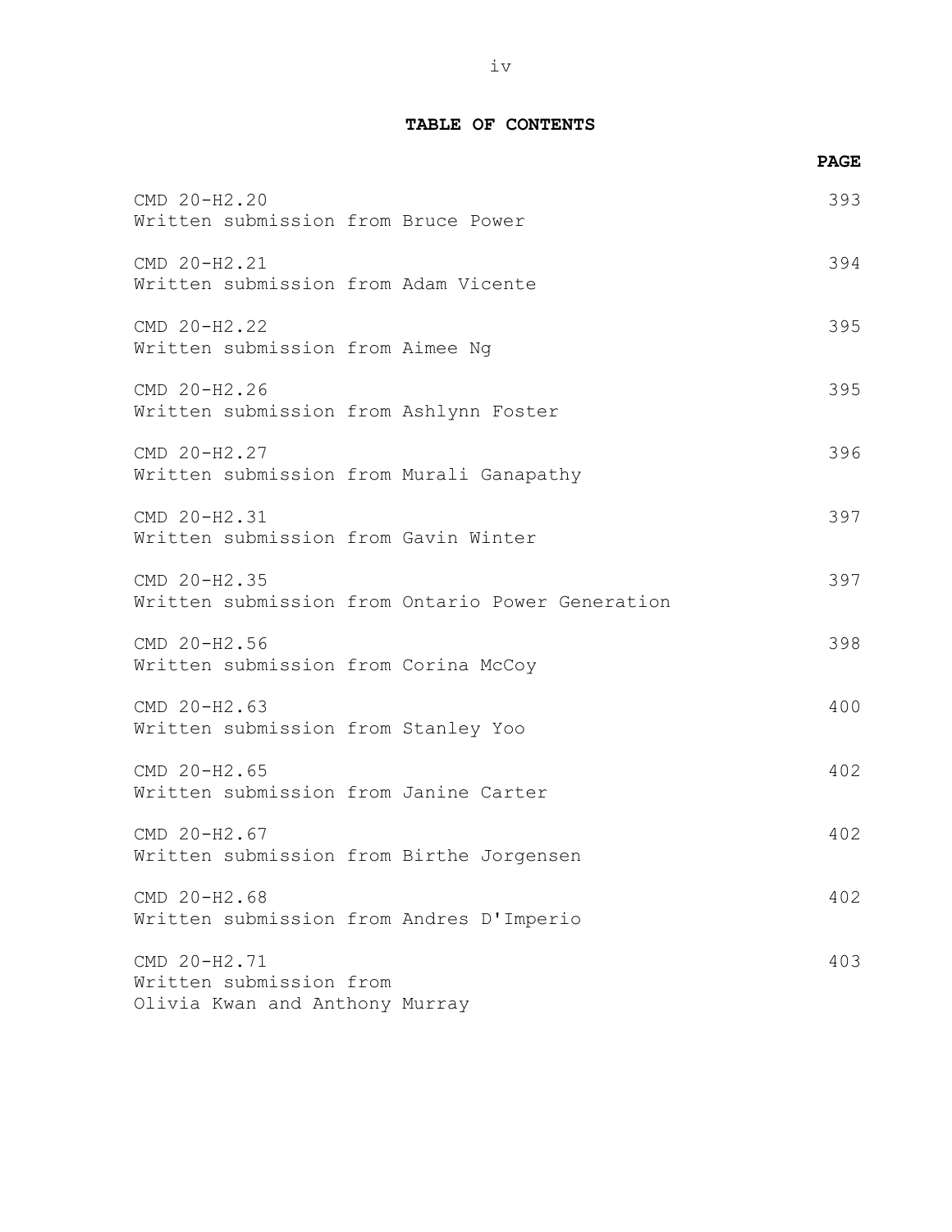## TABLE OF CONTENTS

| | PAGE |
|---|---|
| CMD 20-H2.20<br>Written submission from Bruce Power | 393 |
| CMD 20-H2.21<br>Written submission from Adam Vicente | 394 |
| CMD 20-H2.22<br>Written submission from Aimee Ng | 395 |
| CMD 20-H2.26<br>Written submission from Ashlynn Foster | 395 |
| CMD 20-H2.27<br>Written submission from Murali Ganapathy | 396 |
| CMD 20-H2.31<br>Written submission from Gavin Winter | 397 |
| CMD 20-H2.35<br>Written submission from Ontario Power Generation | 397 |
| CMD 20-H2.56<br>Written submission from Corina McCoy | 398 |
| CMD 20-H2.63<br>Written submission from Stanley Yoo | 400 |
| CMD 20-H2.65<br>Written submission from Janine Carter | 402 |
| CMD 20-H2.67<br>Written submission from Birthe Jorgensen | 402 |
| CMD 20-H2.68<br>Written submission from Andres D'Imperio | 402 |
| CMD 20-H2.71<br>Written submission from<br>Olivia Kwan and Anthony Murray | 403 |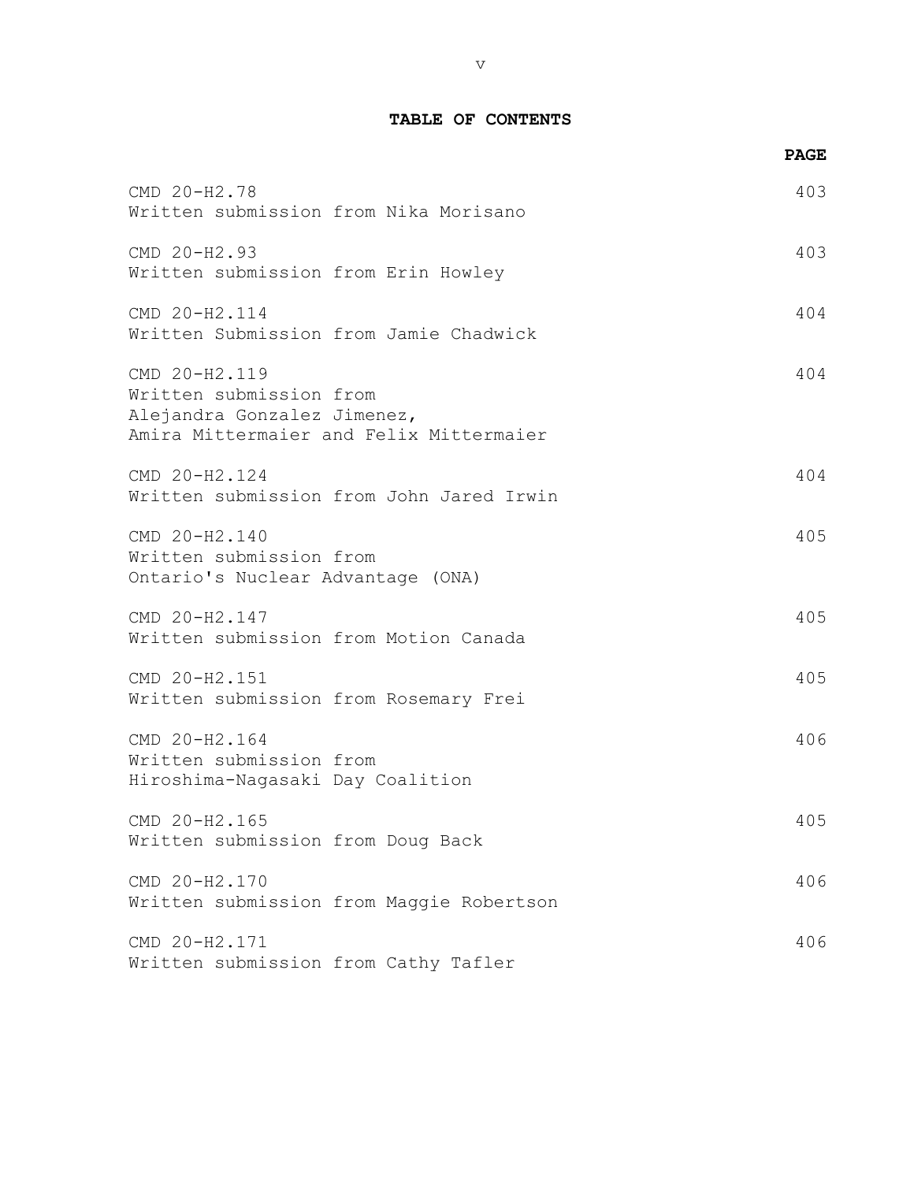**TABLE OF CONTENTS**

| | PAGE |
|---|---|
| CMD 20-H2.78<br>Written submission from Nika Morisano | 403 |
| CMD 20-H2.93<br>Written submission from Erin Howley | 403 |
| CMD 20-H2.114<br>Written Submission from Jamie Chadwick | 404 |
| CMD 20-H2.119<br>Written submission from<br>Alejandra Gonzalez Jimenez,<br>Amira Mittermaier and Felix Mittermaier | 404 |
| CMD 20-H2.124<br>Written submission from John Jared Irwin | 404 |
| CMD 20-H2.140<br>Written submission from<br>Ontario's Nuclear Advantage (ONA) | 405 |
| CMD 20-H2.147<br>Written submission from Motion Canada | 405 |
| CMD 20-H2.151<br>Written submission from Rosemary Frei | 405 |
| CMD 20-H2.164<br>Written submission from<br>Hiroshima-Nagasaki Day Coalition | 406 |
| CMD 20-H2.165<br>Written submission from Doug Back | 405 |
| CMD 20-H2.170<br>Written submission from Maggie Robertson | 406 |
| CMD 20-H2.171<br>Written submission from Cathy Tafler | 406 |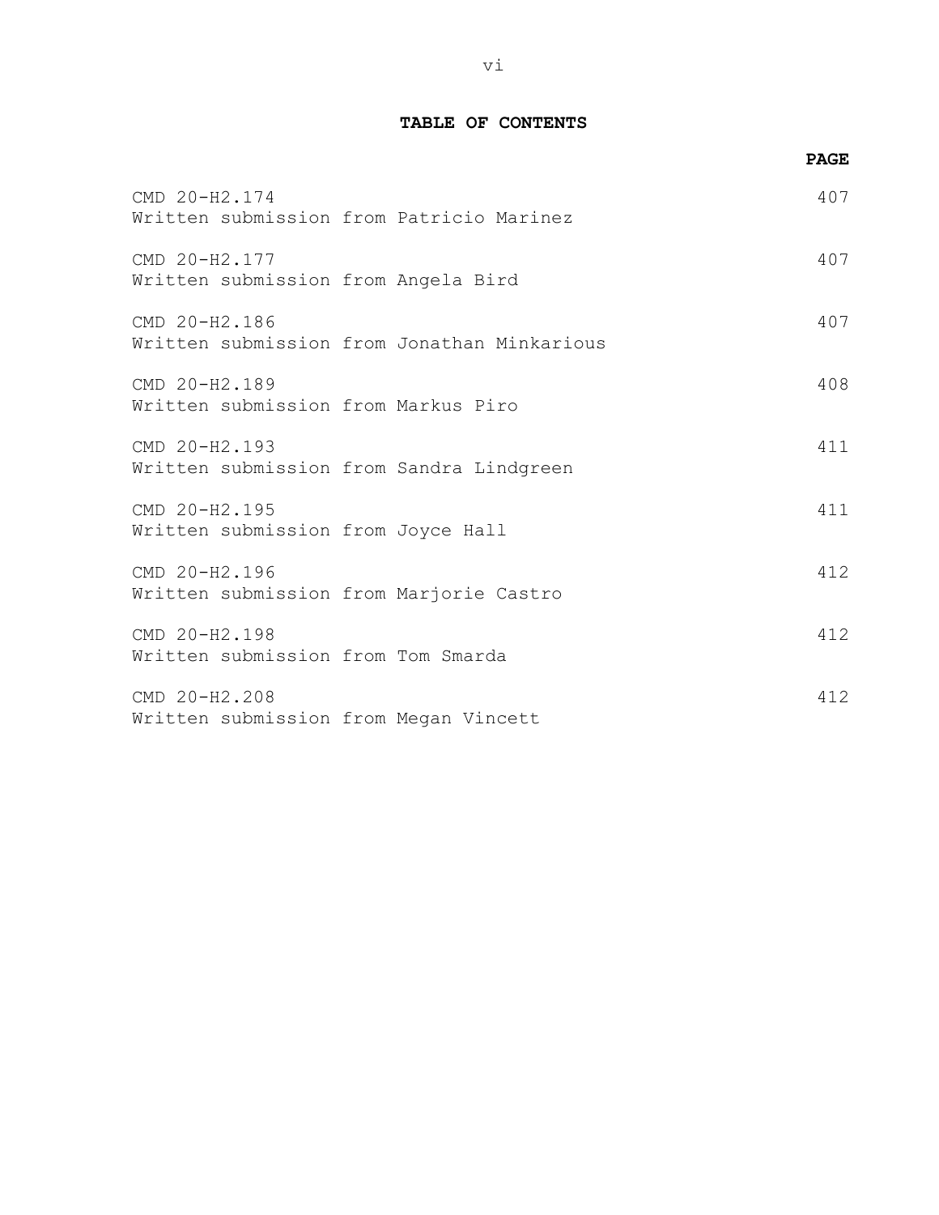**TABLE OF CONTENTS**

| | PAGE |
|---|---|
| CMD 20-H2.174<br>Written submission from Patricio Marinez | 407 |
| CMD 20-H2.177<br>Written submission from Angela Bird | 407 |
| CMD 20-H2.186<br>Written submission from Jonathan Minkarious | 407 |
| CMD 20-H2.189<br>Written submission from Markus Piro | 408 |
| CMD 20-H2.193<br>Written submission from Sandra Lindgreen | 411 |
| CMD 20-H2.195<br>Written submission from Joyce Hall | 411 |
| CMD 20-H2.196<br>Written submission from Marjorie Castro | 412 |
| CMD 20-H2.198<br>Written submission from Tom Smarda | 412 |
| CMD 20-H2.208<br>Written submission from Megan Vincett | 412 |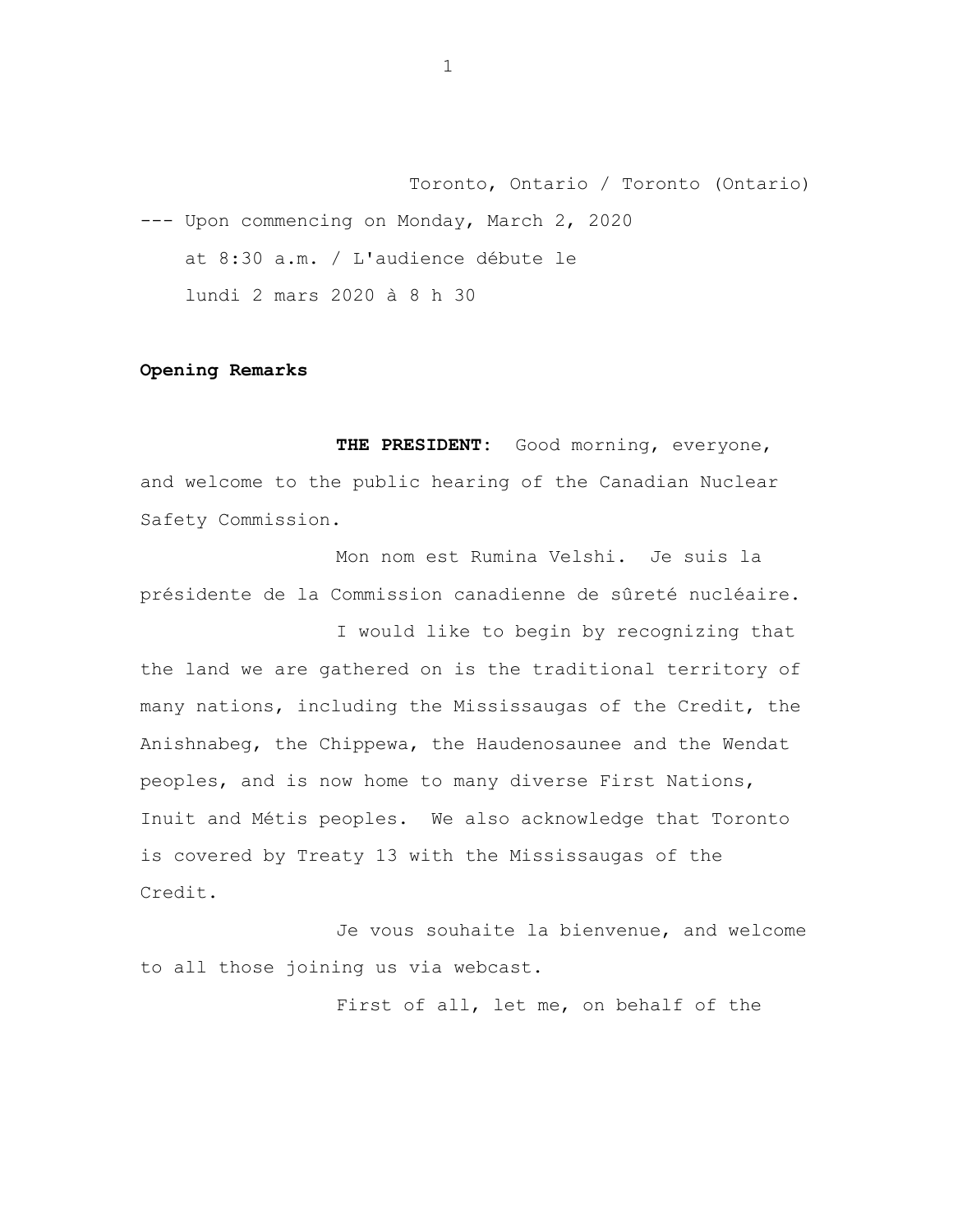Toronto, Ontario / Toronto (Ontario)

--- Upon commencing on Monday, March 2, 2020 at 8:30 a.m. / L'audience débute le lundi 2 mars 2020 à 8 h 30

**Opening Remarks**

**THE PRESIDENT:** Good morning, everyone, and welcome to the public hearing of the Canadian Nuclear Safety Commission.

Mon nom est Rumina Velshi. Je suis la présidente de la Commission canadienne de sûreté nucléaire.

I would like to begin by recognizing that the land we are gathered on is the traditional territory of many nations, including the Mississaugas of the Credit, the Anishnabeg, the Chippewa, the Haudenosaunee and the Wendat peoples, and is now home to many diverse First Nations, Inuit and Métis peoples. We also acknowledge that Toronto is covered by Treaty 13 with the Mississaugas of the Credit.

Je vous souhaite la bienvenue, and welcome to all those joining us via webcast.

First of all, let me, on behalf of the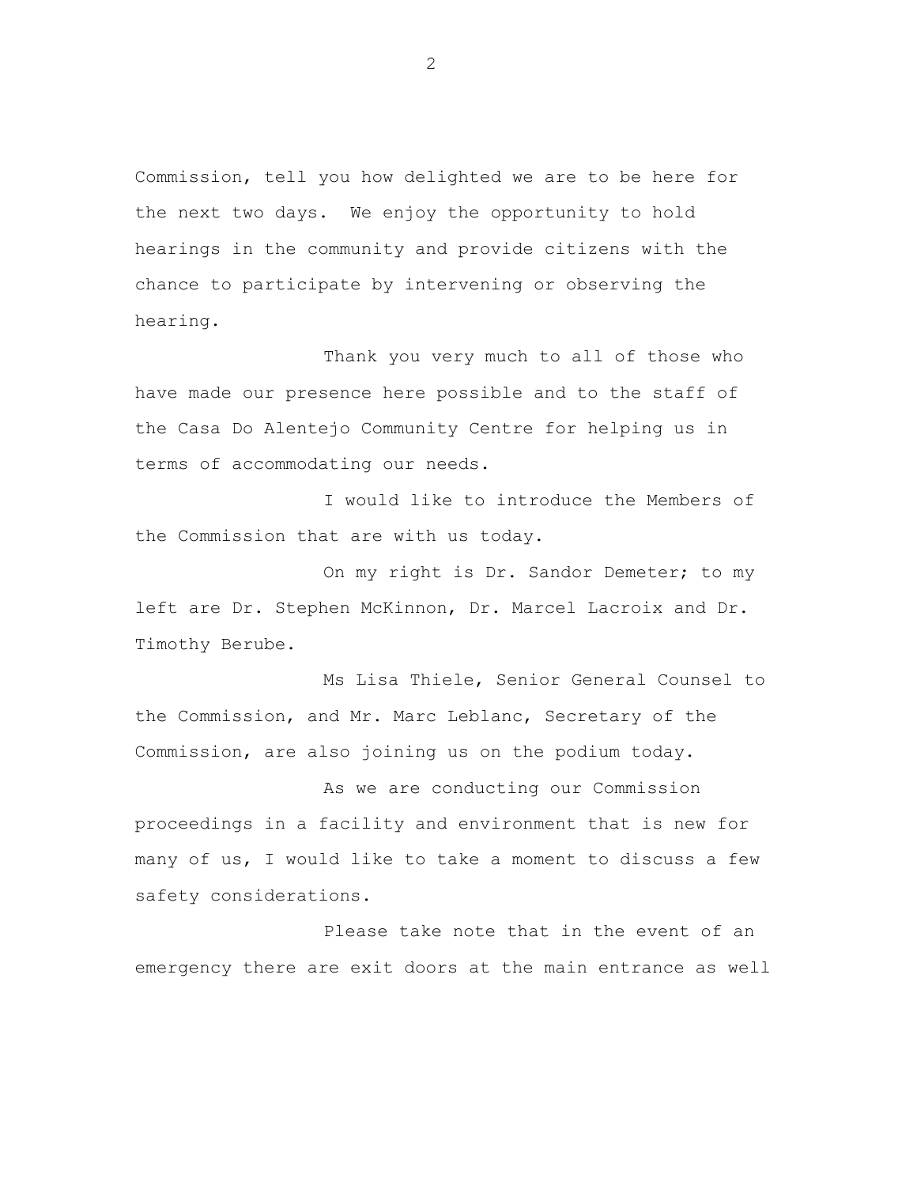Commission, tell you how delighted we are to be here for the next two days. We enjoy the opportunity to hold hearings in the community and provide citizens with the chance to participate by intervening or observing the hearing.

Thank you very much to all of those who have made our presence here possible and to the staff of the Casa Do Alentejo Community Centre for helping us in terms of accommodating our needs.

I would like to introduce the Members of the Commission that are with us today.

On my right is Dr. Sandor Demeter; to my left are Dr. Stephen McKinnon, Dr. Marcel Lacroix and Dr. Timothy Berube.

Ms Lisa Thiele, Senior General Counsel to the Commission, and Mr. Marc Leblanc, Secretary of the Commission, are also joining us on the podium today.

As we are conducting our Commission proceedings in a facility and environment that is new for many of us, I would like to take a moment to discuss a few safety considerations.

Please take note that in the event of an emergency there are exit doors at the main entrance as well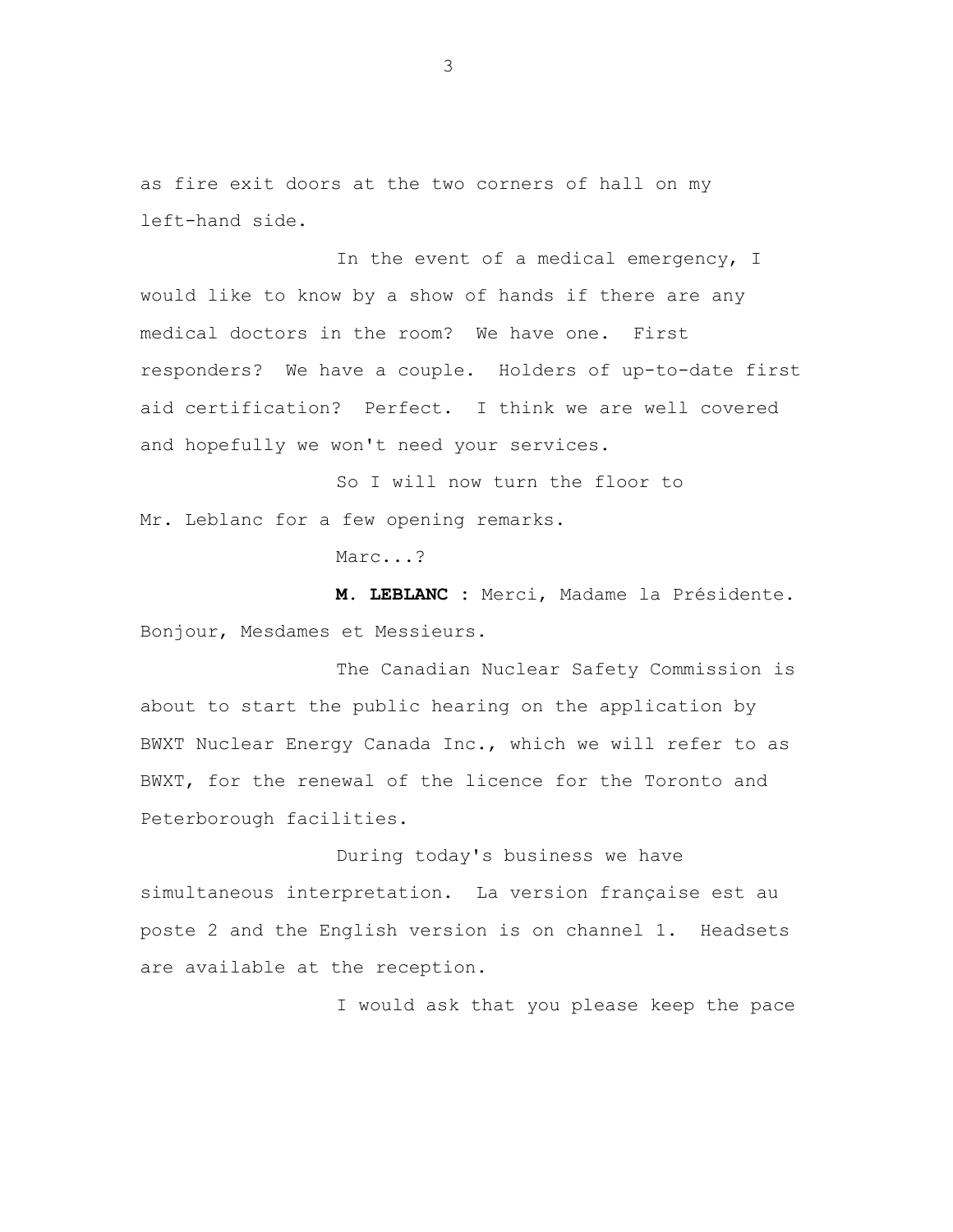as fire exit doors at the two corners of hall on my left-hand side.

In the event of a medical emergency, I would like to know by a show of hands if there are any medical doctors in the room? We have one. First responders? We have a couple. Holders of up-to-date first aid certification? Perfect. I think we are well covered and hopefully we won't need your services.

So I will now turn the floor to Mr. Leblanc for a few opening remarks.

Marc...?

**M. LEBLANC :** Merci, Madame la Présidente. Bonjour, Mesdames et Messieurs.

The Canadian Nuclear Safety Commission is about to start the public hearing on the application by BWXT Nuclear Energy Canada Inc., which we will refer to as BWXT, for the renewal of the licence for the Toronto and Peterborough facilities.

During today's business we have simultaneous interpretation. La version française est au poste 2 and the English version is on channel 1. Headsets are available at the reception.

I would ask that you please keep the pace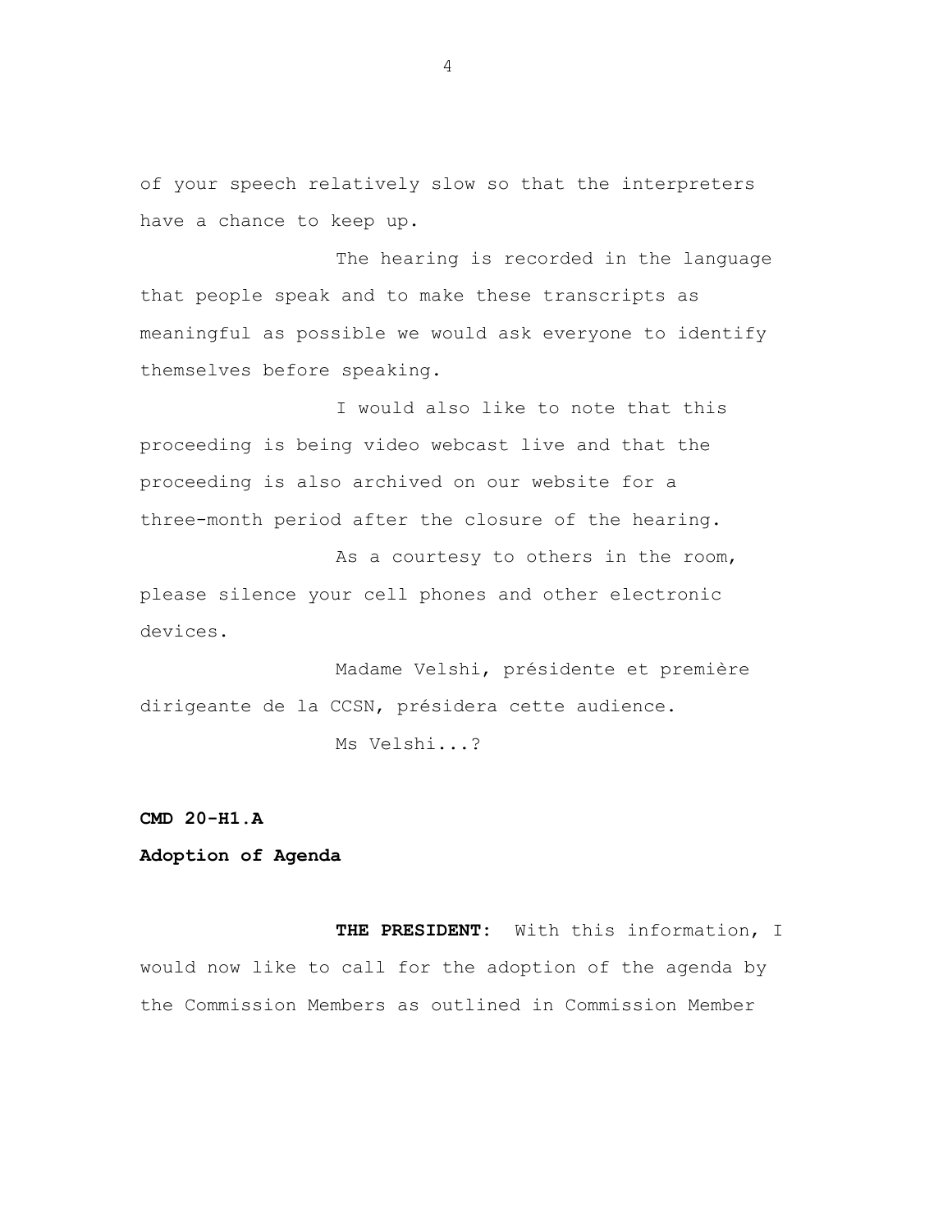of your speech relatively slow so that the interpreters have a chance to keep up.

The hearing is recorded in the language that people speak and to make these transcripts as meaningful as possible we would ask everyone to identify themselves before speaking.

I would also like to note that this proceeding is being video webcast live and that the proceeding is also archived on our website for a three-month period after the closure of the hearing.

As a courtesy to others in the room, please silence your cell phones and other electronic devices.

Madame Velshi, présidente et première dirigeante de la CCSN, présidera cette audience.

Ms Velshi...?

**CMD 20-H1.A**

**Adoption of Agenda**

**THE PRESIDENT:** With this information, I would now like to call for the adoption of the agenda by the Commission Members as outlined in Commission Member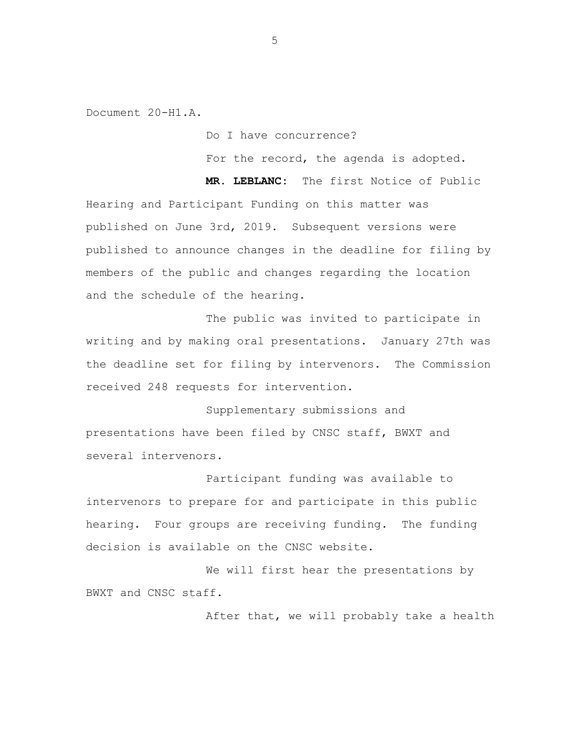Document 20-H1.A.

Do I have concurrence?

For the record, the agenda is adopted.

**MR. LEBLANC:** The first Notice of Public Hearing and Participant Funding on this matter was published on June 3rd, 2019. Subsequent versions were published to announce changes in the deadline for filing by members of the public and changes regarding the location and the schedule of the hearing.

The public was invited to participate in writing and by making oral presentations. January 27th was the deadline set for filing by intervenors. The Commission received 248 requests for intervention.

Supplementary submissions and presentations have been filed by CNSC staff, BWXT and several intervenors.

Participant funding was available to intervenors to prepare for and participate in this public hearing. Four groups are receiving funding. The funding decision is available on the CNSC website.

We will first hear the presentations by BWXT and CNSC staff.

After that, we will probably take a health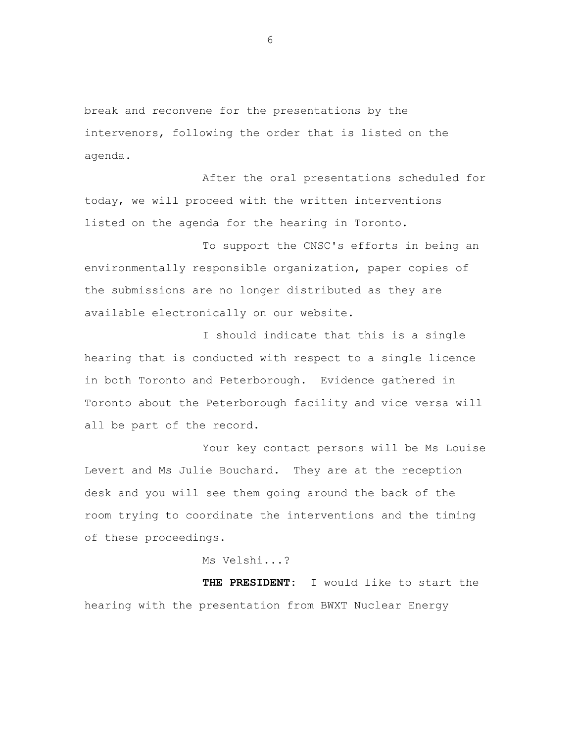break and reconvene for the presentations by the intervenors, following the order that is listed on the agenda.

After the oral presentations scheduled for today, we will proceed with the written interventions listed on the agenda for the hearing in Toronto.

To support the CNSC's efforts in being an environmentally responsible organization, paper copies of the submissions are no longer distributed as they are available electronically on our website.

I should indicate that this is a single hearing that is conducted with respect to a single licence in both Toronto and Peterborough. Evidence gathered in Toronto about the Peterborough facility and vice versa will all be part of the record.

Your key contact persons will be Ms Louise Levert and Ms Julie Bouchard. They are at the reception desk and you will see them going around the back of the room trying to coordinate the interventions and the timing of these proceedings.

Ms Velshi...?

**THE PRESIDENT:** I would like to start the hearing with the presentation from BWXT Nuclear Energy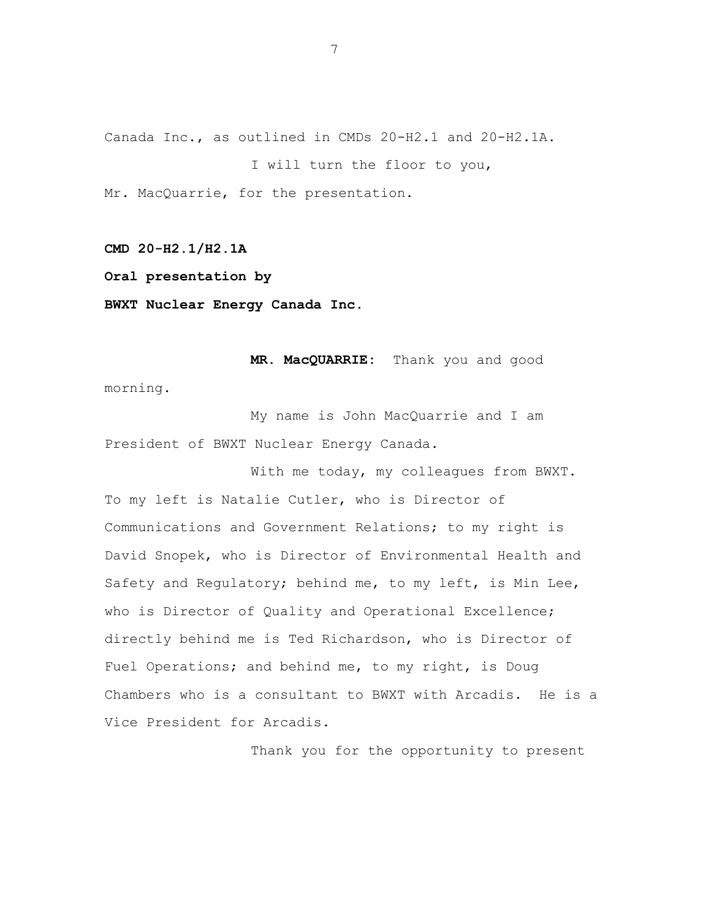Canada Inc., as outlined in CMDs 20-H2.1 and 20-H2.1A.

I will turn the floor to you, Mr. MacQuarrie, for the presentation.

**CMD 20-H2.1/H2.1A**

**Oral presentation by**

**BWXT Nuclear Energy Canada Inc.**

**MR. MacQUARRIE:** Thank you and good morning.

My name is John MacQuarrie and I am President of BWXT Nuclear Energy Canada.

With me today, my colleagues from BWXT. To my left is Natalie Cutler, who is Director of Communications and Government Relations; to my right is David Snopek, who is Director of Environmental Health and Safety and Regulatory; behind me, to my left, is Min Lee, who is Director of Quality and Operational Excellence; directly behind me is Ted Richardson, who is Director of Fuel Operations; and behind me, to my right, is Doug Chambers who is a consultant to BWXT with Arcadis. He is a Vice President for Arcadis.

Thank you for the opportunity to present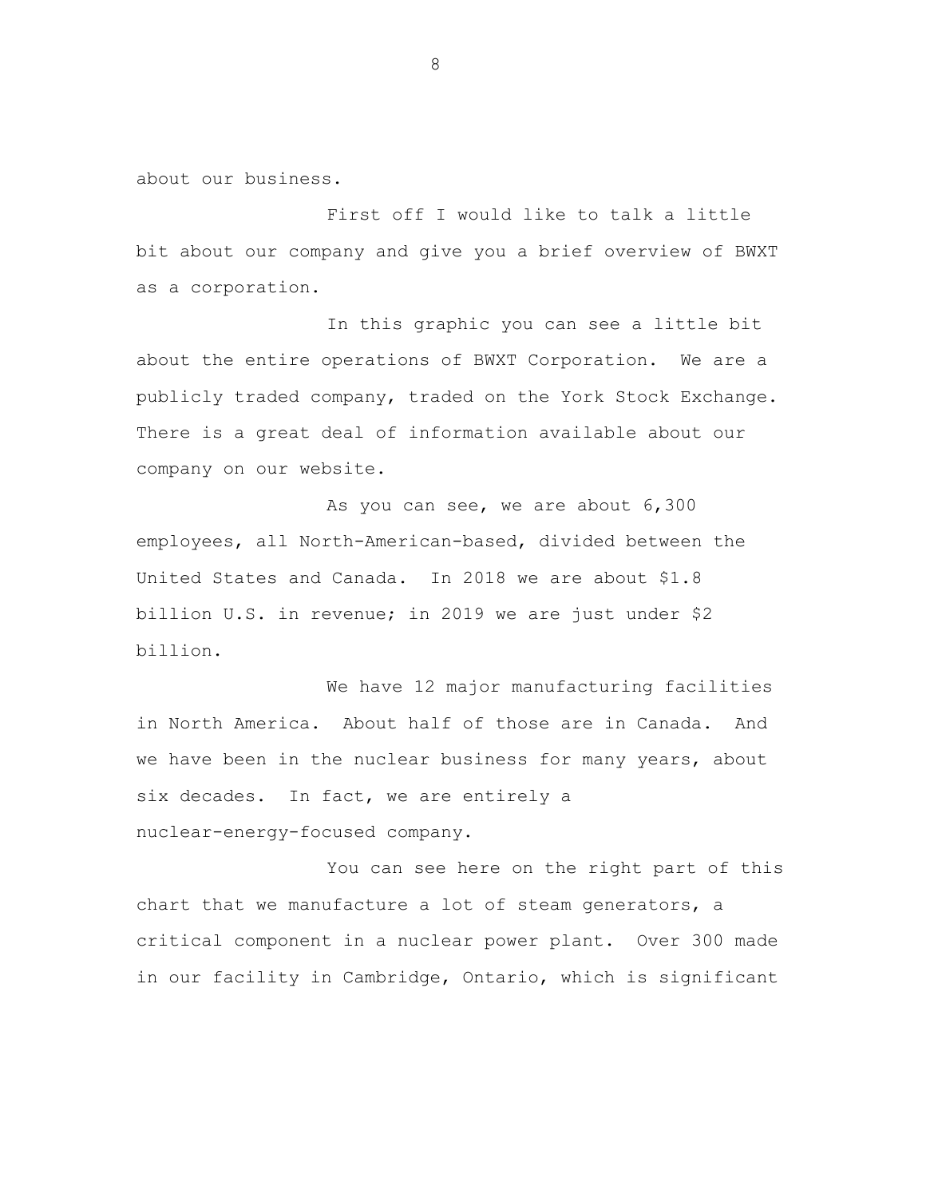about our business.

First off I would like to talk a little bit about our company and give you a brief overview of BWXT as a corporation.

In this graphic you can see a little bit about the entire operations of BWXT Corporation. We are a publicly traded company, traded on the York Stock Exchange. There is a great deal of information available about our company on our website.

As you can see, we are about 6,300 employees, all North-American-based, divided between the United States and Canada. In 2018 we are about $1.8 billion U.S. in revenue; in 2019 we are just under $2 billion.

We have 12 major manufacturing facilities in North America. About half of those are in Canada. And we have been in the nuclear business for many years, about six decades. In fact, we are entirely a nuclear-energy-focused company.

You can see here on the right part of this chart that we manufacture a lot of steam generators, a critical component in a nuclear power plant. Over 300 made in our facility in Cambridge, Ontario, which is significant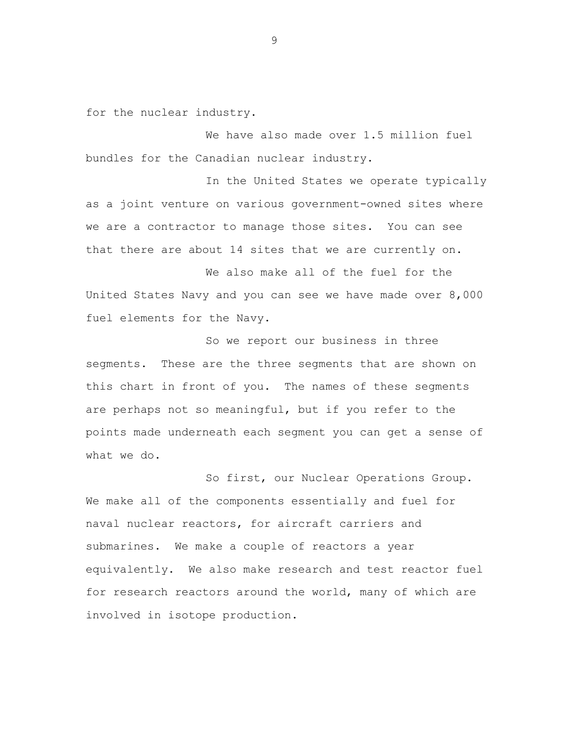for the nuclear industry.

We have also made over 1.5 million fuel bundles for the Canadian nuclear industry.

In the United States we operate typically as a joint venture on various government-owned sites where we are a contractor to manage those sites. You can see that there are about 14 sites that we are currently on.

We also make all of the fuel for the United States Navy and you can see we have made over 8,000 fuel elements for the Navy.

So we report our business in three segments. These are the three segments that are shown on this chart in front of you. The names of these segments are perhaps not so meaningful, but if you refer to the points made underneath each segment you can get a sense of what we do.

So first, our Nuclear Operations Group. We make all of the components essentially and fuel for naval nuclear reactors, for aircraft carriers and submarines. We make a couple of reactors a year equivalently. We also make research and test reactor fuel for research reactors around the world, many of which are involved in isotope production.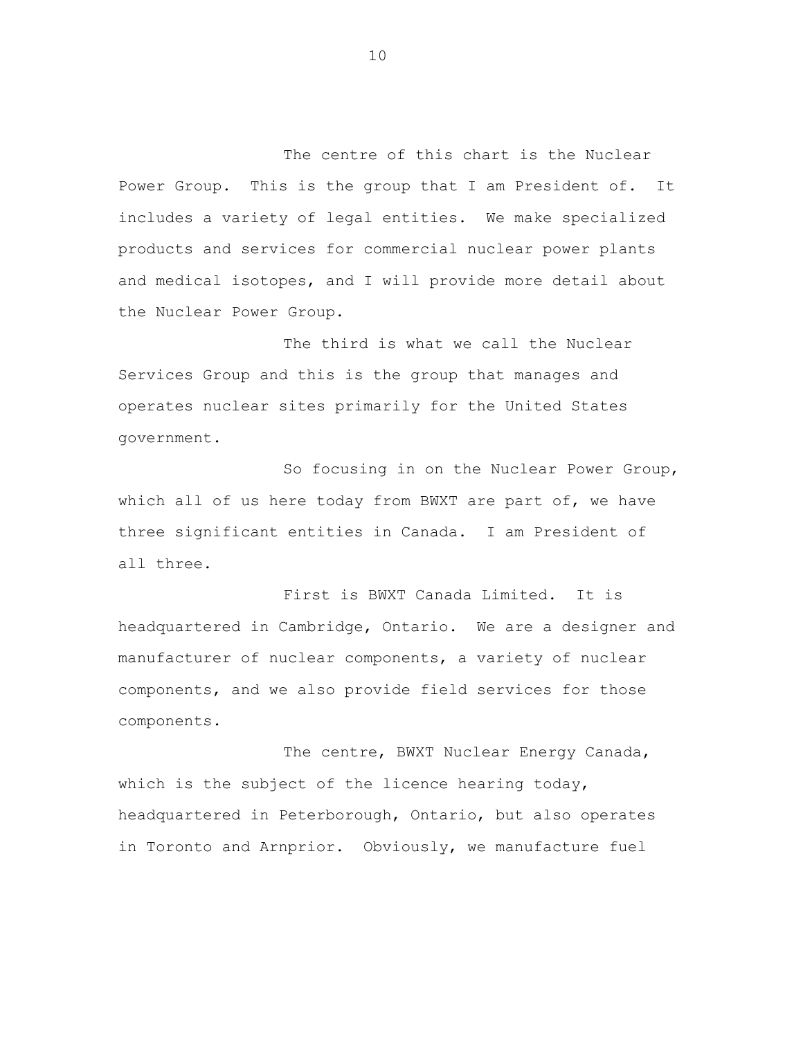The centre of this chart is the Nuclear Power Group. This is the group that I am President of. It includes a variety of legal entities. We make specialized products and services for commercial nuclear power plants and medical isotopes, and I will provide more detail about the Nuclear Power Group.

The third is what we call the Nuclear Services Group and this is the group that manages and operates nuclear sites primarily for the United States government.

So focusing in on the Nuclear Power Group, which all of us here today from BWXT are part of, we have three significant entities in Canada. I am President of all three.

First is BWXT Canada Limited. It is headquartered in Cambridge, Ontario. We are a designer and manufacturer of nuclear components, a variety of nuclear components, and we also provide field services for those components.

The centre, BWXT Nuclear Energy Canada, which is the subject of the licence hearing today, headquartered in Peterborough, Ontario, but also operates in Toronto and Arnprior. Obviously, we manufacture fuel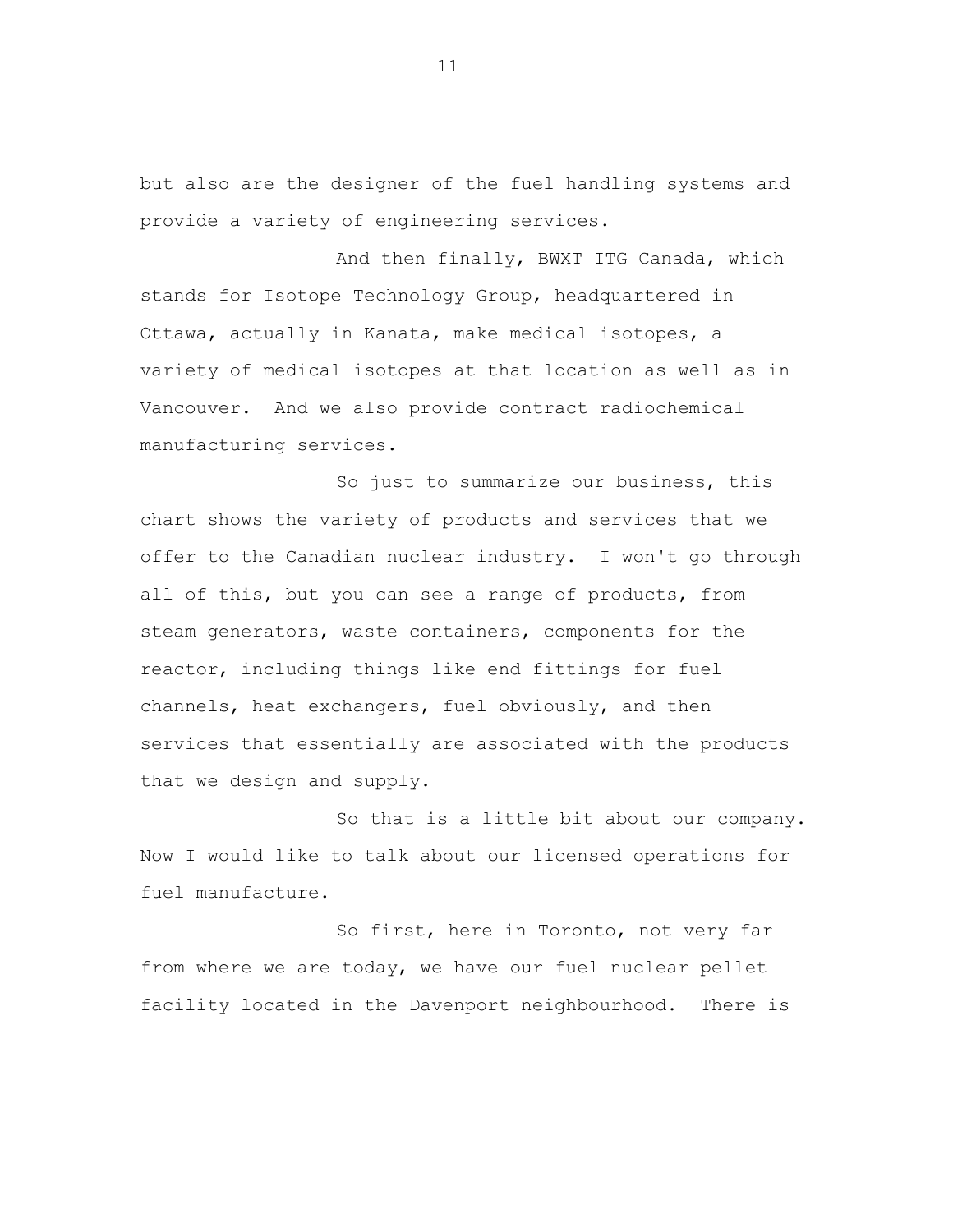but also are the designer of the fuel handling systems and provide a variety of engineering services.

And then finally, BWXT ITG Canada, which stands for Isotope Technology Group, headquartered in Ottawa, actually in Kanata, make medical isotopes, a variety of medical isotopes at that location as well as in Vancouver. And we also provide contract radiochemical manufacturing services.

So just to summarize our business, this chart shows the variety of products and services that we offer to the Canadian nuclear industry. I won't go through all of this, but you can see a range of products, from steam generators, waste containers, components for the reactor, including things like end fittings for fuel channels, heat exchangers, fuel obviously, and then services that essentially are associated with the products that we design and supply.

So that is a little bit about our company. Now I would like to talk about our licensed operations for fuel manufacture.

So first, here in Toronto, not very far from where we are today, we have our fuel nuclear pellet facility located in the Davenport neighbourhood. There is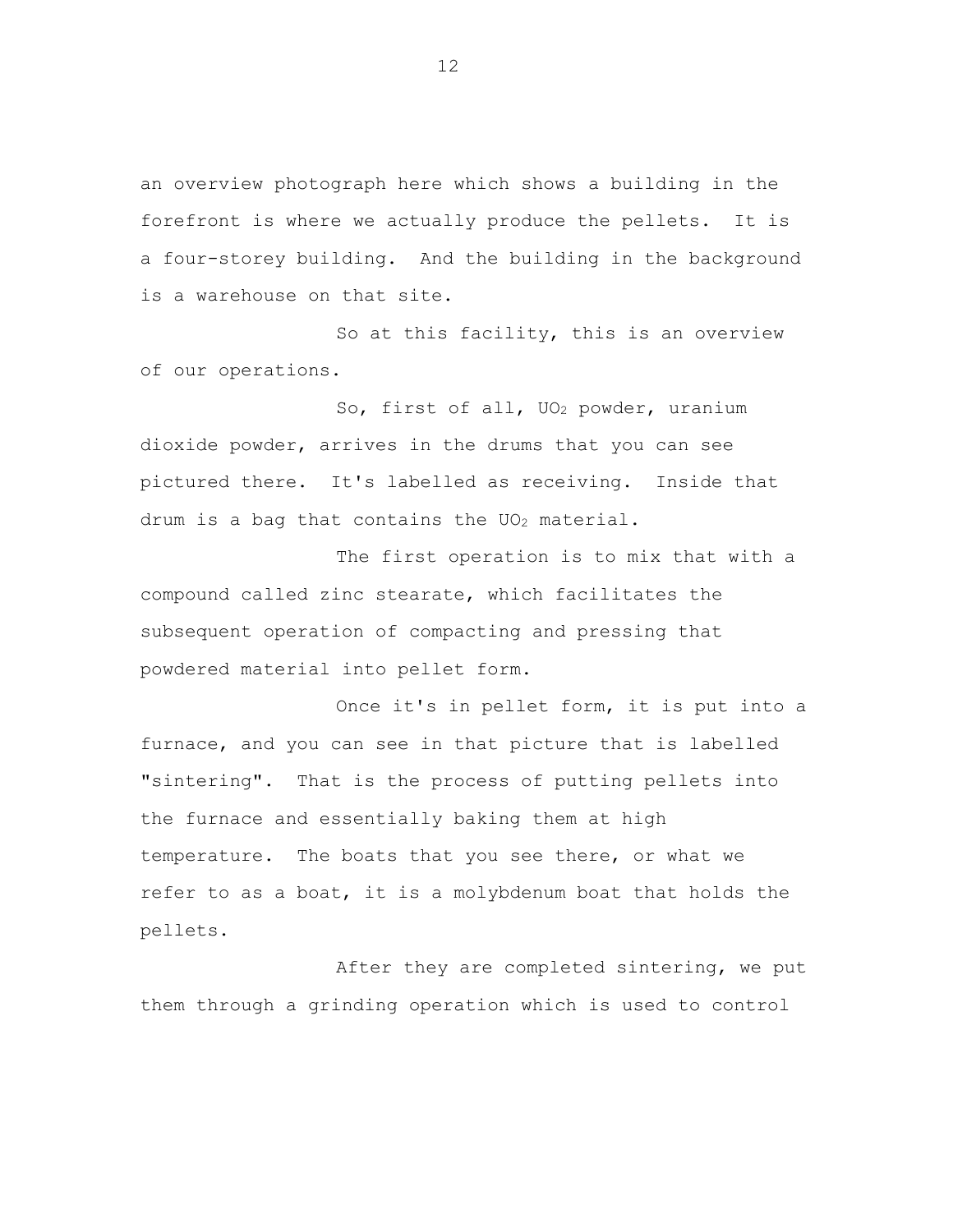an overview photograph here which shows a building in the forefront is where we actually produce the pellets. It is a four-storey building. And the building in the background is a warehouse on that site.

So at this facility, this is an overview of our operations.

So, first of all, $UO_2$ powder, uranium dioxide powder, arrives in the drums that you can see pictured there. It's labelled as receiving. Inside that drum is a bag that contains the $UO_2$ material.

The first operation is to mix that with a compound called zinc stearate, which facilitates the subsequent operation of compacting and pressing that powdered material into pellet form.

Once it's in pellet form, it is put into a furnace, and you can see in that picture that is labelled "sintering". That is the process of putting pellets into the furnace and essentially baking them at high temperature. The boats that you see there, or what we refer to as a boat, it is a molybdenum boat that holds the pellets.

After they are completed sintering, we put them through a grinding operation which is used to control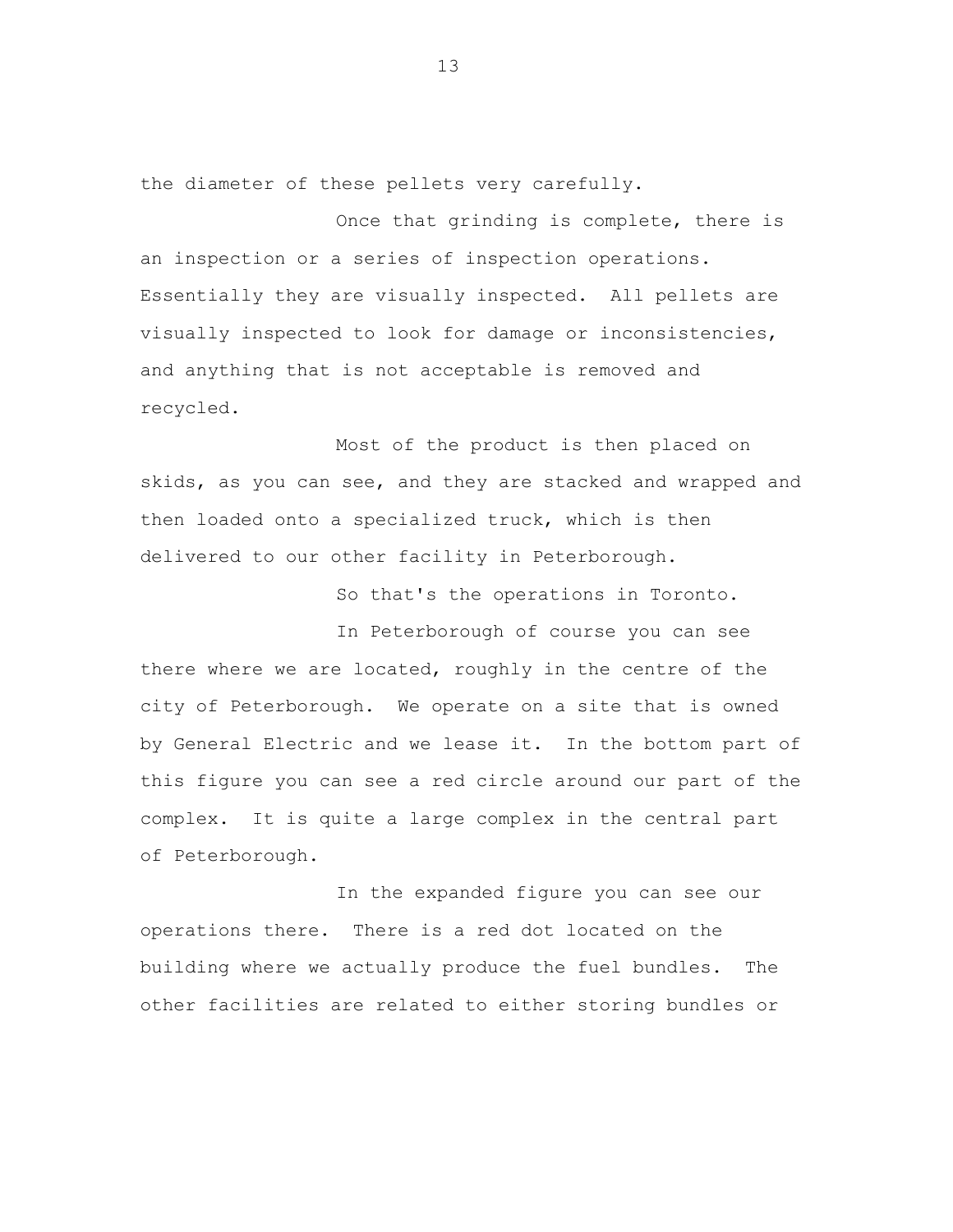the diameter of these pellets very carefully.

Once that grinding is complete, there is an inspection or a series of inspection operations. Essentially they are visually inspected. All pellets are visually inspected to look for damage or inconsistencies, and anything that is not acceptable is removed and recycled.

Most of the product is then placed on skids, as you can see, and they are stacked and wrapped and then loaded onto a specialized truck, which is then delivered to our other facility in Peterborough.

So that's the operations in Toronto.

In Peterborough of course you can see there where we are located, roughly in the centre of the city of Peterborough. We operate on a site that is owned by General Electric and we lease it. In the bottom part of this figure you can see a red circle around our part of the complex. It is quite a large complex in the central part of Peterborough.

In the expanded figure you can see our operations there. There is a red dot located on the building where we actually produce the fuel bundles. The other facilities are related to either storing bundles or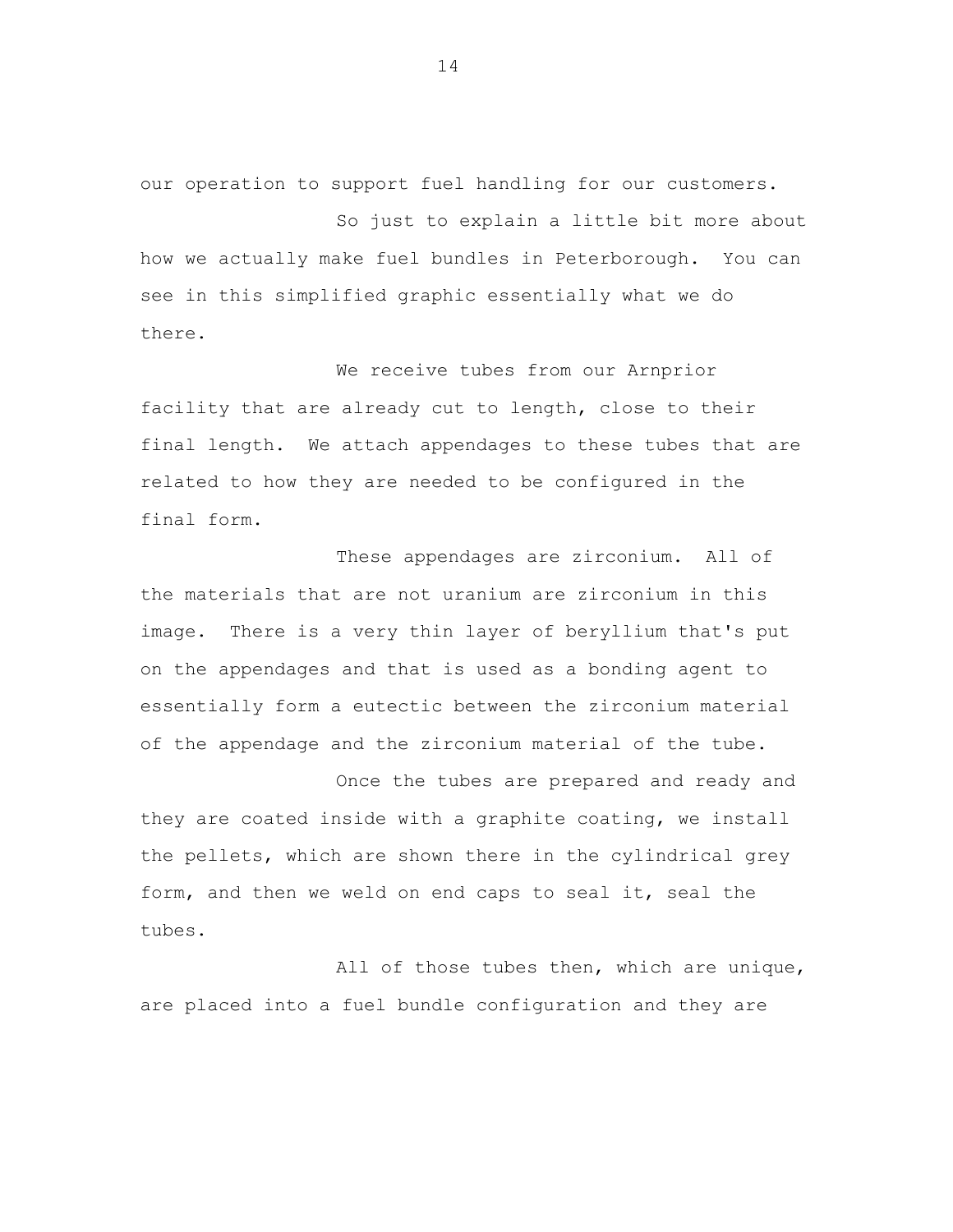our operation to support fuel handling for our customers.

So just to explain a little bit more about how we actually make fuel bundles in Peterborough. You can see in this simplified graphic essentially what we do there.

We receive tubes from our Arnprior facility that are already cut to length, close to their final length. We attach appendages to these tubes that are related to how they are needed to be configured in the final form.

These appendages are zirconium. All of the materials that are not uranium are zirconium in this image. There is a very thin layer of beryllium that's put on the appendages and that is used as a bonding agent to essentially form a eutectic between the zirconium material of the appendage and the zirconium material of the tube.

Once the tubes are prepared and ready and they are coated inside with a graphite coating, we install the pellets, which are shown there in the cylindrical grey form, and then we weld on end caps to seal it, seal the tubes.

All of those tubes then, which are unique, are placed into a fuel bundle configuration and they are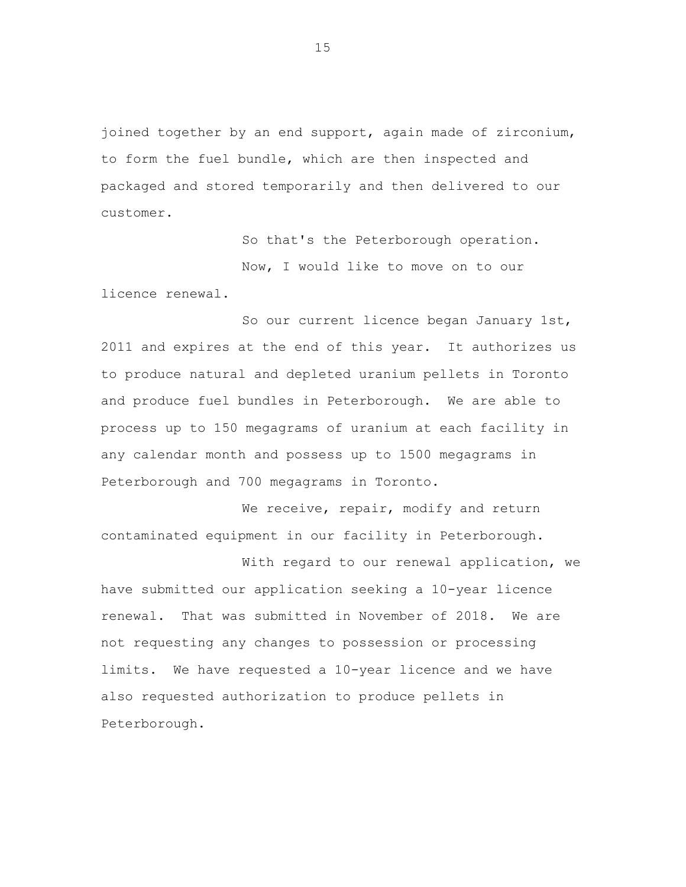joined together by an end support, again made of zirconium, to form the fuel bundle, which are then inspected and packaged and stored temporarily and then delivered to our customer.

So that's the Peterborough operation.

Now, I would like to move on to our licence renewal.

So our current licence began January 1st, 2011 and expires at the end of this year. It authorizes us to produce natural and depleted uranium pellets in Toronto and produce fuel bundles in Peterborough. We are able to process up to 150 megagrams of uranium at each facility in any calendar month and possess up to 1500 megagrams in Peterborough and 700 megagrams in Toronto.

We receive, repair, modify and return contaminated equipment in our facility in Peterborough.

With regard to our renewal application, we have submitted our application seeking a 10-year licence renewal. That was submitted in November of 2018. We are not requesting any changes to possession or processing limits. We have requested a 10-year licence and we have also requested authorization to produce pellets in Peterborough.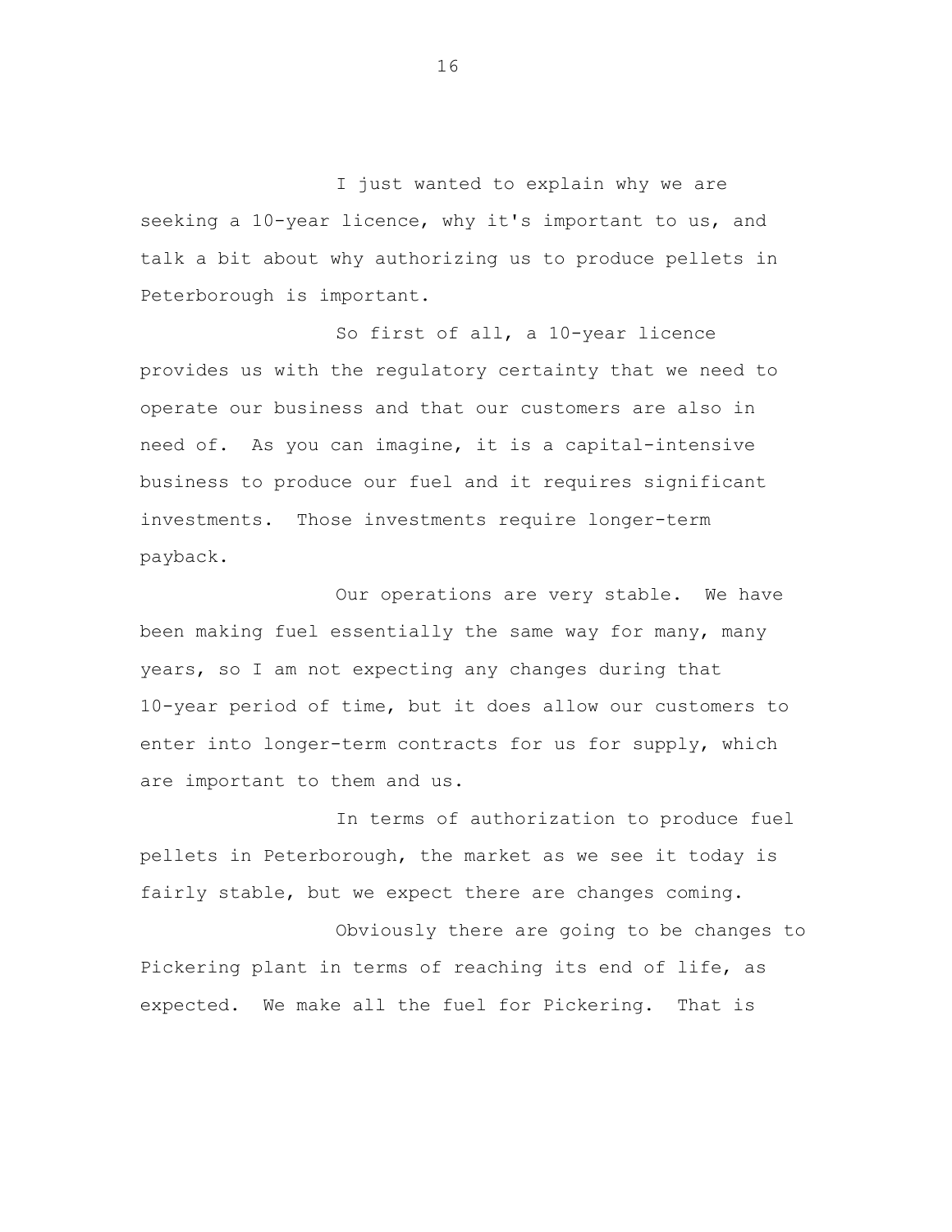I just wanted to explain why we are seeking a 10-year licence, why it's important to us, and talk a bit about why authorizing us to produce pellets in Peterborough is important.

So first of all, a 10-year licence provides us with the regulatory certainty that we need to operate our business and that our customers are also in need of. As you can imagine, it is a capital-intensive business to produce our fuel and it requires significant investments. Those investments require longer-term payback.

Our operations are very stable. We have been making fuel essentially the same way for many, many years, so I am not expecting any changes during that 10-year period of time, but it does allow our customers to enter into longer-term contracts for us for supply, which are important to them and us.

In terms of authorization to produce fuel pellets in Peterborough, the market as we see it today is fairly stable, but we expect there are changes coming.

Obviously there are going to be changes to Pickering plant in terms of reaching its end of life, as expected. We make all the fuel for Pickering. That is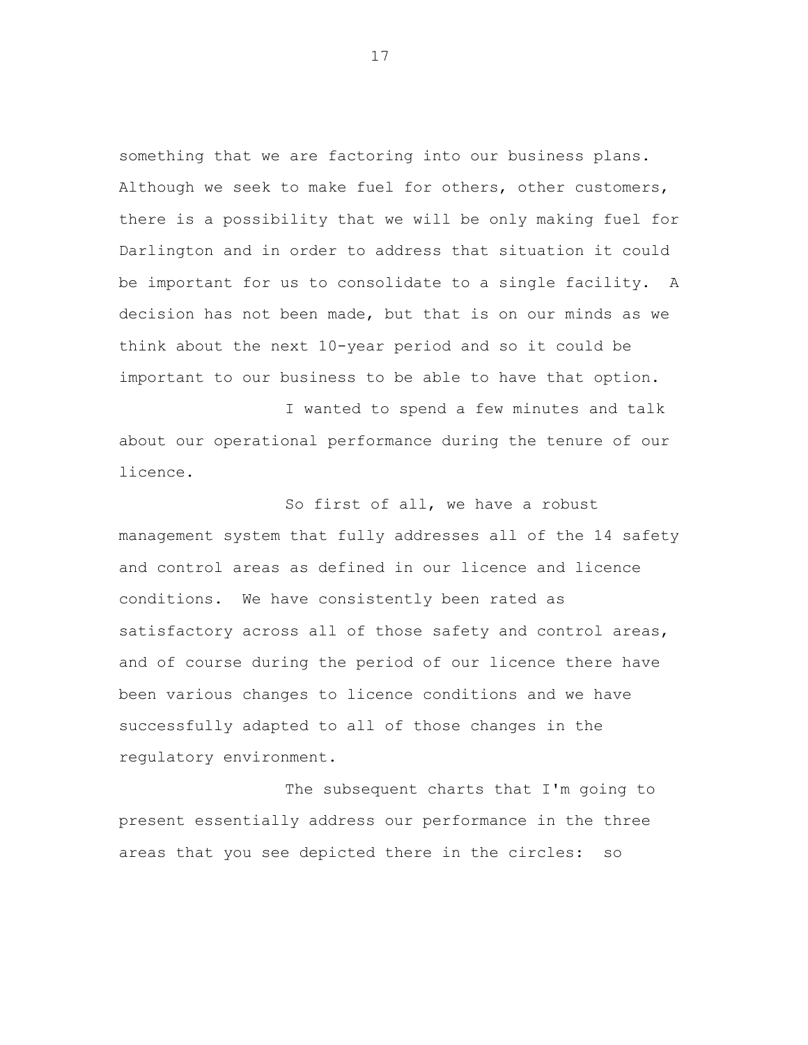something that we are factoring into our business plans. Although we seek to make fuel for others, other customers, there is a possibility that we will be only making fuel for Darlington and in order to address that situation it could be important for us to consolidate to a single facility. A decision has not been made, but that is on our minds as we think about the next 10-year period and so it could be important to our business to be able to have that option.

I wanted to spend a few minutes and talk about our operational performance during the tenure of our licence.

So first of all, we have a robust management system that fully addresses all of the 14 safety and control areas as defined in our licence and licence conditions. We have consistently been rated as satisfactory across all of those safety and control areas, and of course during the period of our licence there have been various changes to licence conditions and we have successfully adapted to all of those changes in the regulatory environment.

The subsequent charts that I'm going to present essentially address our performance in the three areas that you see depicted there in the circles: so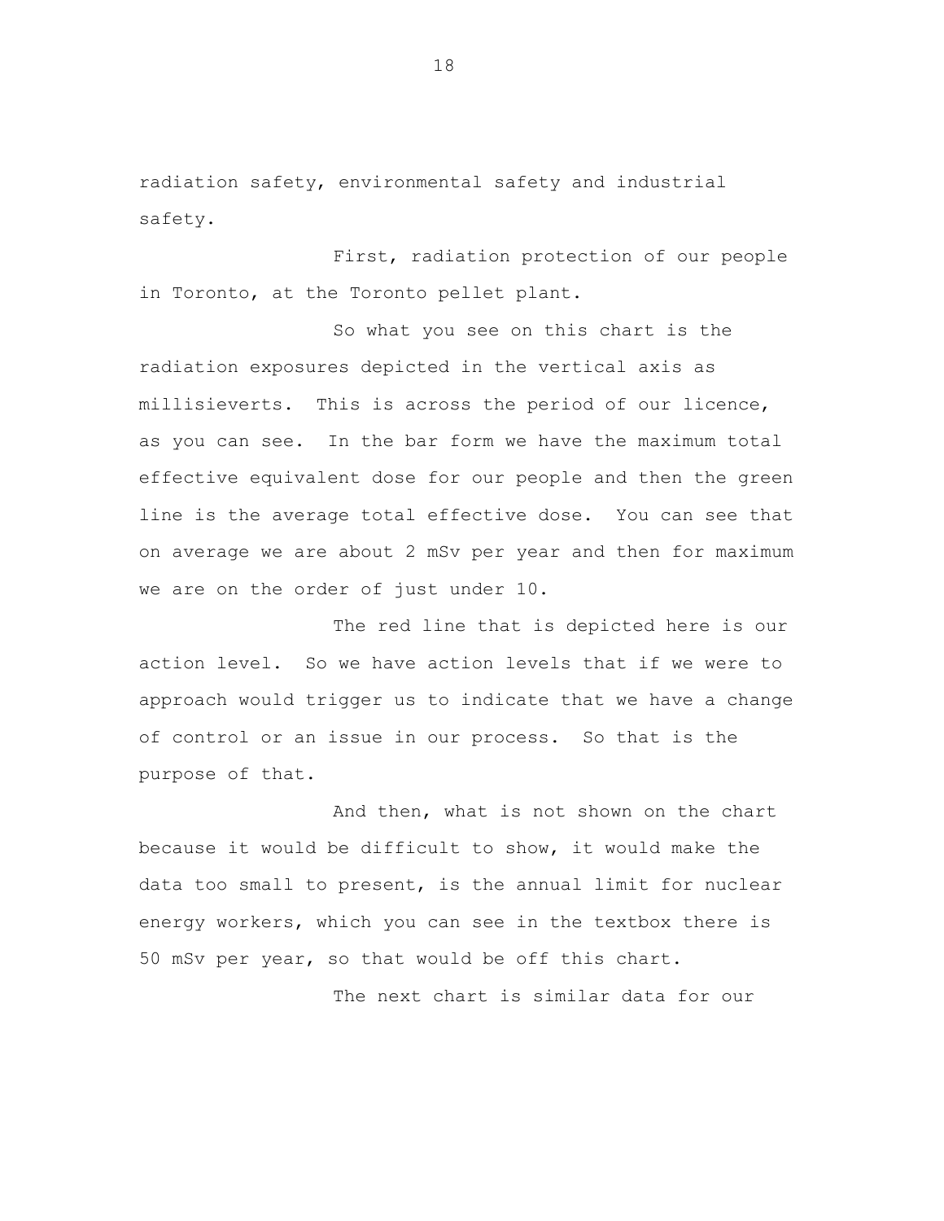radiation safety, environmental safety and industrial safety.

First, radiation protection of our people in Toronto, at the Toronto pellet plant.

So what you see on this chart is the radiation exposures depicted in the vertical axis as millisieverts. This is across the period of our licence, as you can see. In the bar form we have the maximum total effective equivalent dose for our people and then the green line is the average total effective dose. You can see that on average we are about 2 mSv per year and then for maximum we are on the order of just under 10.

The red line that is depicted here is our action level. So we have action levels that if we were to approach would trigger us to indicate that we have a change of control or an issue in our process. So that is the purpose of that.

And then, what is not shown on the chart because it would be difficult to show, it would make the data too small to present, is the annual limit for nuclear energy workers, which you can see in the textbox there is 50 mSv per year, so that would be off this chart.

The next chart is similar data for our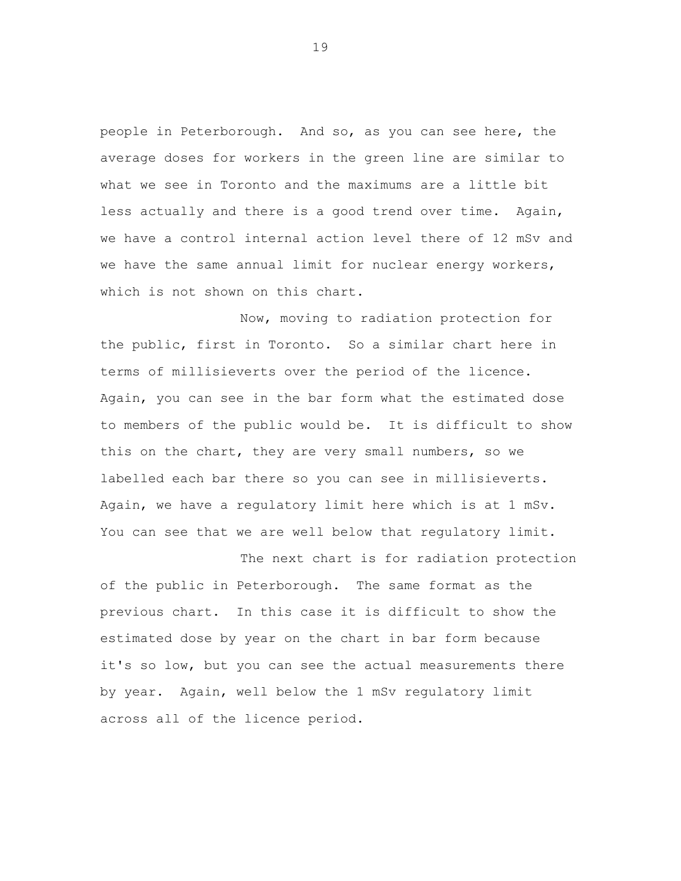people in Peterborough. And so, as you can see here, the average doses for workers in the green line are similar to what we see in Toronto and the maximums are a little bit less actually and there is a good trend over time. Again, we have a control internal action level there of 12 mSv and we have the same annual limit for nuclear energy workers, which is not shown on this chart.

Now, moving to radiation protection for the public, first in Toronto. So a similar chart here in terms of millisieverts over the period of the licence. Again, you can see in the bar form what the estimated dose to members of the public would be. It is difficult to show this on the chart, they are very small numbers, so we labelled each bar there so you can see in millisieverts. Again, we have a regulatory limit here which is at 1 mSv. You can see that we are well below that regulatory limit.

The next chart is for radiation protection of the public in Peterborough. The same format as the previous chart. In this case it is difficult to show the estimated dose by year on the chart in bar form because it's so low, but you can see the actual measurements there by year. Again, well below the 1 mSv regulatory limit across all of the licence period.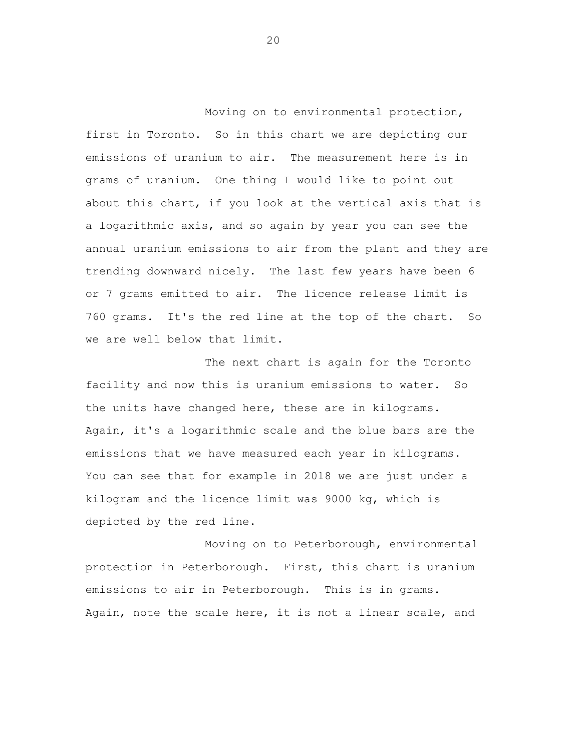Moving on to environmental protection, first in Toronto. So in this chart we are depicting our emissions of uranium to air. The measurement here is in grams of uranium. One thing I would like to point out about this chart, if you look at the vertical axis that is a logarithmic axis, and so again by year you can see the annual uranium emissions to air from the plant and they are trending downward nicely. The last few years have been 6 or 7 grams emitted to air. The licence release limit is 760 grams. It's the red line at the top of the chart. So we are well below that limit.

The next chart is again for the Toronto facility and now this is uranium emissions to water. So the units have changed here, these are in kilograms. Again, it's a logarithmic scale and the blue bars are the emissions that we have measured each year in kilograms. You can see that for example in 2018 we are just under a kilogram and the licence limit was 9000 kg, which is depicted by the red line.

Moving on to Peterborough, environmental protection in Peterborough. First, this chart is uranium emissions to air in Peterborough. This is in grams. Again, note the scale here, it is not a linear scale, and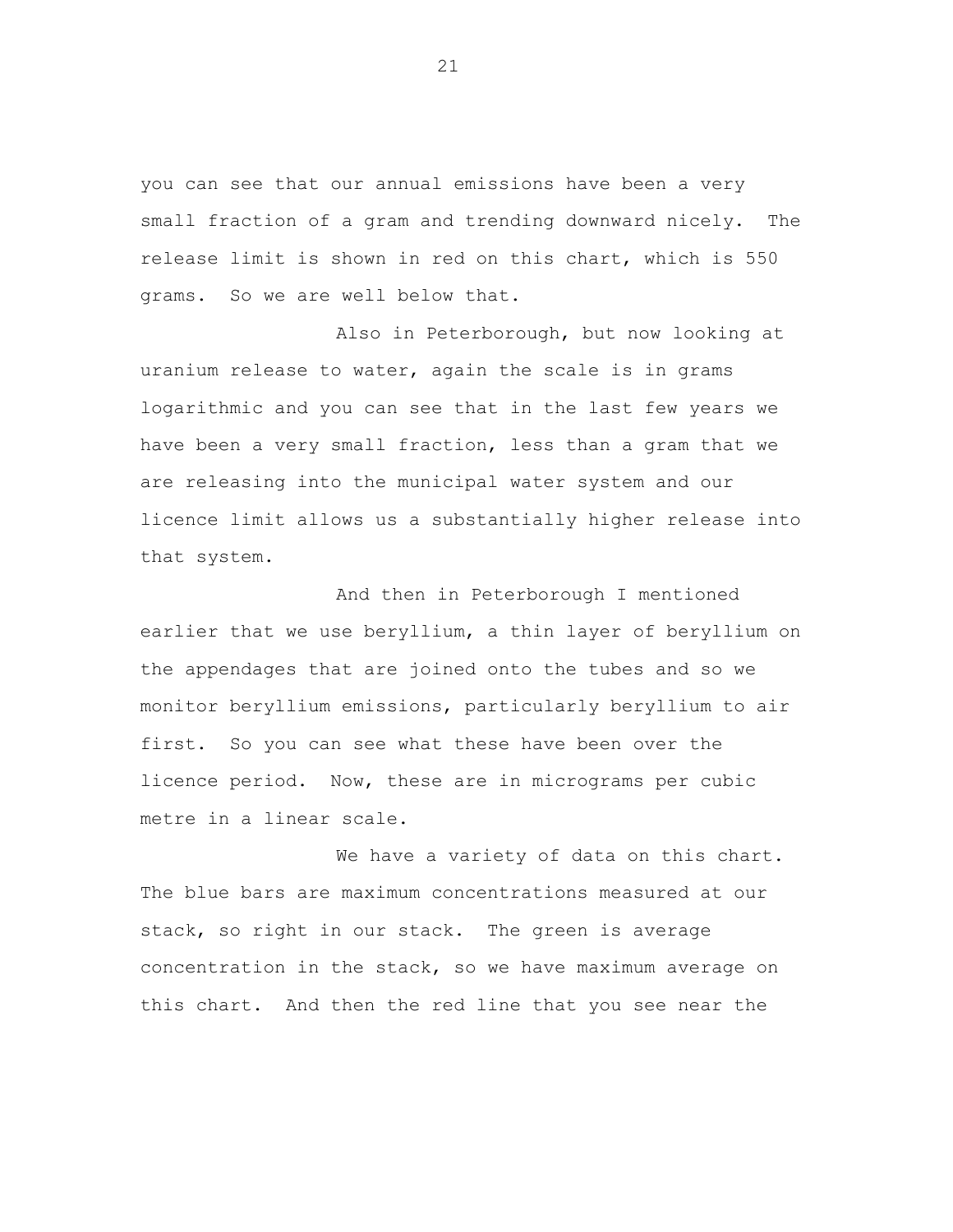you can see that our annual emissions have been a very small fraction of a gram and trending downward nicely. The release limit is shown in red on this chart, which is 550 grams. So we are well below that.

Also in Peterborough, but now looking at uranium release to water, again the scale is in grams logarithmic and you can see that in the last few years we have been a very small fraction, less than a gram that we are releasing into the municipal water system and our licence limit allows us a substantially higher release into that system.

And then in Peterborough I mentioned earlier that we use beryllium, a thin layer of beryllium on the appendages that are joined onto the tubes and so we monitor beryllium emissions, particularly beryllium to air first. So you can see what these have been over the licence period. Now, these are in micrograms per cubic metre in a linear scale.

We have a variety of data on this chart. The blue bars are maximum concentrations measured at our stack, so right in our stack. The green is average concentration in the stack, so we have maximum average on this chart. And then the red line that you see near the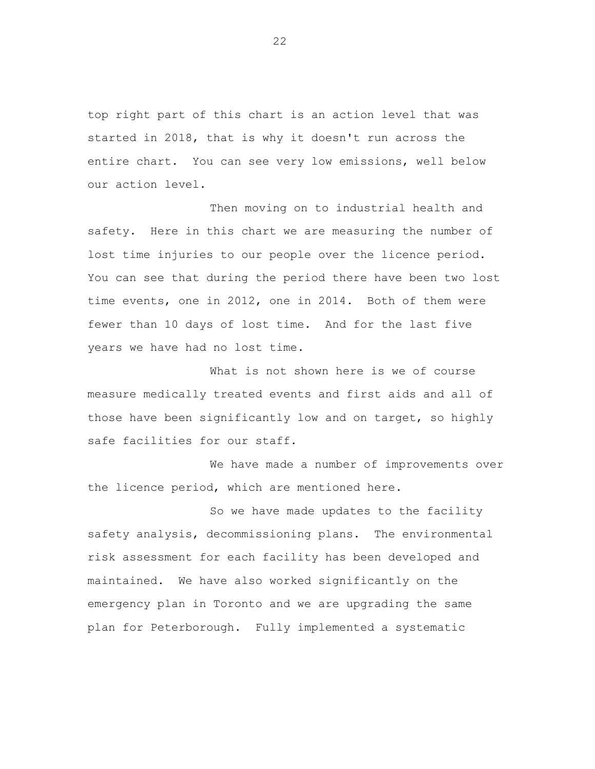top right part of this chart is an action level that was started in 2018, that is why it doesn't run across the entire chart. You can see very low emissions, well below our action level.

Then moving on to industrial health and safety. Here in this chart we are measuring the number of lost time injuries to our people over the licence period. You can see that during the period there have been two lost time events, one in 2012, one in 2014. Both of them were fewer than 10 days of lost time. And for the last five years we have had no lost time.

What is not shown here is we of course measure medically treated events and first aids and all of those have been significantly low and on target, so highly safe facilities for our staff.

We have made a number of improvements over the licence period, which are mentioned here.

So we have made updates to the facility safety analysis, decommissioning plans. The environmental risk assessment for each facility has been developed and maintained. We have also worked significantly on the emergency plan in Toronto and we are upgrading the same plan for Peterborough. Fully implemented a systematic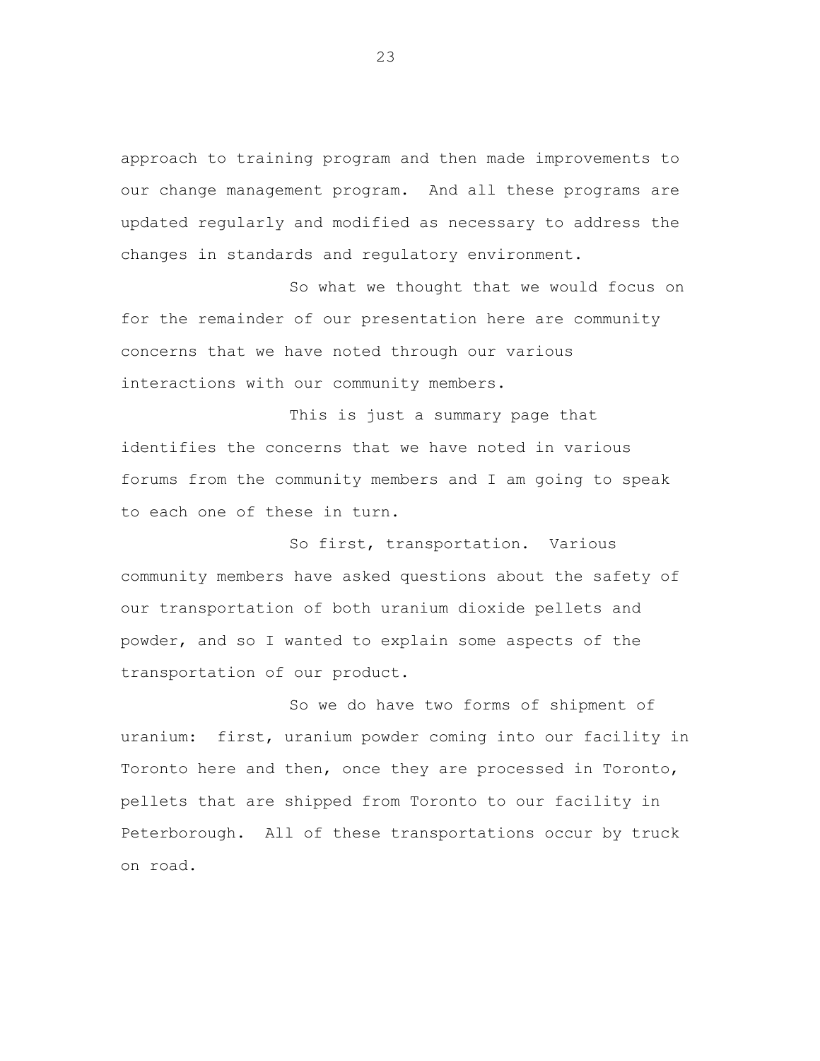approach to training program and then made improvements to our change management program. And all these programs are updated regularly and modified as necessary to address the changes in standards and regulatory environment.

So what we thought that we would focus on for the remainder of our presentation here are community concerns that we have noted through our various interactions with our community members.

This is just a summary page that identifies the concerns that we have noted in various forums from the community members and I am going to speak to each one of these in turn.

So first, transportation. Various community members have asked questions about the safety of our transportation of both uranium dioxide pellets and powder, and so I wanted to explain some aspects of the transportation of our product.

So we do have two forms of shipment of uranium: first, uranium powder coming into our facility in Toronto here and then, once they are processed in Toronto, pellets that are shipped from Toronto to our facility in Peterborough. All of these transportations occur by truck on road.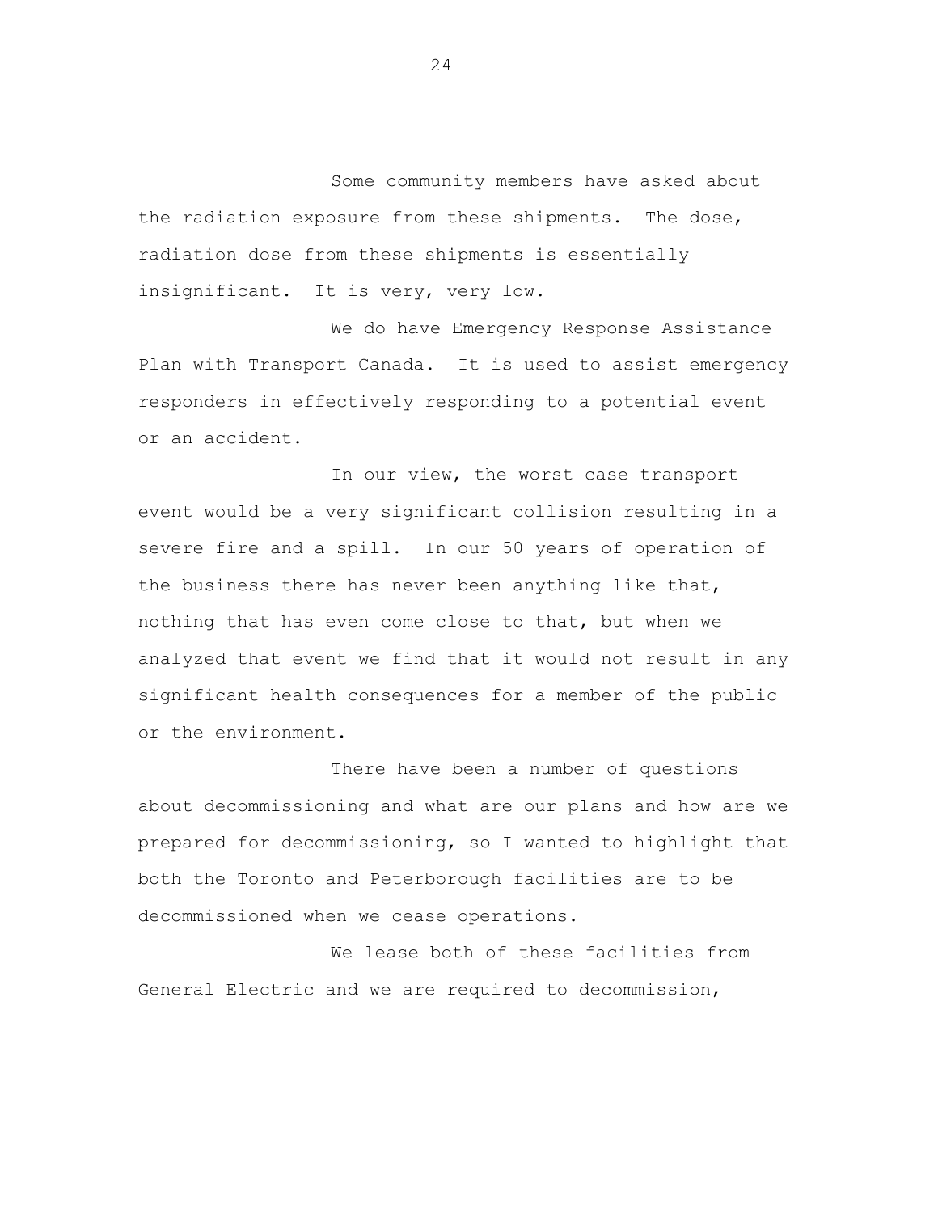Some community members have asked about the radiation exposure from these shipments. The dose, radiation dose from these shipments is essentially insignificant. It is very, very low.

We do have Emergency Response Assistance Plan with Transport Canada. It is used to assist emergency responders in effectively responding to a potential event or an accident.

In our view, the worst case transport event would be a very significant collision resulting in a severe fire and a spill. In our 50 years of operation of the business there has never been anything like that, nothing that has even come close to that, but when we analyzed that event we find that it would not result in any significant health consequences for a member of the public or the environment.

There have been a number of questions about decommissioning and what are our plans and how are we prepared for decommissioning, so I wanted to highlight that both the Toronto and Peterborough facilities are to be decommissioned when we cease operations.

We lease both of these facilities from General Electric and we are required to decommission,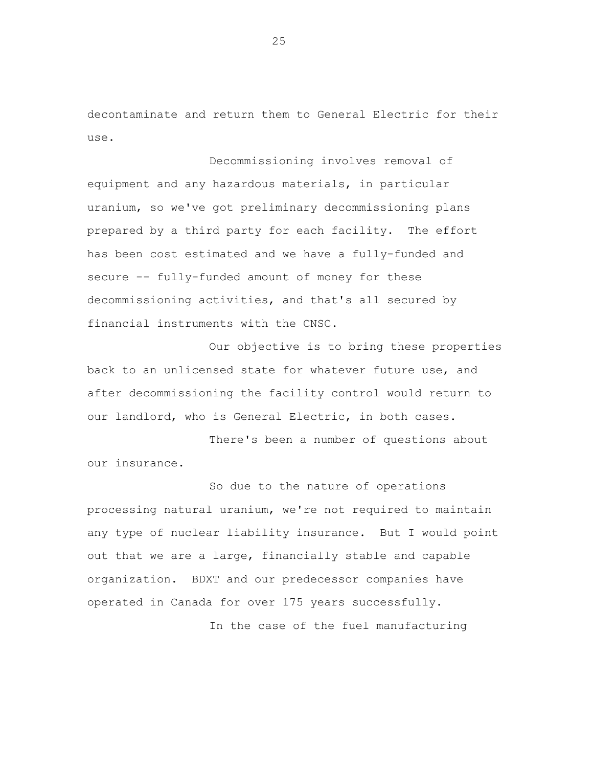decontaminate and return them to General Electric for their use.

Decommissioning involves removal of equipment and any hazardous materials, in particular uranium, so we've got preliminary decommissioning plans prepared by a third party for each facility. The effort has been cost estimated and we have a fully-funded and secure -- fully-funded amount of money for these decommissioning activities, and that's all secured by financial instruments with the CNSC.

Our objective is to bring these properties back to an unlicensed state for whatever future use, and after decommissioning the facility control would return to our landlord, who is General Electric, in both cases.

There's been a number of questions about our insurance.

So due to the nature of operations processing natural uranium, we're not required to maintain any type of nuclear liability insurance. But I would point out that we are a large, financially stable and capable organization. BDXT and our predecessor companies have operated in Canada for over 175 years successfully.

In the case of the fuel manufacturing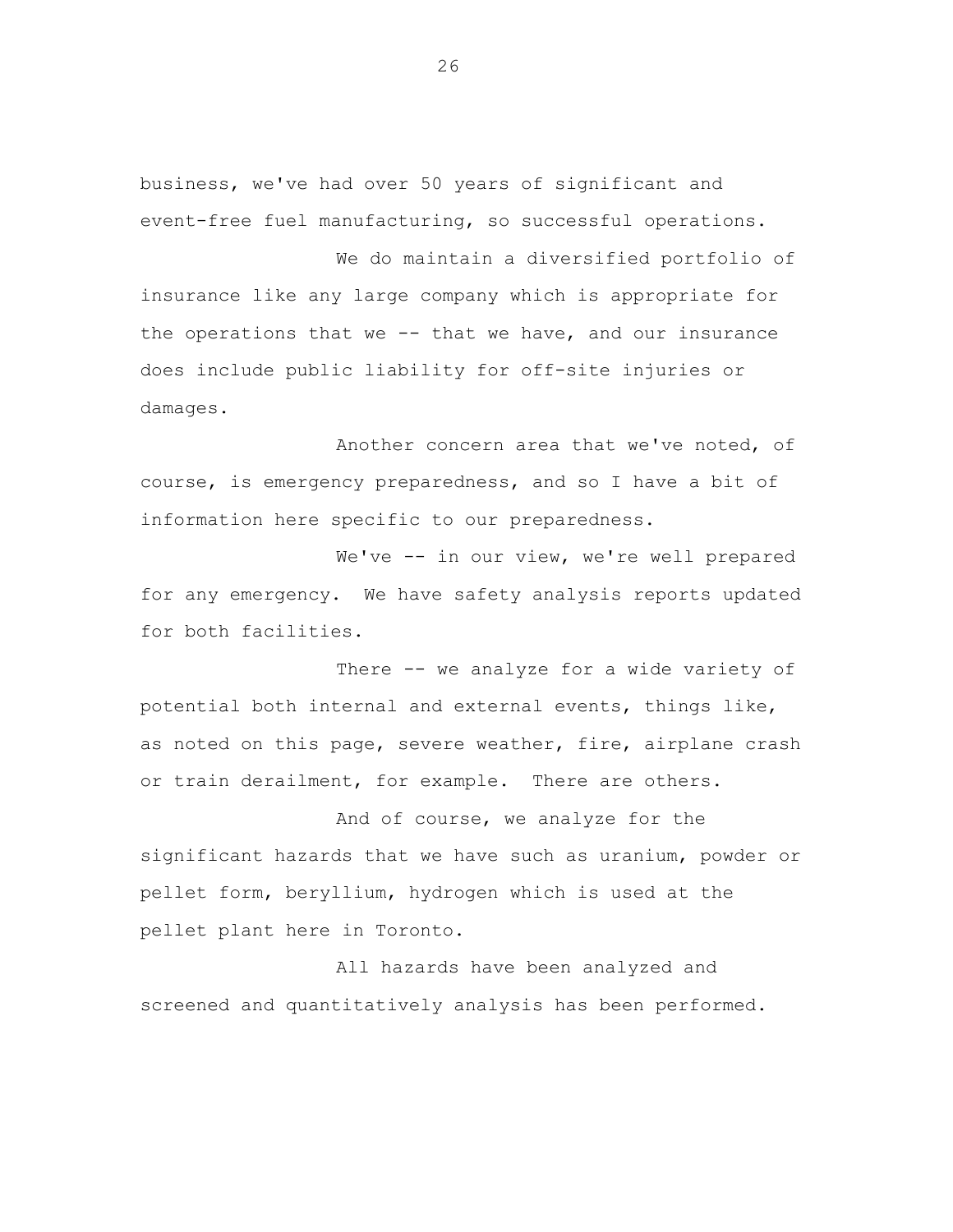business, we've had over 50 years of significant and event-free fuel manufacturing, so successful operations.

We do maintain a diversified portfolio of insurance like any large company which is appropriate for the operations that we -- that we have, and our insurance does include public liability for off-site injuries or damages.

Another concern area that we've noted, of course, is emergency preparedness, and so I have a bit of information here specific to our preparedness.

We've -- in our view, we're well prepared for any emergency. We have safety analysis reports updated for both facilities.

There -- we analyze for a wide variety of potential both internal and external events, things like, as noted on this page, severe weather, fire, airplane crash or train derailment, for example. There are others.

And of course, we analyze for the significant hazards that we have such as uranium, powder or pellet form, beryllium, hydrogen which is used at the pellet plant here in Toronto.

All hazards have been analyzed and screened and quantitatively analysis has been performed.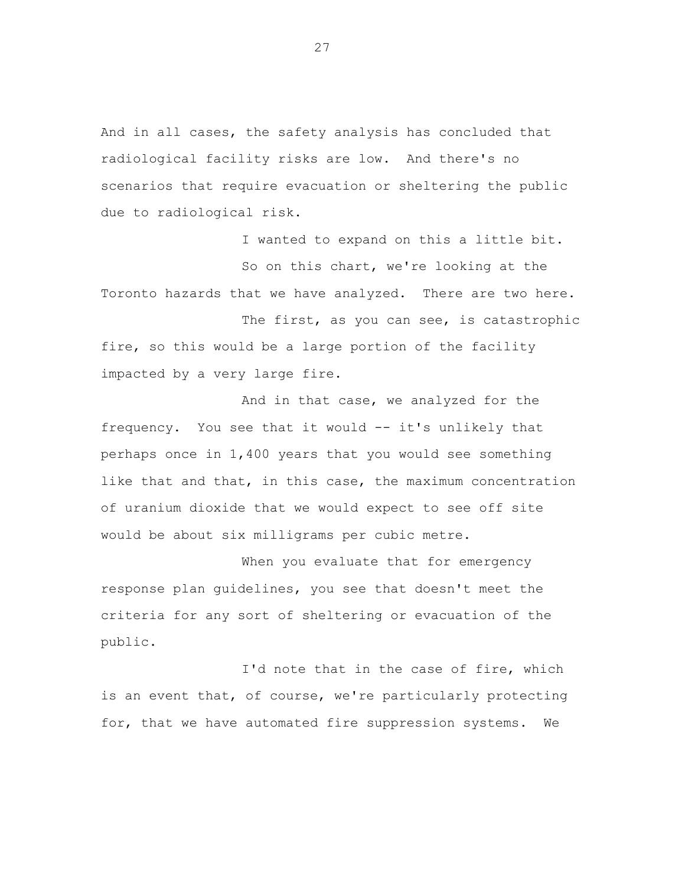And in all cases, the safety analysis has concluded that radiological facility risks are low. And there's no scenarios that require evacuation or sheltering the public due to radiological risk.

I wanted to expand on this a little bit.

So on this chart, we're looking at the Toronto hazards that we have analyzed. There are two here.

The first, as you can see, is catastrophic fire, so this would be a large portion of the facility impacted by a very large fire.

And in that case, we analyzed for the frequency. You see that it would -- it's unlikely that perhaps once in 1,400 years that you would see something like that and that, in this case, the maximum concentration of uranium dioxide that we would expect to see off site would be about six milligrams per cubic metre.

When you evaluate that for emergency response plan guidelines, you see that doesn't meet the criteria for any sort of sheltering or evacuation of the public.

I'd note that in the case of fire, which is an event that, of course, we're particularly protecting for, that we have automated fire suppression systems. We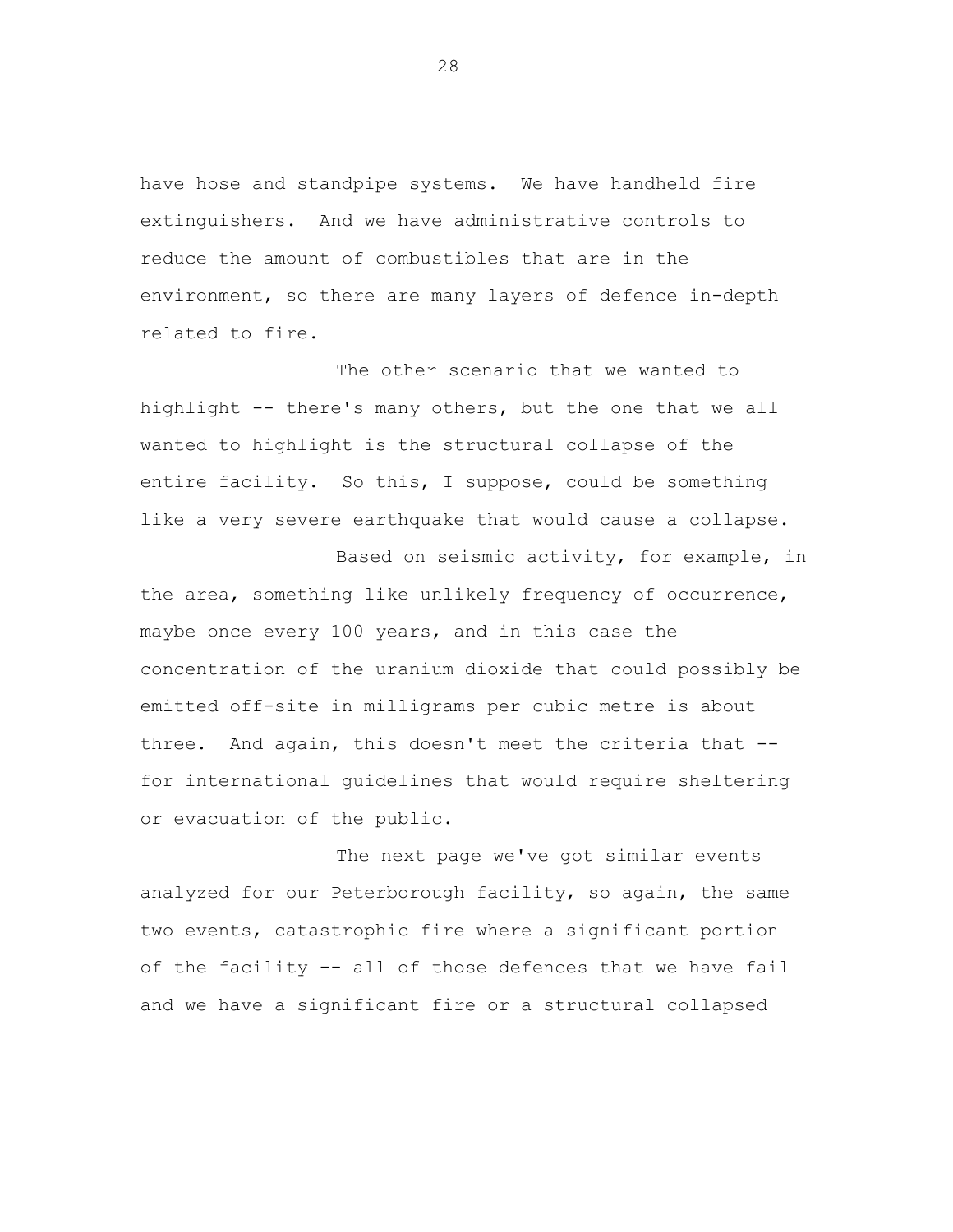have hose and standpipe systems. We have handheld fire extinguishers. And we have administrative controls to reduce the amount of combustibles that are in the environment, so there are many layers of defence in-depth related to fire.

The other scenario that we wanted to highlight -- there's many others, but the one that we all wanted to highlight is the structural collapse of the entire facility. So this, I suppose, could be something like a very severe earthquake that would cause a collapse.

Based on seismic activity, for example, in the area, something like unlikely frequency of occurrence, maybe once every 100 years, and in this case the concentration of the uranium dioxide that could possibly be emitted off-site in milligrams per cubic metre is about three. And again, this doesn't meet the criteria that -- for international guidelines that would require sheltering or evacuation of the public.

The next page we've got similar events analyzed for our Peterborough facility, so again, the same two events, catastrophic fire where a significant portion of the facility -- all of those defences that we have fail and we have a significant fire or a structural collapsed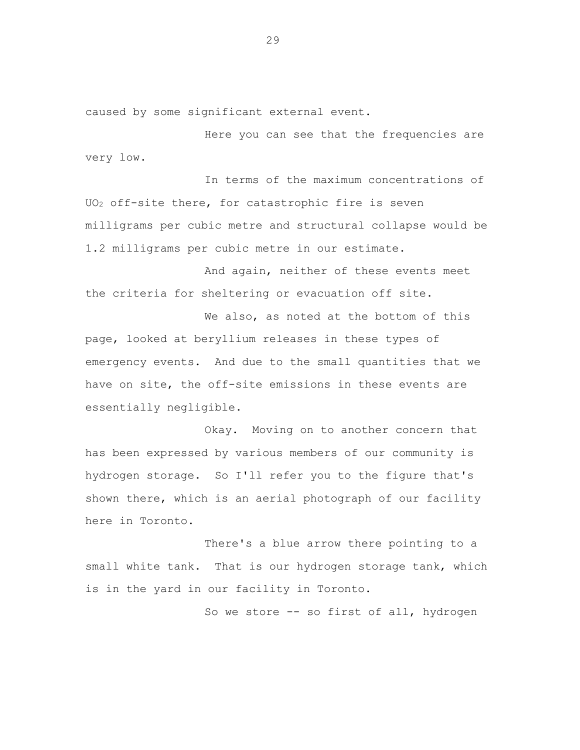caused by some significant external event.

Here you can see that the frequencies are very low.

In terms of the maximum concentrations of $UO_2$ off-site there, for catastrophic fire is seven milligrams per cubic metre and structural collapse would be 1.2 milligrams per cubic metre in our estimate.

And again, neither of these events meet the criteria for sheltering or evacuation off site.

We also, as noted at the bottom of this page, looked at beryllium releases in these types of emergency events. And due to the small quantities that we have on site, the off-site emissions in these events are essentially negligible.

Okay. Moving on to another concern that has been expressed by various members of our community is hydrogen storage. So I'll refer you to the figure that's shown there, which is an aerial photograph of our facility here in Toronto.

There's a blue arrow there pointing to a small white tank. That is our hydrogen storage tank, which is in the yard in our facility in Toronto.

So we store -- so first of all, hydrogen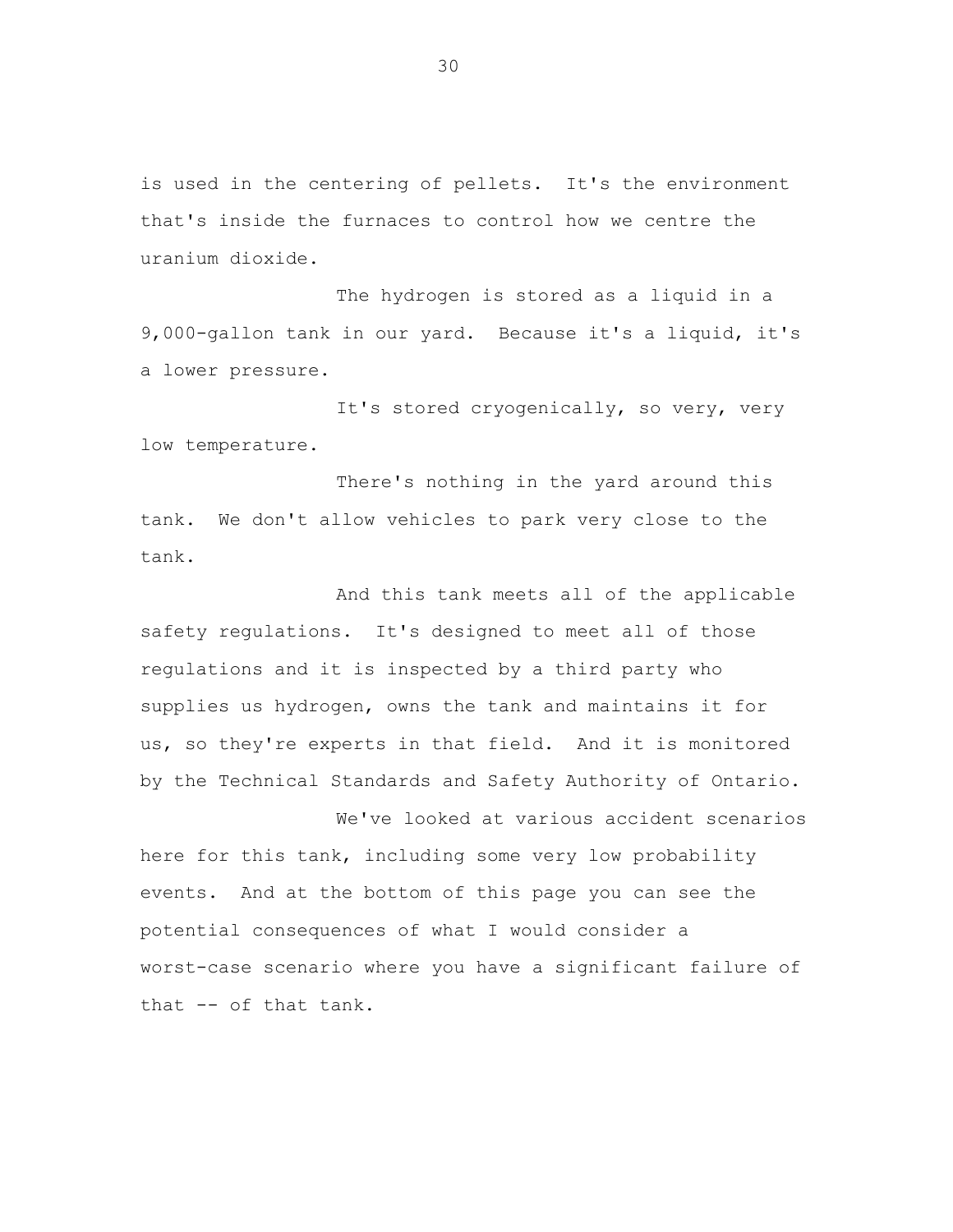is used in the centering of pellets. It's the environment that's inside the furnaces to control how we centre the uranium dioxide.

The hydrogen is stored as a liquid in a 9,000-gallon tank in our yard. Because it's a liquid, it's a lower pressure.

It's stored cryogenically, so very, very low temperature.

There's nothing in the yard around this tank. We don't allow vehicles to park very close to the tank.

And this tank meets all of the applicable safety regulations. It's designed to meet all of those regulations and it is inspected by a third party who supplies us hydrogen, owns the tank and maintains it for us, so they're experts in that field. And it is monitored by the Technical Standards and Safety Authority of Ontario.

We've looked at various accident scenarios here for this tank, including some very low probability events. And at the bottom of this page you can see the potential consequences of what I would consider a worst-case scenario where you have a significant failure of that -- of that tank.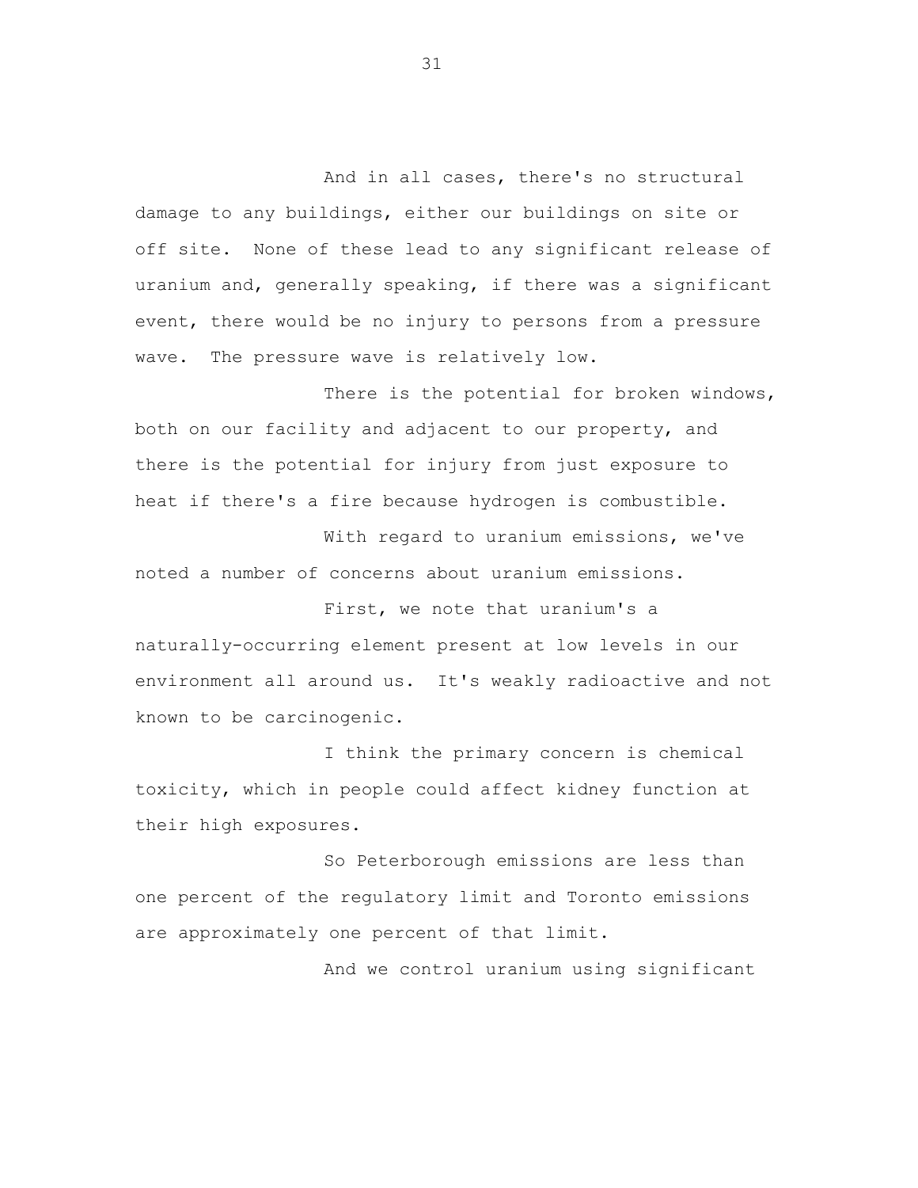And in all cases, there's no structural damage to any buildings, either our buildings on site or off site. None of these lead to any significant release of uranium and, generally speaking, if there was a significant event, there would be no injury to persons from a pressure wave. The pressure wave is relatively low.

There is the potential for broken windows, both on our facility and adjacent to our property, and there is the potential for injury from just exposure to heat if there's a fire because hydrogen is combustible.

With regard to uranium emissions, we've noted a number of concerns about uranium emissions.

First, we note that uranium's a naturally-occurring element present at low levels in our environment all around us. It's weakly radioactive and not known to be carcinogenic.

I think the primary concern is chemical toxicity, which in people could affect kidney function at their high exposures.

So Peterborough emissions are less than one percent of the regulatory limit and Toronto emissions are approximately one percent of that limit.

And we control uranium using significant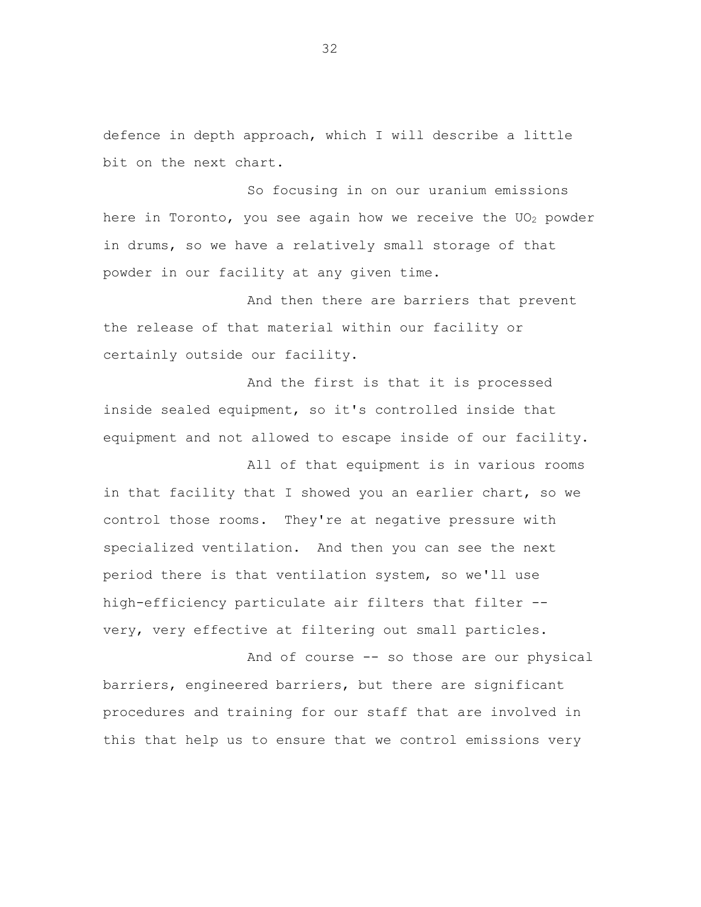defence in depth approach, which I will describe a little bit on the next chart.

So focusing in on our uranium emissions here in Toronto, you see again how we receive the $UO_2$ powder in drums, so we have a relatively small storage of that powder in our facility at any given time.

And then there are barriers that prevent the release of that material within our facility or certainly outside our facility.

And the first is that it is processed inside sealed equipment, so it's controlled inside that equipment and not allowed to escape inside of our facility.

All of that equipment is in various rooms in that facility that I showed you an earlier chart, so we control those rooms. They're at negative pressure with specialized ventilation. And then you can see the next period there is that ventilation system, so we'll use high-efficiency particulate air filters that filter -- very, very effective at filtering out small particles.

And of course -- so those are our physical barriers, engineered barriers, but there are significant procedures and training for our staff that are involved in this that help us to ensure that we control emissions very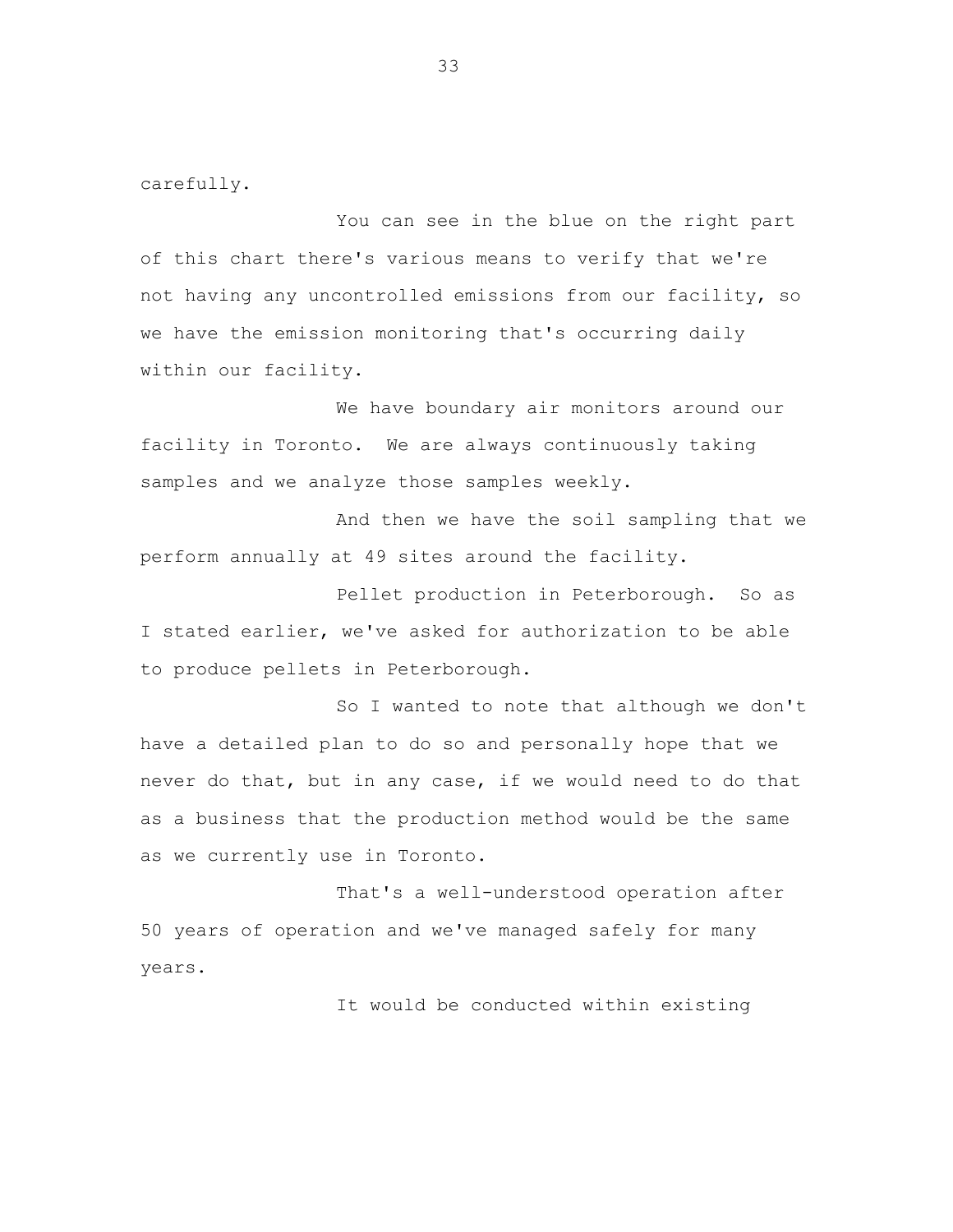carefully.

You can see in the blue on the right part of this chart there's various means to verify that we're not having any uncontrolled emissions from our facility, so we have the emission monitoring that's occurring daily within our facility.

We have boundary air monitors around our facility in Toronto. We are always continuously taking samples and we analyze those samples weekly.

And then we have the soil sampling that we perform annually at 49 sites around the facility.

Pellet production in Peterborough. So as I stated earlier, we've asked for authorization to be able to produce pellets in Peterborough.

So I wanted to note that although we don't have a detailed plan to do so and personally hope that we never do that, but in any case, if we would need to do that as a business that the production method would be the same as we currently use in Toronto.

That's a well-understood operation after 50 years of operation and we've managed safely for many years.

It would be conducted within existing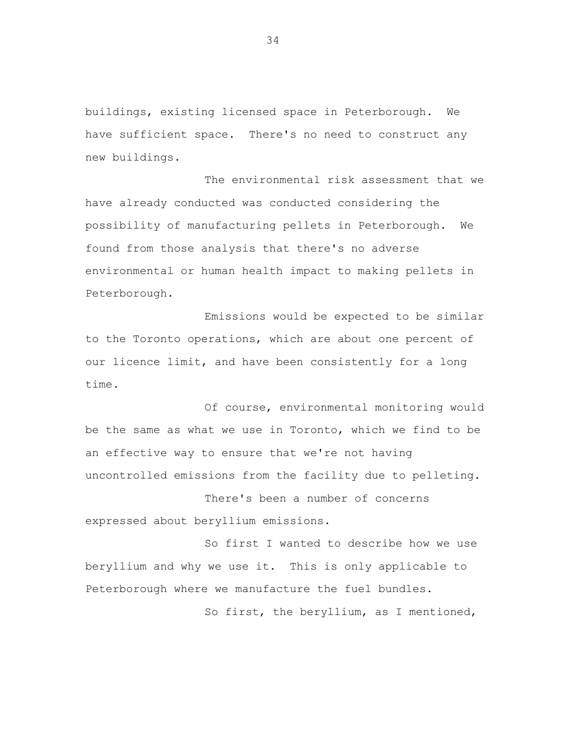buildings, existing licensed space in Peterborough. We have sufficient space. There's no need to construct any new buildings.

The environmental risk assessment that we have already conducted was conducted considering the possibility of manufacturing pellets in Peterborough. We found from those analysis that there's no adverse environmental or human health impact to making pellets in Peterborough.

Emissions would be expected to be similar to the Toronto operations, which are about one percent of our licence limit, and have been consistently for a long time.

Of course, environmental monitoring would be the same as what we use in Toronto, which we find to be an effective way to ensure that we're not having uncontrolled emissions from the facility due to pelleting.

There's been a number of concerns expressed about beryllium emissions.

So first I wanted to describe how we use beryllium and why we use it. This is only applicable to Peterborough where we manufacture the fuel bundles.

So first, the beryllium, as I mentioned,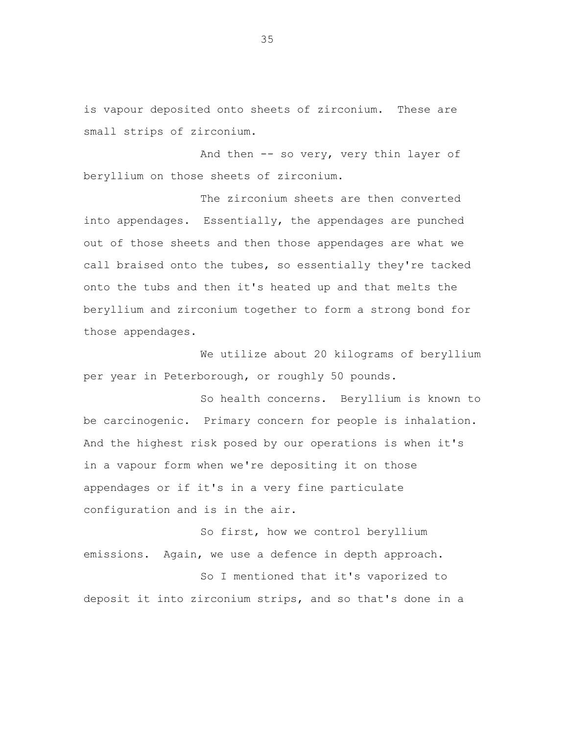is vapour deposited onto sheets of zirconium. These are small strips of zirconium.

And then -- so very, very thin layer of beryllium on those sheets of zirconium.

The zirconium sheets are then converted into appendages. Essentially, the appendages are punched out of those sheets and then those appendages are what we call braised onto the tubes, so essentially they're tacked onto the tubs and then it's heated up and that melts the beryllium and zirconium together to form a strong bond for those appendages.

We utilize about 20 kilograms of beryllium per year in Peterborough, or roughly 50 pounds.

So health concerns. Beryllium is known to be carcinogenic. Primary concern for people is inhalation. And the highest risk posed by our operations is when it's in a vapour form when we're depositing it on those appendages or if it's in a very fine particulate configuration and is in the air.

So first, how we control beryllium emissions. Again, we use a defence in depth approach.

So I mentioned that it's vaporized to deposit it into zirconium strips, and so that's done in a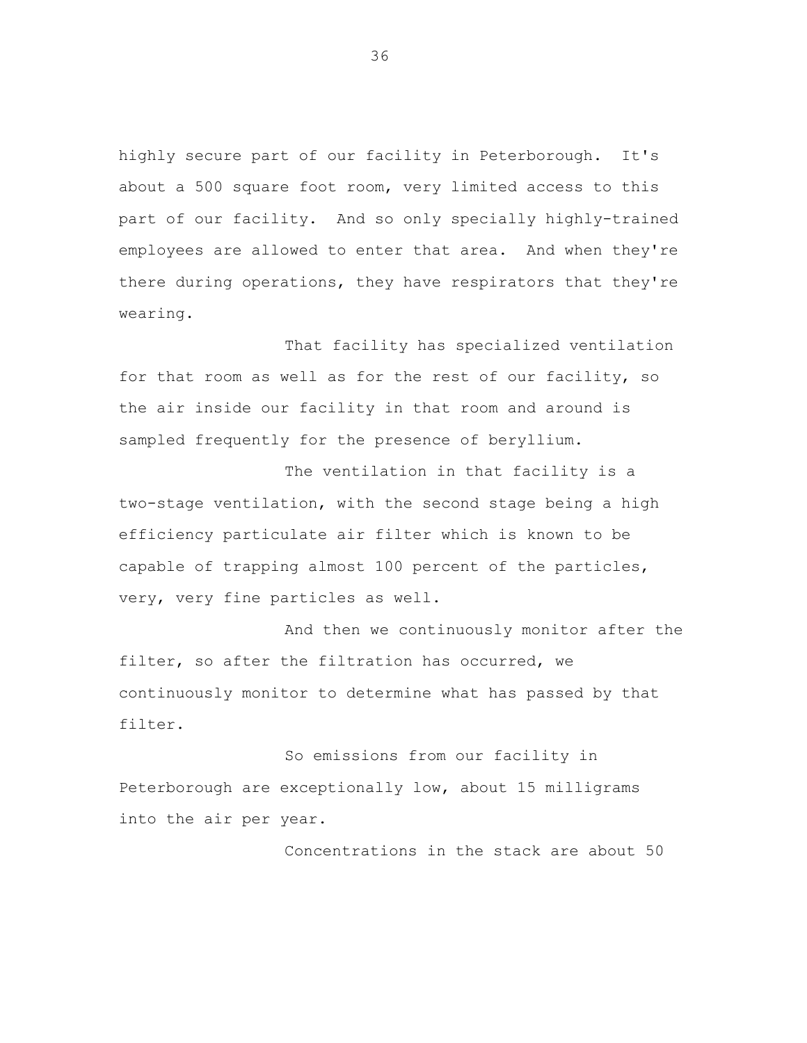highly secure part of our facility in Peterborough. It's about a 500 square foot room, very limited access to this part of our facility. And so only specially highly-trained employees are allowed to enter that area. And when they're there during operations, they have respirators that they're wearing.

That facility has specialized ventilation for that room as well as for the rest of our facility, so the air inside our facility in that room and around is sampled frequently for the presence of beryllium.

The ventilation in that facility is a two-stage ventilation, with the second stage being a high efficiency particulate air filter which is known to be capable of trapping almost 100 percent of the particles, very, very fine particles as well.

And then we continuously monitor after the filter, so after the filtration has occurred, we continuously monitor to determine what has passed by that filter.

So emissions from our facility in Peterborough are exceptionally low, about 15 milligrams into the air per year.

Concentrations in the stack are about 50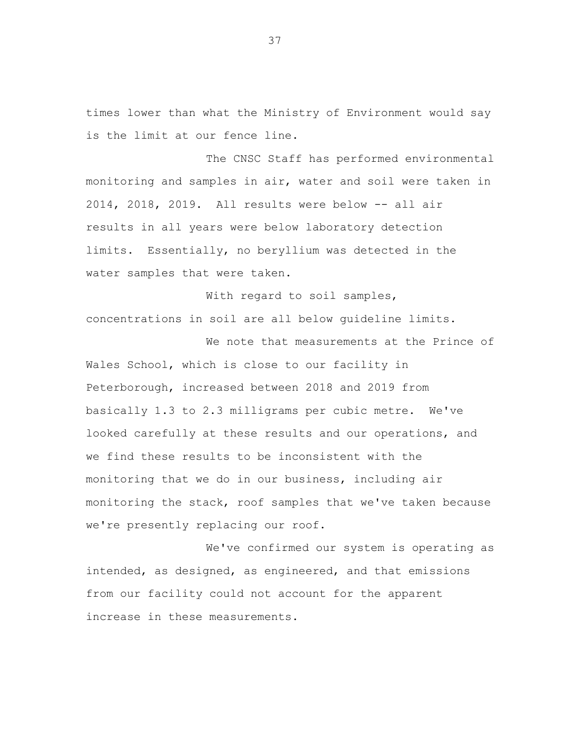times lower than what the Ministry of Environment would say is the limit at our fence line.

The CNSC Staff has performed environmental monitoring and samples in air, water and soil were taken in 2014, 2018, 2019. All results were below -- all air results in all years were below laboratory detection limits. Essentially, no beryllium was detected in the water samples that were taken.

With regard to soil samples, concentrations in soil are all below guideline limits.

We note that measurements at the Prince of Wales School, which is close to our facility in Peterborough, increased between 2018 and 2019 from basically 1.3 to 2.3 milligrams per cubic metre. We've looked carefully at these results and our operations, and we find these results to be inconsistent with the monitoring that we do in our business, including air monitoring the stack, roof samples that we've taken because we're presently replacing our roof.

We've confirmed our system is operating as intended, as designed, as engineered, and that emissions from our facility could not account for the apparent increase in these measurements.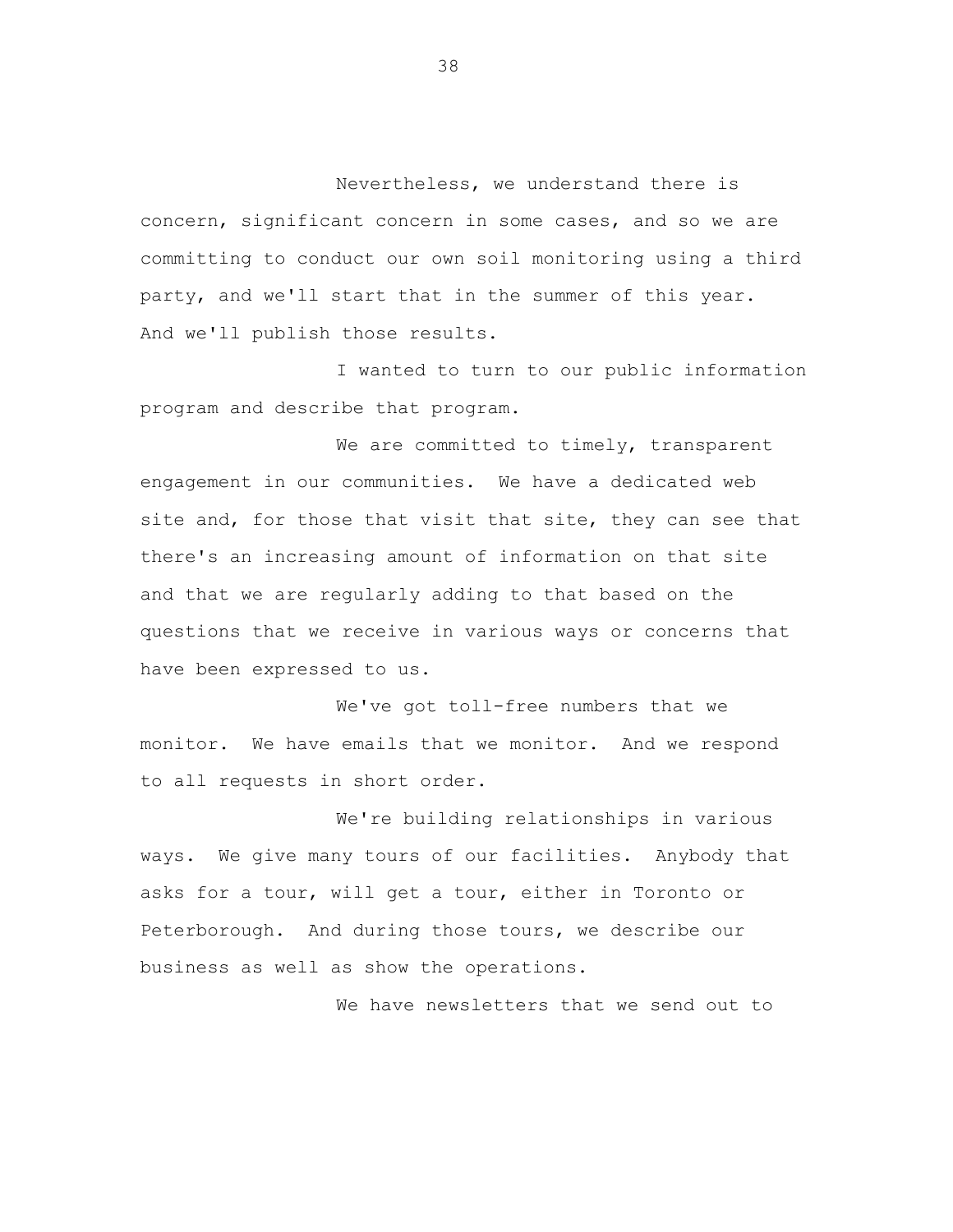Nevertheless, we understand there is concern, significant concern in some cases, and so we are committing to conduct our own soil monitoring using a third party, and we'll start that in the summer of this year. And we'll publish those results.

I wanted to turn to our public information program and describe that program.

We are committed to timely, transparent engagement in our communities. We have a dedicated web site and, for those that visit that site, they can see that there's an increasing amount of information on that site and that we are regularly adding to that based on the questions that we receive in various ways or concerns that have been expressed to us.

We've got toll-free numbers that we monitor. We have emails that we monitor. And we respond to all requests in short order.

We're building relationships in various ways. We give many tours of our facilities. Anybody that asks for a tour, will get a tour, either in Toronto or Peterborough. And during those tours, we describe our business as well as show the operations.

We have newsletters that we send out to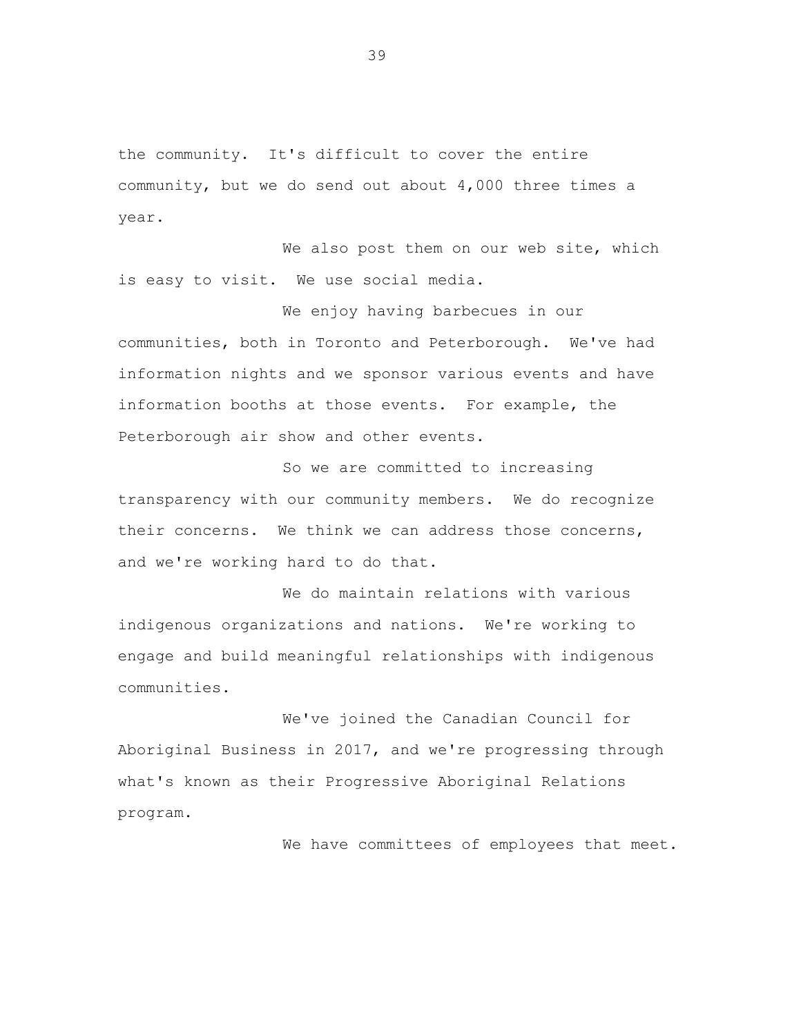the community. It's difficult to cover the entire community, but we do send out about 4,000 three times a year.

We also post them on our web site, which is easy to visit. We use social media.

We enjoy having barbecues in our communities, both in Toronto and Peterborough. We've had information nights and we sponsor various events and have information booths at those events. For example, the Peterborough air show and other events.

So we are committed to increasing transparency with our community members. We do recognize their concerns. We think we can address those concerns, and we're working hard to do that.

We do maintain relations with various indigenous organizations and nations. We're working to engage and build meaningful relationships with indigenous communities.

We've joined the Canadian Council for Aboriginal Business in 2017, and we're progressing through what's known as their Progressive Aboriginal Relations program.

We have committees of employees that meet.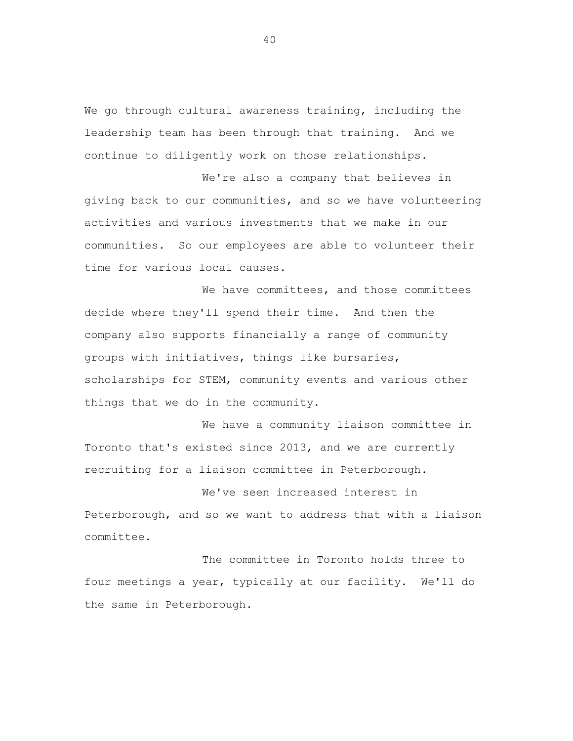We go through cultural awareness training, including the leadership team has been through that training. And we continue to diligently work on those relationships.

We're also a company that believes in giving back to our communities, and so we have volunteering activities and various investments that we make in our communities. So our employees are able to volunteer their time for various local causes.

We have committees, and those committees decide where they'll spend their time. And then the company also supports financially a range of community groups with initiatives, things like bursaries, scholarships for STEM, community events and various other things that we do in the community.

We have a community liaison committee in Toronto that's existed since 2013, and we are currently recruiting for a liaison committee in Peterborough.

We've seen increased interest in Peterborough, and so we want to address that with a liaison committee.

The committee in Toronto holds three to four meetings a year, typically at our facility. We'll do the same in Peterborough.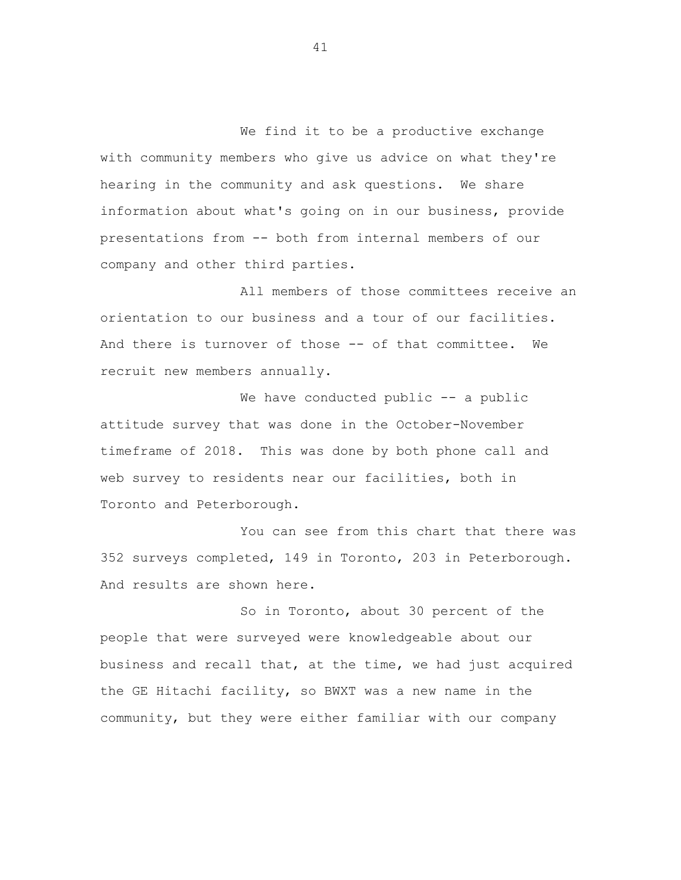We find it to be a productive exchange with community members who give us advice on what they're hearing in the community and ask questions. We share information about what's going on in our business, provide presentations from -- both from internal members of our company and other third parties.

All members of those committees receive an orientation to our business and a tour of our facilities. And there is turnover of those -- of that committee. We recruit new members annually.

We have conducted public -- a public attitude survey that was done in the October-November timeframe of 2018. This was done by both phone call and web survey to residents near our facilities, both in Toronto and Peterborough.

You can see from this chart that there was 352 surveys completed, 149 in Toronto, 203 in Peterborough. And results are shown here.

So in Toronto, about 30 percent of the people that were surveyed were knowledgeable about our business and recall that, at the time, we had just acquired the GE Hitachi facility, so BWXT was a new name in the community, but they were either familiar with our company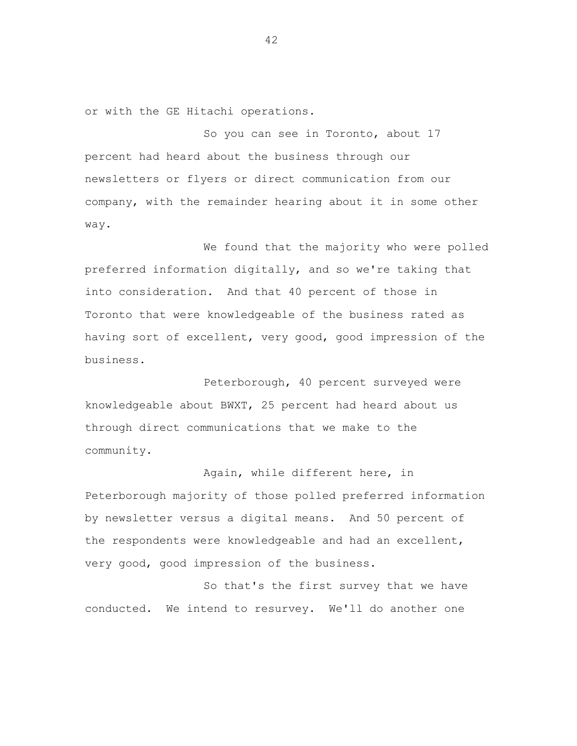or with the GE Hitachi operations.

So you can see in Toronto, about 17 percent had heard about the business through our newsletters or flyers or direct communication from our company, with the remainder hearing about it in some other way.

We found that the majority who were polled preferred information digitally, and so we're taking that into consideration. And that 40 percent of those in Toronto that were knowledgeable of the business rated as having sort of excellent, very good, good impression of the business.

Peterborough, 40 percent surveyed were knowledgeable about BWXT, 25 percent had heard about us through direct communications that we make to the community.

Again, while different here, in Peterborough majority of those polled preferred information by newsletter versus a digital means. And 50 percent of the respondents were knowledgeable and had an excellent, very good, good impression of the business.

So that's the first survey that we have conducted. We intend to resurvey. We'll do another one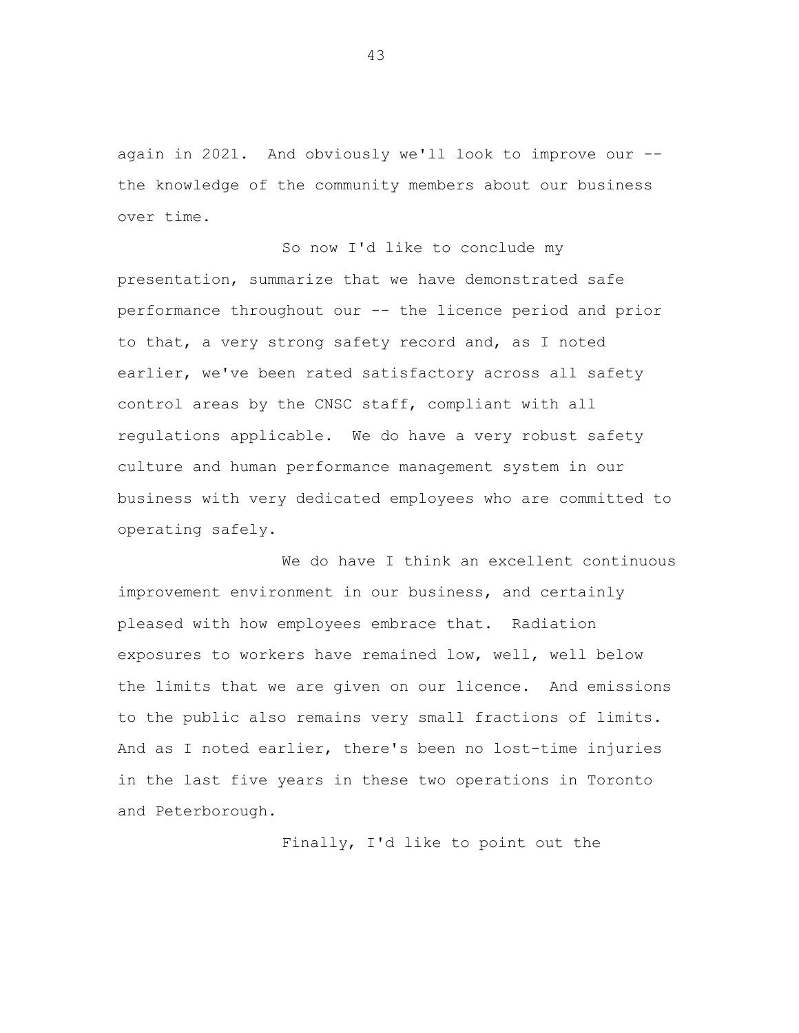again in 2021. And obviously we'll look to improve our -- the knowledge of the community members about our business over time.

So now I'd like to conclude my presentation, summarize that we have demonstrated safe performance throughout our -- the licence period and prior to that, a very strong safety record and, as I noted earlier, we've been rated satisfactory across all safety control areas by the CNSC staff, compliant with all regulations applicable. We do have a very robust safety culture and human performance management system in our business with very dedicated employees who are committed to operating safely.

We do have I think an excellent continuous improvement environment in our business, and certainly pleased with how employees embrace that. Radiation exposures to workers have remained low, well, well below the limits that we are given on our licence. And emissions to the public also remains very small fractions of limits. And as I noted earlier, there's been no lost-time injuries in the last five years in these two operations in Toronto and Peterborough.

Finally, I'd like to point out the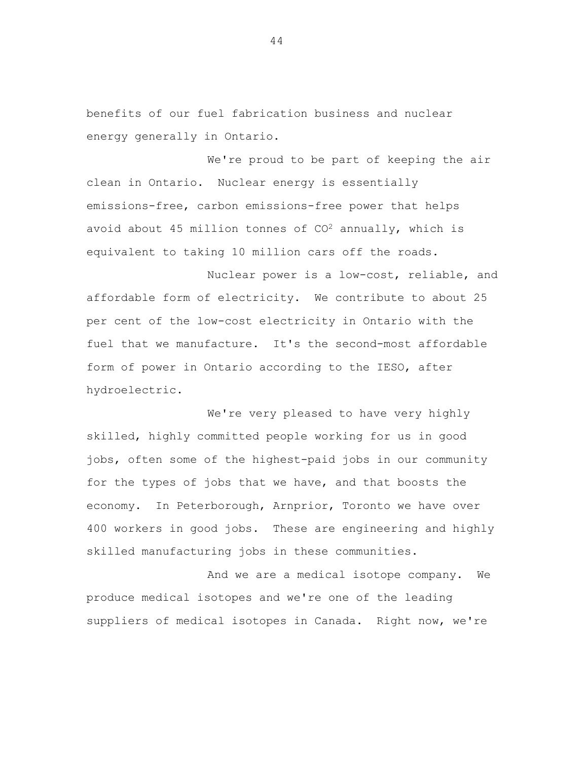benefits of our fuel fabrication business and nuclear energy generally in Ontario.

We're proud to be part of keeping the air clean in Ontario. Nuclear energy is essentially emissions-free, carbon emissions-free power that helps avoid about 45 million tonnes of $CO^2$ annually, which is equivalent to taking 10 million cars off the roads.

Nuclear power is a low-cost, reliable, and affordable form of electricity. We contribute to about 25 per cent of the low-cost electricity in Ontario with the fuel that we manufacture. It's the second-most affordable form of power in Ontario according to the IESO, after hydroelectric.

We're very pleased to have very highly skilled, highly committed people working for us in good jobs, often some of the highest-paid jobs in our community for the types of jobs that we have, and that boosts the economy. In Peterborough, Arnprior, Toronto we have over 400 workers in good jobs. These are engineering and highly skilled manufacturing jobs in these communities.

And we are a medical isotope company. We produce medical isotopes and we're one of the leading suppliers of medical isotopes in Canada. Right now, we're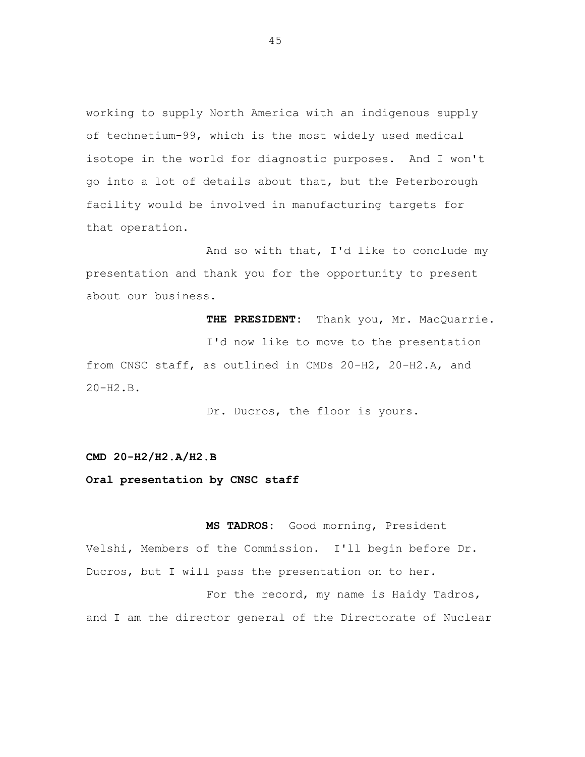working to supply North America with an indigenous supply of technetium-99, which is the most widely used medical isotope in the world for diagnostic purposes. And I won't go into a lot of details about that, but the Peterborough facility would be involved in manufacturing targets for that operation.

And so with that, I'd like to conclude my presentation and thank you for the opportunity to present about our business.

**THE PRESIDENT:** Thank you, Mr. MacQuarrie.

I'd now like to move to the presentation from CNSC staff, as outlined in CMDs 20-H2, 20-H2.A, and 20-H2.B.

Dr. Ducros, the floor is yours.

**CMD 20-H2/H2.A/H2.B**

**Oral presentation by CNSC staff**

**MS TADROS:** Good morning, President Velshi, Members of the Commission. I'll begin before Dr. Ducros, but I will pass the presentation on to her.

For the record, my name is Haidy Tadros, and I am the director general of the Directorate of Nuclear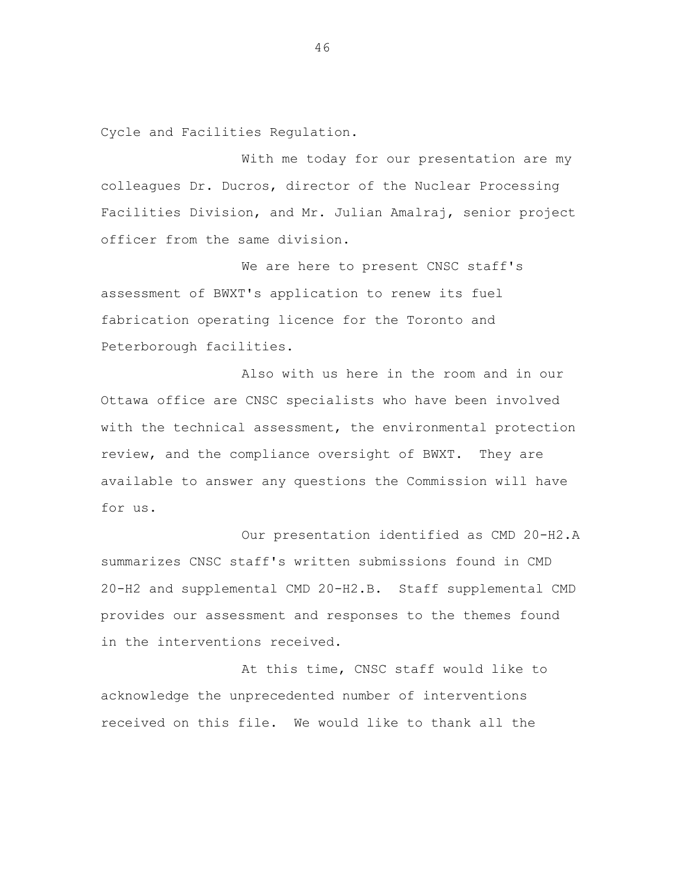Cycle and Facilities Regulation.

With me today for our presentation are my colleagues Dr. Ducros, director of the Nuclear Processing Facilities Division, and Mr. Julian Amalraj, senior project officer from the same division.

We are here to present CNSC staff's assessment of BWXT's application to renew its fuel fabrication operating licence for the Toronto and Peterborough facilities.

Also with us here in the room and in our Ottawa office are CNSC specialists who have been involved with the technical assessment, the environmental protection review, and the compliance oversight of BWXT. They are available to answer any questions the Commission will have for us.

Our presentation identified as CMD 20-H2.A summarizes CNSC staff's written submissions found in CMD 20-H2 and supplemental CMD 20-H2.B. Staff supplemental CMD provides our assessment and responses to the themes found in the interventions received.

At this time, CNSC staff would like to acknowledge the unprecedented number of interventions received on this file. We would like to thank all the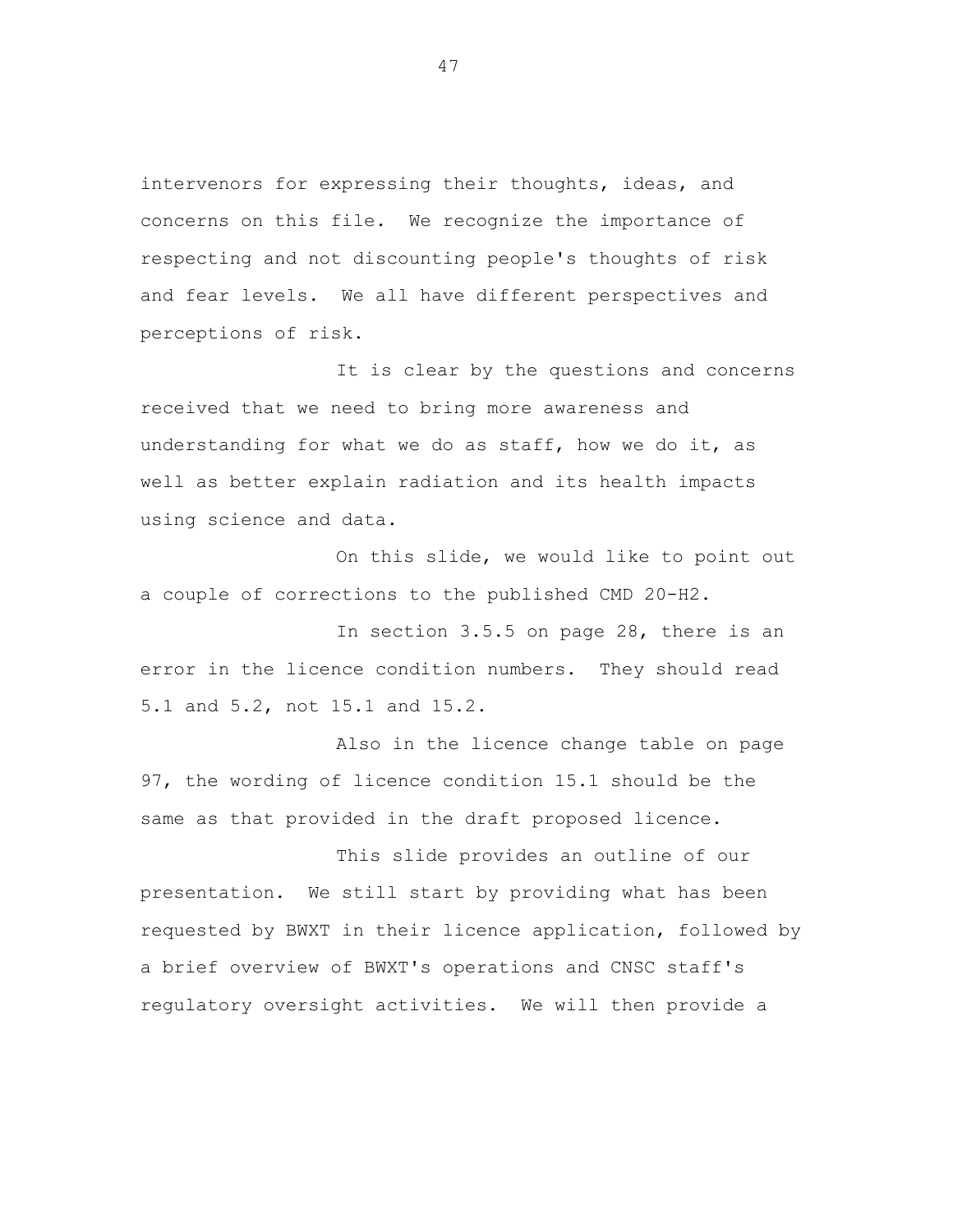intervenors for expressing their thoughts, ideas, and concerns on this file. We recognize the importance of respecting and not discounting people's thoughts of risk and fear levels. We all have different perspectives and perceptions of risk.

It is clear by the questions and concerns received that we need to bring more awareness and understanding for what we do as staff, how we do it, as well as better explain radiation and its health impacts using science and data.

On this slide, we would like to point out a couple of corrections to the published CMD 20-H2.

In section 3.5.5 on page 28, there is an error in the licence condition numbers. They should read 5.1 and 5.2, not 15.1 and 15.2.

Also in the licence change table on page 97, the wording of licence condition 15.1 should be the same as that provided in the draft proposed licence.

This slide provides an outline of our presentation. We still start by providing what has been requested by BWXT in their licence application, followed by a brief overview of BWXT's operations and CNSC staff's regulatory oversight activities. We will then provide a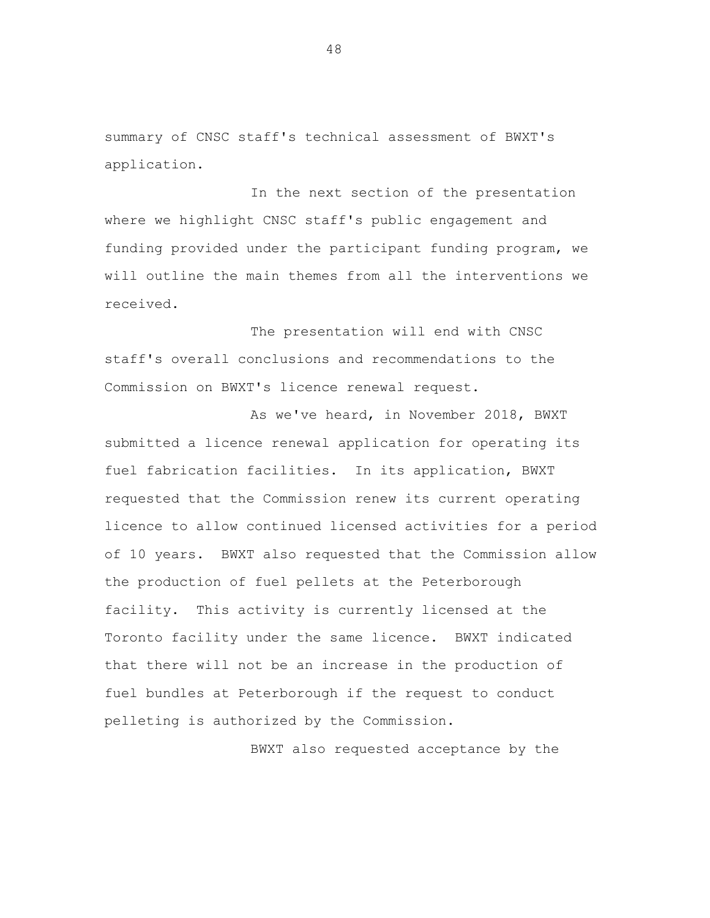summary of CNSC staff's technical assessment of BWXT's application.

In the next section of the presentation where we highlight CNSC staff's public engagement and funding provided under the participant funding program, we will outline the main themes from all the interventions we received.

The presentation will end with CNSC staff's overall conclusions and recommendations to the Commission on BWXT's licence renewal request.

As we've heard, in November 2018, BWXT submitted a licence renewal application for operating its fuel fabrication facilities. In its application, BWXT requested that the Commission renew its current operating licence to allow continued licensed activities for a period of 10 years. BWXT also requested that the Commission allow the production of fuel pellets at the Peterborough facility. This activity is currently licensed at the Toronto facility under the same licence. BWXT indicated that there will not be an increase in the production of fuel bundles at Peterborough if the request to conduct pelleting is authorized by the Commission.

BWXT also requested acceptance by the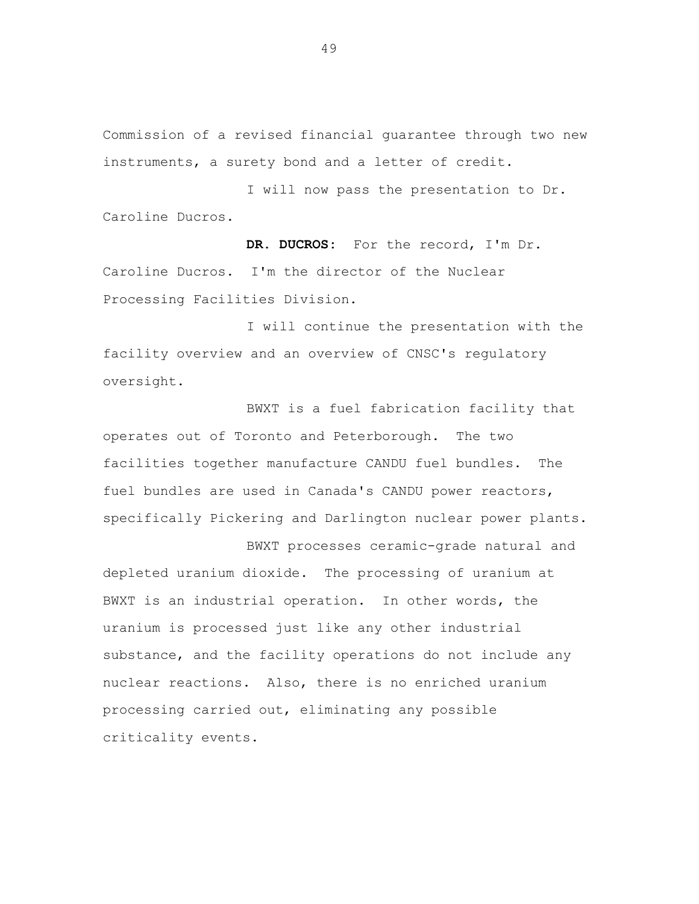Commission of a revised financial guarantee through two new instruments, a surety bond and a letter of credit.

I will now pass the presentation to Dr. Caroline Ducros.

**DR. DUCROS:** For the record, I'm Dr. Caroline Ducros. I'm the director of the Nuclear Processing Facilities Division.

I will continue the presentation with the facility overview and an overview of CNSC's regulatory oversight.

BWXT is a fuel fabrication facility that operates out of Toronto and Peterborough. The two facilities together manufacture CANDU fuel bundles. The fuel bundles are used in Canada's CANDU power reactors, specifically Pickering and Darlington nuclear power plants.

BWXT processes ceramic-grade natural and depleted uranium dioxide. The processing of uranium at BWXT is an industrial operation. In other words, the uranium is processed just like any other industrial substance, and the facility operations do not include any nuclear reactions. Also, there is no enriched uranium processing carried out, eliminating any possible criticality events.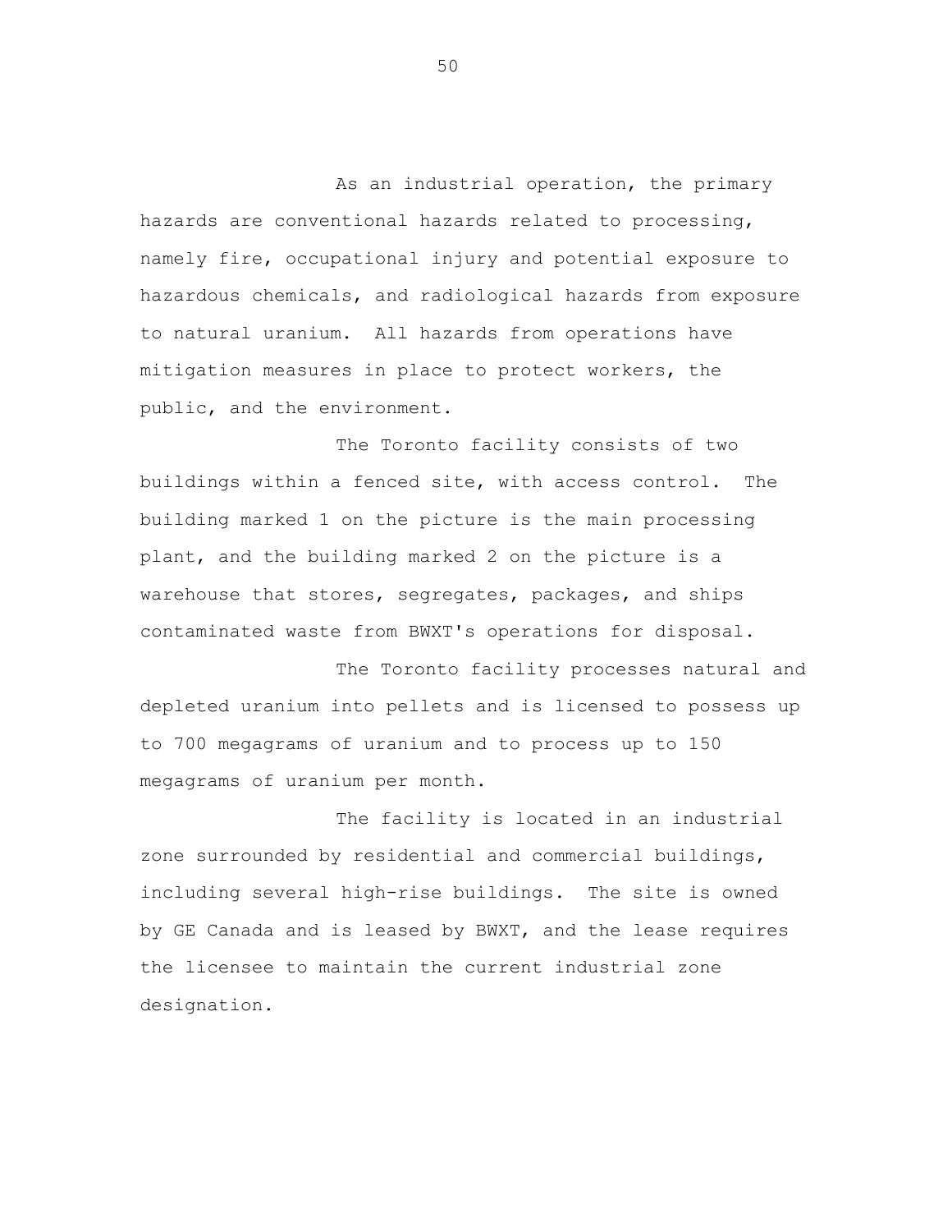As an industrial operation, the primary hazards are conventional hazards related to processing, namely fire, occupational injury and potential exposure to hazardous chemicals, and radiological hazards from exposure to natural uranium. All hazards from operations have mitigation measures in place to protect workers, the public, and the environment.

The Toronto facility consists of two buildings within a fenced site, with access control. The building marked 1 on the picture is the main processing plant, and the building marked 2 on the picture is a warehouse that stores, segregates, packages, and ships contaminated waste from BWXT's operations for disposal.

The Toronto facility processes natural and depleted uranium into pellets and is licensed to possess up to 700 megagrams of uranium and to process up to 150 megagrams of uranium per month.

The facility is located in an industrial zone surrounded by residential and commercial buildings, including several high-rise buildings. The site is owned by GE Canada and is leased by BWXT, and the lease requires the licensee to maintain the current industrial zone designation.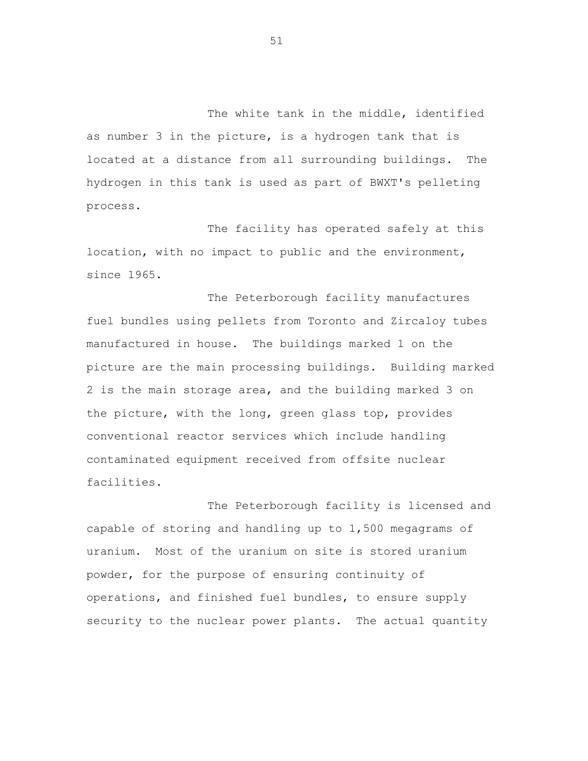The white tank in the middle, identified as number 3 in the picture, is a hydrogen tank that is located at a distance from all surrounding buildings. The hydrogen in this tank is used as part of BWXT's pelleting process.

The facility has operated safely at this location, with no impact to public and the environment, since 1965.

The Peterborough facility manufactures fuel bundles using pellets from Toronto and Zircaloy tubes manufactured in house. The buildings marked 1 on the picture are the main processing buildings. Building marked 2 is the main storage area, and the building marked 3 on the picture, with the long, green glass top, provides conventional reactor services which include handling contaminated equipment received from offsite nuclear facilities.

The Peterborough facility is licensed and capable of storing and handling up to 1,500 megagrams of uranium. Most of the uranium on site is stored uranium powder, for the purpose of ensuring continuity of operations, and finished fuel bundles, to ensure supply security to the nuclear power plants. The actual quantity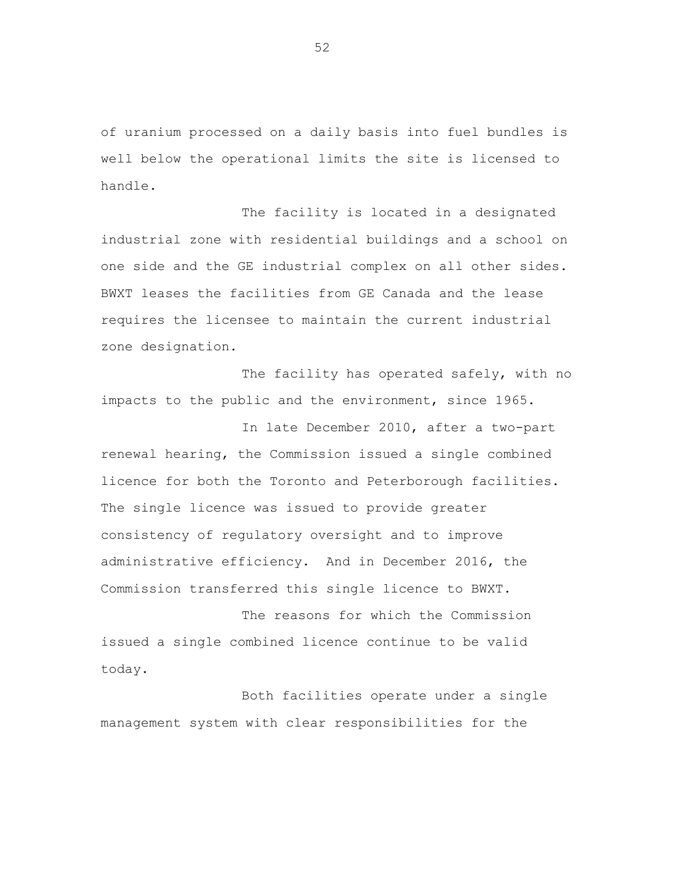of uranium processed on a daily basis into fuel bundles is well below the operational limits the site is licensed to handle.

The facility is located in a designated industrial zone with residential buildings and a school on one side and the GE industrial complex on all other sides. BWXT leases the facilities from GE Canada and the lease requires the licensee to maintain the current industrial zone designation.

The facility has operated safely, with no impacts to the public and the environment, since 1965.

In late December 2010, after a two-part renewal hearing, the Commission issued a single combined licence for both the Toronto and Peterborough facilities. The single licence was issued to provide greater consistency of regulatory oversight and to improve administrative efficiency. And in December 2016, the Commission transferred this single licence to BWXT.

The reasons for which the Commission issued a single combined licence continue to be valid today.

Both facilities operate under a single management system with clear responsibilities for the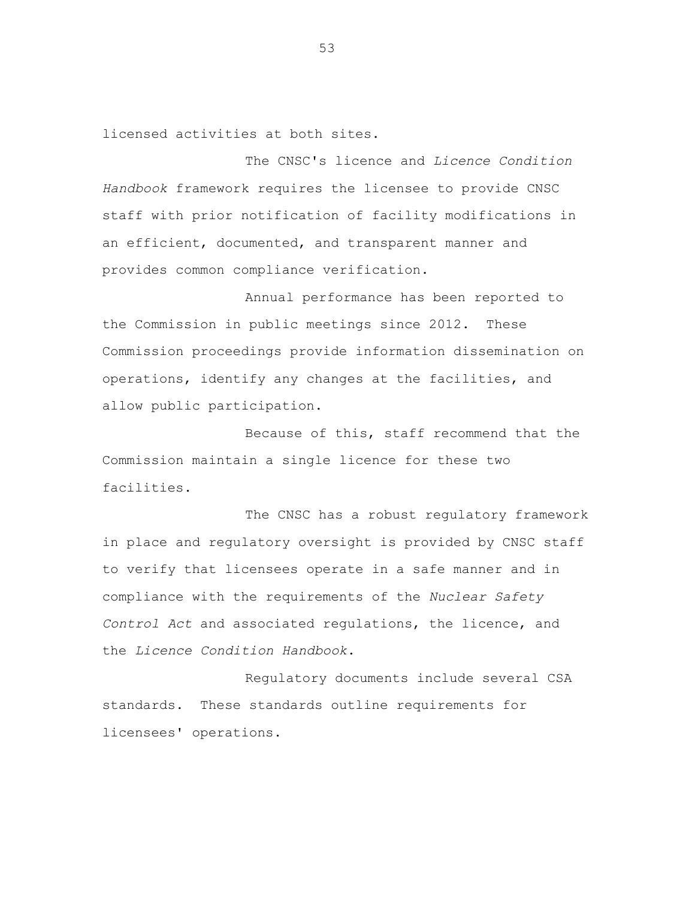licensed activities at both sites.

The CNSC's licence and *Licence Condition Handbook* framework requires the licensee to provide CNSC staff with prior notification of facility modifications in an efficient, documented, and transparent manner and provides common compliance verification.

Annual performance has been reported to the Commission in public meetings since 2012. These Commission proceedings provide information dissemination on operations, identify any changes at the facilities, and allow public participation.

Because of this, staff recommend that the Commission maintain a single licence for these two facilities.

The CNSC has a robust regulatory framework in place and regulatory oversight is provided by CNSC staff to verify that licensees operate in a safe manner and in compliance with the requirements of the *Nuclear Safety Control Act* and associated regulations, the licence, and the *Licence Condition Handbook*.

Regulatory documents include several CSA standards. These standards outline requirements for licensees' operations.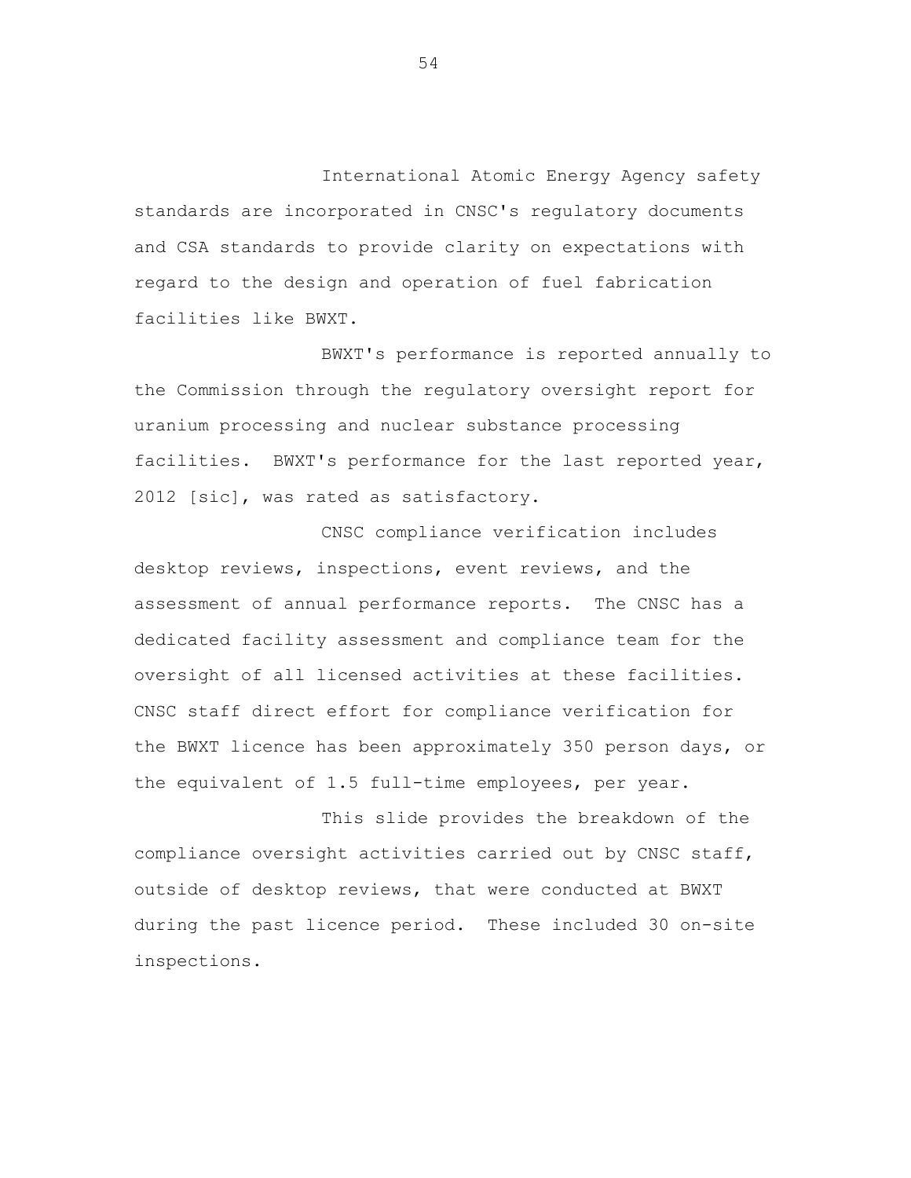International Atomic Energy Agency safety standards are incorporated in CNSC's regulatory documents and CSA standards to provide clarity on expectations with regard to the design and operation of fuel fabrication facilities like BWXT.

BWXT's performance is reported annually to the Commission through the regulatory oversight report for uranium processing and nuclear substance processing facilities. BWXT's performance for the last reported year, 2012 [sic], was rated as satisfactory.

CNSC compliance verification includes desktop reviews, inspections, event reviews, and the assessment of annual performance reports. The CNSC has a dedicated facility assessment and compliance team for the oversight of all licensed activities at these facilities. CNSC staff direct effort for compliance verification for the BWXT licence has been approximately 350 person days, or the equivalent of 1.5 full-time employees, per year.

This slide provides the breakdown of the compliance oversight activities carried out by CNSC staff, outside of desktop reviews, that were conducted at BWXT during the past licence period. These included 30 on-site inspections.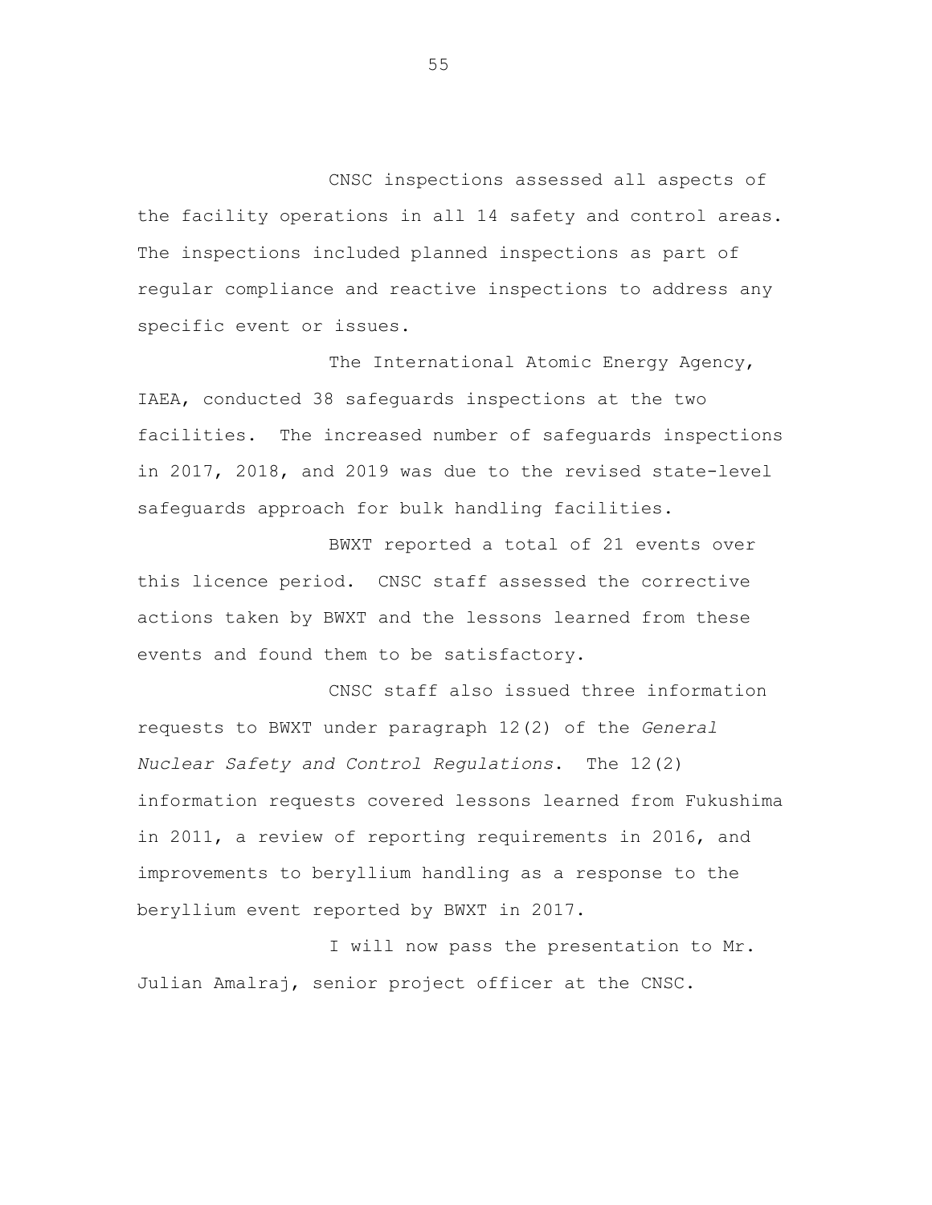CNSC inspections assessed all aspects of the facility operations in all 14 safety and control areas. The inspections included planned inspections as part of regular compliance and reactive inspections to address any specific event or issues.

The International Atomic Energy Agency, IAEA, conducted 38 safeguards inspections at the two facilities. The increased number of safeguards inspections in 2017, 2018, and 2019 was due to the revised state-level safeguards approach for bulk handling facilities.

BWXT reported a total of 21 events over this licence period. CNSC staff assessed the corrective actions taken by BWXT and the lessons learned from these events and found them to be satisfactory.

CNSC staff also issued three information requests to BWXT under paragraph 12(2) of the *General Nuclear Safety and Control Regulations*. The 12(2) information requests covered lessons learned from Fukushima in 2011, a review of reporting requirements in 2016, and improvements to beryllium handling as a response to the beryllium event reported by BWXT in 2017.

I will now pass the presentation to Mr. Julian Amalraj, senior project officer at the CNSC.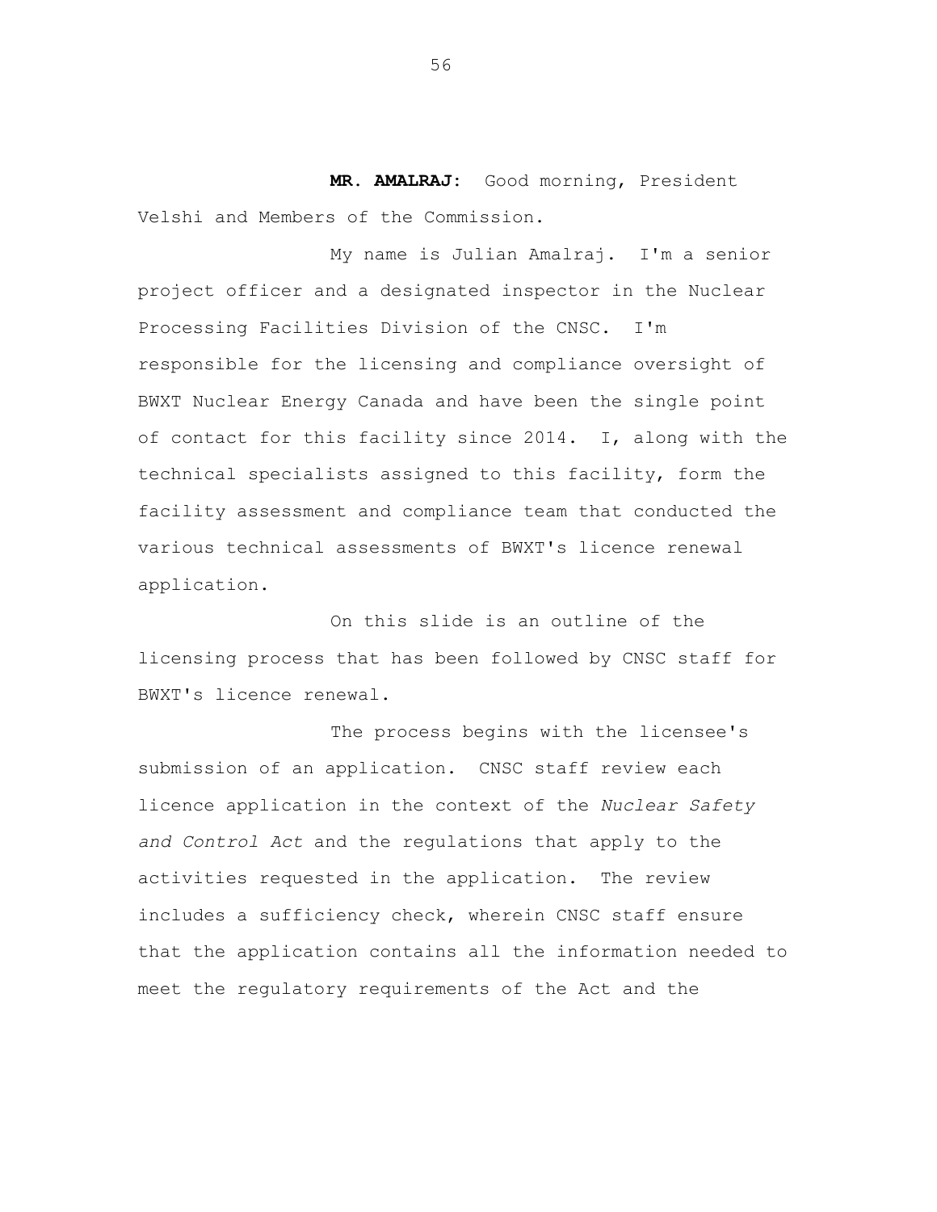**MR. AMALRAJ:** Good morning, President Velshi and Members of the Commission.

My name is Julian Amalraj. I'm a senior project officer and a designated inspector in the Nuclear Processing Facilities Division of the CNSC. I'm responsible for the licensing and compliance oversight of BWXT Nuclear Energy Canada and have been the single point of contact for this facility since 2014. I, along with the technical specialists assigned to this facility, form the facility assessment and compliance team that conducted the various technical assessments of BWXT's licence renewal application.

On this slide is an outline of the licensing process that has been followed by CNSC staff for BWXT's licence renewal.

The process begins with the licensee's submission of an application. CNSC staff review each licence application in the context of the *Nuclear Safety and Control Act* and the regulations that apply to the activities requested in the application. The review includes a sufficiency check, wherein CNSC staff ensure that the application contains all the information needed to meet the regulatory requirements of the Act and the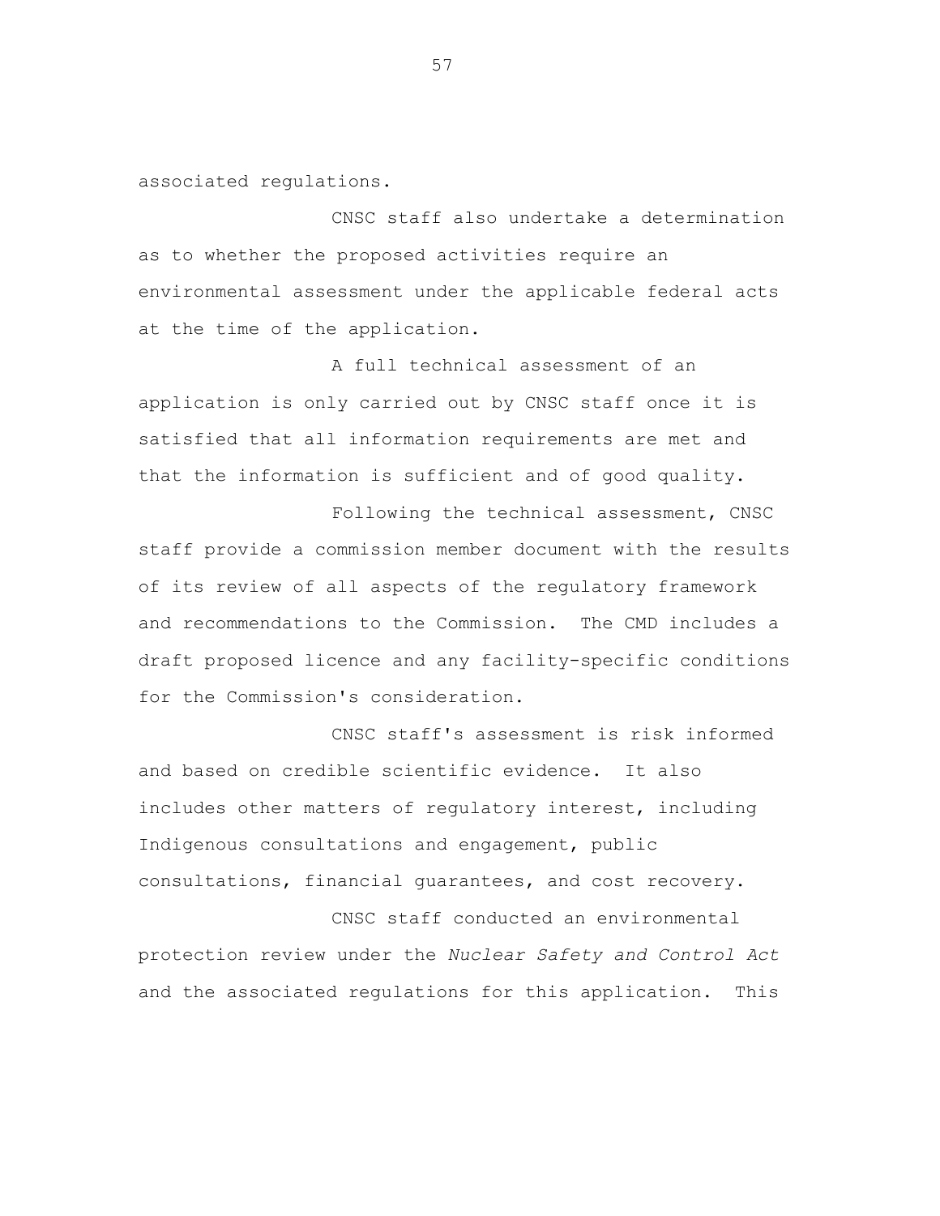associated regulations.

CNSC staff also undertake a determination as to whether the proposed activities require an environmental assessment under the applicable federal acts at the time of the application.

A full technical assessment of an application is only carried out by CNSC staff once it is satisfied that all information requirements are met and that the information is sufficient and of good quality.

Following the technical assessment, CNSC staff provide a commission member document with the results of its review of all aspects of the regulatory framework and recommendations to the Commission. The CMD includes a draft proposed licence and any facility-specific conditions for the Commission's consideration.

CNSC staff's assessment is risk informed and based on credible scientific evidence. It also includes other matters of regulatory interest, including Indigenous consultations and engagement, public consultations, financial guarantees, and cost recovery.

CNSC staff conducted an environmental protection review under the *Nuclear Safety and Control Act* and the associated regulations for this application. This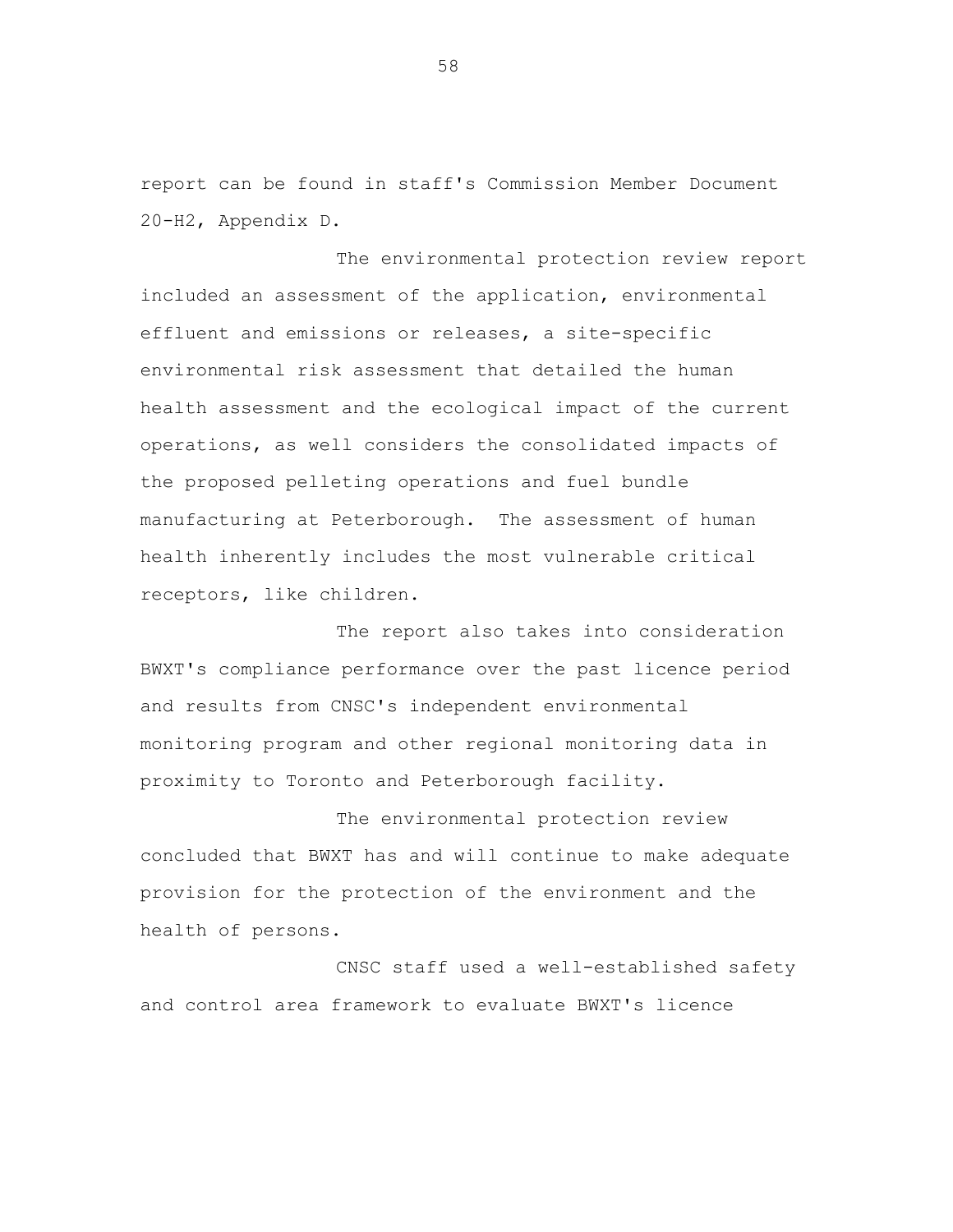report can be found in staff's Commission Member Document 20-H2, Appendix D.

The environmental protection review report included an assessment of the application, environmental effluent and emissions or releases, a site-specific environmental risk assessment that detailed the human health assessment and the ecological impact of the current operations, as well considers the consolidated impacts of the proposed pelleting operations and fuel bundle manufacturing at Peterborough. The assessment of human health inherently includes the most vulnerable critical receptors, like children.

The report also takes into consideration BWXT's compliance performance over the past licence period and results from CNSC's independent environmental monitoring program and other regional monitoring data in proximity to Toronto and Peterborough facility.

The environmental protection review concluded that BWXT has and will continue to make adequate provision for the protection of the environment and the health of persons.

CNSC staff used a well-established safety and control area framework to evaluate BWXT's licence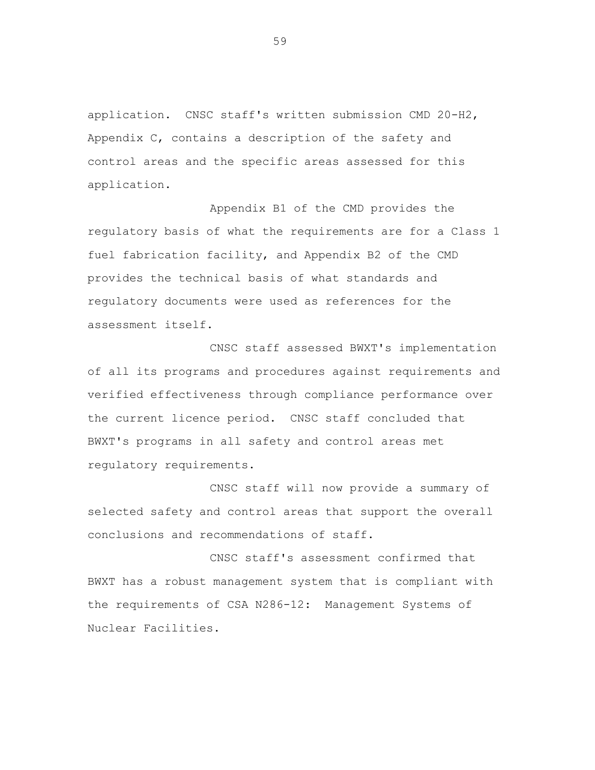application. CNSC staff's written submission CMD 20-H2, Appendix C, contains a description of the safety and control areas and the specific areas assessed for this application.

Appendix B1 of the CMD provides the regulatory basis of what the requirements are for a Class 1 fuel fabrication facility, and Appendix B2 of the CMD provides the technical basis of what standards and regulatory documents were used as references for the assessment itself.

CNSC staff assessed BWXT's implementation of all its programs and procedures against requirements and verified effectiveness through compliance performance over the current licence period. CNSC staff concluded that BWXT's programs in all safety and control areas met regulatory requirements.

CNSC staff will now provide a summary of selected safety and control areas that support the overall conclusions and recommendations of staff.

CNSC staff's assessment confirmed that BWXT has a robust management system that is compliant with the requirements of CSA N286-12: Management Systems of Nuclear Facilities.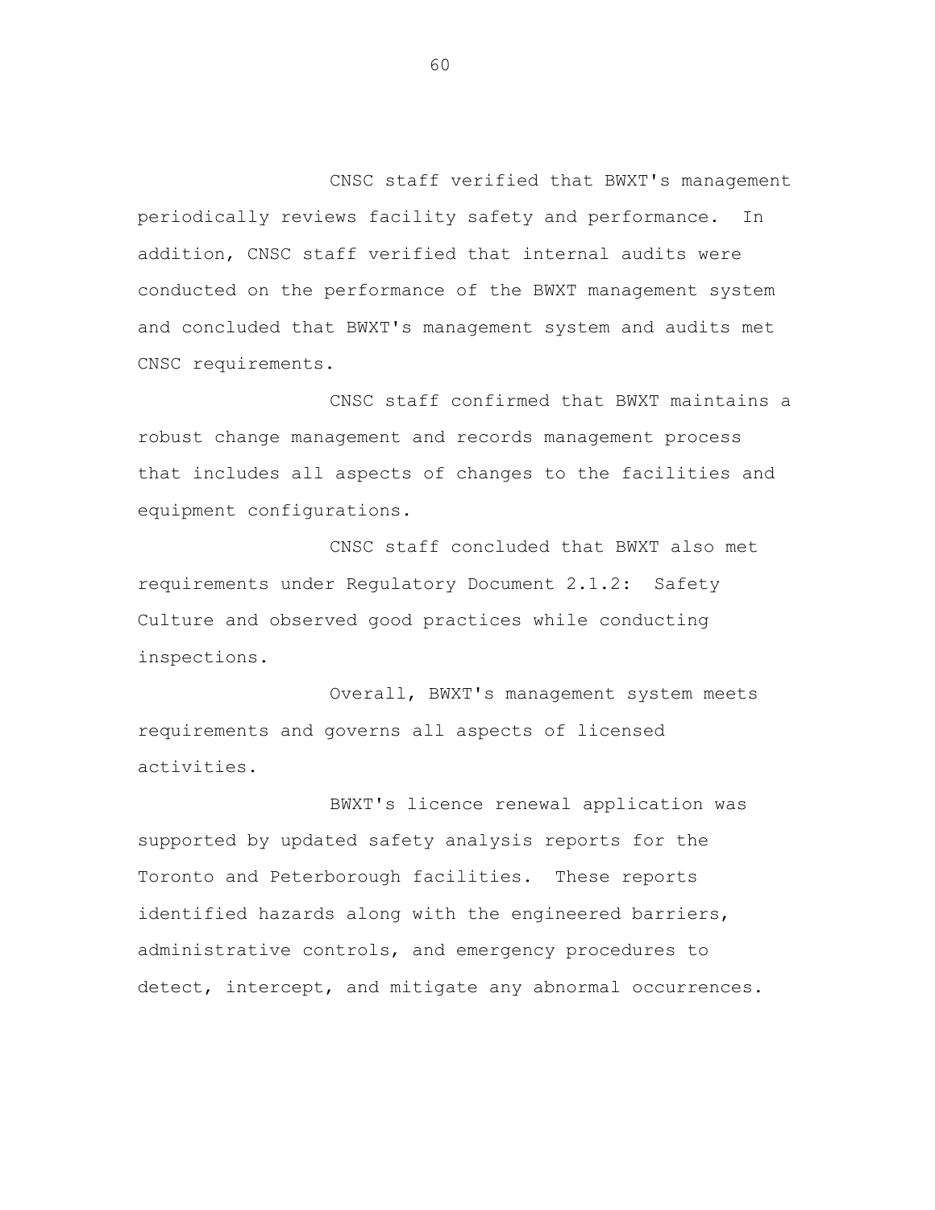CNSC staff verified that BWXT's management periodically reviews facility safety and performance. In addition, CNSC staff verified that internal audits were conducted on the performance of the BWXT management system and concluded that BWXT's management system and audits met CNSC requirements.

CNSC staff confirmed that BWXT maintains a robust change management and records management process that includes all aspects of changes to the facilities and equipment configurations.

CNSC staff concluded that BWXT also met requirements under Regulatory Document 2.1.2: Safety Culture and observed good practices while conducting inspections.

Overall, BWXT's management system meets requirements and governs all aspects of licensed activities.

BWXT's licence renewal application was supported by updated safety analysis reports for the Toronto and Peterborough facilities. These reports identified hazards along with the engineered barriers, administrative controls, and emergency procedures to detect, intercept, and mitigate any abnormal occurrences.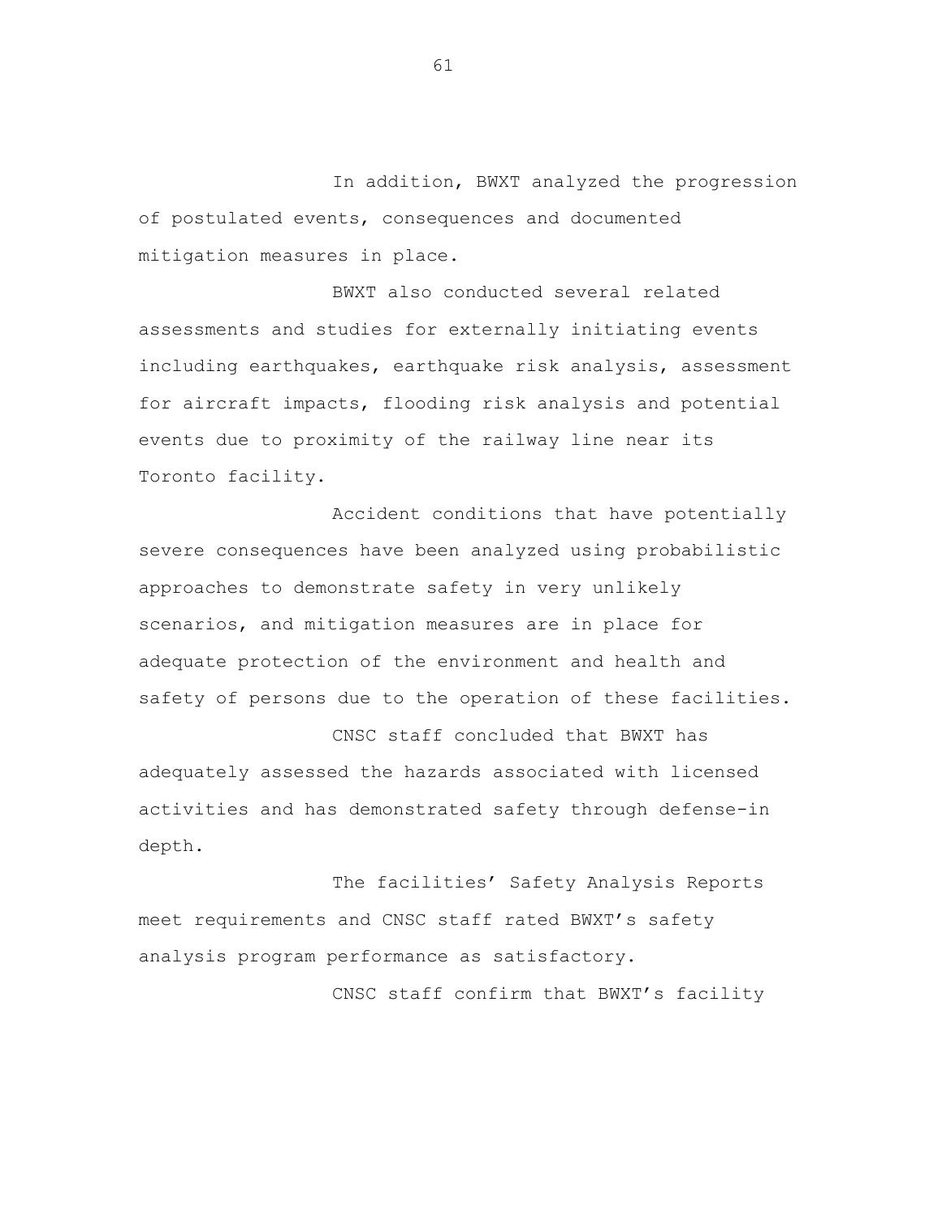In addition, BWXT analyzed the progression of postulated events, consequences and documented mitigation measures in place.

BWXT also conducted several related assessments and studies for externally initiating events including earthquakes, earthquake risk analysis, assessment for aircraft impacts, flooding risk analysis and potential events due to proximity of the railway line near its Toronto facility.

Accident conditions that have potentially severe consequences have been analyzed using probabilistic approaches to demonstrate safety in very unlikely scenarios, and mitigation measures are in place for adequate protection of the environment and health and safety of persons due to the operation of these facilities.

CNSC staff concluded that BWXT has adequately assessed the hazards associated with licensed activities and has demonstrated safety through defense-in depth.

The facilities' Safety Analysis Reports meet requirements and CNSC staff rated BWXT's safety analysis program performance as satisfactory.

CNSC staff confirm that BWXT's facility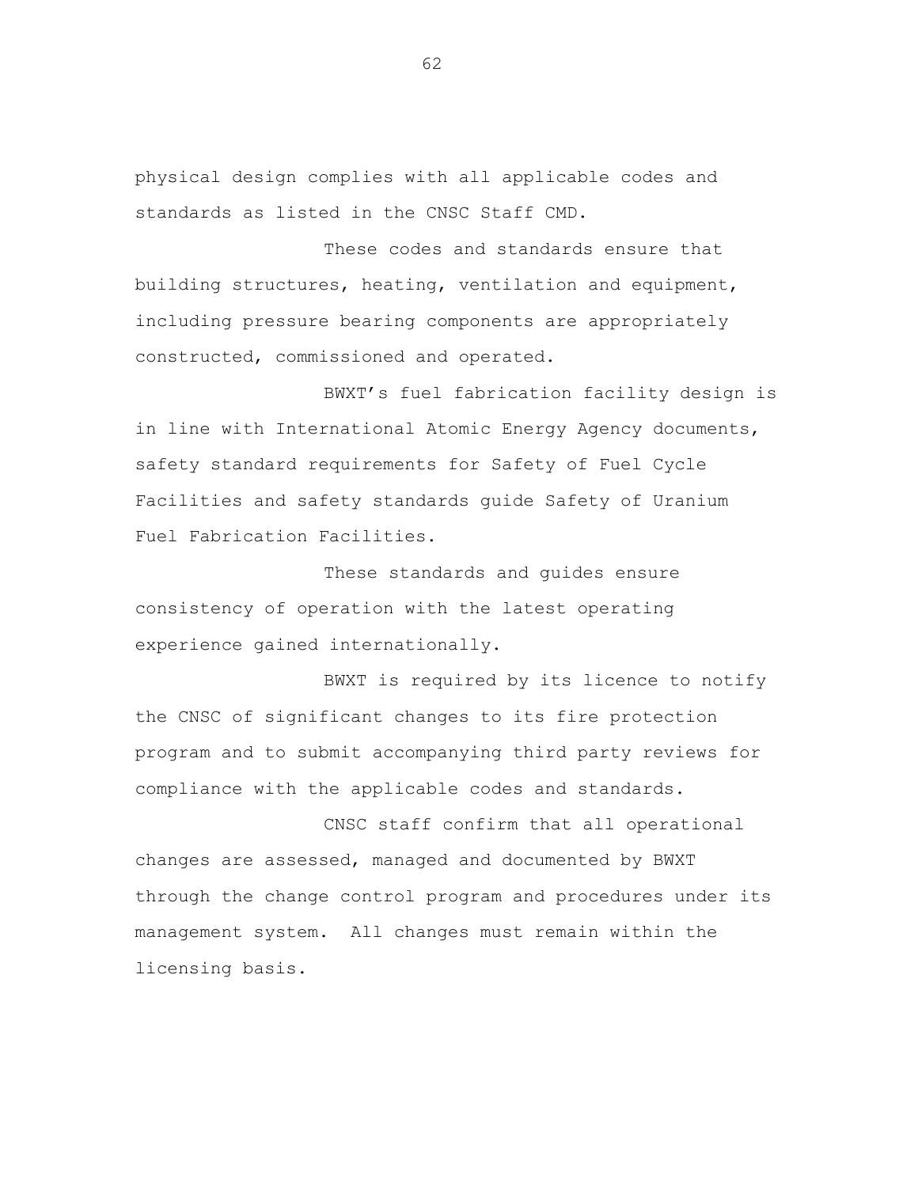physical design complies with all applicable codes and standards as listed in the CNSC Staff CMD.

These codes and standards ensure that building structures, heating, ventilation and equipment, including pressure bearing components are appropriately constructed, commissioned and operated.

BWXT's fuel fabrication facility design is in line with International Atomic Energy Agency documents, safety standard requirements for Safety of Fuel Cycle Facilities and safety standards guide Safety of Uranium Fuel Fabrication Facilities.

These standards and guides ensure consistency of operation with the latest operating experience gained internationally.

BWXT is required by its licence to notify the CNSC of significant changes to its fire protection program and to submit accompanying third party reviews for compliance with the applicable codes and standards.

CNSC staff confirm that all operational changes are assessed, managed and documented by BWXT through the change control program and procedures under its management system. All changes must remain within the licensing basis.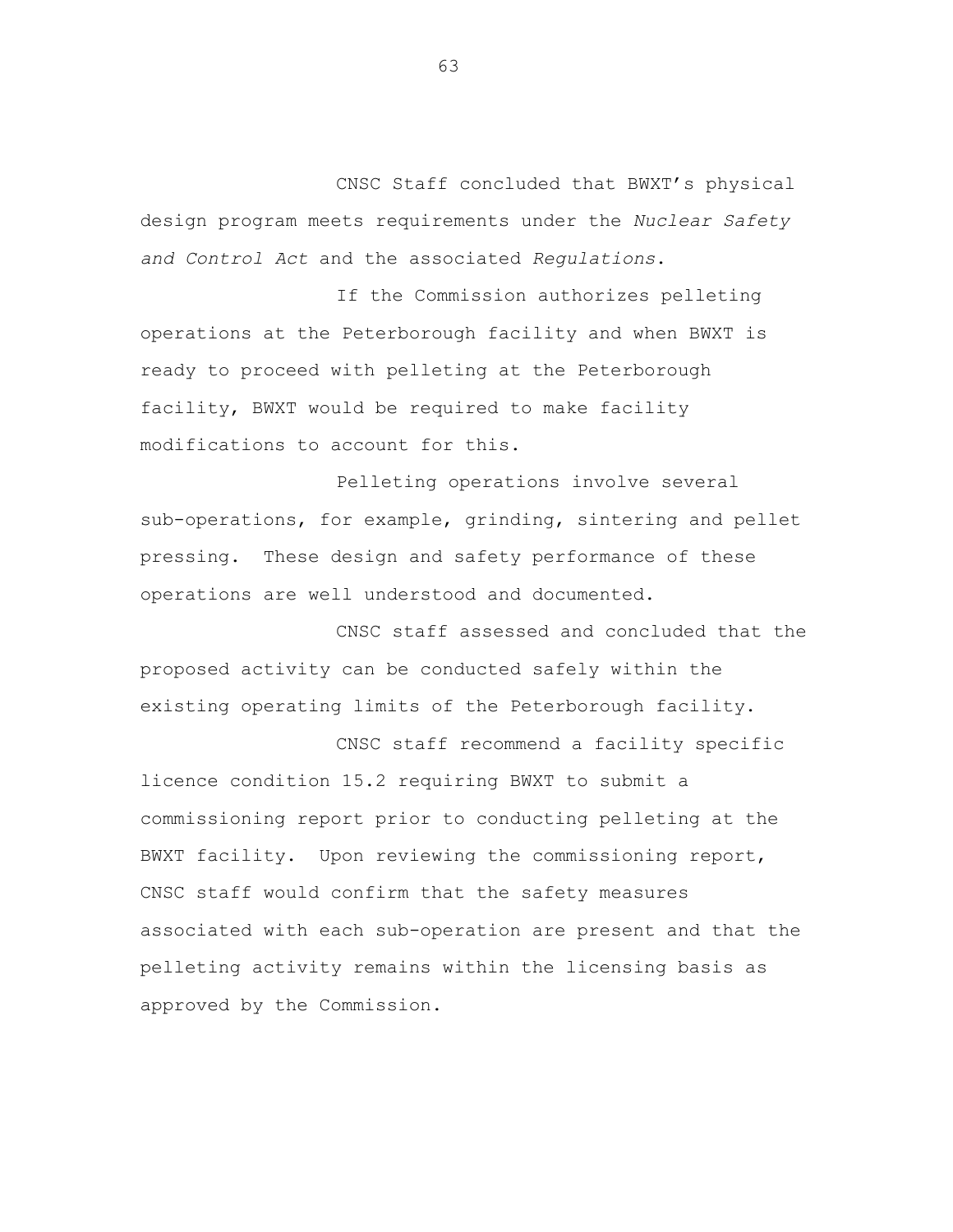CNSC Staff concluded that BWXT's physical design program meets requirements under the *Nuclear Safety and Control Act* and the associated *Regulations*.

If the Commission authorizes pelleting operations at the Peterborough facility and when BWXT is ready to proceed with pelleting at the Peterborough facility, BWXT would be required to make facility modifications to account for this.

Pelleting operations involve several sub-operations, for example, grinding, sintering and pellet pressing. These design and safety performance of these operations are well understood and documented.

CNSC staff assessed and concluded that the proposed activity can be conducted safely within the existing operating limits of the Peterborough facility.

CNSC staff recommend a facility specific licence condition 15.2 requiring BWXT to submit a commissioning report prior to conducting pelleting at the BWXT facility. Upon reviewing the commissioning report, CNSC staff would confirm that the safety measures associated with each sub-operation are present and that the pelleting activity remains within the licensing basis as approved by the Commission.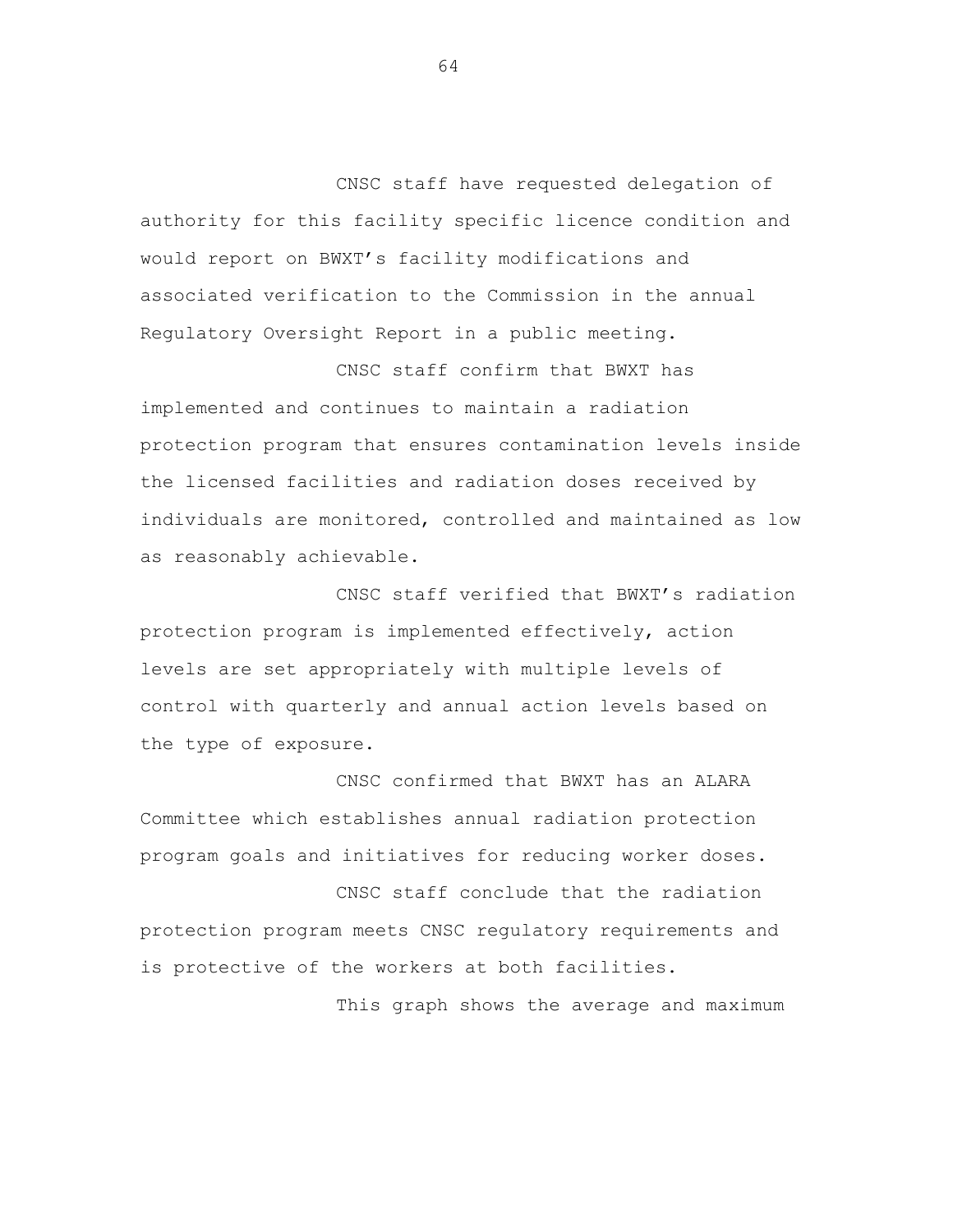CNSC staff have requested delegation of authority for this facility specific licence condition and would report on BWXT's facility modifications and associated verification to the Commission in the annual Regulatory Oversight Report in a public meeting.

CNSC staff confirm that BWXT has implemented and continues to maintain a radiation protection program that ensures contamination levels inside the licensed facilities and radiation doses received by individuals are monitored, controlled and maintained as low as reasonably achievable.

CNSC staff verified that BWXT's radiation protection program is implemented effectively, action levels are set appropriately with multiple levels of control with quarterly and annual action levels based on the type of exposure.

CNSC confirmed that BWXT has an ALARA Committee which establishes annual radiation protection program goals and initiatives for reducing worker doses.

CNSC staff conclude that the radiation protection program meets CNSC regulatory requirements and is protective of the workers at both facilities.

This graph shows the average and maximum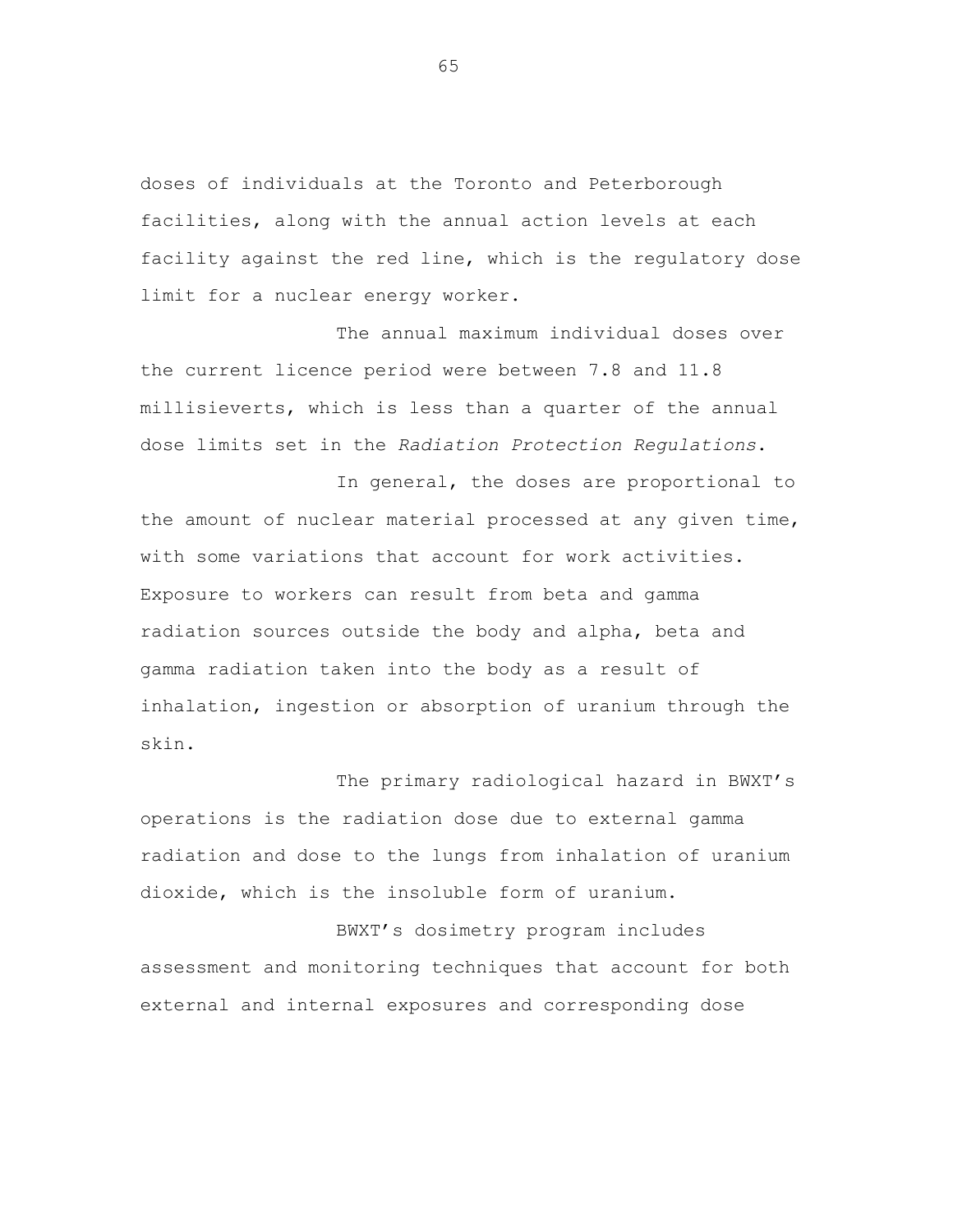doses of individuals at the Toronto and Peterborough facilities, along with the annual action levels at each facility against the red line, which is the regulatory dose limit for a nuclear energy worker.

The annual maximum individual doses over the current licence period were between 7.8 and 11.8 millisieverts, which is less than a quarter of the annual dose limits set in the *Radiation Protection Regulations*.

In general, the doses are proportional to the amount of nuclear material processed at any given time, with some variations that account for work activities. Exposure to workers can result from beta and gamma radiation sources outside the body and alpha, beta and gamma radiation taken into the body as a result of inhalation, ingestion or absorption of uranium through the skin.

The primary radiological hazard in BWXT's operations is the radiation dose due to external gamma radiation and dose to the lungs from inhalation of uranium dioxide, which is the insoluble form of uranium.

BWXT's dosimetry program includes assessment and monitoring techniques that account for both external and internal exposures and corresponding dose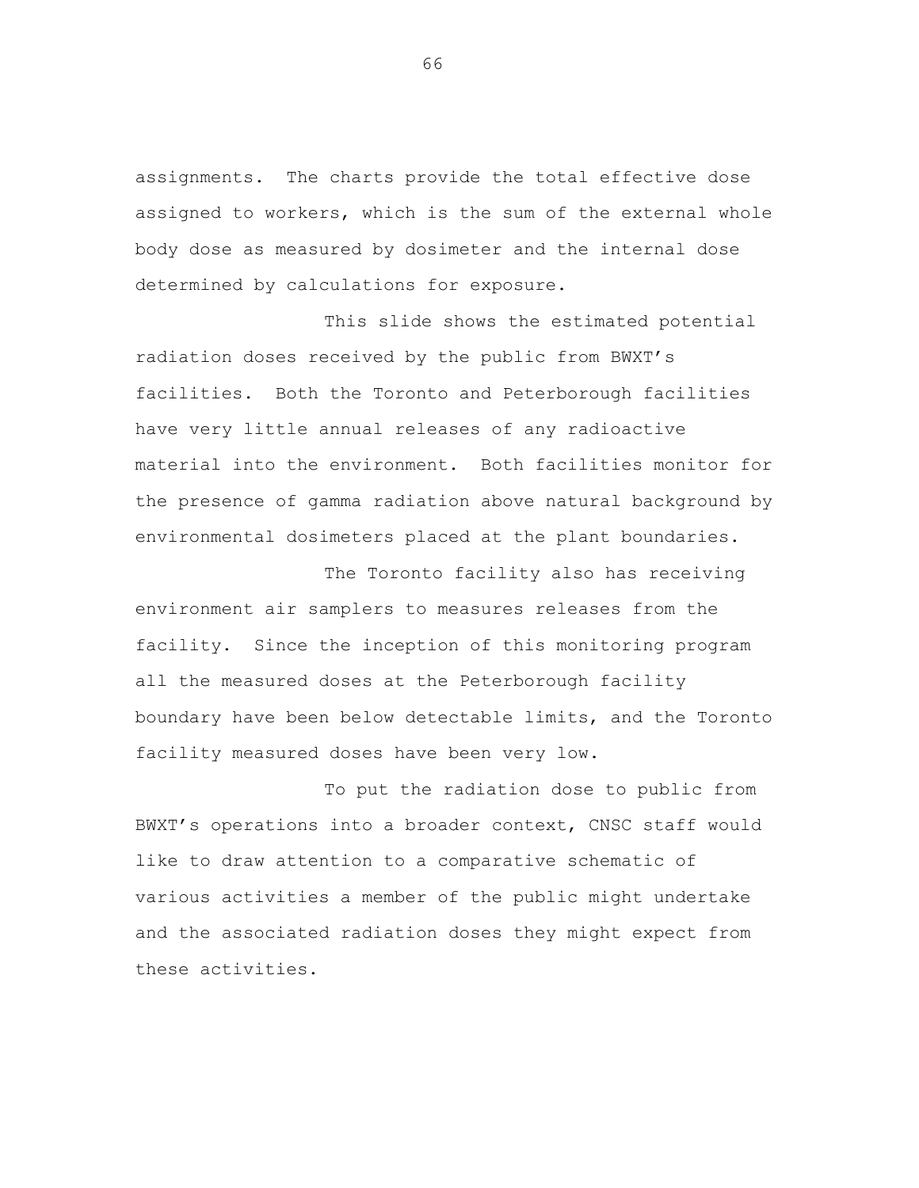assignments. The charts provide the total effective dose assigned to workers, which is the sum of the external whole body dose as measured by dosimeter and the internal dose determined by calculations for exposure.

This slide shows the estimated potential radiation doses received by the public from BWXT's facilities. Both the Toronto and Peterborough facilities have very little annual releases of any radioactive material into the environment. Both facilities monitor for the presence of gamma radiation above natural background by environmental dosimeters placed at the plant boundaries.

The Toronto facility also has receiving environment air samplers to measures releases from the facility. Since the inception of this monitoring program all the measured doses at the Peterborough facility boundary have been below detectable limits, and the Toronto facility measured doses have been very low.

To put the radiation dose to public from BWXT's operations into a broader context, CNSC staff would like to draw attention to a comparative schematic of various activities a member of the public might undertake and the associated radiation doses they might expect from these activities.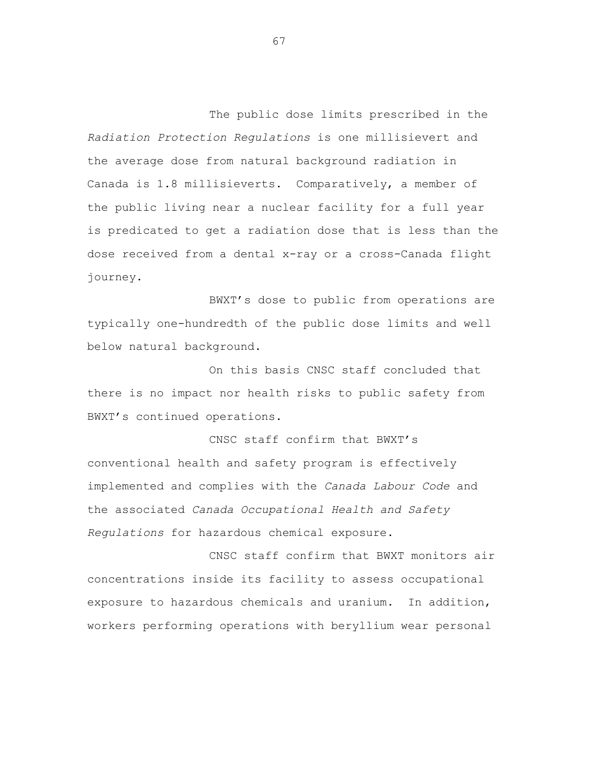The public dose limits prescribed in the *Radiation Protection Regulations* is one millisievert and the average dose from natural background radiation in Canada is 1.8 millisieverts. Comparatively, a member of the public living near a nuclear facility for a full year is predicated to get a radiation dose that is less than the dose received from a dental x-ray or a cross-Canada flight journey.

BWXT's dose to public from operations are typically one-hundredth of the public dose limits and well below natural background.

On this basis CNSC staff concluded that there is no impact nor health risks to public safety from BWXT's continued operations.

CNSC staff confirm that BWXT's conventional health and safety program is effectively implemented and complies with the *Canada Labour Code* and the associated *Canada Occupational Health and Safety Regulations* for hazardous chemical exposure.

CNSC staff confirm that BWXT monitors air concentrations inside its facility to assess occupational exposure to hazardous chemicals and uranium. In addition, workers performing operations with beryllium wear personal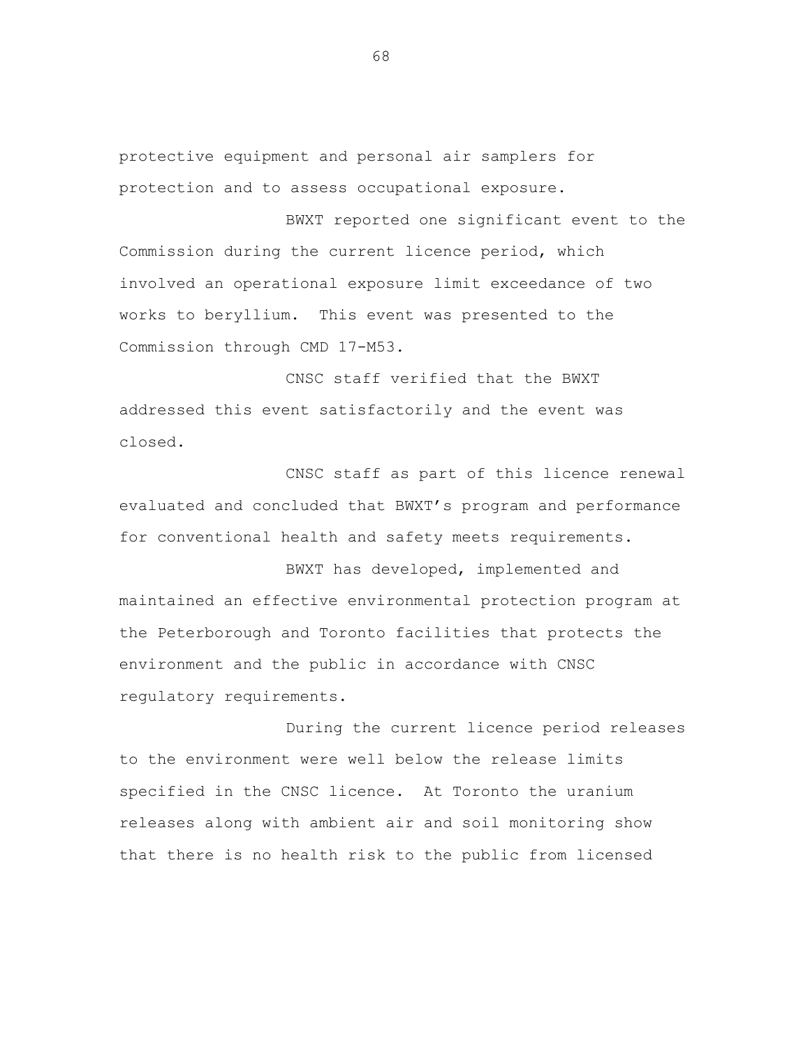protective equipment and personal air samplers for protection and to assess occupational exposure.

BWXT reported one significant event to the Commission during the current licence period, which involved an operational exposure limit exceedance of two works to beryllium. This event was presented to the Commission through CMD 17-M53.

CNSC staff verified that the BWXT addressed this event satisfactorily and the event was closed.

CNSC staff as part of this licence renewal evaluated and concluded that BWXT's program and performance for conventional health and safety meets requirements.

BWXT has developed, implemented and maintained an effective environmental protection program at the Peterborough and Toronto facilities that protects the environment and the public in accordance with CNSC regulatory requirements.

During the current licence period releases to the environment were well below the release limits specified in the CNSC licence. At Toronto the uranium releases along with ambient air and soil monitoring show that there is no health risk to the public from licensed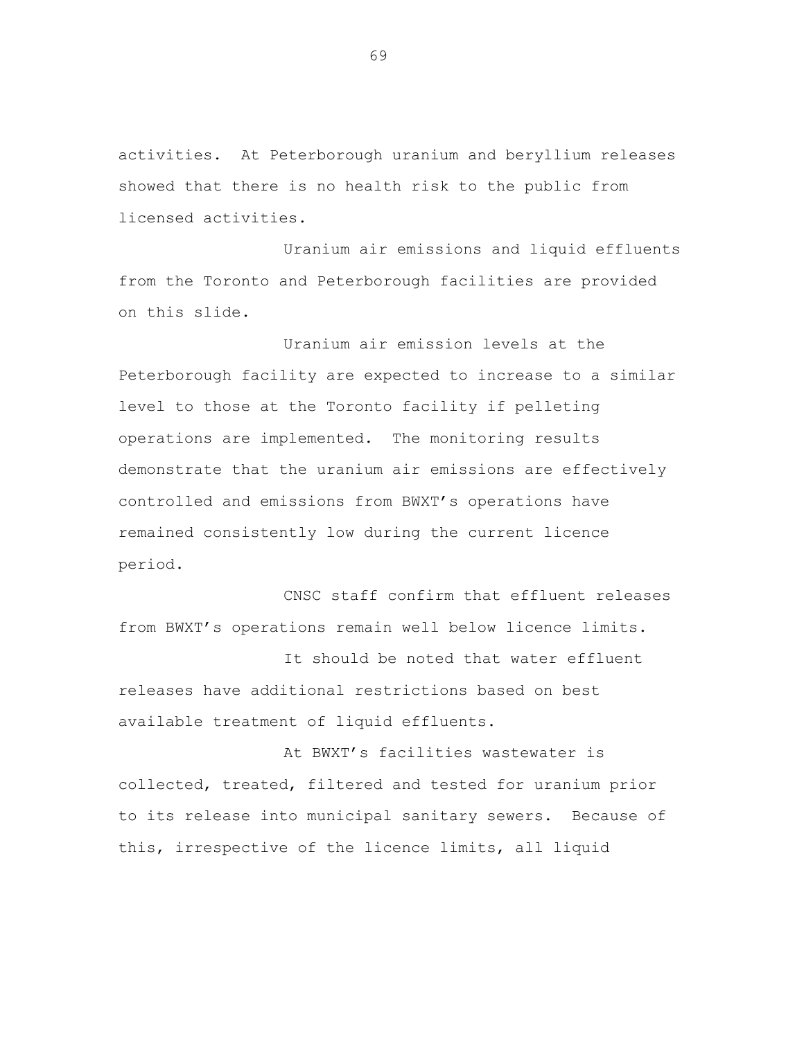activities. At Peterborough uranium and beryllium releases showed that there is no health risk to the public from licensed activities.

Uranium air emissions and liquid effluents from the Toronto and Peterborough facilities are provided on this slide.

Uranium air emission levels at the Peterborough facility are expected to increase to a similar level to those at the Toronto facility if pelleting operations are implemented. The monitoring results demonstrate that the uranium air emissions are effectively controlled and emissions from BWXT's operations have remained consistently low during the current licence period.

CNSC staff confirm that effluent releases from BWXT's operations remain well below licence limits.

It should be noted that water effluent releases have additional restrictions based on best available treatment of liquid effluents.

At BWXT's facilities wastewater is collected, treated, filtered and tested for uranium prior to its release into municipal sanitary sewers. Because of this, irrespective of the licence limits, all liquid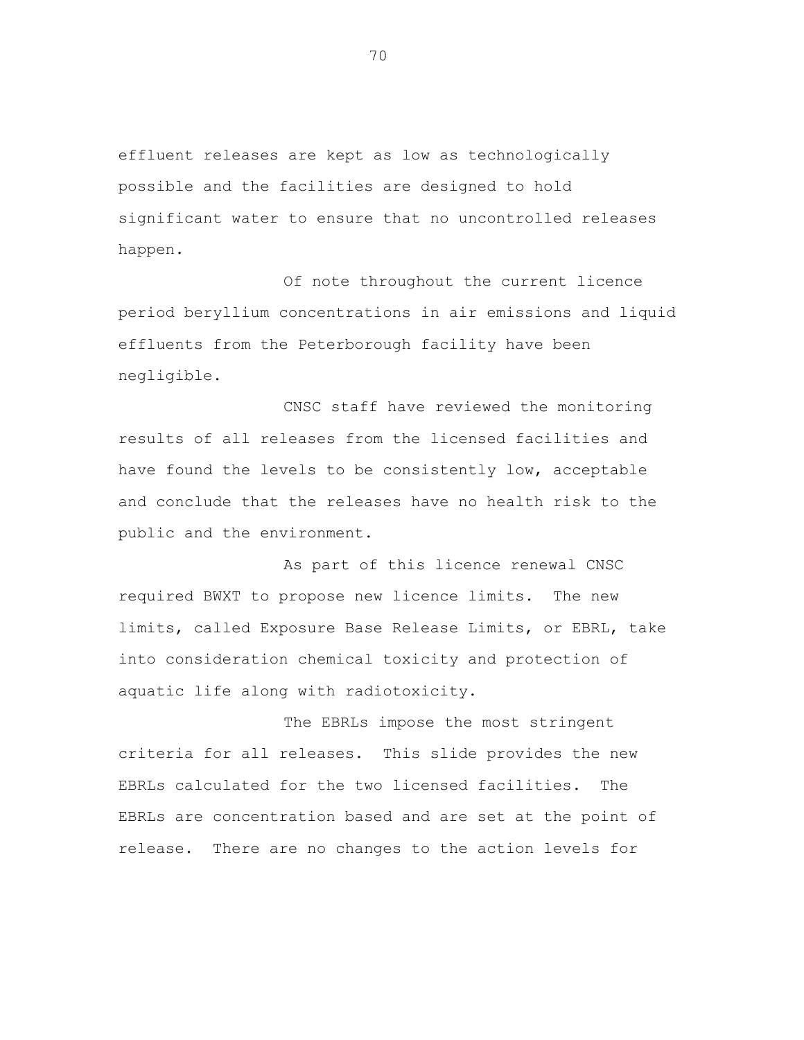effluent releases are kept as low as technologically possible and the facilities are designed to hold significant water to ensure that no uncontrolled releases happen.

Of note throughout the current licence period beryllium concentrations in air emissions and liquid effluents from the Peterborough facility have been negligible.

CNSC staff have reviewed the monitoring results of all releases from the licensed facilities and have found the levels to be consistently low, acceptable and conclude that the releases have no health risk to the public and the environment.

As part of this licence renewal CNSC required BWXT to propose new licence limits. The new limits, called Exposure Base Release Limits, or EBRL, take into consideration chemical toxicity and protection of aquatic life along with radiotoxicity.

The EBRLs impose the most stringent criteria for all releases. This slide provides the new EBRLs calculated for the two licensed facilities. The EBRLs are concentration based and are set at the point of release. There are no changes to the action levels for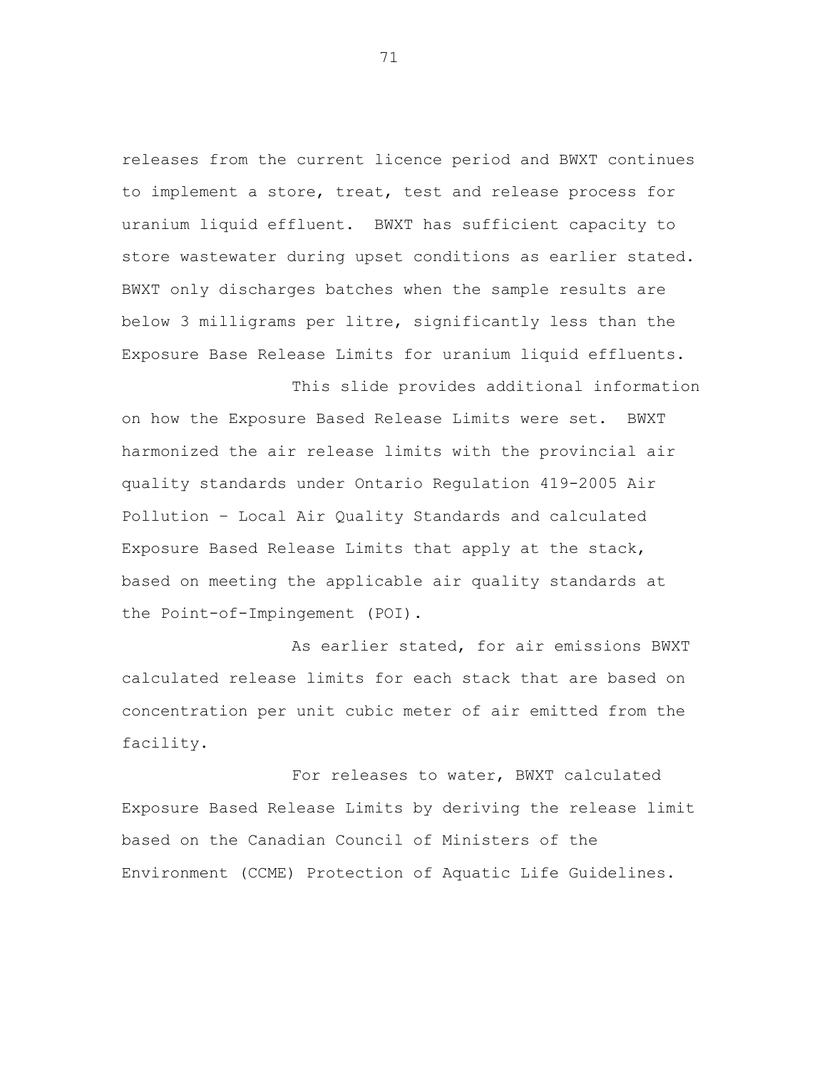releases from the current licence period and BWXT continues to implement a store, treat, test and release process for uranium liquid effluent. BWXT has sufficient capacity to store wastewater during upset conditions as earlier stated. BWXT only discharges batches when the sample results are below 3 milligrams per litre, significantly less than the Exposure Base Release Limits for uranium liquid effluents.

This slide provides additional information on how the Exposure Based Release Limits were set. BWXT harmonized the air release limits with the provincial air quality standards under Ontario Regulation 419-2005 Air Pollution – Local Air Quality Standards and calculated Exposure Based Release Limits that apply at the stack, based on meeting the applicable air quality standards at the Point-of-Impingement (POI).

As earlier stated, for air emissions BWXT calculated release limits for each stack that are based on concentration per unit cubic meter of air emitted from the facility.

For releases to water, BWXT calculated Exposure Based Release Limits by deriving the release limit based on the Canadian Council of Ministers of the Environment (CCME) Protection of Aquatic Life Guidelines.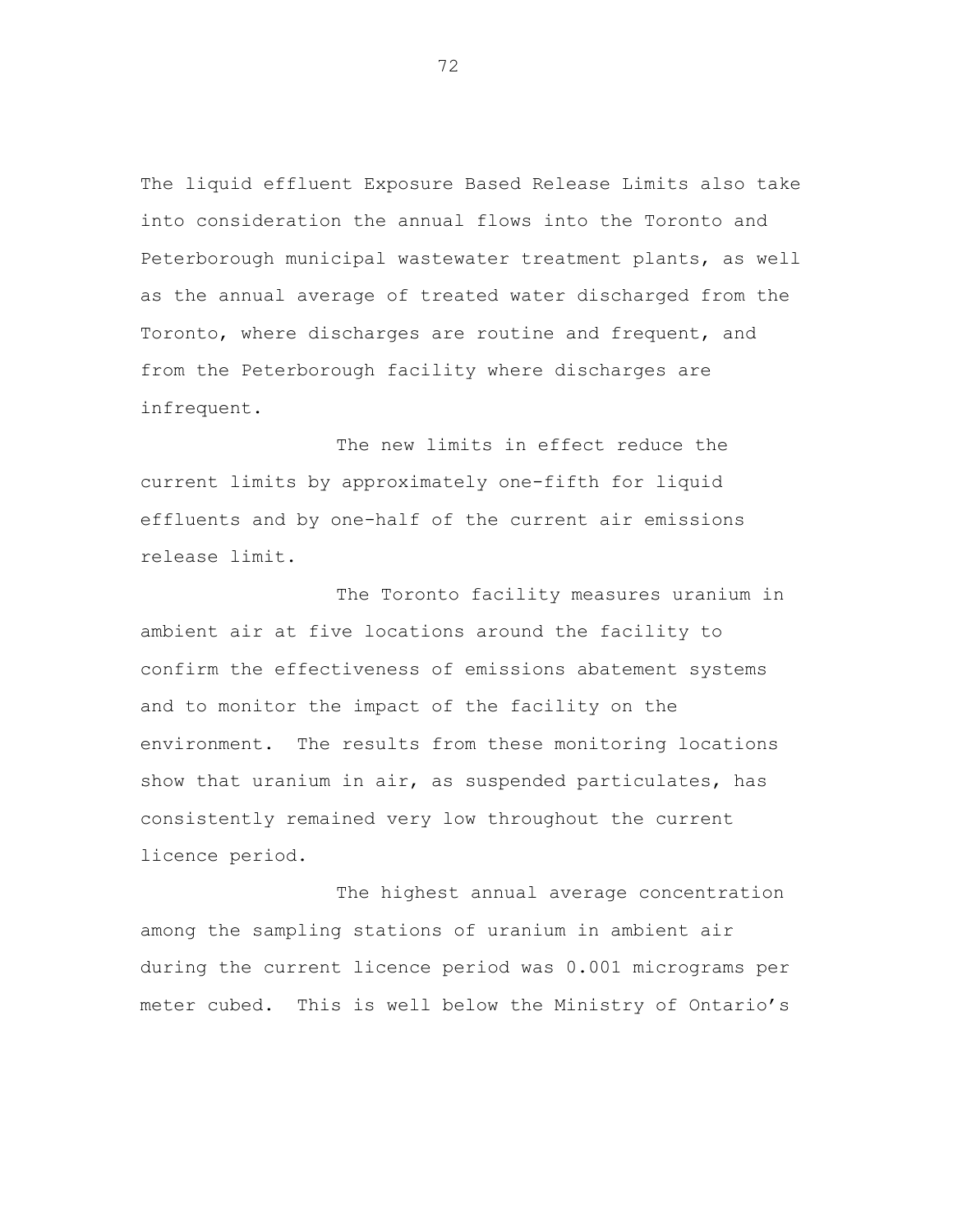The liquid effluent Exposure Based Release Limits also take into consideration the annual flows into the Toronto and Peterborough municipal wastewater treatment plants, as well as the annual average of treated water discharged from the Toronto, where discharges are routine and frequent, and from the Peterborough facility where discharges are infrequent.

The new limits in effect reduce the current limits by approximately one-fifth for liquid effluents and by one-half of the current air emissions release limit.

The Toronto facility measures uranium in ambient air at five locations around the facility to confirm the effectiveness of emissions abatement systems and to monitor the impact of the facility on the environment. The results from these monitoring locations show that uranium in air, as suspended particulates, has consistently remained very low throughout the current licence period.

The highest annual average concentration among the sampling stations of uranium in ambient air during the current licence period was 0.001 micrograms per meter cubed. This is well below the Ministry of Ontario's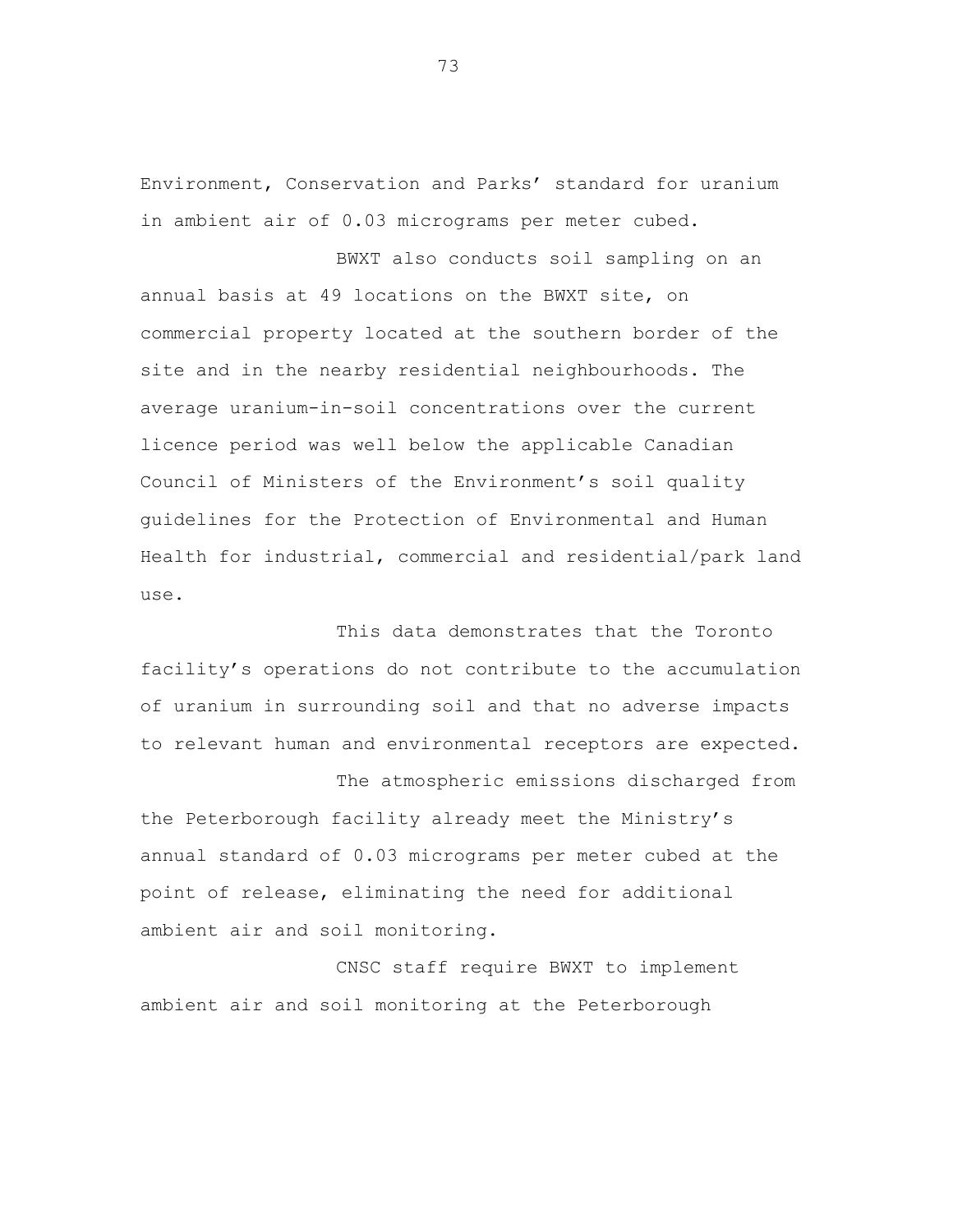Environment, Conservation and Parks' standard for uranium in ambient air of 0.03 micrograms per meter cubed.

BWXT also conducts soil sampling on an annual basis at 49 locations on the BWXT site, on commercial property located at the southern border of the site and in the nearby residential neighbourhoods. The average uranium-in-soil concentrations over the current licence period was well below the applicable Canadian Council of Ministers of the Environment's soil quality guidelines for the Protection of Environmental and Human Health for industrial, commercial and residential/park land use.

This data demonstrates that the Toronto facility's operations do not contribute to the accumulation of uranium in surrounding soil and that no adverse impacts to relevant human and environmental receptors are expected.

The atmospheric emissions discharged from the Peterborough facility already meet the Ministry's annual standard of 0.03 micrograms per meter cubed at the point of release, eliminating the need for additional ambient air and soil monitoring.

CNSC staff require BWXT to implement ambient air and soil monitoring at the Peterborough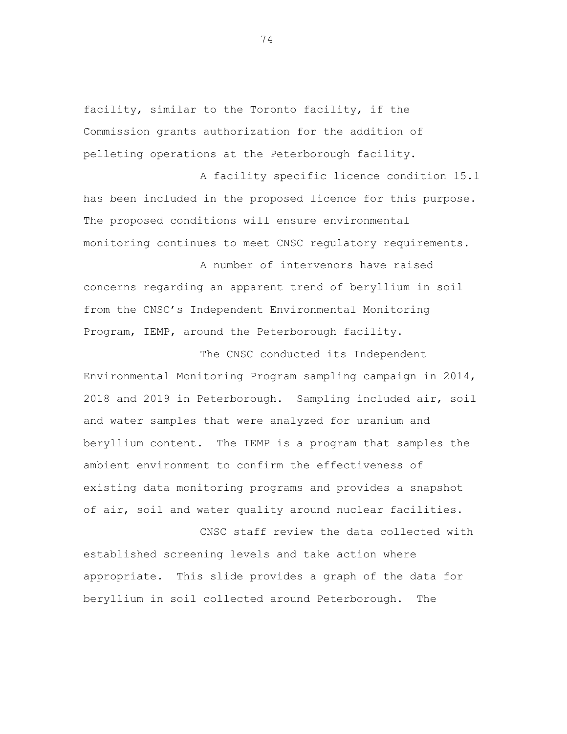facility, similar to the Toronto facility, if the Commission grants authorization for the addition of pelleting operations at the Peterborough facility.

A facility specific licence condition 15.1 has been included in the proposed licence for this purpose. The proposed conditions will ensure environmental monitoring continues to meet CNSC regulatory requirements.

A number of intervenors have raised concerns regarding an apparent trend of beryllium in soil from the CNSC's Independent Environmental Monitoring Program, IEMP, around the Peterborough facility.

The CNSC conducted its Independent Environmental Monitoring Program sampling campaign in 2014, 2018 and 2019 in Peterborough. Sampling included air, soil and water samples that were analyzed for uranium and beryllium content. The IEMP is a program that samples the ambient environment to confirm the effectiveness of existing data monitoring programs and provides a snapshot of air, soil and water quality around nuclear facilities.

CNSC staff review the data collected with established screening levels and take action where appropriate. This slide provides a graph of the data for beryllium in soil collected around Peterborough. The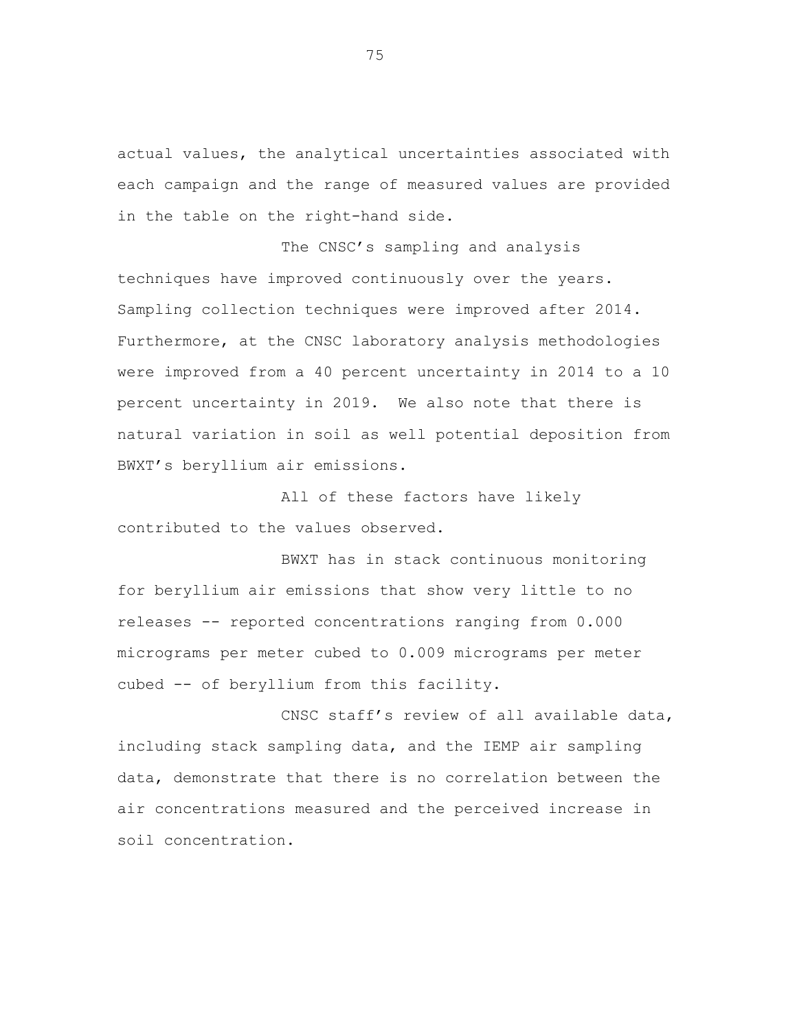actual values, the analytical uncertainties associated with each campaign and the range of measured values are provided in the table on the right-hand side.

The CNSC's sampling and analysis techniques have improved continuously over the years. Sampling collection techniques were improved after 2014. Furthermore, at the CNSC laboratory analysis methodologies were improved from a 40 percent uncertainty in 2014 to a 10 percent uncertainty in 2019. We also note that there is natural variation in soil as well potential deposition from BWXT's beryllium air emissions.

All of these factors have likely contributed to the values observed.

BWXT has in stack continuous monitoring for beryllium air emissions that show very little to no releases -- reported concentrations ranging from 0.000 micrograms per meter cubed to 0.009 micrograms per meter cubed -- of beryllium from this facility.

CNSC staff's review of all available data, including stack sampling data, and the IEMP air sampling data, demonstrate that there is no correlation between the air concentrations measured and the perceived increase in soil concentration.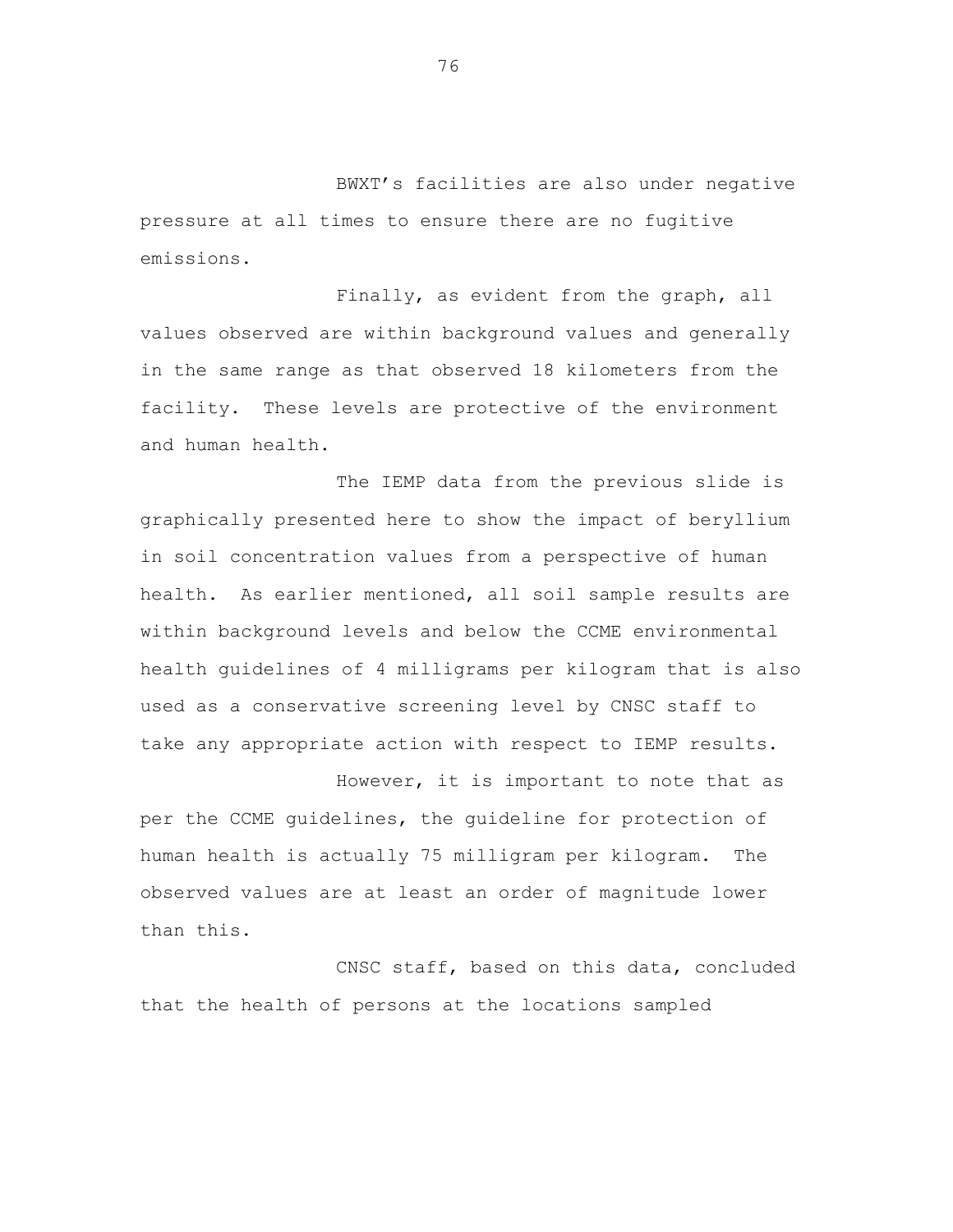BWXT's facilities are also under negative pressure at all times to ensure there are no fugitive emissions.

Finally, as evident from the graph, all values observed are within background values and generally in the same range as that observed 18 kilometers from the facility. These levels are protective of the environment and human health.

The IEMP data from the previous slide is graphically presented here to show the impact of beryllium in soil concentration values from a perspective of human health. As earlier mentioned, all soil sample results are within background levels and below the CCME environmental health guidelines of 4 milligrams per kilogram that is also used as a conservative screening level by CNSC staff to take any appropriate action with respect to IEMP results.

However, it is important to note that as per the CCME guidelines, the guideline for protection of human health is actually 75 milligram per kilogram. The observed values are at least an order of magnitude lower than this.

CNSC staff, based on this data, concluded that the health of persons at the locations sampled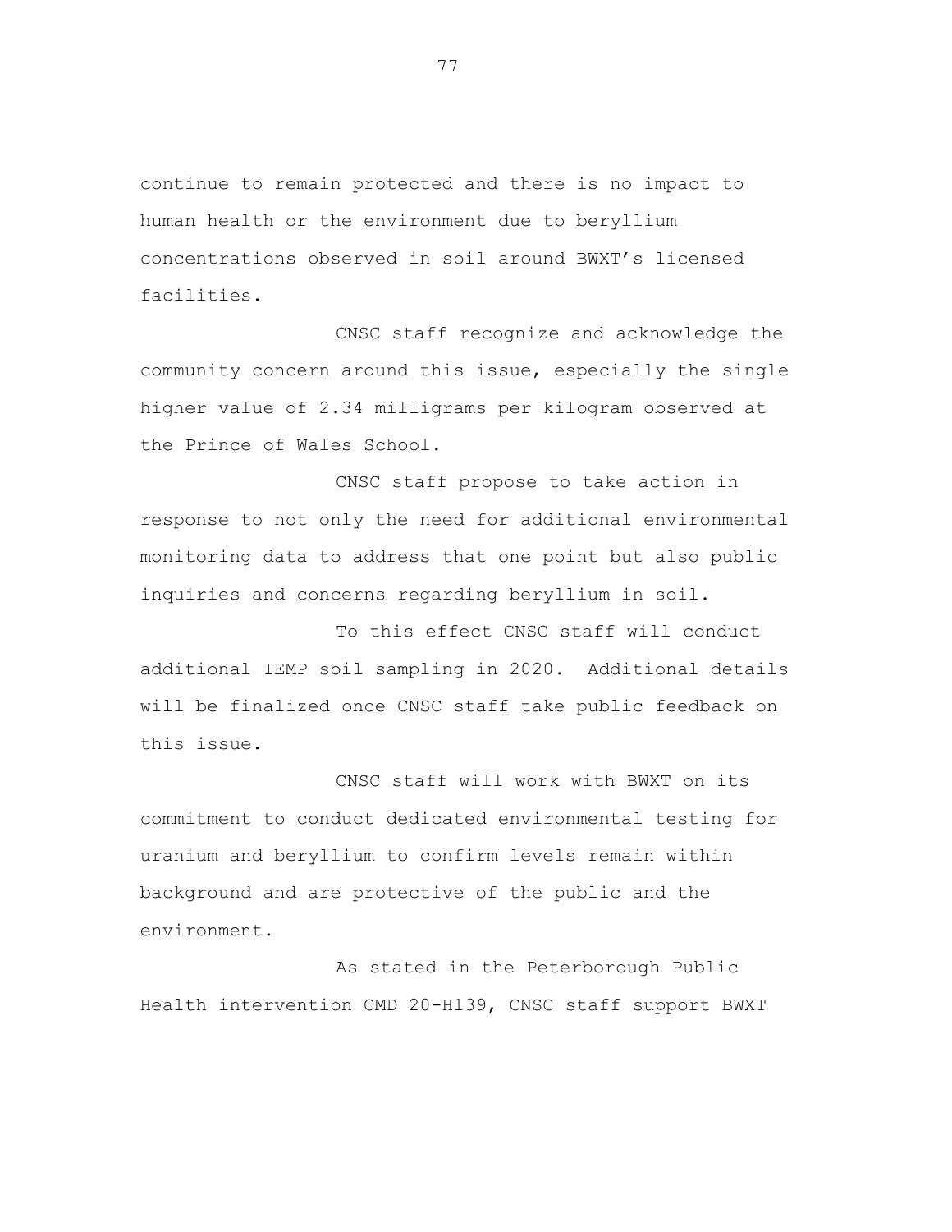continue to remain protected and there is no impact to human health or the environment due to beryllium concentrations observed in soil around BWXT's licensed facilities.

CNSC staff recognize and acknowledge the community concern around this issue, especially the single higher value of 2.34 milligrams per kilogram observed at the Prince of Wales School.

CNSC staff propose to take action in response to not only the need for additional environmental monitoring data to address that one point but also public inquiries and concerns regarding beryllium in soil.

To this effect CNSC staff will conduct additional IEMP soil sampling in 2020. Additional details will be finalized once CNSC staff take public feedback on this issue.

CNSC staff will work with BWXT on its commitment to conduct dedicated environmental testing for uranium and beryllium to confirm levels remain within background and are protective of the public and the environment.

As stated in the Peterborough Public Health intervention CMD 20-H139, CNSC staff support BWXT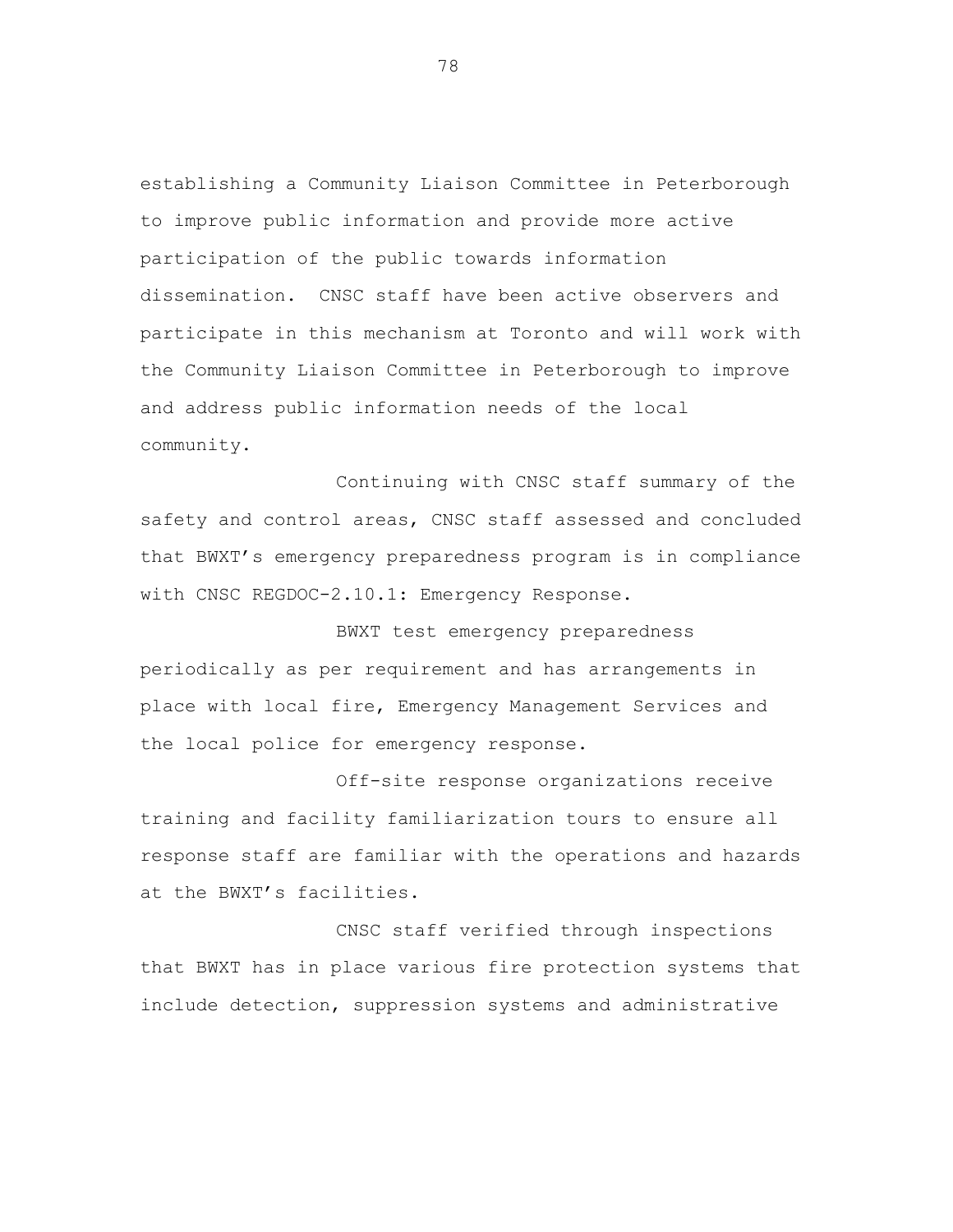establishing a Community Liaison Committee in Peterborough to improve public information and provide more active participation of the public towards information dissemination. CNSC staff have been active observers and participate in this mechanism at Toronto and will work with the Community Liaison Committee in Peterborough to improve and address public information needs of the local community.

Continuing with CNSC staff summary of the safety and control areas, CNSC staff assessed and concluded that BWXT's emergency preparedness program is in compliance with CNSC REGDOC-2.10.1: Emergency Response.

BWXT test emergency preparedness periodically as per requirement and has arrangements in place with local fire, Emergency Management Services and the local police for emergency response.

Off-site response organizations receive training and facility familiarization tours to ensure all response staff are familiar with the operations and hazards at the BWXT's facilities.

CNSC staff verified through inspections that BWXT has in place various fire protection systems that include detection, suppression systems and administrative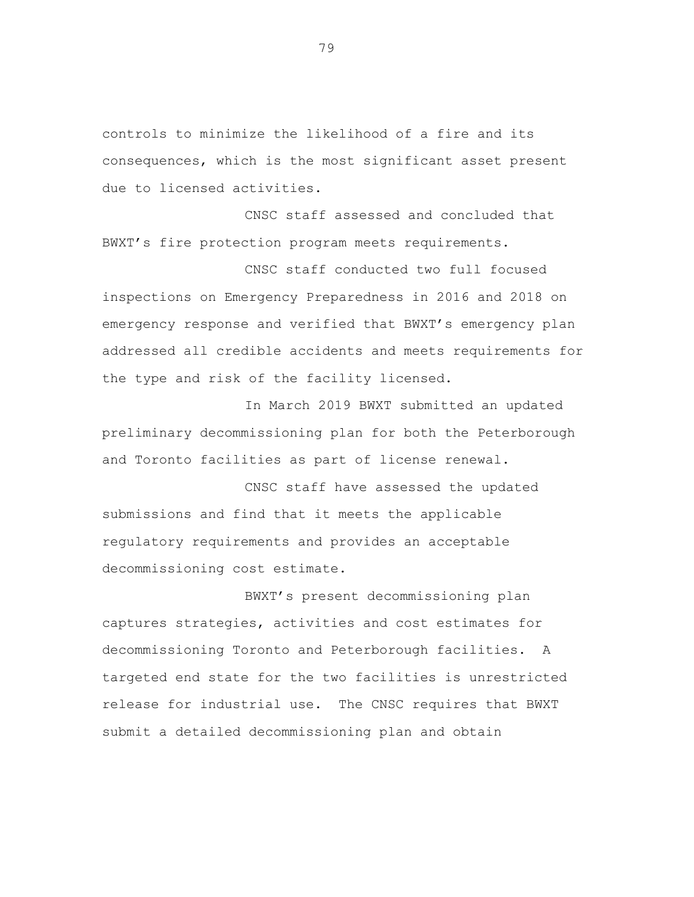controls to minimize the likelihood of a fire and its consequences, which is the most significant asset present due to licensed activities.

CNSC staff assessed and concluded that BWXT's fire protection program meets requirements.

CNSC staff conducted two full focused inspections on Emergency Preparedness in 2016 and 2018 on emergency response and verified that BWXT's emergency plan addressed all credible accidents and meets requirements for the type and risk of the facility licensed.

In March 2019 BWXT submitted an updated preliminary decommissioning plan for both the Peterborough and Toronto facilities as part of license renewal.

CNSC staff have assessed the updated submissions and find that it meets the applicable regulatory requirements and provides an acceptable decommissioning cost estimate.

BWXT's present decommissioning plan captures strategies, activities and cost estimates for decommissioning Toronto and Peterborough facilities. A targeted end state for the two facilities is unrestricted release for industrial use. The CNSC requires that BWXT submit a detailed decommissioning plan and obtain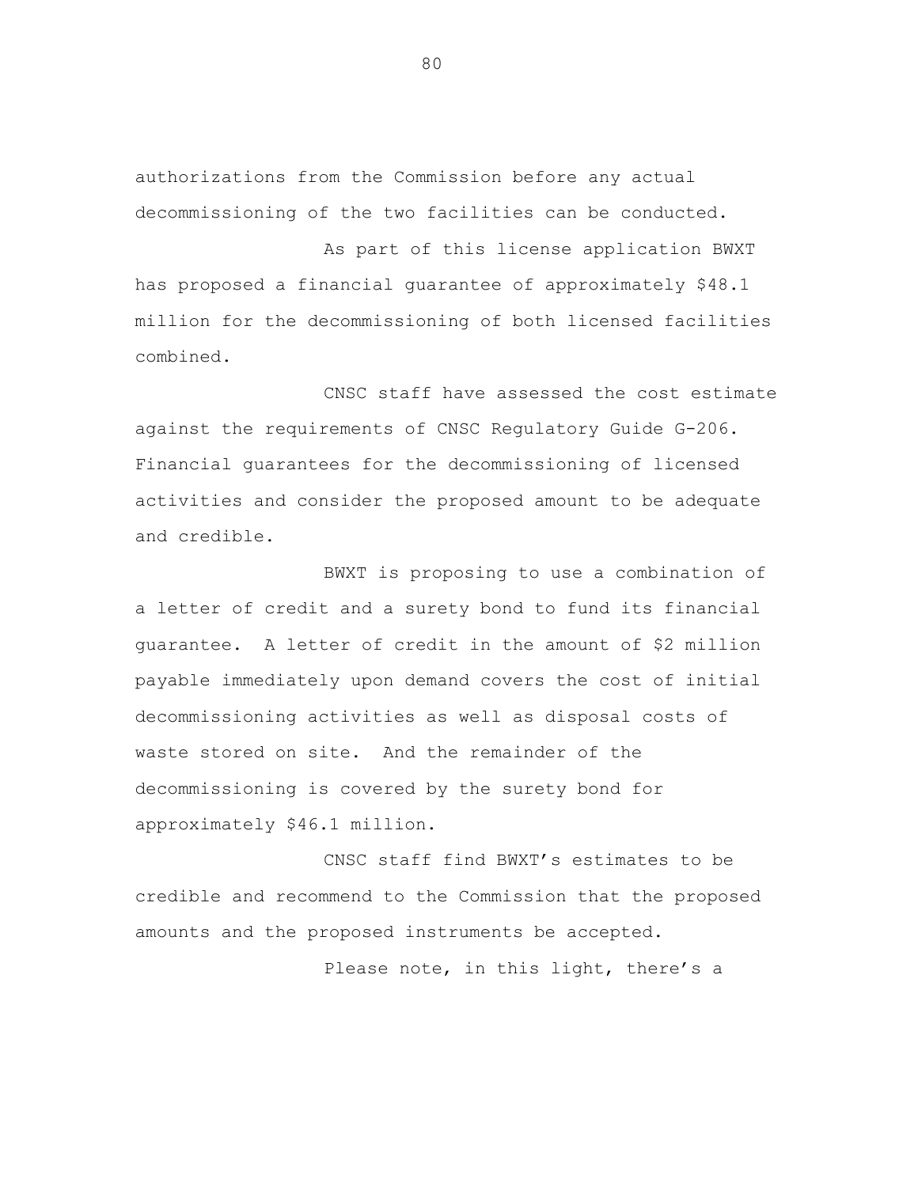authorizations from the Commission before any actual decommissioning of the two facilities can be conducted.

As part of this license application BWXT has proposed a financial guarantee of approximately $48.1 million for the decommissioning of both licensed facilities combined.

CNSC staff have assessed the cost estimate against the requirements of CNSC Regulatory Guide G-206. Financial guarantees for the decommissioning of licensed activities and consider the proposed amount to be adequate and credible.

BWXT is proposing to use a combination of a letter of credit and a surety bond to fund its financial guarantee. A letter of credit in the amount of $2 million payable immediately upon demand covers the cost of initial decommissioning activities as well as disposal costs of waste stored on site. And the remainder of the decommissioning is covered by the surety bond for approximately $46.1 million.

CNSC staff find BWXT's estimates to be credible and recommend to the Commission that the proposed amounts and the proposed instruments be accepted.

Please note, in this light, there's a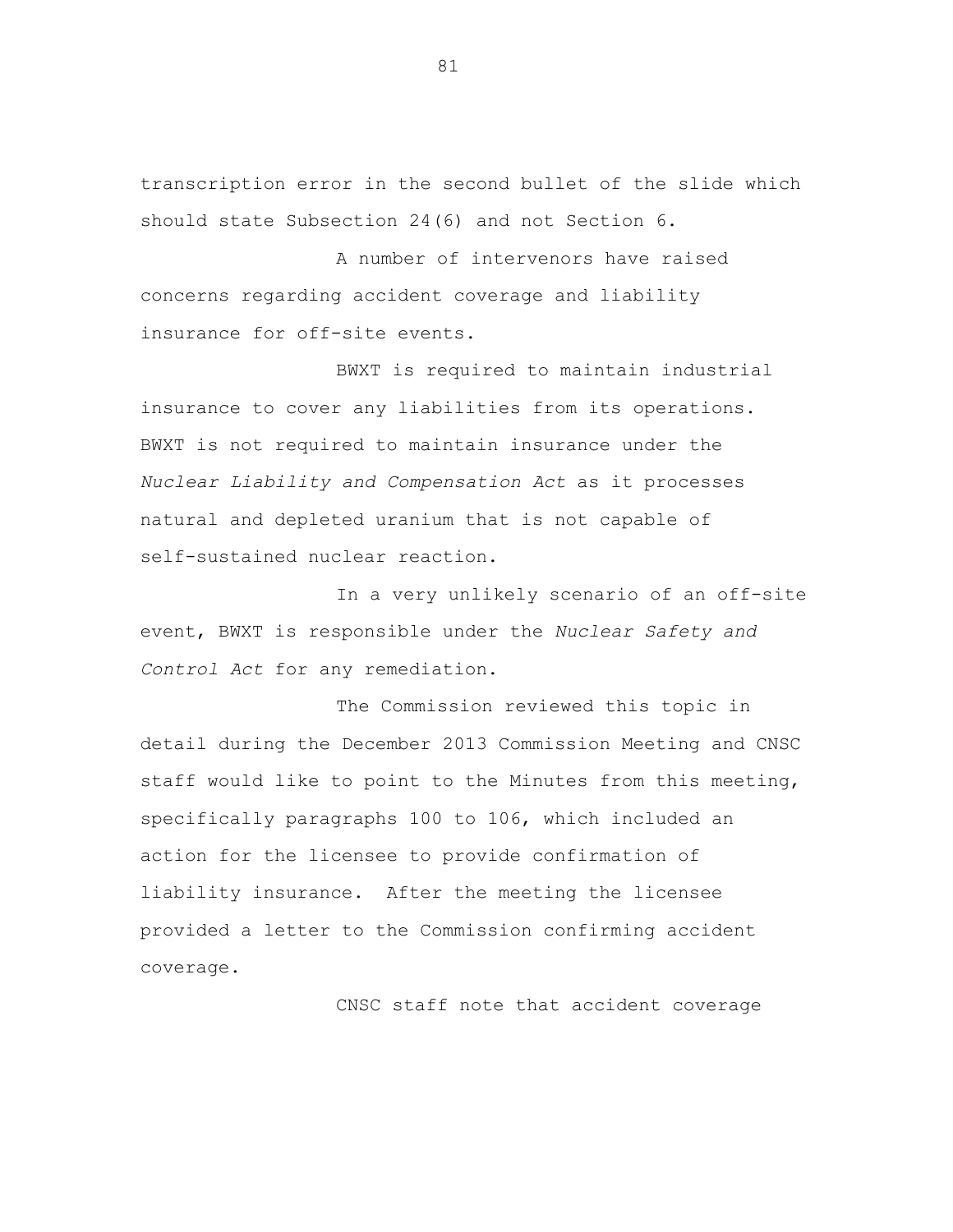transcription error in the second bullet of the slide which should state Subsection 24(6) and not Section 6.

A number of intervenors have raised concerns regarding accident coverage and liability insurance for off-site events.

BWXT is required to maintain industrial insurance to cover any liabilities from its operations. BWXT is not required to maintain insurance under the *Nuclear Liability and Compensation Act* as it processes natural and depleted uranium that is not capable of self-sustained nuclear reaction.

In a very unlikely scenario of an off-site event, BWXT is responsible under the *Nuclear Safety and Control Act* for any remediation.

The Commission reviewed this topic in detail during the December 2013 Commission Meeting and CNSC staff would like to point to the Minutes from this meeting, specifically paragraphs 100 to 106, which included an action for the licensee to provide confirmation of liability insurance. After the meeting the licensee provided a letter to the Commission confirming accident coverage.

CNSC staff note that accident coverage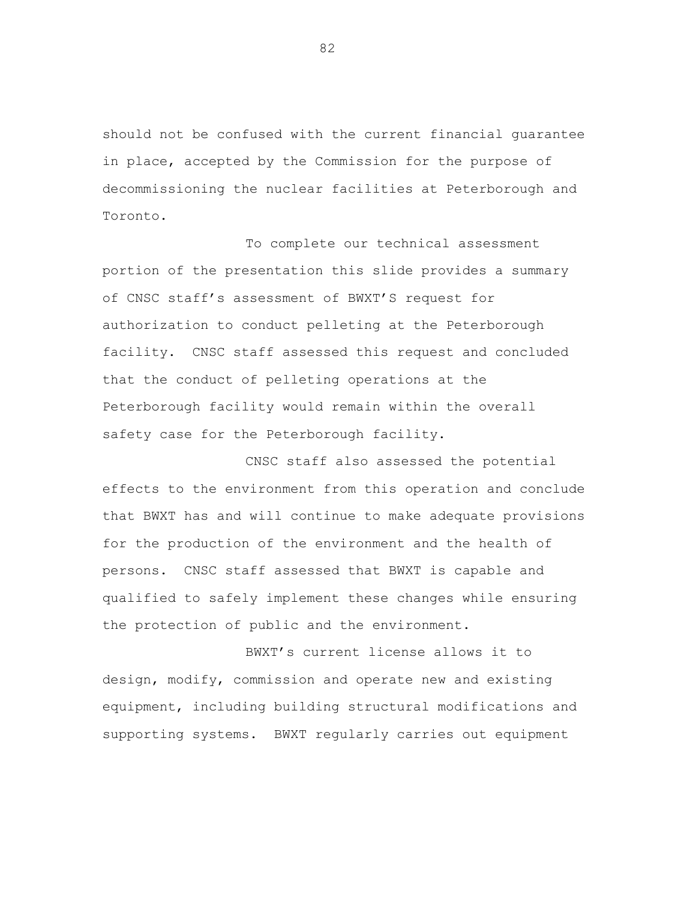should not be confused with the current financial guarantee in place, accepted by the Commission for the purpose of decommissioning the nuclear facilities at Peterborough and Toronto.

To complete our technical assessment portion of the presentation this slide provides a summary of CNSC staff's assessment of BWXT'S request for authorization to conduct pelleting at the Peterborough facility. CNSC staff assessed this request and concluded that the conduct of pelleting operations at the Peterborough facility would remain within the overall safety case for the Peterborough facility.

CNSC staff also assessed the potential effects to the environment from this operation and conclude that BWXT has and will continue to make adequate provisions for the production of the environment and the health of persons. CNSC staff assessed that BWXT is capable and qualified to safely implement these changes while ensuring the protection of public and the environment.

BWXT's current license allows it to design, modify, commission and operate new and existing equipment, including building structural modifications and supporting systems. BWXT regularly carries out equipment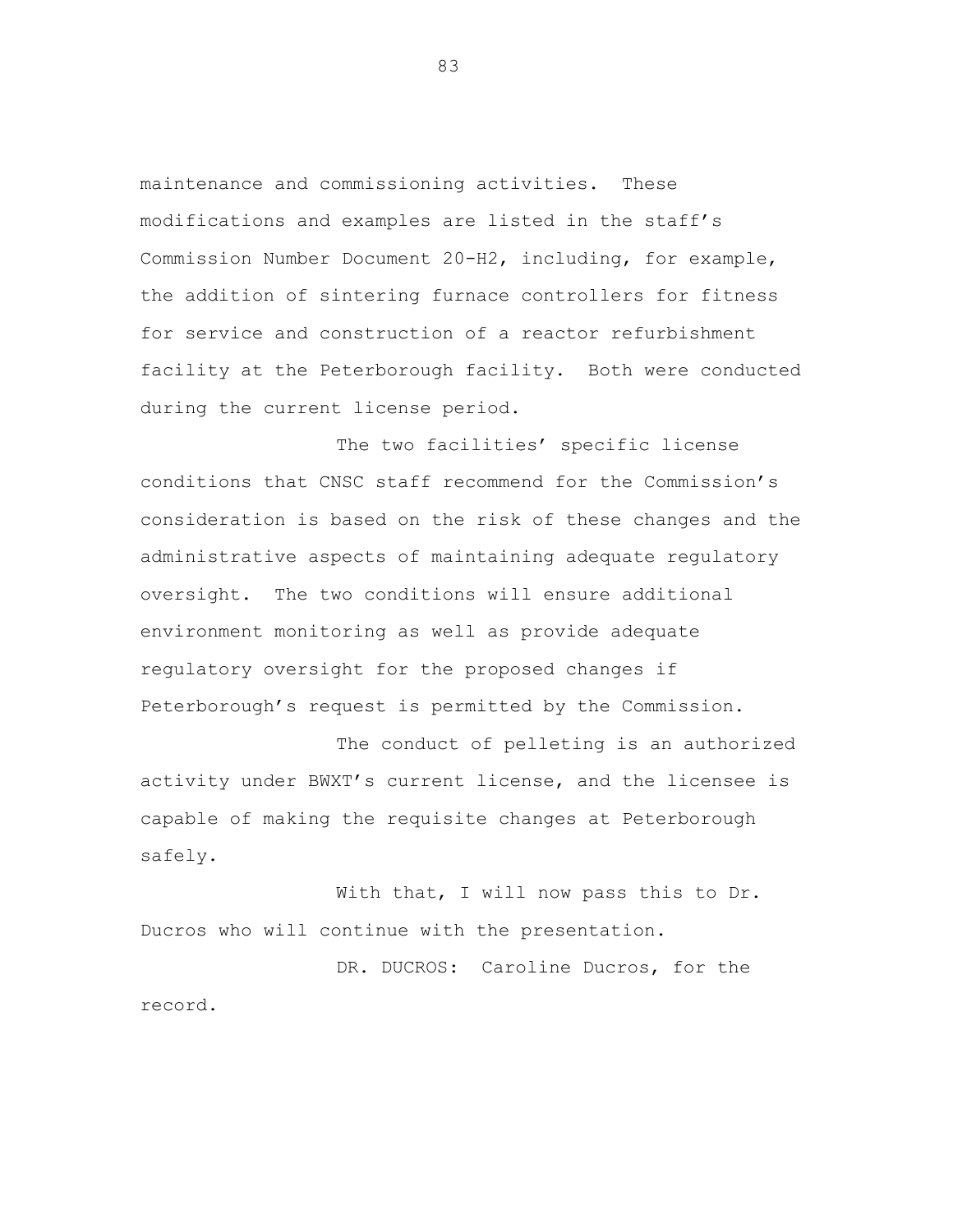maintenance and commissioning activities. These modifications and examples are listed in the staff's Commission Number Document 20-H2, including, for example, the addition of sintering furnace controllers for fitness for service and construction of a reactor refurbishment facility at the Peterborough facility. Both were conducted during the current license period.

The two facilities' specific license conditions that CNSC staff recommend for the Commission's consideration is based on the risk of these changes and the administrative aspects of maintaining adequate regulatory oversight. The two conditions will ensure additional environment monitoring as well as provide adequate regulatory oversight for the proposed changes if Peterborough's request is permitted by the Commission.

The conduct of pelleting is an authorized activity under BWXT's current license, and the licensee is capable of making the requisite changes at Peterborough safely.

With that, I will now pass this to Dr. Ducros who will continue with the presentation.

DR. DUCROS: Caroline Ducros, for the record.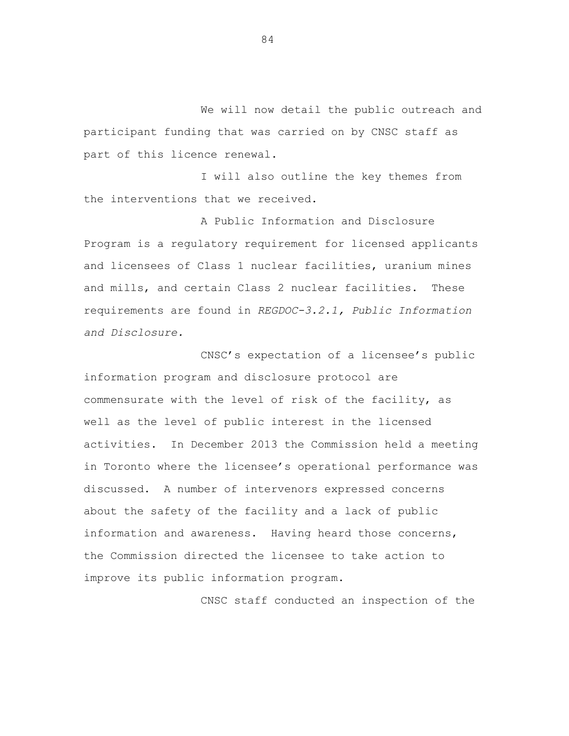We will now detail the public outreach and participant funding that was carried on by CNSC staff as part of this licence renewal.

I will also outline the key themes from the interventions that we received.

A Public Information and Disclosure Program is a regulatory requirement for licensed applicants and licensees of Class 1 nuclear facilities, uranium mines and mills, and certain Class 2 nuclear facilities. These requirements are found in *REGDOC-3.2.1, Public Information and Disclosure.*

CNSC's expectation of a licensee's public information program and disclosure protocol are commensurate with the level of risk of the facility, as well as the level of public interest in the licensed activities. In December 2013 the Commission held a meeting in Toronto where the licensee's operational performance was discussed. A number of intervenors expressed concerns about the safety of the facility and a lack of public information and awareness. Having heard those concerns, the Commission directed the licensee to take action to improve its public information program.

CNSC staff conducted an inspection of the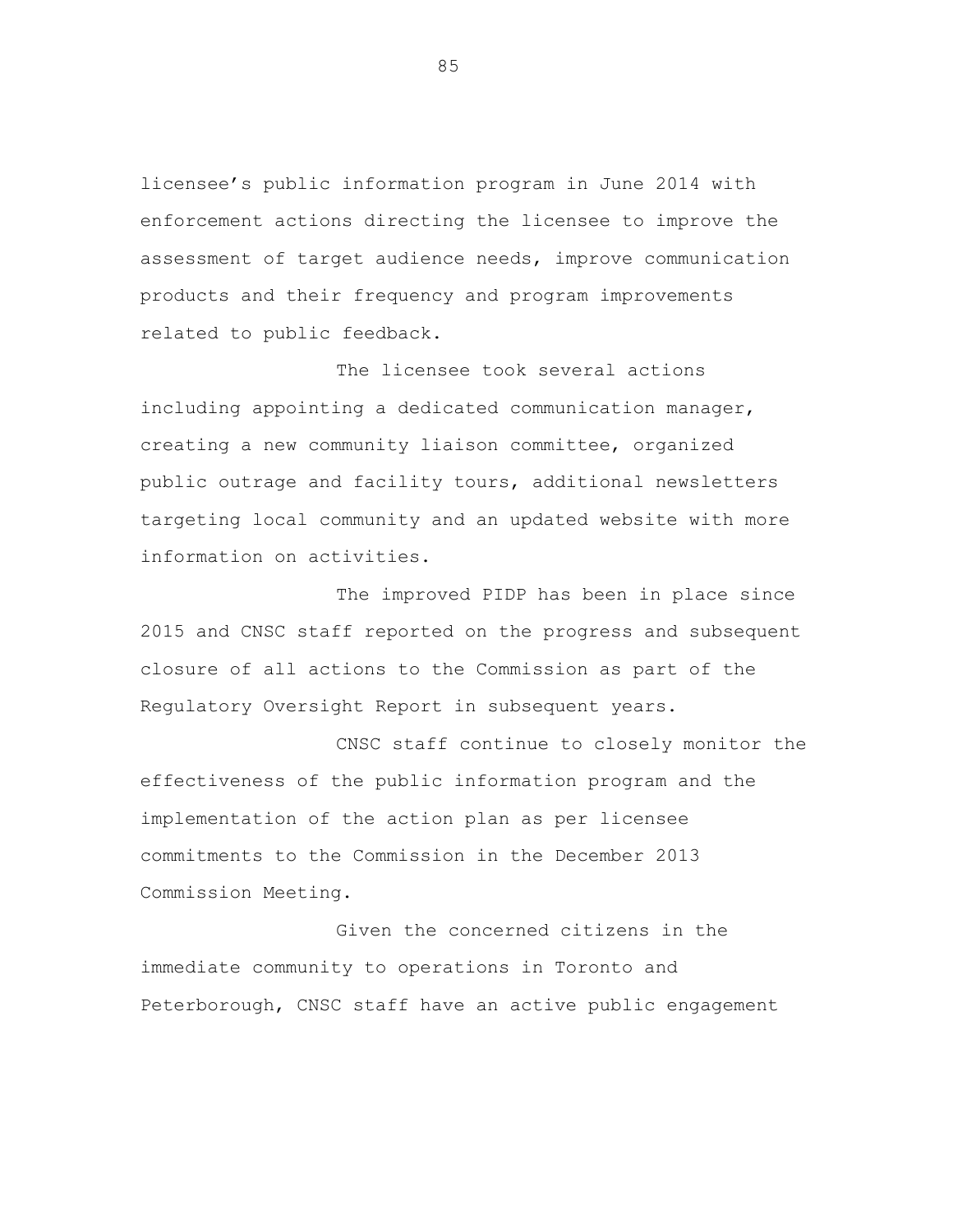licensee's public information program in June 2014 with enforcement actions directing the licensee to improve the assessment of target audience needs, improve communication products and their frequency and program improvements related to public feedback.

The licensee took several actions including appointing a dedicated communication manager, creating a new community liaison committee, organized public outrage and facility tours, additional newsletters targeting local community and an updated website with more information on activities.

The improved PIDP has been in place since 2015 and CNSC staff reported on the progress and subsequent closure of all actions to the Commission as part of the Regulatory Oversight Report in subsequent years.

CNSC staff continue to closely monitor the effectiveness of the public information program and the implementation of the action plan as per licensee commitments to the Commission in the December 2013 Commission Meeting.

Given the concerned citizens in the immediate community to operations in Toronto and Peterborough, CNSC staff have an active public engagement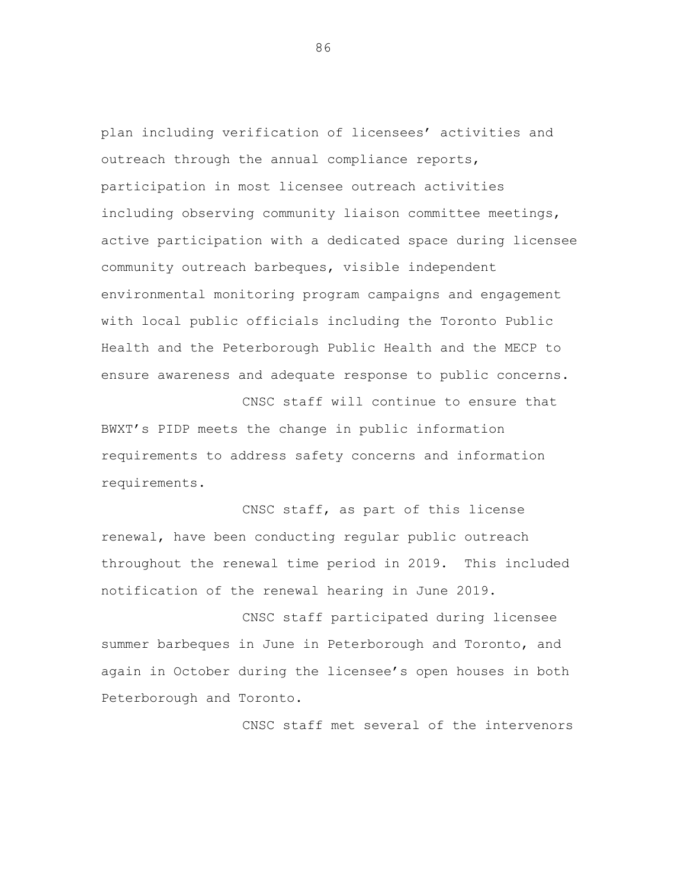plan including verification of licensees' activities and outreach through the annual compliance reports, participation in most licensee outreach activities including observing community liaison committee meetings, active participation with a dedicated space during licensee community outreach barbeques, visible independent environmental monitoring program campaigns and engagement with local public officials including the Toronto Public Health and the Peterborough Public Health and the MECP to ensure awareness and adequate response to public concerns.

CNSC staff will continue to ensure that BWXT's PIDP meets the change in public information requirements to address safety concerns and information requirements.

CNSC staff, as part of this license renewal, have been conducting regular public outreach throughout the renewal time period in 2019. This included notification of the renewal hearing in June 2019.

CNSC staff participated during licensee summer barbeques in June in Peterborough and Toronto, and again in October during the licensee's open houses in both Peterborough and Toronto.

CNSC staff met several of the intervenors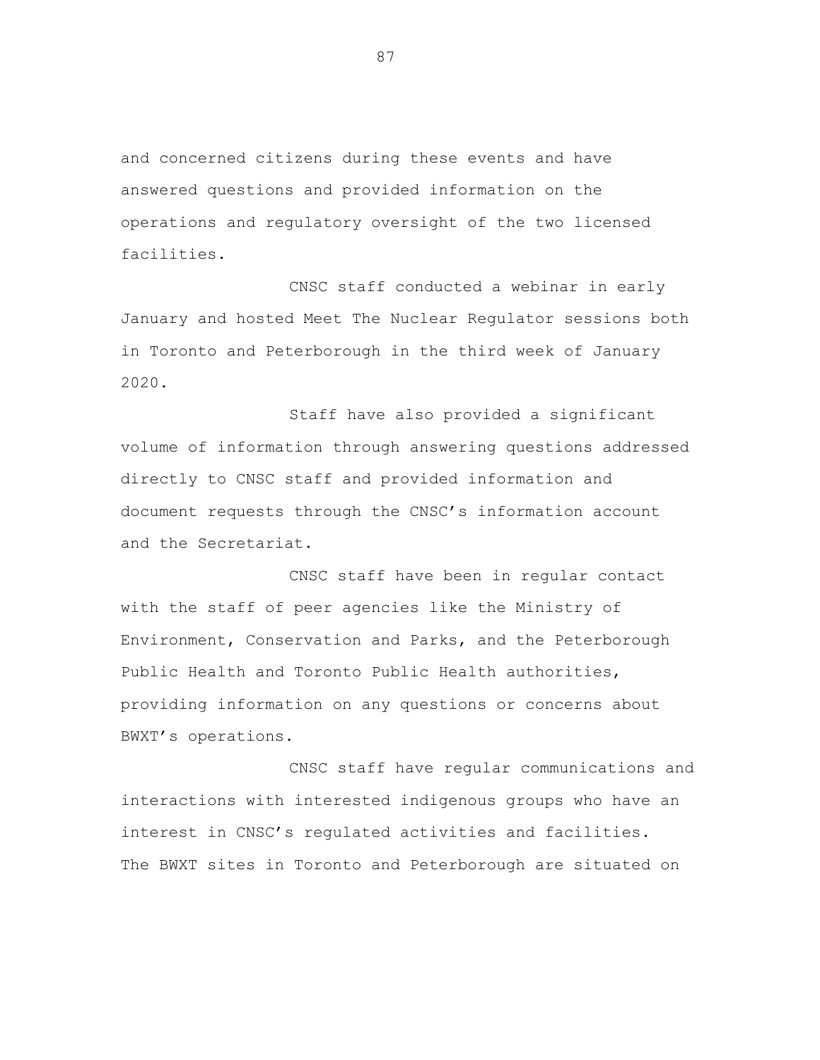and concerned citizens during these events and have answered questions and provided information on the operations and regulatory oversight of the two licensed facilities.

CNSC staff conducted a webinar in early January and hosted Meet The Nuclear Regulator sessions both in Toronto and Peterborough in the third week of January 2020.

Staff have also provided a significant volume of information through answering questions addressed directly to CNSC staff and provided information and document requests through the CNSC's information account and the Secretariat.

CNSC staff have been in regular contact with the staff of peer agencies like the Ministry of Environment, Conservation and Parks, and the Peterborough Public Health and Toronto Public Health authorities, providing information on any questions or concerns about BWXT's operations.

CNSC staff have regular communications and interactions with interested indigenous groups who have an interest in CNSC's regulated activities and facilities. The BWXT sites in Toronto and Peterborough are situated on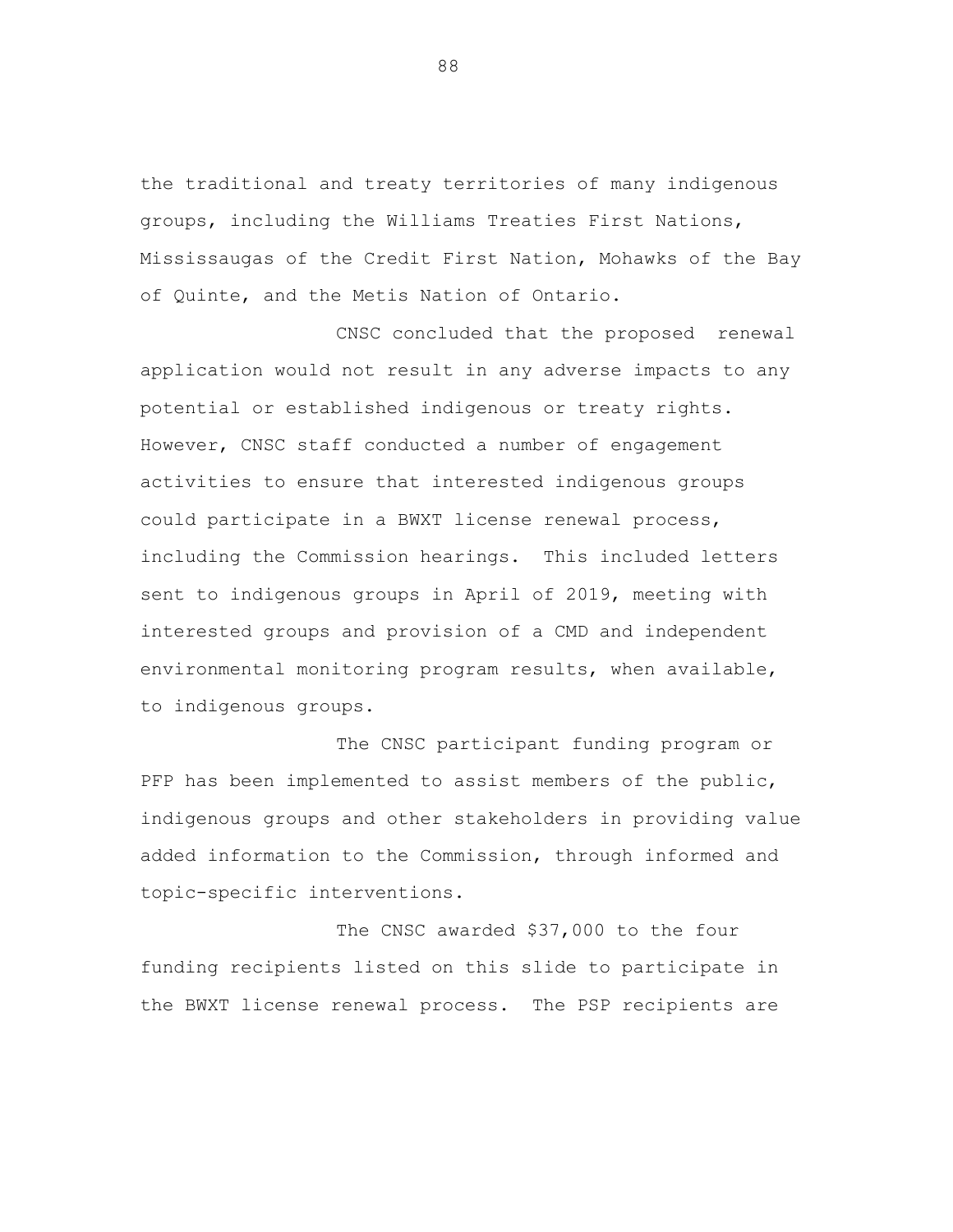the traditional and treaty territories of many indigenous groups, including the Williams Treaties First Nations, Mississaugas of the Credit First Nation, Mohawks of the Bay of Quinte, and the Metis Nation of Ontario.

CNSC concluded that the proposed renewal application would not result in any adverse impacts to any potential or established indigenous or treaty rights. However, CNSC staff conducted a number of engagement activities to ensure that interested indigenous groups could participate in a BWXT license renewal process, including the Commission hearings. This included letters sent to indigenous groups in April of 2019, meeting with interested groups and provision of a CMD and independent environmental monitoring program results, when available, to indigenous groups.

The CNSC participant funding program or PFP has been implemented to assist members of the public, indigenous groups and other stakeholders in providing value added information to the Commission, through informed and topic-specific interventions.

The CNSC awarded $37,000 to the four funding recipients listed on this slide to participate in the BWXT license renewal process. The PSP recipients are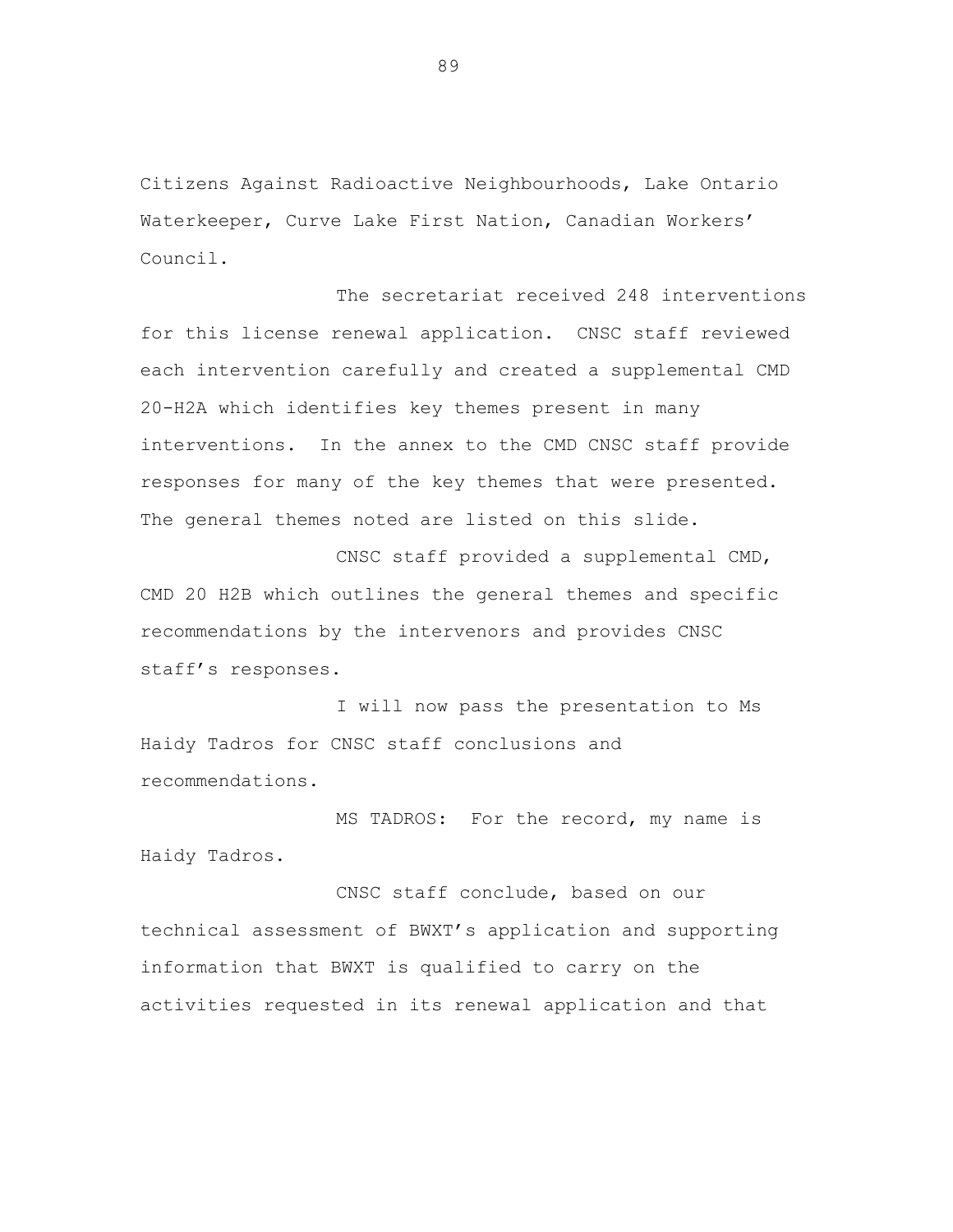Citizens Against Radioactive Neighbourhoods, Lake Ontario Waterkeeper, Curve Lake First Nation, Canadian Workers' Council.

The secretariat received 248 interventions for this license renewal application. CNSC staff reviewed each intervention carefully and created a supplemental CMD 20-H2A which identifies key themes present in many interventions. In the annex to the CMD CNSC staff provide responses for many of the key themes that were presented. The general themes noted are listed on this slide.

CNSC staff provided a supplemental CMD, CMD 20 H2B which outlines the general themes and specific recommendations by the intervenors and provides CNSC staff's responses.

I will now pass the presentation to Ms Haidy Tadros for CNSC staff conclusions and recommendations.

MS TADROS: For the record, my name is Haidy Tadros.

CNSC staff conclude, based on our technical assessment of BWXT's application and supporting information that BWXT is qualified to carry on the activities requested in its renewal application and that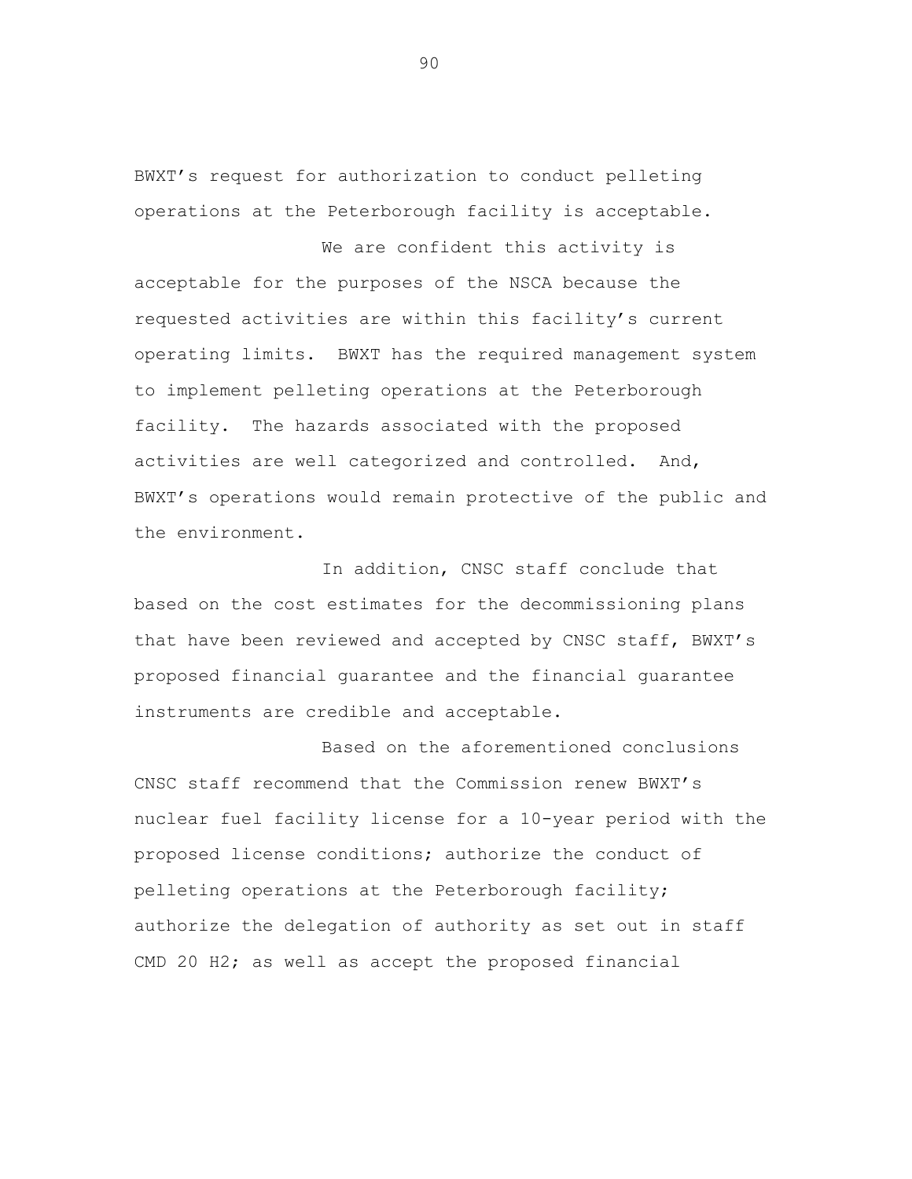BWXT’s request for authorization to conduct pelleting operations at the Peterborough facility is acceptable.

We are confident this activity is acceptable for the purposes of the NSCA because the requested activities are within this facility’s current operating limits. BWXT has the required management system to implement pelleting operations at the Peterborough facility. The hazards associated with the proposed activities are well categorized and controlled. And, BWXT’s operations would remain protective of the public and the environment.

In addition, CNSC staff conclude that based on the cost estimates for the decommissioning plans that have been reviewed and accepted by CNSC staff, BWXT’s proposed financial guarantee and the financial guarantee instruments are credible and acceptable.

Based on the aforementioned conclusions CNSC staff recommend that the Commission renew BWXT’s nuclear fuel facility license for a 10-year period with the proposed license conditions; authorize the conduct of pelleting operations at the Peterborough facility; authorize the delegation of authority as set out in staff CMD 20 H2; as well as accept the proposed financial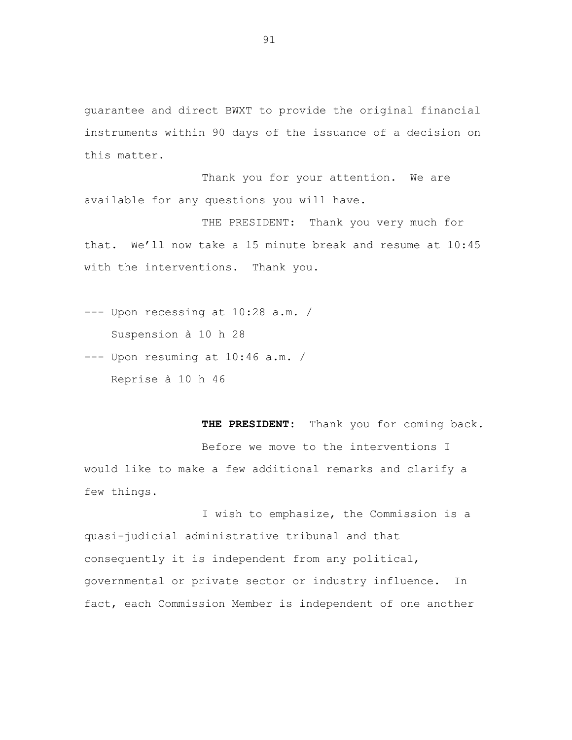guarantee and direct BWXT to provide the original financial instruments within 90 days of the issuance of a decision on this matter.

Thank you for your attention. We are available for any questions you will have.

THE PRESIDENT: Thank you very much for that. We'll now take a 15 minute break and resume at 10:45 with the interventions. Thank you.

--- Upon recessing at 10:28 a.m. /
Suspension à 10 h 28

--- Upon resuming at 10:46 a.m. /
Reprise à 10 h 46

**THE PRESIDENT:** Thank you for coming back.

Before we move to the interventions I would like to make a few additional remarks and clarify a few things.

I wish to emphasize, the Commission is a quasi-judicial administrative tribunal and that consequently it is independent from any political, governmental or private sector or industry influence. In fact, each Commission Member is independent of one another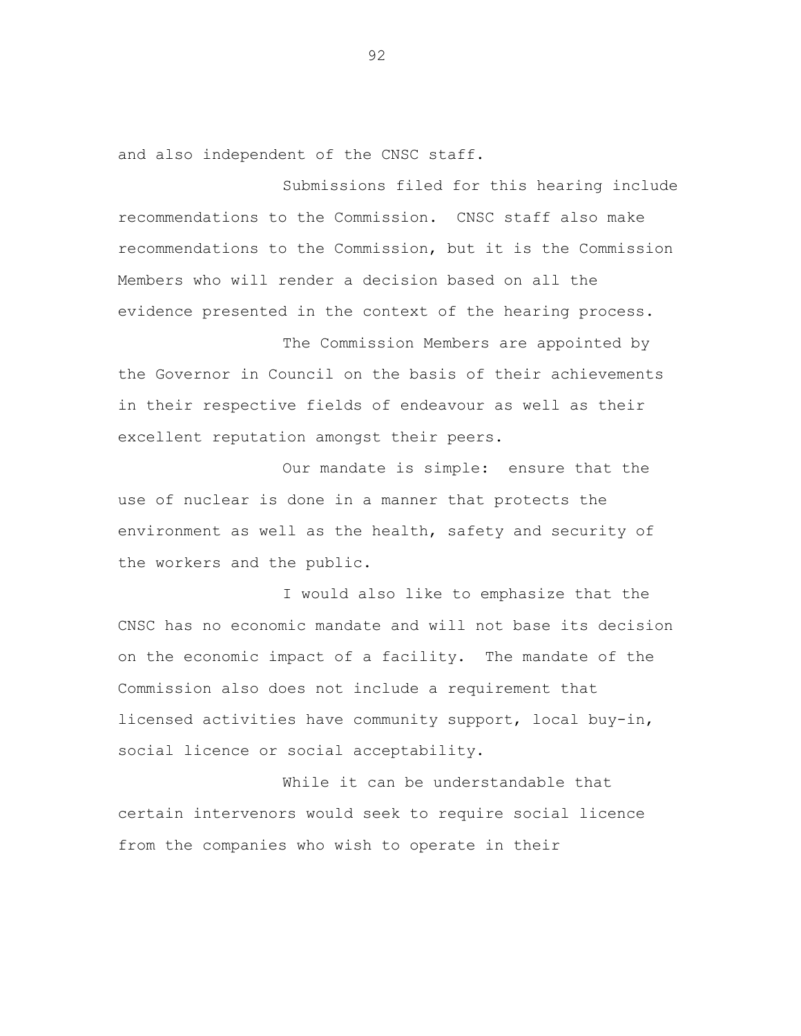and also independent of the CNSC staff.

Submissions filed for this hearing include recommendations to the Commission. CNSC staff also make recommendations to the Commission, but it is the Commission Members who will render a decision based on all the evidence presented in the context of the hearing process.

The Commission Members are appointed by the Governor in Council on the basis of their achievements in their respective fields of endeavour as well as their excellent reputation amongst their peers.

Our mandate is simple: ensure that the use of nuclear is done in a manner that protects the environment as well as the health, safety and security of the workers and the public.

I would also like to emphasize that the CNSC has no economic mandate and will not base its decision on the economic impact of a facility. The mandate of the Commission also does not include a requirement that licensed activities have community support, local buy-in, social licence or social acceptability.

While it can be understandable that certain intervenors would seek to require social licence from the companies who wish to operate in their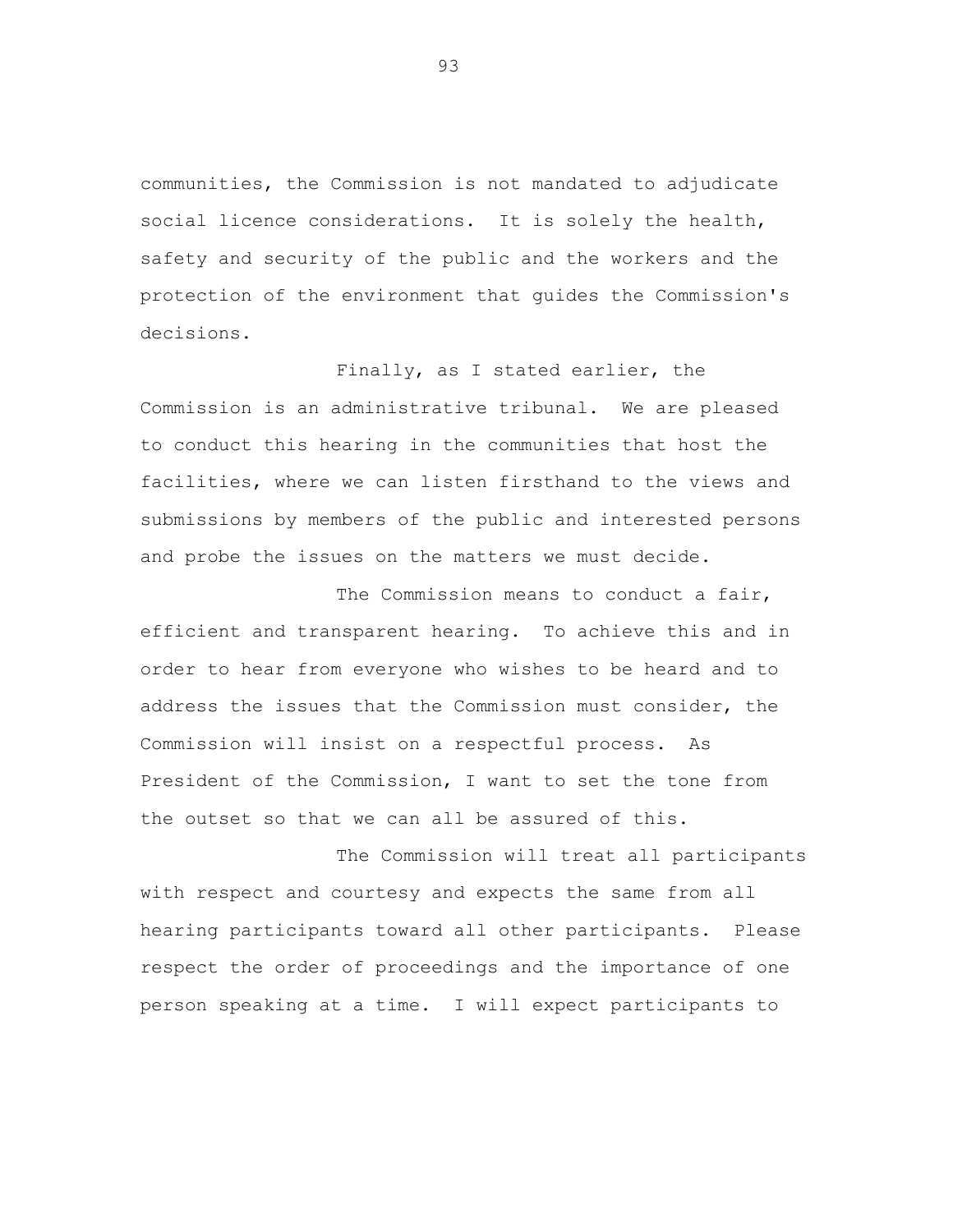communities, the Commission is not mandated to adjudicate social licence considerations. It is solely the health, safety and security of the public and the workers and the protection of the environment that guides the Commission's decisions.

Finally, as I stated earlier, the Commission is an administrative tribunal. We are pleased to conduct this hearing in the communities that host the facilities, where we can listen firsthand to the views and submissions by members of the public and interested persons and probe the issues on the matters we must decide.

The Commission means to conduct a fair, efficient and transparent hearing. To achieve this and in order to hear from everyone who wishes to be heard and to address the issues that the Commission must consider, the Commission will insist on a respectful process. As President of the Commission, I want to set the tone from the outset so that we can all be assured of this.

The Commission will treat all participants with respect and courtesy and expects the same from all hearing participants toward all other participants. Please respect the order of proceedings and the importance of one person speaking at a time. I will expect participants to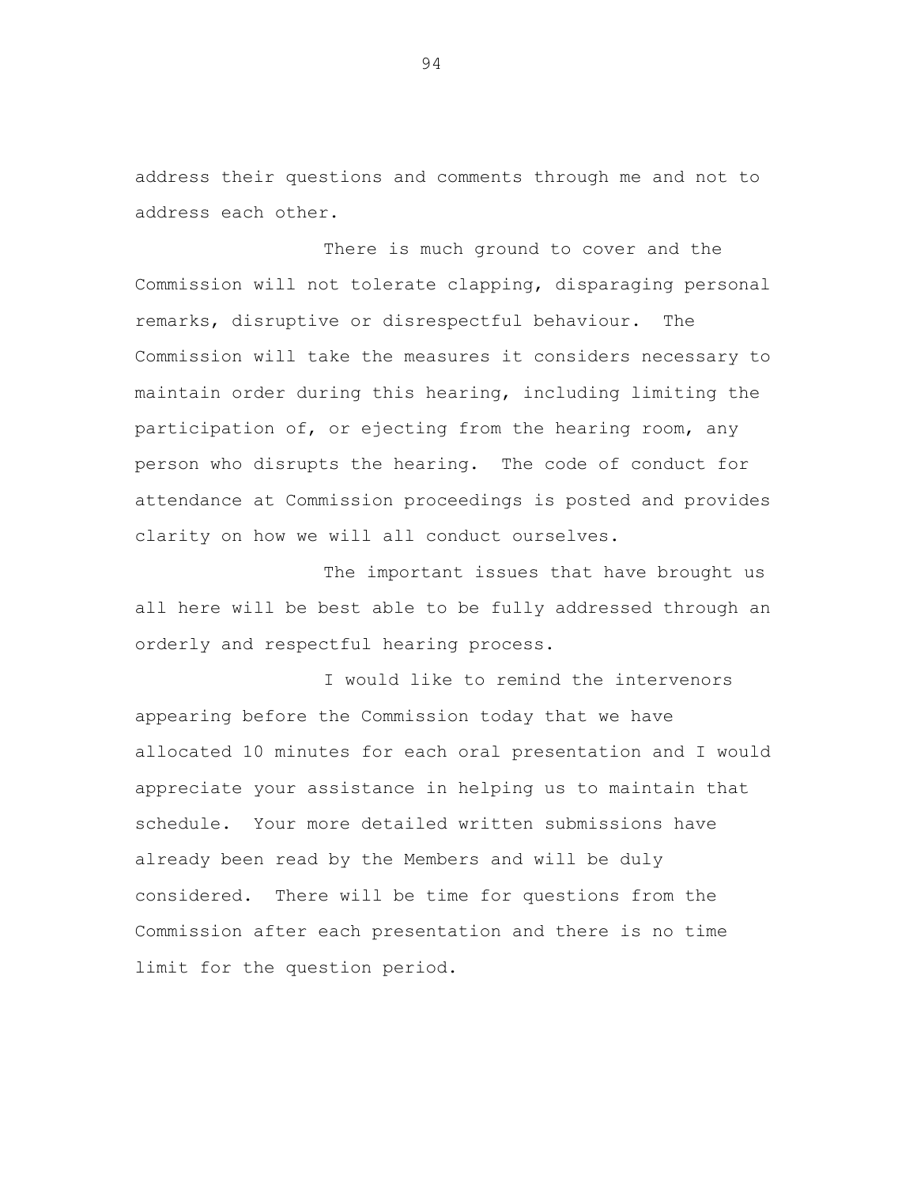address their questions and comments through me and not to address each other.

There is much ground to cover and the Commission will not tolerate clapping, disparaging personal remarks, disruptive or disrespectful behaviour. The Commission will take the measures it considers necessary to maintain order during this hearing, including limiting the participation of, or ejecting from the hearing room, any person who disrupts the hearing. The code of conduct for attendance at Commission proceedings is posted and provides clarity on how we will all conduct ourselves.

The important issues that have brought us all here will be best able to be fully addressed through an orderly and respectful hearing process.

I would like to remind the intervenors appearing before the Commission today that we have allocated 10 minutes for each oral presentation and I would appreciate your assistance in helping us to maintain that schedule. Your more detailed written submissions have already been read by the Members and will be duly considered. There will be time for questions from the Commission after each presentation and there is no time limit for the question period.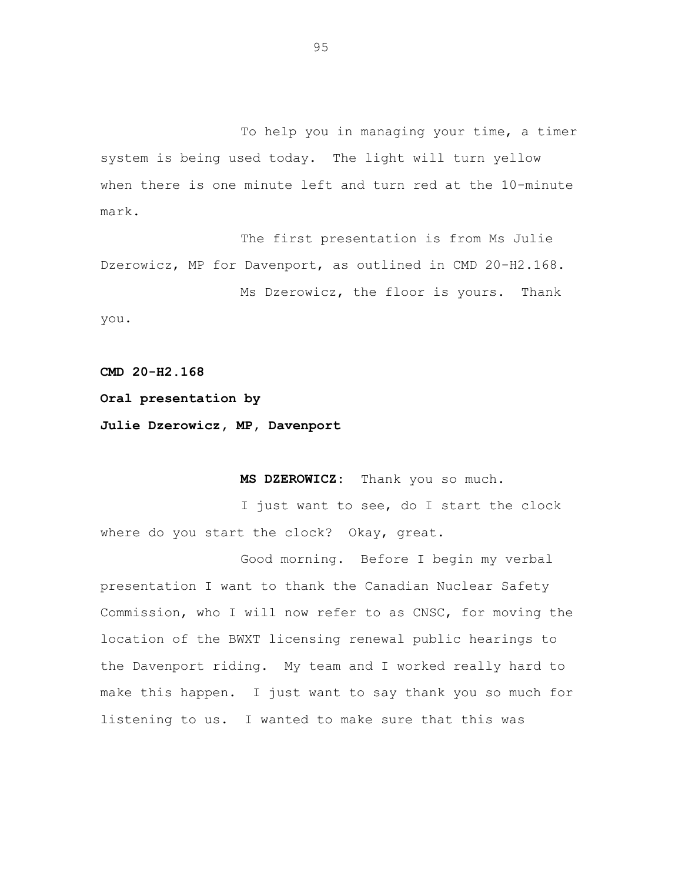To help you in managing your time, a timer system is being used today. The light will turn yellow when there is one minute left and turn red at the 10-minute mark.

The first presentation is from Ms Julie Dzerowicz, MP for Davenport, as outlined in CMD 20-H2.168.

Ms Dzerowicz, the floor is yours. Thank you.

**CMD 20-H2.168**

**Oral presentation by**

**Julie Dzerowicz, MP, Davenport**

**MS DZEROWICZ:** Thank you so much.

I just want to see, do I start the clock where do you start the clock? Okay, great.

Good morning. Before I begin my verbal presentation I want to thank the Canadian Nuclear Safety Commission, who I will now refer to as CNSC, for moving the location of the BWXT licensing renewal public hearings to the Davenport riding. My team and I worked really hard to make this happen. I just want to say thank you so much for listening to us. I wanted to make sure that this was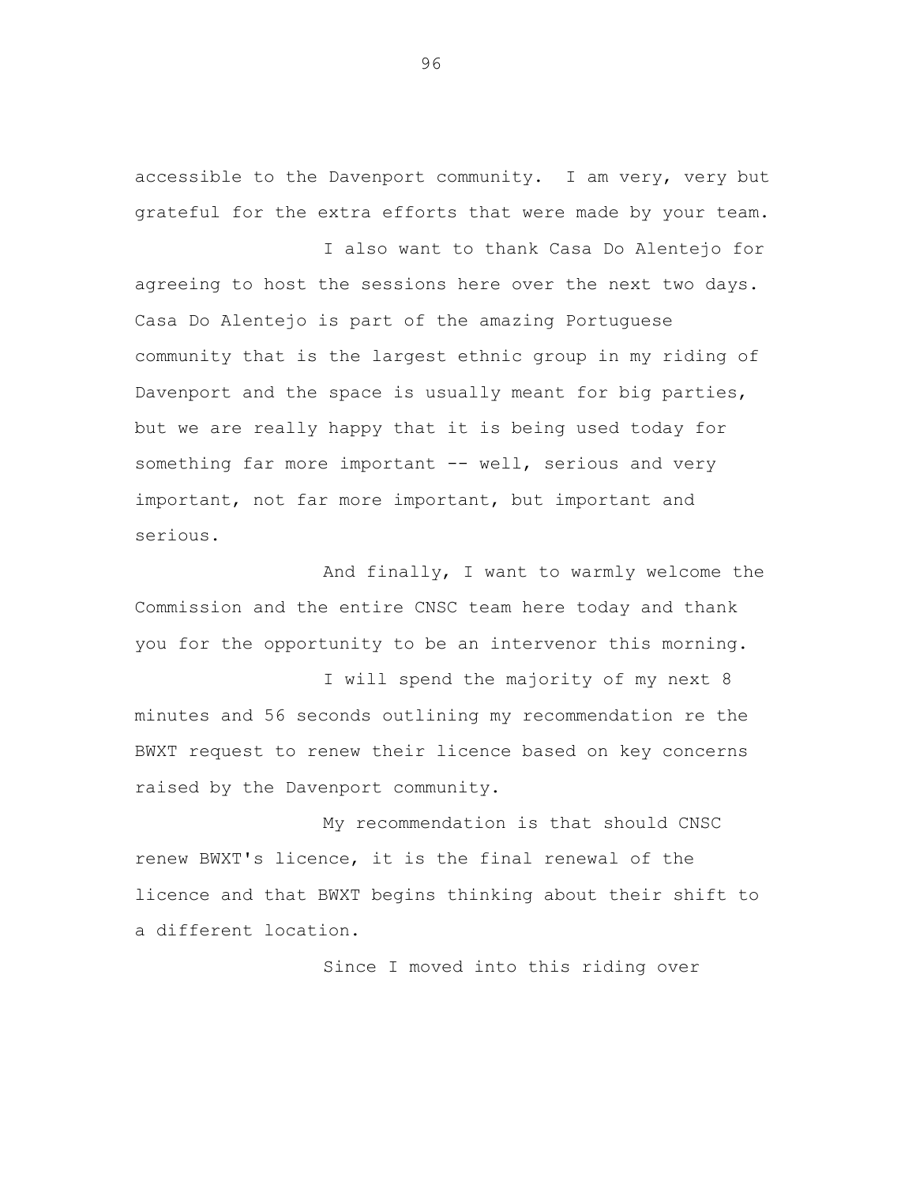accessible to the Davenport community. I am very, very but grateful for the extra efforts that were made by your team.

I also want to thank Casa Do Alentejo for agreeing to host the sessions here over the next two days. Casa Do Alentejo is part of the amazing Portuguese community that is the largest ethnic group in my riding of Davenport and the space is usually meant for big parties, but we are really happy that it is being used today for something far more important -- well, serious and very important, not far more important, but important and serious.

And finally, I want to warmly welcome the Commission and the entire CNSC team here today and thank you for the opportunity to be an intervenor this morning.

I will spend the majority of my next 8 minutes and 56 seconds outlining my recommendation re the BWXT request to renew their licence based on key concerns raised by the Davenport community.

My recommendation is that should CNSC renew BWXT's licence, it is the final renewal of the licence and that BWXT begins thinking about their shift to a different location.

Since I moved into this riding over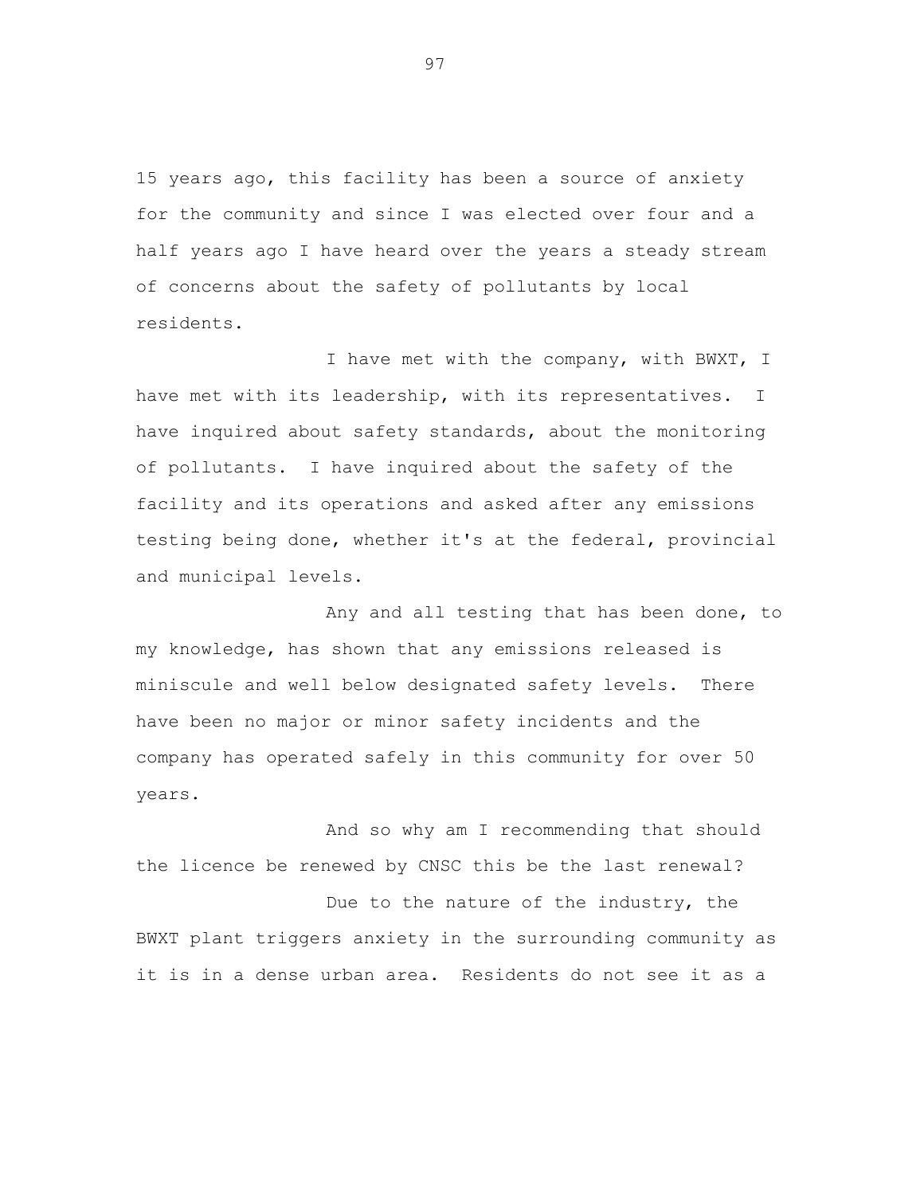15 years ago, this facility has been a source of anxiety for the community and since I was elected over four and a half years ago I have heard over the years a steady stream of concerns about the safety of pollutants by local residents.

I have met with the company, with BWXT, I have met with its leadership, with its representatives. I have inquired about safety standards, about the monitoring of pollutants. I have inquired about the safety of the facility and its operations and asked after any emissions testing being done, whether it's at the federal, provincial and municipal levels.

Any and all testing that has been done, to my knowledge, has shown that any emissions released is miniscule and well below designated safety levels. There have been no major or minor safety incidents and the company has operated safely in this community for over 50 years.

And so why am I recommending that should the licence be renewed by CNSC this be the last renewal?

Due to the nature of the industry, the BWXT plant triggers anxiety in the surrounding community as it is in a dense urban area. Residents do not see it as a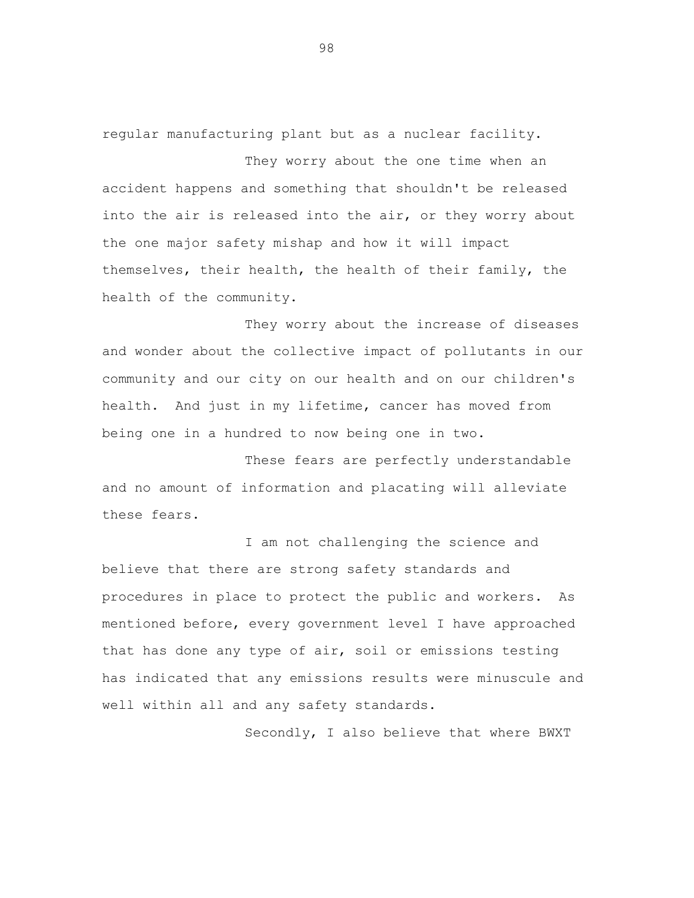regular manufacturing plant but as a nuclear facility.

They worry about the one time when an accident happens and something that shouldn't be released into the air is released into the air, or they worry about the one major safety mishap and how it will impact themselves, their health, the health of their family, the health of the community.

They worry about the increase of diseases and wonder about the collective impact of pollutants in our community and our city on our health and on our children's health. And just in my lifetime, cancer has moved from being one in a hundred to now being one in two.

These fears are perfectly understandable and no amount of information and placating will alleviate these fears.

I am not challenging the science and believe that there are strong safety standards and procedures in place to protect the public and workers. As mentioned before, every government level I have approached that has done any type of air, soil or emissions testing has indicated that any emissions results were minuscule and well within all and any safety standards.

Secondly, I also believe that where BWXT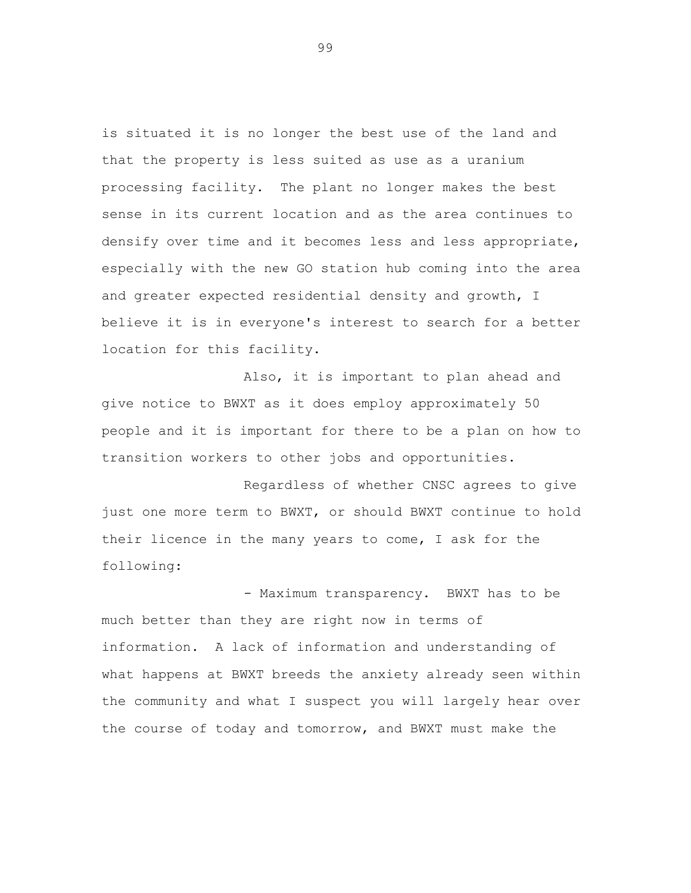is situated it is no longer the best use of the land and that the property is less suited as use as a uranium processing facility. The plant no longer makes the best sense in its current location and as the area continues to densify over time and it becomes less and less appropriate, especially with the new GO station hub coming into the area and greater expected residential density and growth, I believe it is in everyone's interest to search for a better location for this facility.

Also, it is important to plan ahead and give notice to BWXT as it does employ approximately 50 people and it is important for there to be a plan on how to transition workers to other jobs and opportunities.

Regardless of whether CNSC agrees to give just one more term to BWXT, or should BWXT continue to hold their licence in the many years to come, I ask for the following:

- Maximum transparency. BWXT has to be much better than they are right now in terms of information. A lack of information and understanding of what happens at BWXT breeds the anxiety already seen within the community and what I suspect you will largely hear over the course of today and tomorrow, and BWXT must make the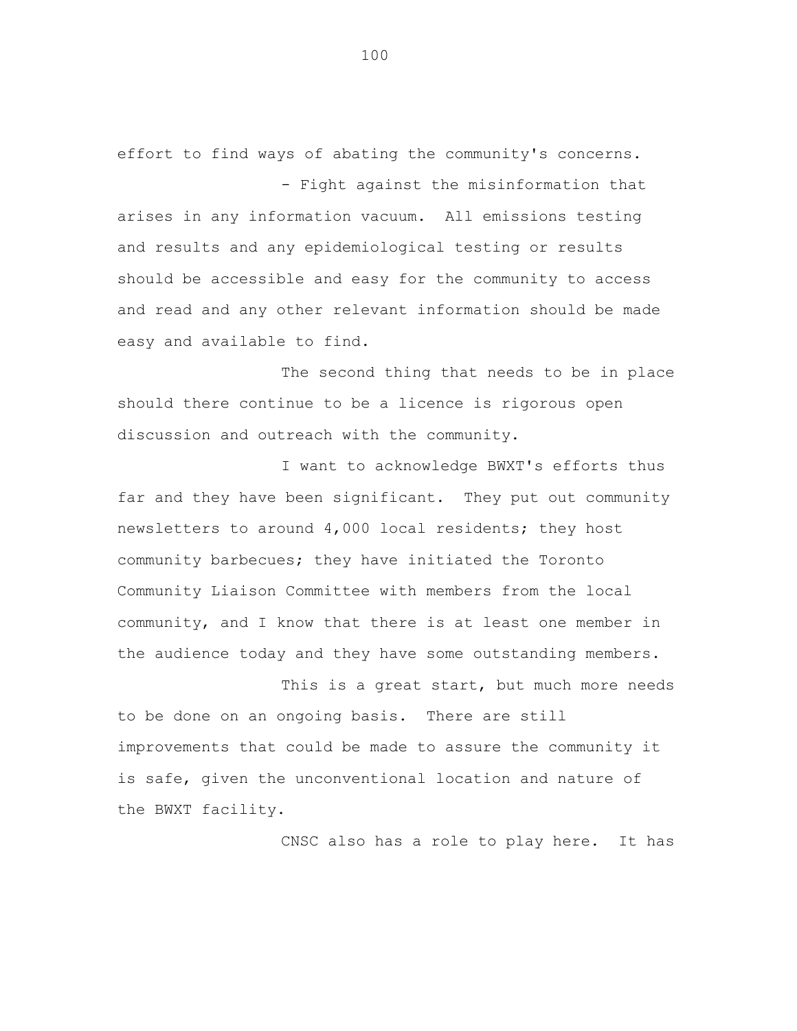effort to find ways of abating the community's concerns.

- Fight against the misinformation that arises in any information vacuum. All emissions testing and results and any epidemiological testing or results should be accessible and easy for the community to access and read and any other relevant information should be made easy and available to find.

The second thing that needs to be in place should there continue to be a licence is rigorous open discussion and outreach with the community.

I want to acknowledge BWXT's efforts thus far and they have been significant. They put out community newsletters to around 4,000 local residents; they host community barbecues; they have initiated the Toronto Community Liaison Committee with members from the local community, and I know that there is at least one member in the audience today and they have some outstanding members.

This is a great start, but much more needs to be done on an ongoing basis. There are still improvements that could be made to assure the community it is safe, given the unconventional location and nature of the BWXT facility.

CNSC also has a role to play here. It has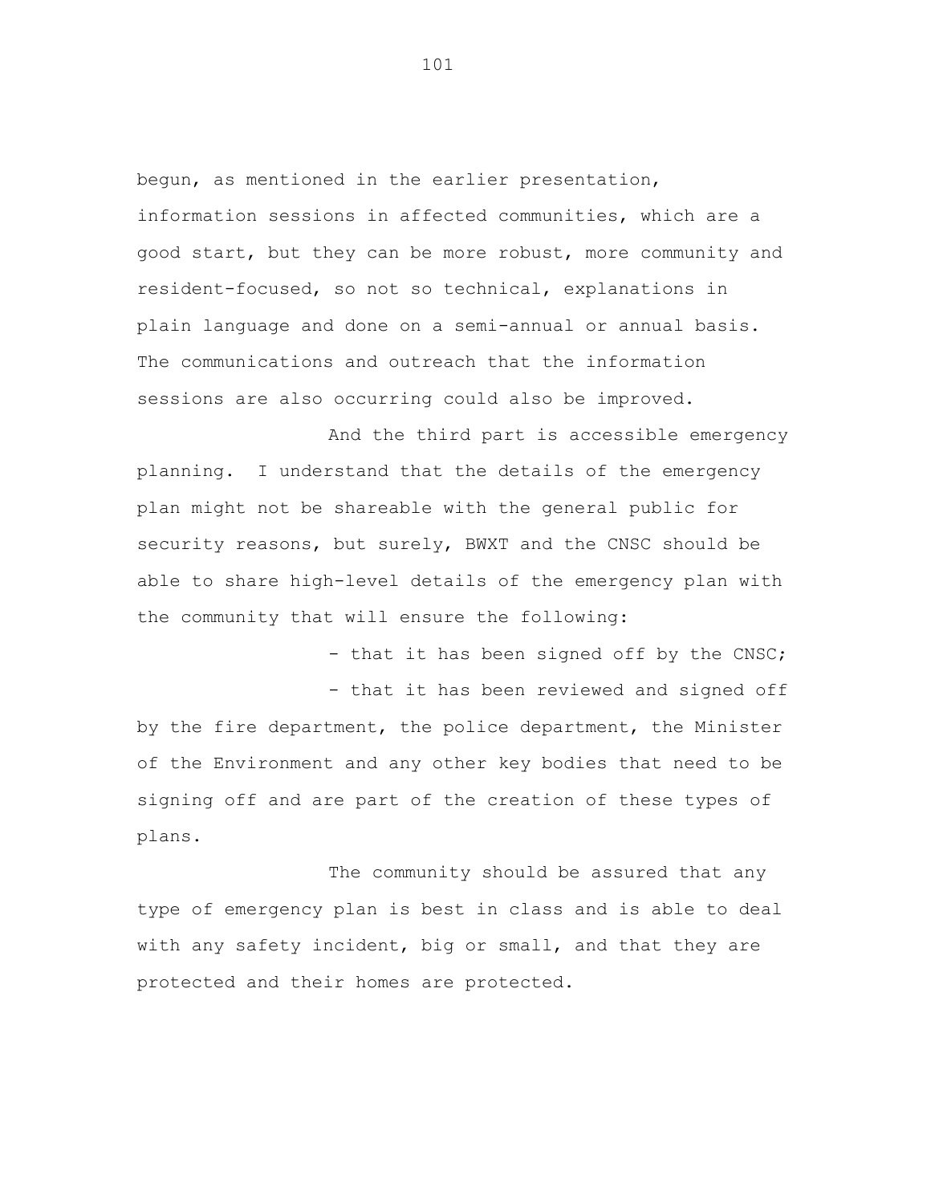begun, as mentioned in the earlier presentation, information sessions in affected communities, which are a good start, but they can be more robust, more community and resident-focused, so not so technical, explanations in plain language and done on a semi-annual or annual basis. The communications and outreach that the information sessions are also occurring could also be improved.

And the third part is accessible emergency planning. I understand that the details of the emergency plan might not be shareable with the general public for security reasons, but surely, BWXT and the CNSC should be able to share high-level details of the emergency plan with the community that will ensure the following:

- that it has been signed off by the CNSC;
- that it has been reviewed and signed off by the fire department, the police department, the Minister of the Environment and any other key bodies that need to be signing off and are part of the creation of these types of plans.

The community should be assured that any type of emergency plan is best in class and is able to deal with any safety incident, big or small, and that they are protected and their homes are protected.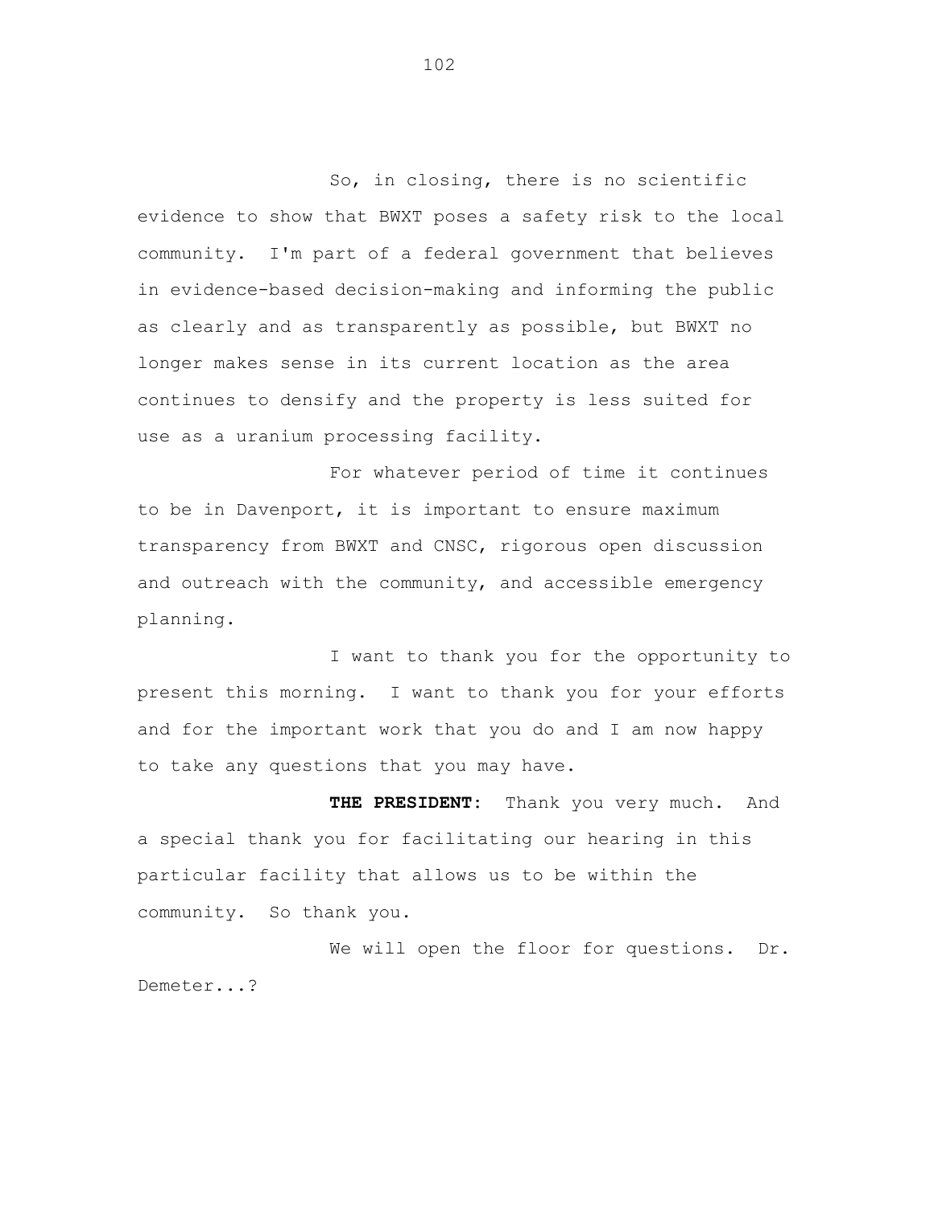So, in closing, there is no scientific evidence to show that BWXT poses a safety risk to the local community. I'm part of a federal government that believes in evidence-based decision-making and informing the public as clearly and as transparently as possible, but BWXT no longer makes sense in its current location as the area continues to densify and the property is less suited for use as a uranium processing facility.

For whatever period of time it continues to be in Davenport, it is important to ensure maximum transparency from BWXT and CNSC, rigorous open discussion and outreach with the community, and accessible emergency planning.

I want to thank you for the opportunity to present this morning. I want to thank you for your efforts and for the important work that you do and I am now happy to take any questions that you may have.

**THE PRESIDENT:** Thank you very much. And a special thank you for facilitating our hearing in this particular facility that allows us to be within the community. So thank you.

We will open the floor for questions. Dr. Demeter...?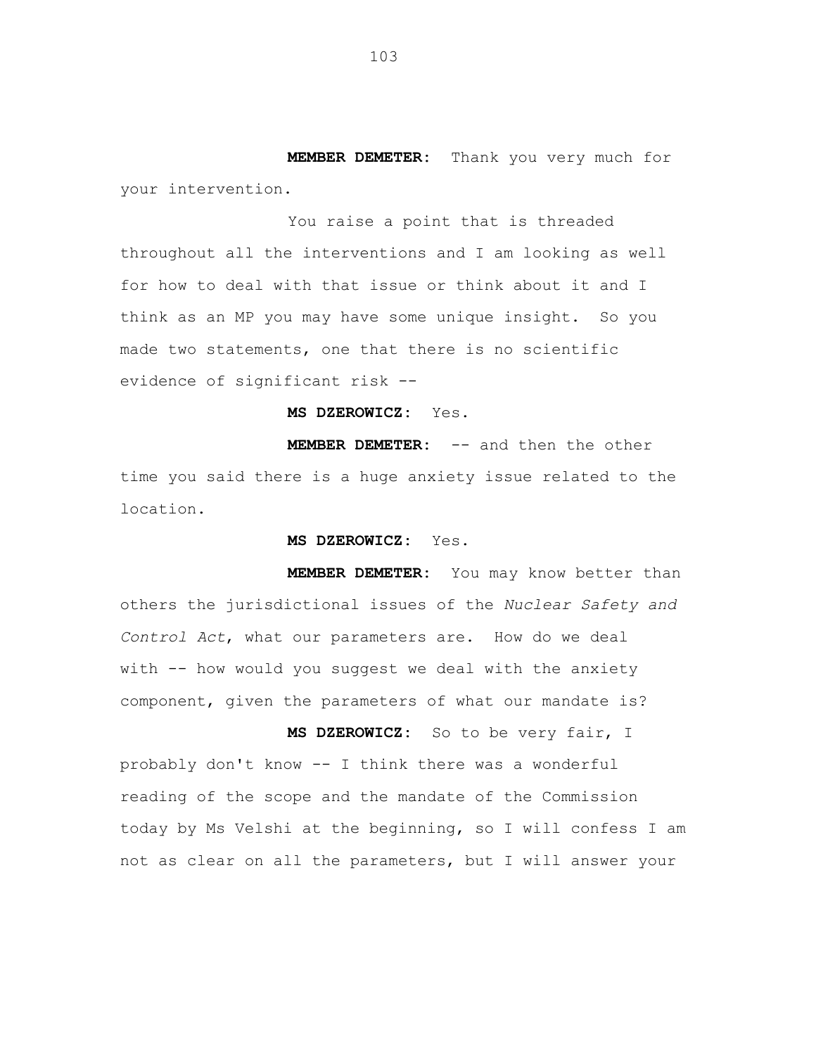**MEMBER DEMETER:** Thank you very much for your intervention.

You raise a point that is threaded throughout all the interventions and I am looking as well for how to deal with that issue or think about it and I think as an MP you may have some unique insight. So you made two statements, one that there is no scientific evidence of significant risk --

**MS DZEROWICZ:** Yes.

**MEMBER DEMETER:** -- and then the other time you said there is a huge anxiety issue related to the location.

**MS DZEROWICZ:** Yes.

**MEMBER DEMETER:** You may know better than others the jurisdictional issues of the *Nuclear Safety and Control Act*, what our parameters are. How do we deal with -- how would you suggest we deal with the anxiety component, given the parameters of what our mandate is?

**MS DZEROWICZ:** So to be very fair, I probably don't know -- I think there was a wonderful reading of the scope and the mandate of the Commission today by Ms Velshi at the beginning, so I will confess I am not as clear on all the parameters, but I will answer your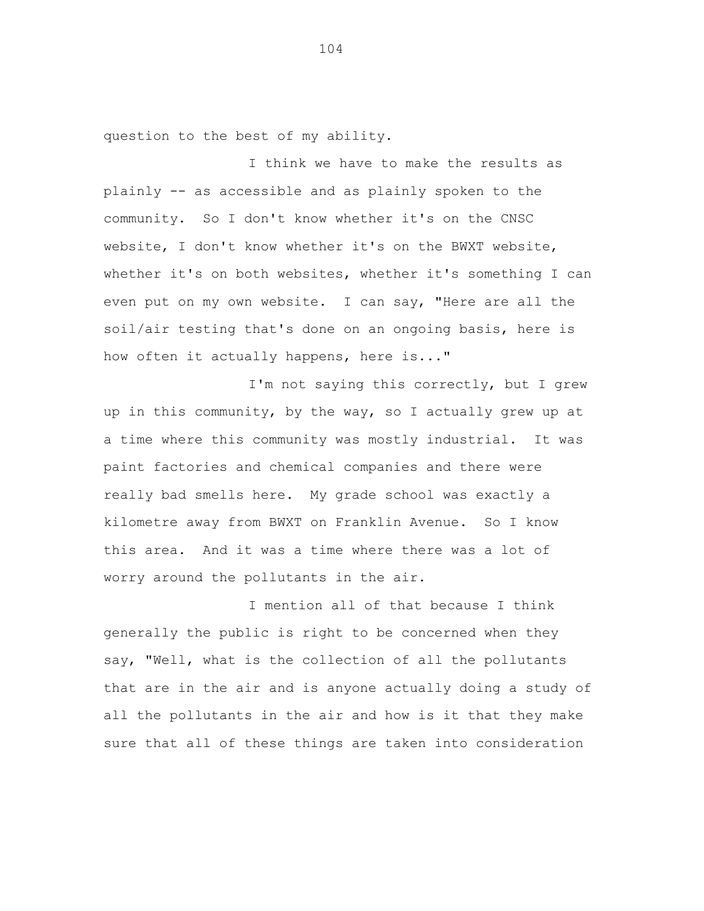question to the best of my ability.

I think we have to make the results as plainly -- as accessible and as plainly spoken to the community. So I don't know whether it's on the CNSC website, I don't know whether it's on the BWXT website, whether it's on both websites, whether it's something I can even put on my own website. I can say, "Here are all the soil/air testing that's done on an ongoing basis, here is how often it actually happens, here is..."

I'm not saying this correctly, but I grew up in this community, by the way, so I actually grew up at a time where this community was mostly industrial. It was paint factories and chemical companies and there were really bad smells here. My grade school was exactly a kilometre away from BWXT on Franklin Avenue. So I know this area. And it was a time where there was a lot of worry around the pollutants in the air.

I mention all of that because I think generally the public is right to be concerned when they say, "Well, what is the collection of all the pollutants that are in the air and is anyone actually doing a study of all the pollutants in the air and how is it that they make sure that all of these things are taken into consideration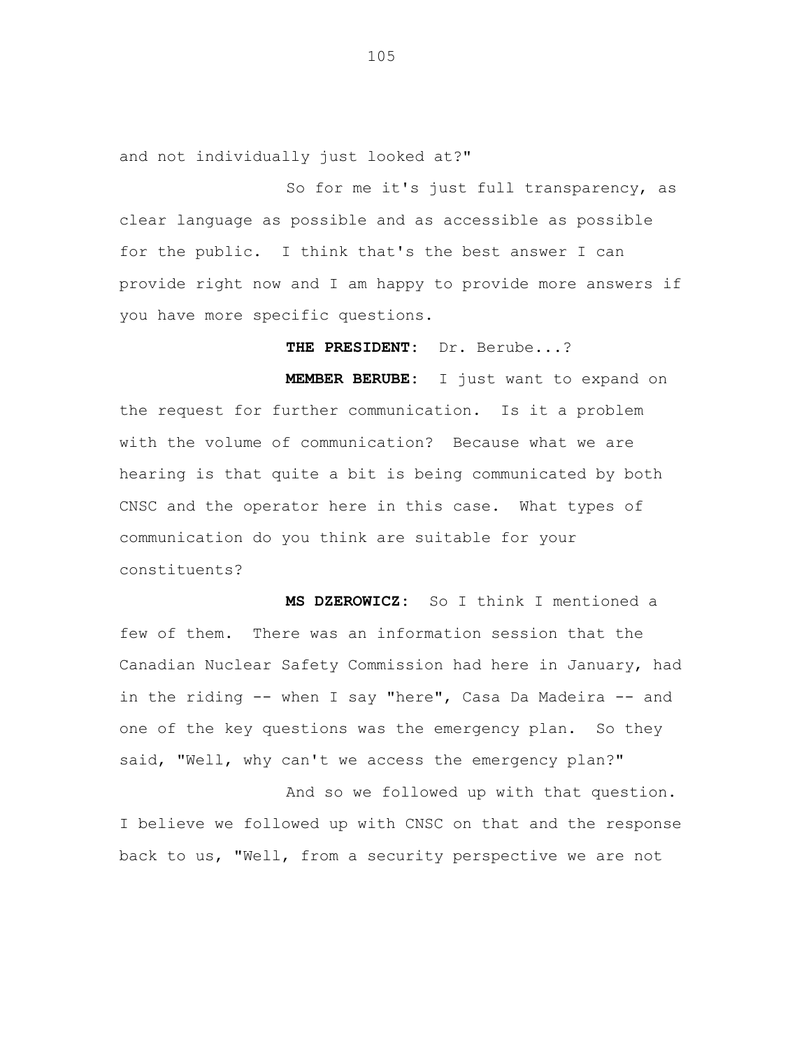and not individually just looked at?"

So for me it's just full transparency, as clear language as possible and as accessible as possible for the public. I think that's the best answer I can provide right now and I am happy to provide more answers if you have more specific questions.

**THE PRESIDENT:** Dr. Berube...?

**MEMBER BERUBE:** I just want to expand on the request for further communication. Is it a problem with the volume of communication? Because what we are hearing is that quite a bit is being communicated by both CNSC and the operator here in this case. What types of communication do you think are suitable for your constituents?

**MS DZEROWICZ:** So I think I mentioned a few of them. There was an information session that the Canadian Nuclear Safety Commission had here in January, had in the riding -- when I say "here", Casa Da Madeira -- and one of the key questions was the emergency plan. So they said, "Well, why can't we access the emergency plan?"

And so we followed up with that question. I believe we followed up with CNSC on that and the response back to us, "Well, from a security perspective we are not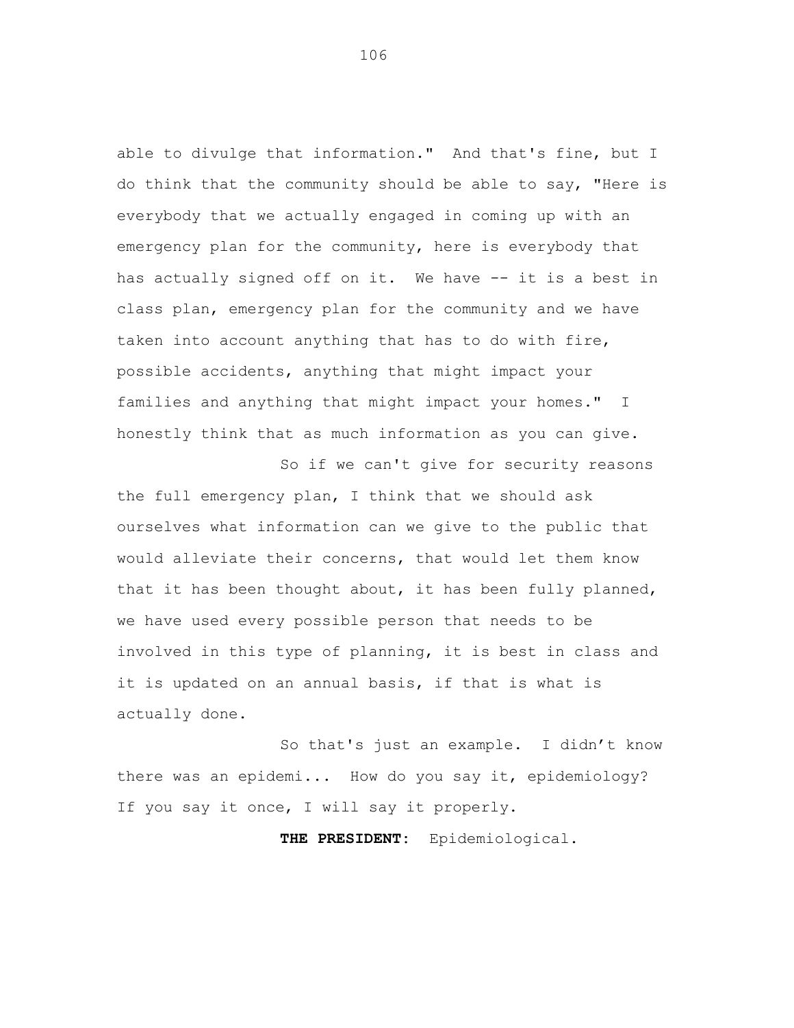able to divulge that information." And that's fine, but I do think that the community should be able to say, "Here is everybody that we actually engaged in coming up with an emergency plan for the community, here is everybody that has actually signed off on it. We have -- it is a best in class plan, emergency plan for the community and we have taken into account anything that has to do with fire, possible accidents, anything that might impact your families and anything that might impact your homes." I honestly think that as much information as you can give.

So if we can't give for security reasons the full emergency plan, I think that we should ask ourselves what information can we give to the public that would alleviate their concerns, that would let them know that it has been thought about, it has been fully planned, we have used every possible person that needs to be involved in this type of planning, it is best in class and it is updated on an annual basis, if that is what is actually done.

So that's just an example. I didn't know there was an epidemi... How do you say it, epidemiology? If you say it once, I will say it properly.

**THE PRESIDENT:** Epidemiological.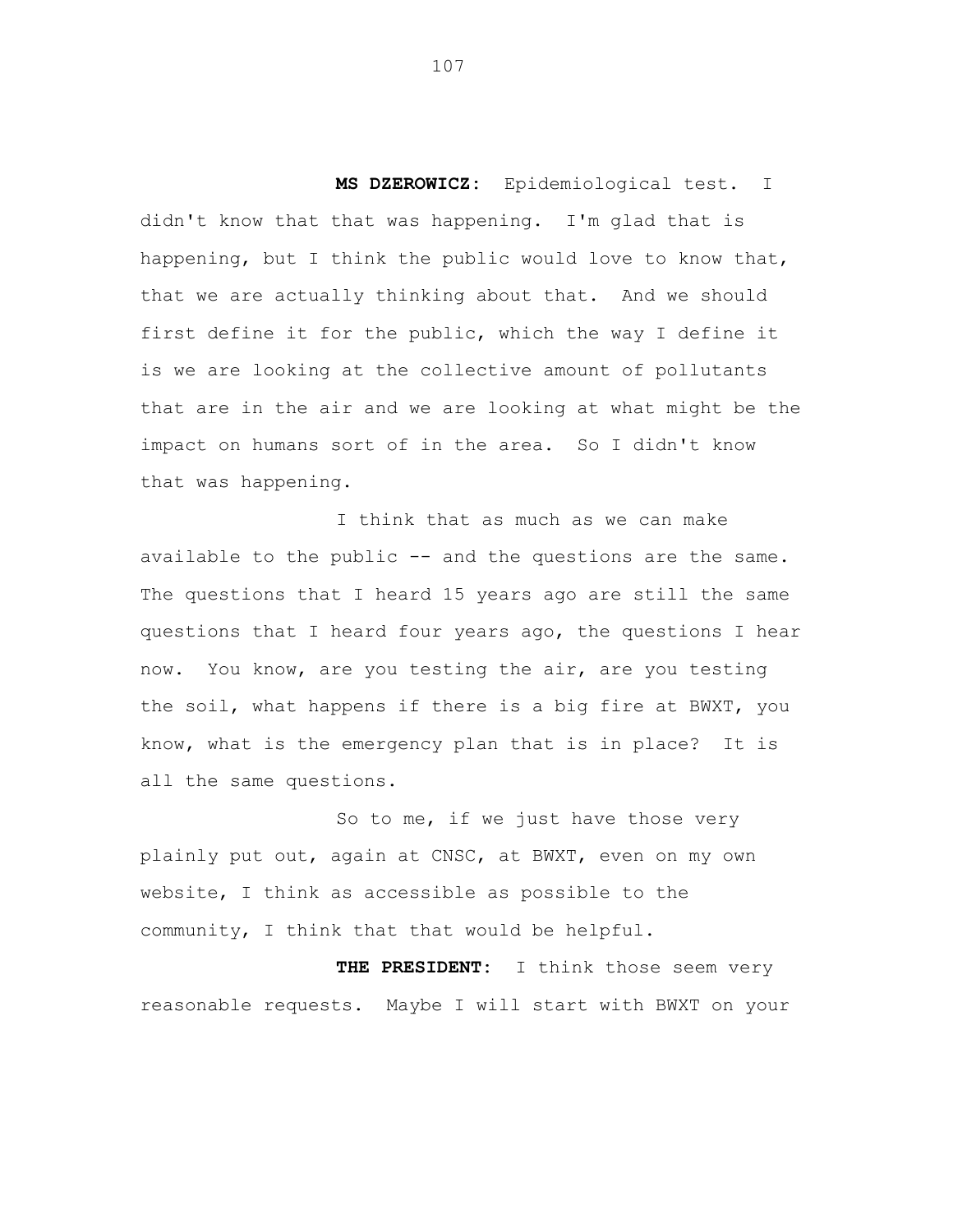**MS DZEROWICZ:** Epidemiological test. I didn't know that that was happening. I'm glad that is happening, but I think the public would love to know that, that we are actually thinking about that. And we should first define it for the public, which the way I define it is we are looking at the collective amount of pollutants that are in the air and we are looking at what might be the impact on humans sort of in the area. So I didn't know that was happening.

I think that as much as we can make available to the public -- and the questions are the same. The questions that I heard 15 years ago are still the same questions that I heard four years ago, the questions I hear now. You know, are you testing the air, are you testing the soil, what happens if there is a big fire at BWXT, you know, what is the emergency plan that is in place? It is all the same questions.

So to me, if we just have those very plainly put out, again at CNSC, at BWXT, even on my own website, I think as accessible as possible to the community, I think that that would be helpful.

**THE PRESIDENT:** I think those seem very reasonable requests. Maybe I will start with BWXT on your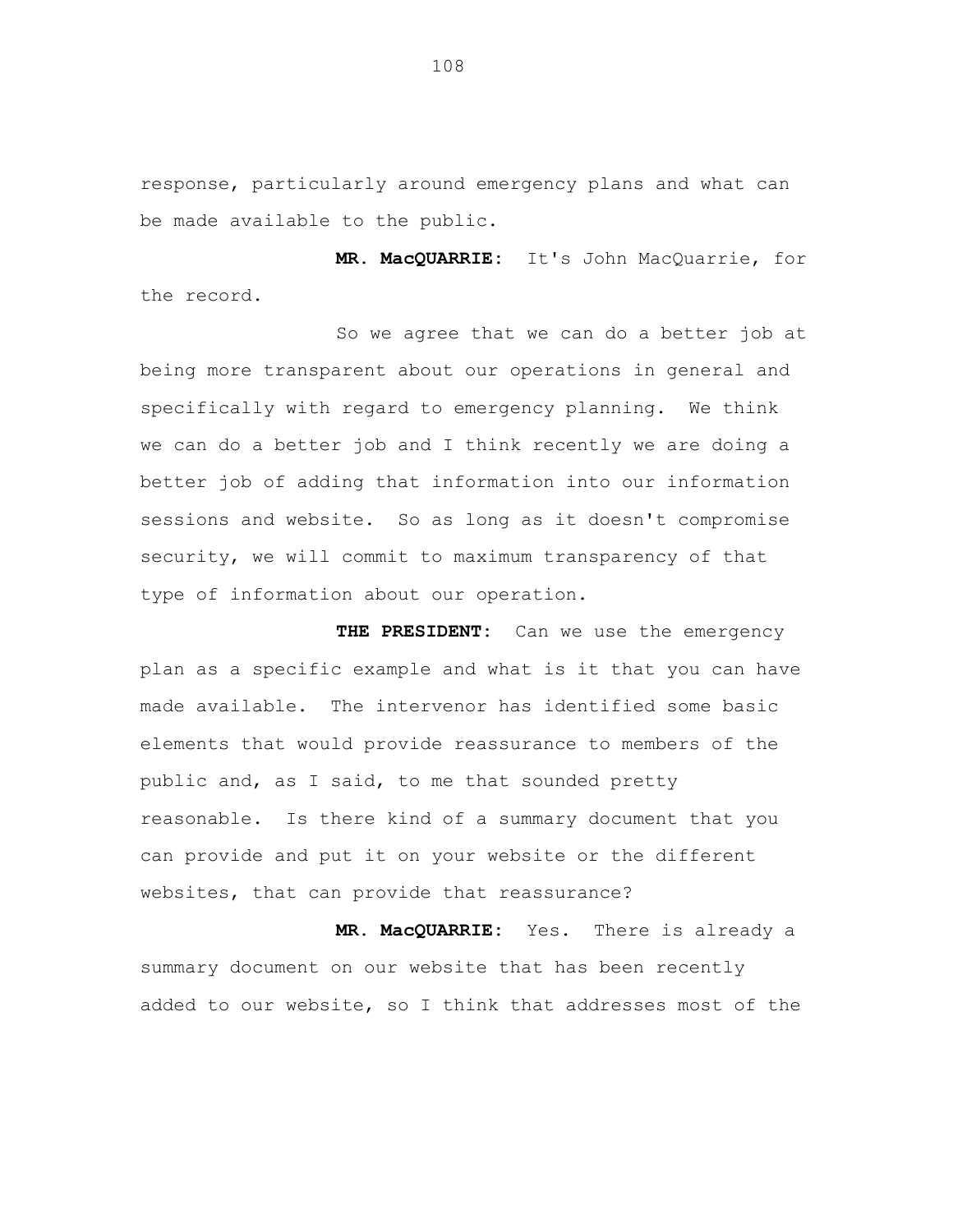response, particularly around emergency plans and what can be made available to the public.

**MR. MacQUARRIE:** It's John MacQuarrie, for the record.

So we agree that we can do a better job at being more transparent about our operations in general and specifically with regard to emergency planning. We think we can do a better job and I think recently we are doing a better job of adding that information into our information sessions and website. So as long as it doesn't compromise security, we will commit to maximum transparency of that type of information about our operation.

**THE PRESIDENT:** Can we use the emergency plan as a specific example and what is it that you can have made available. The intervenor has identified some basic elements that would provide reassurance to members of the public and, as I said, to me that sounded pretty reasonable. Is there kind of a summary document that you can provide and put it on your website or the different websites, that can provide that reassurance?

**MR. MacQUARRIE:** Yes. There is already a summary document on our website that has been recently added to our website, so I think that addresses most of the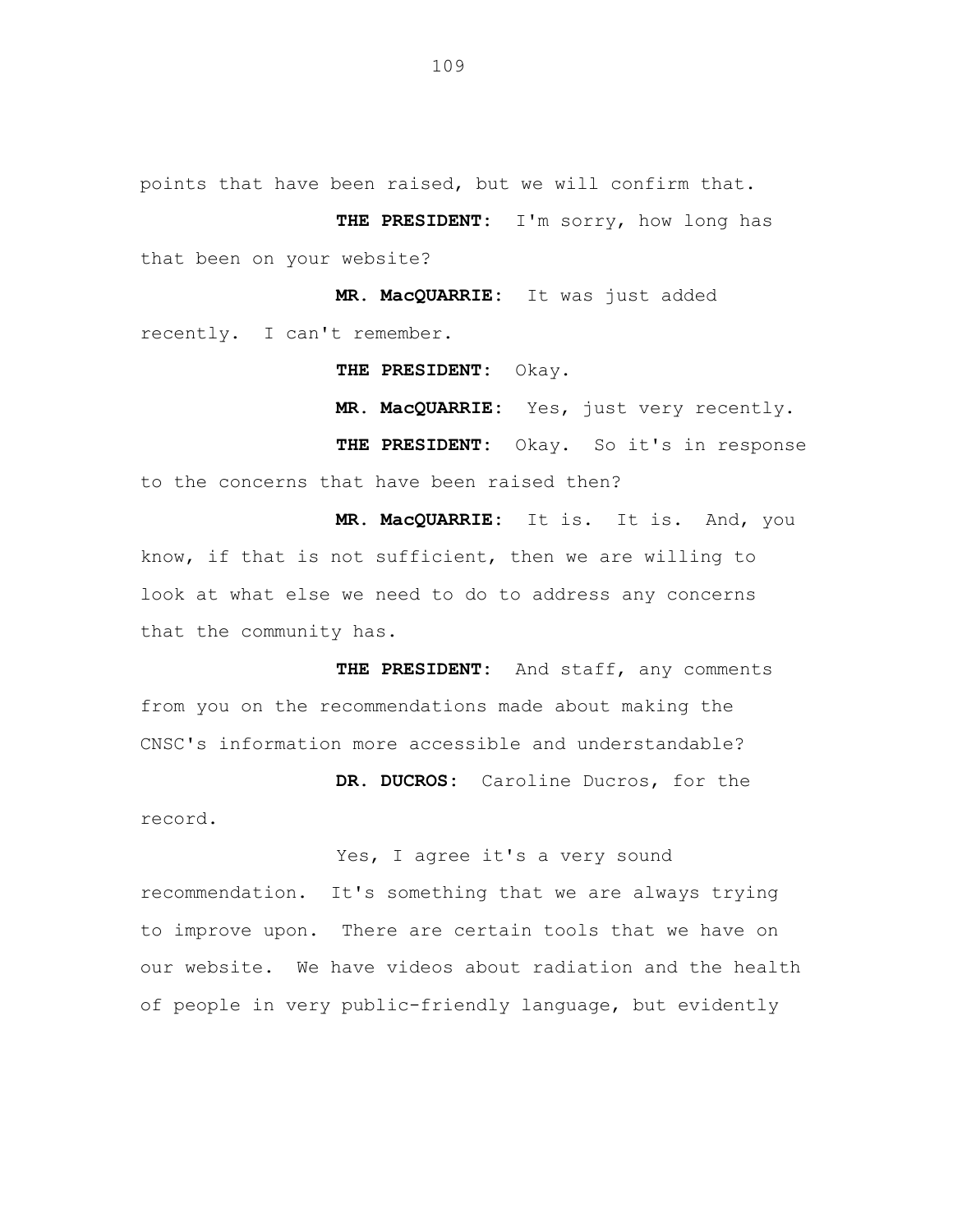points that have been raised, but we will confirm that.

**THE PRESIDENT:** I'm sorry, how long has that been on your website?

**MR. MacQUARRIE:** It was just added recently. I can't remember.

**THE PRESIDENT:** Okay.

**MR. MacQUARRIE:** Yes, just very recently.

**THE PRESIDENT:** Okay. So it's in response to the concerns that have been raised then?

**MR. MacQUARRIE:** It is. It is. And, you know, if that is not sufficient, then we are willing to look at what else we need to do to address any concerns that the community has.

**THE PRESIDENT:** And staff, any comments from you on the recommendations made about making the CNSC's information more accessible and understandable?

**DR. DUCROS:** Caroline Ducros, for the record.

Yes, I agree it's a very sound recommendation. It's something that we are always trying to improve upon. There are certain tools that we have on our website. We have videos about radiation and the health of people in very public-friendly language, but evidently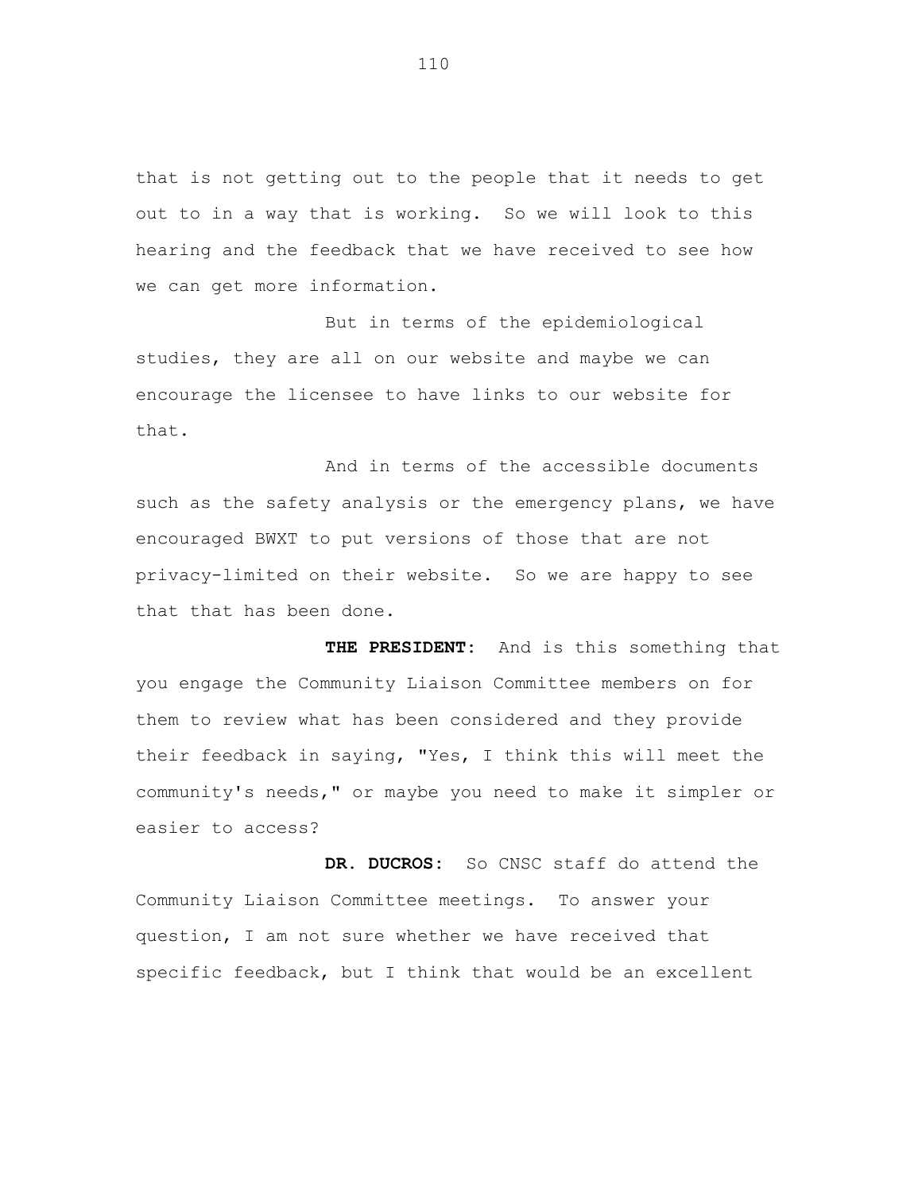that is not getting out to the people that it needs to get out to in a way that is working. So we will look to this hearing and the feedback that we have received to see how we can get more information.

But in terms of the epidemiological studies, they are all on our website and maybe we can encourage the licensee to have links to our website for that.

And in terms of the accessible documents such as the safety analysis or the emergency plans, we have encouraged BWXT to put versions of those that are not privacy-limited on their website. So we are happy to see that that has been done.

**THE PRESIDENT:** And is this something that you engage the Community Liaison Committee members on for them to review what has been considered and they provide their feedback in saying, "Yes, I think this will meet the community's needs," or maybe you need to make it simpler or easier to access?

**DR. DUCROS:** So CNSC staff do attend the Community Liaison Committee meetings. To answer your question, I am not sure whether we have received that specific feedback, but I think that would be an excellent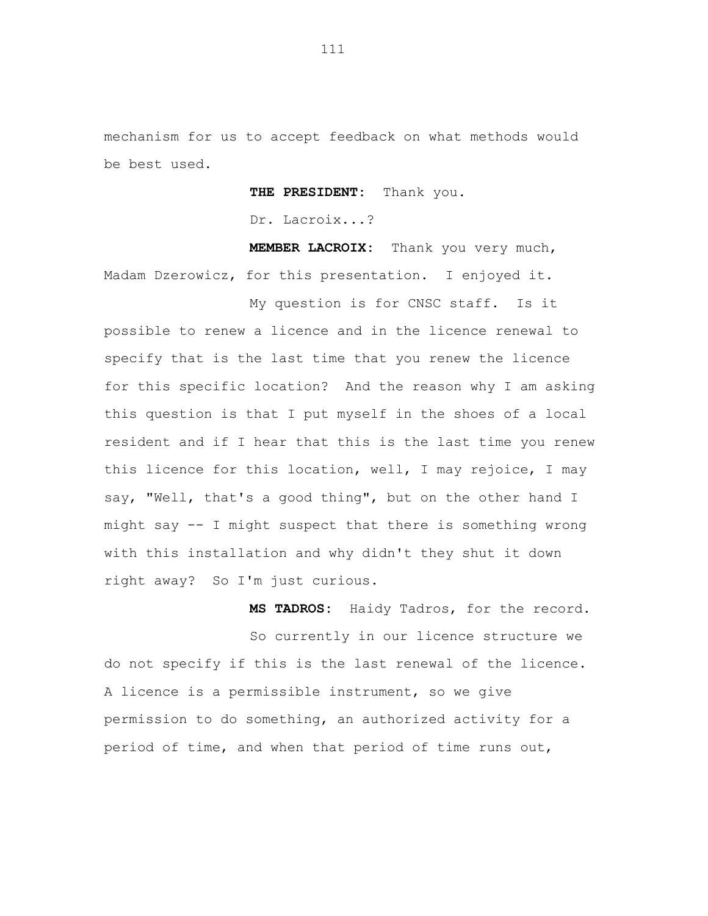mechanism for us to accept feedback on what methods would be best used.

**THE PRESIDENT:** Thank you.

Dr. Lacroix...?

**MEMBER LACROIX:** Thank you very much, Madam Dzerowicz, for this presentation. I enjoyed it.

My question is for CNSC staff. Is it possible to renew a licence and in the licence renewal to specify that is the last time that you renew the licence for this specific location? And the reason why I am asking this question is that I put myself in the shoes of a local resident and if I hear that this is the last time you renew this licence for this location, well, I may rejoice, I may say, "Well, that's a good thing", but on the other hand I might say -- I might suspect that there is something wrong with this installation and why didn't they shut it down right away? So I'm just curious.

**MS TADROS:** Haidy Tadros, for the record.

So currently in our licence structure we do not specify if this is the last renewal of the licence. A licence is a permissible instrument, so we give permission to do something, an authorized activity for a period of time, and when that period of time runs out,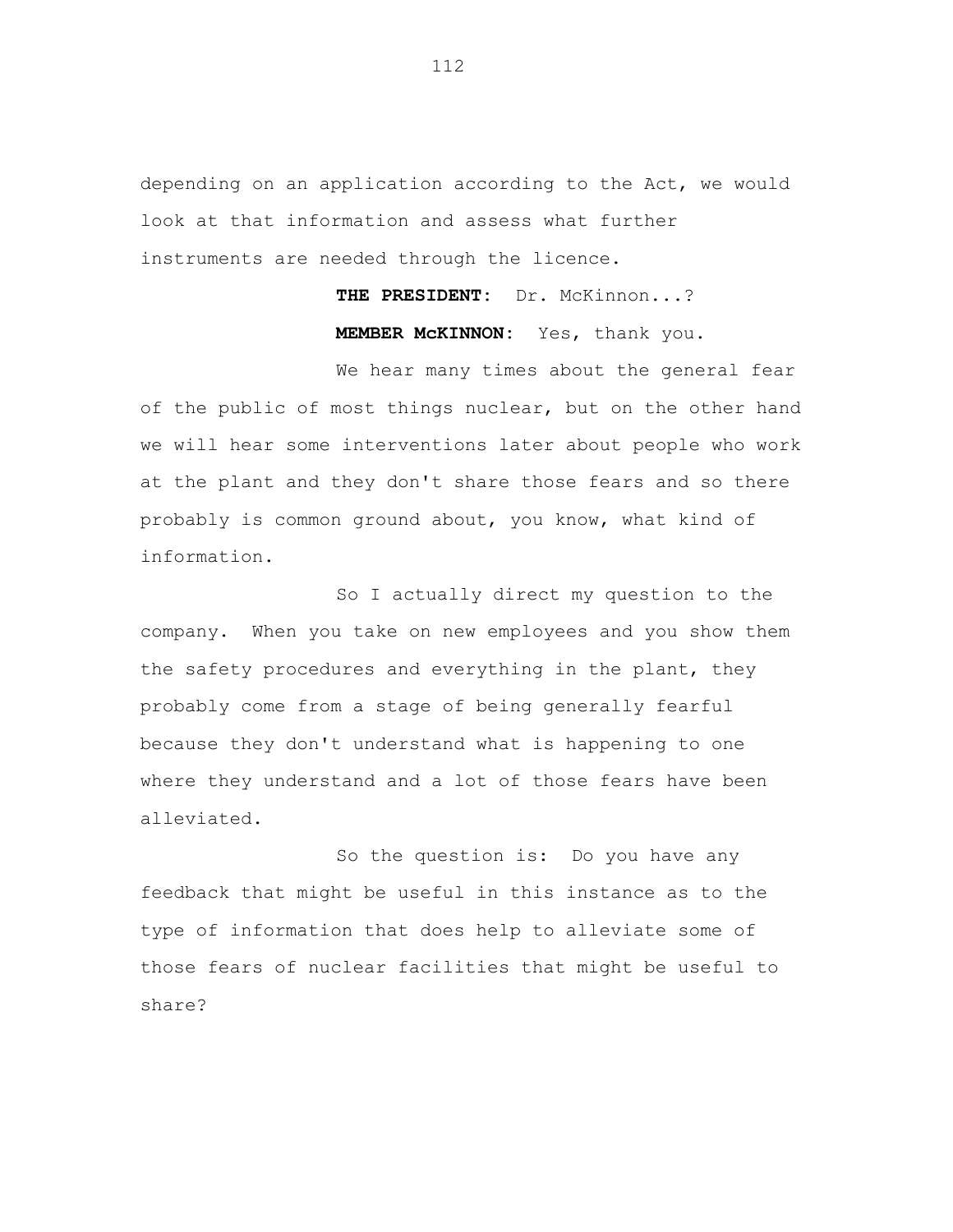depending on an application according to the Act, we would look at that information and assess what further instruments are needed through the licence.

**THE PRESIDENT:** Dr. McKinnon...?

**MEMBER McKINNON:** Yes, thank you.

We hear many times about the general fear of the public of most things nuclear, but on the other hand we will hear some interventions later about people who work at the plant and they don't share those fears and so there probably is common ground about, you know, what kind of information.

So I actually direct my question to the company. When you take on new employees and you show them the safety procedures and everything in the plant, they probably come from a stage of being generally fearful because they don't understand what is happening to one where they understand and a lot of those fears have been alleviated.

So the question is: Do you have any feedback that might be useful in this instance as to the type of information that does help to alleviate some of those fears of nuclear facilities that might be useful to share?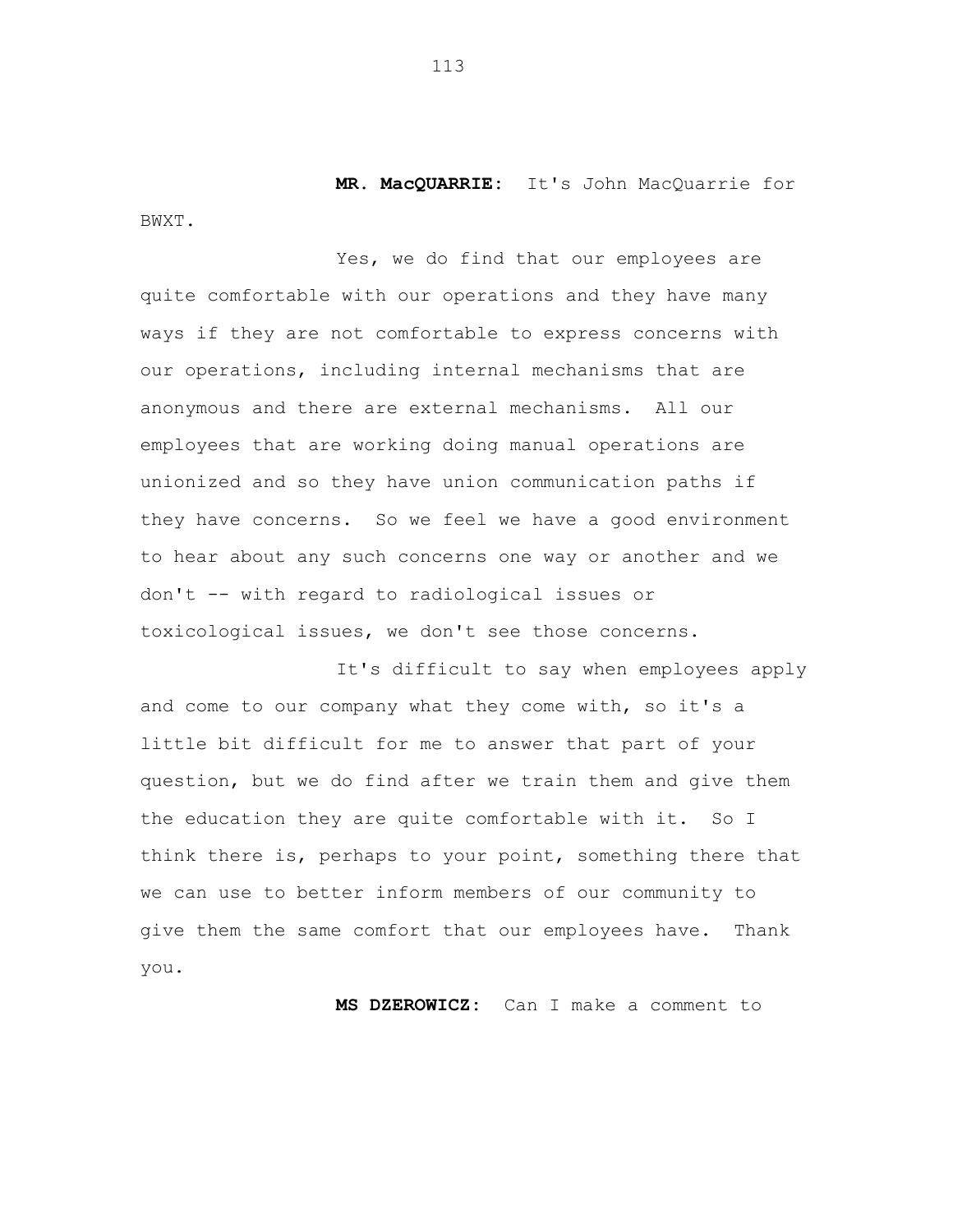**MR. MacQUARRIE:** It's John MacQuarrie for BWXT.

Yes, we do find that our employees are quite comfortable with our operations and they have many ways if they are not comfortable to express concerns with our operations, including internal mechanisms that are anonymous and there are external mechanisms. All our employees that are working doing manual operations are unionized and so they have union communication paths if they have concerns. So we feel we have a good environment to hear about any such concerns one way or another and we don't -- with regard to radiological issues or toxicological issues, we don't see those concerns.

It's difficult to say when employees apply and come to our company what they come with, so it's a little bit difficult for me to answer that part of your question, but we do find after we train them and give them the education they are quite comfortable with it. So I think there is, perhaps to your point, something there that we can use to better inform members of our community to give them the same comfort that our employees have. Thank you.

**MS DZEROWICZ:** Can I make a comment to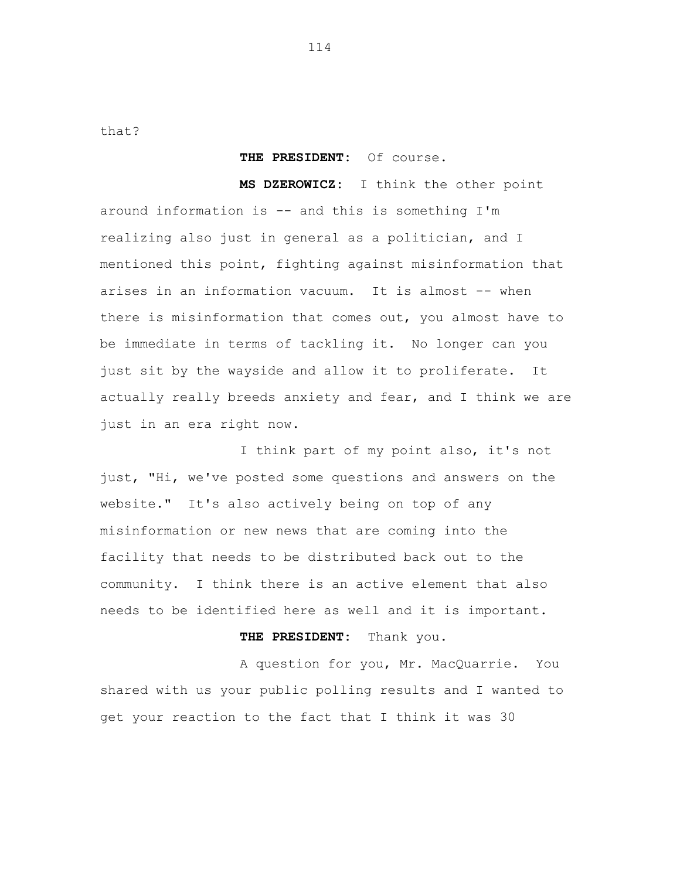that?

**THE PRESIDENT:** Of course.

**MS DZEROWICZ:** I think the other point around information is -- and this is something I'm realizing also just in general as a politician, and I mentioned this point, fighting against misinformation that arises in an information vacuum. It is almost -- when there is misinformation that comes out, you almost have to be immediate in terms of tackling it. No longer can you just sit by the wayside and allow it to proliferate. It actually really breeds anxiety and fear, and I think we are just in an era right now.

I think part of my point also, it's not just, "Hi, we've posted some questions and answers on the website." It's also actively being on top of any misinformation or new news that are coming into the facility that needs to be distributed back out to the community. I think there is an active element that also needs to be identified here as well and it is important.

**THE PRESIDENT:** Thank you.

A question for you, Mr. MacQuarrie. You shared with us your public polling results and I wanted to get your reaction to the fact that I think it was 30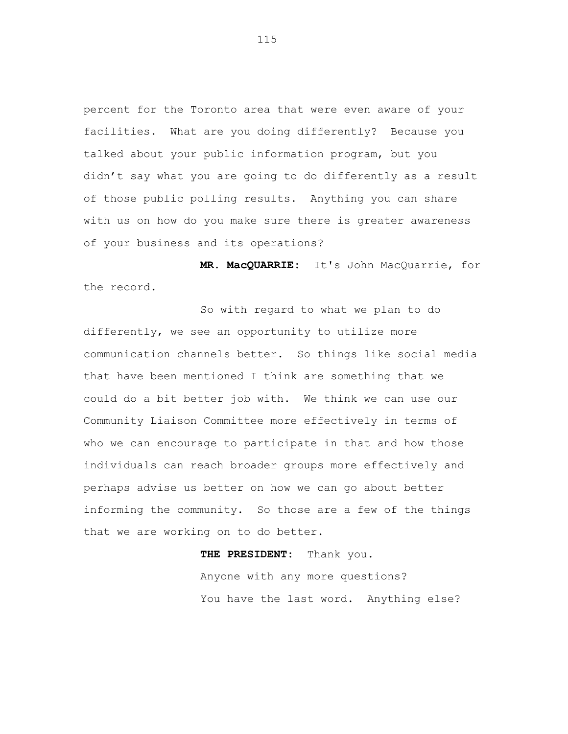percent for the Toronto area that were even aware of your facilities. What are you doing differently? Because you talked about your public information program, but you didn't say what you are going to do differently as a result of those public polling results. Anything you can share with us on how do you make sure there is greater awareness of your business and its operations?

**MR. MacQUARRIE:** It's John MacQuarrie, for the record.

So with regard to what we plan to do differently, we see an opportunity to utilize more communication channels better. So things like social media that have been mentioned I think are something that we could do a bit better job with. We think we can use our Community Liaison Committee more effectively in terms of who we can encourage to participate in that and how those individuals can reach broader groups more effectively and perhaps advise us better on how we can go about better informing the community. So those are a few of the things that we are working on to do better.

**THE PRESIDENT:** Thank you.

Anyone with any more questions?

You have the last word. Anything else?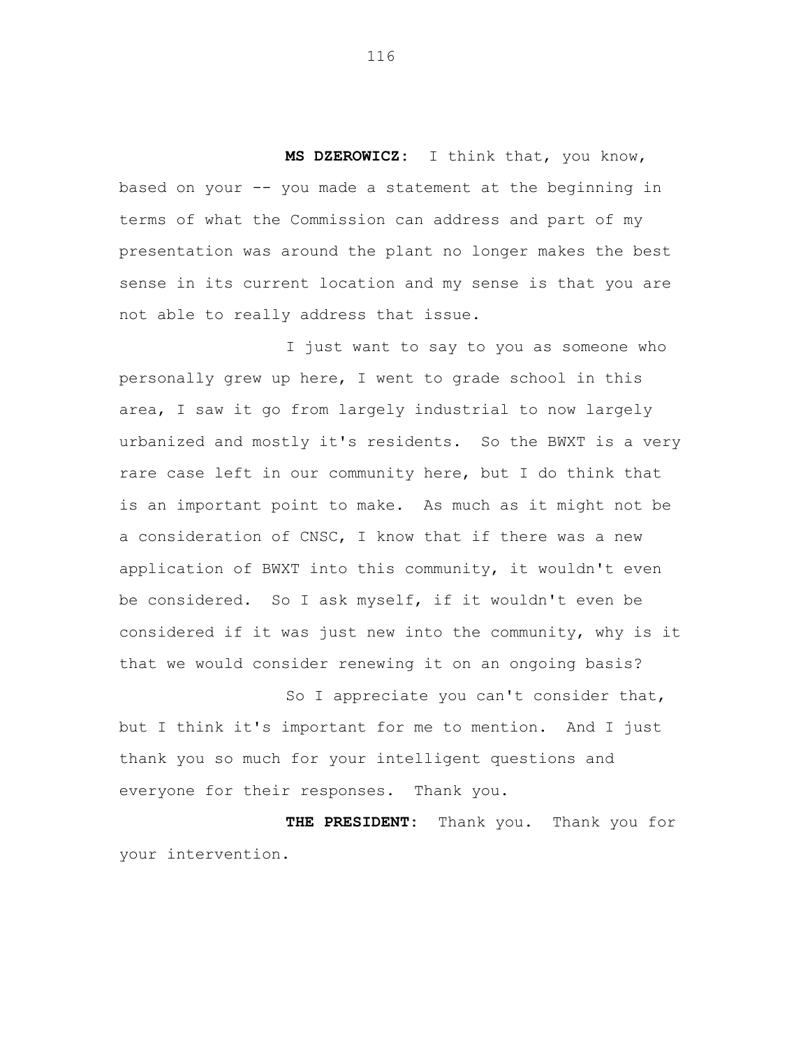**MS DZEROWICZ:** I think that, you know, based on your -- you made a statement at the beginning in terms of what the Commission can address and part of my presentation was around the plant no longer makes the best sense in its current location and my sense is that you are not able to really address that issue.

I just want to say to you as someone who personally grew up here, I went to grade school in this area, I saw it go from largely industrial to now largely urbanized and mostly it's residents. So the BWXT is a very rare case left in our community here, but I do think that is an important point to make. As much as it might not be a consideration of CNSC, I know that if there was a new application of BWXT into this community, it wouldn't even be considered. So I ask myself, if it wouldn't even be considered if it was just new into the community, why is it that we would consider renewing it on an ongoing basis?

So I appreciate you can't consider that, but I think it's important for me to mention. And I just thank you so much for your intelligent questions and everyone for their responses. Thank you.

**THE PRESIDENT:** Thank you. Thank you for your intervention.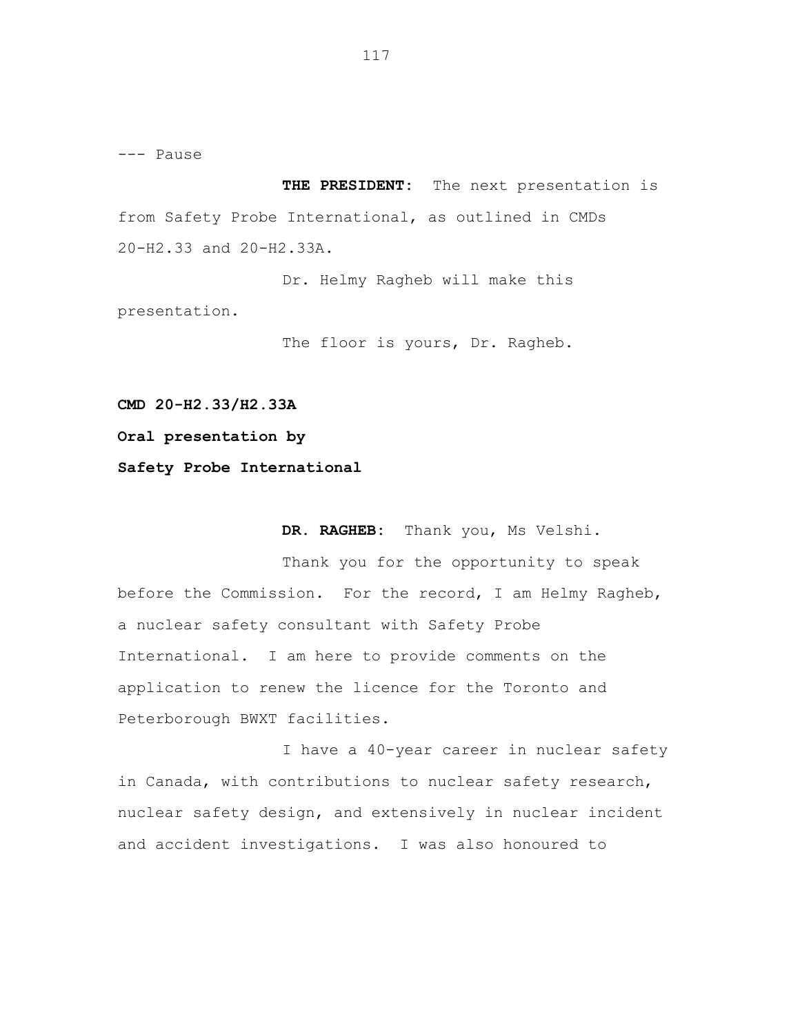--- Pause

**THE PRESIDENT:** The next presentation is from Safety Probe International, as outlined in CMDs 20-H2.33 and 20-H2.33A.

Dr. Helmy Ragheb will make this presentation.

The floor is yours, Dr. Ragheb.

**CMD 20-H2.33/H2.33A**

**Oral presentation by**

**Safety Probe International**

**DR. RAGHEB:** Thank you, Ms Velshi.

Thank you for the opportunity to speak before the Commission. For the record, I am Helmy Ragheb, a nuclear safety consultant with Safety Probe International. I am here to provide comments on the application to renew the licence for the Toronto and Peterborough BWXT facilities.

I have a 40-year career in nuclear safety in Canada, with contributions to nuclear safety research, nuclear safety design, and extensively in nuclear incident and accident investigations. I was also honoured to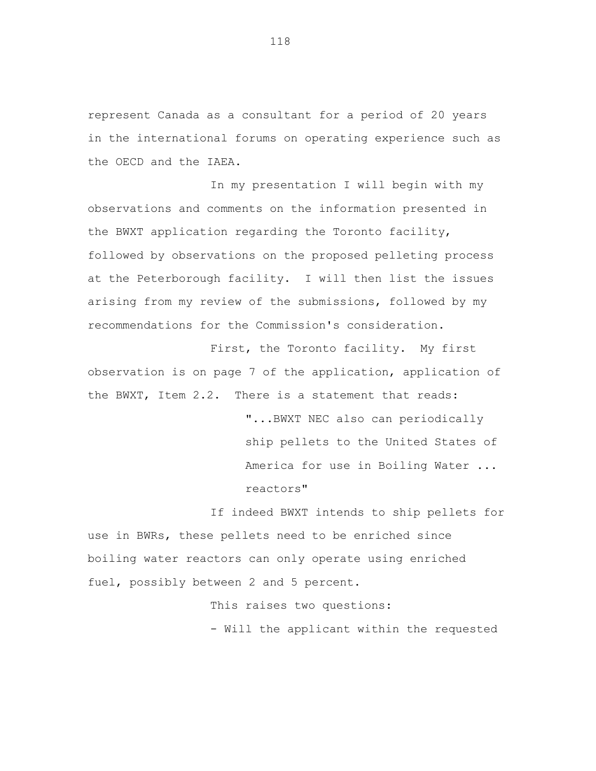represent Canada as a consultant for a period of 20 years in the international forums on operating experience such as the OECD and the IAEA.

In my presentation I will begin with my observations and comments on the information presented in the BWXT application regarding the Toronto facility, followed by observations on the proposed pelleting process at the Peterborough facility. I will then list the issues arising from my review of the submissions, followed by my recommendations for the Commission's consideration.

First, the Toronto facility. My first observation is on page 7 of the application, application of the BWXT, Item 2.2. There is a statement that reads:

> "...BWXT NEC also can periodically ship pellets to the United States of America for use in Boiling Water ... reactors"

If indeed BWXT intends to ship pellets for use in BWRs, these pellets need to be enriched since boiling water reactors can only operate using enriched fuel, possibly between 2 and 5 percent.

This raises two questions:

- Will the applicant within the requested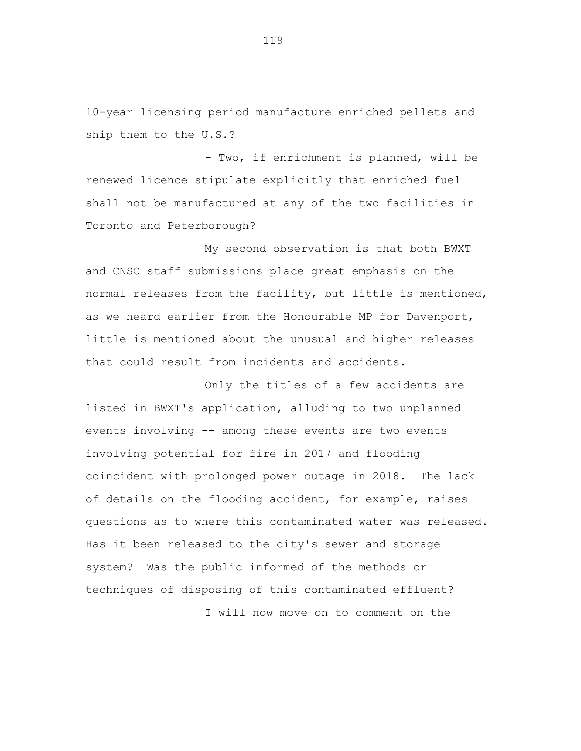10-year licensing period manufacture enriched pellets and ship them to the U.S.?

- Two, if enrichment is planned, will be renewed licence stipulate explicitly that enriched fuel shall not be manufactured at any of the two facilities in Toronto and Peterborough?

My second observation is that both BWXT and CNSC staff submissions place great emphasis on the normal releases from the facility, but little is mentioned, as we heard earlier from the Honourable MP for Davenport, little is mentioned about the unusual and higher releases that could result from incidents and accidents.

Only the titles of a few accidents are listed in BWXT's application, alluding to two unplanned events involving -- among these events are two events involving potential for fire in 2017 and flooding coincident with prolonged power outage in 2018. The lack of details on the flooding accident, for example, raises questions as to where this contaminated water was released. Has it been released to the city's sewer and storage system? Was the public informed of the methods or techniques of disposing of this contaminated effluent?

I will now move on to comment on the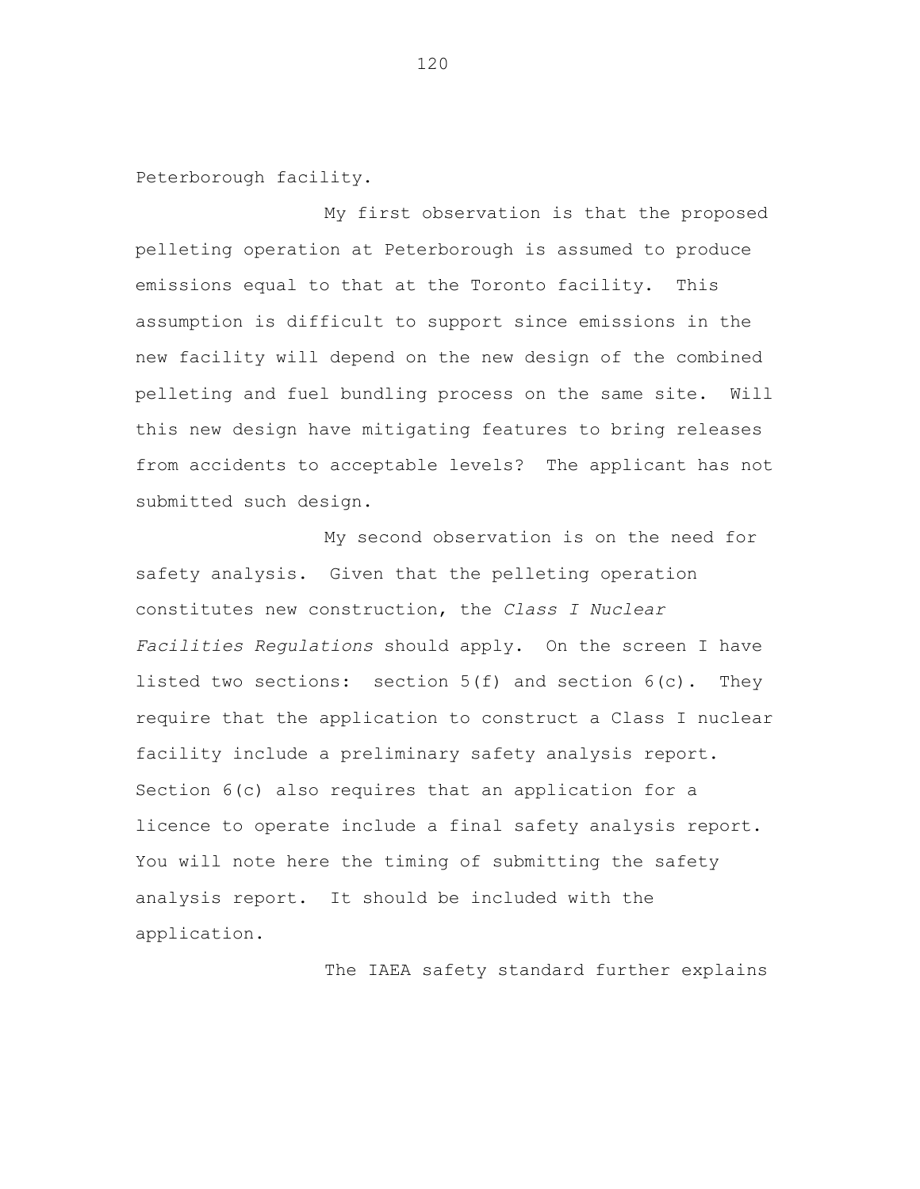Peterborough facility.

My first observation is that the proposed pelleting operation at Peterborough is assumed to produce emissions equal to that at the Toronto facility. This assumption is difficult to support since emissions in the new facility will depend on the new design of the combined pelleting and fuel bundling process on the same site. Will this new design have mitigating features to bring releases from accidents to acceptable levels? The applicant has not submitted such design.

My second observation is on the need for safety analysis. Given that the pelleting operation constitutes new construction, the *Class I Nuclear Facilities Regulations* should apply. On the screen I have listed two sections: section 5(f) and section 6(c). They require that the application to construct a Class I nuclear facility include a preliminary safety analysis report. Section 6(c) also requires that an application for a licence to operate include a final safety analysis report. You will note here the timing of submitting the safety analysis report. It should be included with the application.

The IAEA safety standard further explains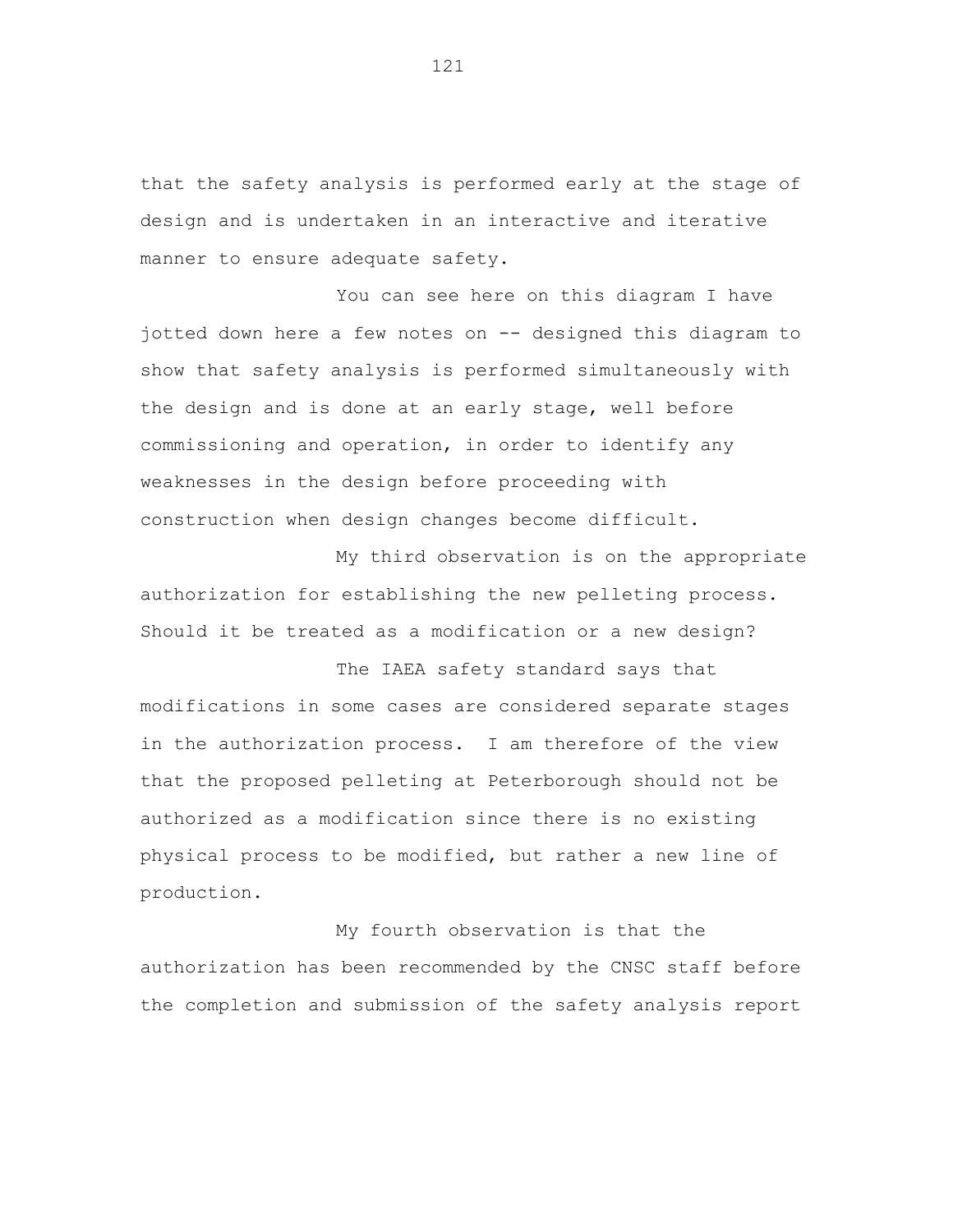that the safety analysis is performed early at the stage of design and is undertaken in an interactive and iterative manner to ensure adequate safety.

You can see here on this diagram I have jotted down here a few notes on -- designed this diagram to show that safety analysis is performed simultaneously with the design and is done at an early stage, well before commissioning and operation, in order to identify any weaknesses in the design before proceeding with construction when design changes become difficult.

My third observation is on the appropriate authorization for establishing the new pelleting process. Should it be treated as a modification or a new design?

The IAEA safety standard says that modifications in some cases are considered separate stages in the authorization process. I am therefore of the view that the proposed pelleting at Peterborough should not be authorized as a modification since there is no existing physical process to be modified, but rather a new line of production.

My fourth observation is that the authorization has been recommended by the CNSC staff before the completion and submission of the safety analysis report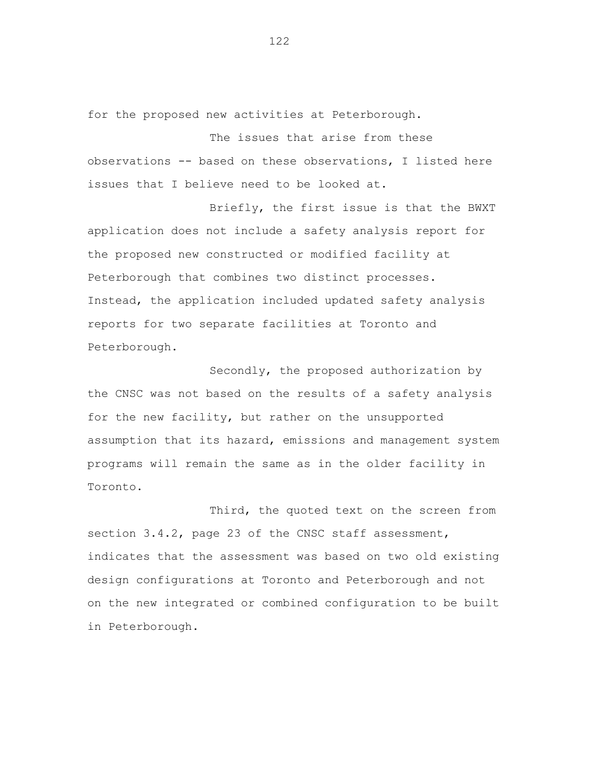for the proposed new activities at Peterborough.

The issues that arise from these observations -- based on these observations, I listed here issues that I believe need to be looked at.

Briefly, the first issue is that the BWXT application does not include a safety analysis report for the proposed new constructed or modified facility at Peterborough that combines two distinct processes. Instead, the application included updated safety analysis reports for two separate facilities at Toronto and Peterborough.

Secondly, the proposed authorization by the CNSC was not based on the results of a safety analysis for the new facility, but rather on the unsupported assumption that its hazard, emissions and management system programs will remain the same as in the older facility in Toronto.

Third, the quoted text on the screen from section 3.4.2, page 23 of the CNSC staff assessment, indicates that the assessment was based on two old existing design configurations at Toronto and Peterborough and not on the new integrated or combined configuration to be built in Peterborough.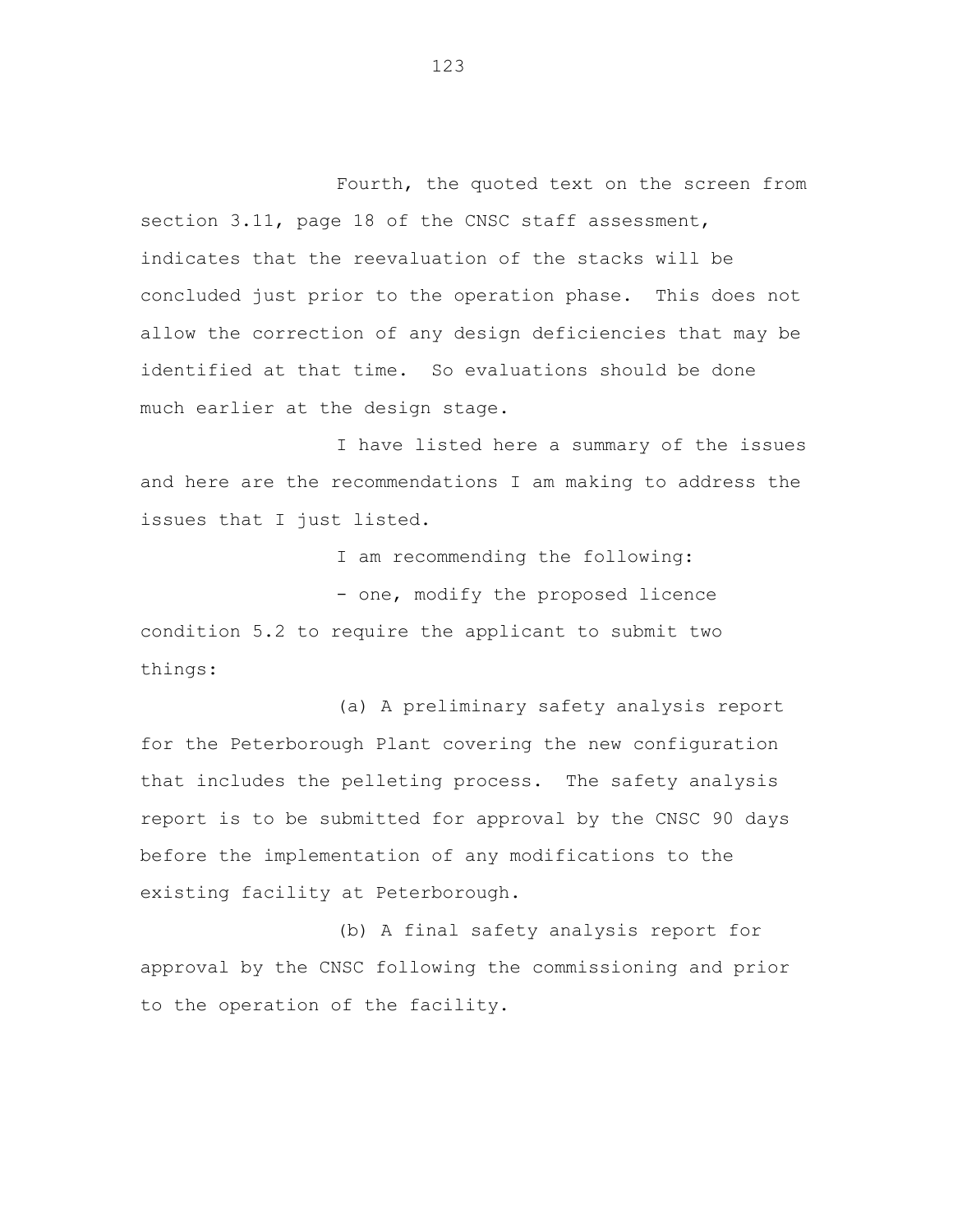Fourth, the quoted text on the screen from section 3.11, page 18 of the CNSC staff assessment, indicates that the reevaluation of the stacks will be concluded just prior to the operation phase. This does not allow the correction of any design deficiencies that may be identified at that time. So evaluations should be done much earlier at the design stage.

I have listed here a summary of the issues and here are the recommendations I am making to address the issues that I just listed.

I am recommending the following:

- one, modify the proposed licence condition 5.2 to require the applicant to submit two things:

(a) A preliminary safety analysis report for the Peterborough Plant covering the new configuration that includes the pelleting process. The safety analysis report is to be submitted for approval by the CNSC 90 days before the implementation of any modifications to the existing facility at Peterborough.

(b) A final safety analysis report for approval by the CNSC following the commissioning and prior to the operation of the facility.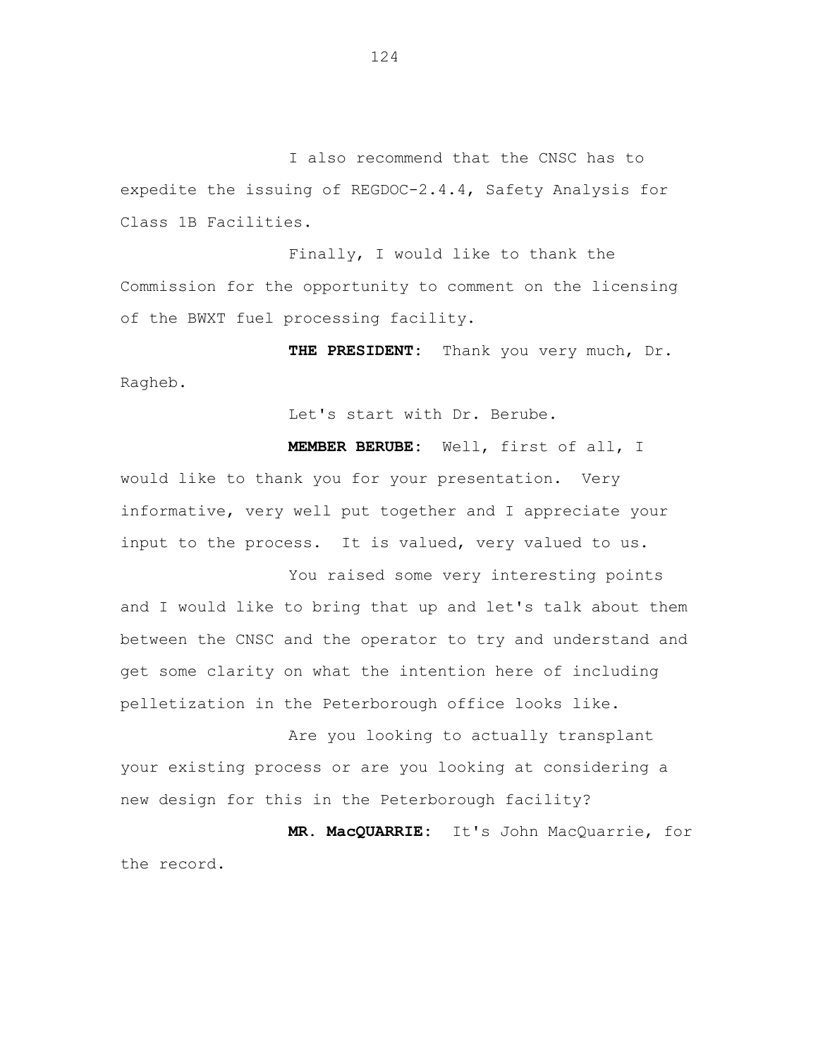I also recommend that the CNSC has to expedite the issuing of REGDOC-2.4.4, Safety Analysis for Class 1B Facilities.

Finally, I would like to thank the Commission for the opportunity to comment on the licensing of the BWXT fuel processing facility.

**THE PRESIDENT:** Thank you very much, Dr. Ragheb.

Let's start with Dr. Berube.

**MEMBER BERUBE:** Well, first of all, I would like to thank you for your presentation. Very informative, very well put together and I appreciate your input to the process. It is valued, very valued to us.

You raised some very interesting points and I would like to bring that up and let's talk about them between the CNSC and the operator to try and understand and get some clarity on what the intention here of including pelletization in the Peterborough office looks like.

Are you looking to actually transplant your existing process or are you looking at considering a new design for this in the Peterborough facility?

**MR. MacQUARRIE:** It's John MacQuarrie, for the record.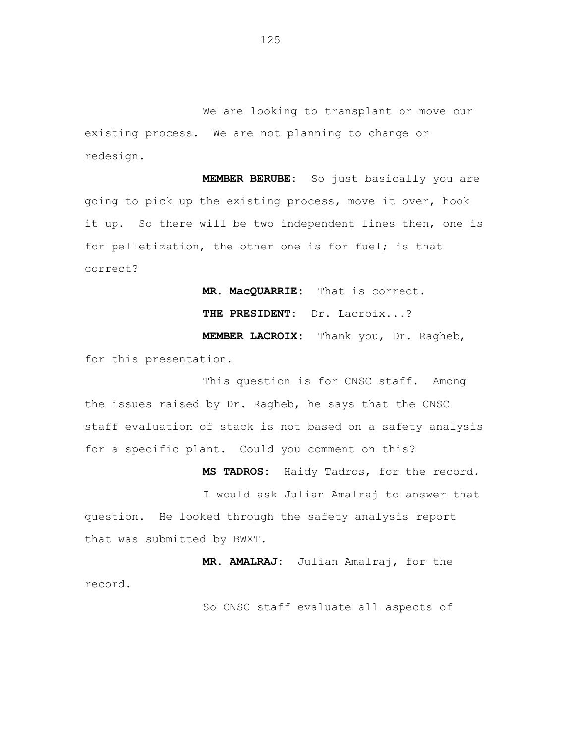We are looking to transplant or move our existing process. We are not planning to change or redesign.

**MEMBER BERUBE:** So just basically you are going to pick up the existing process, move it over, hook it up. So there will be two independent lines then, one is for pelletization, the other one is for fuel; is that correct?

**MR. MacQUARRIE:** That is correct.

**THE PRESIDENT:** Dr. Lacroix...?

**MEMBER LACROIX:** Thank you, Dr. Ragheb, for this presentation.

This question is for CNSC staff. Among the issues raised by Dr. Ragheb, he says that the CNSC staff evaluation of stack is not based on a safety analysis for a specific plant. Could you comment on this?

**MS TADROS:** Haidy Tadros, for the record.

I would ask Julian Amalraj to answer that question. He looked through the safety analysis report that was submitted by BWXT.

**MR. AMALRAJ:** Julian Amalraj, for the record.

So CNSC staff evaluate all aspects of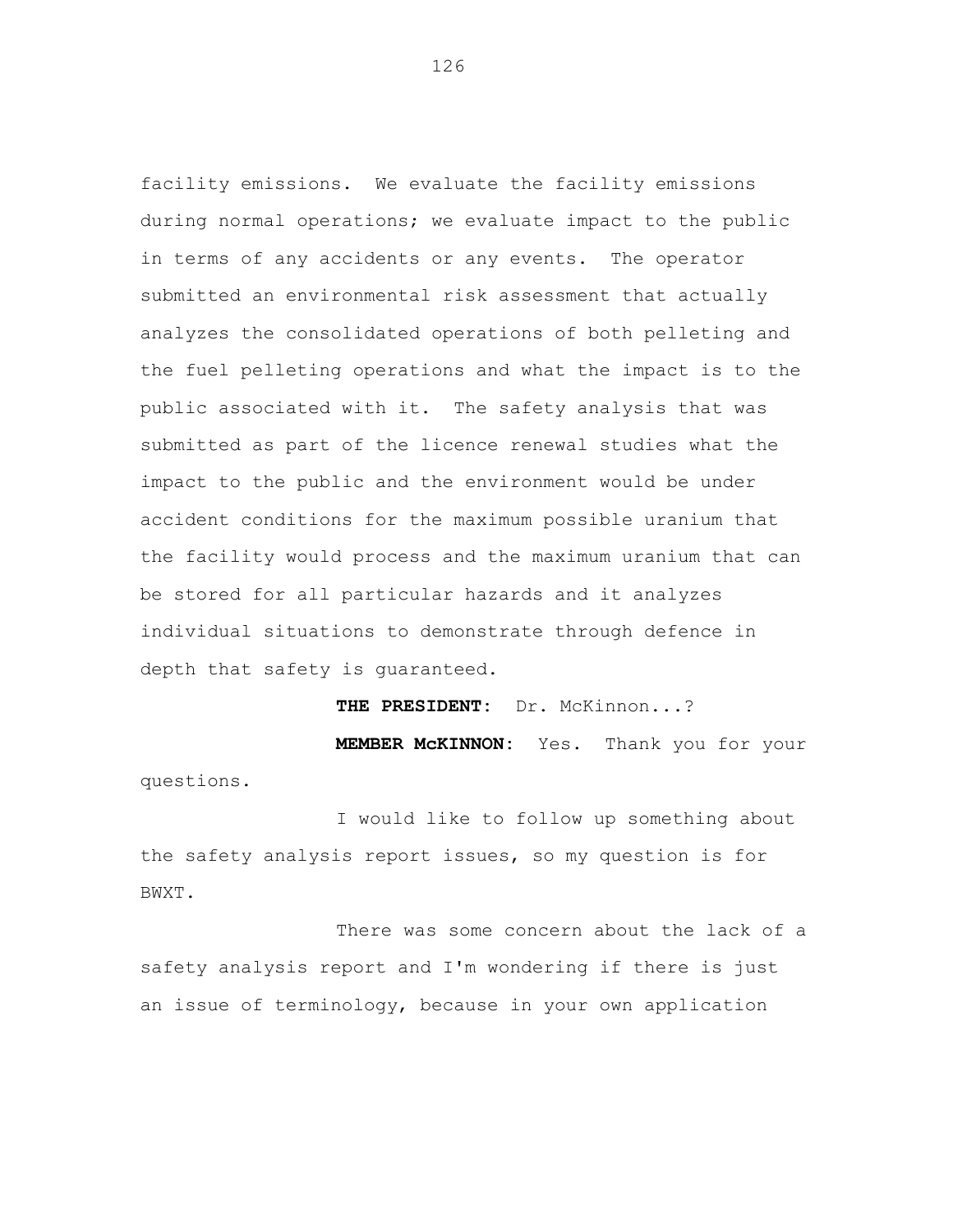facility emissions. We evaluate the facility emissions during normal operations; we evaluate impact to the public in terms of any accidents or any events. The operator submitted an environmental risk assessment that actually analyzes the consolidated operations of both pelleting and the fuel pelleting operations and what the impact is to the public associated with it. The safety analysis that was submitted as part of the licence renewal studies what the impact to the public and the environment would be under accident conditions for the maximum possible uranium that the facility would process and the maximum uranium that can be stored for all particular hazards and it analyzes individual situations to demonstrate through defence in depth that safety is guaranteed.

**THE PRESIDENT:** Dr. McKinnon...?

**MEMBER McKINNON:** Yes. Thank you for your questions.

I would like to follow up something about the safety analysis report issues, so my question is for BWXT.

There was some concern about the lack of a safety analysis report and I'm wondering if there is just an issue of terminology, because in your own application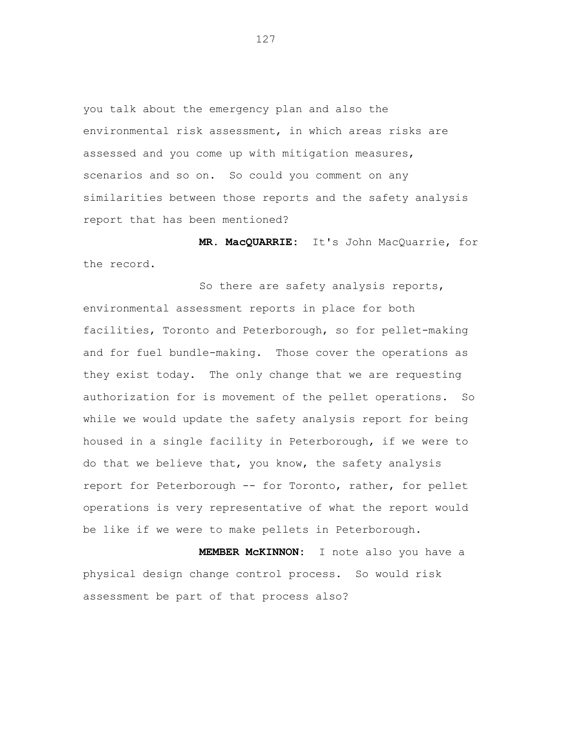you talk about the emergency plan and also the environmental risk assessment, in which areas risks are assessed and you come up with mitigation measures, scenarios and so on. So could you comment on any similarities between those reports and the safety analysis report that has been mentioned?

**MR. MacQUARRIE:** It's John MacQuarrie, for the record.

So there are safety analysis reports, environmental assessment reports in place for both facilities, Toronto and Peterborough, so for pellet-making and for fuel bundle-making. Those cover the operations as they exist today. The only change that we are requesting authorization for is movement of the pellet operations. So while we would update the safety analysis report for being housed in a single facility in Peterborough, if we were to do that we believe that, you know, the safety analysis report for Peterborough -- for Toronto, rather, for pellet operations is very representative of what the report would be like if we were to make pellets in Peterborough.

**MEMBER McKINNON:** I note also you have a physical design change control process. So would risk assessment be part of that process also?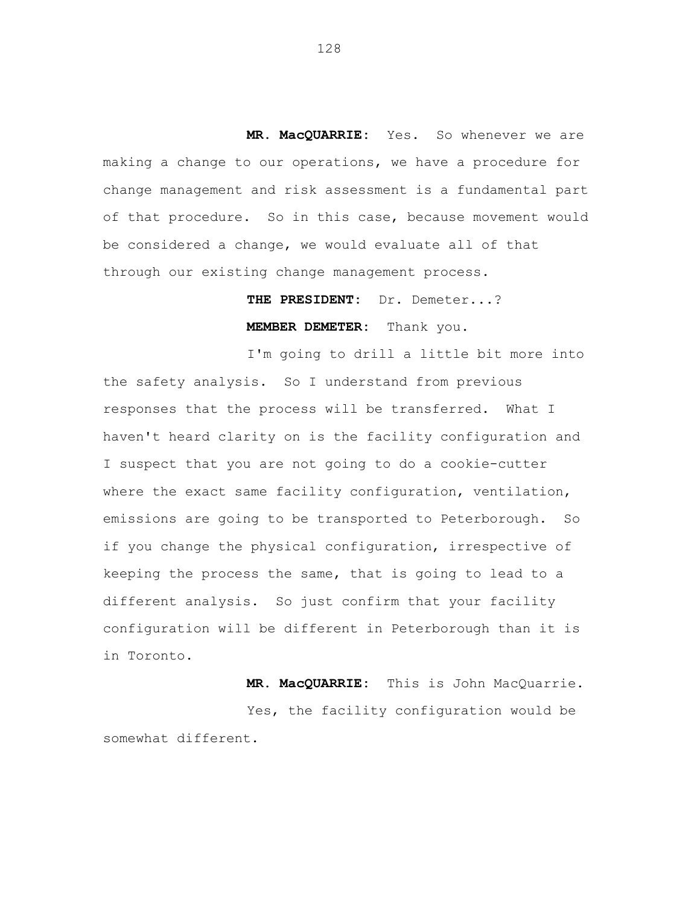**MR. MacQUARRIE:** Yes. So whenever we are making a change to our operations, we have a procedure for change management and risk assessment is a fundamental part of that procedure. So in this case, because movement would be considered a change, we would evaluate all of that through our existing change management process.

**THE PRESIDENT:** Dr. Demeter...?

**MEMBER DEMETER:** Thank you.

I'm going to drill a little bit more into the safety analysis. So I understand from previous responses that the process will be transferred. What I haven't heard clarity on is the facility configuration and I suspect that you are not going to do a cookie-cutter where the exact same facility configuration, ventilation, emissions are going to be transported to Peterborough. So if you change the physical configuration, irrespective of keeping the process the same, that is going to lead to a different analysis. So just confirm that your facility configuration will be different in Peterborough than it is in Toronto.

**MR. MacQUARRIE:** This is John MacQuarrie.

Yes, the facility configuration would be somewhat different.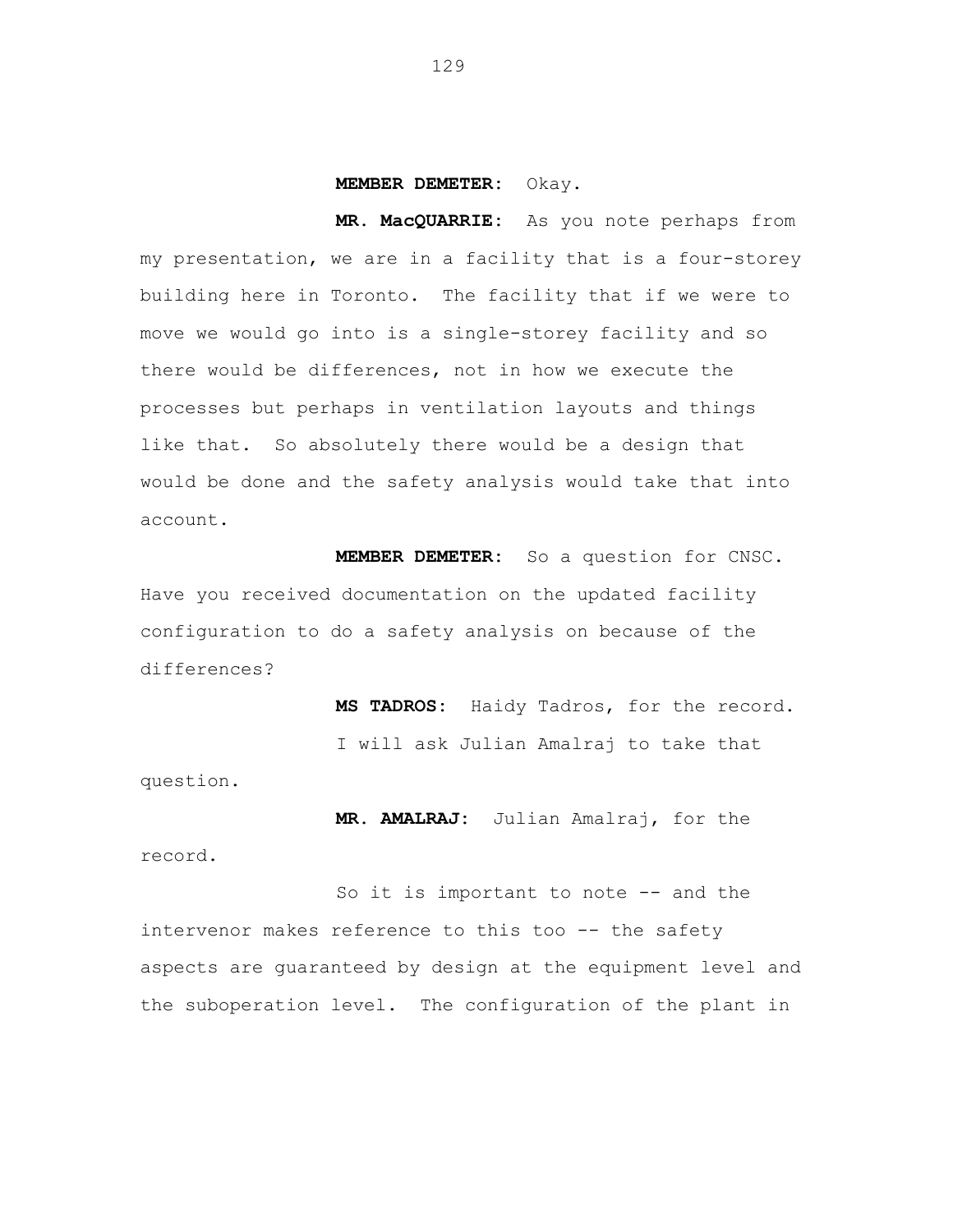**MEMBER DEMETER:** Okay.

**MR. MacQUARRIE:** As you note perhaps from my presentation, we are in a facility that is a four-storey building here in Toronto. The facility that if we were to move we would go into is a single-storey facility and so there would be differences, not in how we execute the processes but perhaps in ventilation layouts and things like that. So absolutely there would be a design that would be done and the safety analysis would take that into account.

**MEMBER DEMETER:** So a question for CNSC. Have you received documentation on the updated facility configuration to do a safety analysis on because of the differences?

**MS TADROS:** Haidy Tadros, for the record.

I will ask Julian Amalraj to take that question.

**MR. AMALRAJ:** Julian Amalraj, for the record.

So it is important to note -- and the intervenor makes reference to this too -- the safety aspects are guaranteed by design at the equipment level and the suboperation level. The configuration of the plant in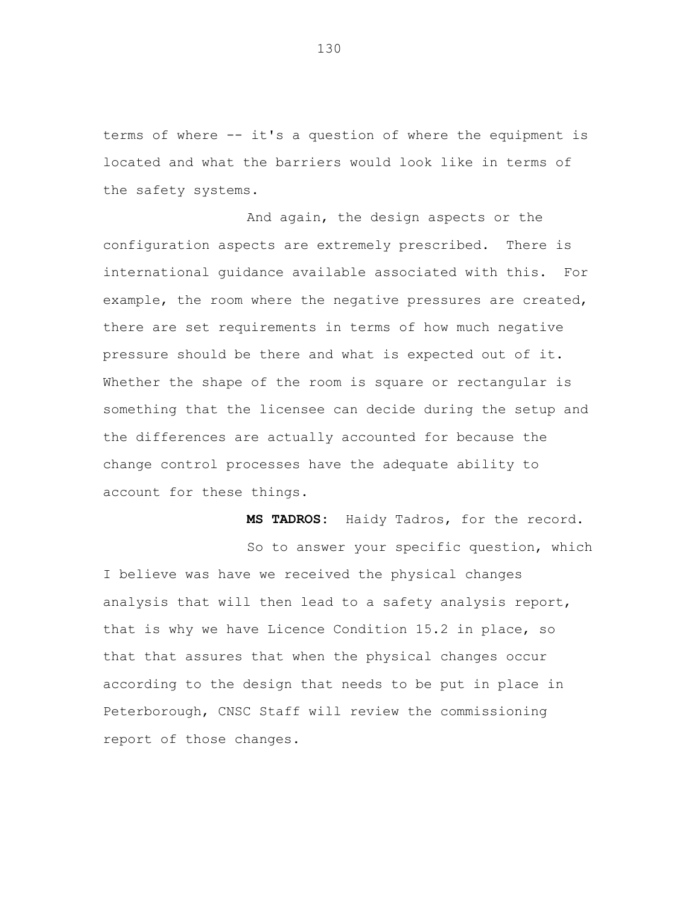terms of where -- it's a question of where the equipment is located and what the barriers would look like in terms of the safety systems.

And again, the design aspects or the configuration aspects are extremely prescribed. There is international guidance available associated with this. For example, the room where the negative pressures are created, there are set requirements in terms of how much negative pressure should be there and what is expected out of it. Whether the shape of the room is square or rectangular is something that the licensee can decide during the setup and the differences are actually accounted for because the change control processes have the adequate ability to account for these things.

**MS TADROS:** Haidy Tadros, for the record.

So to answer your specific question, which I believe was have we received the physical changes analysis that will then lead to a safety analysis report, that is why we have Licence Condition 15.2 in place, so that that assures that when the physical changes occur according to the design that needs to be put in place in Peterborough, CNSC Staff will review the commissioning report of those changes.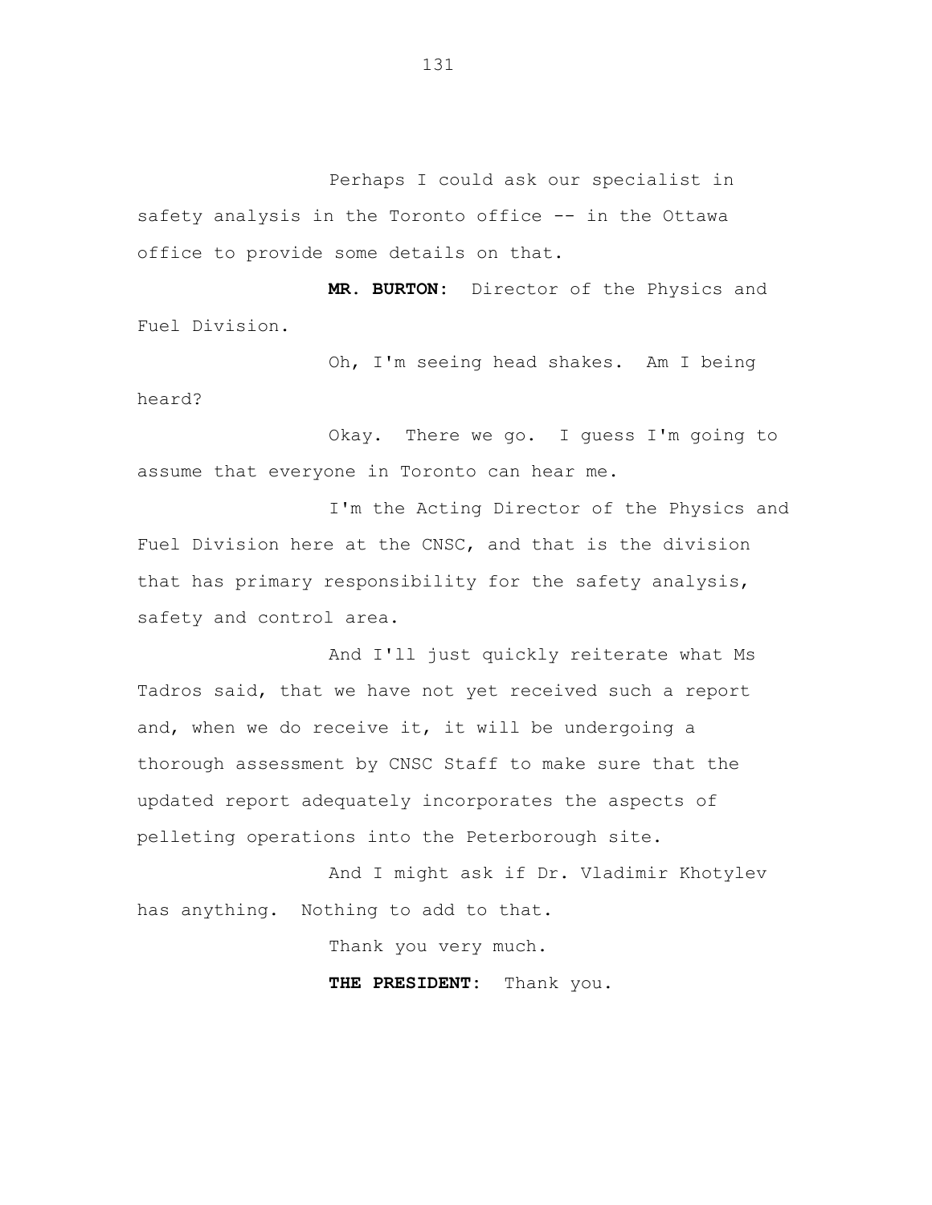Perhaps I could ask our specialist in safety analysis in the Toronto office -- in the Ottawa office to provide some details on that.

**MR. BURTON:** Director of the Physics and Fuel Division.

Oh, I'm seeing head shakes. Am I being heard?

Okay. There we go. I guess I'm going to assume that everyone in Toronto can hear me.

I'm the Acting Director of the Physics and Fuel Division here at the CNSC, and that is the division that has primary responsibility for the safety analysis, safety and control area.

And I'll just quickly reiterate what Ms Tadros said, that we have not yet received such a report and, when we do receive it, it will be undergoing a thorough assessment by CNSC Staff to make sure that the updated report adequately incorporates the aspects of pelleting operations into the Peterborough site.

And I might ask if Dr. Vladimir Khotylev has anything. Nothing to add to that.

Thank you very much.

**THE PRESIDENT:** Thank you.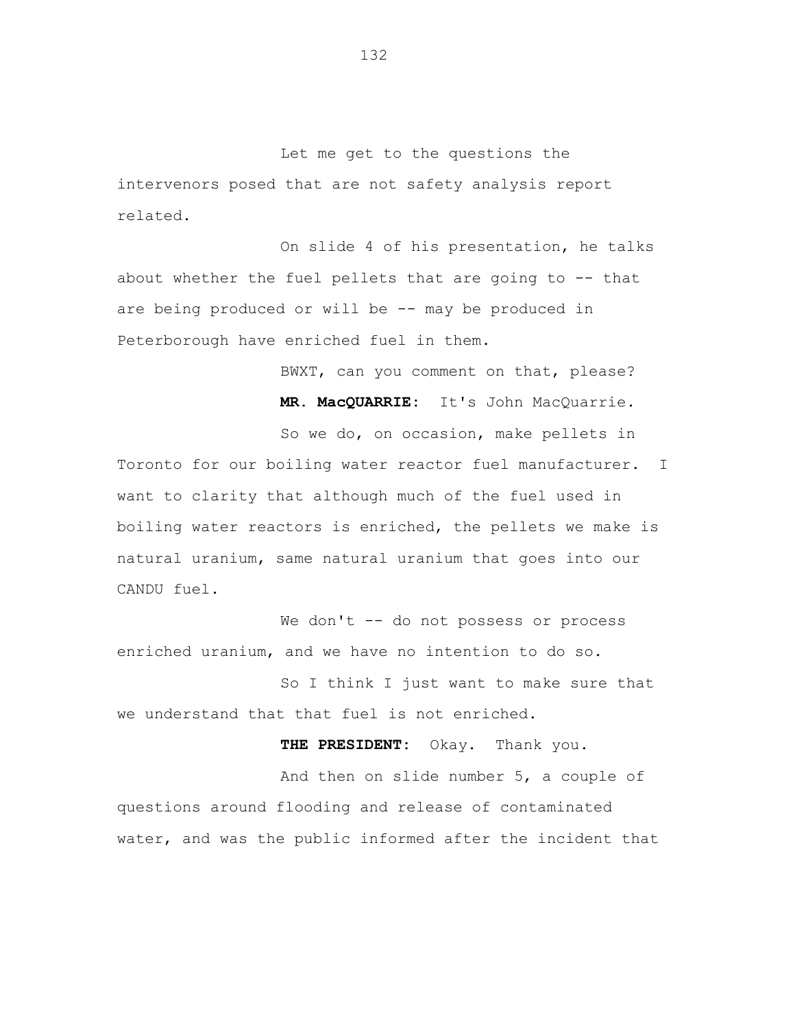Let me get to the questions the intervenors posed that are not safety analysis report related.

On slide 4 of his presentation, he talks about whether the fuel pellets that are going to -- that are being produced or will be -- may be produced in Peterborough have enriched fuel in them.

BWXT, can you comment on that, please?

**MR. MacQUARRIE:** It's John MacQuarrie.

So we do, on occasion, make pellets in Toronto for our boiling water reactor fuel manufacturer. I want to clarity that although much of the fuel used in boiling water reactors is enriched, the pellets we make is natural uranium, same natural uranium that goes into our CANDU fuel.

We don't -- do not possess or process enriched uranium, and we have no intention to do so.

So I think I just want to make sure that we understand that that fuel is not enriched.

**THE PRESIDENT:** Okay. Thank you.

And then on slide number 5, a couple of questions around flooding and release of contaminated water, and was the public informed after the incident that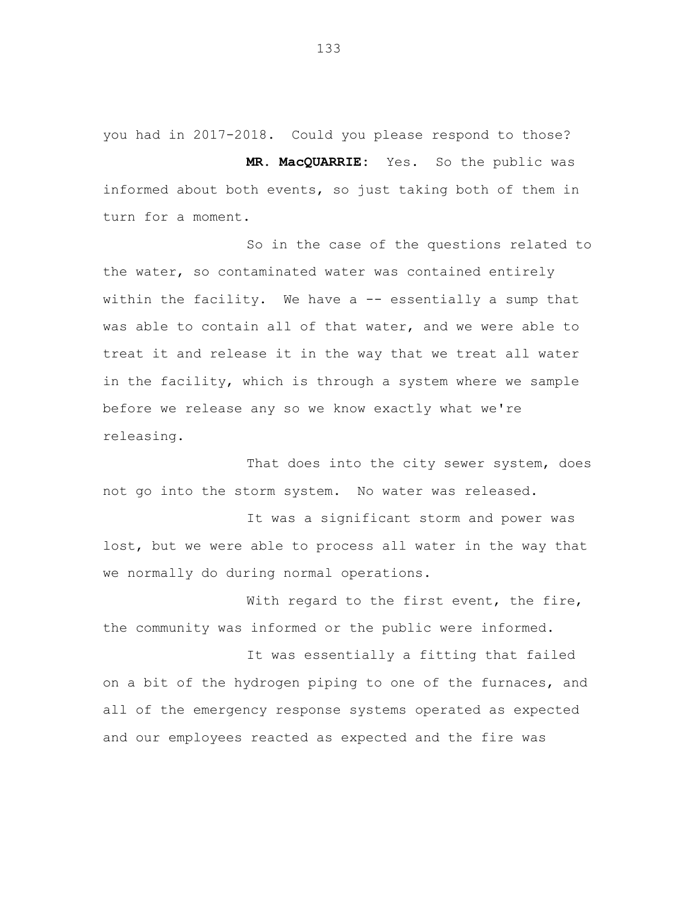you had in 2017-2018. Could you please respond to those?

**MR. MacQUARRIE:** Yes. So the public was informed about both events, so just taking both of them in turn for a moment.

So in the case of the questions related to the water, so contaminated water was contained entirely within the facility. We have a -- essentially a sump that was able to contain all of that water, and we were able to treat it and release it in the way that we treat all water in the facility, which is through a system where we sample before we release any so we know exactly what we're releasing.

That does into the city sewer system, does not go into the storm system. No water was released.

It was a significant storm and power was lost, but we were able to process all water in the way that we normally do during normal operations.

With regard to the first event, the fire, the community was informed or the public were informed.

It was essentially a fitting that failed on a bit of the hydrogen piping to one of the furnaces, and all of the emergency response systems operated as expected and our employees reacted as expected and the fire was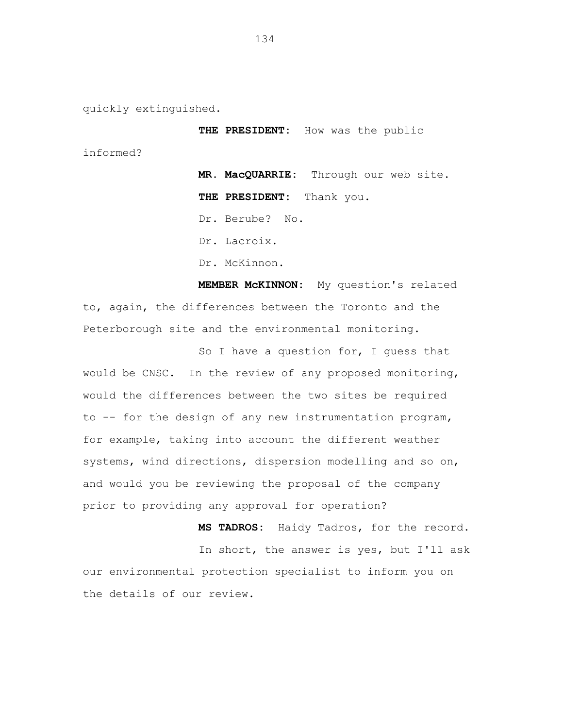quickly extinguished.

**THE PRESIDENT:** How was the public informed?

**MR. MacQUARRIE:** Through our web site.

**THE PRESIDENT:** Thank you.

Dr. Berube? No.

Dr. Lacroix.

Dr. McKinnon.

**MEMBER McKINNON:** My question's related to, again, the differences between the Toronto and the Peterborough site and the environmental monitoring.

So I have a question for, I guess that would be CNSC. In the review of any proposed monitoring, would the differences between the two sites be required to -- for the design of any new instrumentation program, for example, taking into account the different weather systems, wind directions, dispersion modelling and so on, and would you be reviewing the proposal of the company prior to providing any approval for operation?

**MS TADROS:** Haidy Tadros, for the record.

In short, the answer is yes, but I'll ask our environmental protection specialist to inform you on the details of our review.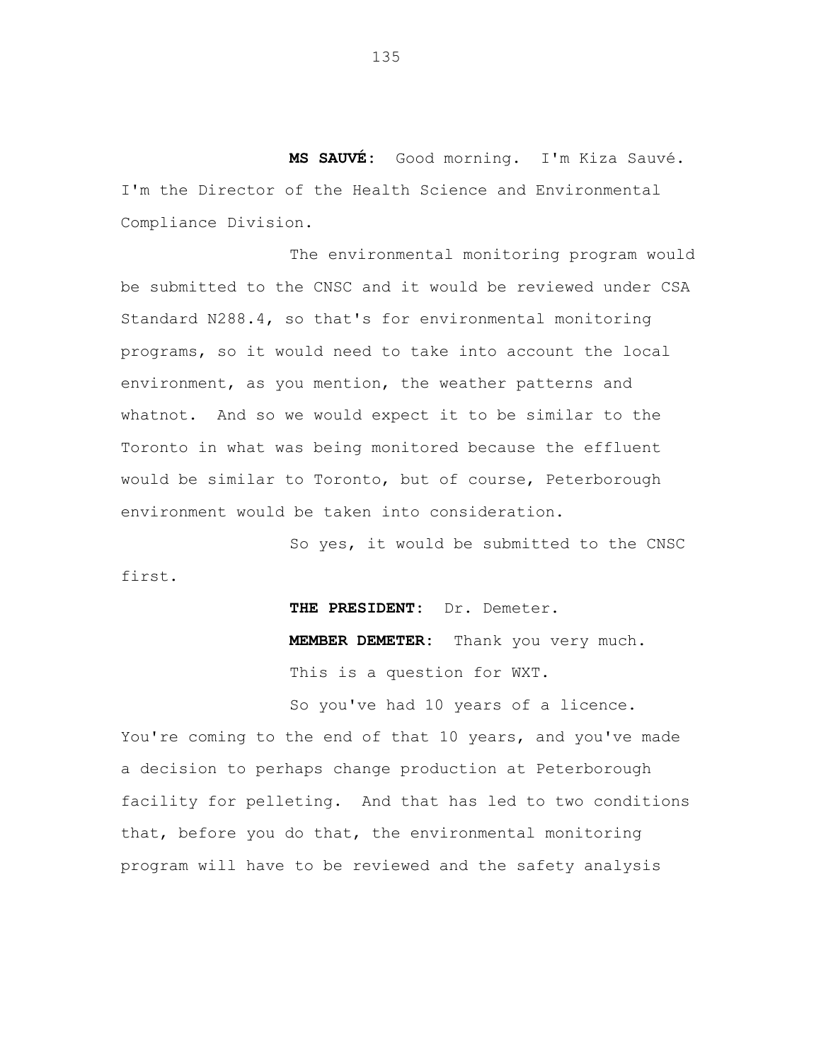**MS SAUVÉ:** Good morning. I'm Kiza Sauvé. I'm the Director of the Health Science and Environmental Compliance Division.

The environmental monitoring program would be submitted to the CNSC and it would be reviewed under CSA Standard N288.4, so that's for environmental monitoring programs, so it would need to take into account the local environment, as you mention, the weather patterns and whatnot. And so we would expect it to be similar to the Toronto in what was being monitored because the effluent would be similar to Toronto, but of course, Peterborough environment would be taken into consideration.

So yes, it would be submitted to the CNSC first.

**THE PRESIDENT:** Dr. Demeter.

**MEMBER DEMETER:** Thank you very much.

This is a question for WXT.

So you've had 10 years of a licence. You're coming to the end of that 10 years, and you've made a decision to perhaps change production at Peterborough facility for pelleting. And that has led to two conditions that, before you do that, the environmental monitoring program will have to be reviewed and the safety analysis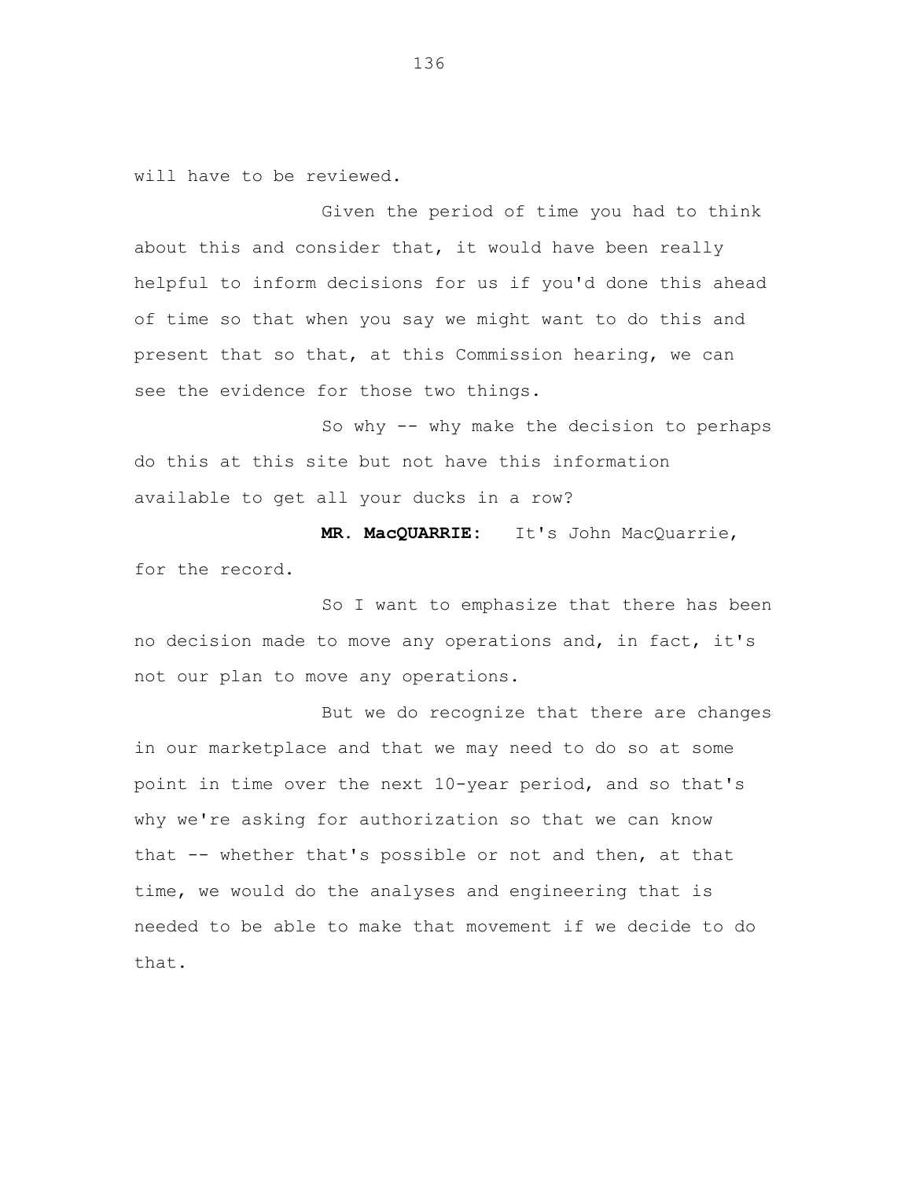will have to be reviewed.

Given the period of time you had to think about this and consider that, it would have been really helpful to inform decisions for us if you'd done this ahead of time so that when you say we might want to do this and present that so that, at this Commission hearing, we can see the evidence for those two things.

So why -- why make the decision to perhaps do this at this site but not have this information available to get all your ducks in a row?

**MR. MacQUARRIE:** It's John MacQuarrie, for the record.

So I want to emphasize that there has been no decision made to move any operations and, in fact, it's not our plan to move any operations.

But we do recognize that there are changes in our marketplace and that we may need to do so at some point in time over the next 10-year period, and so that's why we're asking for authorization so that we can know that -- whether that's possible or not and then, at that time, we would do the analyses and engineering that is needed to be able to make that movement if we decide to do that.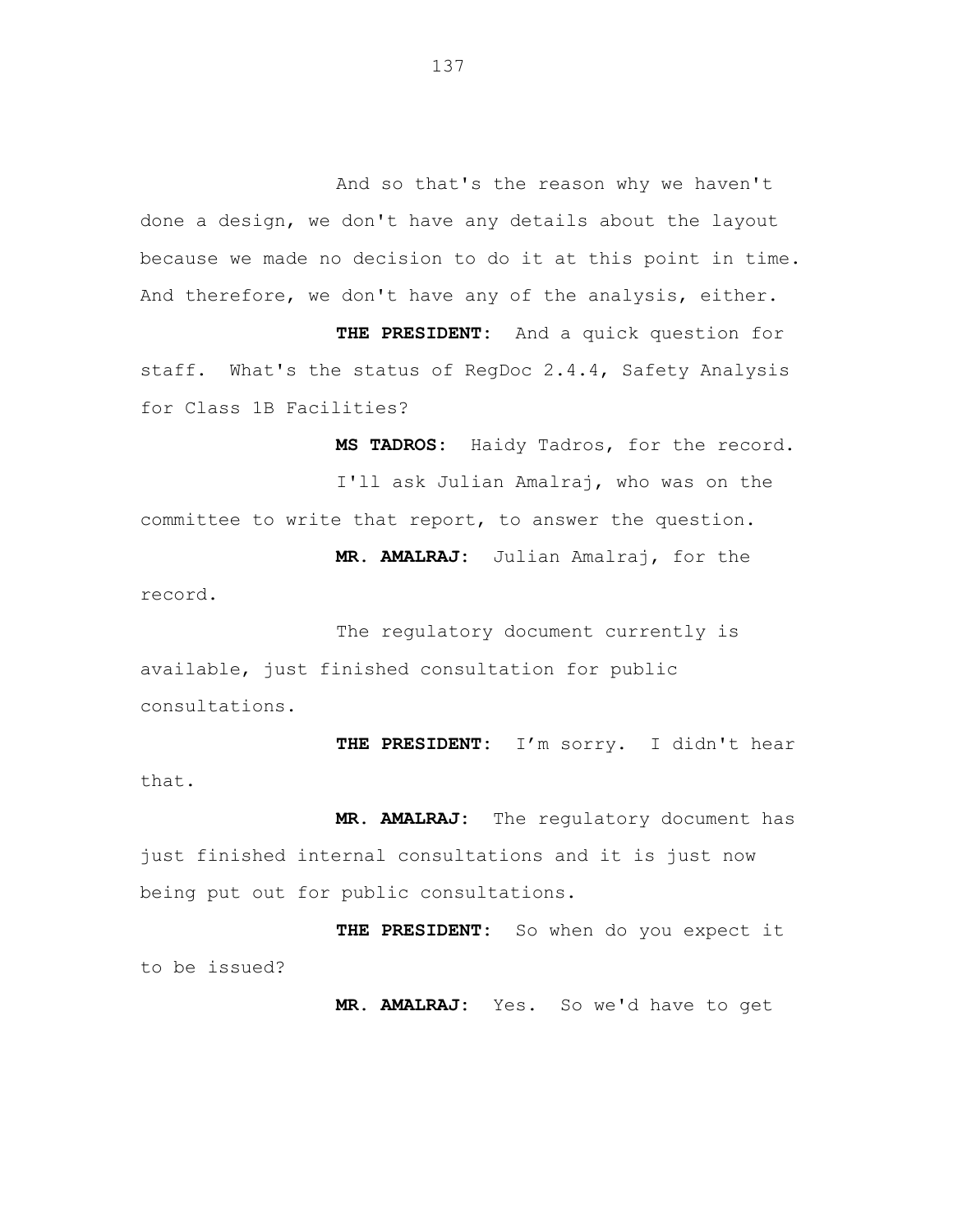And so that's the reason why we haven't done a design, we don't have any details about the layout because we made no decision to do it at this point in time. And therefore, we don't have any of the analysis, either.

**THE PRESIDENT:** And a quick question for staff. What's the status of RegDoc 2.4.4, Safety Analysis for Class 1B Facilities?

**MS TADROS:** Haidy Tadros, for the record.

I'll ask Julian Amalraj, who was on the committee to write that report, to answer the question.

**MR. AMALRAJ:** Julian Amalraj, for the record.

The regulatory document currently is available, just finished consultation for public consultations.

**THE PRESIDENT:** I'm sorry. I didn't hear that.

**MR. AMALRAJ:** The regulatory document has just finished internal consultations and it is just now being put out for public consultations.

**THE PRESIDENT:** So when do you expect it to be issued?

**MR. AMALRAJ:** Yes. So we'd have to get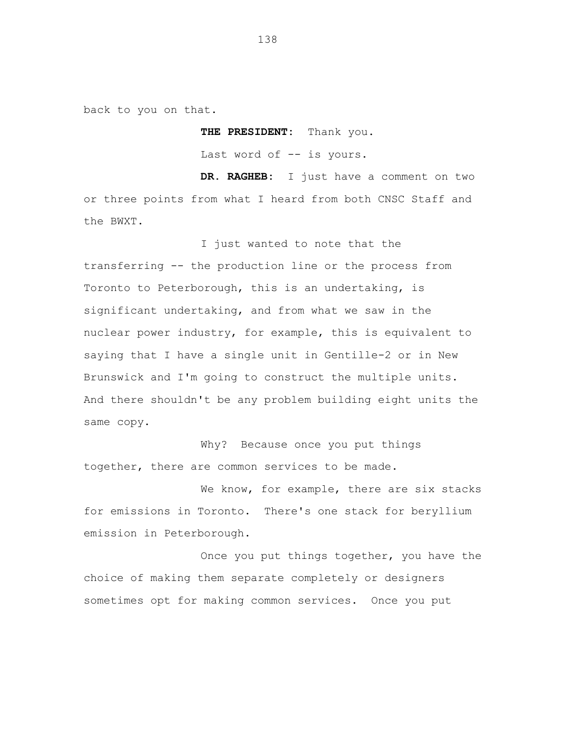back to you on that.

**THE PRESIDENT:** Thank you.

Last word of -- is yours.

**DR. RAGHEB:** I just have a comment on two or three points from what I heard from both CNSC Staff and the BWXT.

I just wanted to note that the transferring -- the production line or the process from Toronto to Peterborough, this is an undertaking, is significant undertaking, and from what we saw in the nuclear power industry, for example, this is equivalent to saying that I have a single unit in Gentille-2 or in New Brunswick and I'm going to construct the multiple units. And there shouldn't be any problem building eight units the same copy.

Why? Because once you put things together, there are common services to be made.

We know, for example, there are six stacks for emissions in Toronto. There's one stack for beryllium emission in Peterborough.

Once you put things together, you have the choice of making them separate completely or designers sometimes opt for making common services. Once you put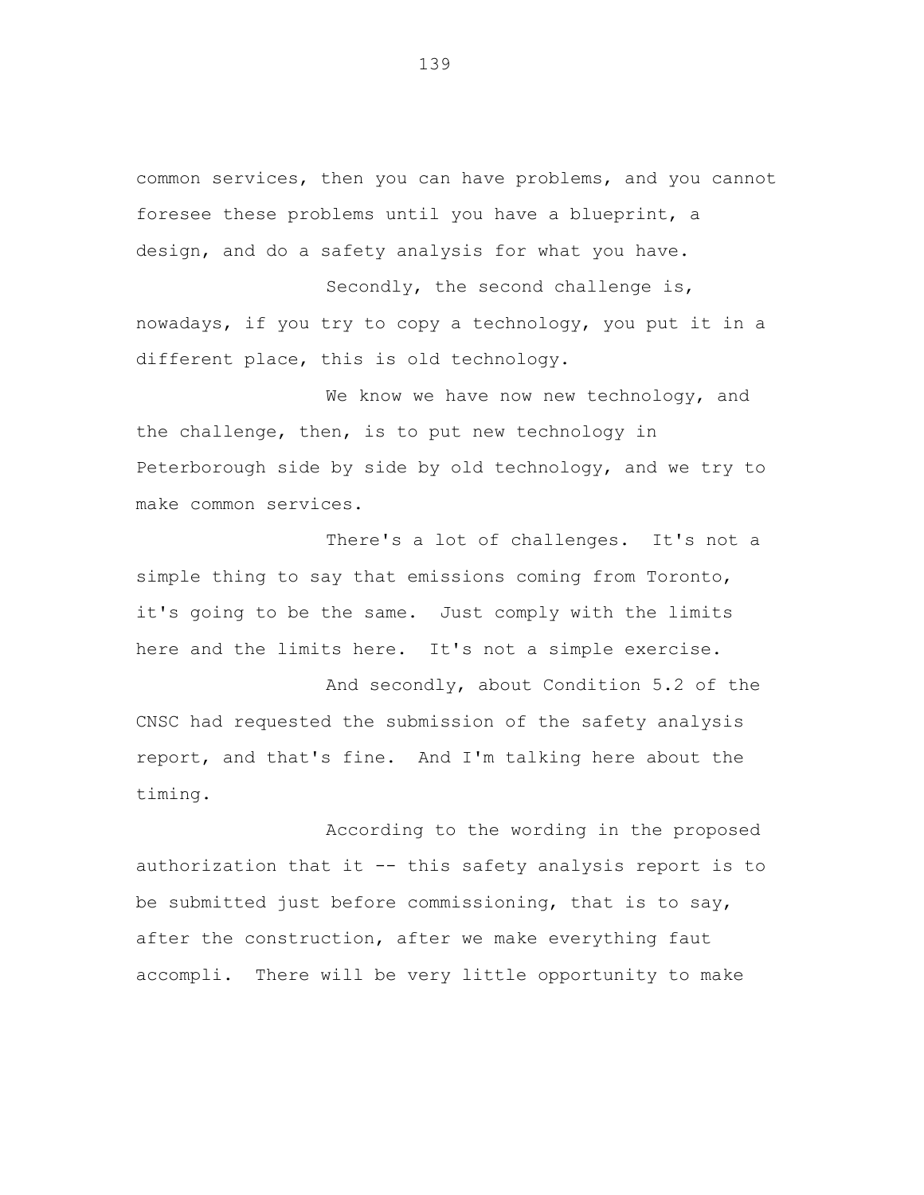common services, then you can have problems, and you cannot foresee these problems until you have a blueprint, a design, and do a safety analysis for what you have.

Secondly, the second challenge is, nowadays, if you try to copy a technology, you put it in a different place, this is old technology.

We know we have now new technology, and the challenge, then, is to put new technology in Peterborough side by side by old technology, and we try to make common services.

There's a lot of challenges. It's not a simple thing to say that emissions coming from Toronto, it's going to be the same. Just comply with the limits here and the limits here. It's not a simple exercise.

And secondly, about Condition 5.2 of the CNSC had requested the submission of the safety analysis report, and that's fine. And I'm talking here about the timing.

According to the wording in the proposed authorization that it -- this safety analysis report is to be submitted just before commissioning, that is to say, after the construction, after we make everything faut accompli. There will be very little opportunity to make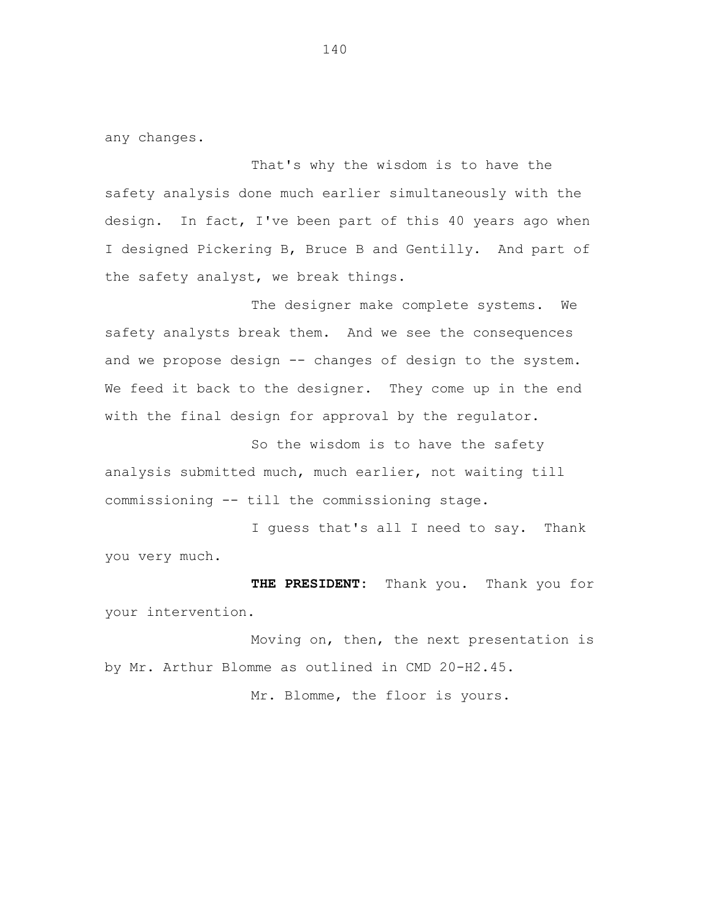any changes.

That's why the wisdom is to have the safety analysis done much earlier simultaneously with the design. In fact, I've been part of this 40 years ago when I designed Pickering B, Bruce B and Gentilly. And part of the safety analyst, we break things.

The designer make complete systems. We safety analysts break them. And we see the consequences and we propose design -- changes of design to the system. We feed it back to the designer. They come up in the end with the final design for approval by the regulator.

So the wisdom is to have the safety analysis submitted much, much earlier, not waiting till commissioning -- till the commissioning stage.

I guess that's all I need to say. Thank you very much.

**THE PRESIDENT**: Thank you. Thank you for your intervention.

Moving on, then, the next presentation is by Mr. Arthur Blomme as outlined in CMD 20-H2.45.

Mr. Blomme, the floor is yours.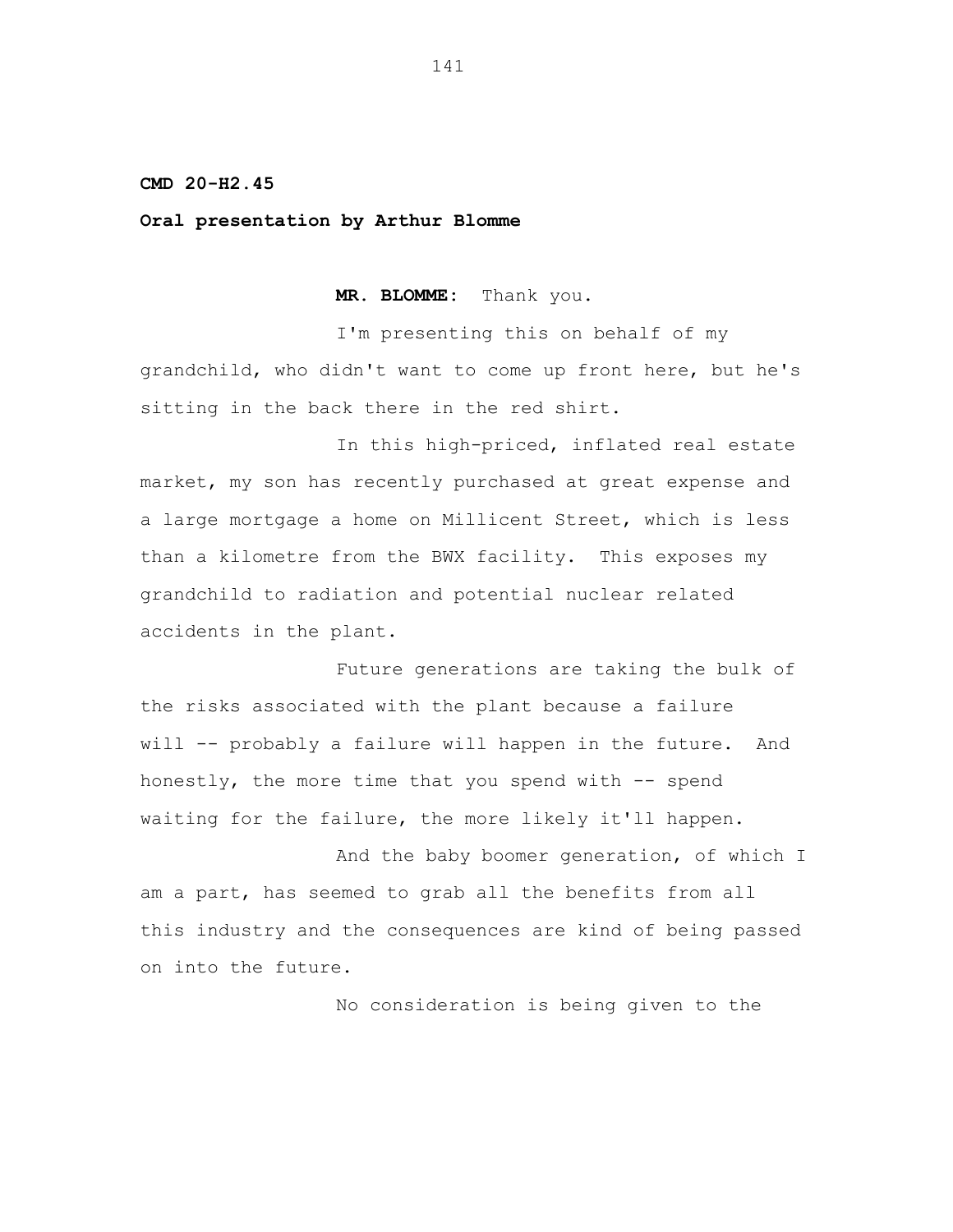**CMD 20-H2.45**

**Oral presentation by Arthur Blomme**

**MR. BLOMME:** Thank you.

I'm presenting this on behalf of my grandchild, who didn't want to come up front here, but he's sitting in the back there in the red shirt.

In this high-priced, inflated real estate market, my son has recently purchased at great expense and a large mortgage a home on Millicent Street, which is less than a kilometre from the BWX facility. This exposes my grandchild to radiation and potential nuclear related accidents in the plant.

Future generations are taking the bulk of the risks associated with the plant because a failure will -- probably a failure will happen in the future. And honestly, the more time that you spend with -- spend waiting for the failure, the more likely it'll happen.

And the baby boomer generation, of which I am a part, has seemed to grab all the benefits from all this industry and the consequences are kind of being passed on into the future.

No consideration is being given to the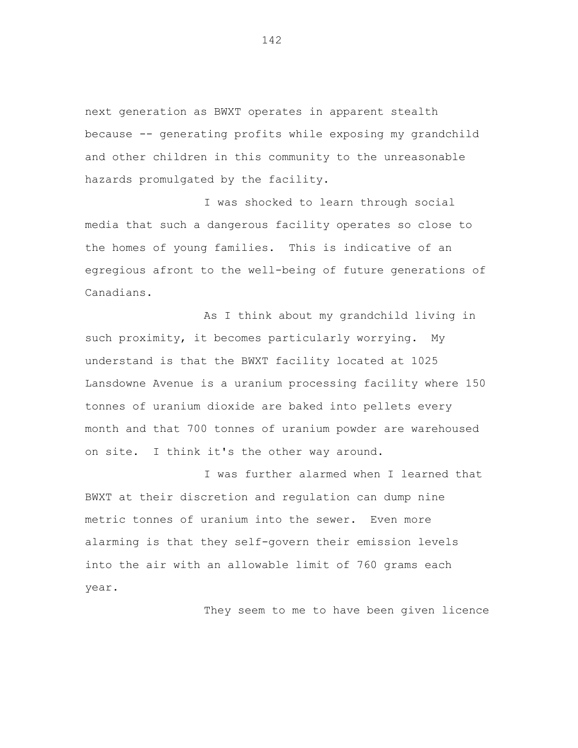next generation as BWXT operates in apparent stealth because -- generating profits while exposing my grandchild and other children in this community to the unreasonable hazards promulgated by the facility.

I was shocked to learn through social media that such a dangerous facility operates so close to the homes of young families. This is indicative of an egregious afront to the well-being of future generations of Canadians.

As I think about my grandchild living in such proximity, it becomes particularly worrying. My understand is that the BWXT facility located at 1025 Lansdowne Avenue is a uranium processing facility where 150 tonnes of uranium dioxide are baked into pellets every month and that 700 tonnes of uranium powder are warehoused on site. I think it's the other way around.

I was further alarmed when I learned that BWXT at their discretion and regulation can dump nine metric tonnes of uranium into the sewer. Even more alarming is that they self-govern their emission levels into the air with an allowable limit of 760 grams each year.

They seem to me to have been given licence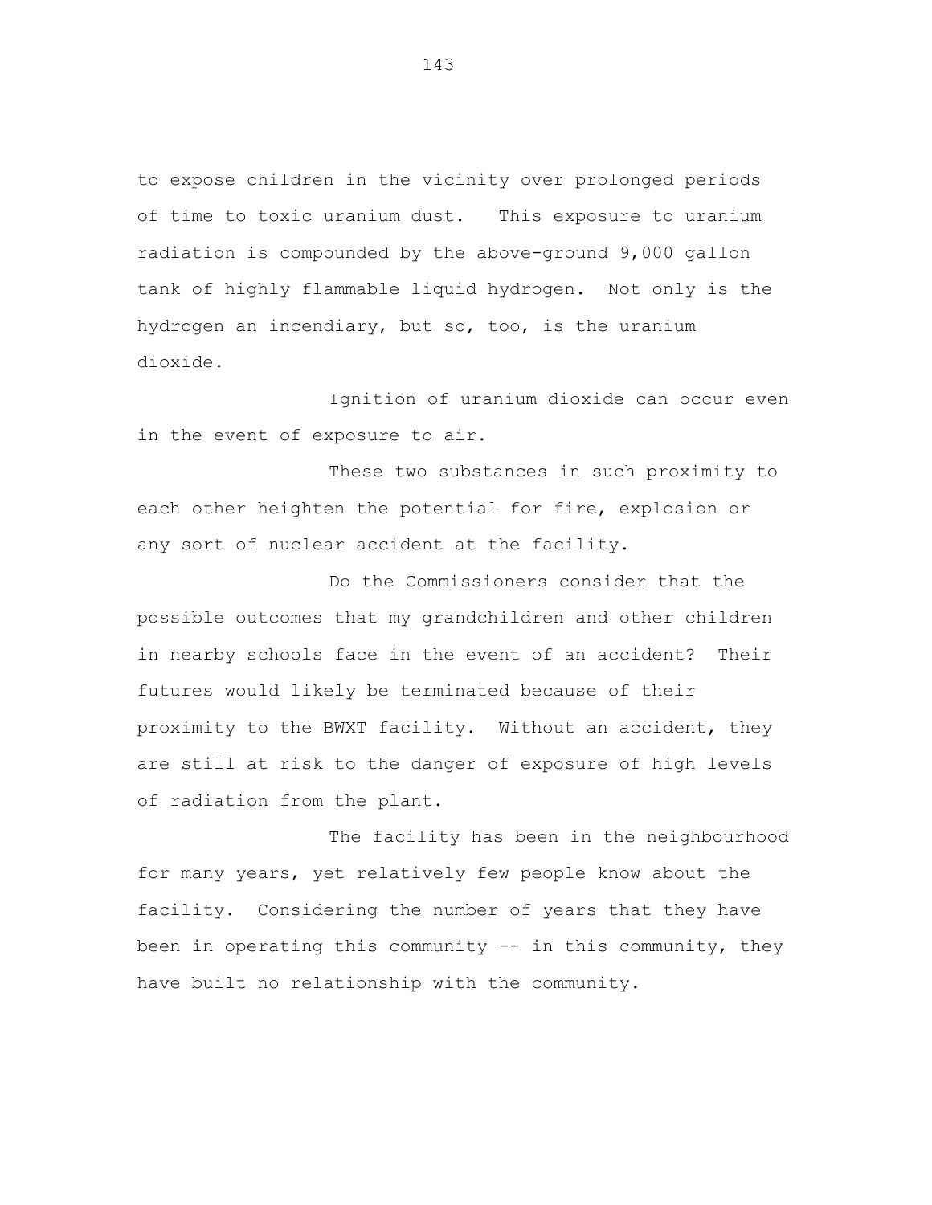to expose children in the vicinity over prolonged periods of time to toxic uranium dust. This exposure to uranium radiation is compounded by the above-ground 9,000 gallon tank of highly flammable liquid hydrogen. Not only is the hydrogen an incendiary, but so, too, is the uranium dioxide.

Ignition of uranium dioxide can occur even in the event of exposure to air.

These two substances in such proximity to each other heighten the potential for fire, explosion or any sort of nuclear accident at the facility.

Do the Commissioners consider that the possible outcomes that my grandchildren and other children in nearby schools face in the event of an accident? Their futures would likely be terminated because of their proximity to the BWXT facility. Without an accident, they are still at risk to the danger of exposure of high levels of radiation from the plant.

The facility has been in the neighbourhood for many years, yet relatively few people know about the facility. Considering the number of years that they have been in operating this community -- in this community, they have built no relationship with the community.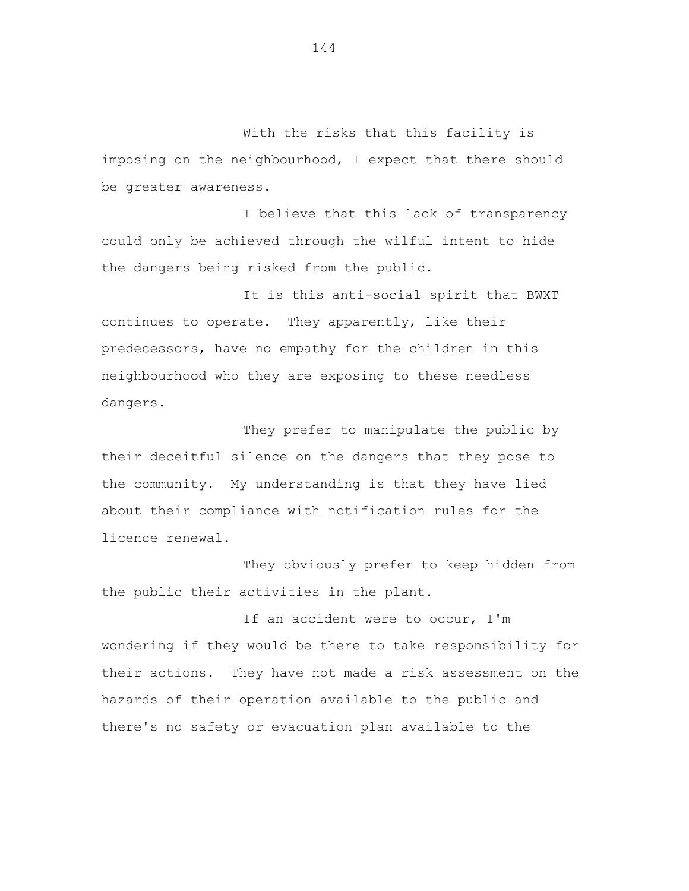With the risks that this facility is imposing on the neighbourhood, I expect that there should be greater awareness.

I believe that this lack of transparency could only be achieved through the wilful intent to hide the dangers being risked from the public.

It is this anti-social spirit that BWXT continues to operate. They apparently, like their predecessors, have no empathy for the children in this neighbourhood who they are exposing to these needless dangers.

They prefer to manipulate the public by their deceitful silence on the dangers that they pose to the community. My understanding is that they have lied about their compliance with notification rules for the licence renewal.

They obviously prefer to keep hidden from the public their activities in the plant.

If an accident were to occur, I'm wondering if they would be there to take responsibility for their actions. They have not made a risk assessment on the hazards of their operation available to the public and there's no safety or evacuation plan available to the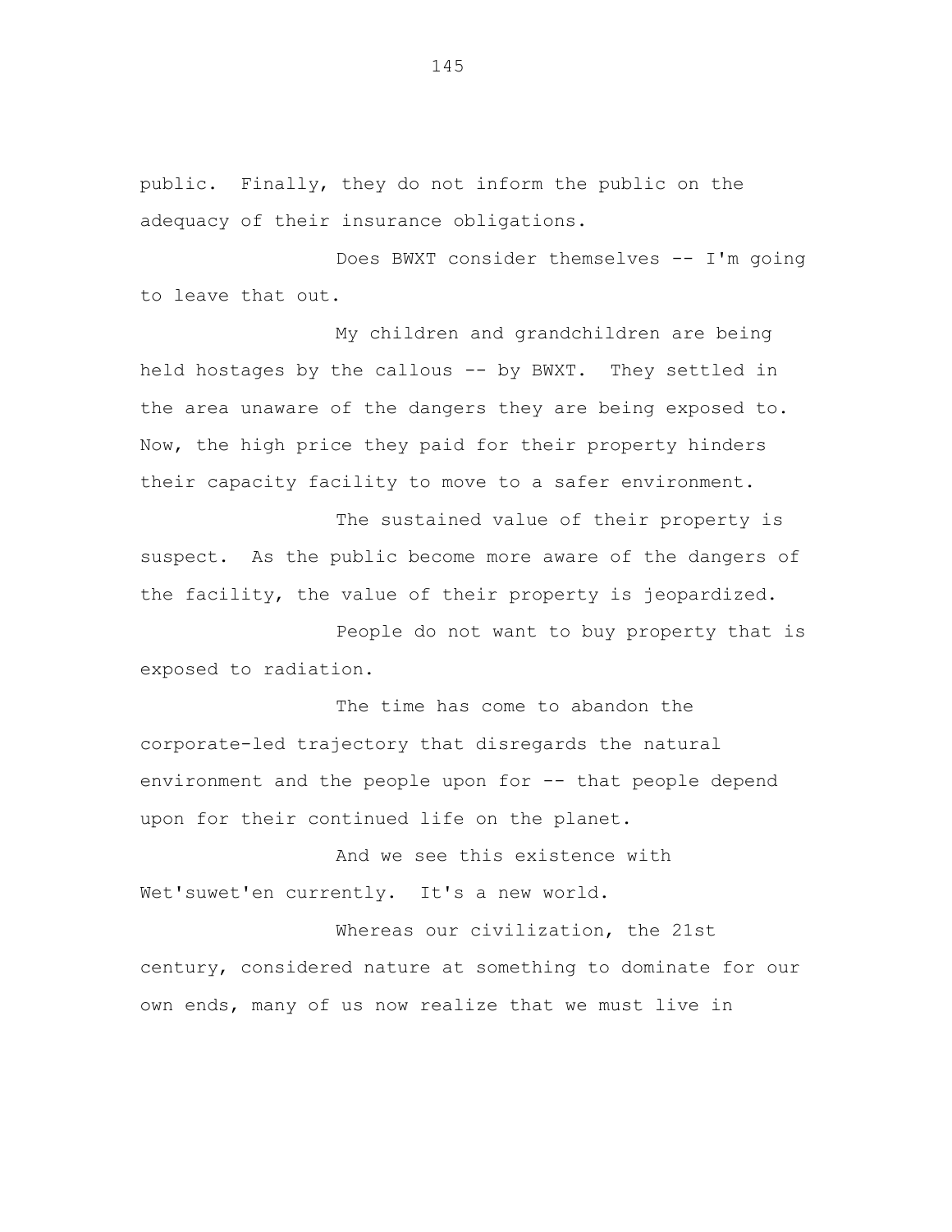public. Finally, they do not inform the public on the adequacy of their insurance obligations.

Does BWXT consider themselves -- I'm going to leave that out.

My children and grandchildren are being held hostages by the callous -- by BWXT. They settled in the area unaware of the dangers they are being exposed to. Now, the high price they paid for their property hinders their capacity facility to move to a safer environment.

The sustained value of their property is suspect. As the public become more aware of the dangers of the facility, the value of their property is jeopardized.

People do not want to buy property that is exposed to radiation.

The time has come to abandon the corporate-led trajectory that disregards the natural environment and the people upon for -- that people depend upon for their continued life on the planet.

And we see this existence with Wet'suwet'en currently. It's a new world.

Whereas our civilization, the 21st century, considered nature at something to dominate for our own ends, many of us now realize that we must live in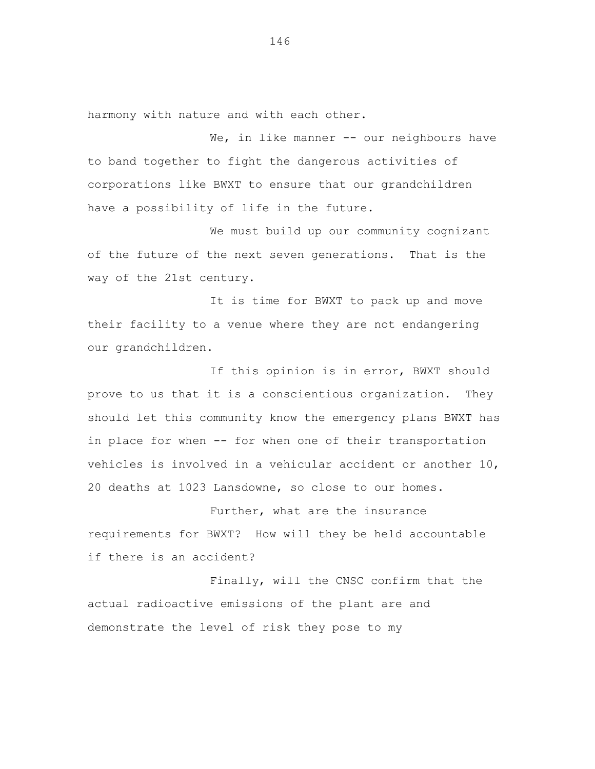harmony with nature and with each other.

We, in like manner -- our neighbours have to band together to fight the dangerous activities of corporations like BWXT to ensure that our grandchildren have a possibility of life in the future.

We must build up our community cognizant of the future of the next seven generations. That is the way of the 21st century.

It is time for BWXT to pack up and move their facility to a venue where they are not endangering our grandchildren.

If this opinion is in error, BWXT should prove to us that it is a conscientious organization. They should let this community know the emergency plans BWXT has in place for when -- for when one of their transportation vehicles is involved in a vehicular accident or another 10, 20 deaths at 1023 Lansdowne, so close to our homes.

Further, what are the insurance requirements for BWXT? How will they be held accountable if there is an accident?

Finally, will the CNSC confirm that the actual radioactive emissions of the plant are and demonstrate the level of risk they pose to my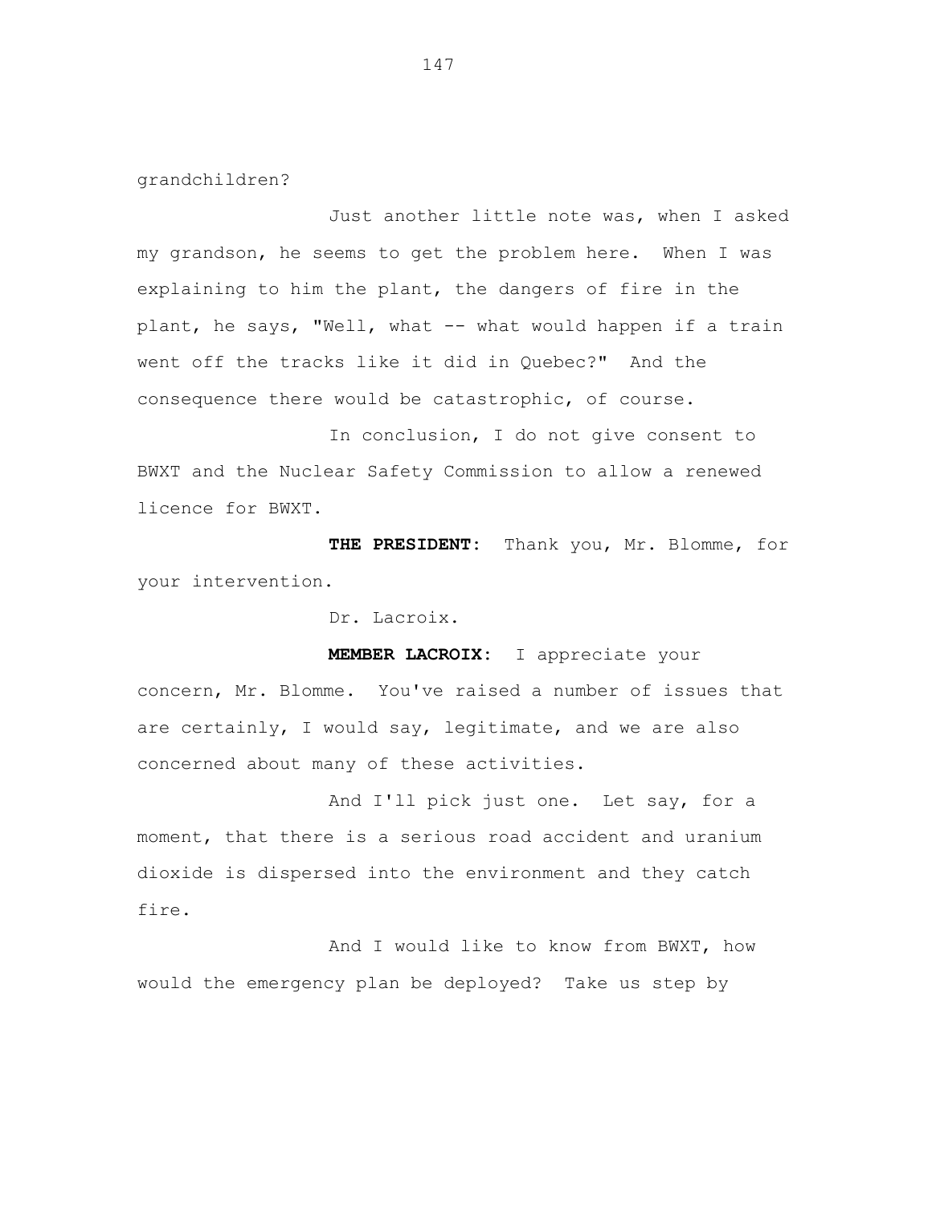grandchildren?

Just another little note was, when I asked my grandson, he seems to get the problem here. When I was explaining to him the plant, the dangers of fire in the plant, he says, "Well, what -- what would happen if a train went off the tracks like it did in Quebec?" And the consequence there would be catastrophic, of course.

In conclusion, I do not give consent to BWXT and the Nuclear Safety Commission to allow a renewed licence for BWXT.

**THE PRESIDENT:** Thank you, Mr. Blomme, for your intervention.

Dr. Lacroix.

**MEMBER LACROIX:** I appreciate your concern, Mr. Blomme. You've raised a number of issues that are certainly, I would say, legitimate, and we are also concerned about many of these activities.

And I'll pick just one. Let say, for a moment, that there is a serious road accident and uranium dioxide is dispersed into the environment and they catch fire.

And I would like to know from BWXT, how would the emergency plan be deployed? Take us step by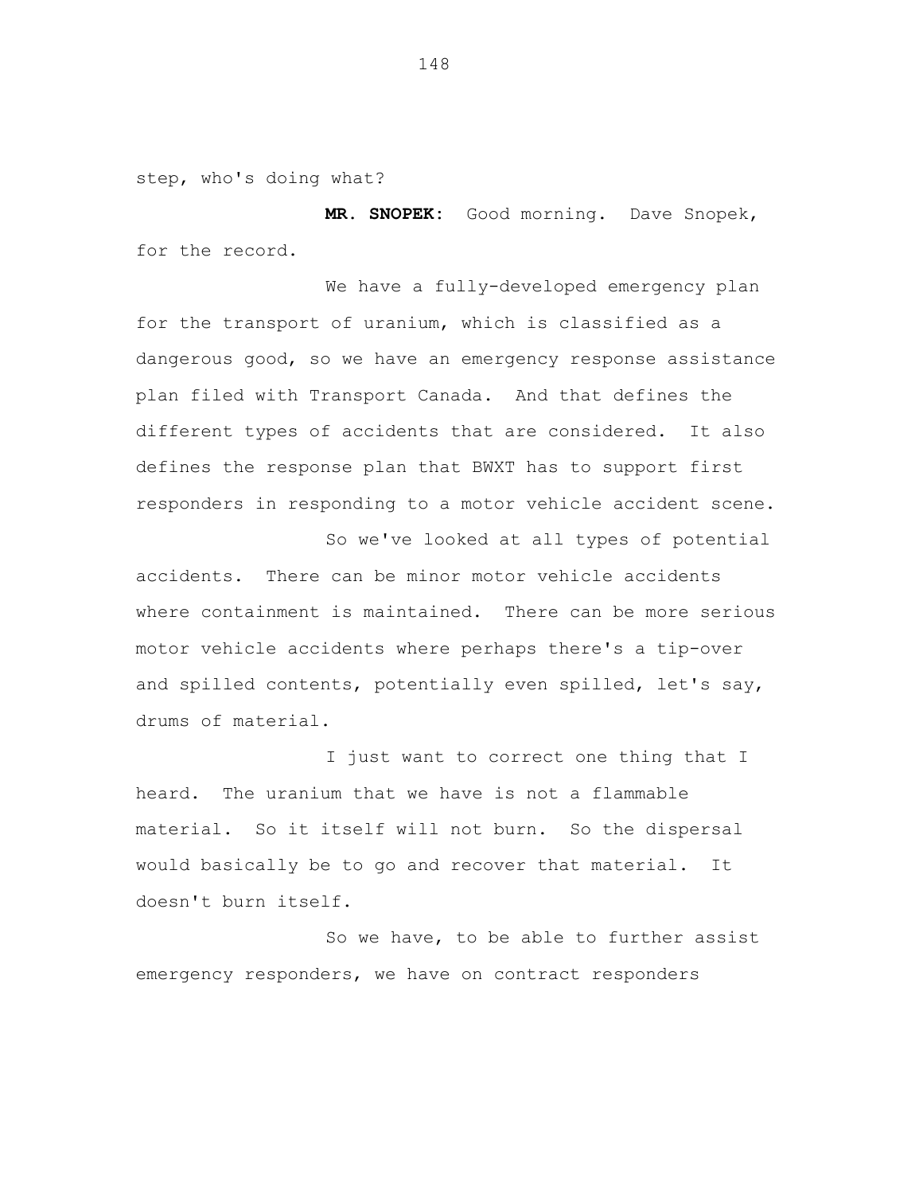step, who's doing what?

**MR. SNOPEK:** Good morning. Dave Snopek, for the record.

We have a fully-developed emergency plan for the transport of uranium, which is classified as a dangerous good, so we have an emergency response assistance plan filed with Transport Canada. And that defines the different types of accidents that are considered. It also defines the response plan that BWXT has to support first responders in responding to a motor vehicle accident scene.

So we've looked at all types of potential accidents. There can be minor motor vehicle accidents where containment is maintained. There can be more serious motor vehicle accidents where perhaps there's a tip-over and spilled contents, potentially even spilled, let's say, drums of material.

I just want to correct one thing that I heard. The uranium that we have is not a flammable material. So it itself will not burn. So the dispersal would basically be to go and recover that material. It doesn't burn itself.

So we have, to be able to further assist emergency responders, we have on contract responders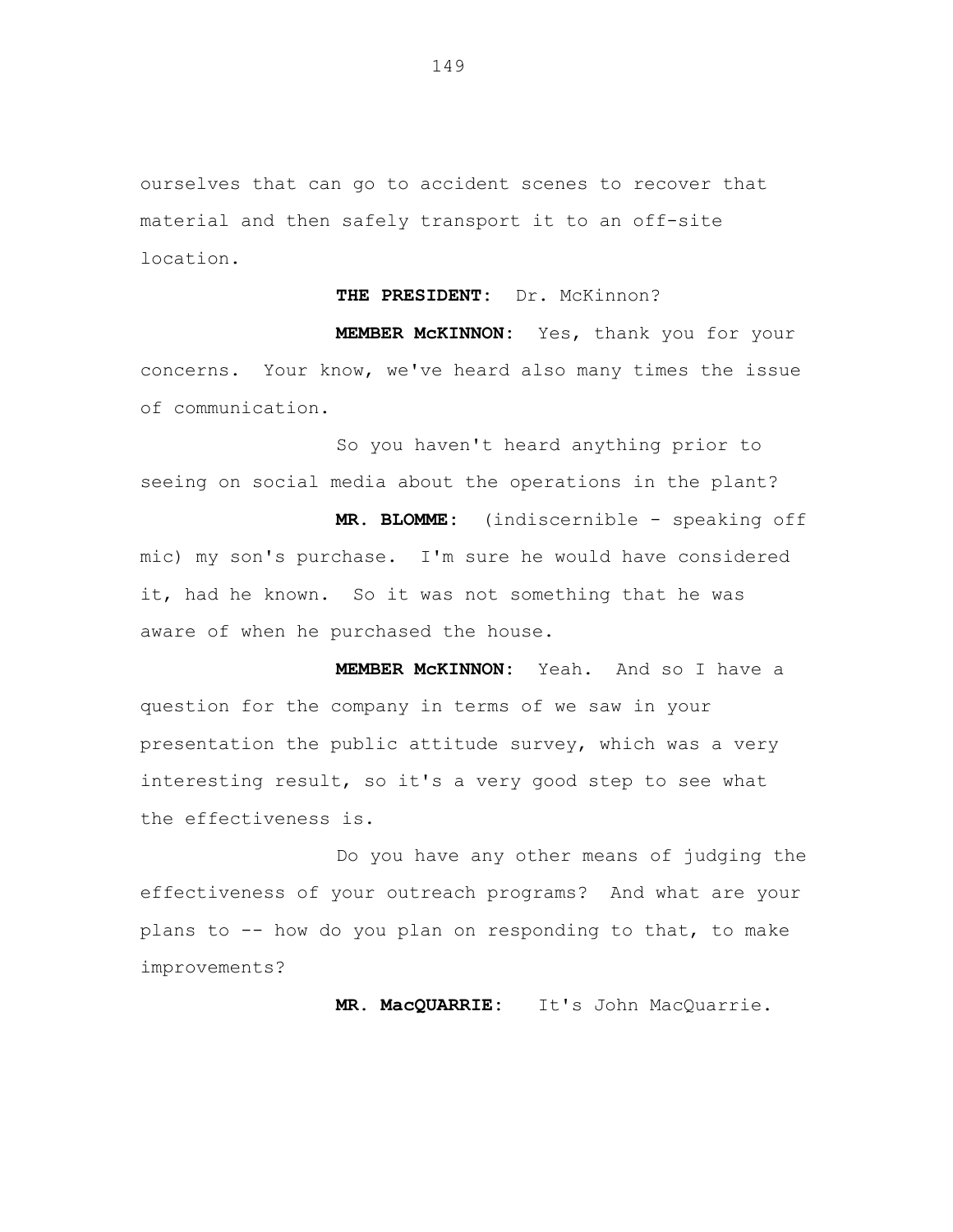ourselves that can go to accident scenes to recover that material and then safely transport it to an off-site location.

**THE PRESIDENT:** Dr. McKinnon?

**MEMBER McKINNON:** Yes, thank you for your concerns. Your know, we've heard also many times the issue of communication.

So you haven't heard anything prior to seeing on social media about the operations in the plant?

**MR. BLOMME:** (indiscernible - speaking off mic) my son's purchase. I'm sure he would have considered it, had he known. So it was not something that he was aware of when he purchased the house.

**MEMBER McKINNON:** Yeah. And so I have a question for the company in terms of we saw in your presentation the public attitude survey, which was a very interesting result, so it's a very good step to see what the effectiveness is.

Do you have any other means of judging the effectiveness of your outreach programs? And what are your plans to -- how do you plan on responding to that, to make improvements?

**MR. MacQUARRIE:** It's John MacQuarrie.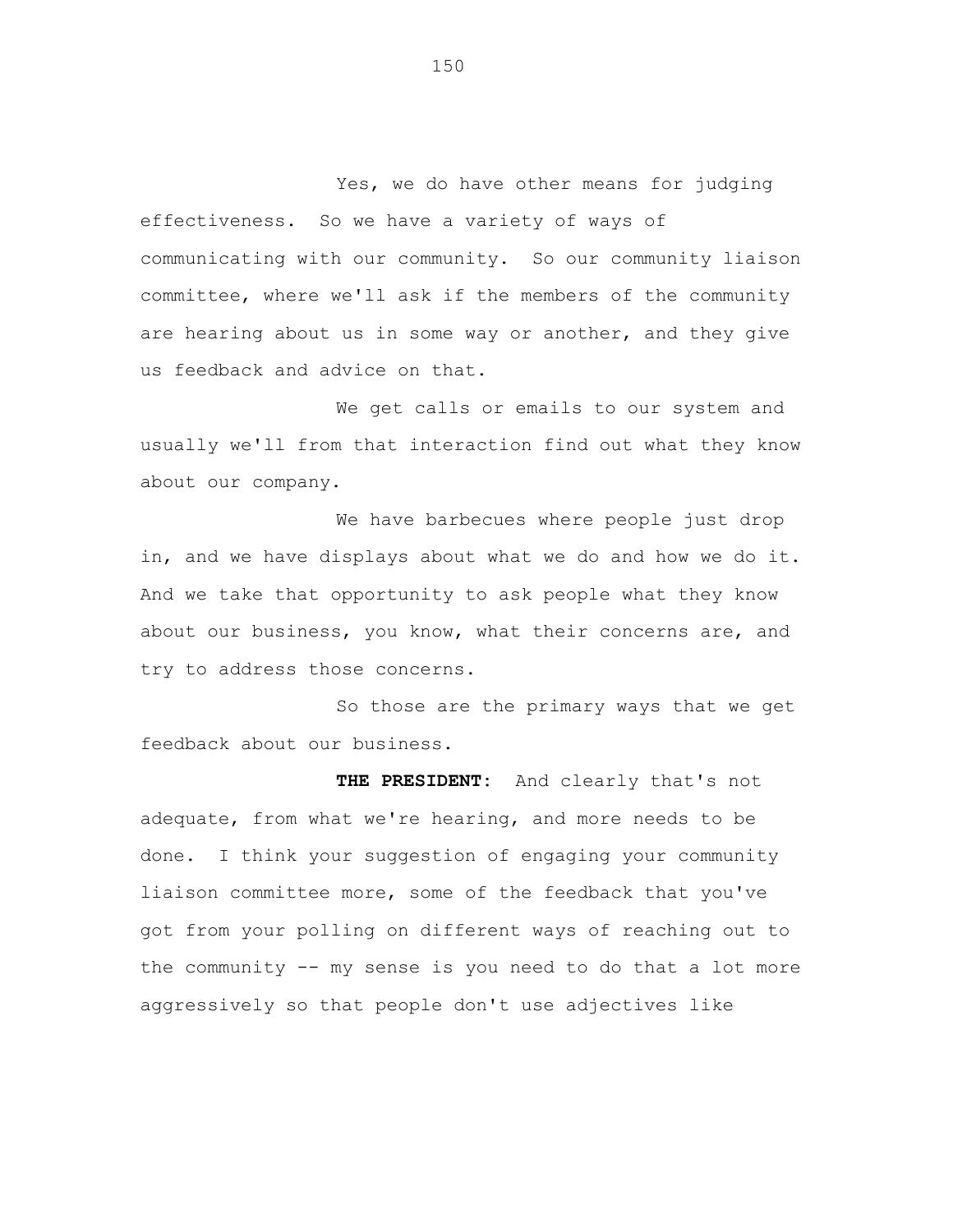Yes, we do have other means for judging effectiveness. So we have a variety of ways of communicating with our community. So our community liaison committee, where we'll ask if the members of the community are hearing about us in some way or another, and they give us feedback and advice on that.

We get calls or emails to our system and usually we'll from that interaction find out what they know about our company.

We have barbecues where people just drop in, and we have displays about what we do and how we do it. And we take that opportunity to ask people what they know about our business, you know, what their concerns are, and try to address those concerns.

So those are the primary ways that we get feedback about our business.

**THE PRESIDENT:** And clearly that's not adequate, from what we're hearing, and more needs to be done. I think your suggestion of engaging your community liaison committee more, some of the feedback that you've got from your polling on different ways of reaching out to the community -- my sense is you need to do that a lot more aggressively so that people don't use adjectives like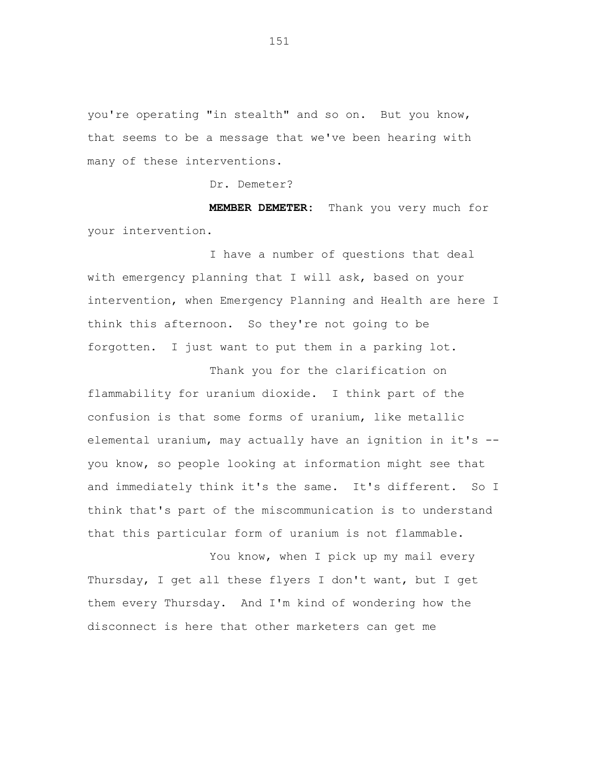you're operating "in stealth" and so on. But you know, that seems to be a message that we've been hearing with many of these interventions.

Dr. Demeter?

**MEMBER DEMETER:** Thank you very much for your intervention.

I have a number of questions that deal with emergency planning that I will ask, based on your intervention, when Emergency Planning and Health are here I think this afternoon. So they're not going to be forgotten. I just want to put them in a parking lot.

Thank you for the clarification on flammability for uranium dioxide. I think part of the confusion is that some forms of uranium, like metallic elemental uranium, may actually have an ignition in it's -- you know, so people looking at information might see that and immediately think it's the same. It's different. So I think that's part of the miscommunication is to understand that this particular form of uranium is not flammable.

You know, when I pick up my mail every Thursday, I get all these flyers I don't want, but I get them every Thursday. And I'm kind of wondering how the disconnect is here that other marketers can get me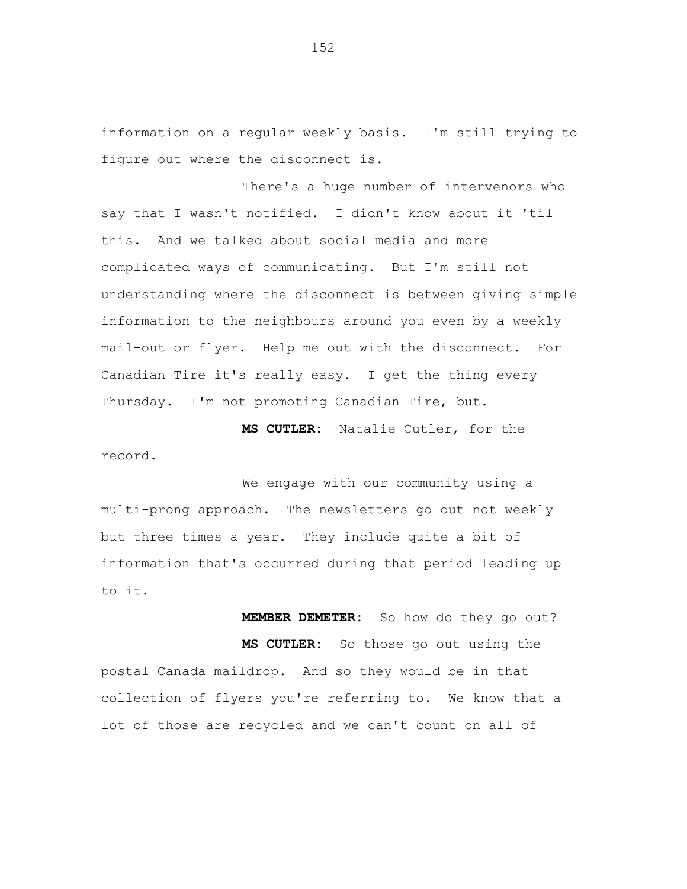information on a regular weekly basis. I'm still trying to figure out where the disconnect is.

There's a huge number of intervenors who say that I wasn't notified. I didn't know about it 'til this. And we talked about social media and more complicated ways of communicating. But I'm still not understanding where the disconnect is between giving simple information to the neighbours around you even by a weekly mail-out or flyer. Help me out with the disconnect. For Canadian Tire it's really easy. I get the thing every Thursday. I'm not promoting Canadian Tire, but.

**MS CUTLER:** Natalie Cutler, for the record.

We engage with our community using a multi-prong approach. The newsletters go out not weekly but three times a year. They include quite a bit of information that's occurred during that period leading up to it.

**MEMBER DEMETER:** So how do they go out?

**MS CUTLER:** So those go out using the postal Canada maildrop. And so they would be in that collection of flyers you're referring to. We know that a lot of those are recycled and we can't count on all of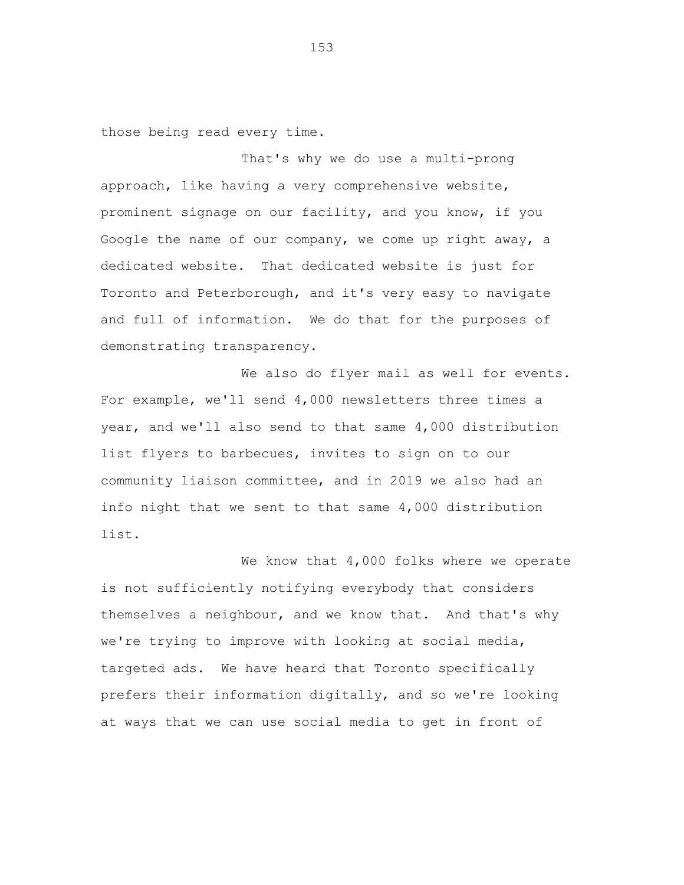those being read every time.

That's why we do use a multi-prong approach, like having a very comprehensive website, prominent signage on our facility, and you know, if you Google the name of our company, we come up right away, a dedicated website. That dedicated website is just for Toronto and Peterborough, and it's very easy to navigate and full of information. We do that for the purposes of demonstrating transparency.

We also do flyer mail as well for events. For example, we'll send 4,000 newsletters three times a year, and we'll also send to that same 4,000 distribution list flyers to barbecues, invites to sign on to our community liaison committee, and in 2019 we also had an info night that we sent to that same 4,000 distribution list.

We know that 4,000 folks where we operate is not sufficiently notifying everybody that considers themselves a neighbour, and we know that. And that's why we're trying to improve with looking at social media, targeted ads. We have heard that Toronto specifically prefers their information digitally, and so we're looking at ways that we can use social media to get in front of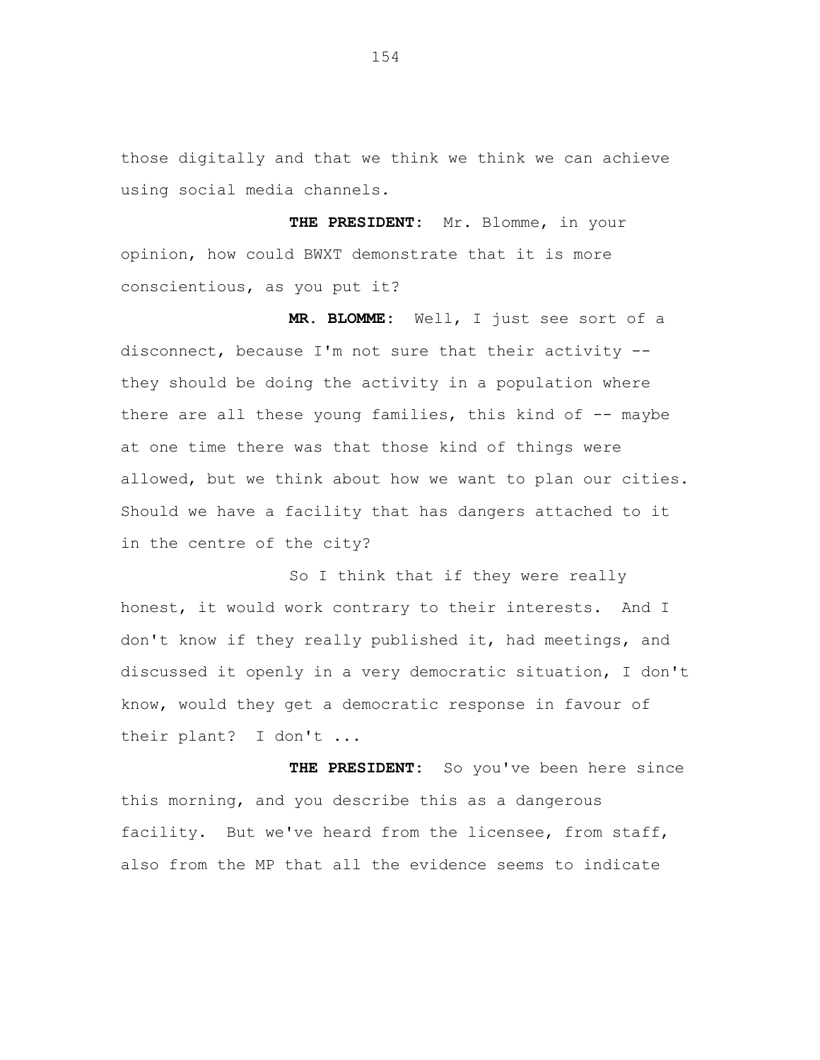those digitally and that we think we think we can achieve using social media channels.

**THE PRESIDENT:** Mr. Blomme, in your opinion, how could BWXT demonstrate that it is more conscientious, as you put it?

**MR. BLOMME:** Well, I just see sort of a disconnect, because I'm not sure that their activity -- they should be doing the activity in a population where there are all these young families, this kind of -- maybe at one time there was that those kind of things were allowed, but we think about how we want to plan our cities. Should we have a facility that has dangers attached to it in the centre of the city?

So I think that if they were really honest, it would work contrary to their interests. And I don't know if they really published it, had meetings, and discussed it openly in a very democratic situation, I don't know, would they get a democratic response in favour of their plant? I don't ...

**THE PRESIDENT:** So you've been here since this morning, and you describe this as a dangerous facility. But we've heard from the licensee, from staff, also from the MP that all the evidence seems to indicate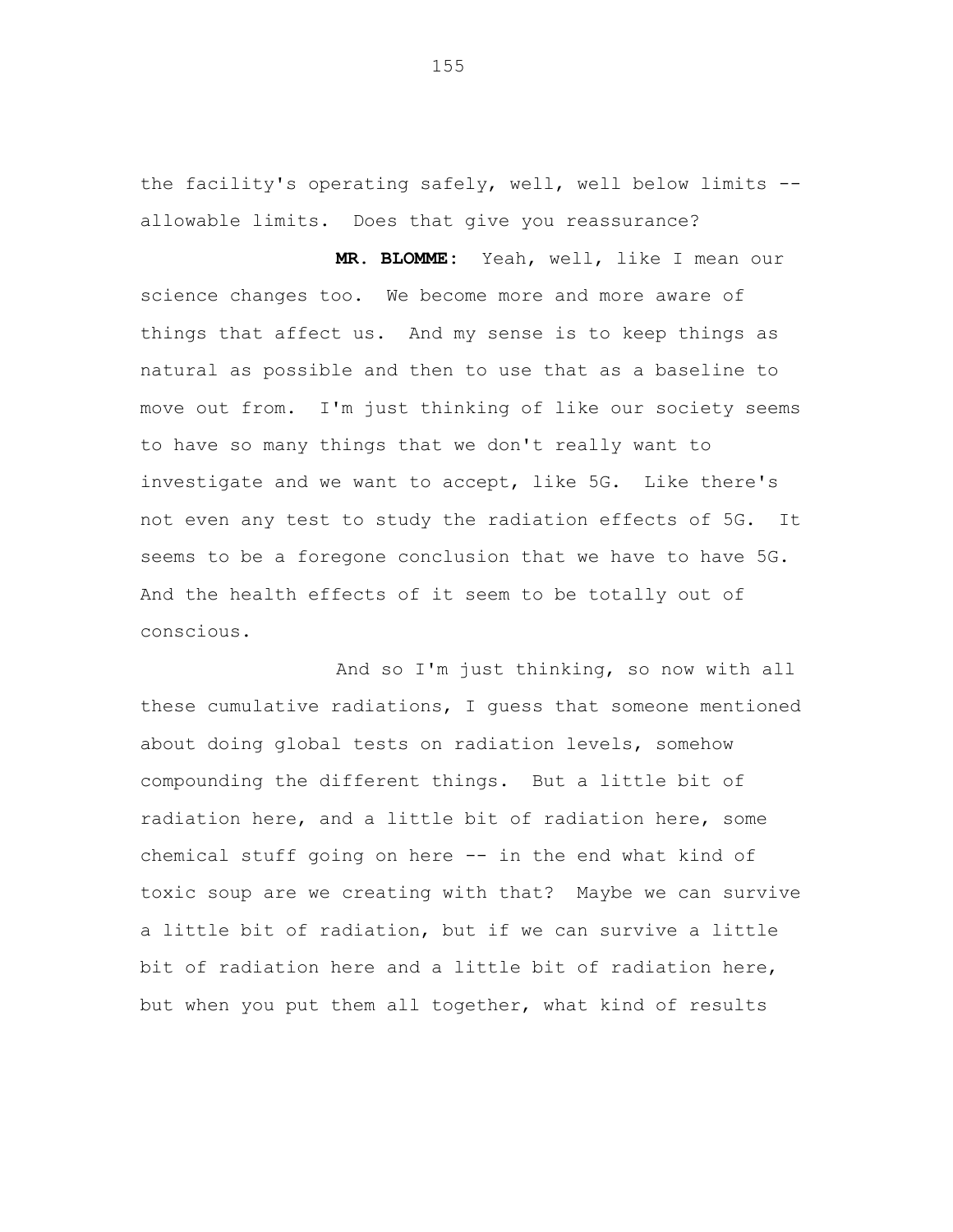the facility's operating safely, well, well below limits -- allowable limits. Does that give you reassurance?

**MR. BLOMME:** Yeah, well, like I mean our science changes too. We become more and more aware of things that affect us. And my sense is to keep things as natural as possible and then to use that as a baseline to move out from. I'm just thinking of like our society seems to have so many things that we don't really want to investigate and we want to accept, like 5G. Like there's not even any test to study the radiation effects of 5G. It seems to be a foregone conclusion that we have to have 5G. And the health effects of it seem to be totally out of conscious.

And so I'm just thinking, so now with all these cumulative radiations, I guess that someone mentioned about doing global tests on radiation levels, somehow compounding the different things. But a little bit of radiation here, and a little bit of radiation here, some chemical stuff going on here -- in the end what kind of toxic soup are we creating with that? Maybe we can survive a little bit of radiation, but if we can survive a little bit of radiation here and a little bit of radiation here, but when you put them all together, what kind of results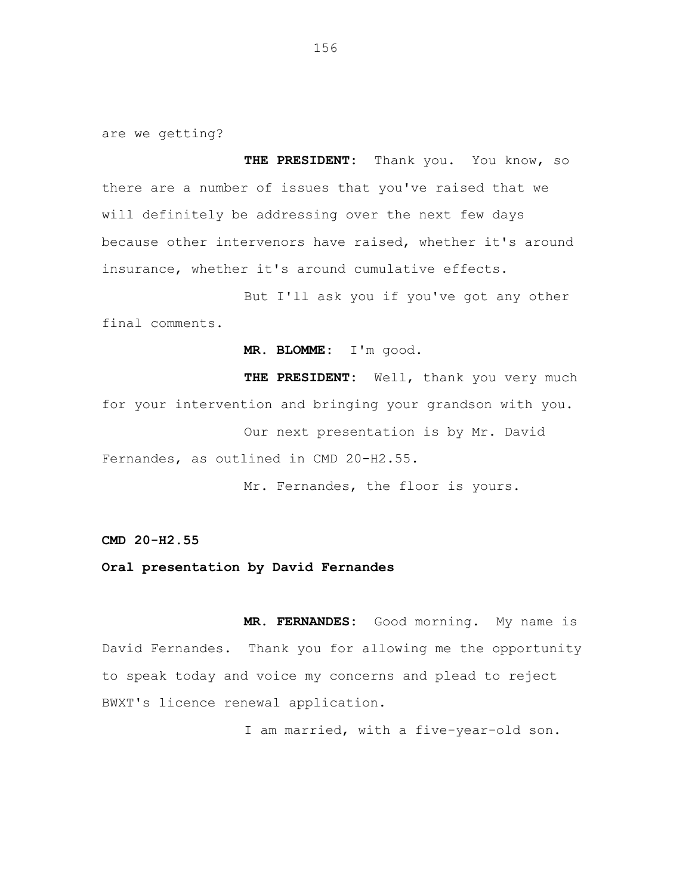are we getting?

**THE PRESIDENT:** Thank you. You know, so there are a number of issues that you've raised that we will definitely be addressing over the next few days because other intervenors have raised, whether it's around insurance, whether it's around cumulative effects.

But I'll ask you if you've got any other final comments.

**MR. BLOMME:** I'm good.

**THE PRESIDENT:** Well, thank you very much for your intervention and bringing your grandson with you.

Our next presentation is by Mr. David Fernandes, as outlined in CMD 20-H2.55.

Mr. Fernandes, the floor is yours.

**CMD 20-H2.55**

**Oral presentation by David Fernandes**

**MR. FERNANDES:** Good morning. My name is David Fernandes. Thank you for allowing me the opportunity to speak today and voice my concerns and plead to reject BWXT's licence renewal application.

I am married, with a five-year-old son.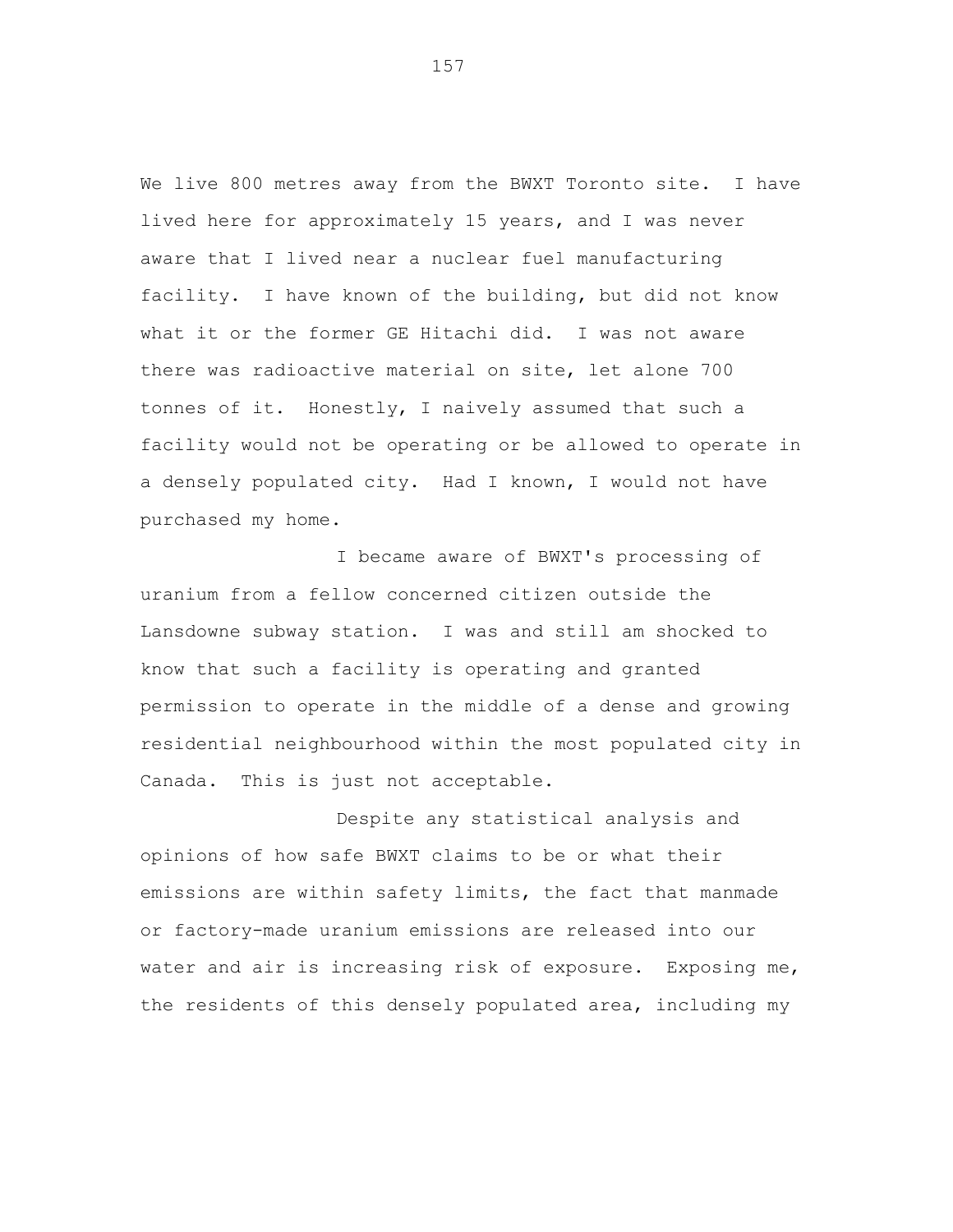We live 800 metres away from the BWXT Toronto site. I have lived here for approximately 15 years, and I was never aware that I lived near a nuclear fuel manufacturing facility. I have known of the building, but did not know what it or the former GE Hitachi did. I was not aware there was radioactive material on site, let alone 700 tonnes of it. Honestly, I naively assumed that such a facility would not be operating or be allowed to operate in a densely populated city. Had I known, I would not have purchased my home.

I became aware of BWXT's processing of uranium from a fellow concerned citizen outside the Lansdowne subway station. I was and still am shocked to know that such a facility is operating and granted permission to operate in the middle of a dense and growing residential neighbourhood within the most populated city in Canada. This is just not acceptable.

Despite any statistical analysis and opinions of how safe BWXT claims to be or what their emissions are within safety limits, the fact that manmade or factory-made uranium emissions are released into our water and air is increasing risk of exposure. Exposing me, the residents of this densely populated area, including my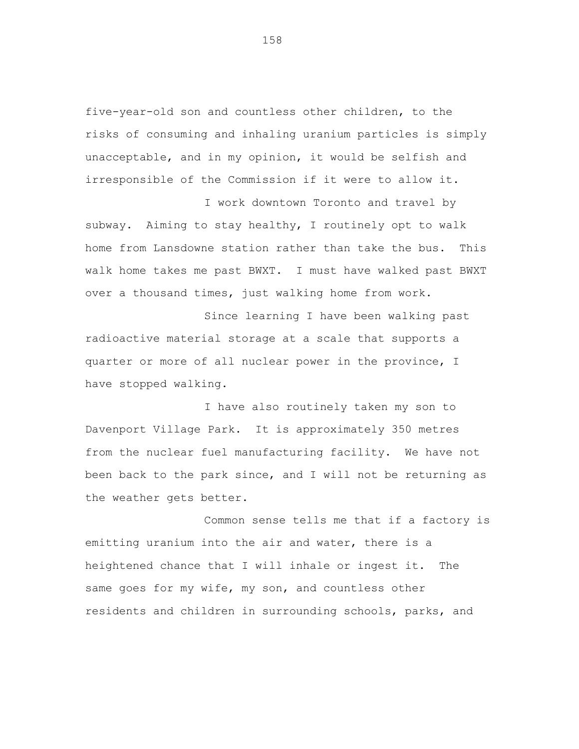five-year-old son and countless other children, to the risks of consuming and inhaling uranium particles is simply unacceptable, and in my opinion, it would be selfish and irresponsible of the Commission if it were to allow it.

I work downtown Toronto and travel by subway. Aiming to stay healthy, I routinely opt to walk home from Lansdowne station rather than take the bus. This walk home takes me past BWXT. I must have walked past BWXT over a thousand times, just walking home from work.

Since learning I have been walking past radioactive material storage at a scale that supports a quarter or more of all nuclear power in the province, I have stopped walking.

I have also routinely taken my son to Davenport Village Park. It is approximately 350 metres from the nuclear fuel manufacturing facility. We have not been back to the park since, and I will not be returning as the weather gets better.

Common sense tells me that if a factory is emitting uranium into the air and water, there is a heightened chance that I will inhale or ingest it. The same goes for my wife, my son, and countless other residents and children in surrounding schools, parks, and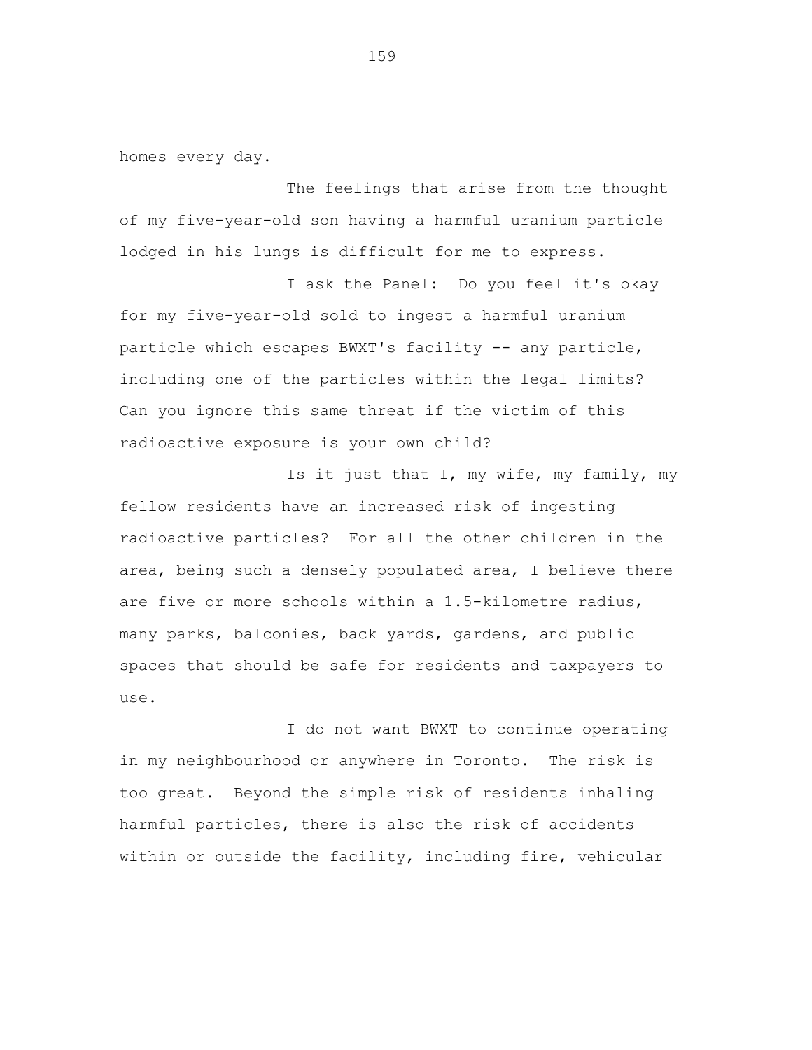homes every day.

The feelings that arise from the thought of my five-year-old son having a harmful uranium particle lodged in his lungs is difficult for me to express.

I ask the Panel: Do you feel it's okay for my five-year-old sold to ingest a harmful uranium particle which escapes BWXT's facility -- any particle, including one of the particles within the legal limits? Can you ignore this same threat if the victim of this radioactive exposure is your own child?

Is it just that I, my wife, my family, my fellow residents have an increased risk of ingesting radioactive particles? For all the other children in the area, being such a densely populated area, I believe there are five or more schools within a 1.5-kilometre radius, many parks, balconies, back yards, gardens, and public spaces that should be safe for residents and taxpayers to use.

I do not want BWXT to continue operating in my neighbourhood or anywhere in Toronto. The risk is too great. Beyond the simple risk of residents inhaling harmful particles, there is also the risk of accidents within or outside the facility, including fire, vehicular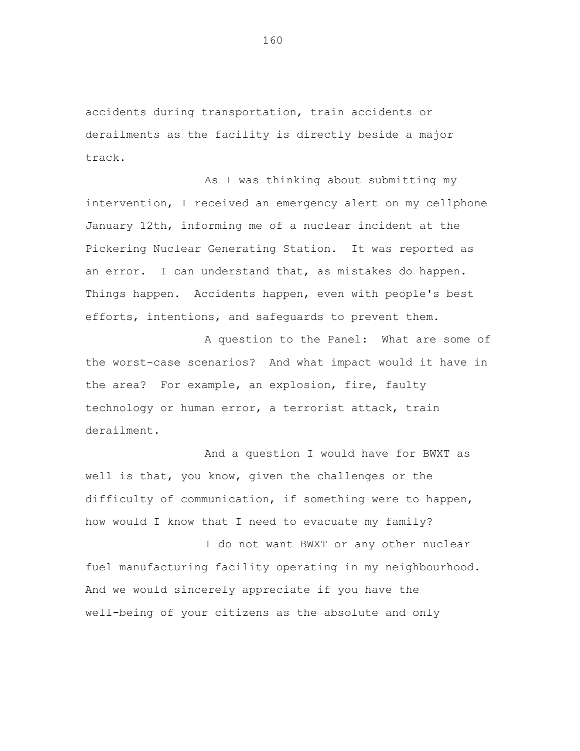accidents during transportation, train accidents or derailments as the facility is directly beside a major track.

As I was thinking about submitting my intervention, I received an emergency alert on my cellphone January 12th, informing me of a nuclear incident at the Pickering Nuclear Generating Station. It was reported as an error. I can understand that, as mistakes do happen. Things happen. Accidents happen, even with people's best efforts, intentions, and safeguards to prevent them.

A question to the Panel: What are some of the worst-case scenarios? And what impact would it have in the area? For example, an explosion, fire, faulty technology or human error, a terrorist attack, train derailment.

And a question I would have for BWXT as well is that, you know, given the challenges or the difficulty of communication, if something were to happen, how would I know that I need to evacuate my family?

I do not want BWXT or any other nuclear fuel manufacturing facility operating in my neighbourhood. And we would sincerely appreciate if you have the well-being of your citizens as the absolute and only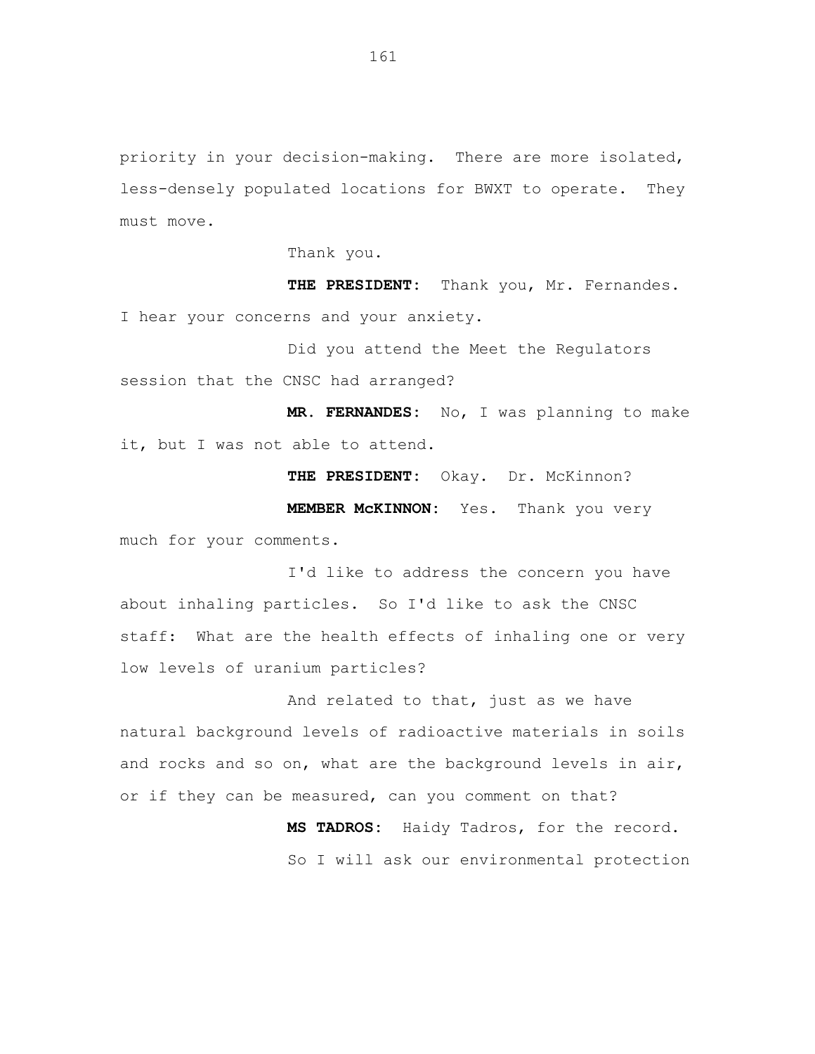priority in your decision-making. There are more isolated, less-densely populated locations for BWXT to operate. They must move.

Thank you.

**THE PRESIDENT:** Thank you, Mr. Fernandes. I hear your concerns and your anxiety.

Did you attend the Meet the Regulators session that the CNSC had arranged?

**MR. FERNANDES:** No, I was planning to make it, but I was not able to attend.

**THE PRESIDENT:** Okay. Dr. McKinnon?

**MEMBER McKINNON:** Yes. Thank you very much for your comments.

I'd like to address the concern you have about inhaling particles. So I'd like to ask the CNSC staff: What are the health effects of inhaling one or very low levels of uranium particles?

And related to that, just as we have natural background levels of radioactive materials in soils and rocks and so on, what are the background levels in air, or if they can be measured, can you comment on that?

**MS TADROS:** Haidy Tadros, for the record.

So I will ask our environmental protection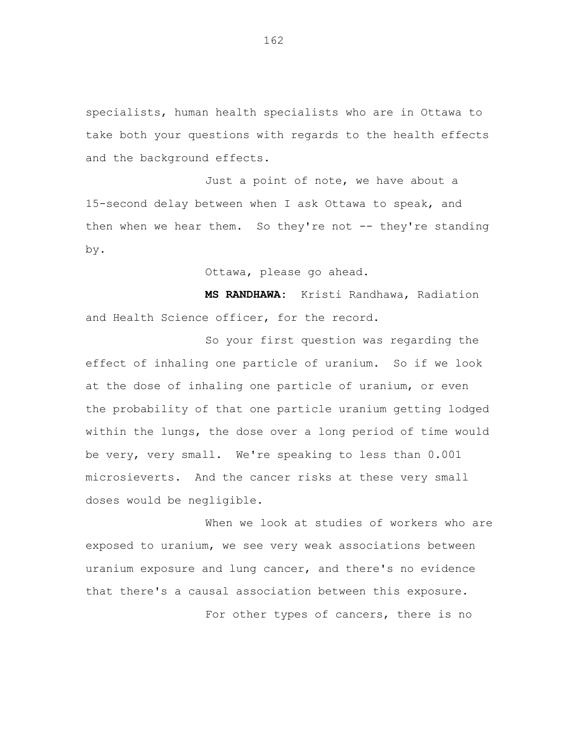specialists, human health specialists who are in Ottawa to take both your questions with regards to the health effects and the background effects.

Just a point of note, we have about a 15-second delay between when I ask Ottawa to speak, and then when we hear them. So they're not -- they're standing by.

Ottawa, please go ahead.

**MS RANDHAWA:** Kristi Randhawa, Radiation and Health Science officer, for the record.

So your first question was regarding the effect of inhaling one particle of uranium. So if we look at the dose of inhaling one particle of uranium, or even the probability of that one particle uranium getting lodged within the lungs, the dose over a long period of time would be very, very small. We're speaking to less than 0.001 microsieverts. And the cancer risks at these very small doses would be negligible.

When we look at studies of workers who are exposed to uranium, we see very weak associations between uranium exposure and lung cancer, and there's no evidence that there's a causal association between this exposure.

For other types of cancers, there is no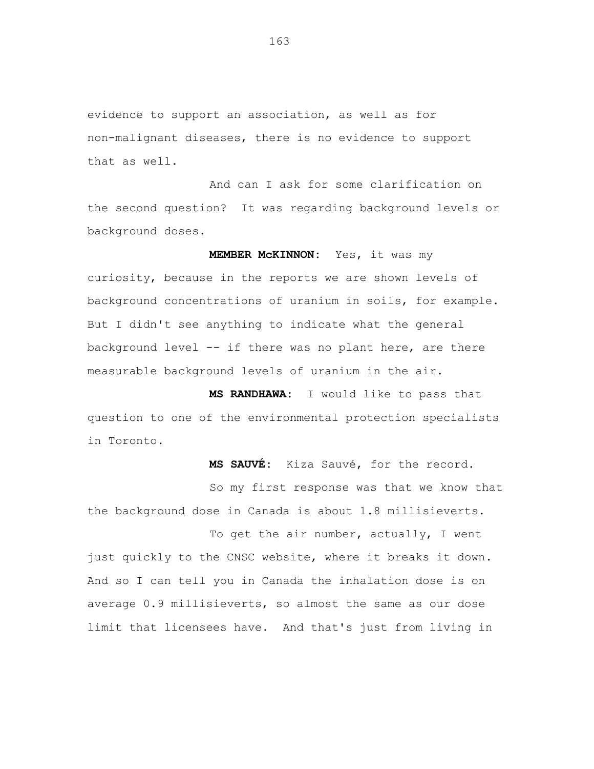evidence to support an association, as well as for non-malignant diseases, there is no evidence to support that as well.

And can I ask for some clarification on the second question? It was regarding background levels or background doses.

**MEMBER McKINNON:** Yes, it was my curiosity, because in the reports we are shown levels of background concentrations of uranium in soils, for example. But I didn't see anything to indicate what the general background level -- if there was no plant here, are there measurable background levels of uranium in the air.

**MS RANDHAWA:** I would like to pass that question to one of the environmental protection specialists in Toronto.

**MS SAUVÉ:** Kiza Sauvé, for the record.

So my first response was that we know that the background dose in Canada is about 1.8 millisieverts.

To get the air number, actually, I went just quickly to the CNSC website, where it breaks it down. And so I can tell you in Canada the inhalation dose is on average 0.9 millisieverts, so almost the same as our dose limit that licensees have. And that's just from living in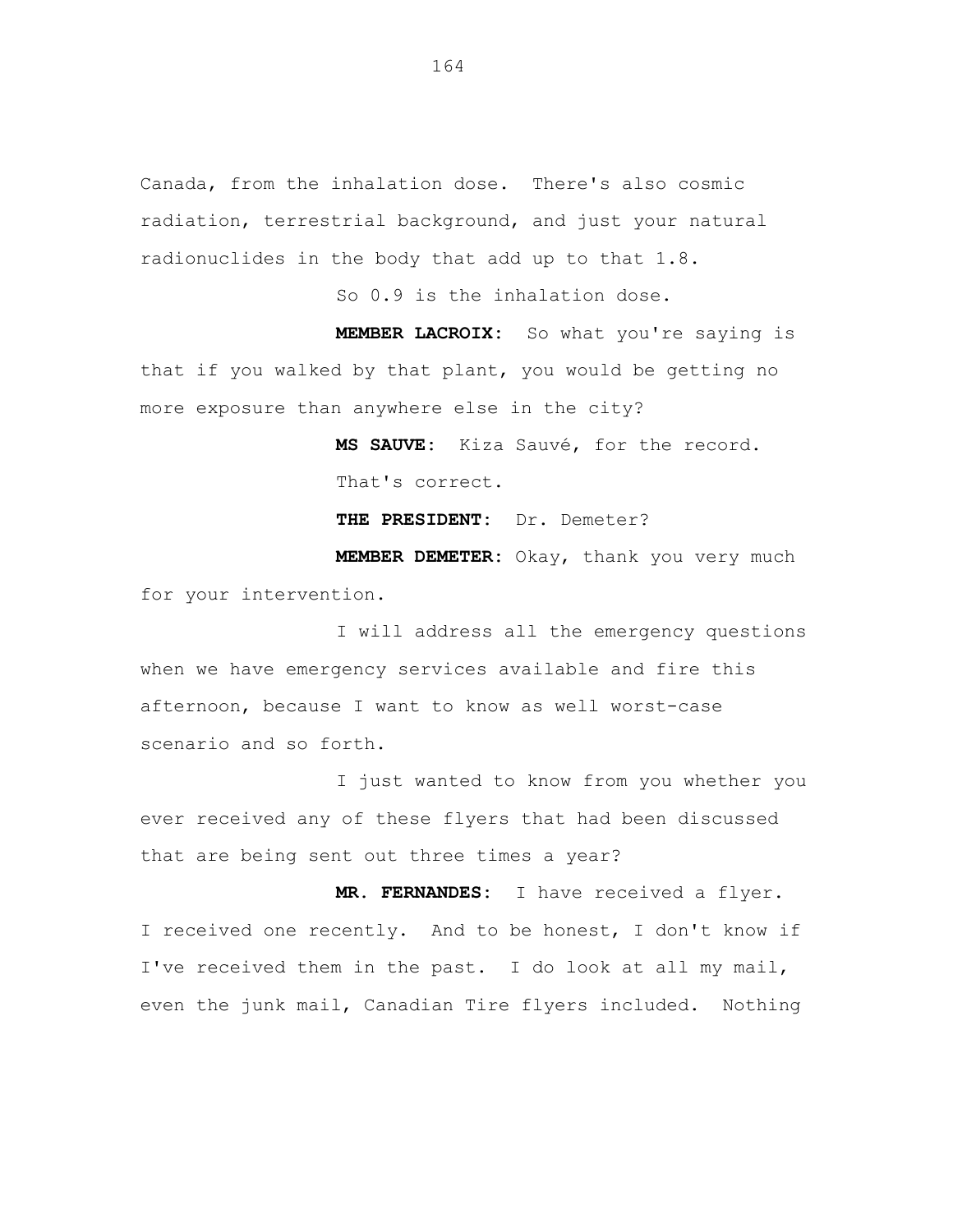Canada, from the inhalation dose. There's also cosmic radiation, terrestrial background, and just your natural radionuclides in the body that add up to that 1.8.

So 0.9 is the inhalation dose.

**MEMBER LACROIX:** So what you're saying is that if you walked by that plant, you would be getting no more exposure than anywhere else in the city?

**MS SAUVE:** Kiza Sauvé, for the record.

That's correct.

**THE PRESIDENT:** Dr. Demeter?

**MEMBER DEMETER:** Okay, thank you very much for your intervention.

I will address all the emergency questions when we have emergency services available and fire this afternoon, because I want to know as well worst-case scenario and so forth.

I just wanted to know from you whether you ever received any of these flyers that had been discussed that are being sent out three times a year?

**MR. FERNANDES:** I have received a flyer. I received one recently. And to be honest, I don't know if I've received them in the past. I do look at all my mail, even the junk mail, Canadian Tire flyers included. Nothing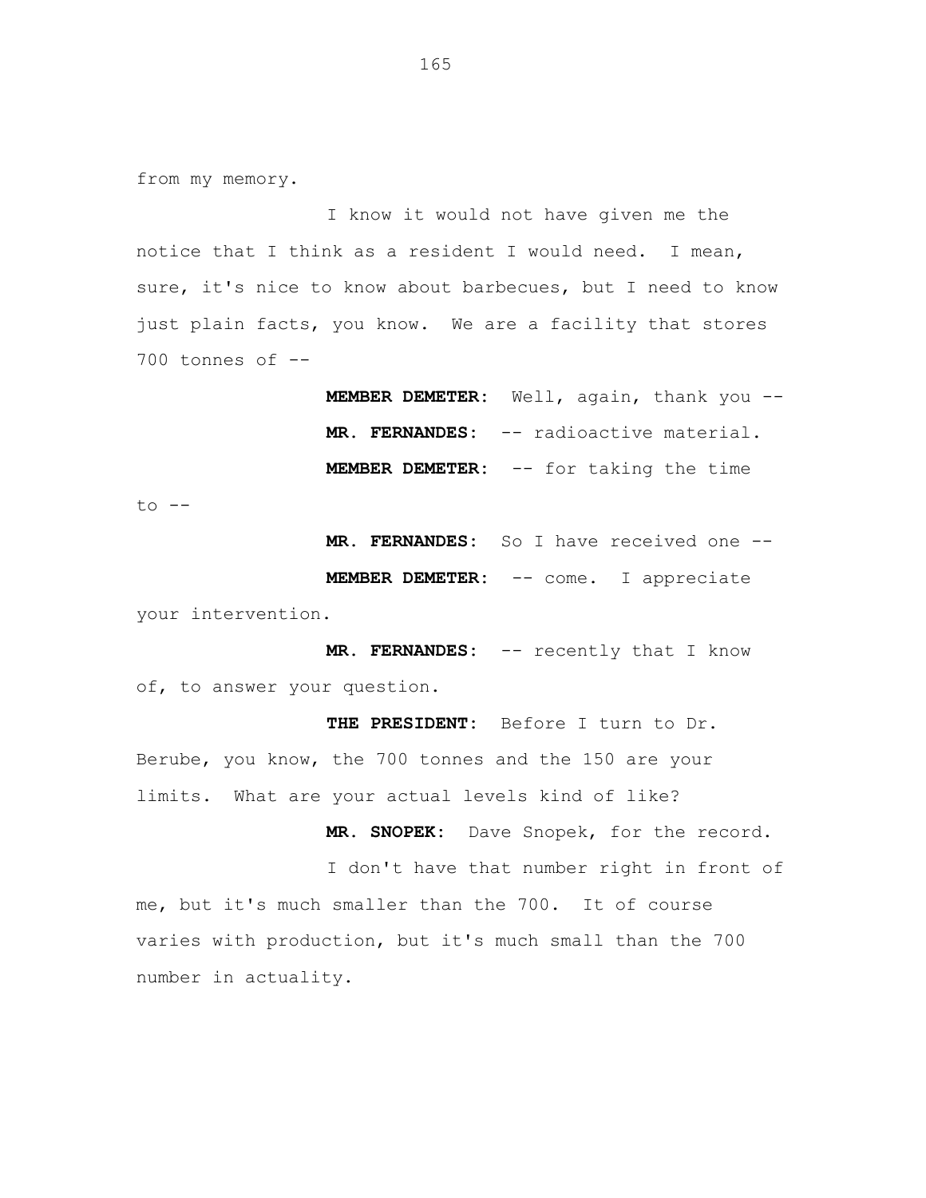from my memory.

I know it would not have given me the notice that I think as a resident I would need. I mean, sure, it's nice to know about barbecues, but I need to know just plain facts, you know. We are a facility that stores 700 tonnes of --

**MEMBER DEMETER:** Well, again, thank you --

**MR. FERNANDES:** -- radioactive material.

**MEMBER DEMETER:** -- for taking the time to --

**MR. FERNANDES:** So I have received one --

**MEMBER DEMETER:** -- come. I appreciate your intervention.

**MR. FERNANDES:** -- recently that I know of, to answer your question.

**THE PRESIDENT:** Before I turn to Dr. Berube, you know, the 700 tonnes and the 150 are your limits. What are your actual levels kind of like?

**MR. SNOPEK:** Dave Snopek, for the record.

I don't have that number right in front of me, but it's much smaller than the 700. It of course varies with production, but it's much small than the 700 number in actuality.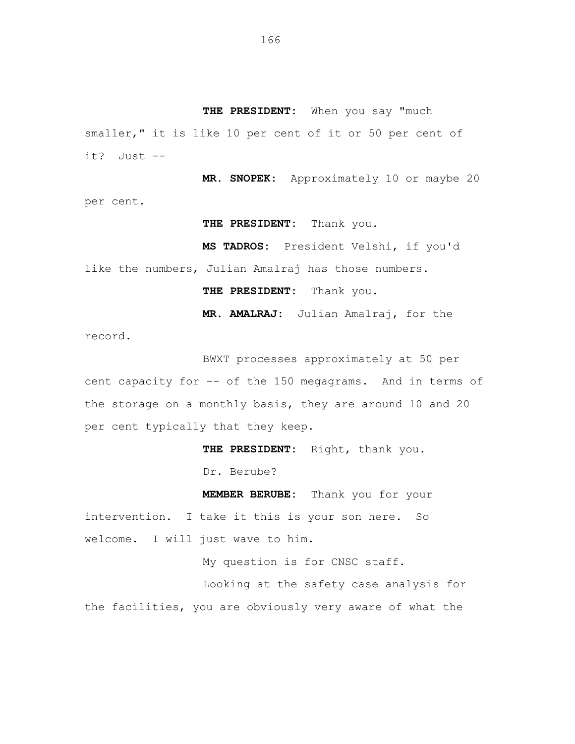**THE PRESIDENT:** When you say "much smaller," it is like 10 per cent of it or 50 per cent of it? Just --

**MR. SNOPEK:** Approximately 10 or maybe 20 per cent.

**THE PRESIDENT:** Thank you.

**MS TADROS:** President Velshi, if you'd like the numbers, Julian Amalraj has those numbers.

**THE PRESIDENT:** Thank you.

**MR. AMALRAJ:** Julian Amalraj, for the record.

BWXT processes approximately at 50 per cent capacity for -- of the 150 megagrams. And in terms of the storage on a monthly basis, they are around 10 and 20 per cent typically that they keep.

**THE PRESIDENT:** Right, thank you.

Dr. Berube?

**MEMBER BERUBE:** Thank you for your intervention. I take it this is your son here. So welcome. I will just wave to him.

My question is for CNSC staff.

Looking at the safety case analysis for the facilities, you are obviously very aware of what the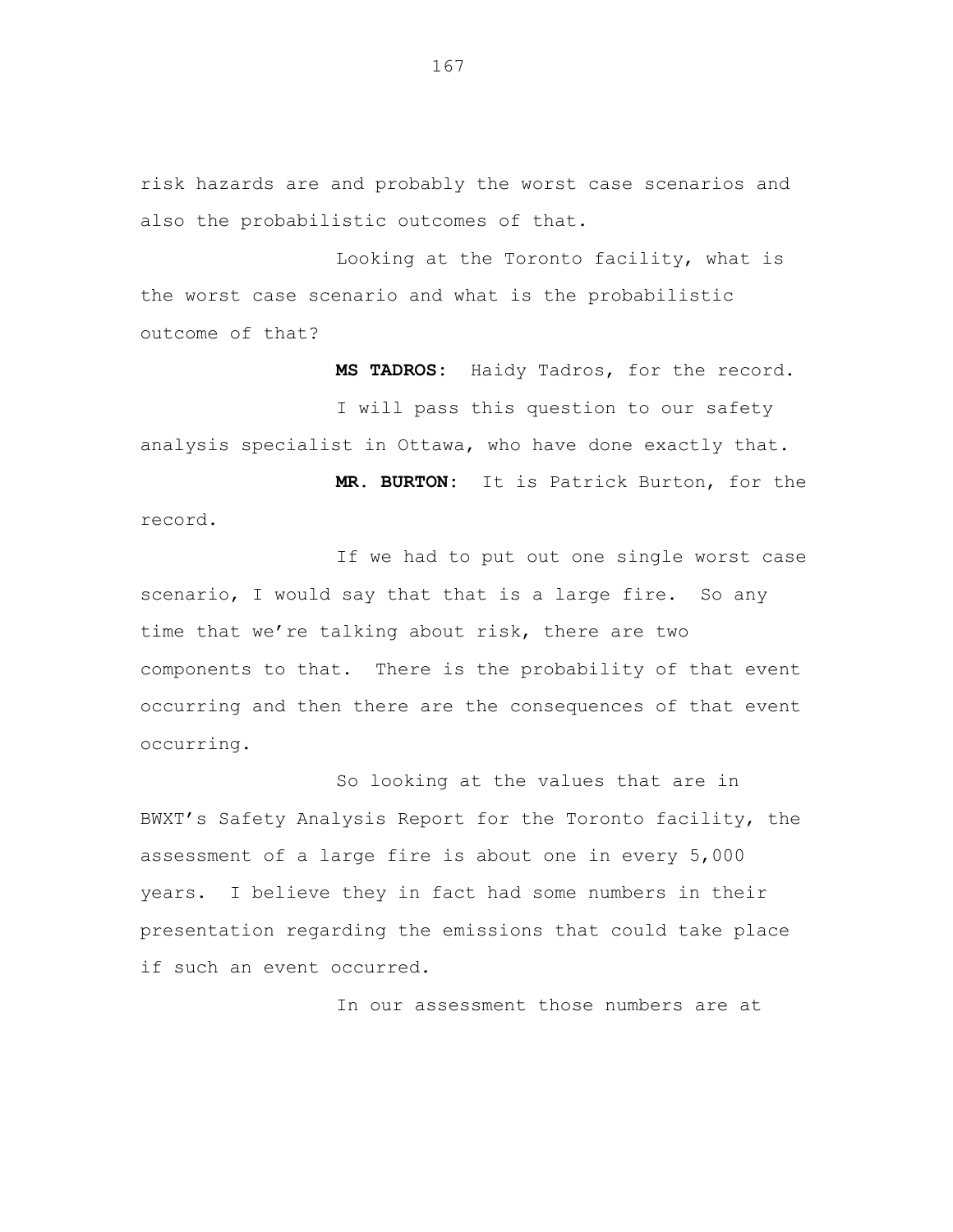risk hazards are and probably the worst case scenarios and also the probabilistic outcomes of that.

Looking at the Toronto facility, what is the worst case scenario and what is the probabilistic outcome of that?

**MS TADROS:** Haidy Tadros, for the record.

I will pass this question to our safety analysis specialist in Ottawa, who have done exactly that.

**MR. BURTON:** It is Patrick Burton, for the record.

If we had to put out one single worst case scenario, I would say that that is a large fire. So any time that we're talking about risk, there are two components to that. There is the probability of that event occurring and then there are the consequences of that event occurring.

So looking at the values that are in BWXT's Safety Analysis Report for the Toronto facility, the assessment of a large fire is about one in every 5,000 years. I believe they in fact had some numbers in their presentation regarding the emissions that could take place if such an event occurred.

In our assessment those numbers are at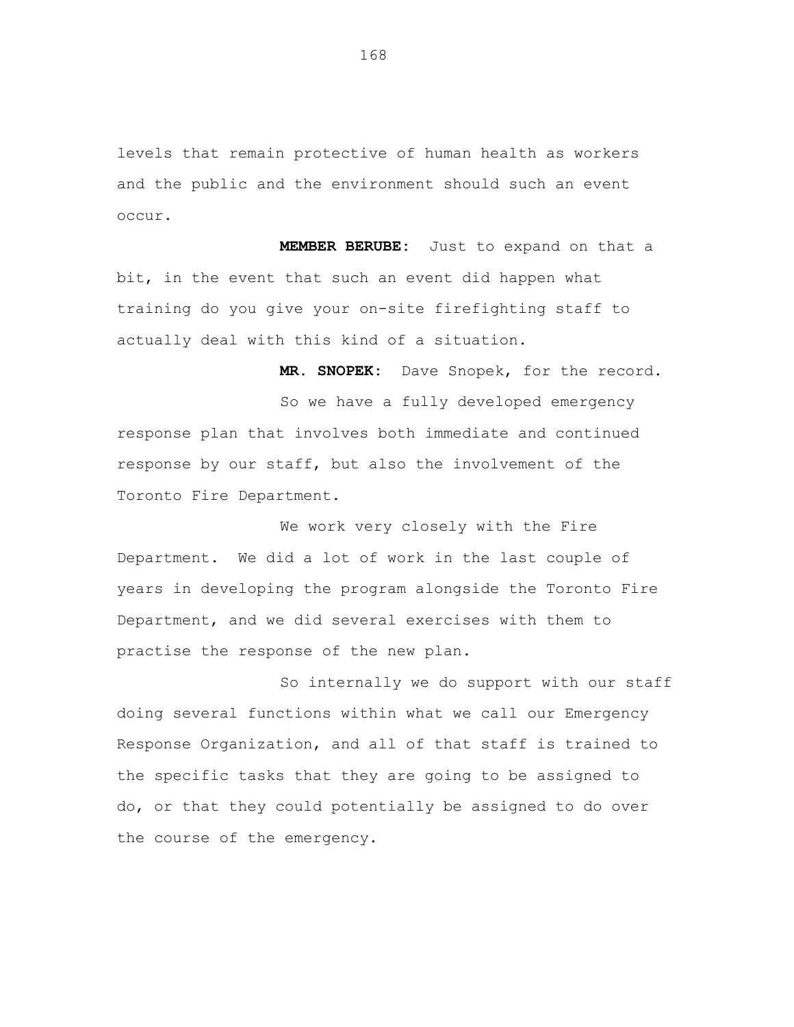levels that remain protective of human health as workers and the public and the environment should such an event occur.

**MEMBER BERUBE:** Just to expand on that a bit, in the event that such an event did happen what training do you give your on-site firefighting staff to actually deal with this kind of a situation.

**MR. SNOPEK:** Dave Snopek, for the record.

So we have a fully developed emergency response plan that involves both immediate and continued response by our staff, but also the involvement of the Toronto Fire Department.

We work very closely with the Fire Department. We did a lot of work in the last couple of years in developing the program alongside the Toronto Fire Department, and we did several exercises with them to practise the response of the new plan.

So internally we do support with our staff doing several functions within what we call our Emergency Response Organization, and all of that staff is trained to the specific tasks that they are going to be assigned to do, or that they could potentially be assigned to do over the course of the emergency.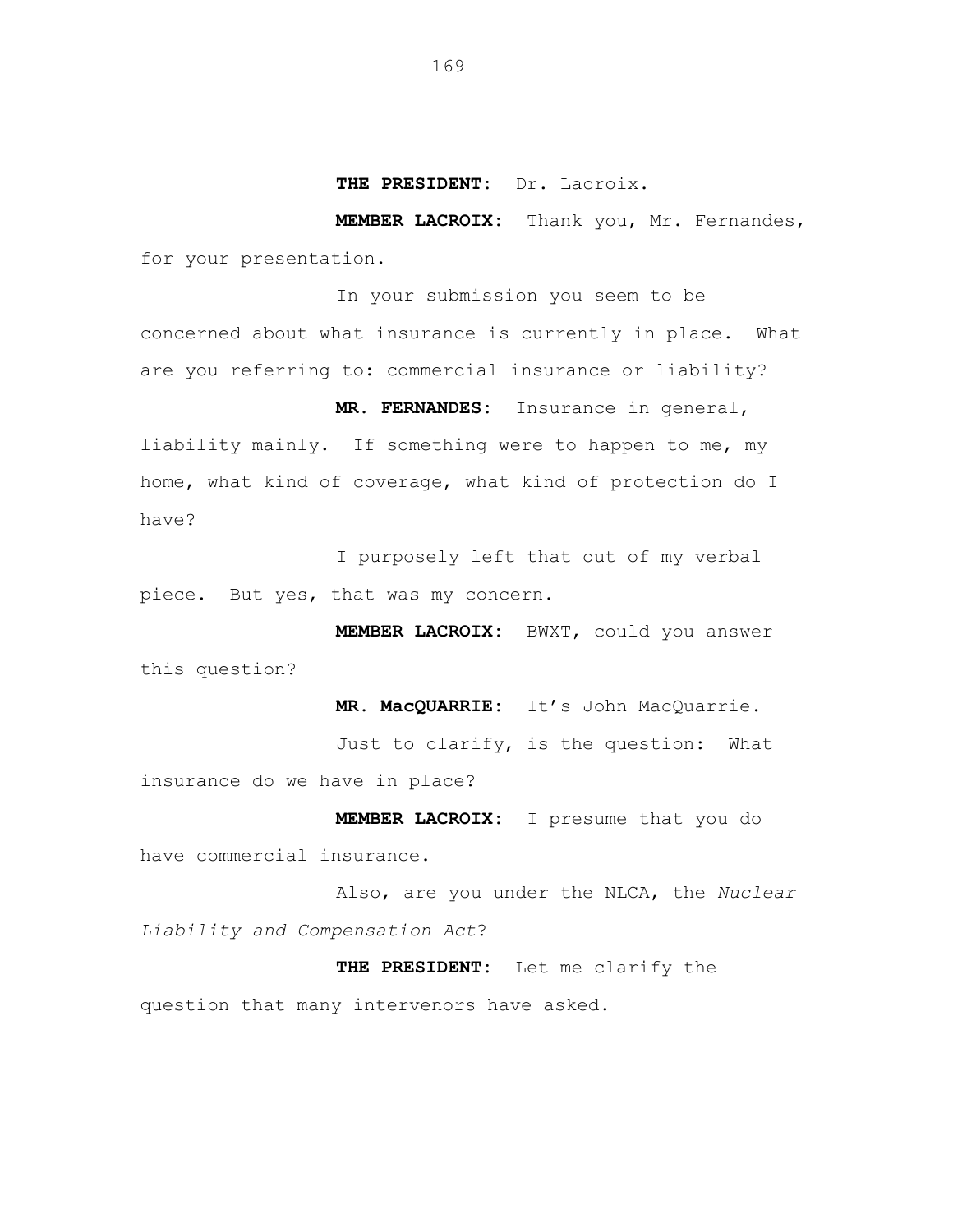**THE PRESIDENT:** Dr. Lacroix.

**MEMBER LACROIX:** Thank you, Mr. Fernandes, for your presentation.

In your submission you seem to be concerned about what insurance is currently in place. What are you referring to: commercial insurance or liability?

**MR. FERNANDES:** Insurance in general, liability mainly. If something were to happen to me, my home, what kind of coverage, what kind of protection do I have?

I purposely left that out of my verbal piece. But yes, that was my concern.

**MEMBER LACROIX:** BWXT, could you answer this question?

**MR. MacQUARRIE:** It's John MacQuarrie.

Just to clarify, is the question: What insurance do we have in place?

**MEMBER LACROIX:** I presume that you do have commercial insurance.

Also, are you under the NLCA, the *Nuclear Liability and Compensation Act*?

**THE PRESIDENT:** Let me clarify the question that many intervenors have asked.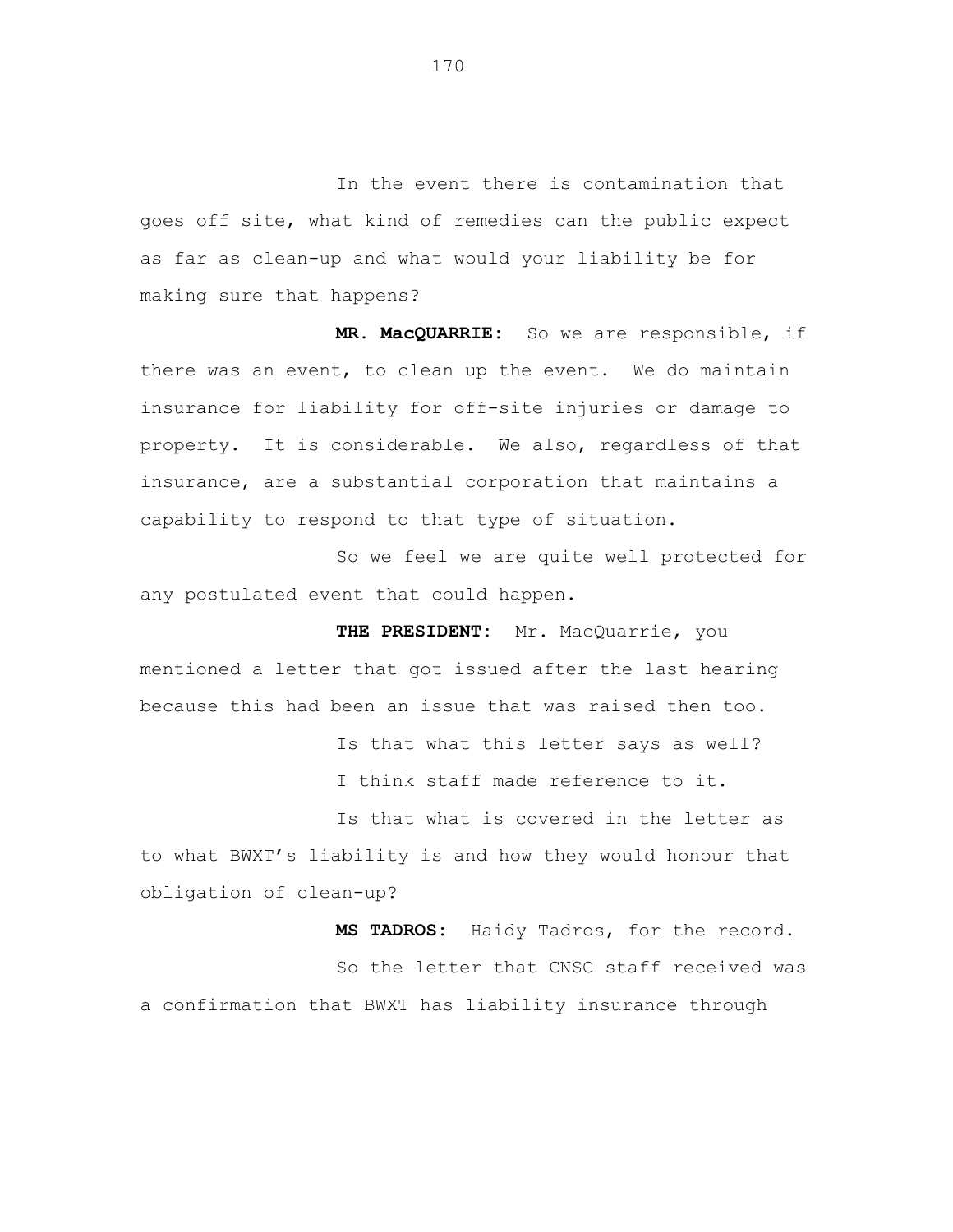In the event there is contamination that goes off site, what kind of remedies can the public expect as far as clean-up and what would your liability be for making sure that happens?

**MR. MacQUARRIE:** So we are responsible, if there was an event, to clean up the event. We do maintain insurance for liability for off-site injuries or damage to property. It is considerable. We also, regardless of that insurance, are a substantial corporation that maintains a capability to respond to that type of situation.

So we feel we are quite well protected for any postulated event that could happen.

**THE PRESIDENT:** Mr. MacQuarrie, you mentioned a letter that got issued after the last hearing because this had been an issue that was raised then too.

Is that what this letter says as well?

I think staff made reference to it.

Is that what is covered in the letter as to what BWXT's liability is and how they would honour that obligation of clean-up?

**MS TADROS:** Haidy Tadros, for the record.

So the letter that CNSC staff received was a confirmation that BWXT has liability insurance through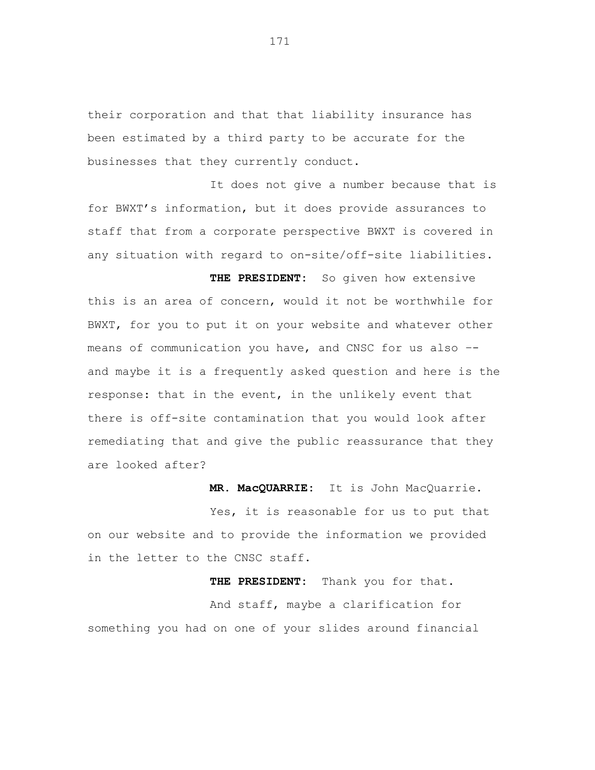their corporation and that that liability insurance has been estimated by a third party to be accurate for the businesses that they currently conduct.

It does not give a number because that is for BWXT's information, but it does provide assurances to staff that from a corporate perspective BWXT is covered in any situation with regard to on-site/off-site liabilities.

**THE PRESIDENT:** So given how extensive this is an area of concern, would it not be worthwhile for BWXT, for you to put it on your website and whatever other means of communication you have, and CNSC for us also -- and maybe it is a frequently asked question and here is the response: that in the event, in the unlikely event that there is off-site contamination that you would look after remediating that and give the public reassurance that they are looked after?

**MR. MacQUARRIE:** It is John MacQuarrie.

Yes, it is reasonable for us to put that on our website and to provide the information we provided in the letter to the CNSC staff.

**THE PRESIDENT:** Thank you for that.

And staff, maybe a clarification for something you had on one of your slides around financial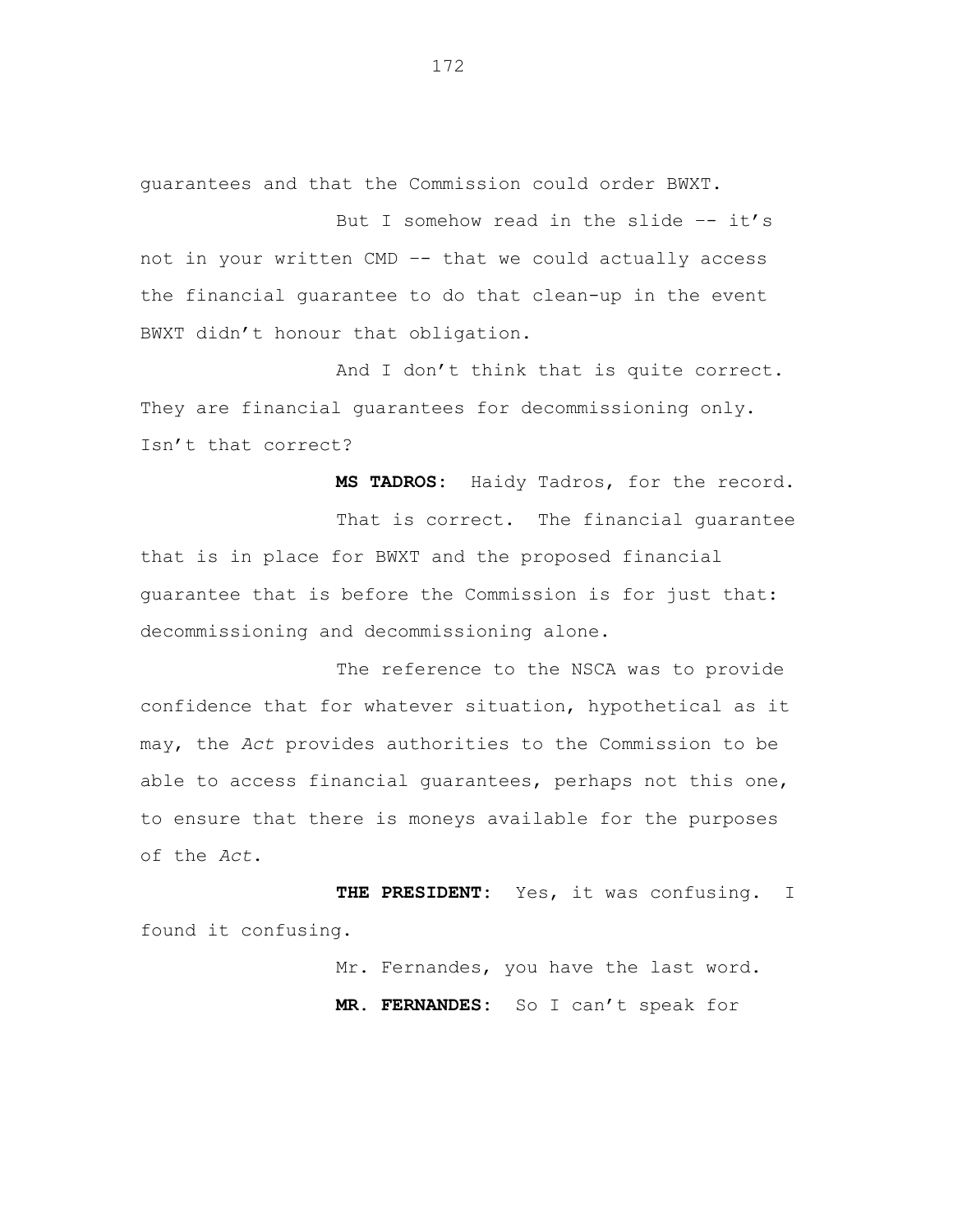guarantees and that the Commission could order BWXT.

But I somehow read in the slide -- it's not in your written CMD -- that we could actually access the financial guarantee to do that clean-up in the event BWXT didn't honour that obligation.

And I don't think that is quite correct. They are financial guarantees for decommissioning only. Isn't that correct?

**MS TADROS:** Haidy Tadros, for the record.

That is correct. The financial guarantee that is in place for BWXT and the proposed financial guarantee that is before the Commission is for just that: decommissioning and decommissioning alone.

The reference to the NSCA was to provide confidence that for whatever situation, hypothetical as it may, the *Act* provides authorities to the Commission to be able to access financial guarantees, perhaps not this one, to ensure that there is moneys available for the purposes of the *Act*.

**THE PRESIDENT:** Yes, it was confusing. I found it confusing.

Mr. Fernandes, you have the last word.

**MR. FERNANDES:** So I can't speak for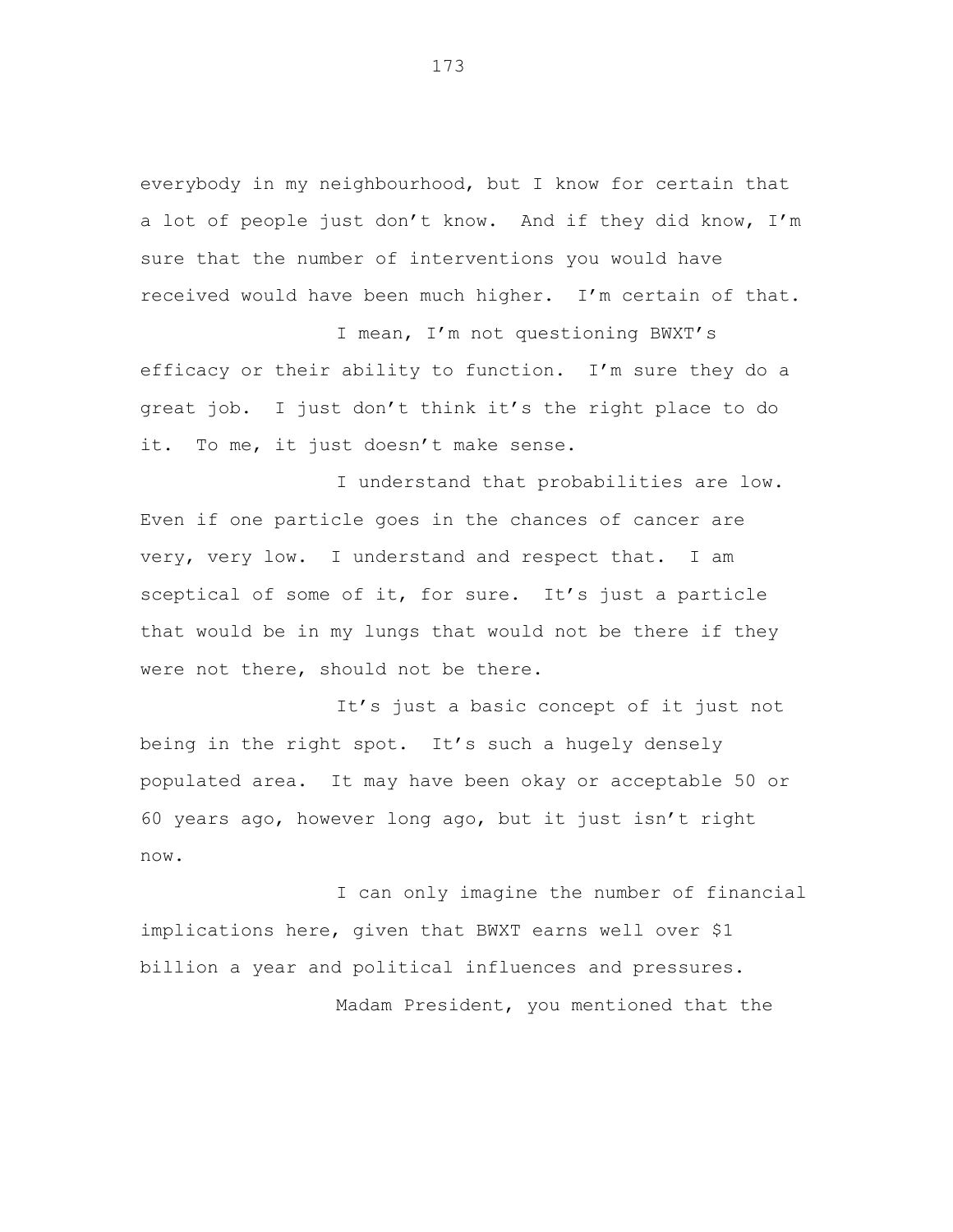everybody in my neighbourhood, but I know for certain that a lot of people just don't know. And if they did know, I'm sure that the number of interventions you would have received would have been much higher. I'm certain of that.

I mean, I'm not questioning BWXT's efficacy or their ability to function. I'm sure they do a great job. I just don't think it's the right place to do it. To me, it just doesn't make sense.

I understand that probabilities are low. Even if one particle goes in the chances of cancer are very, very low. I understand and respect that. I am sceptical of some of it, for sure. It's just a particle that would be in my lungs that would not be there if they were not there, should not be there.

It's just a basic concept of it just not being in the right spot. It's such a hugely densely populated area. It may have been okay or acceptable 50 or 60 years ago, however long ago, but it just isn't right now.

I can only imagine the number of financial implications here, given that BWXT earns well over $1 billion a year and political influences and pressures.

Madam President, you mentioned that the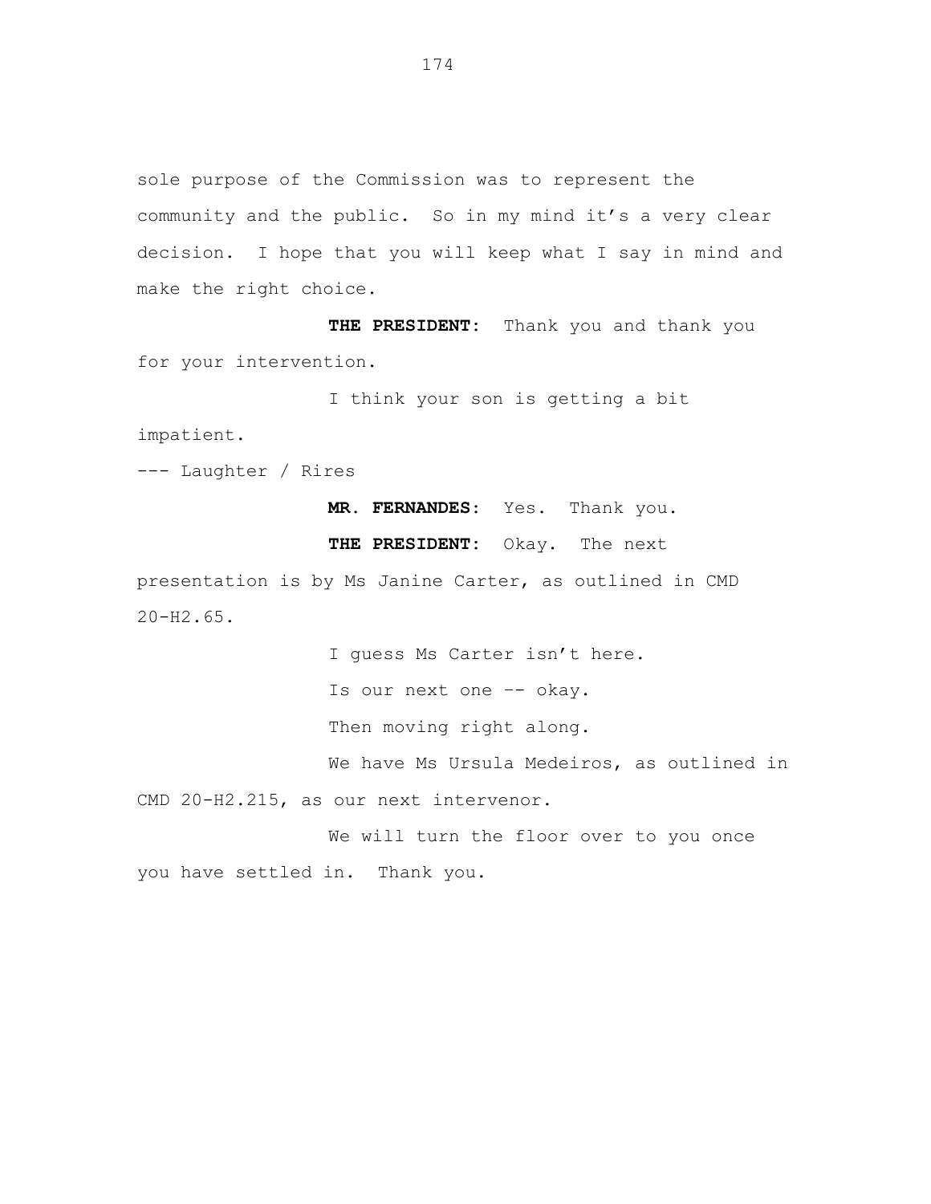sole purpose of the Commission was to represent the community and the public. So in my mind it's a very clear decision. I hope that you will keep what I say in mind and make the right choice.

**THE PRESIDENT:** Thank you and thank you for your intervention.

I think your son is getting a bit impatient.

--- Laughter / Rires

**MR. FERNANDES:** Yes. Thank you.

**THE PRESIDENT:** Okay. The next presentation is by Ms Janine Carter, as outlined in CMD 20-H2.65.

I guess Ms Carter isn't here.

Is our next one -- okay.

Then moving right along.

We have Ms Ursula Medeiros, as outlined in CMD 20-H2.215, as our next intervenor.

We will turn the floor over to you once you have settled in. Thank you.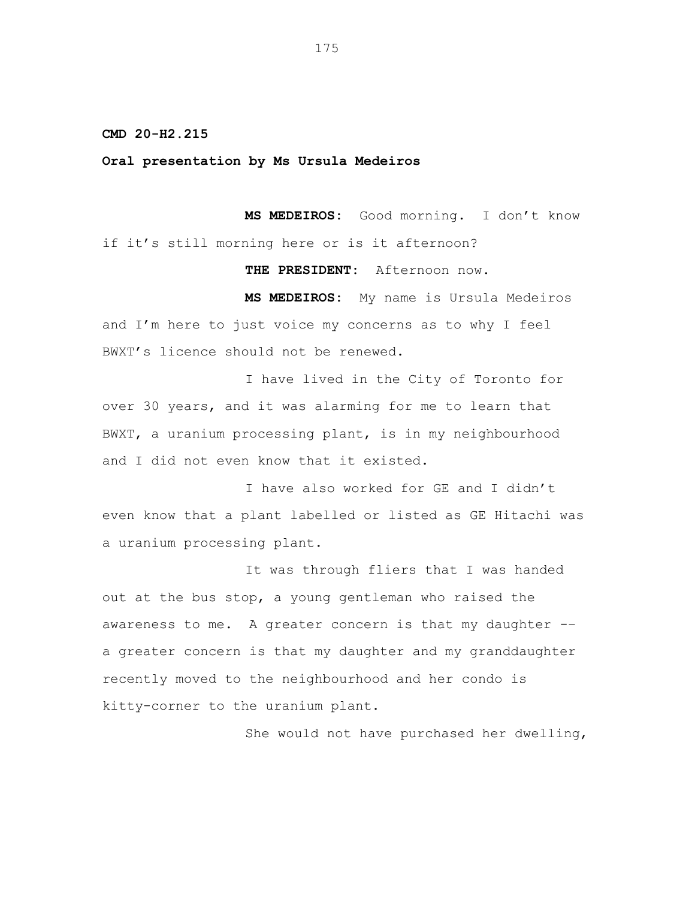**CMD 20-H2.215**

**Oral presentation by Ms Ursula Medeiros**

**MS MEDEIROS:** Good morning. I don't know if it's still morning here or is it afternoon?

**THE PRESIDENT:** Afternoon now.

**MS MEDEIROS:** My name is Ursula Medeiros and I'm here to just voice my concerns as to why I feel BWXT's licence should not be renewed.

I have lived in the City of Toronto for over 30 years, and it was alarming for me to learn that BWXT, a uranium processing plant, is in my neighbourhood and I did not even know that it existed.

I have also worked for GE and I didn't even know that a plant labelled or listed as GE Hitachi was a uranium processing plant.

It was through fliers that I was handed out at the bus stop, a young gentleman who raised the awareness to me. A greater concern is that my daughter -- a greater concern is that my daughter and my granddaughter recently moved to the neighbourhood and her condo is kitty-corner to the uranium plant.

She would not have purchased her dwelling,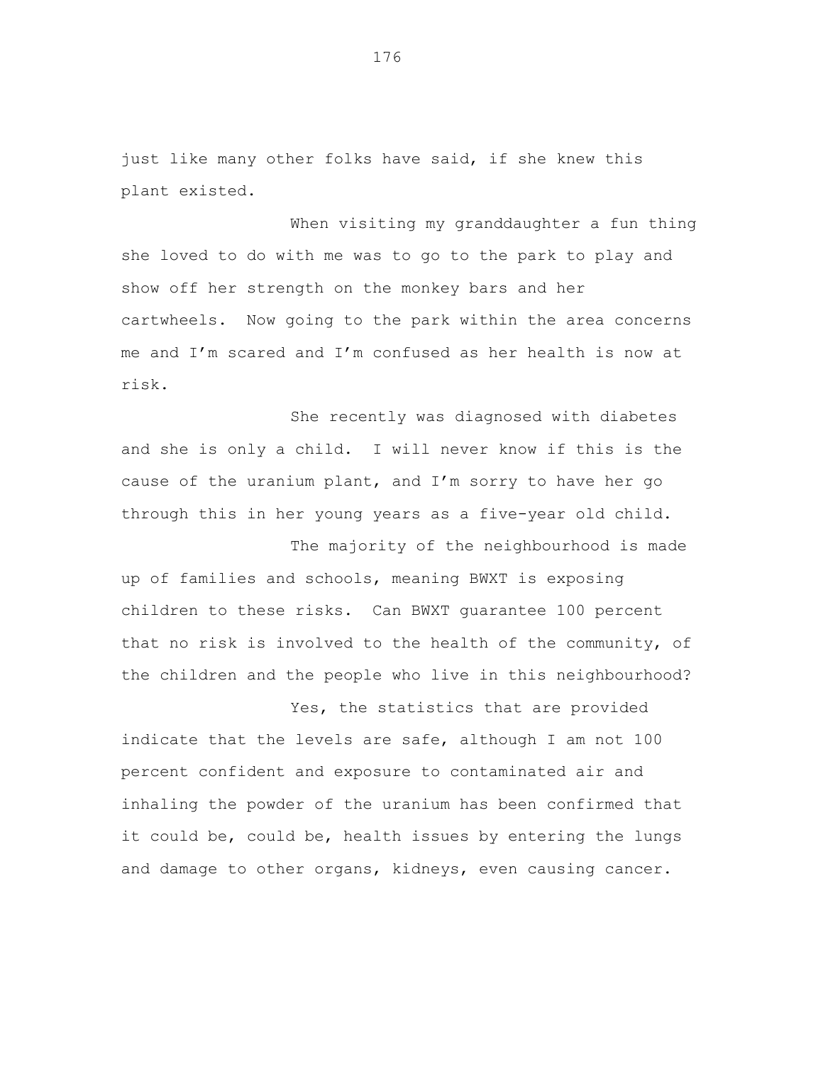just like many other folks have said, if she knew this plant existed.

When visiting my granddaughter a fun thing she loved to do with me was to go to the park to play and show off her strength on the monkey bars and her cartwheels. Now going to the park within the area concerns me and I'm scared and I'm confused as her health is now at risk.

She recently was diagnosed with diabetes and she is only a child. I will never know if this is the cause of the uranium plant, and I'm sorry to have her go through this in her young years as a five-year old child.

The majority of the neighbourhood is made up of families and schools, meaning BWXT is exposing children to these risks. Can BWXT guarantee 100 percent that no risk is involved to the health of the community, of the children and the people who live in this neighbourhood?

Yes, the statistics that are provided indicate that the levels are safe, although I am not 100 percent confident and exposure to contaminated air and inhaling the powder of the uranium has been confirmed that it could be, could be, health issues by entering the lungs and damage to other organs, kidneys, even causing cancer.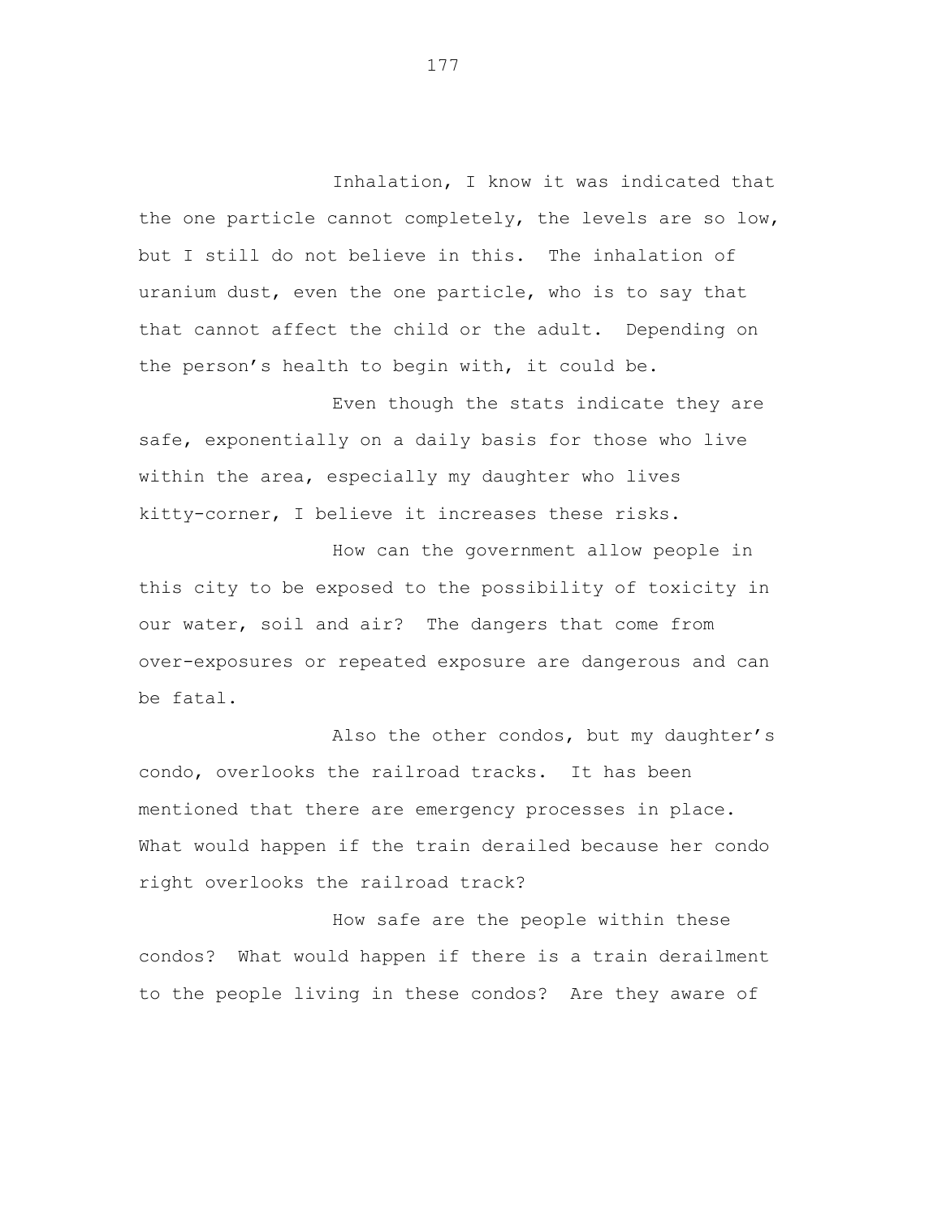Inhalation, I know it was indicated that the one particle cannot completely, the levels are so low, but I still do not believe in this. The inhalation of uranium dust, even the one particle, who is to say that that cannot affect the child or the adult. Depending on the person's health to begin with, it could be.

Even though the stats indicate they are safe, exponentially on a daily basis for those who live within the area, especially my daughter who lives kitty-corner, I believe it increases these risks.

How can the government allow people in this city to be exposed to the possibility of toxicity in our water, soil and air? The dangers that come from over-exposures or repeated exposure are dangerous and can be fatal.

Also the other condos, but my daughter's condo, overlooks the railroad tracks. It has been mentioned that there are emergency processes in place. What would happen if the train derailed because her condo right overlooks the railroad track?

How safe are the people within these condos? What would happen if there is a train derailment to the people living in these condos? Are they aware of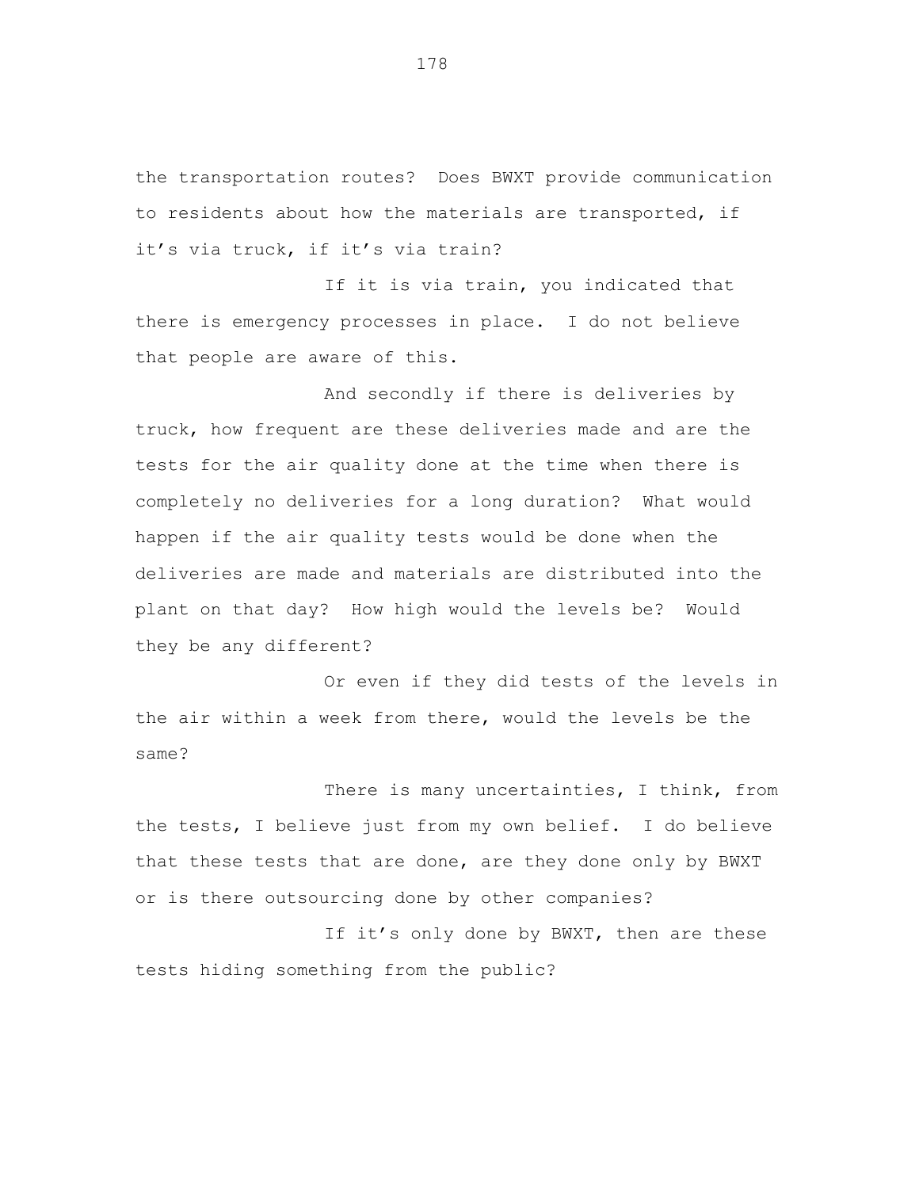the transportation routes? Does BWXT provide communication to residents about how the materials are transported, if it's via truck, if it's via train?

If it is via train, you indicated that there is emergency processes in place. I do not believe that people are aware of this.

And secondly if there is deliveries by truck, how frequent are these deliveries made and are the tests for the air quality done at the time when there is completely no deliveries for a long duration? What would happen if the air quality tests would be done when the deliveries are made and materials are distributed into the plant on that day? How high would the levels be? Would they be any different?

Or even if they did tests of the levels in the air within a week from there, would the levels be the same?

There is many uncertainties, I think, from the tests, I believe just from my own belief. I do believe that these tests that are done, are they done only by BWXT or is there outsourcing done by other companies?

If it's only done by BWXT, then are these tests hiding something from the public?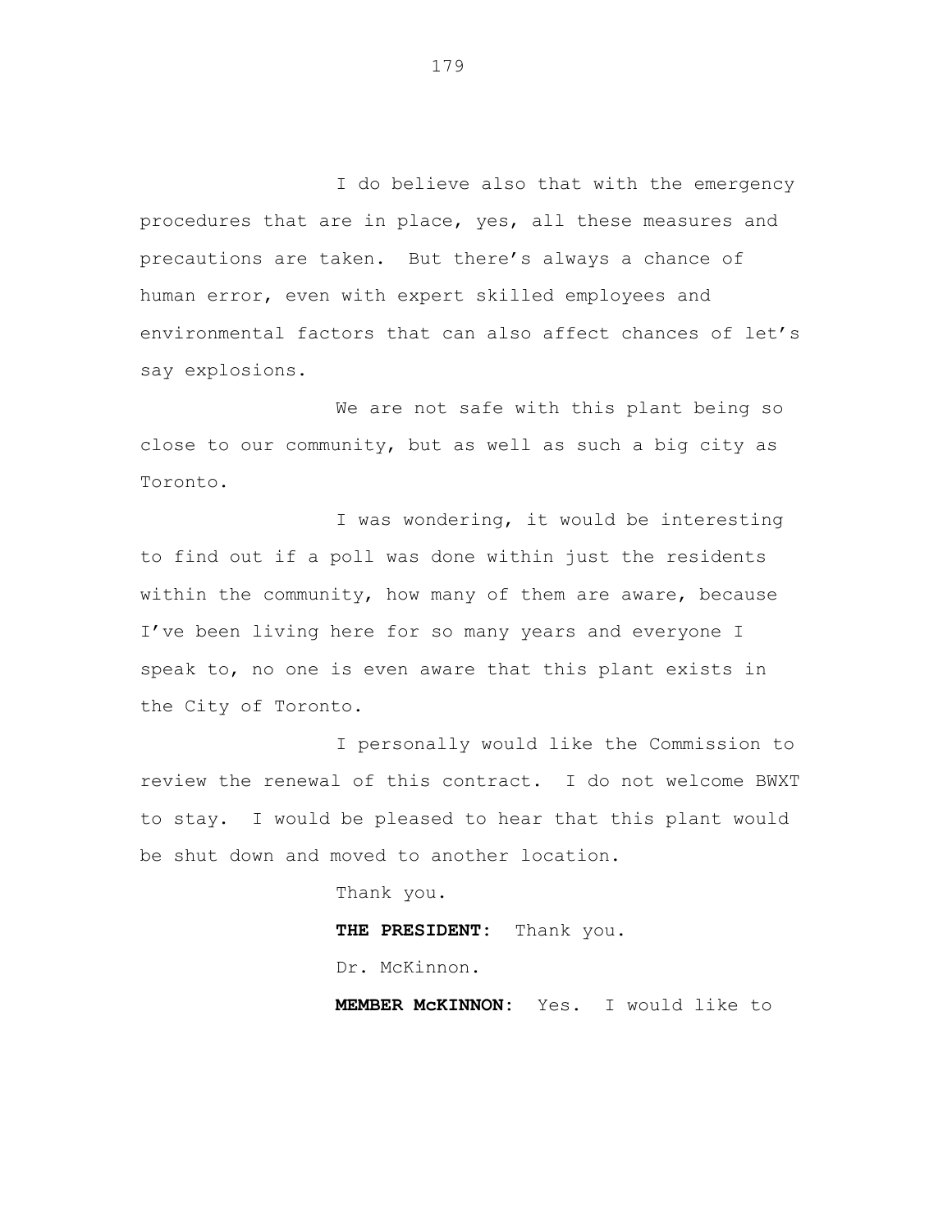I do believe also that with the emergency procedures that are in place, yes, all these measures and precautions are taken. But there's always a chance of human error, even with expert skilled employees and environmental factors that can also affect chances of let's say explosions.

We are not safe with this plant being so close to our community, but as well as such a big city as Toronto.

I was wondering, it would be interesting to find out if a poll was done within just the residents within the community, how many of them are aware, because I've been living here for so many years and everyone I speak to, no one is even aware that this plant exists in the City of Toronto.

I personally would like the Commission to review the renewal of this contract. I do not welcome BWXT to stay. I would be pleased to hear that this plant would be shut down and moved to another location.

Thank you.

**THE PRESIDENT:** Thank you.

Dr. McKinnon.

**MEMBER McKINNON:** Yes. I would like to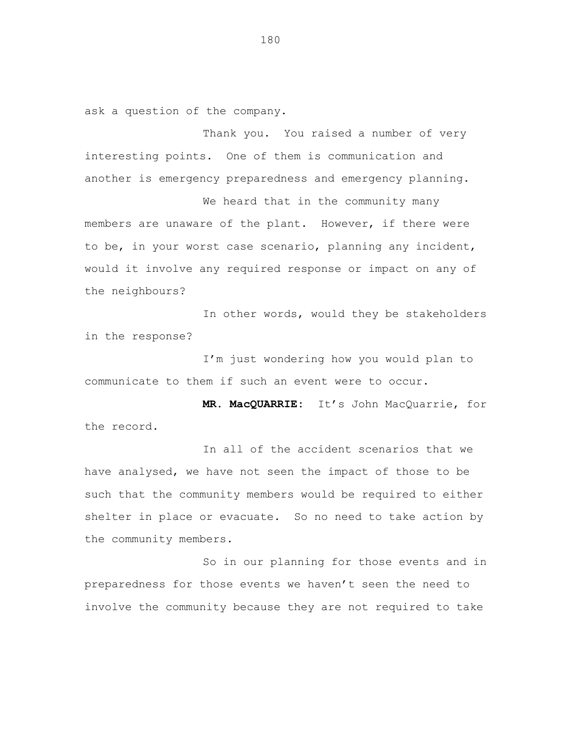ask a question of the company.

Thank you. You raised a number of very interesting points. One of them is communication and another is emergency preparedness and emergency planning.

We heard that in the community many members are unaware of the plant. However, if there were to be, in your worst case scenario, planning any incident, would it involve any required response or impact on any of the neighbours?

In other words, would they be stakeholders in the response?

I'm just wondering how you would plan to communicate to them if such an event were to occur.

**MR. MacQUARRIE:** It's John MacQuarrie, for the record.

In all of the accident scenarios that we have analysed, we have not seen the impact of those to be such that the community members would be required to either shelter in place or evacuate. So no need to take action by the community members.

So in our planning for those events and in preparedness for those events we haven't seen the need to involve the community because they are not required to take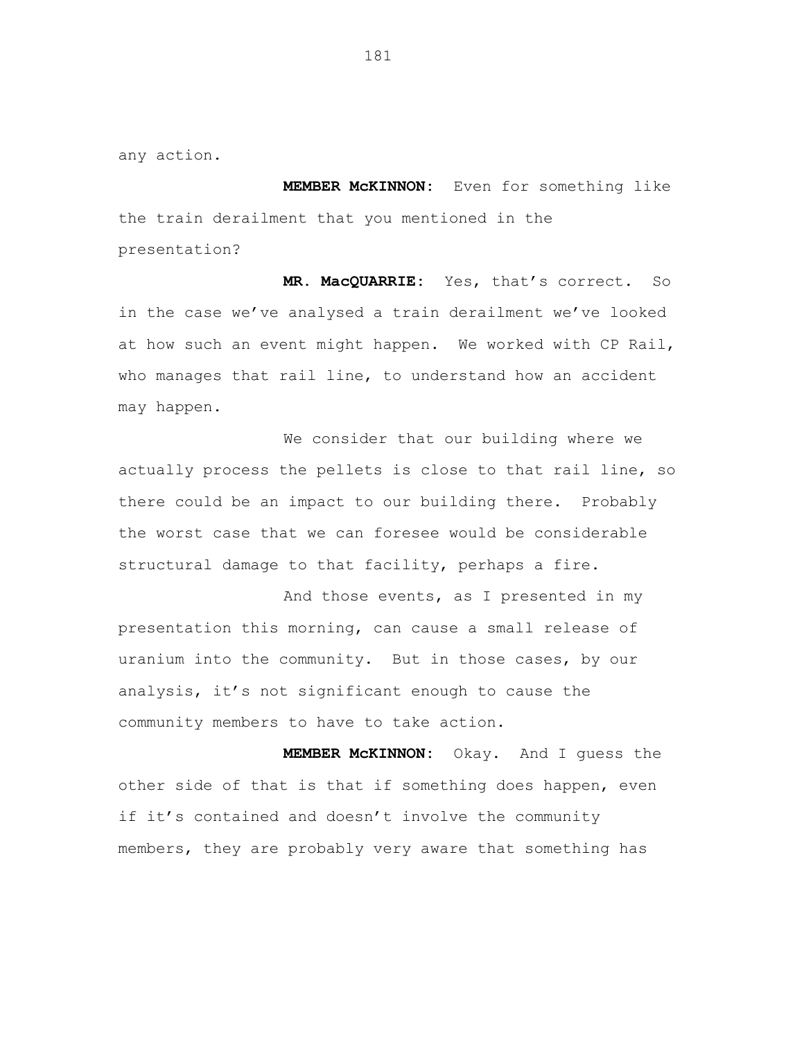any action.

**MEMBER McKINNON:** Even for something like the train derailment that you mentioned in the presentation?

**MR. MacQUARRIE:** Yes, that's correct. So in the case we've analysed a train derailment we've looked at how such an event might happen. We worked with CP Rail, who manages that rail line, to understand how an accident may happen.

We consider that our building where we actually process the pellets is close to that rail line, so there could be an impact to our building there. Probably the worst case that we can foresee would be considerable structural damage to that facility, perhaps a fire.

And those events, as I presented in my presentation this morning, can cause a small release of uranium into the community. But in those cases, by our analysis, it's not significant enough to cause the community members to have to take action.

**MEMBER McKINNON:** Okay. And I guess the other side of that is that if something does happen, even if it's contained and doesn't involve the community members, they are probably very aware that something has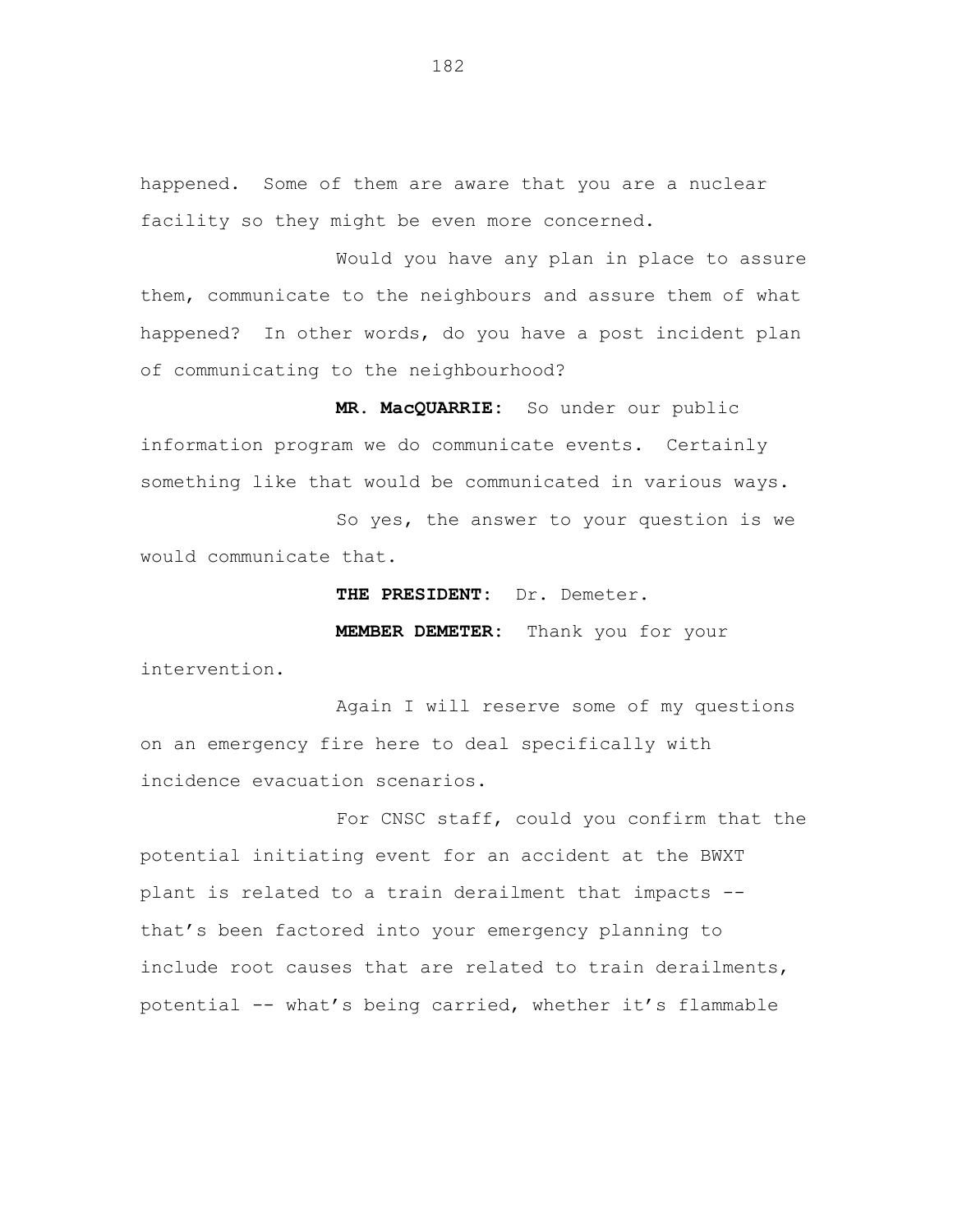happened. Some of them are aware that you are a nuclear facility so they might be even more concerned.

Would you have any plan in place to assure them, communicate to the neighbours and assure them of what happened? In other words, do you have a post incident plan of communicating to the neighbourhood?

**MR. MacQUARRIE:** So under our public information program we do communicate events. Certainly something like that would be communicated in various ways.

So yes, the answer to your question is we would communicate that.

**THE PRESIDENT:** Dr. Demeter.

**MEMBER DEMETER:** Thank you for your intervention.

Again I will reserve some of my questions on an emergency fire here to deal specifically with incidence evacuation scenarios.

For CNSC staff, could you confirm that the potential initiating event for an accident at the BWXT plant is related to a train derailment that impacts -- that's been factored into your emergency planning to include root causes that are related to train derailments, potential -- what's being carried, whether it's flammable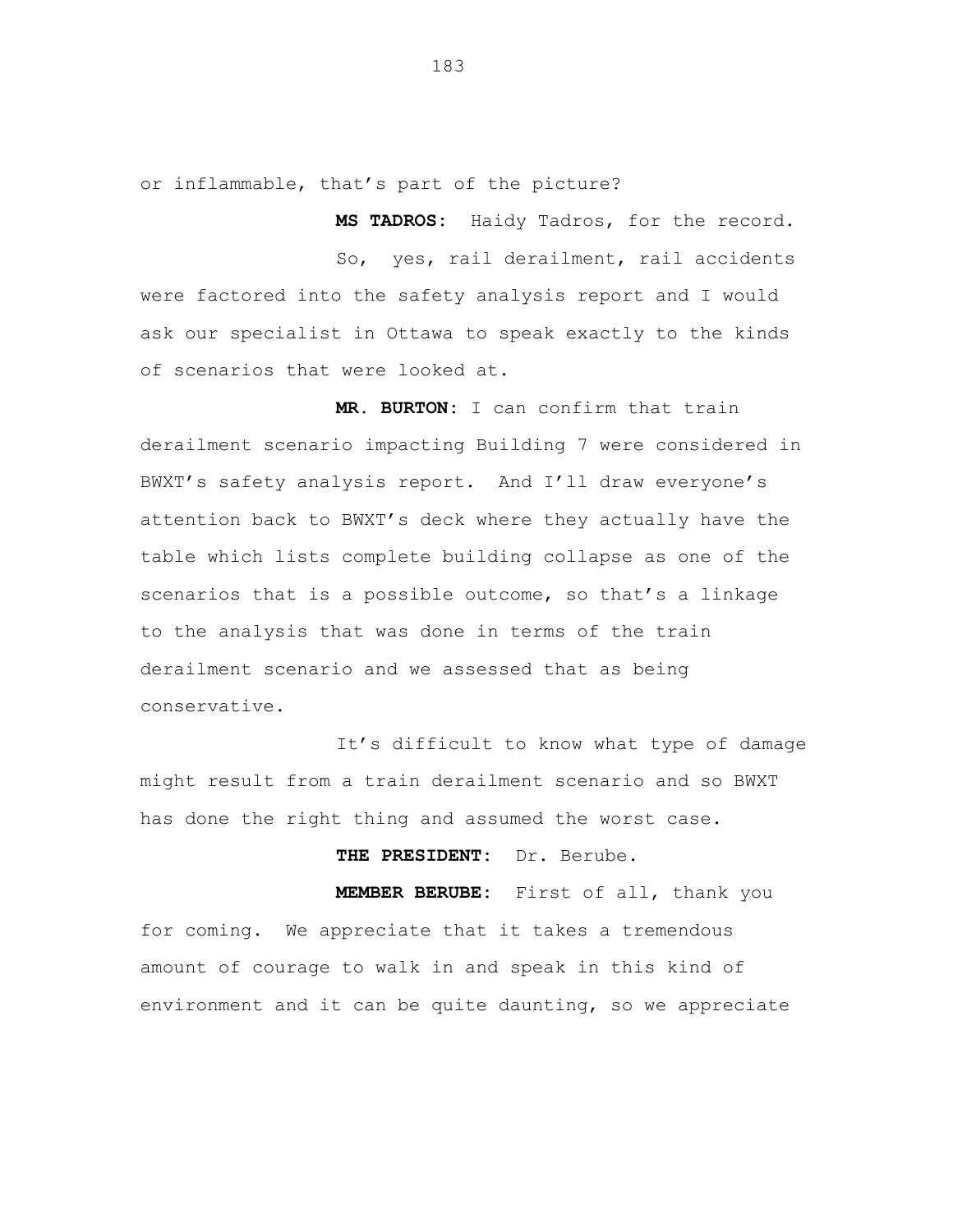or inflammable, that's part of the picture?

**MS TADROS:** Haidy Tadros, for the record.

So, yes, rail derailment, rail accidents were factored into the safety analysis report and I would ask our specialist in Ottawa to speak exactly to the kinds of scenarios that were looked at.

**MR. BURTON:** I can confirm that train derailment scenario impacting Building 7 were considered in BWXT's safety analysis report. And I'll draw everyone's attention back to BWXT's deck where they actually have the table which lists complete building collapse as one of the scenarios that is a possible outcome, so that's a linkage to the analysis that was done in terms of the train derailment scenario and we assessed that as being conservative.

It's difficult to know what type of damage might result from a train derailment scenario and so BWXT has done the right thing and assumed the worst case.

**THE PRESIDENT:** Dr. Berube.

**MEMBER BERUBE:** First of all, thank you for coming. We appreciate that it takes a tremendous amount of courage to walk in and speak in this kind of environment and it can be quite daunting, so we appreciate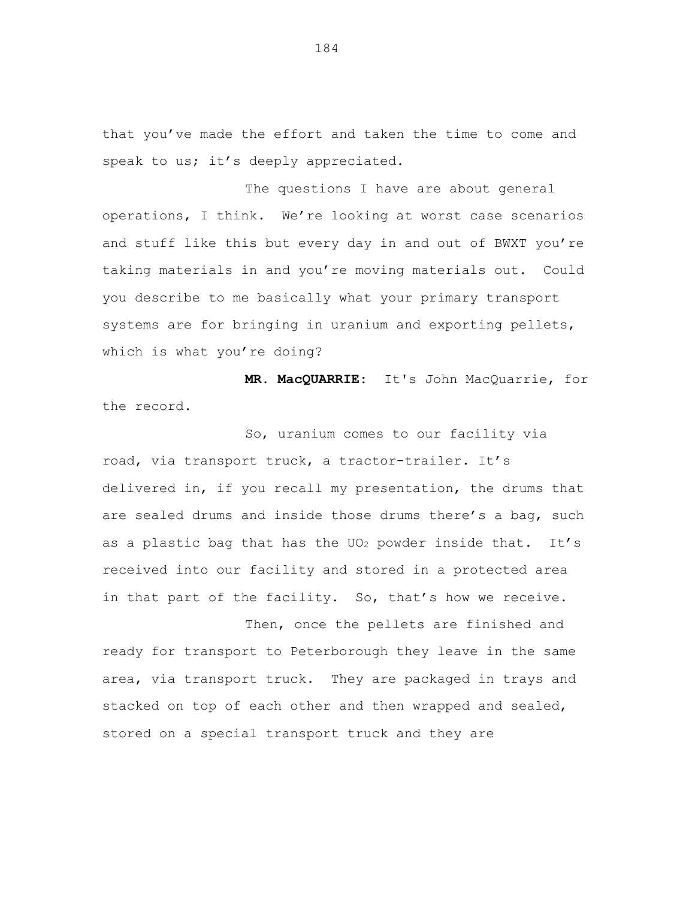that you've made the effort and taken the time to come and speak to us; it's deeply appreciated.

The questions I have are about general operations, I think. We're looking at worst case scenarios and stuff like this but every day in and out of BWXT you're taking materials in and you're moving materials out. Could you describe to me basically what your primary transport systems are for bringing in uranium and exporting pellets, which is what you're doing?

**MR. MacQUARRIE:** It's John MacQuarrie, for the record.

So, uranium comes to our facility via road, via transport truck, a tractor-trailer. It's delivered in, if you recall my presentation, the drums that are sealed drums and inside those drums there's a bag, such as a plastic bag that has the $UO_2$ powder inside that. It's received into our facility and stored in a protected area in that part of the facility. So, that's how we receive.

Then, once the pellets are finished and ready for transport to Peterborough they leave in the same area, via transport truck. They are packaged in trays and stacked on top of each other and then wrapped and sealed, stored on a special transport truck and they are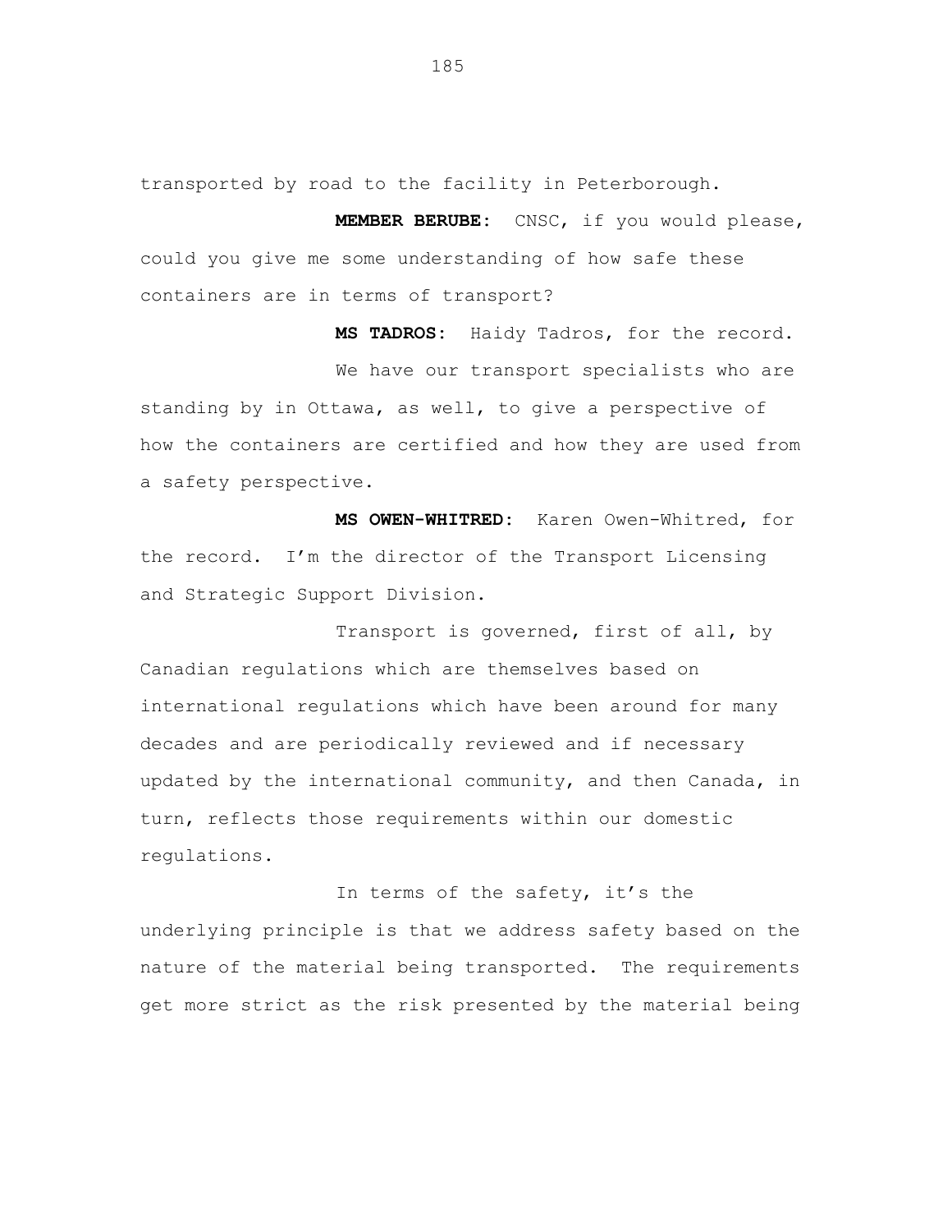transported by road to the facility in Peterborough.

**MEMBER BERUBE:** CNSC, if you would please, could you give me some understanding of how safe these containers are in terms of transport?

**MS TADROS:** Haidy Tadros, for the record.

We have our transport specialists who are standing by in Ottawa, as well, to give a perspective of how the containers are certified and how they are used from a safety perspective.

**MS OWEN-WHITRED:** Karen Owen-Whitred, for the record. I'm the director of the Transport Licensing and Strategic Support Division.

Transport is governed, first of all, by Canadian regulations which are themselves based on international regulations which have been around for many decades and are periodically reviewed and if necessary updated by the international community, and then Canada, in turn, reflects those requirements within our domestic regulations.

In terms of the safety, it's the underlying principle is that we address safety based on the nature of the material being transported. The requirements get more strict as the risk presented by the material being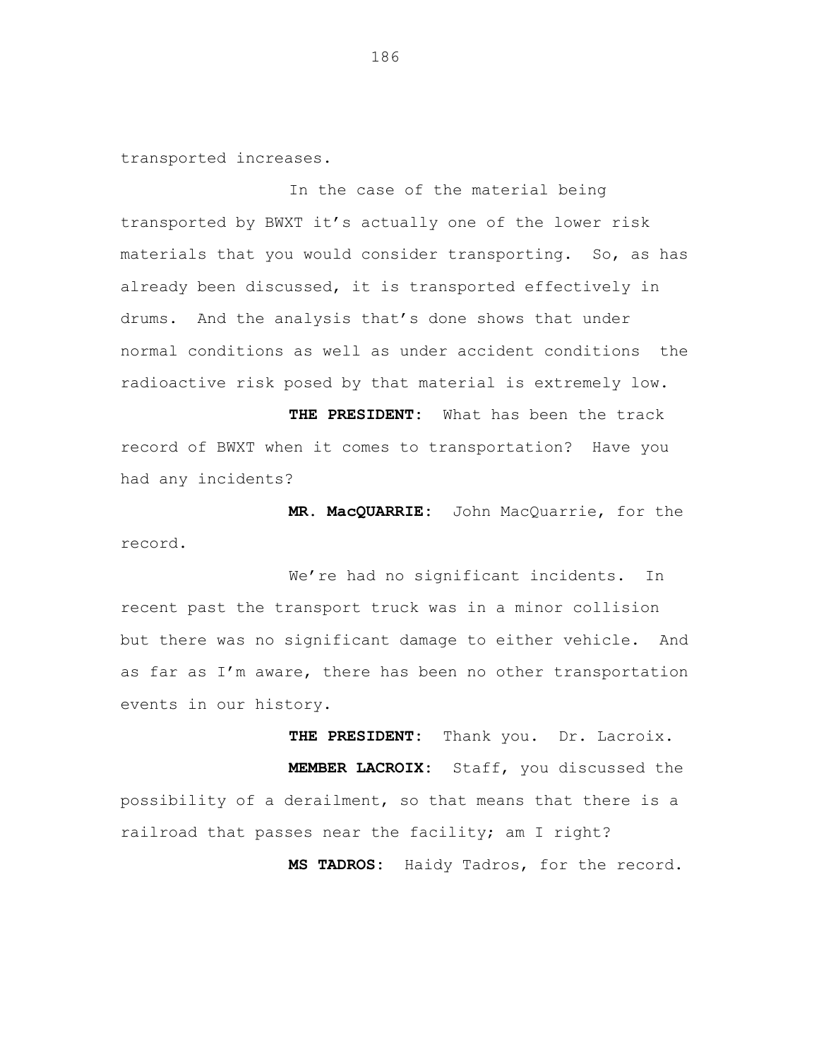transported increases.

In the case of the material being transported by BWXT it’s actually one of the lower risk materials that you would consider transporting. So, as has already been discussed, it is transported effectively in drums. And the analysis that’s done shows that under normal conditions as well as under accident conditions the radioactive risk posed by that material is extremely low.

**THE PRESIDENT:** What has been the track record of BWXT when it comes to transportation? Have you had any incidents?

**MR. MacQUARRIE:** John MacQuarrie, for the record.

We’re had no significant incidents. In recent past the transport truck was in a minor collision but there was no significant damage to either vehicle. And as far as I’m aware, there has been no other transportation events in our history.

**THE PRESIDENT:** Thank you. Dr. Lacroix.

**MEMBER LACROIX:** Staff, you discussed the possibility of a derailment, so that means that there is a railroad that passes near the facility; am I right?

**MS TADROS:** Haidy Tadros, for the record.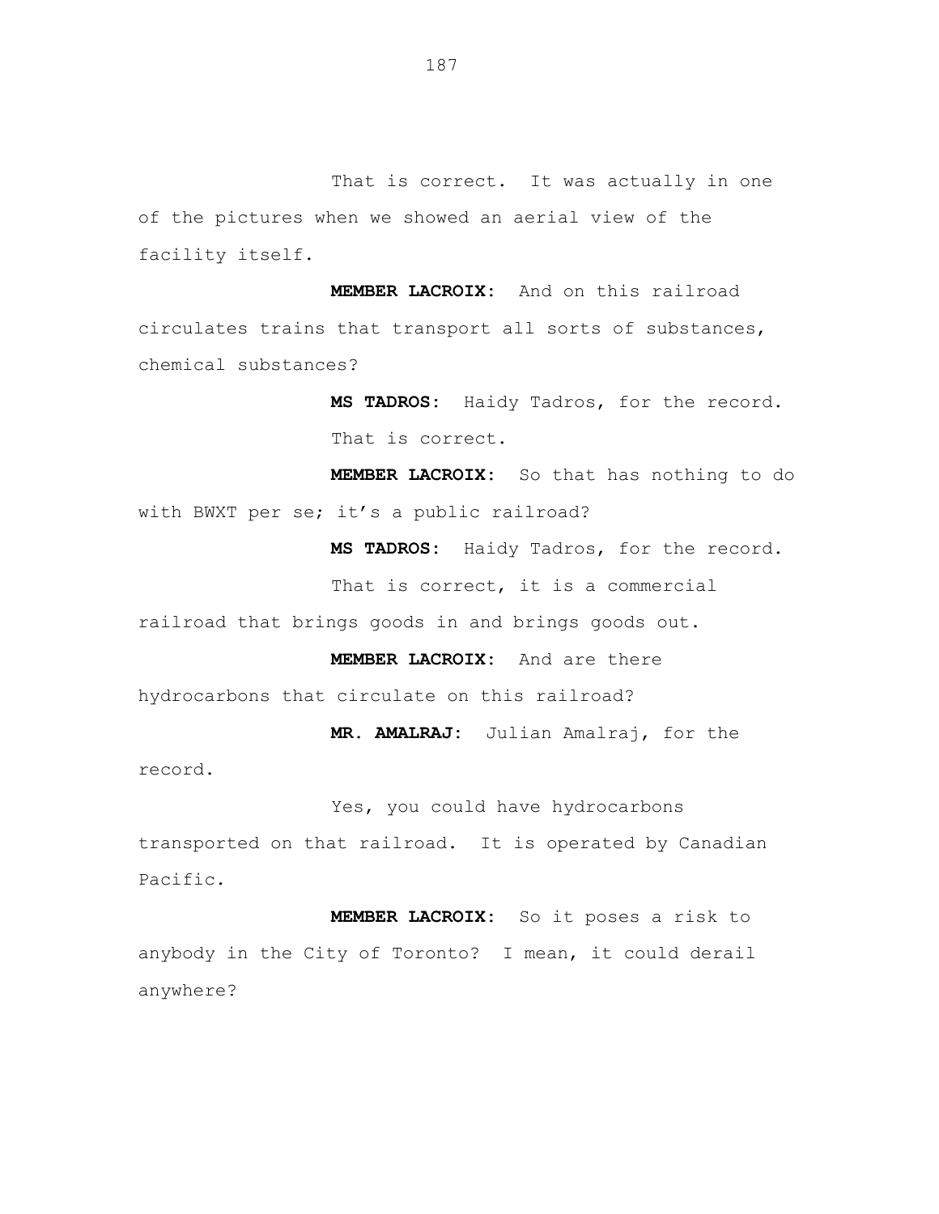That is correct. It was actually in one of the pictures when we showed an aerial view of the facility itself.

**MEMBER LACROIX:** And on this railroad circulates trains that transport all sorts of substances, chemical substances?

**MS TADROS:** Haidy Tadros, for the record.

That is correct.

**MEMBER LACROIX:** So that has nothing to do with BWXT per se; it's a public railroad?

**MS TADROS:** Haidy Tadros, for the record.

That is correct, it is a commercial railroad that brings goods in and brings goods out.

**MEMBER LACROIX:** And are there hydrocarbons that circulate on this railroad?

**MR. AMALRAJ:** Julian Amalraj, for the record.

Yes, you could have hydrocarbons transported on that railroad. It is operated by Canadian Pacific.

**MEMBER LACROIX:** So it poses a risk to anybody in the City of Toronto? I mean, it could derail anywhere?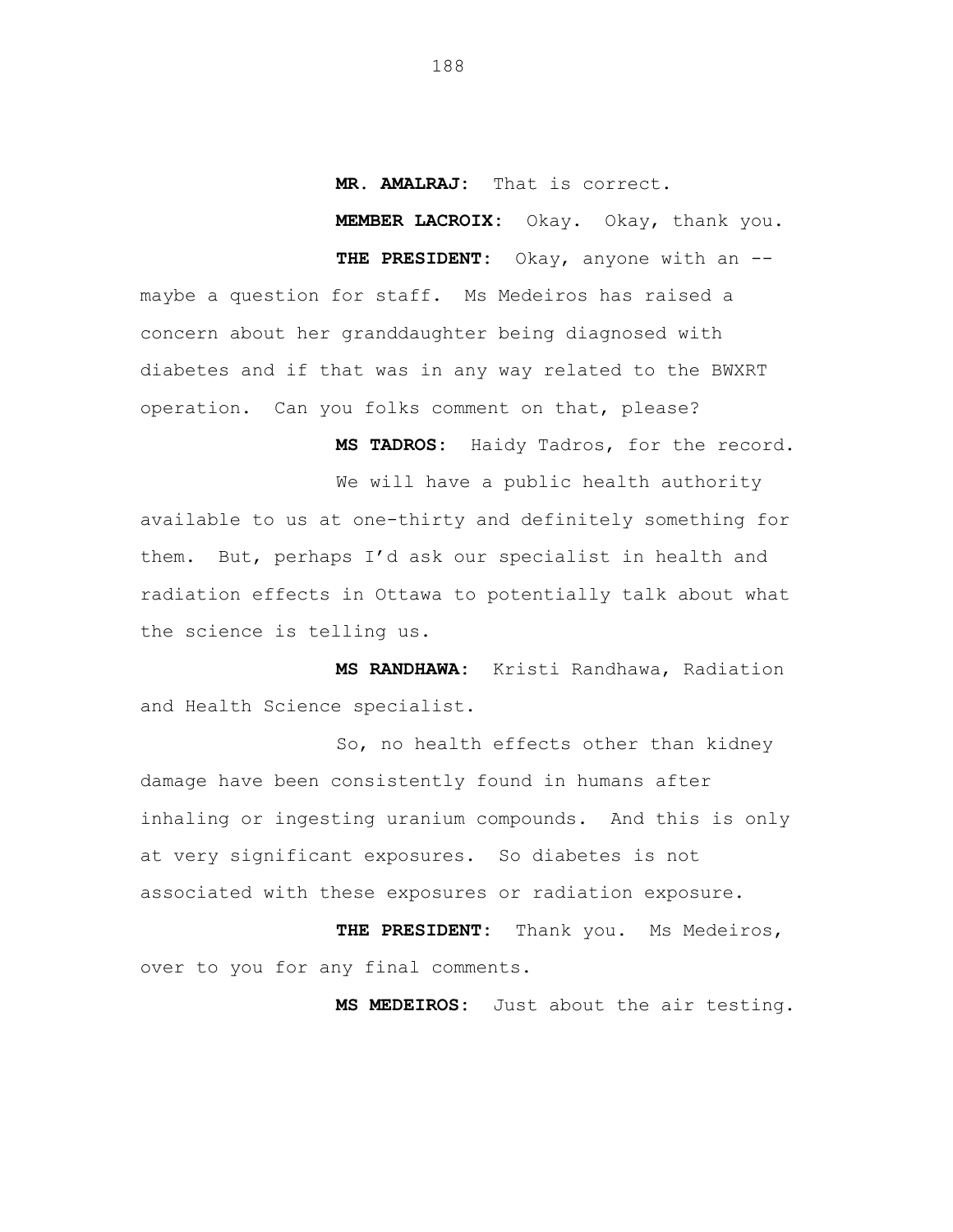**MR. AMALRAJ:** That is correct.

**MEMBER LACROIX:** Okay. Okay, thank you.

**THE PRESIDENT:** Okay, anyone with an -- maybe a question for staff. Ms Medeiros has raised a concern about her granddaughter being diagnosed with diabetes and if that was in any way related to the BWXRT operation. Can you folks comment on that, please?

**MS TADROS:** Haidy Tadros, for the record.

We will have a public health authority available to us at one-thirty and definitely something for them. But, perhaps I'd ask our specialist in health and radiation effects in Ottawa to potentially talk about what the science is telling us.

**MS RANDHAWA:** Kristi Randhawa, Radiation and Health Science specialist.

So, no health effects other than kidney damage have been consistently found in humans after inhaling or ingesting uranium compounds. And this is only at very significant exposures. So diabetes is not associated with these exposures or radiation exposure.

**THE PRESIDENT:** Thank you. Ms Medeiros, over to you for any final comments.

**MS MEDEIROS:** Just about the air testing.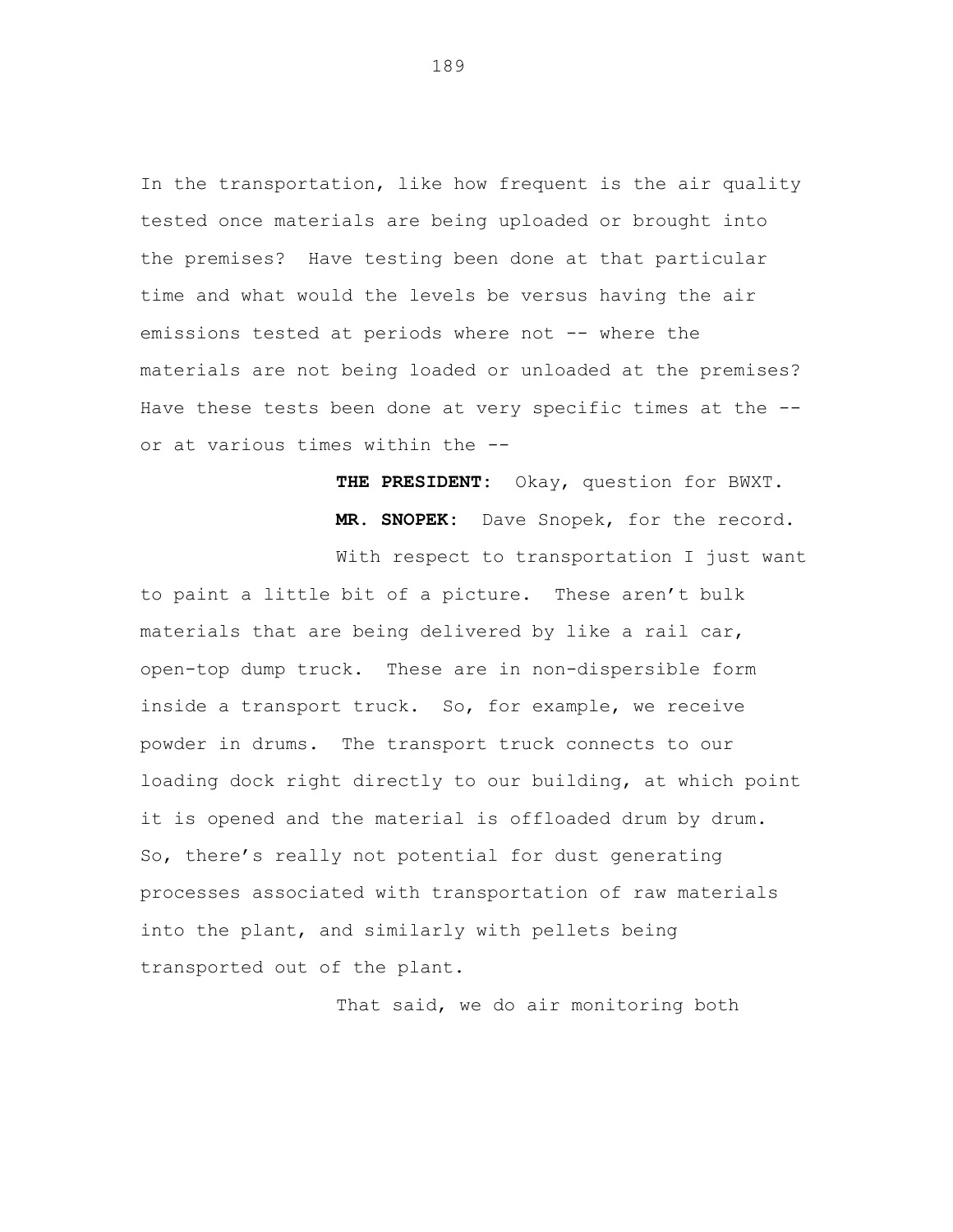In the transportation, like how frequent is the air quality tested once materials are being uploaded or brought into the premises? Have testing been done at that particular time and what would the levels be versus having the air emissions tested at periods where not -- where the materials are not being loaded or unloaded at the premises? Have these tests been done at very specific times at the -- or at various times within the --

**THE PRESIDENT:** Okay, question for BWXT.

**MR. SNOPEK:** Dave Snopek, for the record.

With respect to transportation I just want to paint a little bit of a picture. These aren't bulk materials that are being delivered by like a rail car, open-top dump truck. These are in non-dispersible form inside a transport truck. So, for example, we receive powder in drums. The transport truck connects to our loading dock right directly to our building, at which point it is opened and the material is offloaded drum by drum. So, there's really not potential for dust generating processes associated with transportation of raw materials into the plant, and similarly with pellets being transported out of the plant.

That said, we do air monitoring both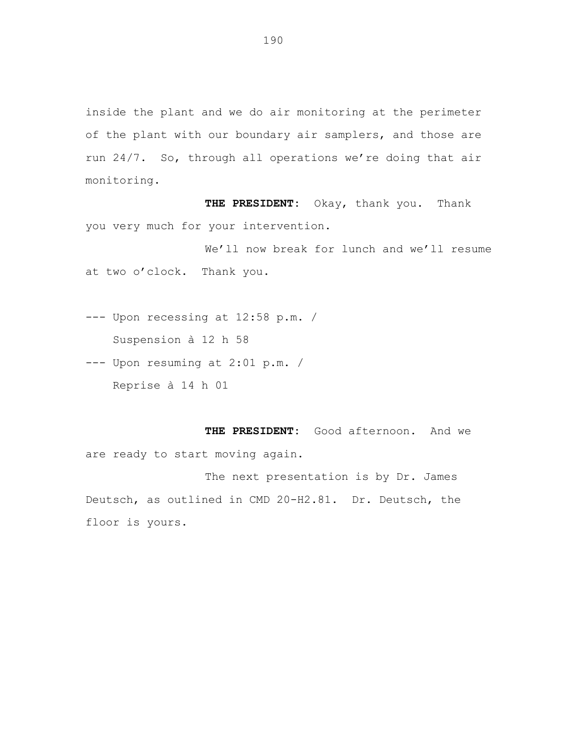inside the plant and we do air monitoring at the perimeter of the plant with our boundary air samplers, and those are run 24/7. So, through all operations we're doing that air monitoring.

**THE PRESIDENT:** Okay, thank you. Thank you very much for your intervention.

We'll now break for lunch and we'll resume at two o'clock. Thank you.

--- Upon recessing at 12:58 p.m. /
Suspension à 12 h 58

--- Upon resuming at 2:01 p.m. /
Reprise à 14 h 01

**THE PRESIDENT:** Good afternoon. And we are ready to start moving again.

The next presentation is by Dr. James Deutsch, as outlined in CMD 20-H2.81. Dr. Deutsch, the floor is yours.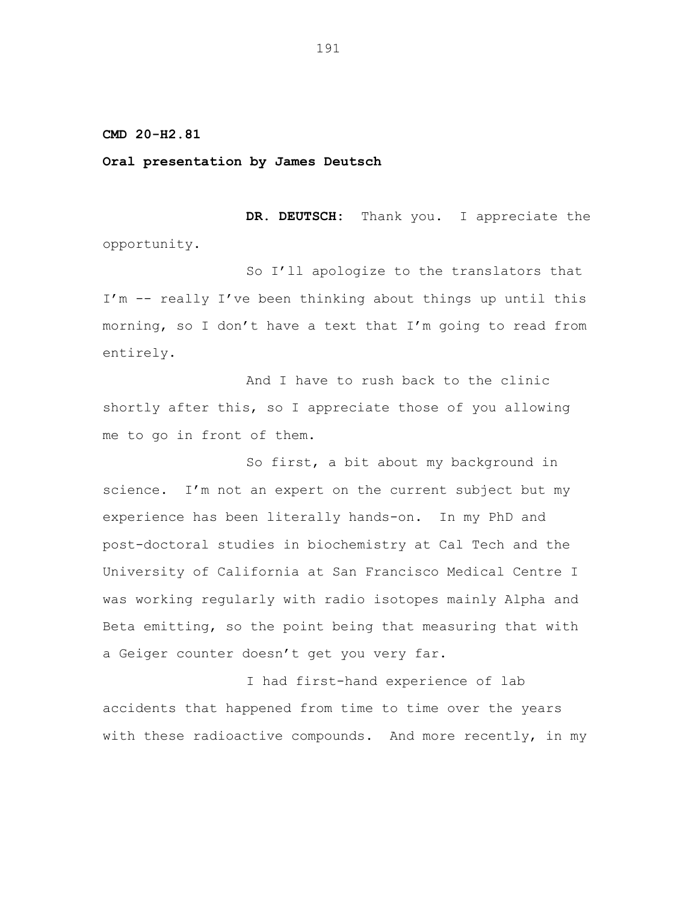**CMD 20-H2.81**

**Oral presentation by James Deutsch**

**DR. DEUTSCH:** Thank you. I appreciate the opportunity.

So I'll apologize to the translators that I'm -- really I've been thinking about things up until this morning, so I don't have a text that I'm going to read from entirely.

And I have to rush back to the clinic shortly after this, so I appreciate those of you allowing me to go in front of them.

So first, a bit about my background in science. I'm not an expert on the current subject but my experience has been literally hands-on. In my PhD and post-doctoral studies in biochemistry at Cal Tech and the University of California at San Francisco Medical Centre I was working regularly with radio isotopes mainly Alpha and Beta emitting, so the point being that measuring that with a Geiger counter doesn't get you very far.

I had first-hand experience of lab accidents that happened from time to time over the years with these radioactive compounds. And more recently, in my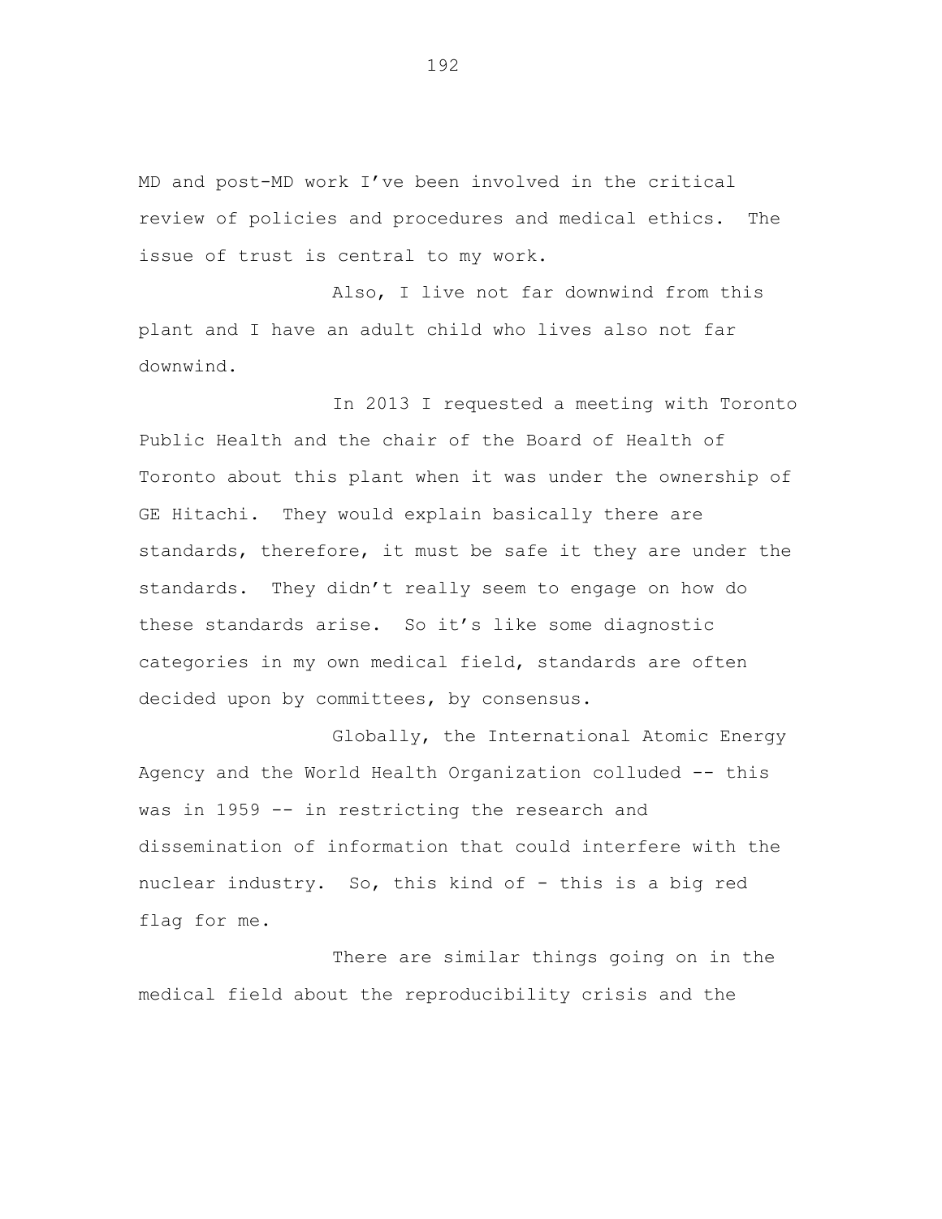MD and post-MD work I've been involved in the critical review of policies and procedures and medical ethics. The issue of trust is central to my work.

Also, I live not far downwind from this plant and I have an adult child who lives also not far downwind.

In 2013 I requested a meeting with Toronto Public Health and the chair of the Board of Health of Toronto about this plant when it was under the ownership of GE Hitachi. They would explain basically there are standards, therefore, it must be safe it they are under the standards. They didn't really seem to engage on how do these standards arise. So it's like some diagnostic categories in my own medical field, standards are often decided upon by committees, by consensus.

Globally, the International Atomic Energy Agency and the World Health Organization colluded -- this was in 1959 -- in restricting the research and dissemination of information that could interfere with the nuclear industry. So, this kind of - this is a big red flag for me.

There are similar things going on in the medical field about the reproducibility crisis and the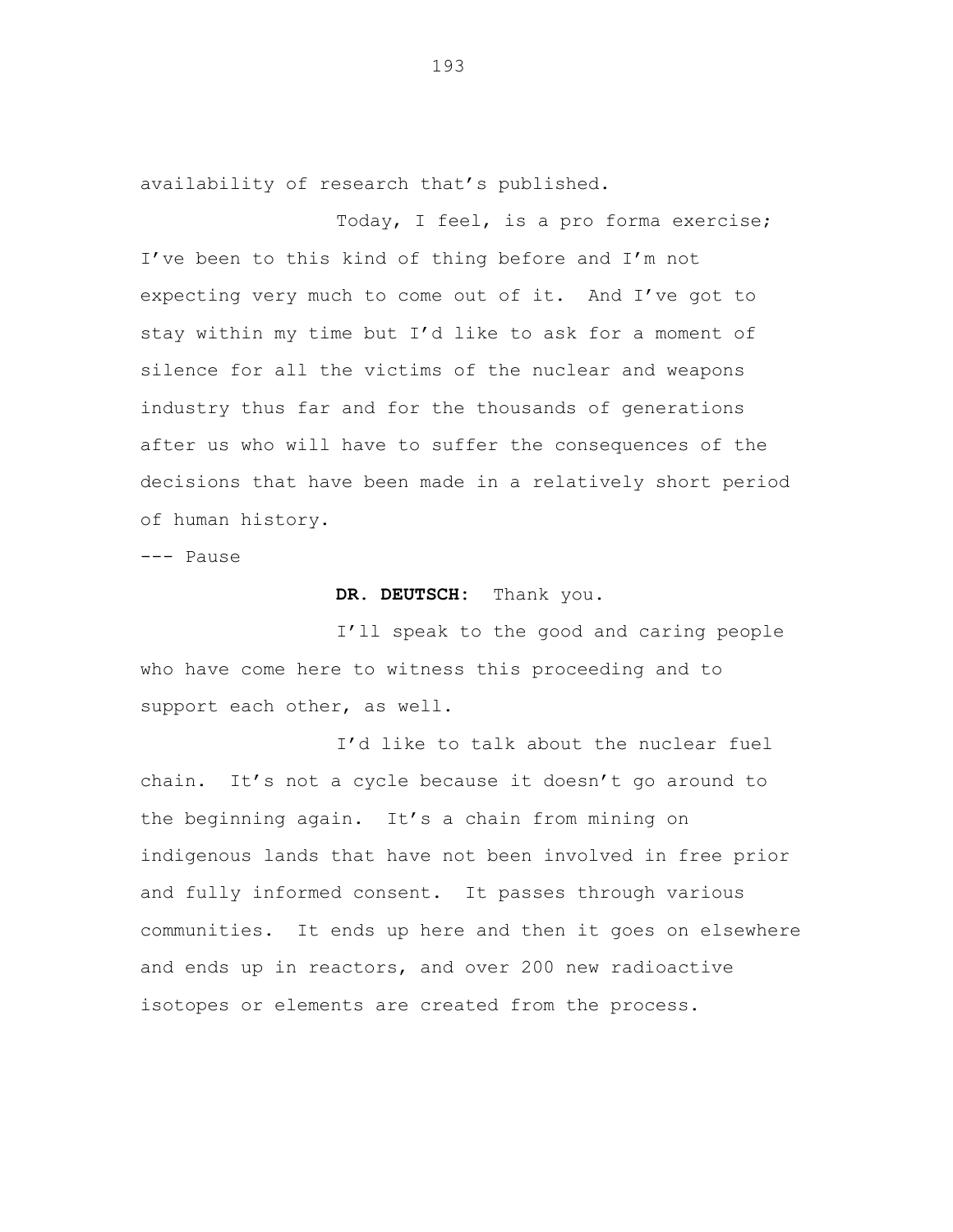availability of research that's published.

Today, I feel, is a pro forma exercise; I've been to this kind of thing before and I'm not expecting very much to come out of it. And I've got to stay within my time but I'd like to ask for a moment of silence for all the victims of the nuclear and weapons industry thus far and for the thousands of generations after us who will have to suffer the consequences of the decisions that have been made in a relatively short period of human history.

--- Pause

**DR. DEUTSCH:** Thank you.

I'll speak to the good and caring people who have come here to witness this proceeding and to support each other, as well.

I'd like to talk about the nuclear fuel chain. It's not a cycle because it doesn't go around to the beginning again. It's a chain from mining on indigenous lands that have not been involved in free prior and fully informed consent. It passes through various communities. It ends up here and then it goes on elsewhere and ends up in reactors, and over 200 new radioactive isotopes or elements are created from the process.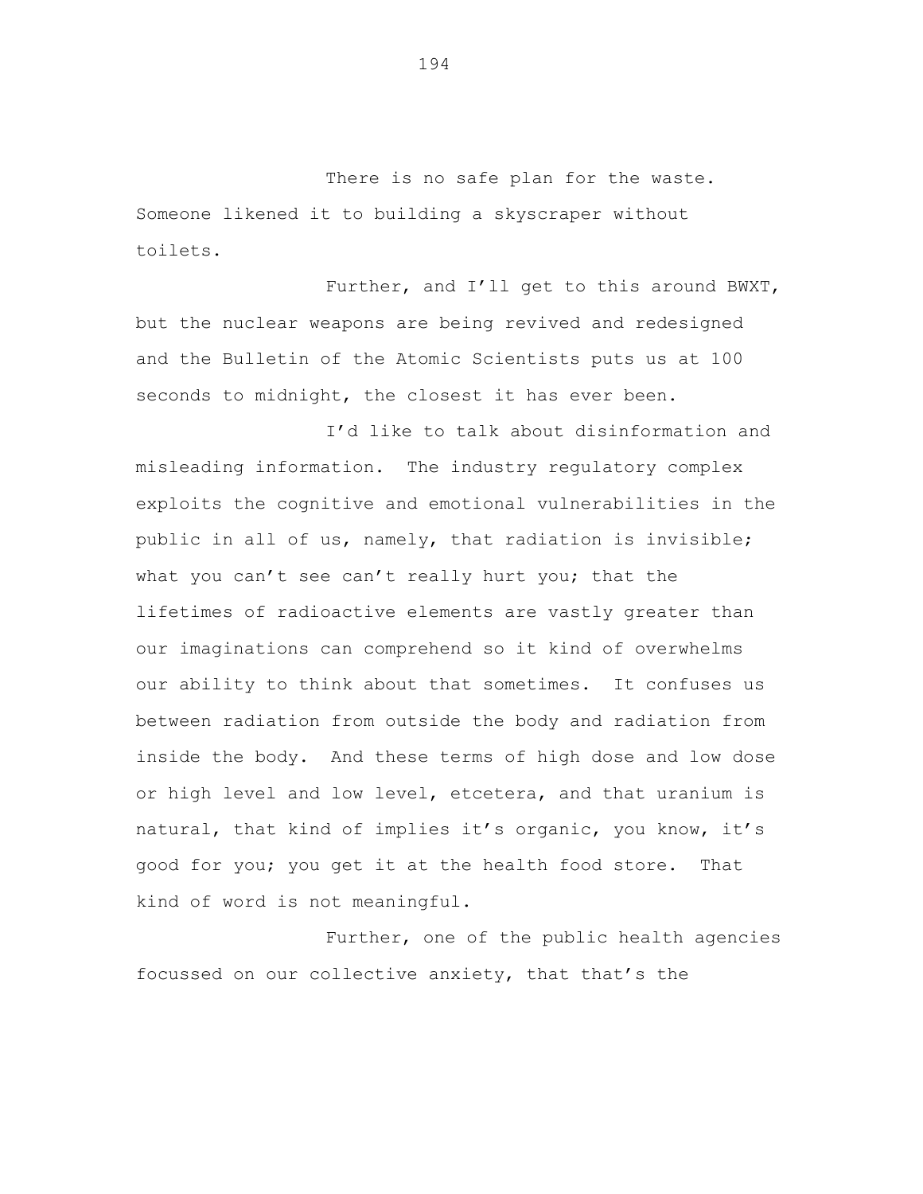There is no safe plan for the waste. Someone likened it to building a skyscraper without toilets.

Further, and I'll get to this around BWXT, but the nuclear weapons are being revived and redesigned and the Bulletin of the Atomic Scientists puts us at 100 seconds to midnight, the closest it has ever been.

I'd like to talk about disinformation and misleading information. The industry regulatory complex exploits the cognitive and emotional vulnerabilities in the public in all of us, namely, that radiation is invisible; what you can't see can't really hurt you; that the lifetimes of radioactive elements are vastly greater than our imaginations can comprehend so it kind of overwhelms our ability to think about that sometimes. It confuses us between radiation from outside the body and radiation from inside the body. And these terms of high dose and low dose or high level and low level, etcetera, and that uranium is natural, that kind of implies it's organic, you know, it's good for you; you get it at the health food store. That kind of word is not meaningful.

Further, one of the public health agencies focussed on our collective anxiety, that that's the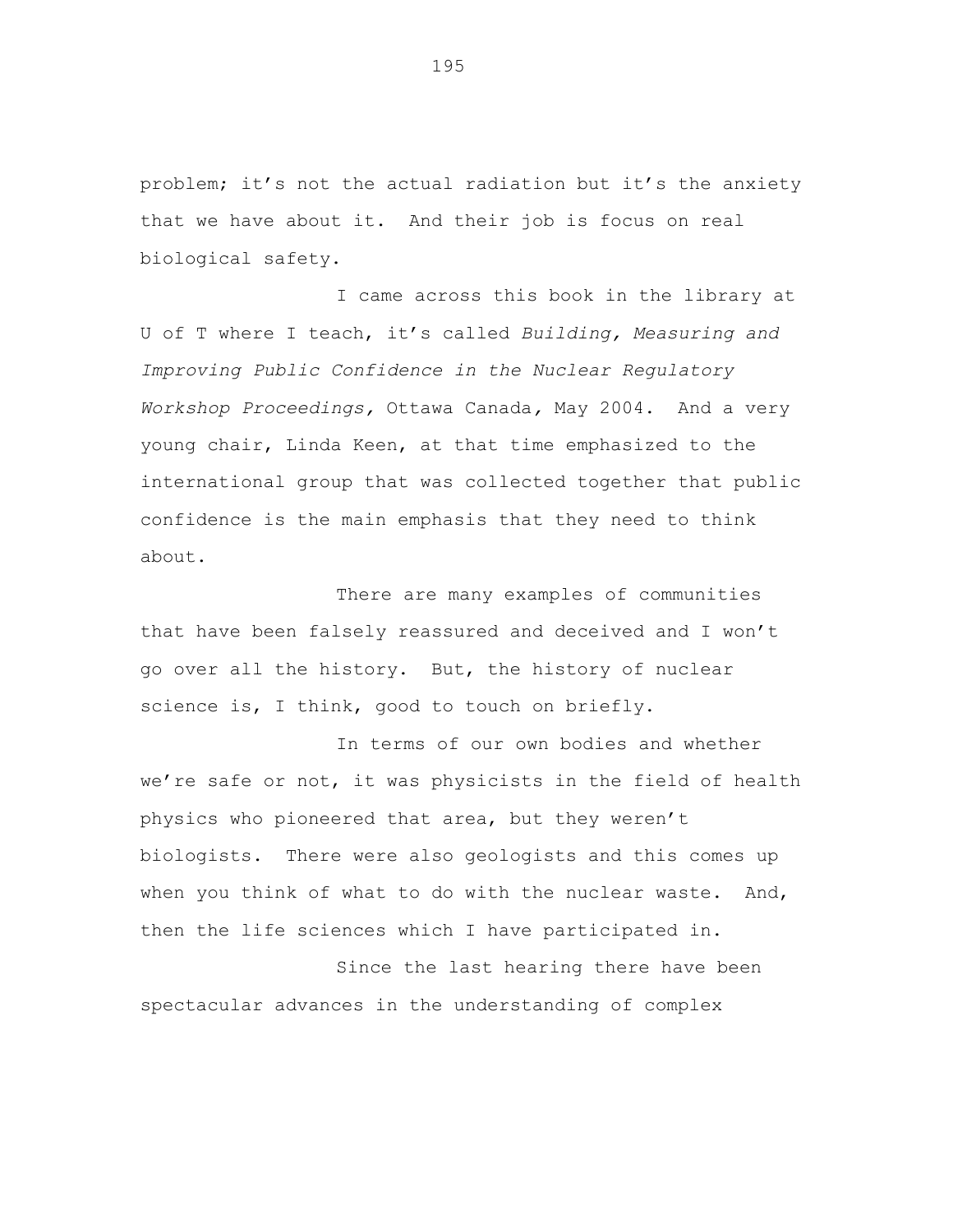problem; it's not the actual radiation but it's the anxiety that we have about it. And their job is focus on real biological safety.

I came across this book in the library at U of T where I teach, it's called *Building, Measuring and Improving Public Confidence in the Nuclear Regulatory Workshop Proceedings,* Ottawa Canada, May 2004. And a very young chair, Linda Keen, at that time emphasized to the international group that was collected together that public confidence is the main emphasis that they need to think about.

There are many examples of communities that have been falsely reassured and deceived and I won't go over all the history. But, the history of nuclear science is, I think, good to touch on briefly.

In terms of our own bodies and whether we're safe or not, it was physicists in the field of health physics who pioneered that area, but they weren't biologists. There were also geologists and this comes up when you think of what to do with the nuclear waste. And, then the life sciences which I have participated in.

Since the last hearing there have been spectacular advances in the understanding of complex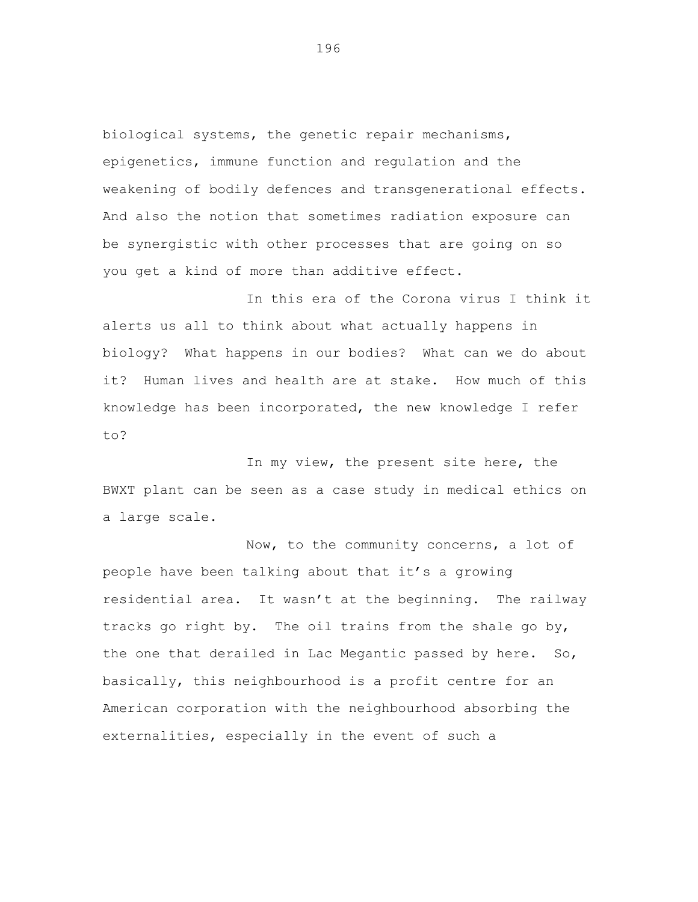biological systems, the genetic repair mechanisms, epigenetics, immune function and regulation and the weakening of bodily defences and transgenerational effects. And also the notion that sometimes radiation exposure can be synergistic with other processes that are going on so you get a kind of more than additive effect.

In this era of the Corona virus I think it alerts us all to think about what actually happens in biology? What happens in our bodies? What can we do about it? Human lives and health are at stake. How much of this knowledge has been incorporated, the new knowledge I refer to?

In my view, the present site here, the BWXT plant can be seen as a case study in medical ethics on a large scale.

Now, to the community concerns, a lot of people have been talking about that it's a growing residential area. It wasn't at the beginning. The railway tracks go right by. The oil trains from the shale go by, the one that derailed in Lac Megantic passed by here. So, basically, this neighbourhood is a profit centre for an American corporation with the neighbourhood absorbing the externalities, especially in the event of such a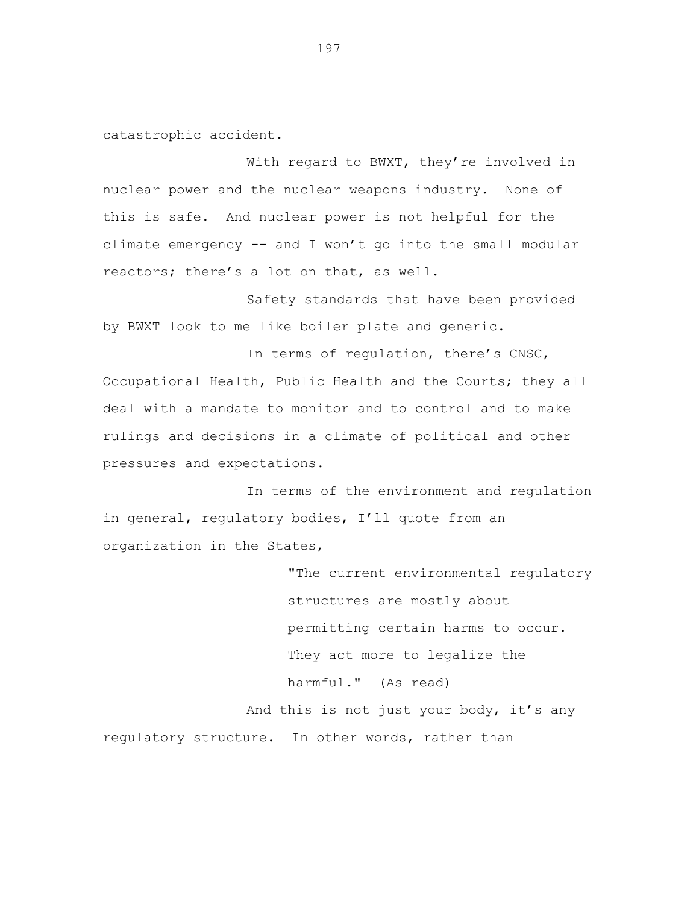catastrophic accident.

With regard to BWXT, they're involved in nuclear power and the nuclear weapons industry. None of this is safe. And nuclear power is not helpful for the climate emergency -- and I won't go into the small modular reactors; there's a lot on that, as well.

Safety standards that have been provided by BWXT look to me like boiler plate and generic.

In terms of regulation, there's CNSC, Occupational Health, Public Health and the Courts; they all deal with a mandate to monitor and to control and to make rulings and decisions in a climate of political and other pressures and expectations.

In terms of the environment and regulation in general, regulatory bodies, I'll quote from an organization in the States,

> "The current environmental regulatory structures are mostly about permitting certain harms to occur. They act more to legalize the harmful." (As read)

And this is not just your body, it's any regulatory structure. In other words, rather than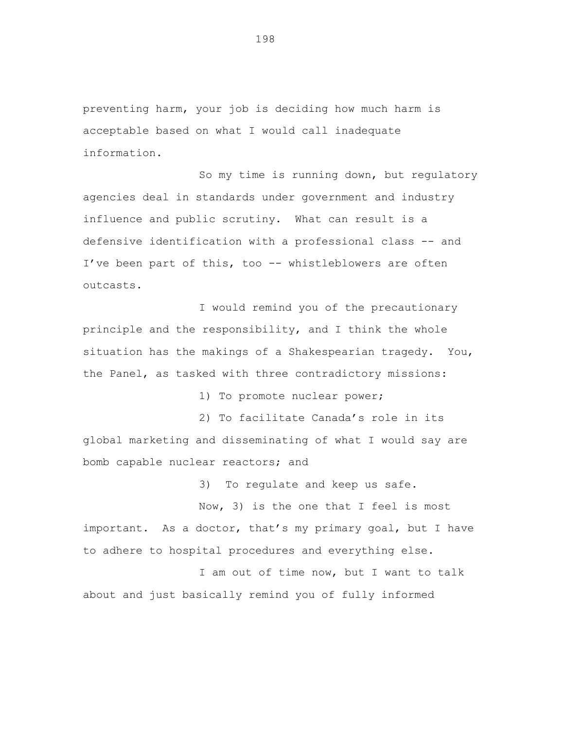preventing harm, your job is deciding how much harm is acceptable based on what I would call inadequate information.

So my time is running down, but regulatory agencies deal in standards under government and industry influence and public scrutiny. What can result is a defensive identification with a professional class -- and I've been part of this, too -- whistleblowers are often outcasts.

I would remind you of the precautionary principle and the responsibility, and I think the whole situation has the makings of a Shakespearian tragedy. You, the Panel, as tasked with three contradictory missions:

1) To promote nuclear power;

2) To facilitate Canada's role in its global marketing and disseminating of what I would say are bomb capable nuclear reactors; and

3) To regulate and keep us safe.

Now, 3) is the one that I feel is most important. As a doctor, that's my primary goal, but I have to adhere to hospital procedures and everything else.

I am out of time now, but I want to talk about and just basically remind you of fully informed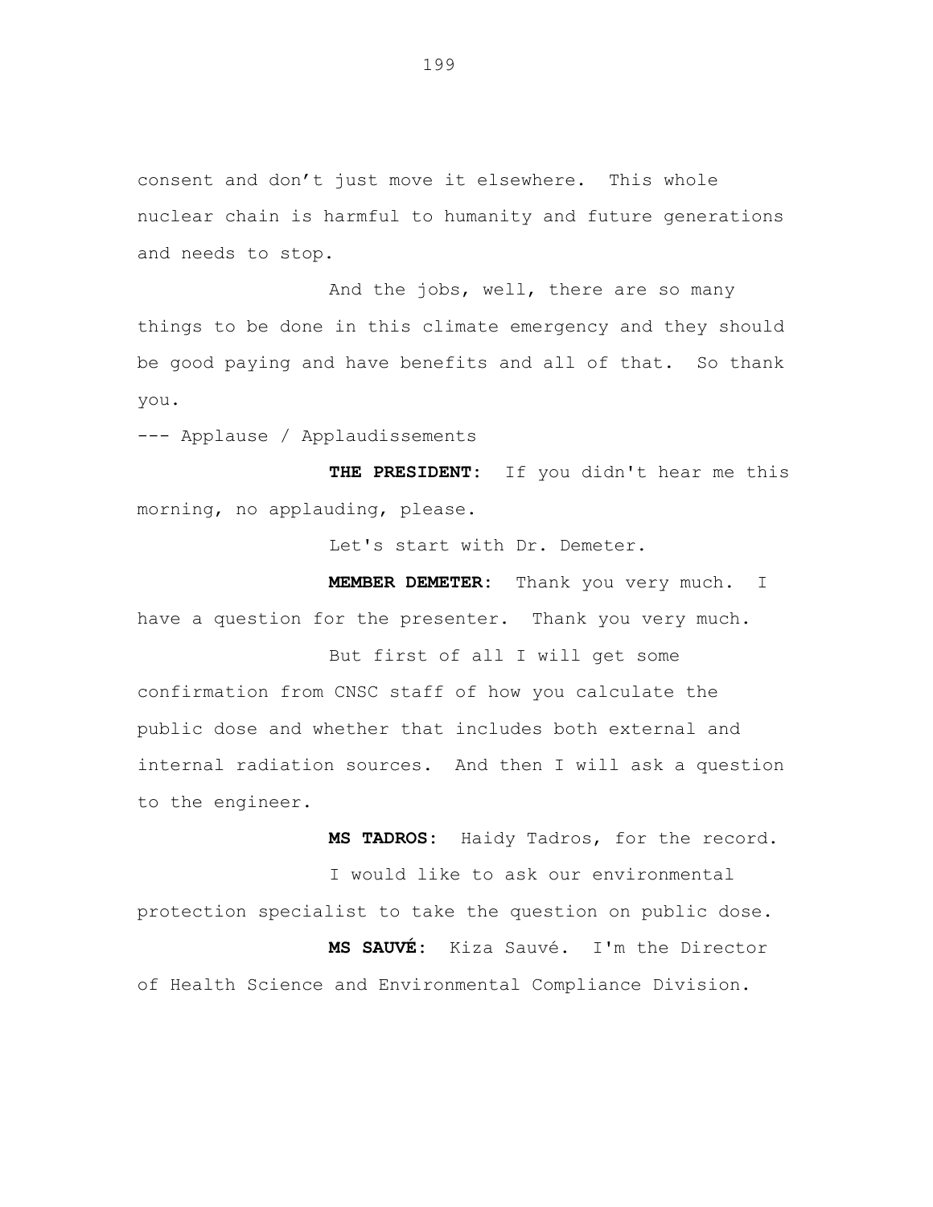consent and don’t just move it elsewhere. This whole nuclear chain is harmful to humanity and future generations and needs to stop.

And the jobs, well, there are so many things to be done in this climate emergency and they should be good paying and have benefits and all of that. So thank you.

--- Applause / Applaudissements

**THE PRESIDENT:** If you didn't hear me this morning, no applauding, please.

Let's start with Dr. Demeter.

**MEMBER DEMETER:** Thank you very much. I have a question for the presenter. Thank you very much.

But first of all I will get some confirmation from CNSC staff of how you calculate the public dose and whether that includes both external and internal radiation sources. And then I will ask a question to the engineer.

**MS TADROS:** Haidy Tadros, for the record.

I would like to ask our environmental protection specialist to take the question on public dose.

**MS SAUVÉ:** Kiza Sauvé. I'm the Director of Health Science and Environmental Compliance Division.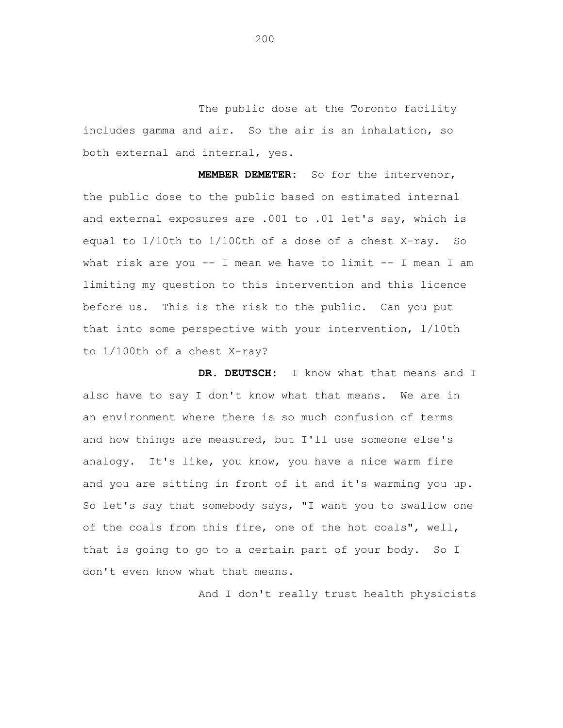The public dose at the Toronto facility includes gamma and air. So the air is an inhalation, so both external and internal, yes.

**MEMBER DEMETER:** So for the intervenor, the public dose to the public based on estimated internal and external exposures are .001 to .01 let's say, which is equal to 1/10th to 1/100th of a dose of a chest X-ray. So what risk are you -- I mean we have to limit -- I mean I am limiting my question to this intervention and this licence before us. This is the risk to the public. Can you put that into some perspective with your intervention, 1/10th to 1/100th of a chest X-ray?

**DR. DEUTSCH:** I know what that means and I also have to say I don't know what that means. We are in an environment where there is so much confusion of terms and how things are measured, but I'll use someone else's analogy. It's like, you know, you have a nice warm fire and you are sitting in front of it and it's warming you up. So let's say that somebody says, "I want you to swallow one of the coals from this fire, one of the hot coals", well, that is going to go to a certain part of your body. So I don't even know what that means.

And I don't really trust health physicists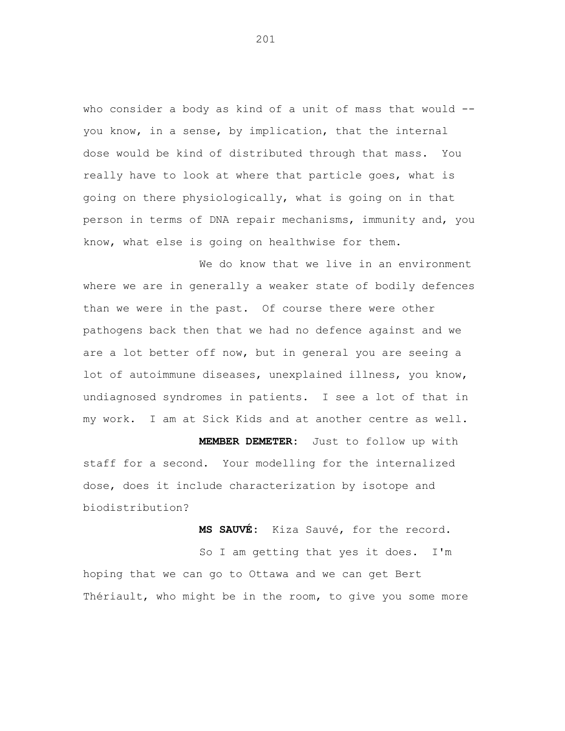who consider a body as kind of a unit of mass that would -- you know, in a sense, by implication, that the internal dose would be kind of distributed through that mass. You really have to look at where that particle goes, what is going on there physiologically, what is going on in that person in terms of DNA repair mechanisms, immunity and, you know, what else is going on healthwise for them.

We do know that we live in an environment where we are in generally a weaker state of bodily defences than we were in the past. Of course there were other pathogens back then that we had no defence against and we are a lot better off now, but in general you are seeing a lot of autoimmune diseases, unexplained illness, you know, undiagnosed syndromes in patients. I see a lot of that in my work. I am at Sick Kids and at another centre as well.

**MEMBER DEMETER:** Just to follow up with staff for a second. Your modelling for the internalized dose, does it include characterization by isotope and biodistribution?

**MS SAUVÉ:** Kiza Sauvé, for the record.

So I am getting that yes it does. I'm hoping that we can go to Ottawa and we can get Bert Thériault, who might be in the room, to give you some more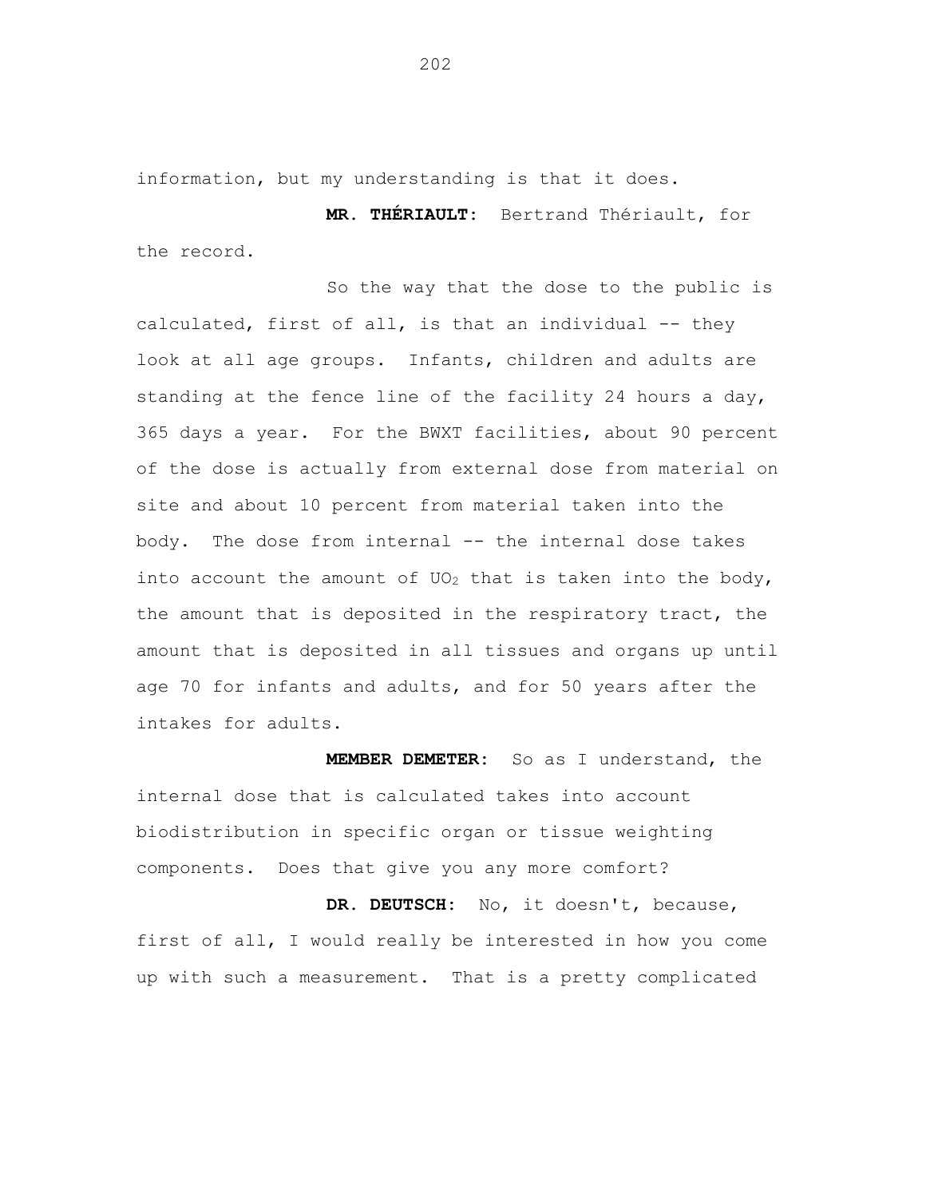information, but my understanding is that it does.

**MR. THÉRIAULT:** Bertrand Thériault, for the record.

So the way that the dose to the public is calculated, first of all, is that an individual -- they look at all age groups. Infants, children and adults are standing at the fence line of the facility 24 hours a day, 365 days a year. For the BWXT facilities, about 90 percent of the dose is actually from external dose from material on site and about 10 percent from material taken into the body. The dose from internal -- the internal dose takes into account the amount of $UO_2$ that is taken into the body, the amount that is deposited in the respiratory tract, the amount that is deposited in all tissues and organs up until age 70 for infants and adults, and for 50 years after the intakes for adults.

**MEMBER DEMETER:** So as I understand, the internal dose that is calculated takes into account biodistribution in specific organ or tissue weighting components. Does that give you any more comfort?

**DR. DEUTSCH:** No, it doesn't, because, first of all, I would really be interested in how you come up with such a measurement. That is a pretty complicated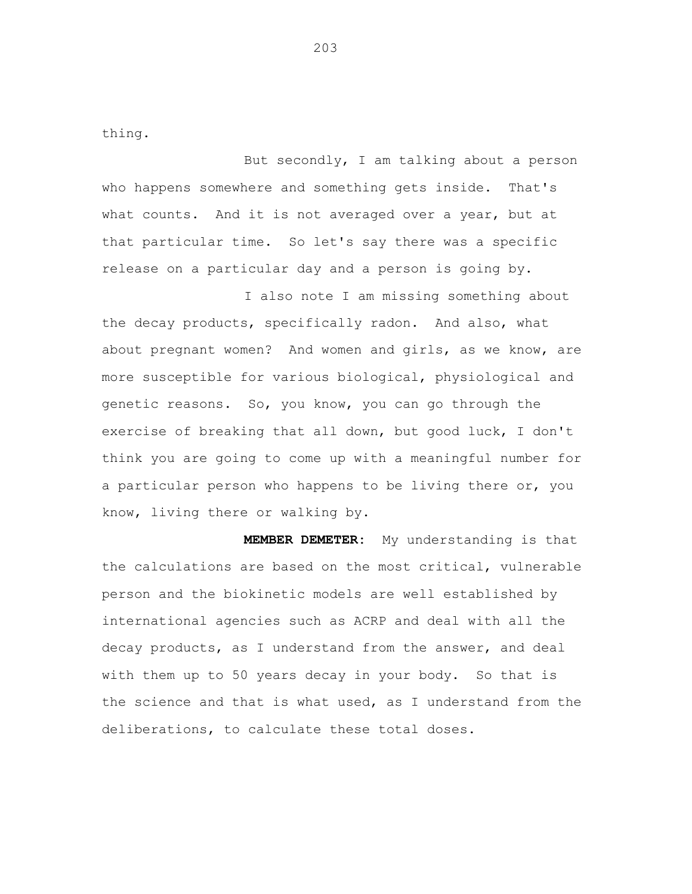thing.

But secondly, I am talking about a person who happens somewhere and something gets inside. That's what counts. And it is not averaged over a year, but at that particular time. So let's say there was a specific release on a particular day and a person is going by.

I also note I am missing something about the decay products, specifically radon. And also, what about pregnant women? And women and girls, as we know, are more susceptible for various biological, physiological and genetic reasons. So, you know, you can go through the exercise of breaking that all down, but good luck, I don't think you are going to come up with a meaningful number for a particular person who happens to be living there or, you know, living there or walking by.

**MEMBER DEMETER:** My understanding is that the calculations are based on the most critical, vulnerable person and the biokinetic models are well established by international agencies such as ACRP and deal with all the decay products, as I understand from the answer, and deal with them up to 50 years decay in your body. So that is the science and that is what used, as I understand from the deliberations, to calculate these total doses.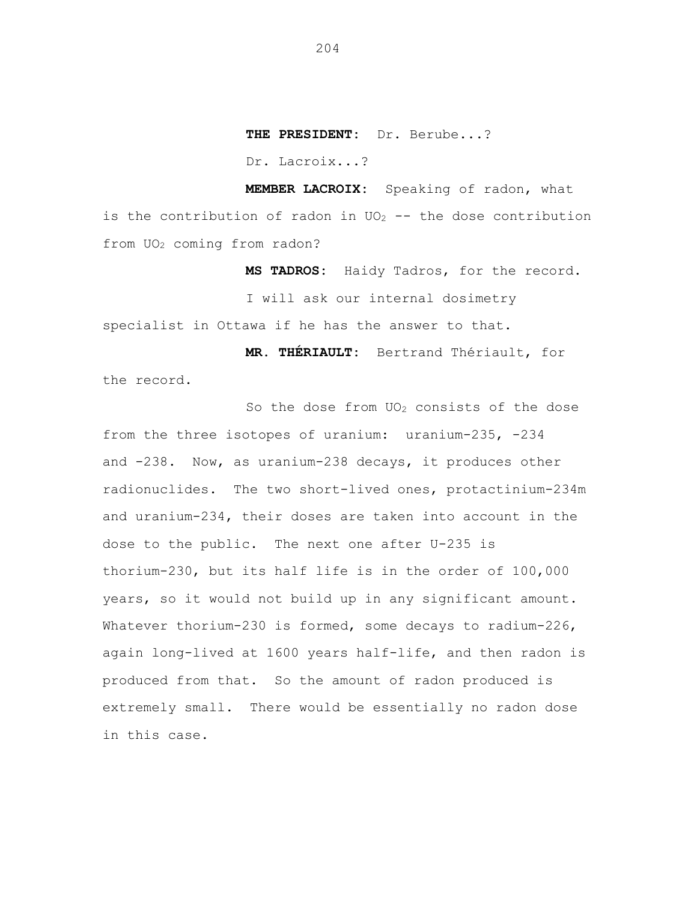**THE PRESIDENT:** Dr. Berube...?

Dr. Lacroix...?

**MEMBER LACROIX:** Speaking of radon, what is the contribution of radon in $UO_2$ -- the dose contribution from $UO_2$ coming from radon?

**MS TADROS:** Haidy Tadros, for the record.

I will ask our internal dosimetry specialist in Ottawa if he has the answer to that.

**MR. THÉRIAULT:** Bertrand Thériault, for the record.

So the dose from $UO_2$ consists of the dose from the three isotopes of uranium: uranium-235, -234 and -238. Now, as uranium-238 decays, it produces other radionuclides. The two short-lived ones, protactinium-234m and uranium-234, their doses are taken into account in the dose to the public. The next one after U-235 is thorium-230, but its half life is in the order of 100,000 years, so it would not build up in any significant amount. Whatever thorium-230 is formed, some decays to radium-226, again long-lived at 1600 years half-life, and then radon is produced from that. So the amount of radon produced is extremely small. There would be essentially no radon dose in this case.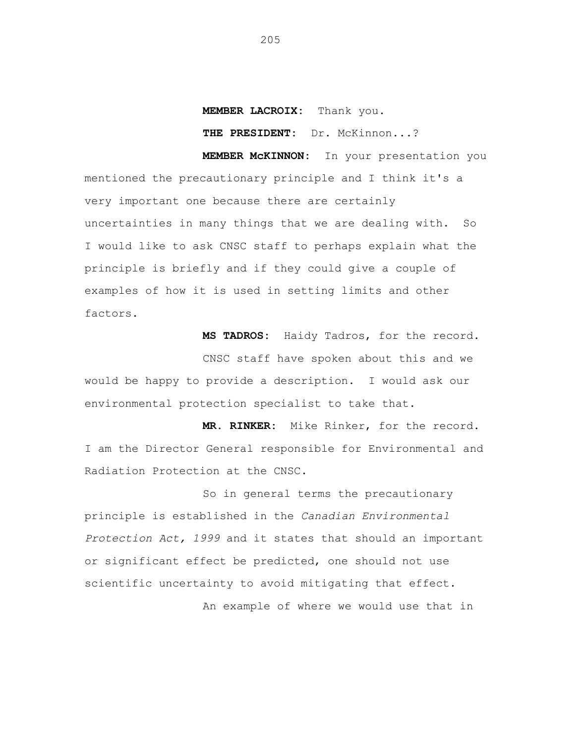**MEMBER LACROIX:** Thank you.

**THE PRESIDENT:** Dr. McKinnon...?

**MEMBER McKINNON:** In your presentation you mentioned the precautionary principle and I think it's a very important one because there are certainly uncertainties in many things that we are dealing with. So I would like to ask CNSC staff to perhaps explain what the principle is briefly and if they could give a couple of examples of how it is used in setting limits and other factors.

**MS TADROS:** Haidy Tadros, for the record.

CNSC staff have spoken about this and we would be happy to provide a description. I would ask our environmental protection specialist to take that.

**MR. RINKER:** Mike Rinker, for the record. I am the Director General responsible for Environmental and Radiation Protection at the CNSC.

So in general terms the precautionary principle is established in the *Canadian Environmental Protection Act, 1999* and it states that should an important or significant effect be predicted, one should not use scientific uncertainty to avoid mitigating that effect.

An example of where we would use that in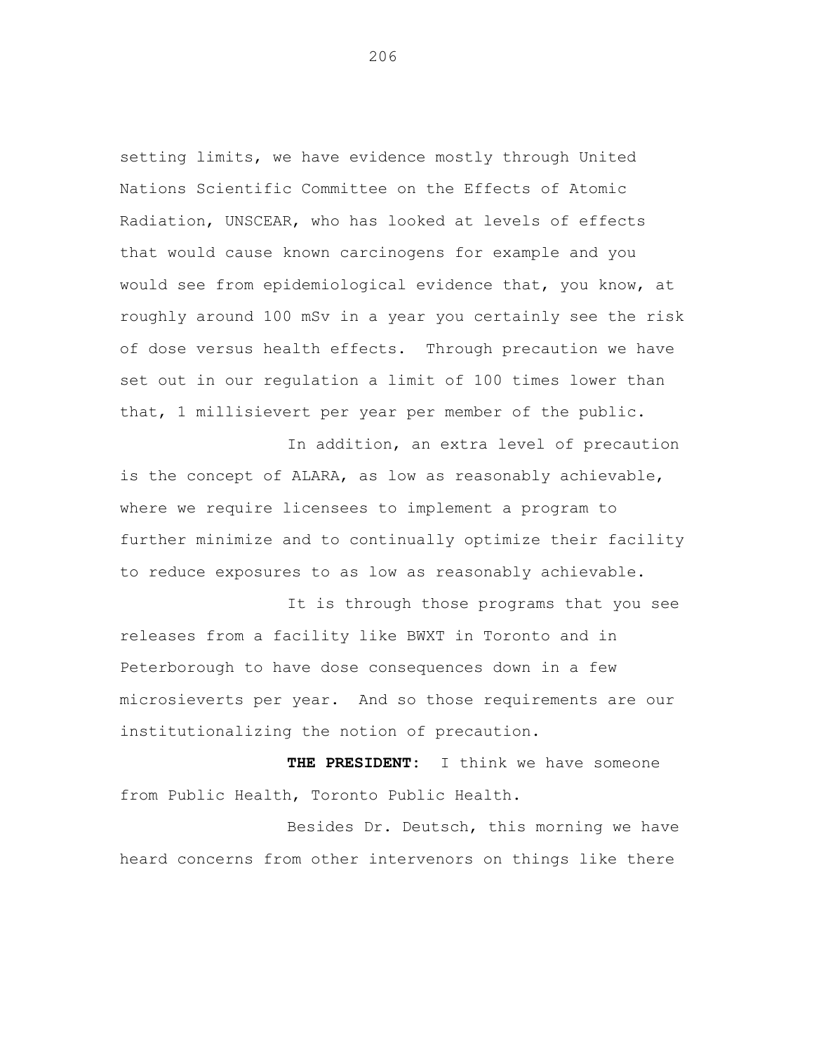setting limits, we have evidence mostly through United Nations Scientific Committee on the Effects of Atomic Radiation, UNSCEAR, who has looked at levels of effects that would cause known carcinogens for example and you would see from epidemiological evidence that, you know, at roughly around 100 mSv in a year you certainly see the risk of dose versus health effects. Through precaution we have set out in our regulation a limit of 100 times lower than that, 1 millisievert per year per member of the public.

In addition, an extra level of precaution is the concept of ALARA, as low as reasonably achievable, where we require licensees to implement a program to further minimize and to continually optimize their facility to reduce exposures to as low as reasonably achievable.

It is through those programs that you see releases from a facility like BWXT in Toronto and in Peterborough to have dose consequences down in a few microsieverts per year. And so those requirements are our institutionalizing the notion of precaution.

**THE PRESIDENT:** I think we have someone from Public Health, Toronto Public Health.

Besides Dr. Deutsch, this morning we have heard concerns from other intervenors on things like there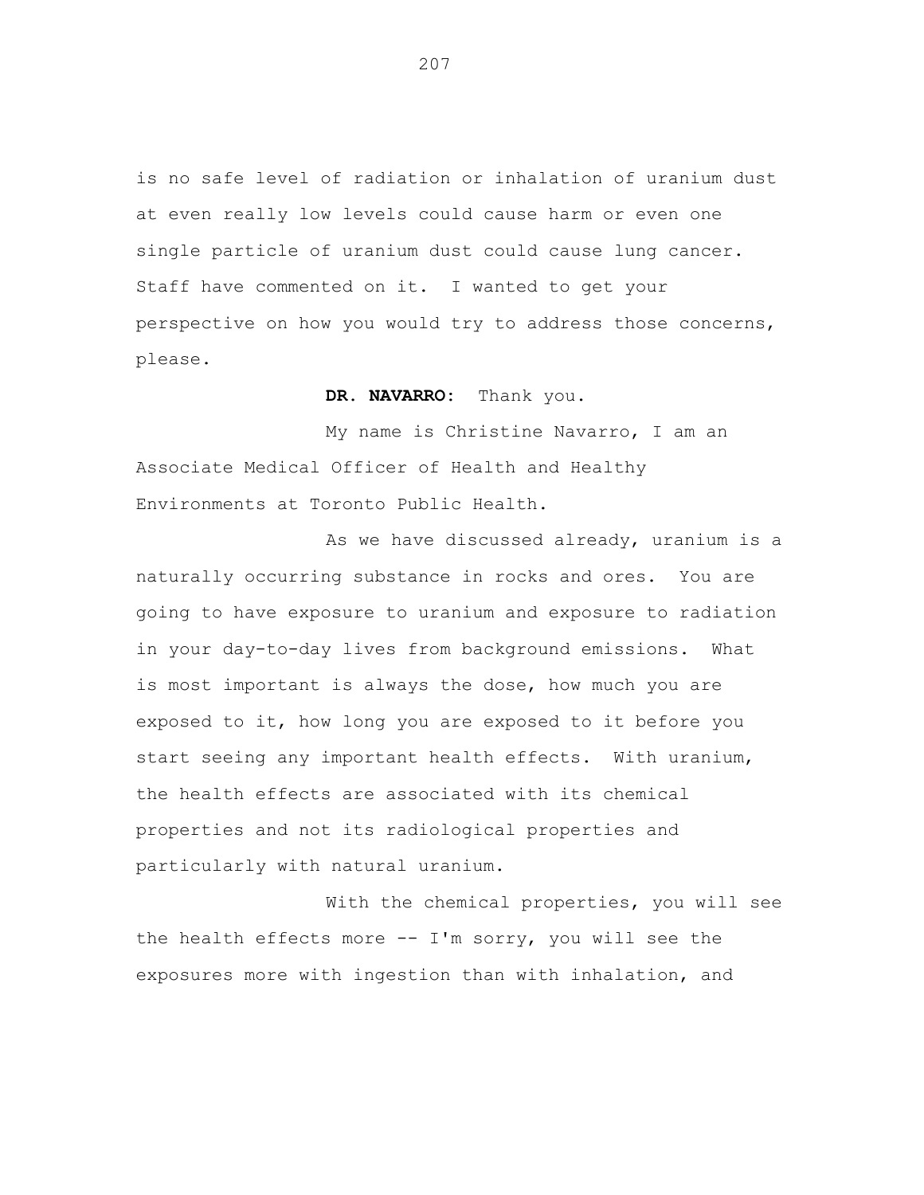is no safe level of radiation or inhalation of uranium dust at even really low levels could cause harm or even one single particle of uranium dust could cause lung cancer. Staff have commented on it. I wanted to get your perspective on how you would try to address those concerns, please.

**DR. NAVARRO:** Thank you.

My name is Christine Navarro, I am an Associate Medical Officer of Health and Healthy Environments at Toronto Public Health.

As we have discussed already, uranium is a naturally occurring substance in rocks and ores. You are going to have exposure to uranium and exposure to radiation in your day-to-day lives from background emissions. What is most important is always the dose, how much you are exposed to it, how long you are exposed to it before you start seeing any important health effects. With uranium, the health effects are associated with its chemical properties and not its radiological properties and particularly with natural uranium.

With the chemical properties, you will see the health effects more -- I'm sorry, you will see the exposures more with ingestion than with inhalation, and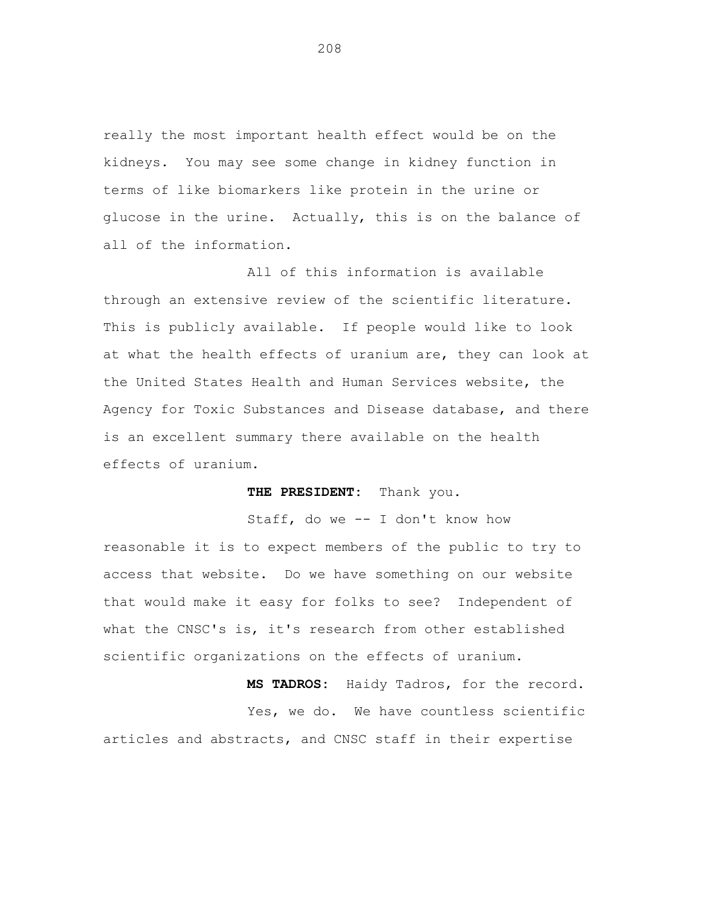really the most important health effect would be on the kidneys. You may see some change in kidney function in terms of like biomarkers like protein in the urine or glucose in the urine. Actually, this is on the balance of all of the information.

All of this information is available through an extensive review of the scientific literature. This is publicly available. If people would like to look at what the health effects of uranium are, they can look at the United States Health and Human Services website, the Agency for Toxic Substances and Disease database, and there is an excellent summary there available on the health effects of uranium.

**THE PRESIDENT:** Thank you.

Staff, do we -- I don't know how reasonable it is to expect members of the public to try to access that website. Do we have something on our website that would make it easy for folks to see? Independent of what the CNSC's is, it's research from other established scientific organizations on the effects of uranium.

**MS TADROS:** Haidy Tadros, for the record.

Yes, we do. We have countless scientific articles and abstracts, and CNSC staff in their expertise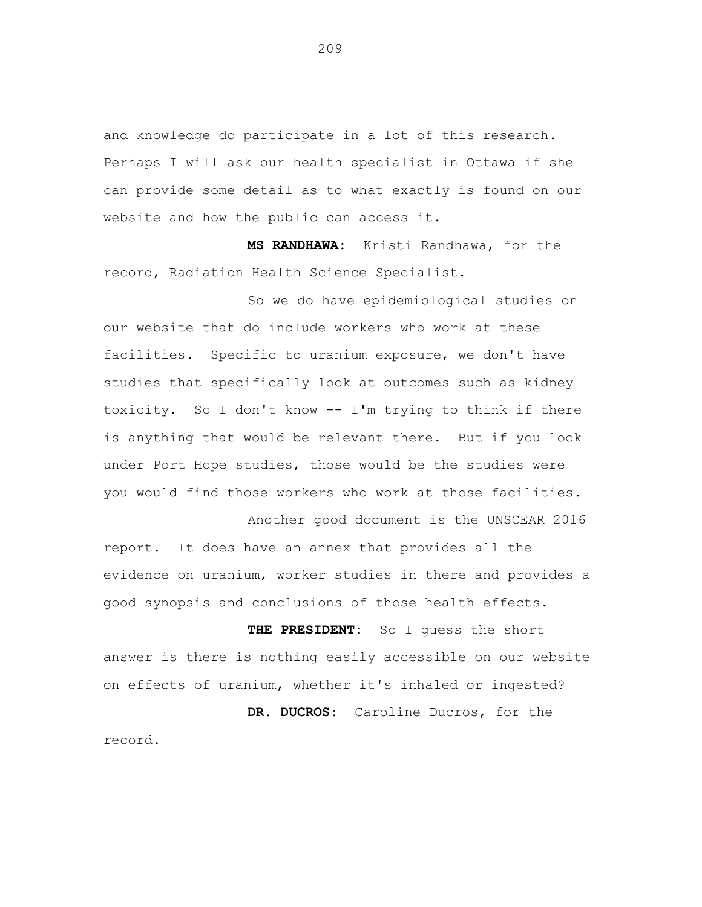and knowledge do participate in a lot of this research. Perhaps I will ask our health specialist in Ottawa if she can provide some detail as to what exactly is found on our website and how the public can access it.

**MS RANDHAWA:** Kristi Randhawa, for the record, Radiation Health Science Specialist.

So we do have epidemiological studies on our website that do include workers who work at these facilities. Specific to uranium exposure, we don't have studies that specifically look at outcomes such as kidney toxicity. So I don't know -- I'm trying to think if there is anything that would be relevant there. But if you look under Port Hope studies, those would be the studies were you would find those workers who work at those facilities.

Another good document is the UNSCEAR 2016 report. It does have an annex that provides all the evidence on uranium, worker studies in there and provides a good synopsis and conclusions of those health effects.

**THE PRESIDENT:** So I guess the short answer is there is nothing easily accessible on our website on effects of uranium, whether it's inhaled or ingested?

**DR. DUCROS:** Caroline Ducros, for the record.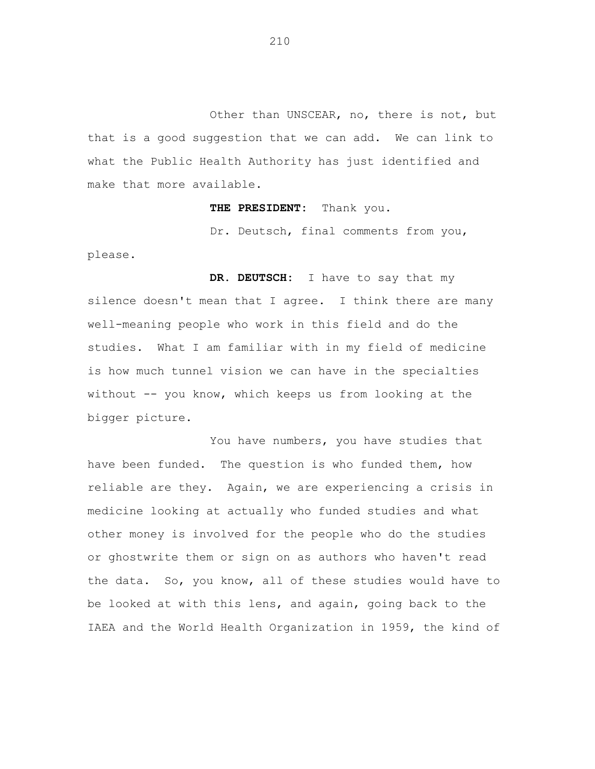Other than UNSCEAR, no, there is not, but that is a good suggestion that we can add. We can link to what the Public Health Authority has just identified and make that more available.

**THE PRESIDENT:** Thank you.

Dr. Deutsch, final comments from you, please.

**DR. DEUTSCH:** I have to say that my silence doesn't mean that I agree. I think there are many well-meaning people who work in this field and do the studies. What I am familiar with in my field of medicine is how much tunnel vision we can have in the specialties without -- you know, which keeps us from looking at the bigger picture.

You have numbers, you have studies that have been funded. The question is who funded them, how reliable are they. Again, we are experiencing a crisis in medicine looking at actually who funded studies and what other money is involved for the people who do the studies or ghostwrite them or sign on as authors who haven't read the data. So, you know, all of these studies would have to be looked at with this lens, and again, going back to the IAEA and the World Health Organization in 1959, the kind of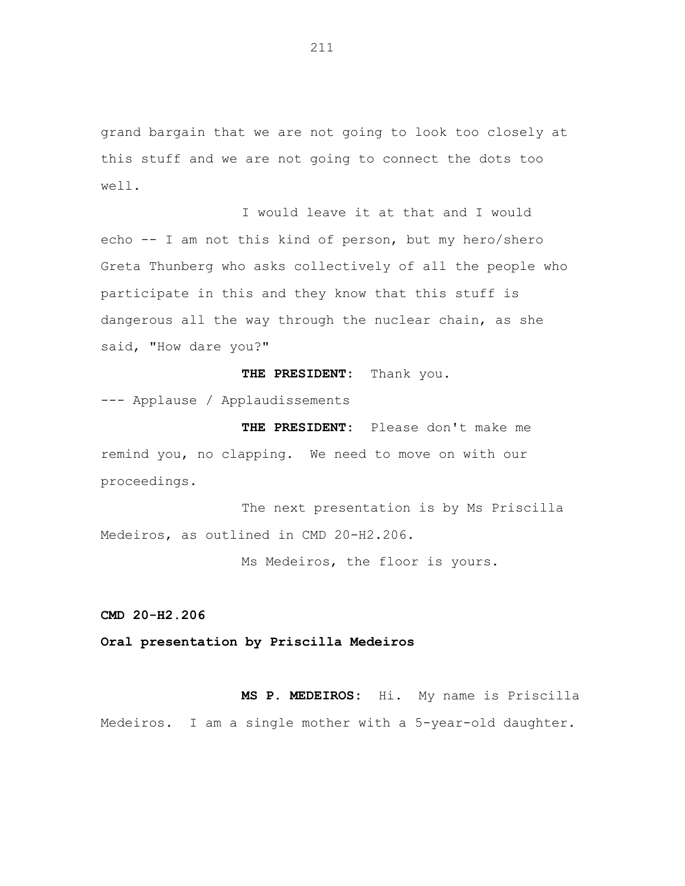grand bargain that we are not going to look too closely at this stuff and we are not going to connect the dots too well.

I would leave it at that and I would echo -- I am not this kind of person, but my hero/shero Greta Thunberg who asks collectively of all the people who participate in this and they know that this stuff is dangerous all the way through the nuclear chain, as she said, "How dare you?"

**THE PRESIDENT:** Thank you.

--- Applause / Applaudissements

**THE PRESIDENT:** Please don't make me remind you, no clapping. We need to move on with our proceedings.

The next presentation is by Ms Priscilla Medeiros, as outlined in CMD 20-H2.206.

Ms Medeiros, the floor is yours.

**CMD 20-H2.206**

**Oral presentation by Priscilla Medeiros**

**MS P. MEDEIROS:** Hi. My name is Priscilla Medeiros. I am a single mother with a 5-year-old daughter.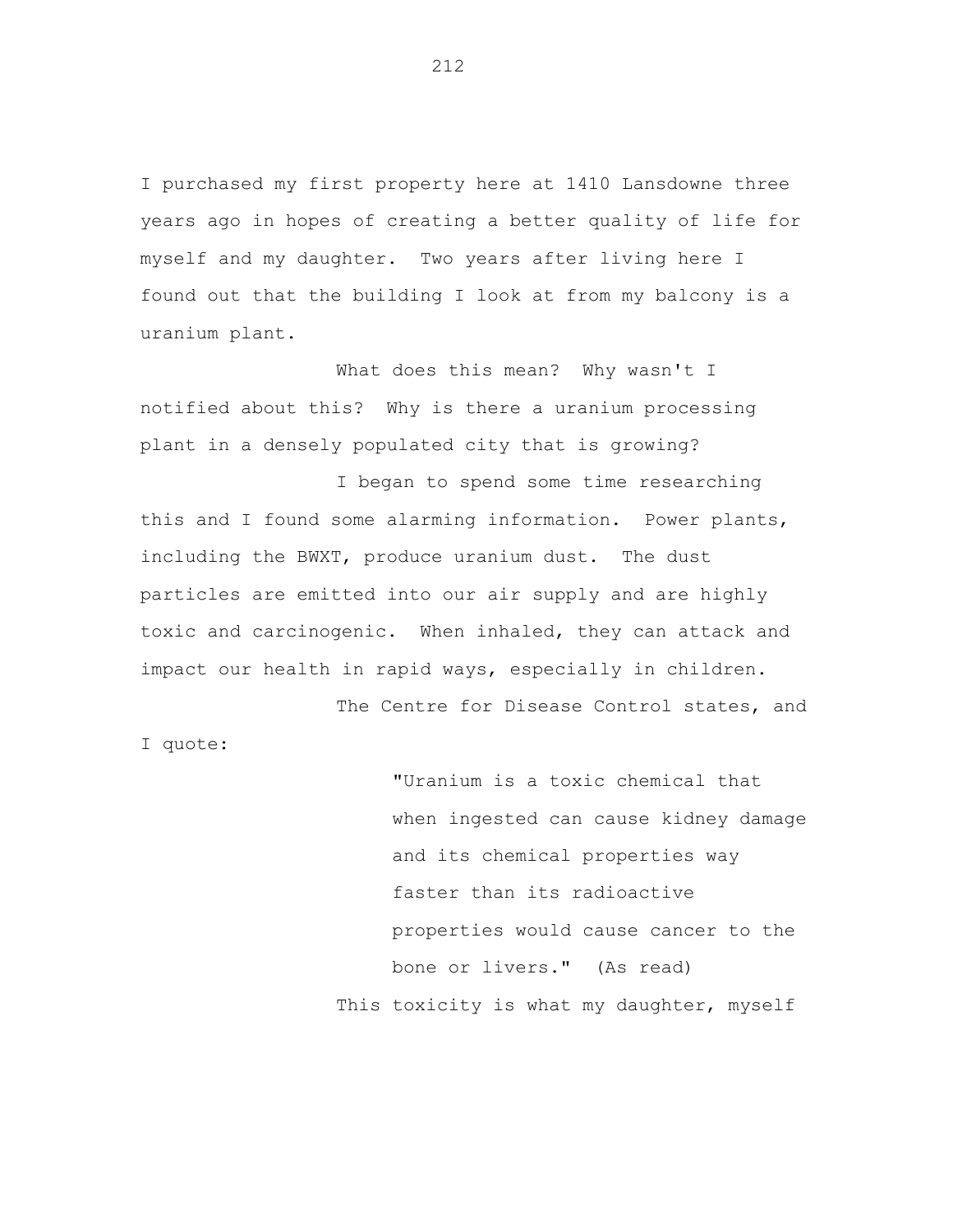I purchased my first property here at 1410 Lansdowne three years ago in hopes of creating a better quality of life for myself and my daughter. Two years after living here I found out that the building I look at from my balcony is a uranium plant.

What does this mean? Why wasn't I notified about this? Why is there a uranium processing plant in a densely populated city that is growing?

I began to spend some time researching this and I found some alarming information. Power plants, including the BWXT, produce uranium dust. The dust particles are emitted into our air supply and are highly toxic and carcinogenic. When inhaled, they can attack and impact our health in rapid ways, especially in children.

The Centre for Disease Control states, and I quote:

> "Uranium is a toxic chemical that when ingested can cause kidney damage and its chemical properties way faster than its radioactive properties would cause cancer to the bone or livers." (As read)

This toxicity is what my daughter, myself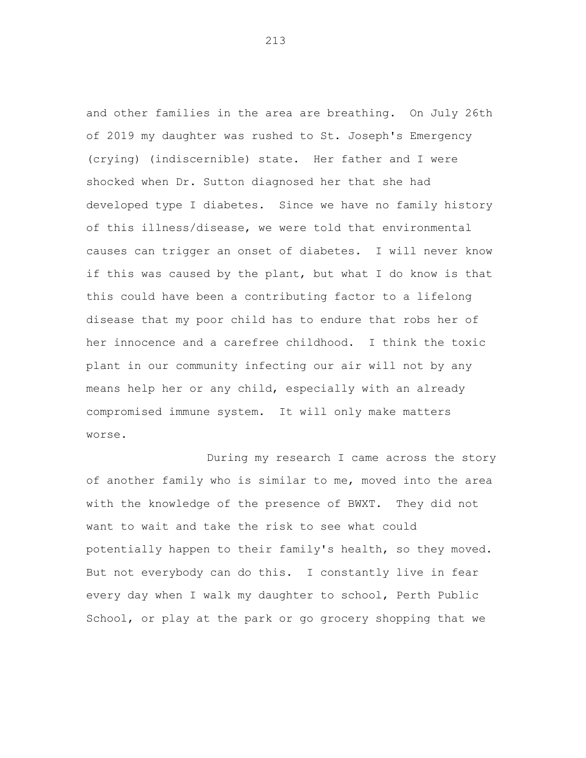and other families in the area are breathing. On July 26th of 2019 my daughter was rushed to St. Joseph's Emergency (crying) (indiscernible) state. Her father and I were shocked when Dr. Sutton diagnosed her that she had developed type I diabetes. Since we have no family history of this illness/disease, we were told that environmental causes can trigger an onset of diabetes. I will never know if this was caused by the plant, but what I do know is that this could have been a contributing factor to a lifelong disease that my poor child has to endure that robs her of her innocence and a carefree childhood. I think the toxic plant in our community infecting our air will not by any means help her or any child, especially with an already compromised immune system. It will only make matters worse.

During my research I came across the story of another family who is similar to me, moved into the area with the knowledge of the presence of BWXT. They did not want to wait and take the risk to see what could potentially happen to their family's health, so they moved. But not everybody can do this. I constantly live in fear every day when I walk my daughter to school, Perth Public School, or play at the park or go grocery shopping that we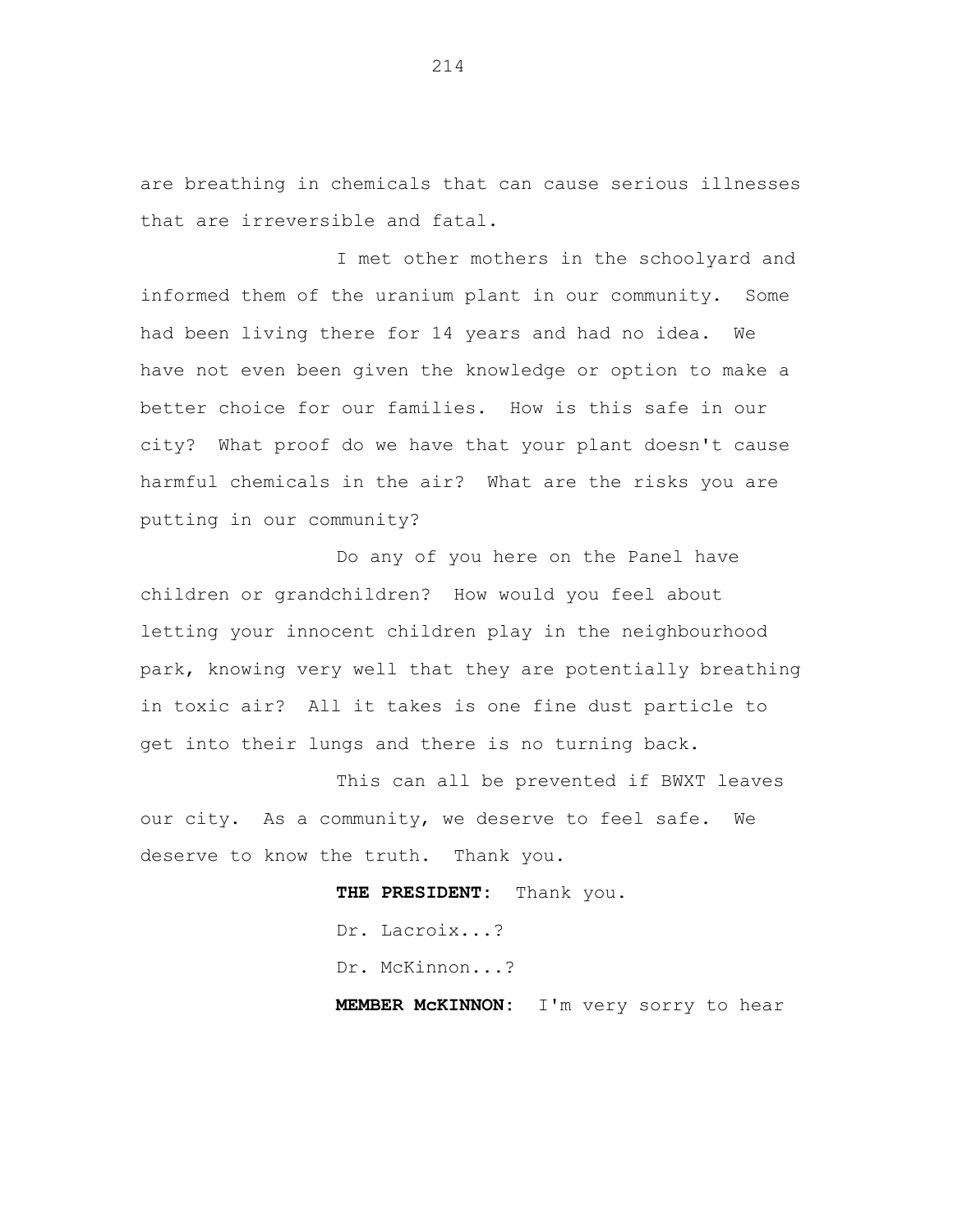are breathing in chemicals that can cause serious illnesses that are irreversible and fatal.

I met other mothers in the schoolyard and informed them of the uranium plant in our community. Some had been living there for 14 years and had no idea. We have not even been given the knowledge or option to make a better choice for our families. How is this safe in our city? What proof do we have that your plant doesn't cause harmful chemicals in the air? What are the risks you are putting in our community?

Do any of you here on the Panel have children or grandchildren? How would you feel about letting your innocent children play in the neighbourhood park, knowing very well that they are potentially breathing in toxic air? All it takes is one fine dust particle to get into their lungs and there is no turning back.

This can all be prevented if BWXT leaves our city. As a community, we deserve to feel safe. We deserve to know the truth. Thank you.

**THE PRESIDENT:** Thank you.

Dr. Lacroix...?

Dr. McKinnon...?

**MEMBER McKINNON:** I'm very sorry to hear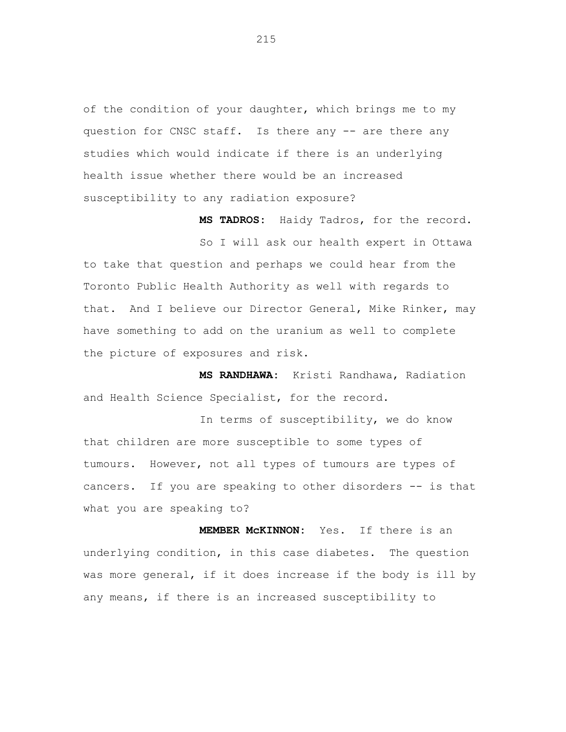of the condition of your daughter, which brings me to my question for CNSC staff. Is there any -- are there any studies which would indicate if there is an underlying health issue whether there would be an increased susceptibility to any radiation exposure?

**MS TADROS:** Haidy Tadros, for the record.

So I will ask our health expert in Ottawa to take that question and perhaps we could hear from the Toronto Public Health Authority as well with regards to that. And I believe our Director General, Mike Rinker, may have something to add on the uranium as well to complete the picture of exposures and risk.

**MS RANDHAWA:** Kristi Randhawa, Radiation and Health Science Specialist, for the record.

In terms of susceptibility, we do know that children are more susceptible to some types of tumours. However, not all types of tumours are types of cancers. If you are speaking to other disorders -- is that what you are speaking to?

**MEMBER McKINNON:** Yes. If there is an underlying condition, in this case diabetes. The question was more general, if it does increase if the body is ill by any means, if there is an increased susceptibility to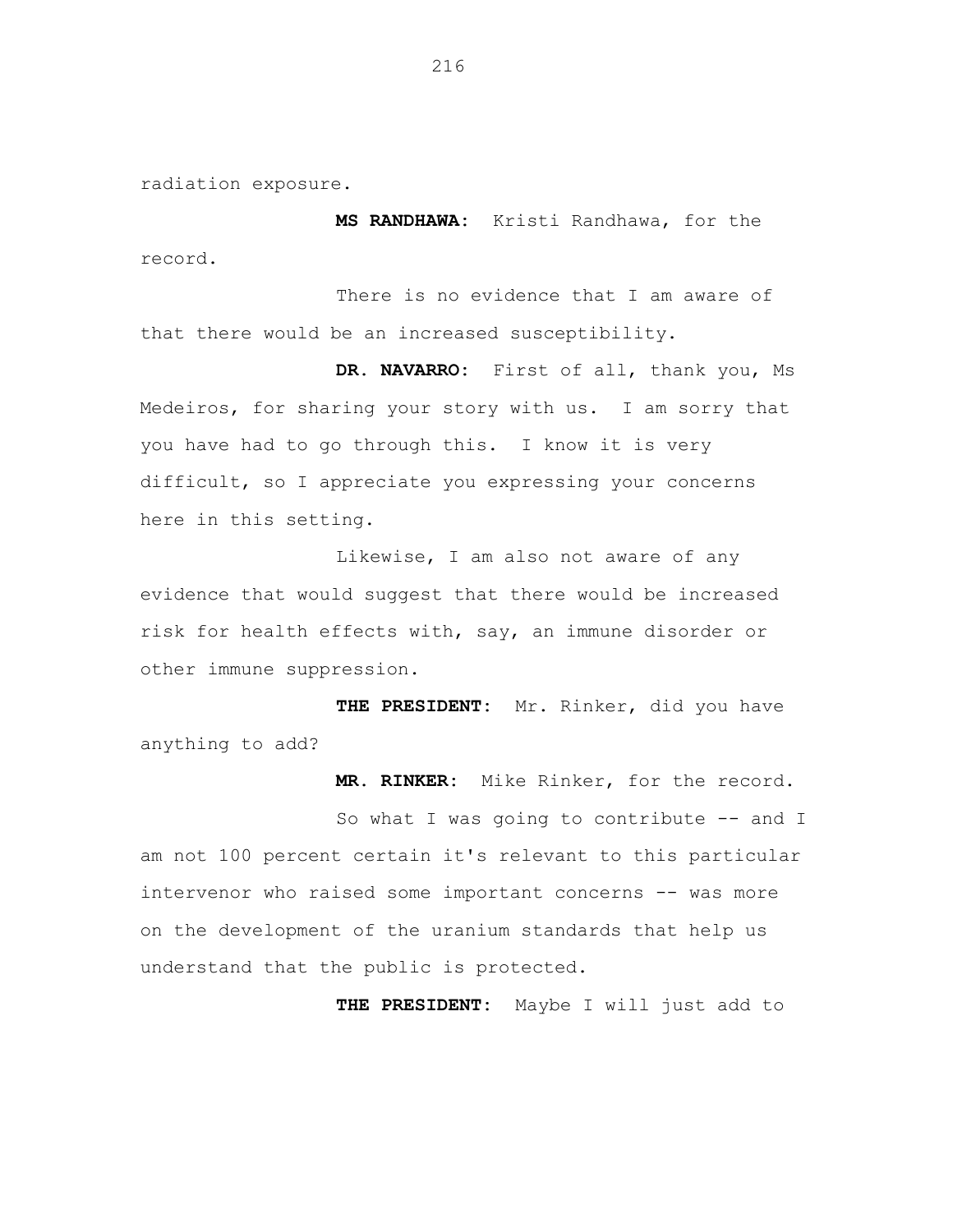radiation exposure.

**MS RANDHAWA:** Kristi Randhawa, for the record.

There is no evidence that I am aware of that there would be an increased susceptibility.

**DR. NAVARRO:** First of all, thank you, Ms Medeiros, for sharing your story with us. I am sorry that you have had to go through this. I know it is very difficult, so I appreciate you expressing your concerns here in this setting.

Likewise, I am also not aware of any evidence that would suggest that there would be increased risk for health effects with, say, an immune disorder or other immune suppression.

**THE PRESIDENT:** Mr. Rinker, did you have anything to add?

**MR. RINKER:** Mike Rinker, for the record.

So what I was going to contribute -- and I am not 100 percent certain it's relevant to this particular intervenor who raised some important concerns -- was more on the development of the uranium standards that help us understand that the public is protected.

**THE PRESIDENT:** Maybe I will just add to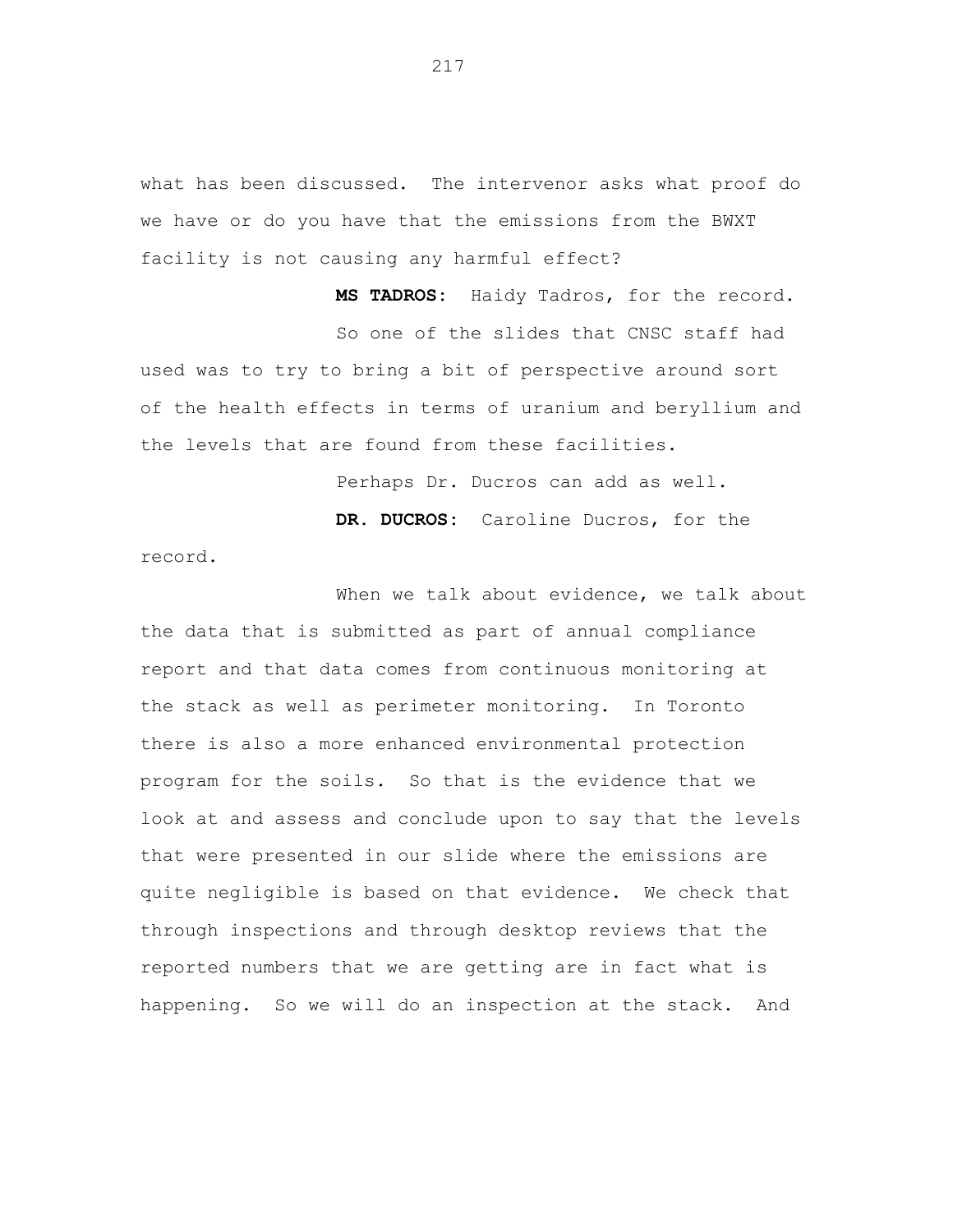what has been discussed. The intervenor asks what proof do we have or do you have that the emissions from the BWXT facility is not causing any harmful effect?

**MS TADROS:** Haidy Tadros, for the record.

So one of the slides that CNSC staff had used was to try to bring a bit of perspective around sort of the health effects in terms of uranium and beryllium and the levels that are found from these facilities.

Perhaps Dr. Ducros can add as well.

**DR. DUCROS:** Caroline Ducros, for the record.

When we talk about evidence, we talk about the data that is submitted as part of annual compliance report and that data comes from continuous monitoring at the stack as well as perimeter monitoring. In Toronto there is also a more enhanced environmental protection program for the soils. So that is the evidence that we look at and assess and conclude upon to say that the levels that were presented in our slide where the emissions are quite negligible is based on that evidence. We check that through inspections and through desktop reviews that the reported numbers that we are getting are in fact what is happening. So we will do an inspection at the stack. And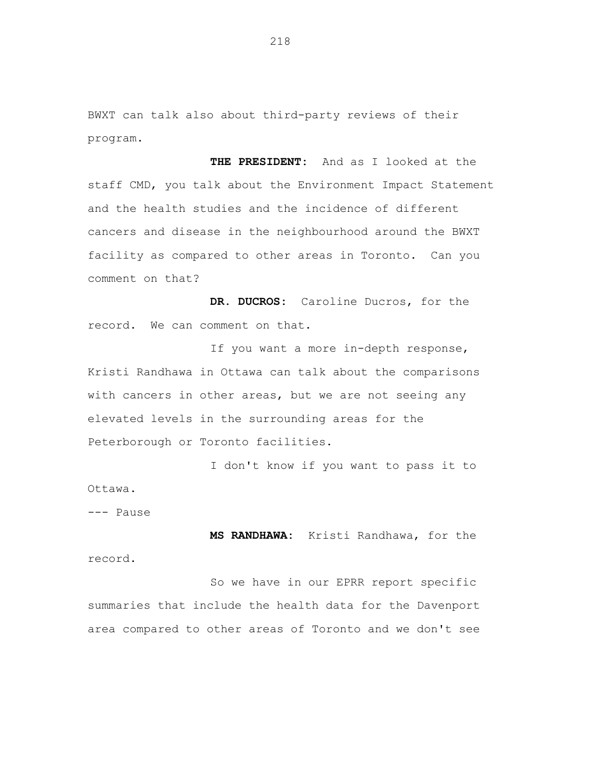BWXT can talk also about third-party reviews of their program.

**THE PRESIDENT:** And as I looked at the staff CMD, you talk about the Environment Impact Statement and the health studies and the incidence of different cancers and disease in the neighbourhood around the BWXT facility as compared to other areas in Toronto. Can you comment on that?

**DR. DUCROS:** Caroline Ducros, for the record. We can comment on that.

If you want a more in-depth response, Kristi Randhawa in Ottawa can talk about the comparisons with cancers in other areas, but we are not seeing any elevated levels in the surrounding areas for the Peterborough or Toronto facilities.

I don't know if you want to pass it to Ottawa.

--- Pause

**MS RANDHAWA:** Kristi Randhawa, for the record.

So we have in our EPRR report specific summaries that include the health data for the Davenport area compared to other areas of Toronto and we don't see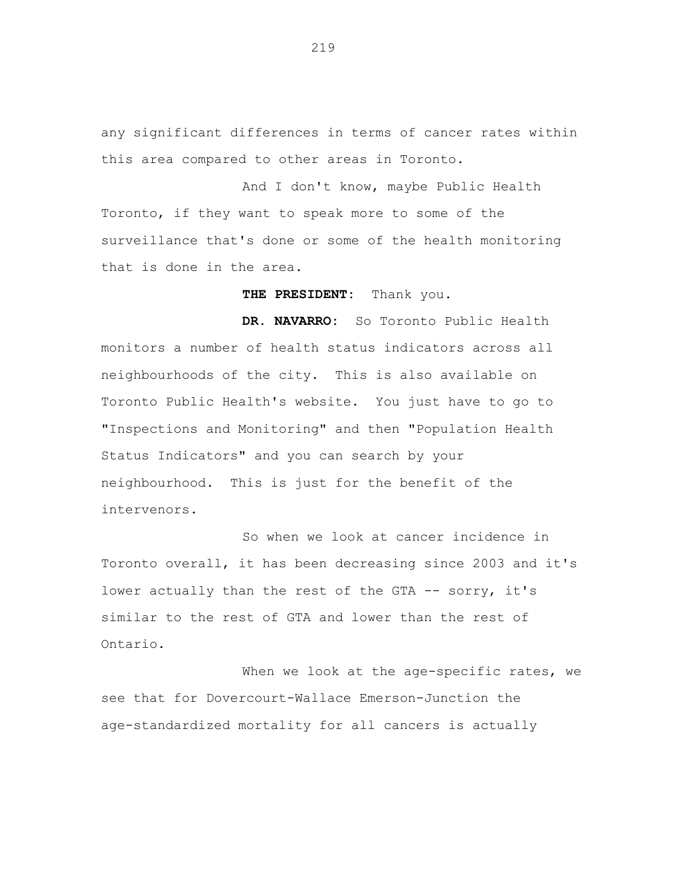any significant differences in terms of cancer rates within this area compared to other areas in Toronto.

And I don't know, maybe Public Health Toronto, if they want to speak more to some of the surveillance that's done or some of the health monitoring that is done in the area.

**THE PRESIDENT:** Thank you.

**DR. NAVARRO:** So Toronto Public Health monitors a number of health status indicators across all neighbourhoods of the city. This is also available on Toronto Public Health's website. You just have to go to "Inspections and Monitoring" and then "Population Health Status Indicators" and you can search by your neighbourhood. This is just for the benefit of the intervenors.

So when we look at cancer incidence in Toronto overall, it has been decreasing since 2003 and it's lower actually than the rest of the GTA -- sorry, it's similar to the rest of GTA and lower than the rest of Ontario.

When we look at the age-specific rates, we see that for Dovercourt-Wallace Emerson-Junction the age-standardized mortality for all cancers is actually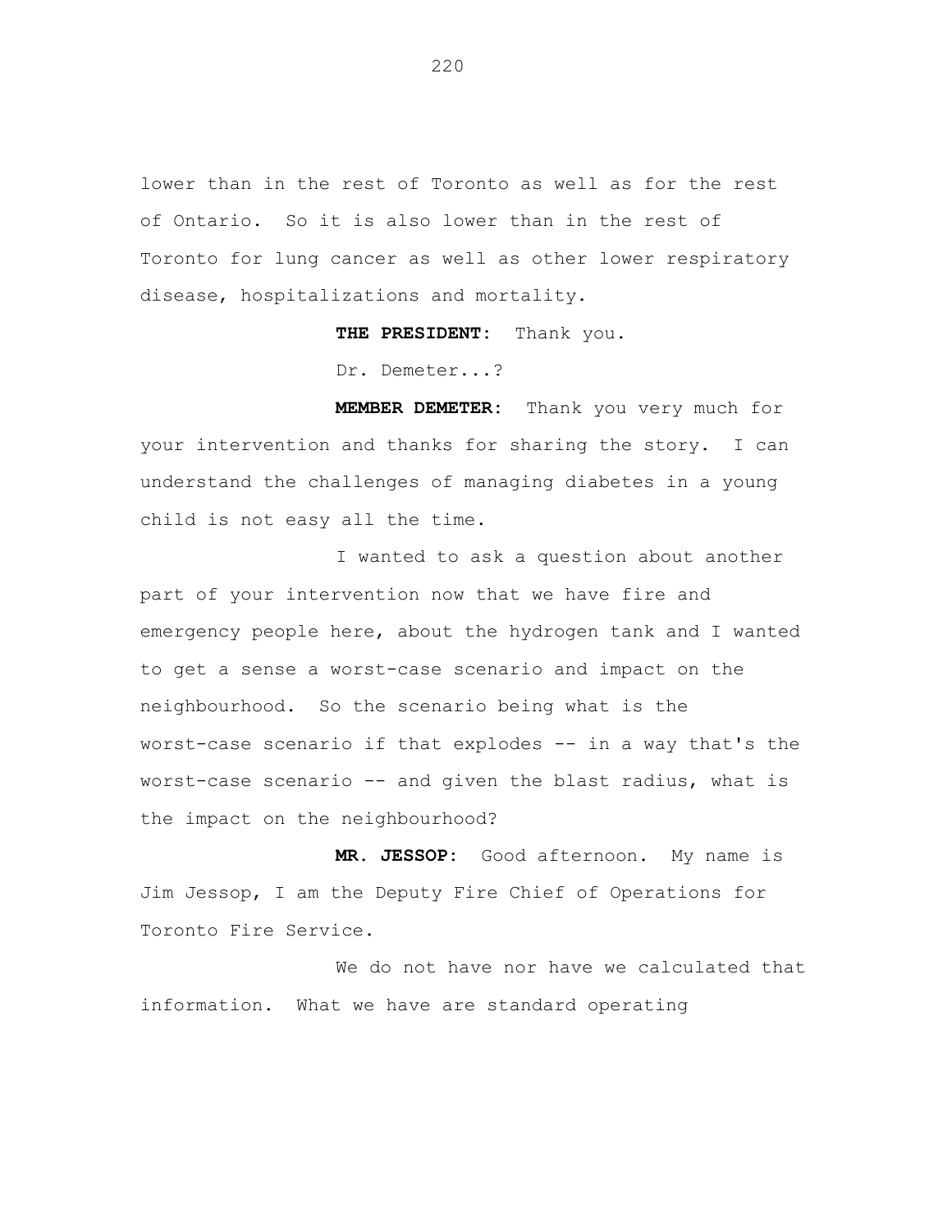lower than in the rest of Toronto as well as for the rest of Ontario. So it is also lower than in the rest of Toronto for lung cancer as well as other lower respiratory disease, hospitalizations and mortality.

**THE PRESIDENT:** Thank you.

Dr. Demeter...?

**MEMBER DEMETER:** Thank you very much for your intervention and thanks for sharing the story. I can understand the challenges of managing diabetes in a young child is not easy all the time.

I wanted to ask a question about another part of your intervention now that we have fire and emergency people here, about the hydrogen tank and I wanted to get a sense a worst-case scenario and impact on the neighbourhood. So the scenario being what is the worst-case scenario if that explodes -- in a way that's the worst-case scenario -- and given the blast radius, what is the impact on the neighbourhood?

**MR. JESSOP:** Good afternoon. My name is Jim Jessop, I am the Deputy Fire Chief of Operations for Toronto Fire Service.

We do not have nor have we calculated that information. What we have are standard operating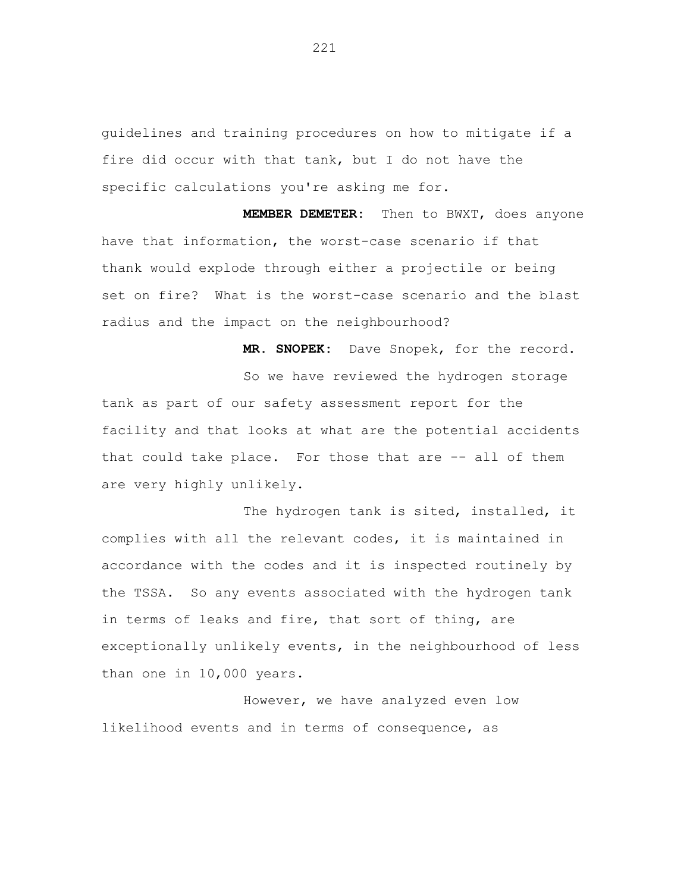guidelines and training procedures on how to mitigate if a fire did occur with that tank, but I do not have the specific calculations you're asking me for.

**MEMBER DEMETER:** Then to BWXT, does anyone have that information, the worst-case scenario if that thank would explode through either a projectile or being set on fire? What is the worst-case scenario and the blast radius and the impact on the neighbourhood?

**MR. SNOPEK:** Dave Snopek, for the record.

So we have reviewed the hydrogen storage tank as part of our safety assessment report for the facility and that looks at what are the potential accidents that could take place. For those that are -- all of them are very highly unlikely.

The hydrogen tank is sited, installed, it complies with all the relevant codes, it is maintained in accordance with the codes and it is inspected routinely by the TSSA. So any events associated with the hydrogen tank in terms of leaks and fire, that sort of thing, are exceptionally unlikely events, in the neighbourhood of less than one in 10,000 years.

However, we have analyzed even low likelihood events and in terms of consequence, as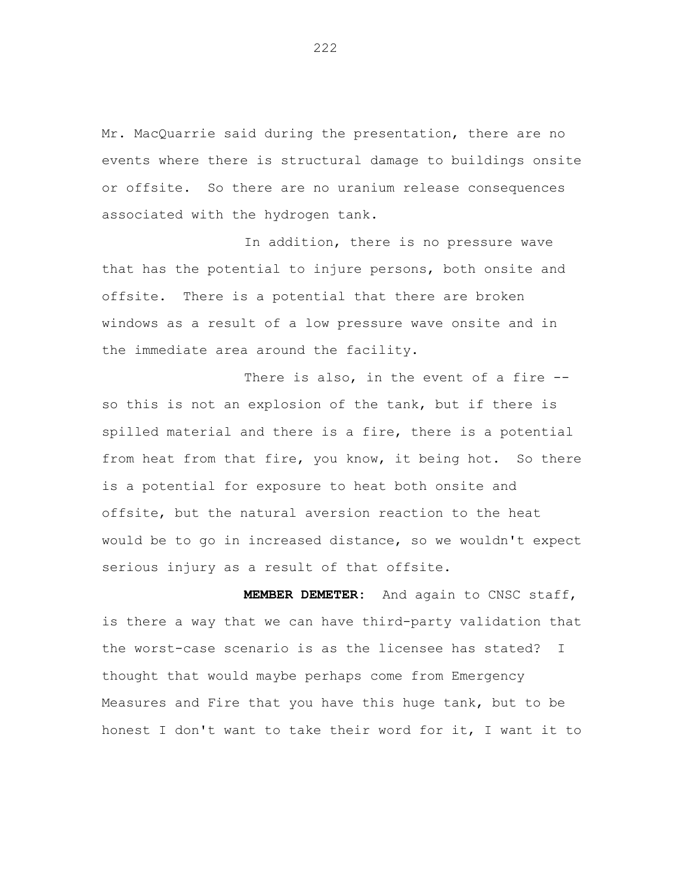Mr. MacQuarrie said during the presentation, there are no events where there is structural damage to buildings onsite or offsite. So there are no uranium release consequences associated with the hydrogen tank.

In addition, there is no pressure wave that has the potential to injure persons, both onsite and offsite. There is a potential that there are broken windows as a result of a low pressure wave onsite and in the immediate area around the facility.

There is also, in the event of a fire -- so this is not an explosion of the tank, but if there is spilled material and there is a fire, there is a potential from heat from that fire, you know, it being hot. So there is a potential for exposure to heat both onsite and offsite, but the natural aversion reaction to the heat would be to go in increased distance, so we wouldn't expect serious injury as a result of that offsite.

**MEMBER DEMETER:** And again to CNSC staff, is there a way that we can have third-party validation that the worst-case scenario is as the licensee has stated? I thought that would maybe perhaps come from Emergency Measures and Fire that you have this huge tank, but to be honest I don't want to take their word for it, I want it to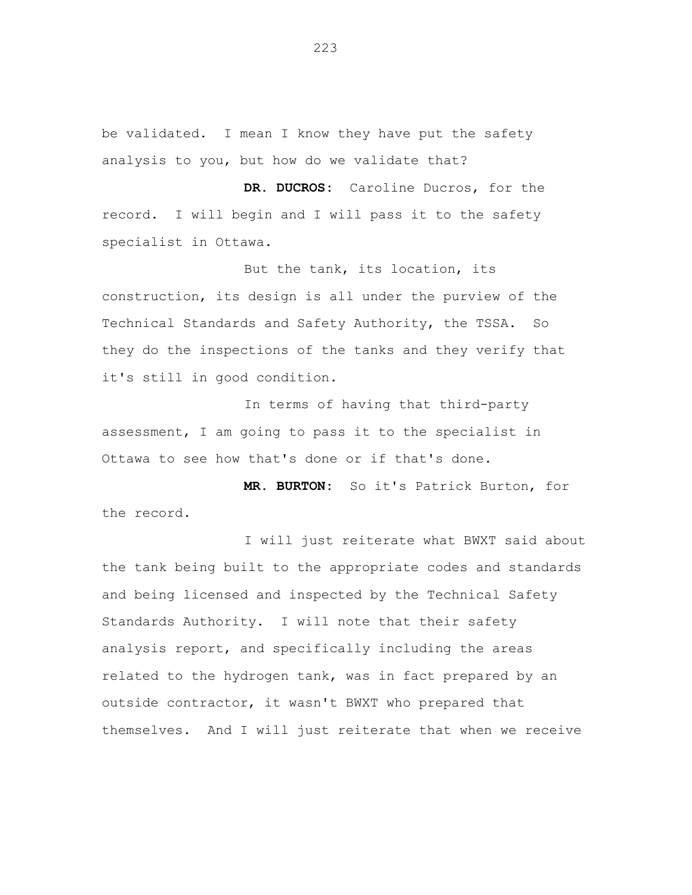be validated. I mean I know they have put the safety analysis to you, but how do we validate that?

**DR. DUCROS:** Caroline Ducros, for the record. I will begin and I will pass it to the safety specialist in Ottawa.

But the tank, its location, its construction, its design is all under the purview of the Technical Standards and Safety Authority, the TSSA. So they do the inspections of the tanks and they verify that it's still in good condition.

In terms of having that third-party assessment, I am going to pass it to the specialist in Ottawa to see how that's done or if that's done.

**MR. BURTON:** So it's Patrick Burton, for the record.

I will just reiterate what BWXT said about the tank being built to the appropriate codes and standards and being licensed and inspected by the Technical Safety Standards Authority. I will note that their safety analysis report, and specifically including the areas related to the hydrogen tank, was in fact prepared by an outside contractor, it wasn't BWXT who prepared that themselves. And I will just reiterate that when we receive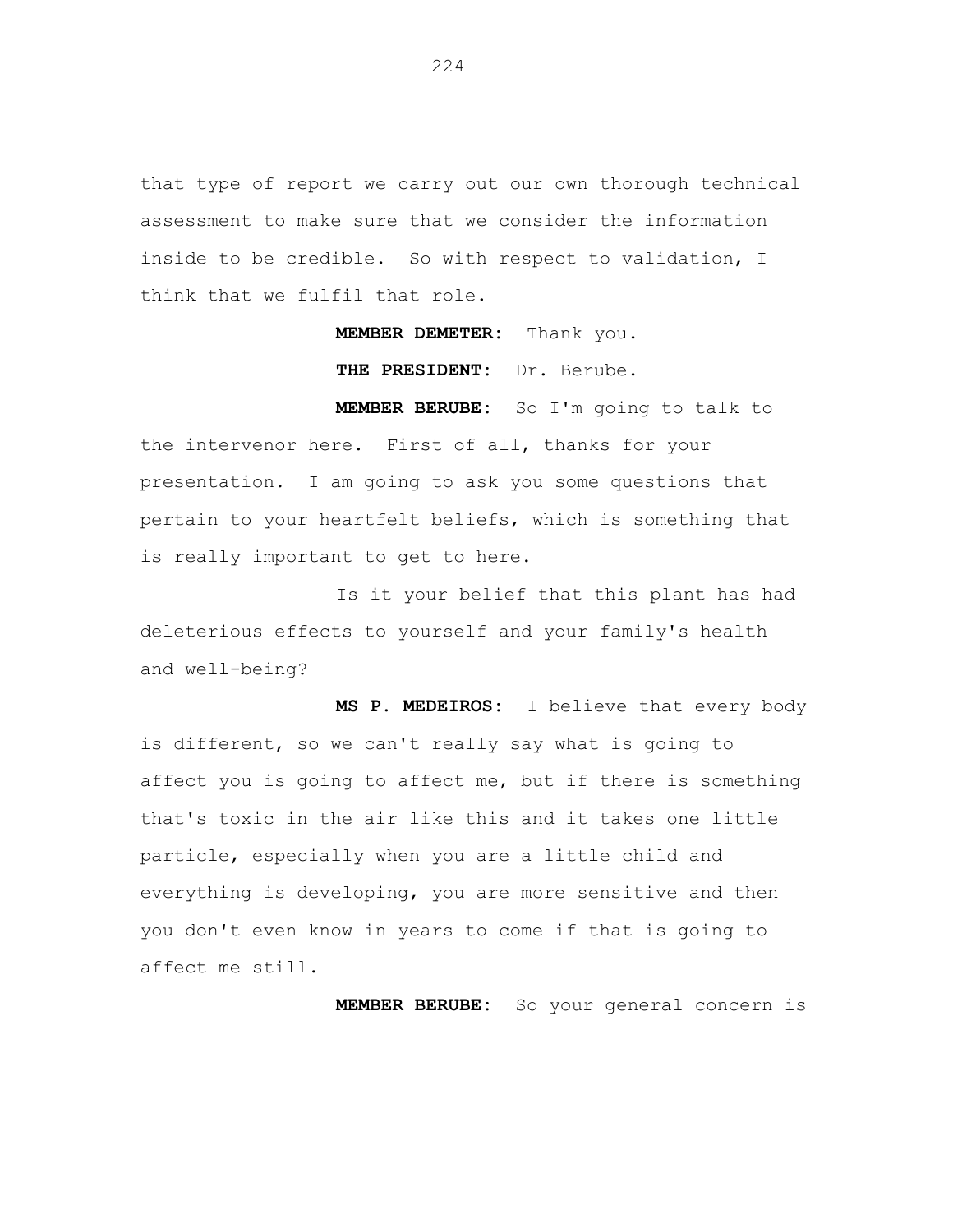that type of report we carry out our own thorough technical assessment to make sure that we consider the information inside to be credible. So with respect to validation, I think that we fulfil that role.

**MEMBER DEMETER:** Thank you.

**THE PRESIDENT:** Dr. Berube.

**MEMBER BERUBE:** So I'm going to talk to the intervenor here. First of all, thanks for your presentation. I am going to ask you some questions that pertain to your heartfelt beliefs, which is something that is really important to get to here.

Is it your belief that this plant has had deleterious effects to yourself and your family's health and well-being?

**MS P. MEDEIROS:** I believe that every body is different, so we can't really say what is going to affect you is going to affect me, but if there is something that's toxic in the air like this and it takes one little particle, especially when you are a little child and everything is developing, you are more sensitive and then you don't even know in years to come if that is going to affect me still.

**MEMBER BERUBE:** So your general concern is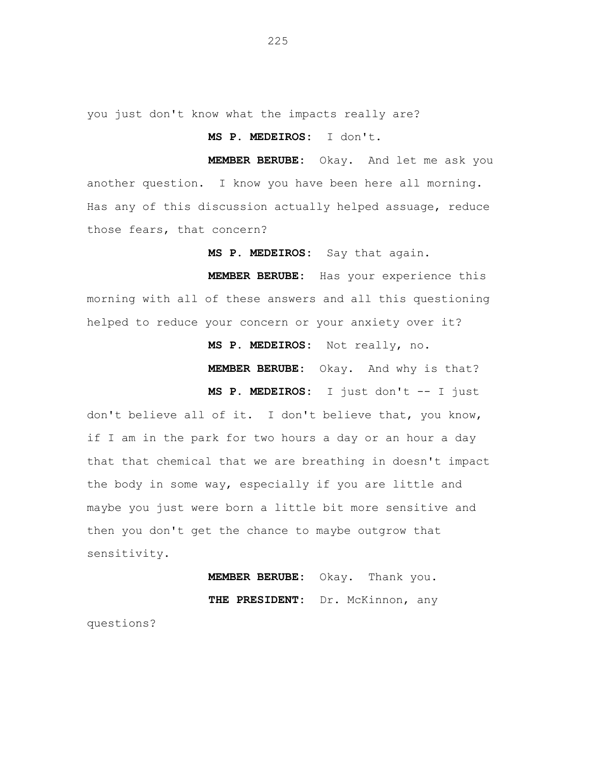you just don't know what the impacts really are?

**MS P. MEDEIROS:** I don't.

**MEMBER BERUBE:** Okay. And let me ask you another question. I know you have been here all morning. Has any of this discussion actually helped assuage, reduce those fears, that concern?

**MS P. MEDEIROS:** Say that again.

**MEMBER BERUBE:** Has your experience this morning with all of these answers and all this questioning helped to reduce your concern or your anxiety over it?

**MS P. MEDEIROS:** Not really, no.

**MEMBER BERUBE:** Okay. And why is that?

**MS P. MEDEIROS:** I just don't -- I just don't believe all of it. I don't believe that, you know, if I am in the park for two hours a day or an hour a day that that chemical that we are breathing in doesn't impact the body in some way, especially if you are little and maybe you just were born a little bit more sensitive and then you don't get the chance to maybe outgrow that sensitivity.

**MEMBER BERUBE:** Okay. Thank you.

**THE PRESIDENT:** Dr. McKinnon, any questions?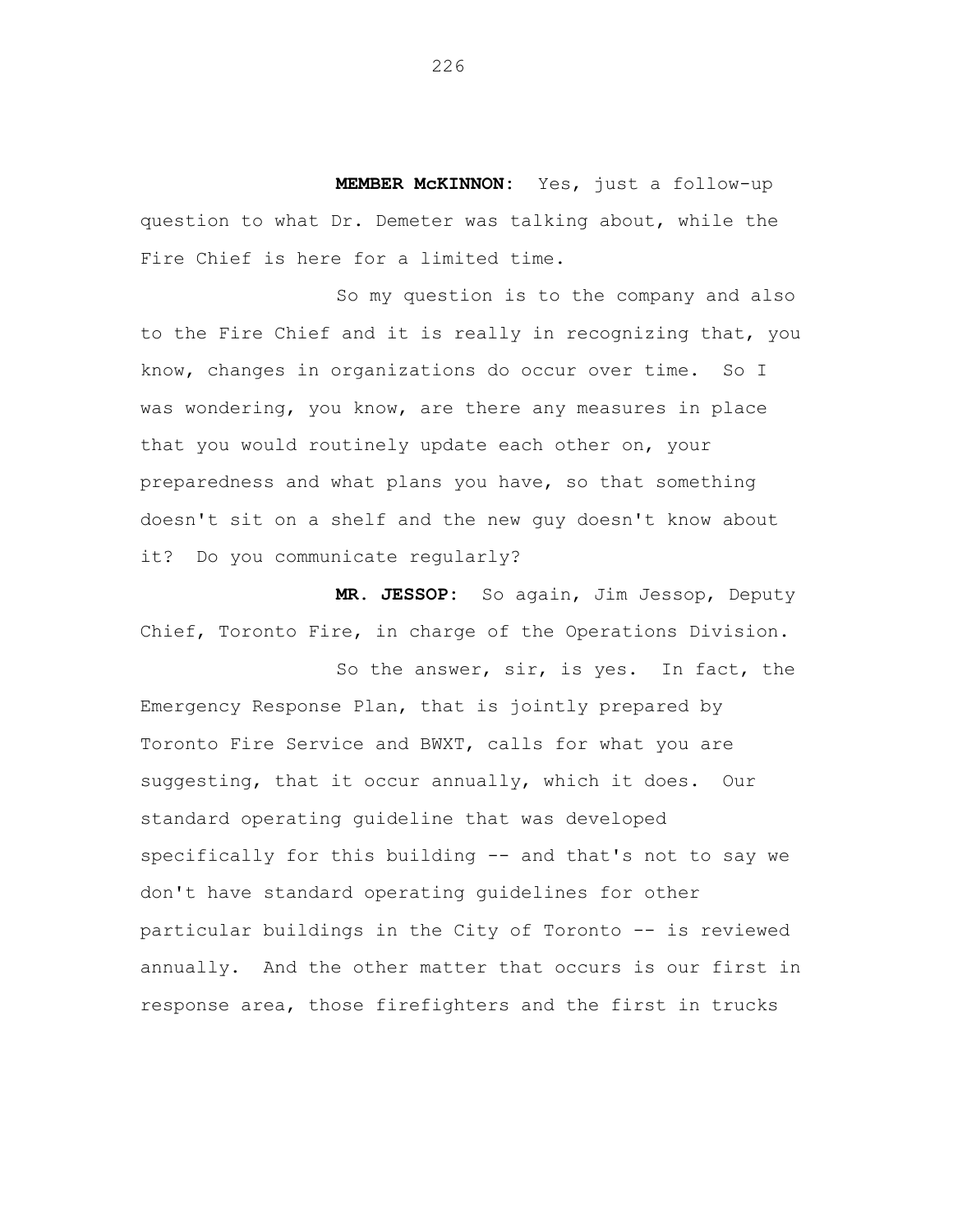**MEMBER McKINNON:** Yes, just a follow-up question to what Dr. Demeter was talking about, while the Fire Chief is here for a limited time.

So my question is to the company and also to the Fire Chief and it is really in recognizing that, you know, changes in organizations do occur over time. So I was wondering, you know, are there any measures in place that you would routinely update each other on, your preparedness and what plans you have, so that something doesn't sit on a shelf and the new guy doesn't know about it? Do you communicate regularly?

**MR. JESSOP:** So again, Jim Jessop, Deputy Chief, Toronto Fire, in charge of the Operations Division.

So the answer, sir, is yes. In fact, the Emergency Response Plan, that is jointly prepared by Toronto Fire Service and BWXT, calls for what you are suggesting, that it occur annually, which it does. Our standard operating guideline that was developed specifically for this building -- and that's not to say we don't have standard operating guidelines for other particular buildings in the City of Toronto -- is reviewed annually. And the other matter that occurs is our first in response area, those firefighters and the first in trucks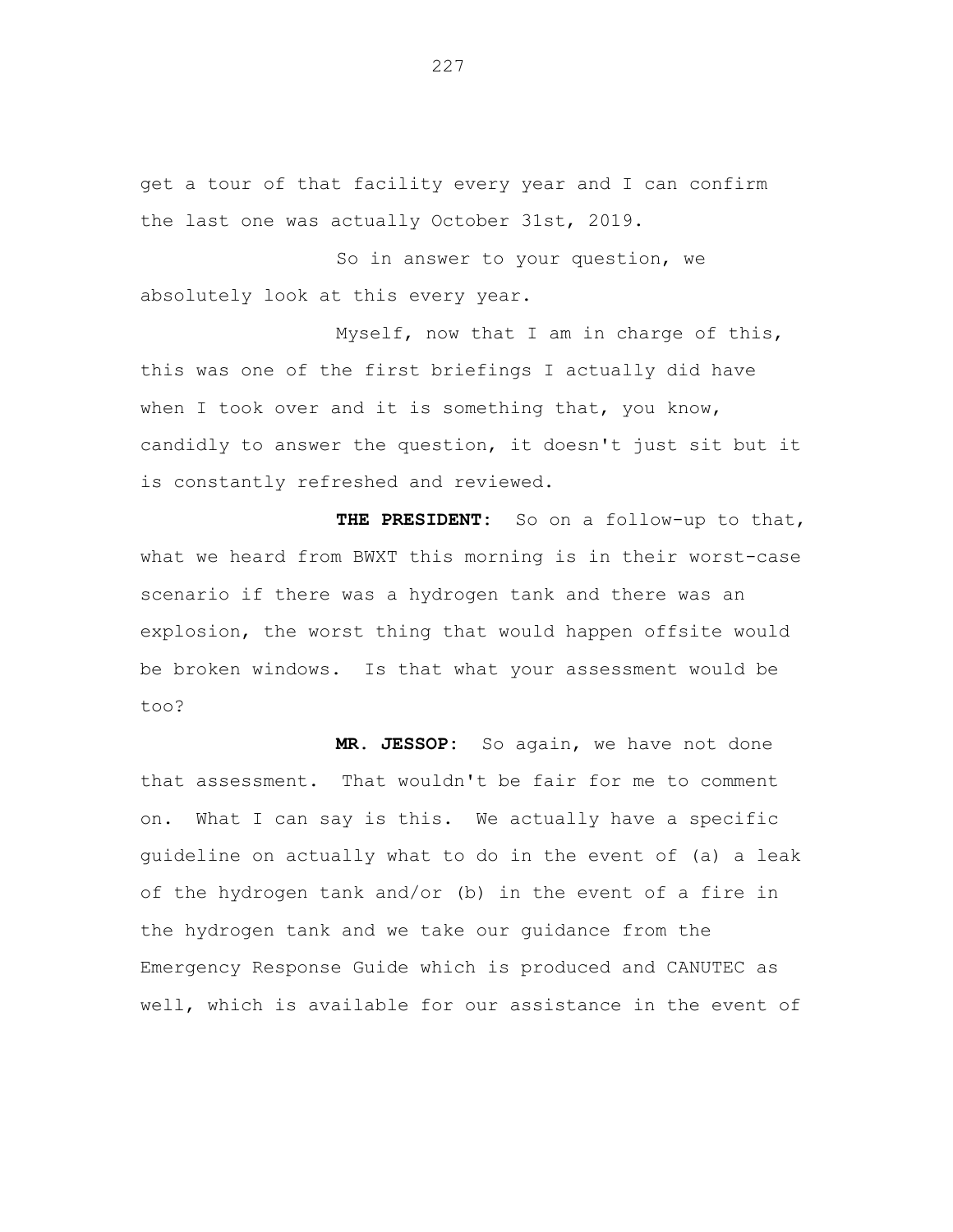get a tour of that facility every year and I can confirm the last one was actually October 31st, 2019.

So in answer to your question, we absolutely look at this every year.

Myself, now that I am in charge of this, this was one of the first briefings I actually did have when I took over and it is something that, you know, candidly to answer the question, it doesn't just sit but it is constantly refreshed and reviewed.

**THE PRESIDENT:** So on a follow-up to that, what we heard from BWXT this morning is in their worst-case scenario if there was a hydrogen tank and there was an explosion, the worst thing that would happen offsite would be broken windows. Is that what your assessment would be too?

**MR. JESSOP:** So again, we have not done that assessment. That wouldn't be fair for me to comment on. What I can say is this. We actually have a specific guideline on actually what to do in the event of (a) a leak of the hydrogen tank and/or (b) in the event of a fire in the hydrogen tank and we take our guidance from the Emergency Response Guide which is produced and CANUTEC as well, which is available for our assistance in the event of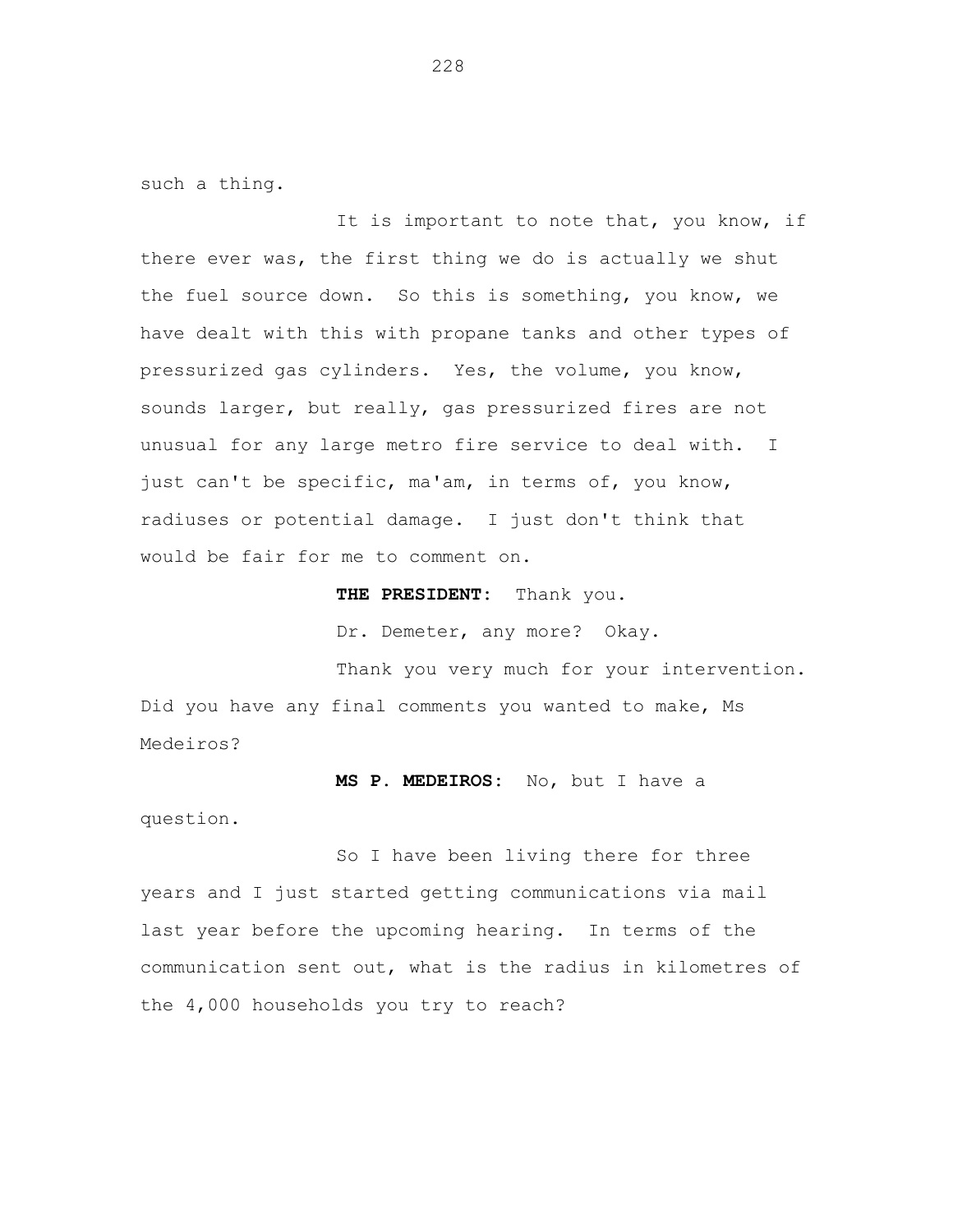such a thing.

It is important to note that, you know, if there ever was, the first thing we do is actually we shut the fuel source down. So this is something, you know, we have dealt with this with propane tanks and other types of pressurized gas cylinders. Yes, the volume, you know, sounds larger, but really, gas pressurized fires are not unusual for any large metro fire service to deal with. I just can't be specific, ma'am, in terms of, you know, radiuses or potential damage. I just don't think that would be fair for me to comment on.

**THE PRESIDENT:** Thank you.

Dr. Demeter, any more? Okay.

Thank you very much for your intervention. Did you have any final comments you wanted to make, Ms Medeiros?

**MS P. MEDEIROS:** No, but I have a question.

So I have been living there for three years and I just started getting communications via mail last year before the upcoming hearing. In terms of the communication sent out, what is the radius in kilometres of the 4,000 households you try to reach?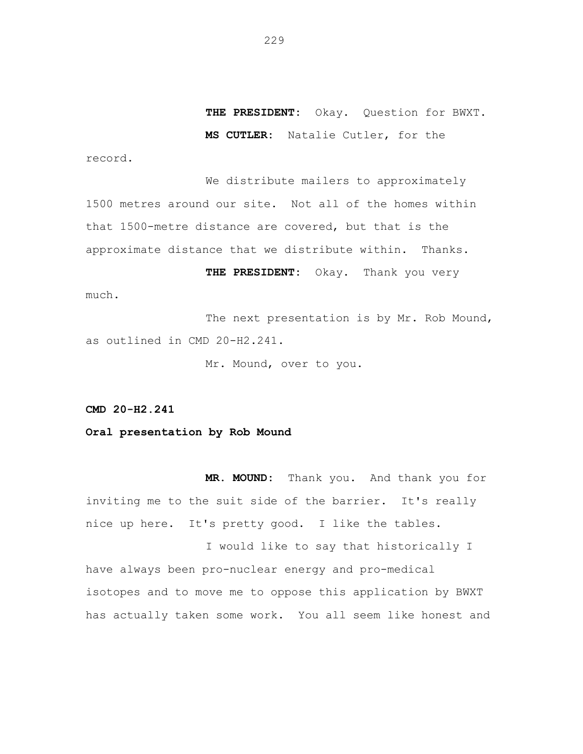**THE PRESIDENT:** Okay. Question for BWXT.

**MS CUTLER:** Natalie Cutler, for the record.

We distribute mailers to approximately 1500 metres around our site. Not all of the homes within that 1500-metre distance are covered, but that is the approximate distance that we distribute within. Thanks.

**THE PRESIDENT:** Okay. Thank you very much.

The next presentation is by Mr. Rob Mound, as outlined in CMD 20-H2.241.

Mr. Mound, over to you.

**CMD 20-H2.241**

**Oral presentation by Rob Mound**

**MR. MOUND:** Thank you. And thank you for inviting me to the suit side of the barrier. It's really nice up here. It's pretty good. I like the tables.

I would like to say that historically I have always been pro-nuclear energy and pro-medical isotopes and to move me to oppose this application by BWXT has actually taken some work. You all seem like honest and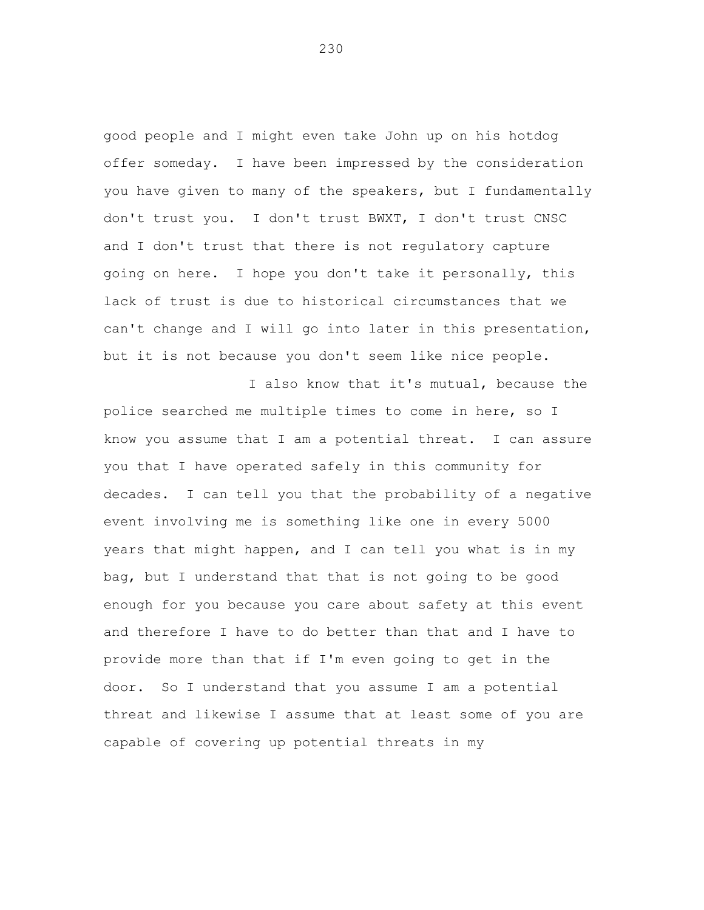good people and I might even take John up on his hotdog offer someday. I have been impressed by the consideration you have given to many of the speakers, but I fundamentally don't trust you. I don't trust BWXT, I don't trust CNSC and I don't trust that there is not regulatory capture going on here. I hope you don't take it personally, this lack of trust is due to historical circumstances that we can't change and I will go into later in this presentation, but it is not because you don't seem like nice people.

I also know that it's mutual, because the police searched me multiple times to come in here, so I know you assume that I am a potential threat. I can assure you that I have operated safely in this community for decades. I can tell you that the probability of a negative event involving me is something like one in every 5000 years that might happen, and I can tell you what is in my bag, but I understand that that is not going to be good enough for you because you care about safety at this event and therefore I have to do better than that and I have to provide more than that if I'm even going to get in the door. So I understand that you assume I am a potential threat and likewise I assume that at least some of you are capable of covering up potential threats in my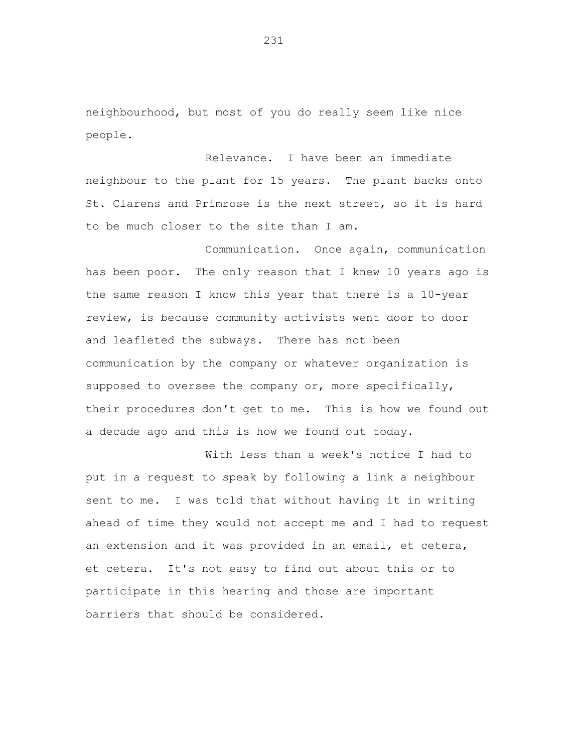neighbourhood, but most of you do really seem like nice people.

Relevance. I have been an immediate neighbour to the plant for 15 years. The plant backs onto St. Clarens and Primrose is the next street, so it is hard to be much closer to the site than I am.

Communication. Once again, communication has been poor. The only reason that I knew 10 years ago is the same reason I know this year that there is a 10-year review, is because community activists went door to door and leafleted the subways. There has not been communication by the company or whatever organization is supposed to oversee the company or, more specifically, their procedures don't get to me. This is how we found out a decade ago and this is how we found out today.

With less than a week's notice I had to put in a request to speak by following a link a neighbour sent to me. I was told that without having it in writing ahead of time they would not accept me and I had to request an extension and it was provided in an email, et cetera, et cetera. It's not easy to find out about this or to participate in this hearing and those are important barriers that should be considered.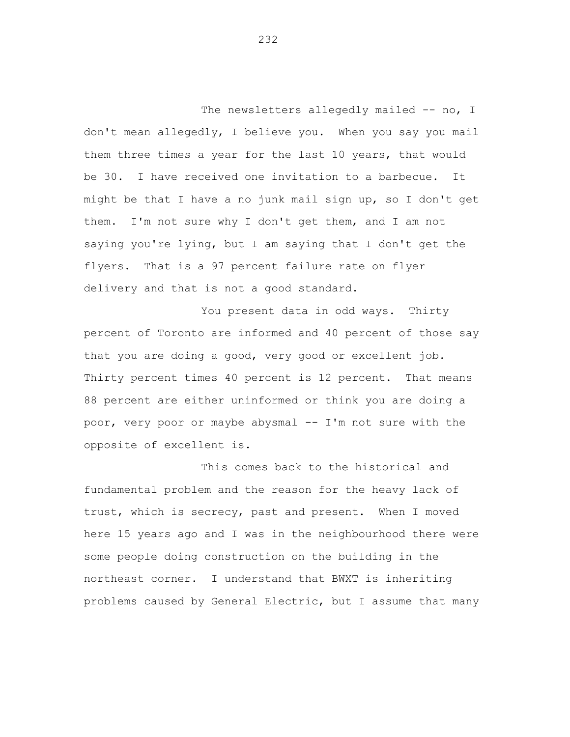The newsletters allegedly mailed -- no, I don't mean allegedly, I believe you. When you say you mail them three times a year for the last 10 years, that would be 30. I have received one invitation to a barbecue. It might be that I have a no junk mail sign up, so I don't get them. I'm not sure why I don't get them, and I am not saying you're lying, but I am saying that I don't get the flyers. That is a 97 percent failure rate on flyer delivery and that is not a good standard.

You present data in odd ways. Thirty percent of Toronto are informed and 40 percent of those say that you are doing a good, very good or excellent job. Thirty percent times 40 percent is 12 percent. That means 88 percent are either uninformed or think you are doing a poor, very poor or maybe abysmal -- I'm not sure with the opposite of excellent is.

This comes back to the historical and fundamental problem and the reason for the heavy lack of trust, which is secrecy, past and present. When I moved here 15 years ago and I was in the neighbourhood there were some people doing construction on the building in the northeast corner. I understand that BWXT is inheriting problems caused by General Electric, but I assume that many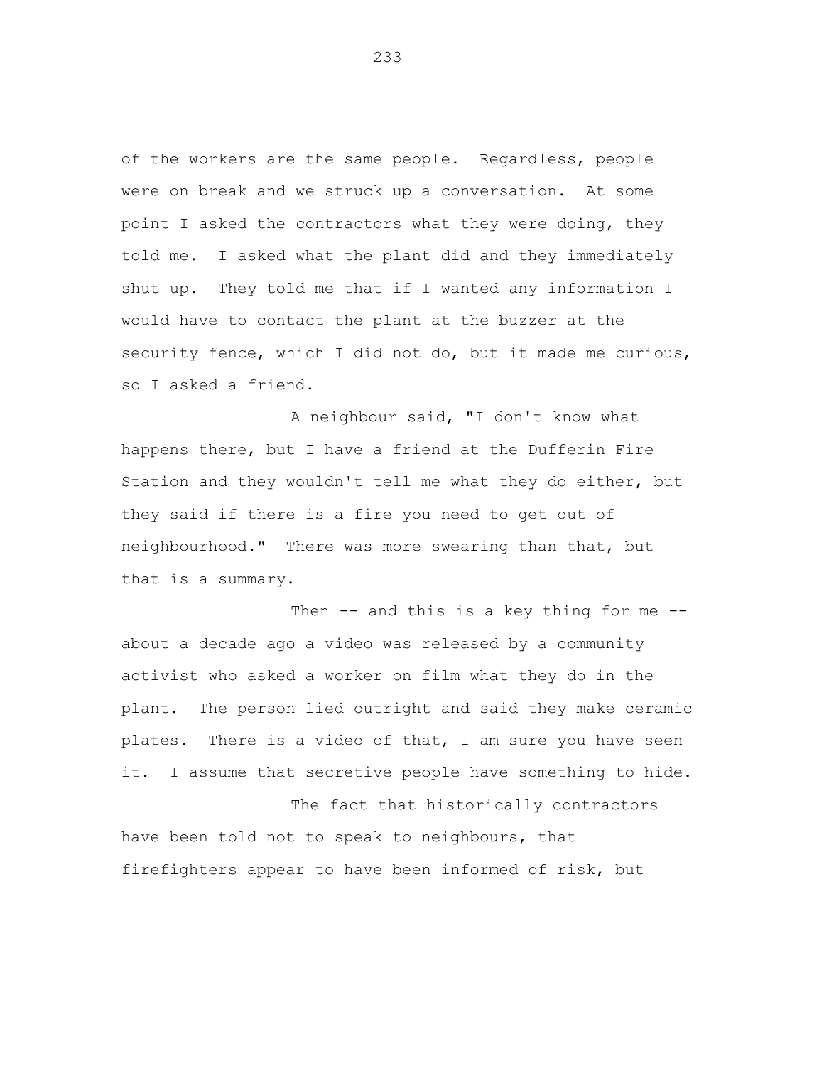of the workers are the same people. Regardless, people were on break and we struck up a conversation. At some point I asked the contractors what they were doing, they told me. I asked what the plant did and they immediately shut up. They told me that if I wanted any information I would have to contact the plant at the buzzer at the security fence, which I did not do, but it made me curious, so I asked a friend.

A neighbour said, "I don't know what happens there, but I have a friend at the Dufferin Fire Station and they wouldn't tell me what they do either, but they said if there is a fire you need to get out of neighbourhood." There was more swearing than that, but that is a summary.

Then -- and this is a key thing for me -- about a decade ago a video was released by a community activist who asked a worker on film what they do in the plant. The person lied outright and said they make ceramic plates. There is a video of that, I am sure you have seen it. I assume that secretive people have something to hide.

The fact that historically contractors have been told not to speak to neighbours, that firefighters appear to have been informed of risk, but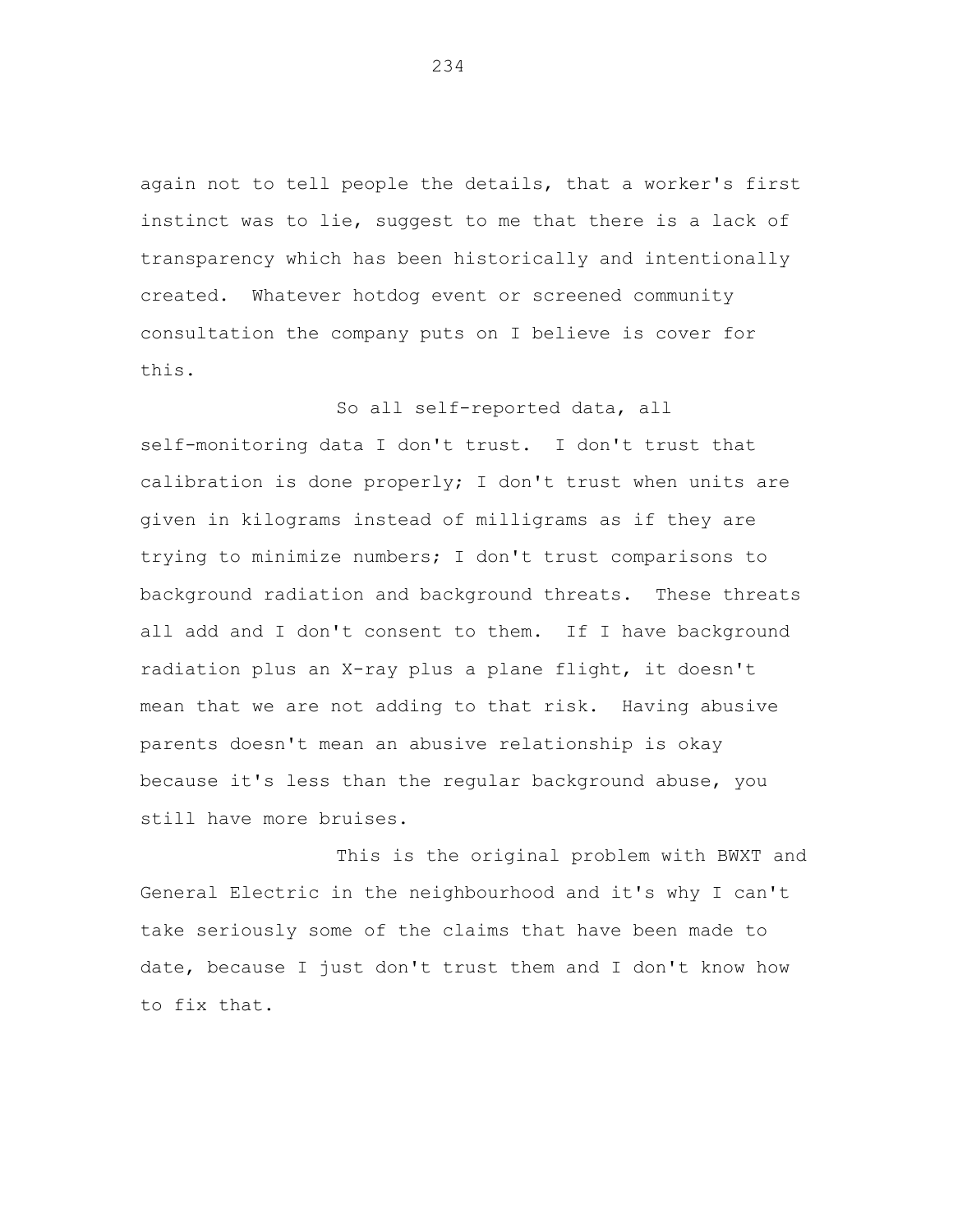again not to tell people the details, that a worker's first instinct was to lie, suggest to me that there is a lack of transparency which has been historically and intentionally created. Whatever hotdog event or screened community consultation the company puts on I believe is cover for this.

So all self-reported data, all self-monitoring data I don't trust. I don't trust that calibration is done properly; I don't trust when units are given in kilograms instead of milligrams as if they are trying to minimize numbers; I don't trust comparisons to background radiation and background threats. These threats all add and I don't consent to them. If I have background radiation plus an X-ray plus a plane flight, it doesn't mean that we are not adding to that risk. Having abusive parents doesn't mean an abusive relationship is okay because it's less than the regular background abuse, you still have more bruises.

This is the original problem with BWXT and General Electric in the neighbourhood and it's why I can't take seriously some of the claims that have been made to date, because I just don't trust them and I don't know how to fix that.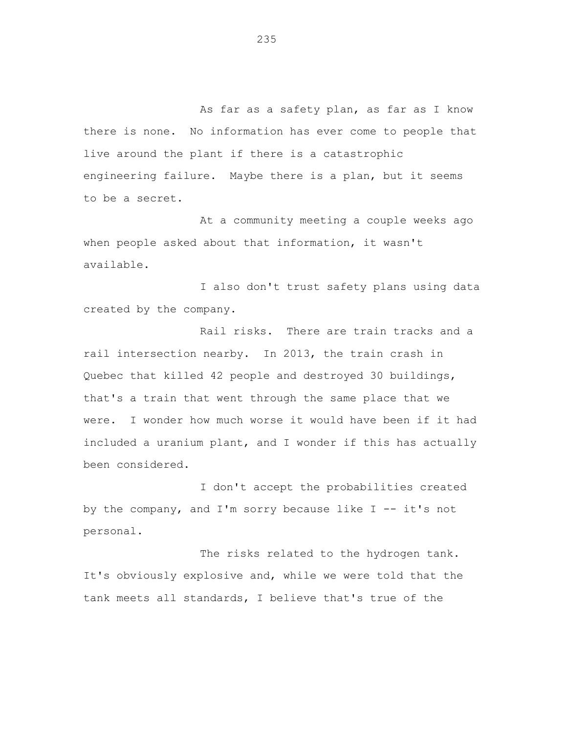As far as a safety plan, as far as I know there is none. No information has ever come to people that live around the plant if there is a catastrophic engineering failure. Maybe there is a plan, but it seems to be a secret.

At a community meeting a couple weeks ago when people asked about that information, it wasn't available.

I also don't trust safety plans using data created by the company.

Rail risks. There are train tracks and a rail intersection nearby. In 2013, the train crash in Quebec that killed 42 people and destroyed 30 buildings, that's a train that went through the same place that we were. I wonder how much worse it would have been if it had included a uranium plant, and I wonder if this has actually been considered.

I don't accept the probabilities created by the company, and I'm sorry because like I -- it's not personal.

The risks related to the hydrogen tank. It's obviously explosive and, while we were told that the tank meets all standards, I believe that's true of the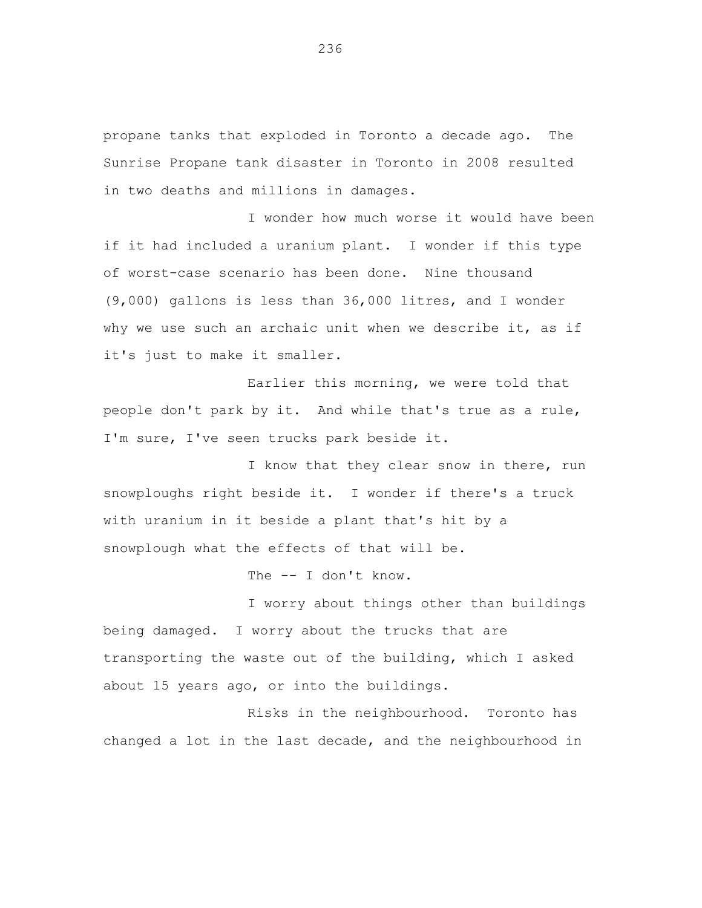propane tanks that exploded in Toronto a decade ago. The Sunrise Propane tank disaster in Toronto in 2008 resulted in two deaths and millions in damages.

I wonder how much worse it would have been if it had included a uranium plant. I wonder if this type of worst-case scenario has been done. Nine thousand (9,000) gallons is less than 36,000 litres, and I wonder why we use such an archaic unit when we describe it, as if it's just to make it smaller.

Earlier this morning, we were told that people don't park by it. And while that's true as a rule, I'm sure, I've seen trucks park beside it.

I know that they clear snow in there, run snowploughs right beside it. I wonder if there's a truck with uranium in it beside a plant that's hit by a snowplough what the effects of that will be.

The -- I don't know.

I worry about things other than buildings being damaged. I worry about the trucks that are transporting the waste out of the building, which I asked about 15 years ago, or into the buildings.

Risks in the neighbourhood. Toronto has changed a lot in the last decade, and the neighbourhood in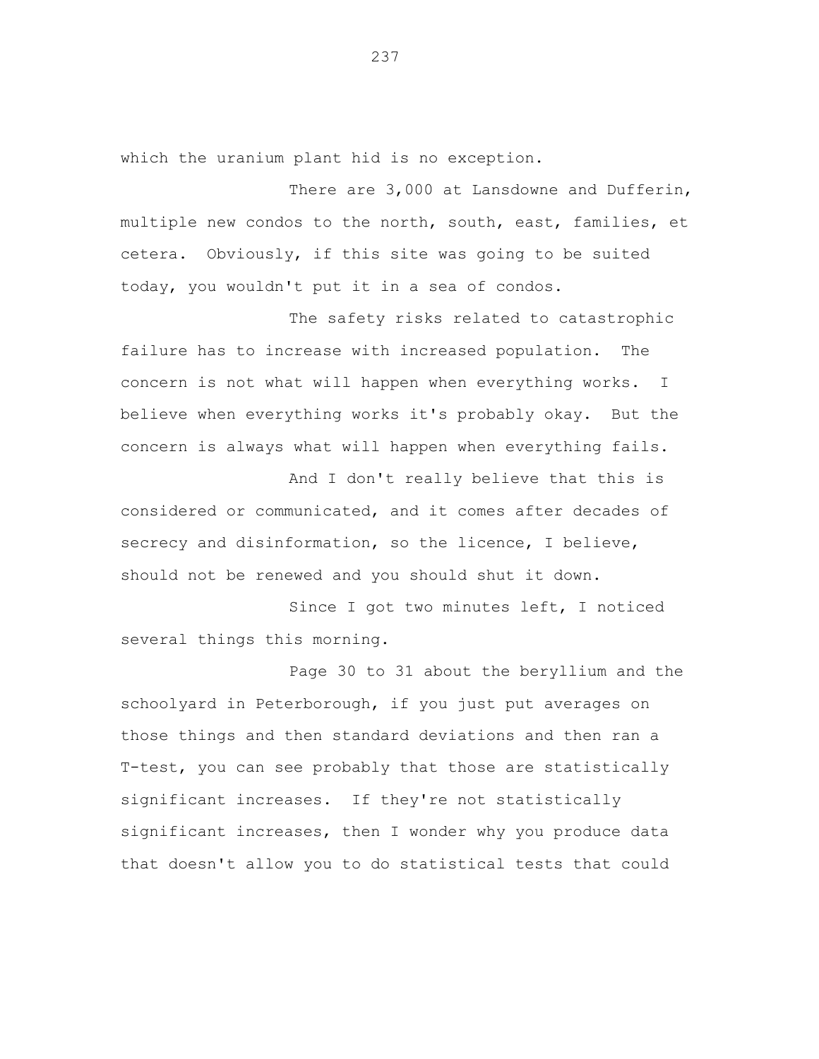which the uranium plant hid is no exception.

There are 3,000 at Lansdowne and Dufferin, multiple new condos to the north, south, east, families, et cetera. Obviously, if this site was going to be suited today, you wouldn't put it in a sea of condos.

The safety risks related to catastrophic failure has to increase with increased population. The concern is not what will happen when everything works. I believe when everything works it's probably okay. But the concern is always what will happen when everything fails.

And I don't really believe that this is considered or communicated, and it comes after decades of secrecy and disinformation, so the licence, I believe, should not be renewed and you should shut it down.

Since I got two minutes left, I noticed several things this morning.

Page 30 to 31 about the beryllium and the schoolyard in Peterborough, if you just put averages on those things and then standard deviations and then ran a T-test, you can see probably that those are statistically significant increases. If they're not statistically significant increases, then I wonder why you produce data that doesn't allow you to do statistical tests that could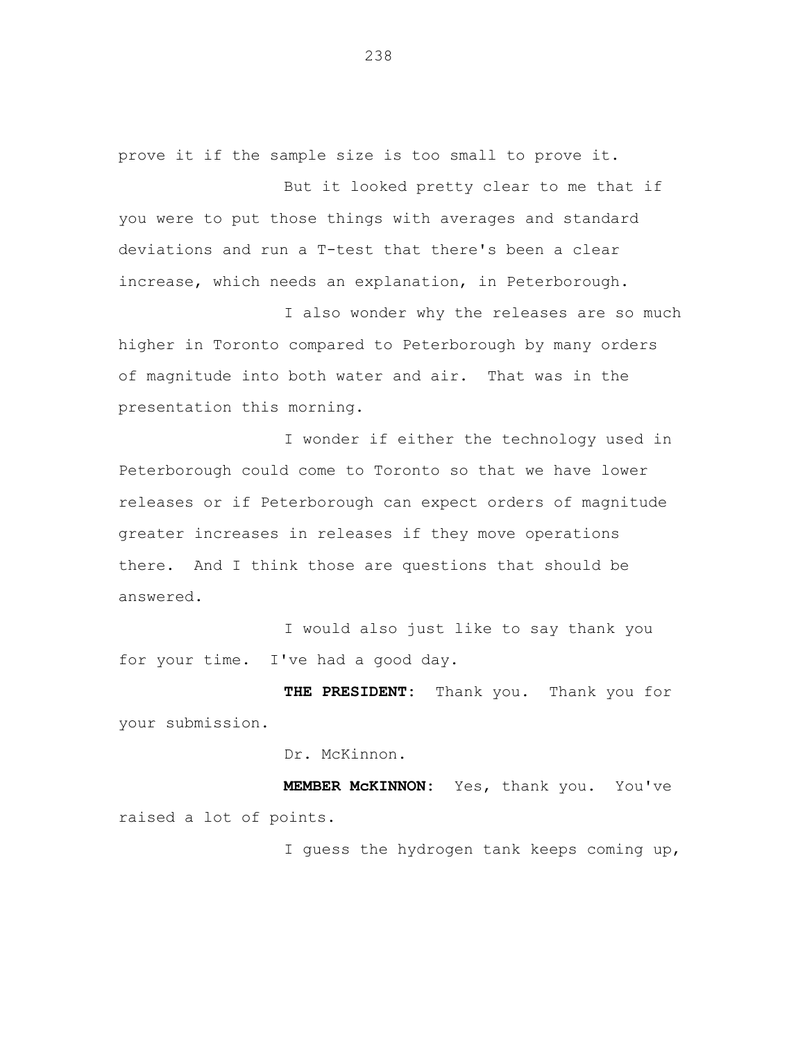prove it if the sample size is too small to prove it.

But it looked pretty clear to me that if you were to put those things with averages and standard deviations and run a T-test that there's been a clear increase, which needs an explanation, in Peterborough.

I also wonder why the releases are so much higher in Toronto compared to Peterborough by many orders of magnitude into both water and air. That was in the presentation this morning.

I wonder if either the technology used in Peterborough could come to Toronto so that we have lower releases or if Peterborough can expect orders of magnitude greater increases in releases if they move operations there. And I think those are questions that should be answered.

I would also just like to say thank you for your time. I've had a good day.

**THE PRESIDENT:** Thank you. Thank you for your submission.

Dr. McKinnon.

**MEMBER McKINNON:** Yes, thank you. You've raised a lot of points.

I guess the hydrogen tank keeps coming up,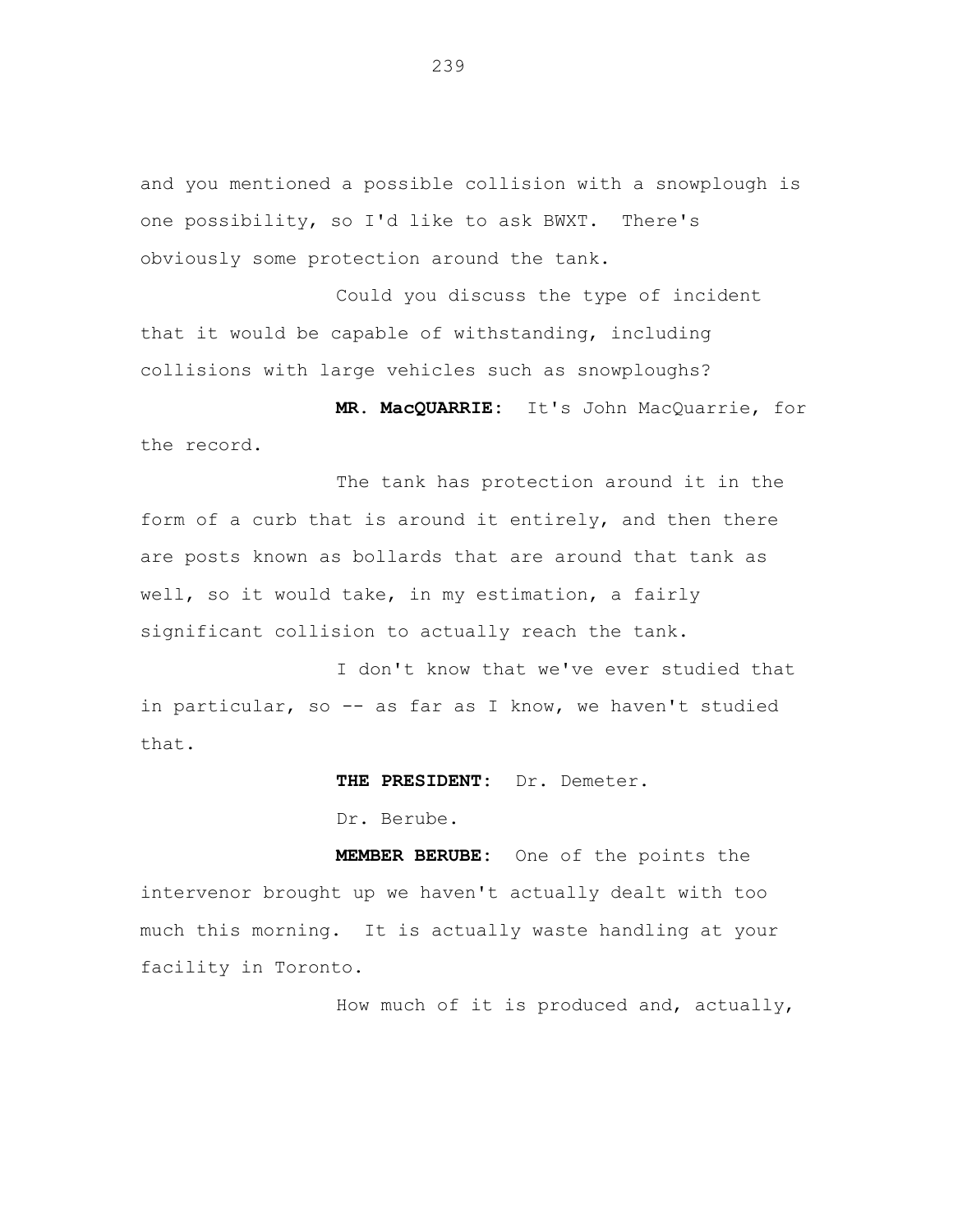and you mentioned a possible collision with a snowplough is one possibility, so I'd like to ask BWXT. There's obviously some protection around the tank.

Could you discuss the type of incident that it would be capable of withstanding, including collisions with large vehicles such as snowploughs?

**MR. MacQUARRIE:** It's John MacQuarrie, for the record.

The tank has protection around it in the form of a curb that is around it entirely, and then there are posts known as bollards that are around that tank as well, so it would take, in my estimation, a fairly significant collision to actually reach the tank.

I don't know that we've ever studied that in particular, so -- as far as I know, we haven't studied that.

**THE PRESIDENT:** Dr. Demeter.

Dr. Berube.

**MEMBER BERUBE:** One of the points the intervenor brought up we haven't actually dealt with too much this morning. It is actually waste handling at your facility in Toronto.

How much of it is produced and, actually,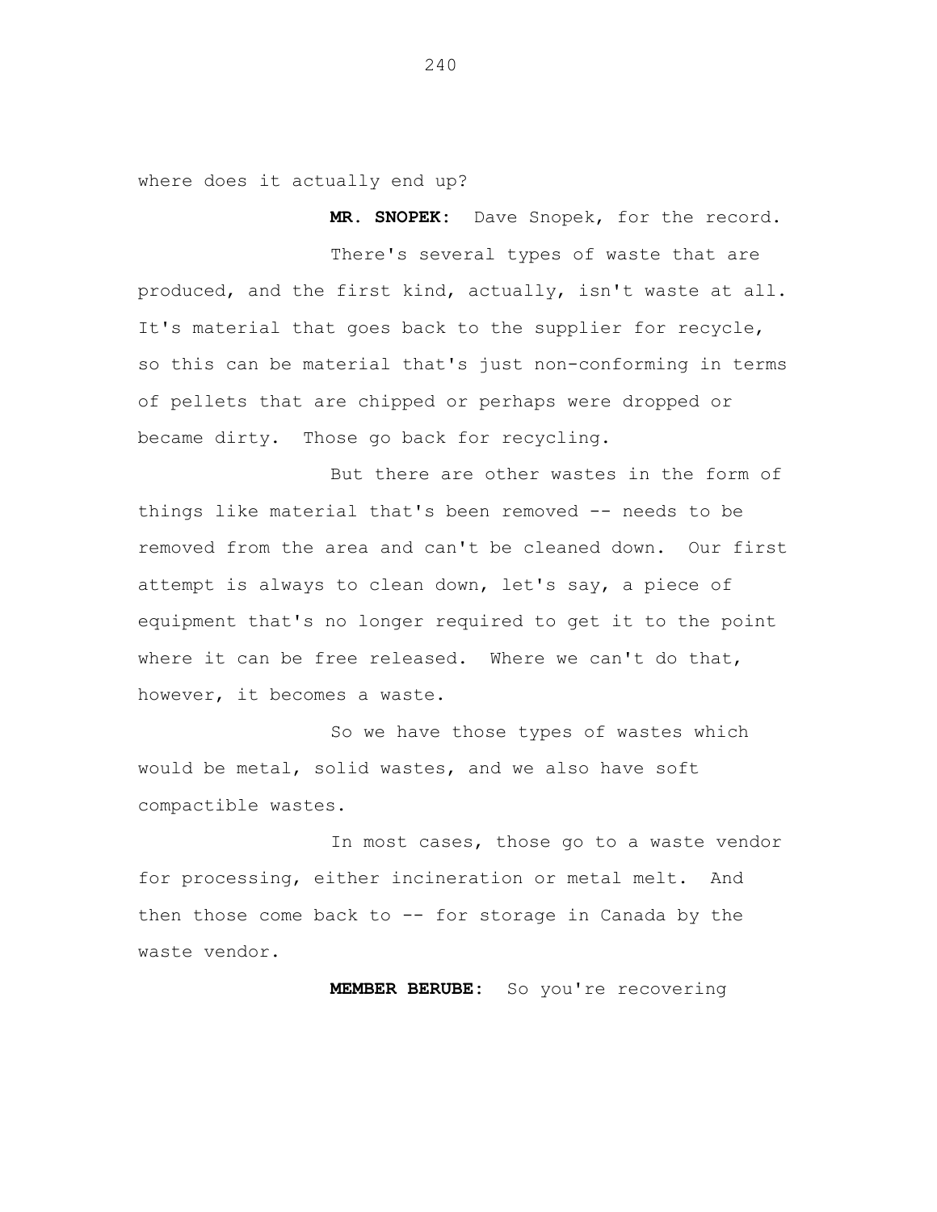where does it actually end up?

**MR. SNOPEK:** Dave Snopek, for the record.

There's several types of waste that are produced, and the first kind, actually, isn't waste at all. It's material that goes back to the supplier for recycle, so this can be material that's just non-conforming in terms of pellets that are chipped or perhaps were dropped or became dirty. Those go back for recycling.

But there are other wastes in the form of things like material that's been removed -- needs to be removed from the area and can't be cleaned down. Our first attempt is always to clean down, let's say, a piece of equipment that's no longer required to get it to the point where it can be free released. Where we can't do that, however, it becomes a waste.

So we have those types of wastes which would be metal, solid wastes, and we also have soft compactible wastes.

In most cases, those go to a waste vendor for processing, either incineration or metal melt. And then those come back to -- for storage in Canada by the waste vendor.

**MEMBER BERUBE:** So you're recovering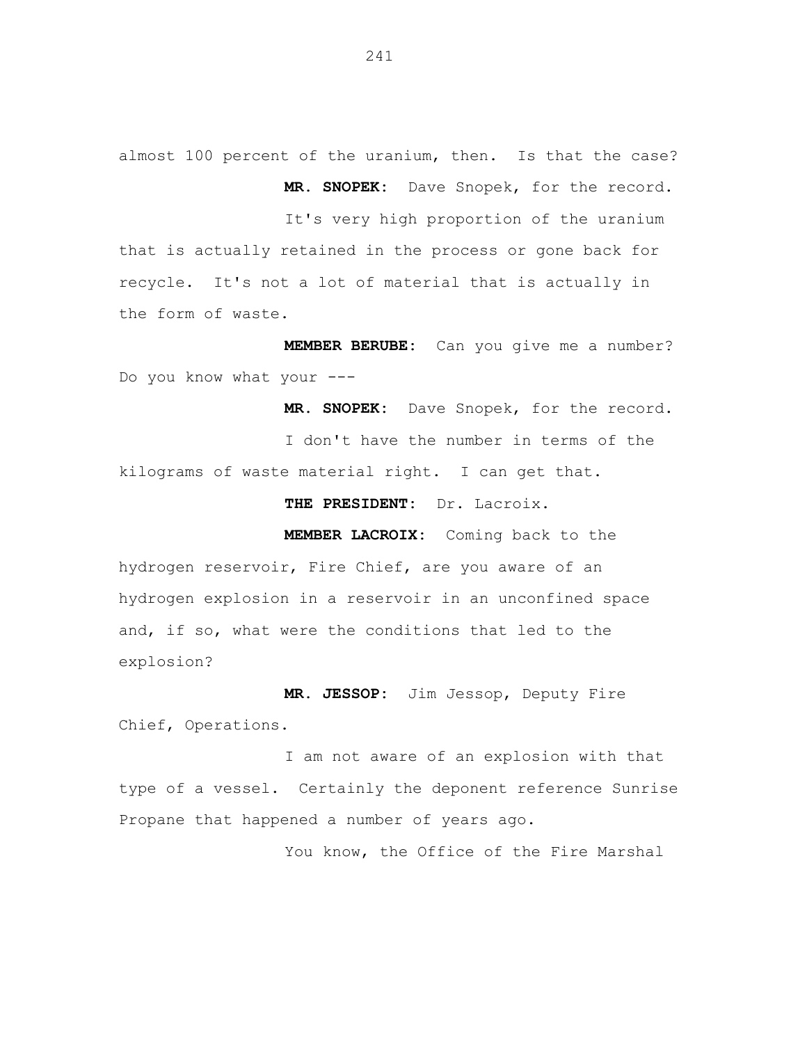almost 100 percent of the uranium, then. Is that the case?

**MR. SNOPEK:** Dave Snopek, for the record.

It's very high proportion of the uranium that is actually retained in the process or gone back for recycle. It's not a lot of material that is actually in the form of waste.

**MEMBER BERUBE:** Can you give me a number? Do you know what your ---

**MR. SNOPEK:** Dave Snopek, for the record.

I don't have the number in terms of the kilograms of waste material right. I can get that.

**THE PRESIDENT:** Dr. Lacroix.

**MEMBER LACROIX:** Coming back to the hydrogen reservoir, Fire Chief, are you aware of an hydrogen explosion in a reservoir in an unconfined space and, if so, what were the conditions that led to the explosion?

**MR. JESSOP:** Jim Jessop, Deputy Fire Chief, Operations.

I am not aware of an explosion with that type of a vessel. Certainly the deponent reference Sunrise Propane that happened a number of years ago.

You know, the Office of the Fire Marshal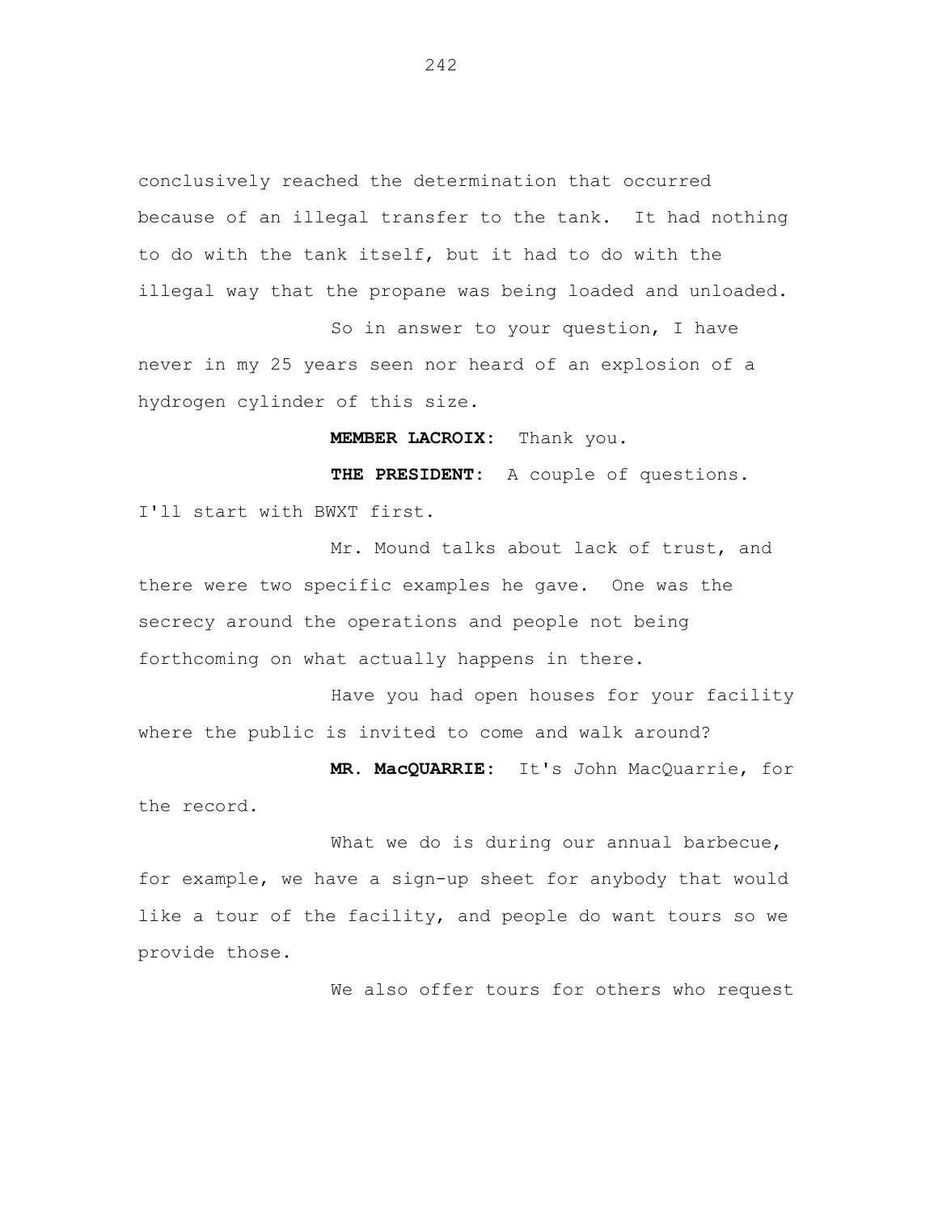conclusively reached the determination that occurred because of an illegal transfer to the tank. It had nothing to do with the tank itself, but it had to do with the illegal way that the propane was being loaded and unloaded.

So in answer to your question, I have never in my 25 years seen nor heard of an explosion of a hydrogen cylinder of this size.

**MEMBER LACROIX:** Thank you.

**THE PRESIDENT:** A couple of questions. I'll start with BWXT first.

Mr. Mound talks about lack of trust, and there were two specific examples he gave. One was the secrecy around the operations and people not being forthcoming on what actually happens in there.

Have you had open houses for your facility where the public is invited to come and walk around?

**MR. MacQUARRIE:** It's John MacQuarrie, for the record.

What we do is during our annual barbecue, for example, we have a sign-up sheet for anybody that would like a tour of the facility, and people do want tours so we provide those.

We also offer tours for others who request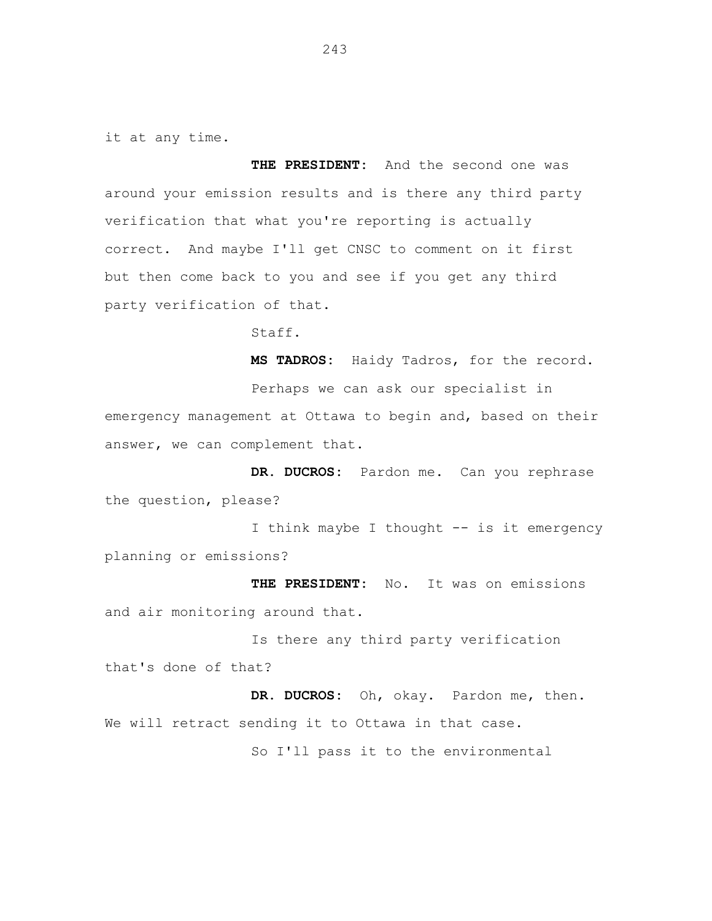it at any time.

**THE PRESIDENT:** And the second one was around your emission results and is there any third party verification that what you're reporting is actually correct. And maybe I'll get CNSC to comment on it first but then come back to you and see if you get any third party verification of that.

Staff.

**MS TADROS:** Haidy Tadros, for the record.

Perhaps we can ask our specialist in emergency management at Ottawa to begin and, based on their answer, we can complement that.

**DR. DUCROS:** Pardon me. Can you rephrase the question, please?

I think maybe I thought -- is it emergency planning or emissions?

**THE PRESIDENT:** No. It was on emissions and air monitoring around that.

Is there any third party verification that's done of that?

**DR. DUCROS:** Oh, okay. Pardon me, then. We will retract sending it to Ottawa in that case.

So I'll pass it to the environmental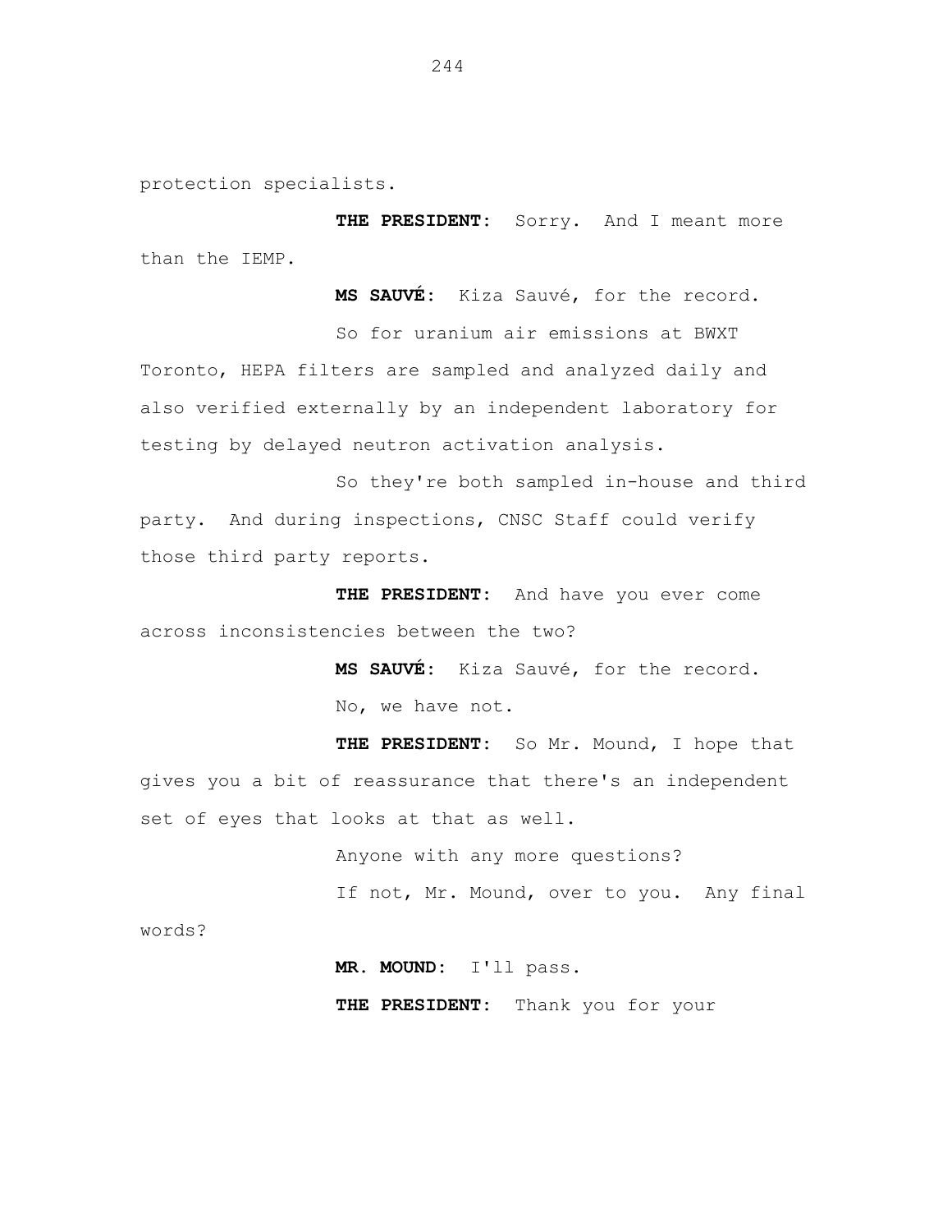protection specialists.

**THE PRESIDENT:** Sorry. And I meant more than the IEMP.

**MS SAUVÉ:** Kiza Sauvé, for the record.

So for uranium air emissions at BWXT Toronto, HEPA filters are sampled and analyzed daily and also verified externally by an independent laboratory for testing by delayed neutron activation analysis.

So they're both sampled in-house and third party. And during inspections, CNSC Staff could verify those third party reports.

**THE PRESIDENT:** And have you ever come across inconsistencies between the two?

**MS SAUVÉ:** Kiza Sauvé, for the record.

No, we have not.

**THE PRESIDENT:** So Mr. Mound, I hope that gives you a bit of reassurance that there's an independent set of eyes that looks at that as well.

Anyone with any more questions?

If not, Mr. Mound, over to you. Any final words?

**MR. MOUND:** I'll pass.

**THE PRESIDENT:** Thank you for your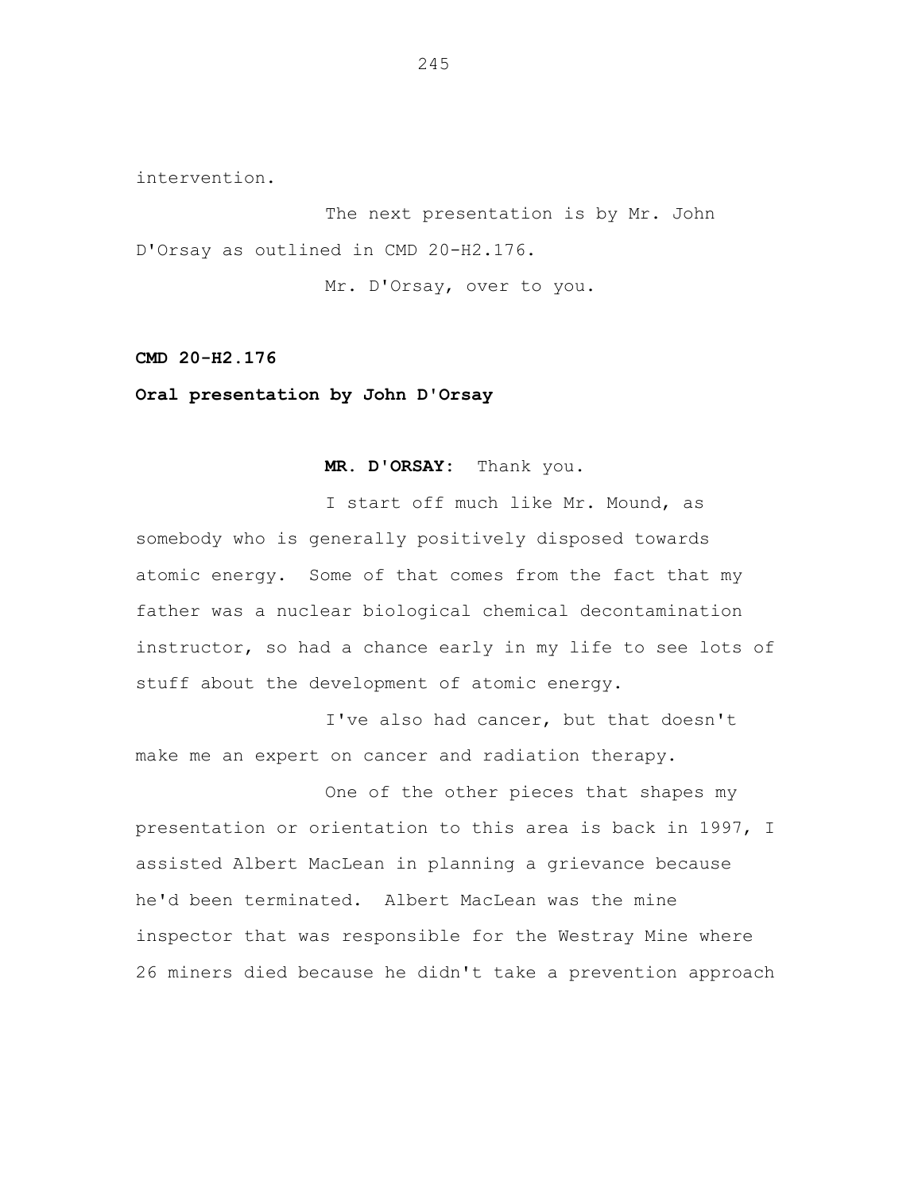intervention.

The next presentation is by Mr. John D'Orsay as outlined in CMD 20-H2.176.

Mr. D'Orsay, over to you.

**CMD 20-H2.176**

**Oral presentation by John D'Orsay**

**MR. D'ORSAY:** Thank you.

I start off much like Mr. Mound, as somebody who is generally positively disposed towards atomic energy. Some of that comes from the fact that my father was a nuclear biological chemical decontamination instructor, so had a chance early in my life to see lots of stuff about the development of atomic energy.

I've also had cancer, but that doesn't make me an expert on cancer and radiation therapy.

One of the other pieces that shapes my presentation or orientation to this area is back in 1997, I assisted Albert MacLean in planning a grievance because he'd been terminated. Albert MacLean was the mine inspector that was responsible for the Westray Mine where 26 miners died because he didn't take a prevention approach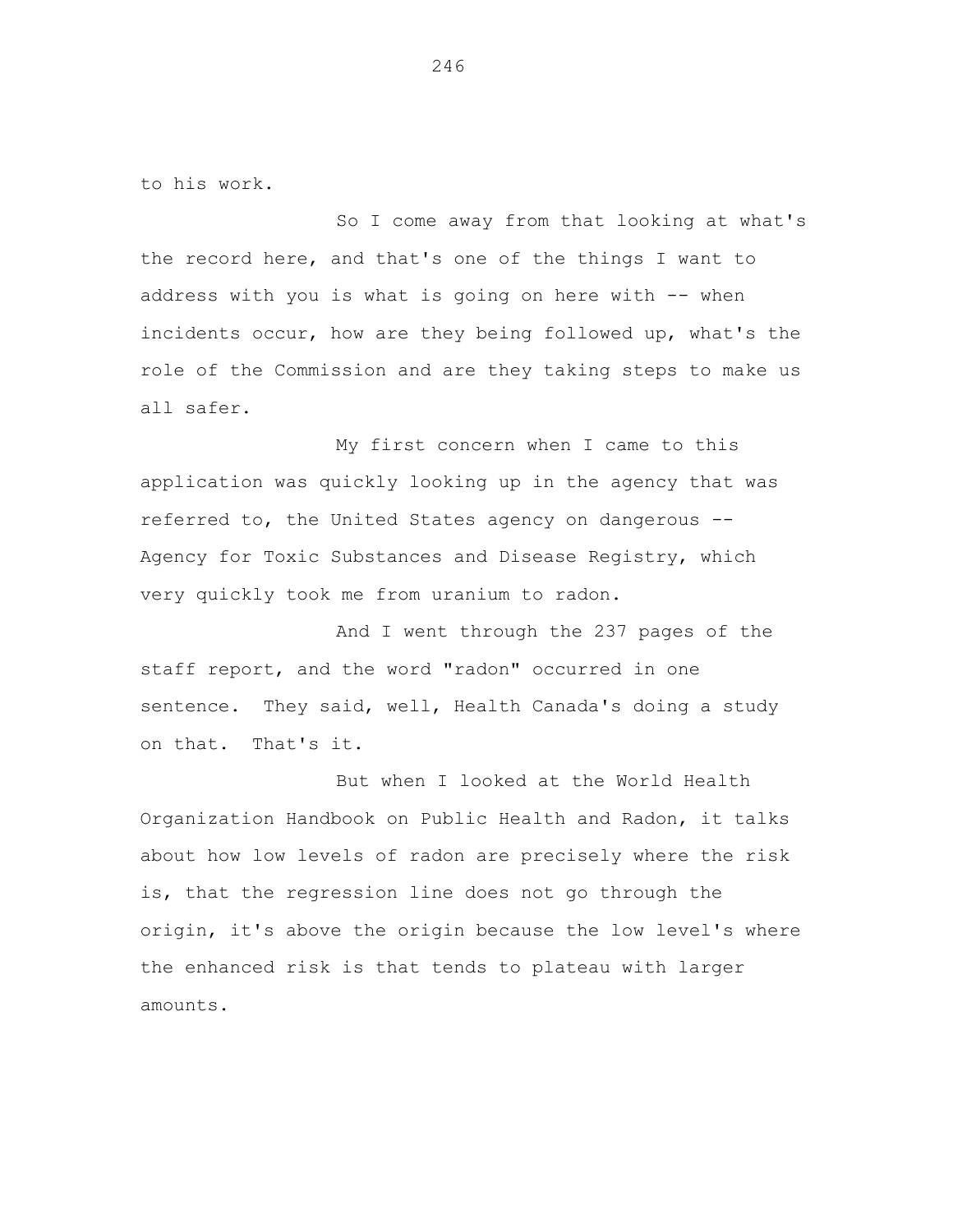to his work.

So I come away from that looking at what's the record here, and that's one of the things I want to address with you is what is going on here with -- when incidents occur, how are they being followed up, what's the role of the Commission and are they taking steps to make us all safer.

My first concern when I came to this application was quickly looking up in the agency that was referred to, the United States agency on dangerous -- Agency for Toxic Substances and Disease Registry, which very quickly took me from uranium to radon.

And I went through the 237 pages of the staff report, and the word "radon" occurred in one sentence. They said, well, Health Canada's doing a study on that. That's it.

But when I looked at the World Health Organization Handbook on Public Health and Radon, it talks about how low levels of radon are precisely where the risk is, that the regression line does not go through the origin, it's above the origin because the low level's where the enhanced risk is that tends to plateau with larger amounts.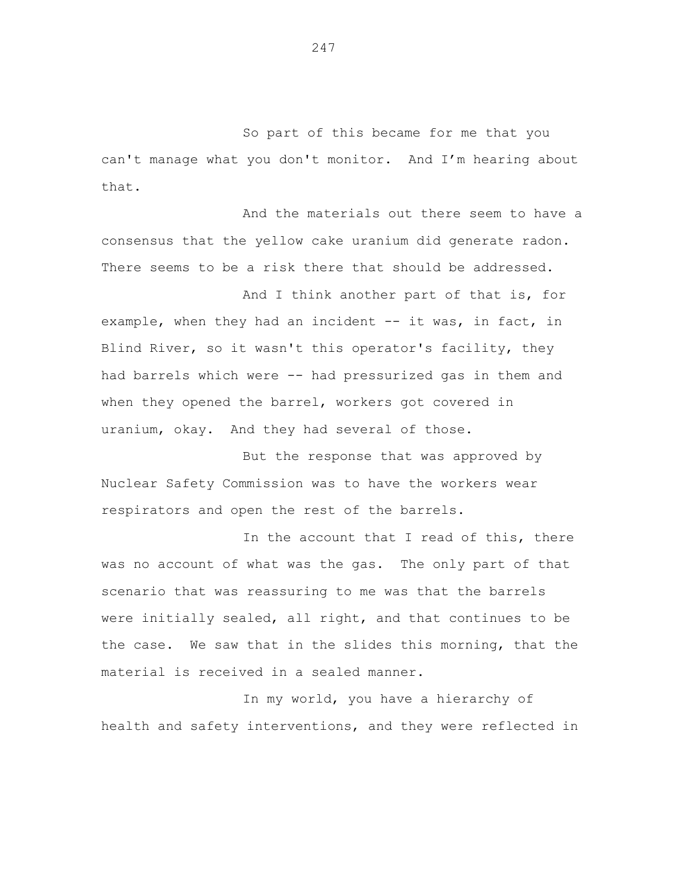So part of this became for me that you can't manage what you don't monitor. And I'm hearing about that.

And the materials out there seem to have a consensus that the yellow cake uranium did generate radon. There seems to be a risk there that should be addressed.

And I think another part of that is, for example, when they had an incident -- it was, in fact, in Blind River, so it wasn't this operator's facility, they had barrels which were -- had pressurized gas in them and when they opened the barrel, workers got covered in uranium, okay. And they had several of those.

But the response that was approved by Nuclear Safety Commission was to have the workers wear respirators and open the rest of the barrels.

In the account that I read of this, there was no account of what was the gas. The only part of that scenario that was reassuring to me was that the barrels were initially sealed, all right, and that continues to be the case. We saw that in the slides this morning, that the material is received in a sealed manner.

In my world, you have a hierarchy of health and safety interventions, and they were reflected in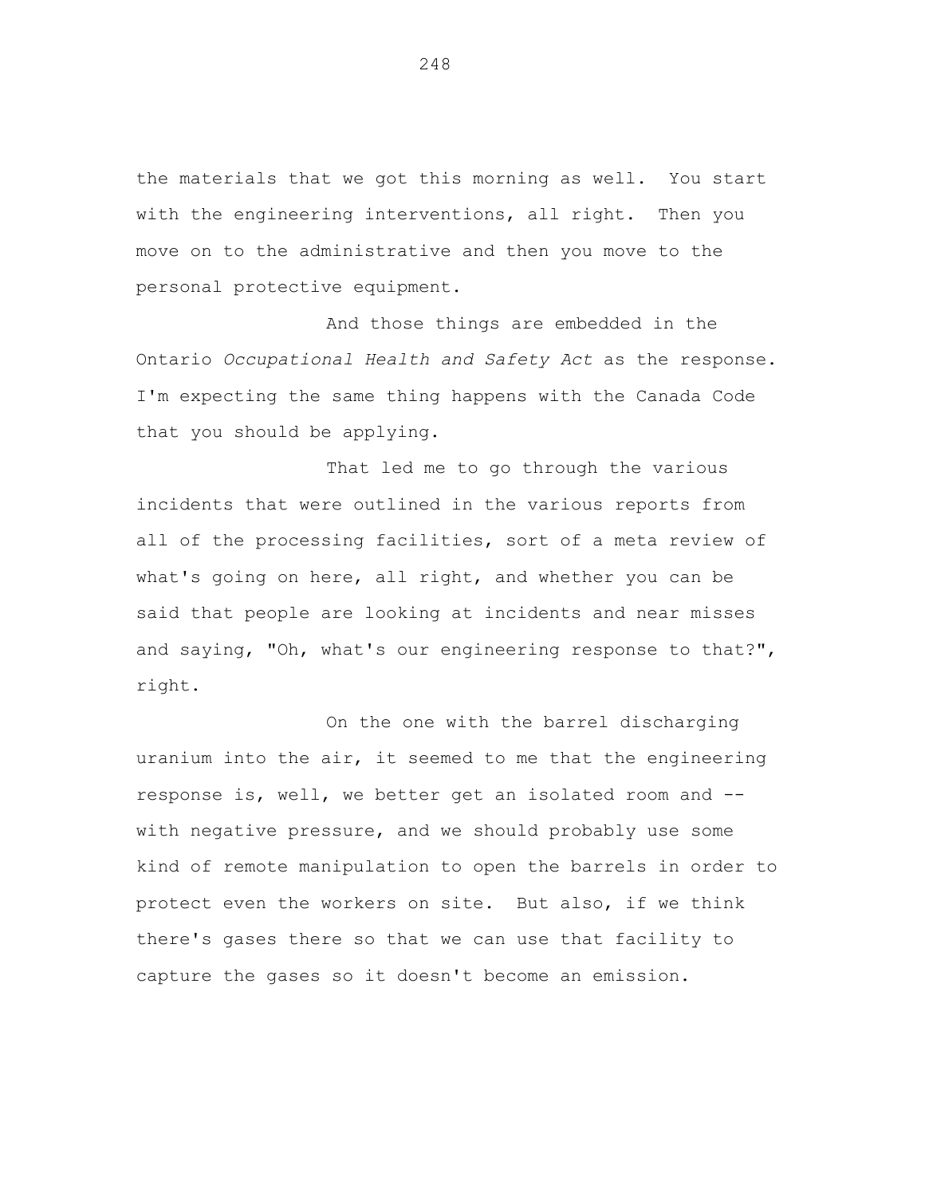the materials that we got this morning as well. You start with the engineering interventions, all right. Then you move on to the administrative and then you move to the personal protective equipment.

And those things are embedded in the Ontario *Occupational Health and Safety Act* as the response. I'm expecting the same thing happens with the Canada Code that you should be applying.

That led me to go through the various incidents that were outlined in the various reports from all of the processing facilities, sort of a meta review of what's going on here, all right, and whether you can be said that people are looking at incidents and near misses and saying, "Oh, what's our engineering response to that?", right.

On the one with the barrel discharging uranium into the air, it seemed to me that the engineering response is, well, we better get an isolated room and -- with negative pressure, and we should probably use some kind of remote manipulation to open the barrels in order to protect even the workers on site. But also, if we think there's gases there so that we can use that facility to capture the gases so it doesn't become an emission.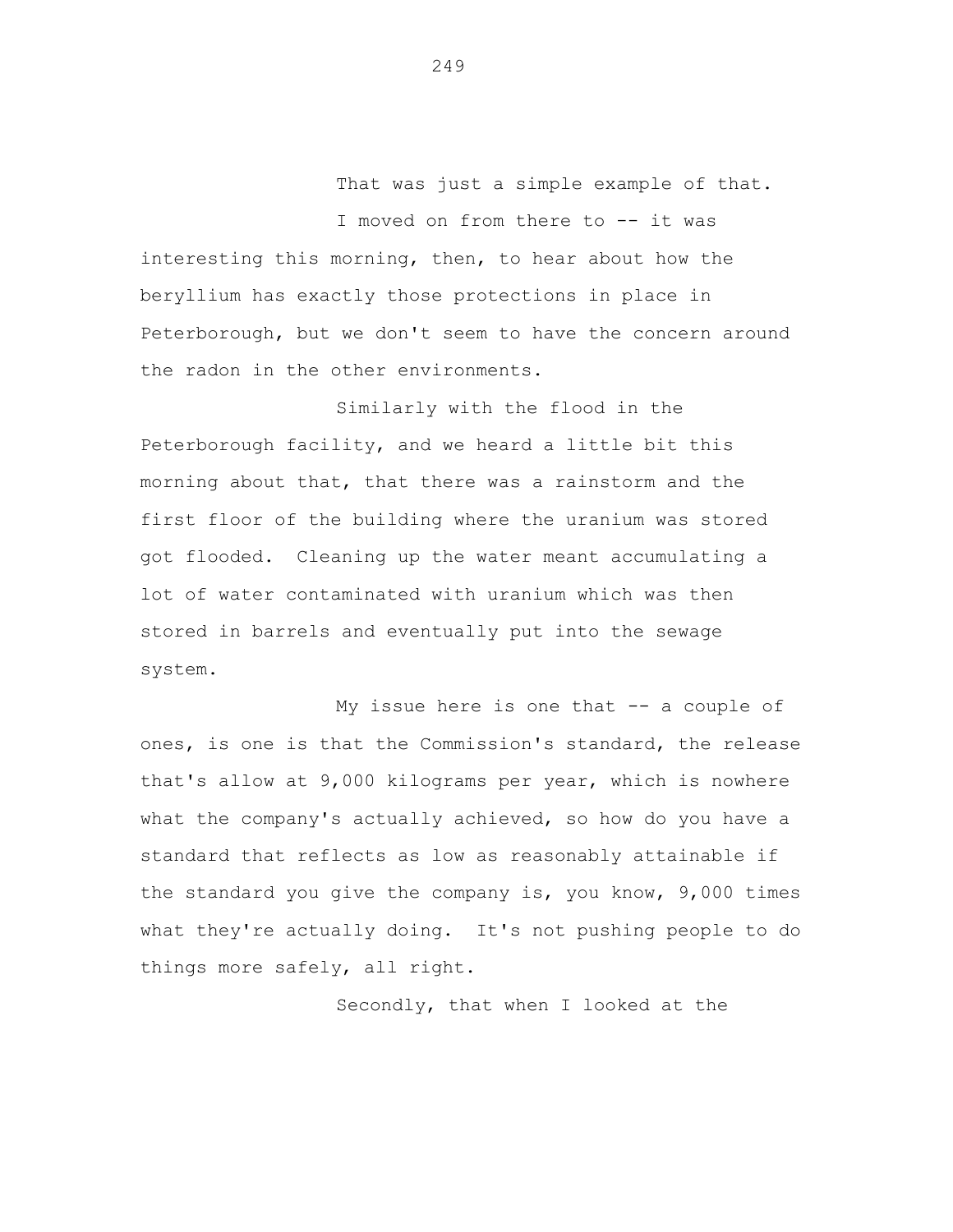That was just a simple example of that.

I moved on from there to -- it was interesting this morning, then, to hear about how the beryllium has exactly those protections in place in Peterborough, but we don't seem to have the concern around the radon in the other environments.

Similarly with the flood in the Peterborough facility, and we heard a little bit this morning about that, that there was a rainstorm and the first floor of the building where the uranium was stored got flooded. Cleaning up the water meant accumulating a lot of water contaminated with uranium which was then stored in barrels and eventually put into the sewage system.

My issue here is one that -- a couple of ones, is one is that the Commission's standard, the release that's allow at 9,000 kilograms per year, which is nowhere what the company's actually achieved, so how do you have a standard that reflects as low as reasonably attainable if the standard you give the company is, you know, 9,000 times what they're actually doing. It's not pushing people to do things more safely, all right.

Secondly, that when I looked at the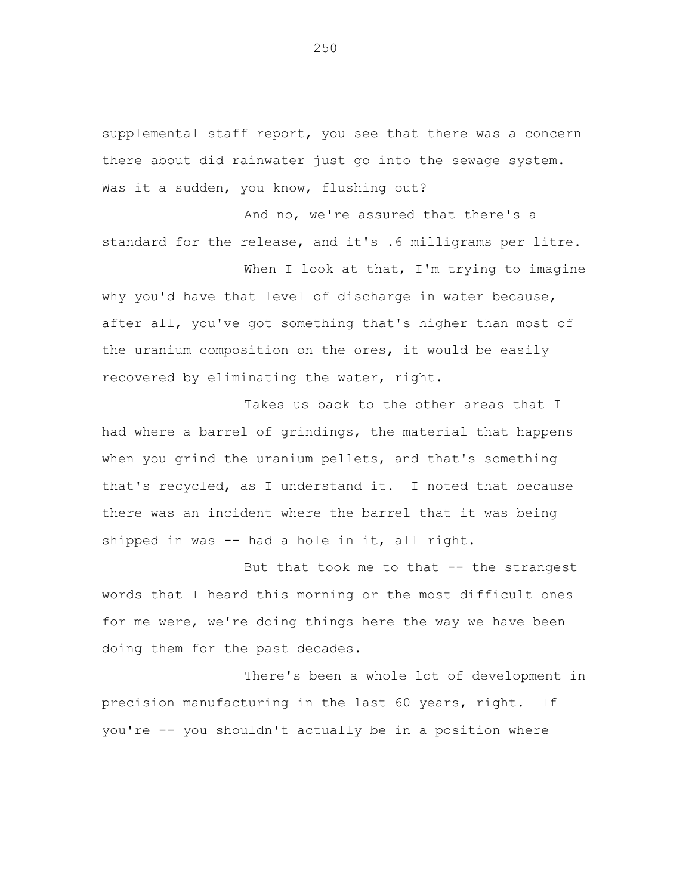supplemental staff report, you see that there was a concern there about did rainwater just go into the sewage system. Was it a sudden, you know, flushing out?

And no, we're assured that there's a standard for the release, and it's .6 milligrams per litre.

When I look at that, I'm trying to imagine why you'd have that level of discharge in water because, after all, you've got something that's higher than most of the uranium composition on the ores, it would be easily recovered by eliminating the water, right.

Takes us back to the other areas that I had where a barrel of grindings, the material that happens when you grind the uranium pellets, and that's something that's recycled, as I understand it. I noted that because there was an incident where the barrel that it was being shipped in was -- had a hole in it, all right.

But that took me to that -- the strangest words that I heard this morning or the most difficult ones for me were, we're doing things here the way we have been doing them for the past decades.

There's been a whole lot of development in precision manufacturing in the last 60 years, right. If you're -- you shouldn't actually be in a position where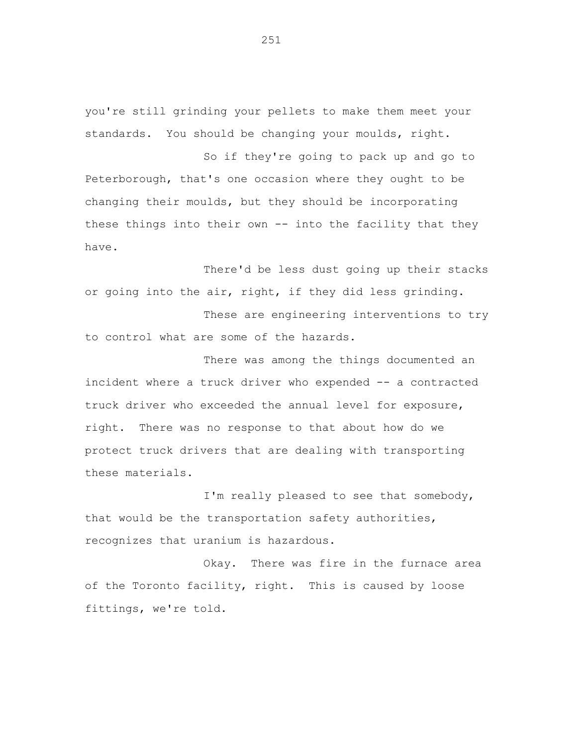you're still grinding your pellets to make them meet your standards. You should be changing your moulds, right.

So if they're going to pack up and go to Peterborough, that's one occasion where they ought to be changing their moulds, but they should be incorporating these things into their own -- into the facility that they have.

There'd be less dust going up their stacks or going into the air, right, if they did less grinding.

These are engineering interventions to try to control what are some of the hazards.

There was among the things documented an incident where a truck driver who expended -- a contracted truck driver who exceeded the annual level for exposure, right. There was no response to that about how do we protect truck drivers that are dealing with transporting these materials.

I'm really pleased to see that somebody, that would be the transportation safety authorities, recognizes that uranium is hazardous.

Okay. There was fire in the furnace area of the Toronto facility, right. This is caused by loose fittings, we're told.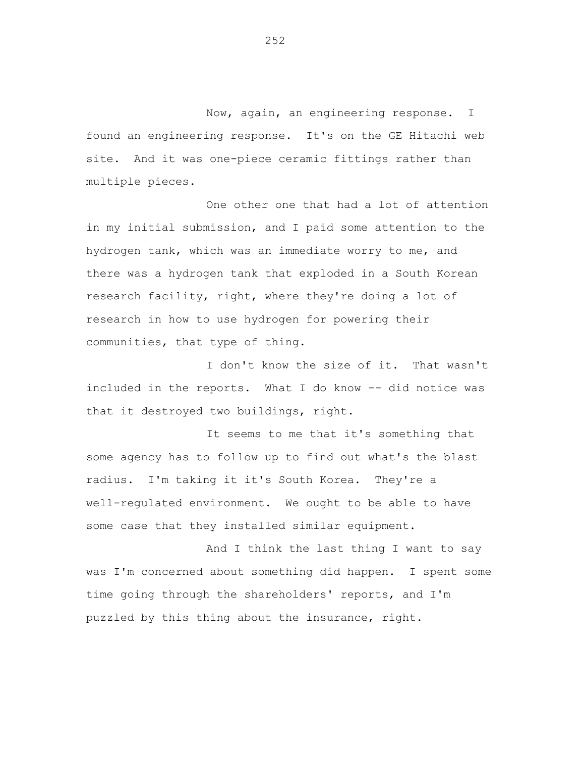Now, again, an engineering response. I found an engineering response. It's on the GE Hitachi web site. And it was one-piece ceramic fittings rather than multiple pieces.

One other one that had a lot of attention in my initial submission, and I paid some attention to the hydrogen tank, which was an immediate worry to me, and there was a hydrogen tank that exploded in a South Korean research facility, right, where they're doing a lot of research in how to use hydrogen for powering their communities, that type of thing.

I don't know the size of it. That wasn't included in the reports. What I do know -- did notice was that it destroyed two buildings, right.

It seems to me that it's something that some agency has to follow up to find out what's the blast radius. I'm taking it it's South Korea. They're a well-regulated environment. We ought to be able to have some case that they installed similar equipment.

And I think the last thing I want to say was I'm concerned about something did happen. I spent some time going through the shareholders' reports, and I'm puzzled by this thing about the insurance, right.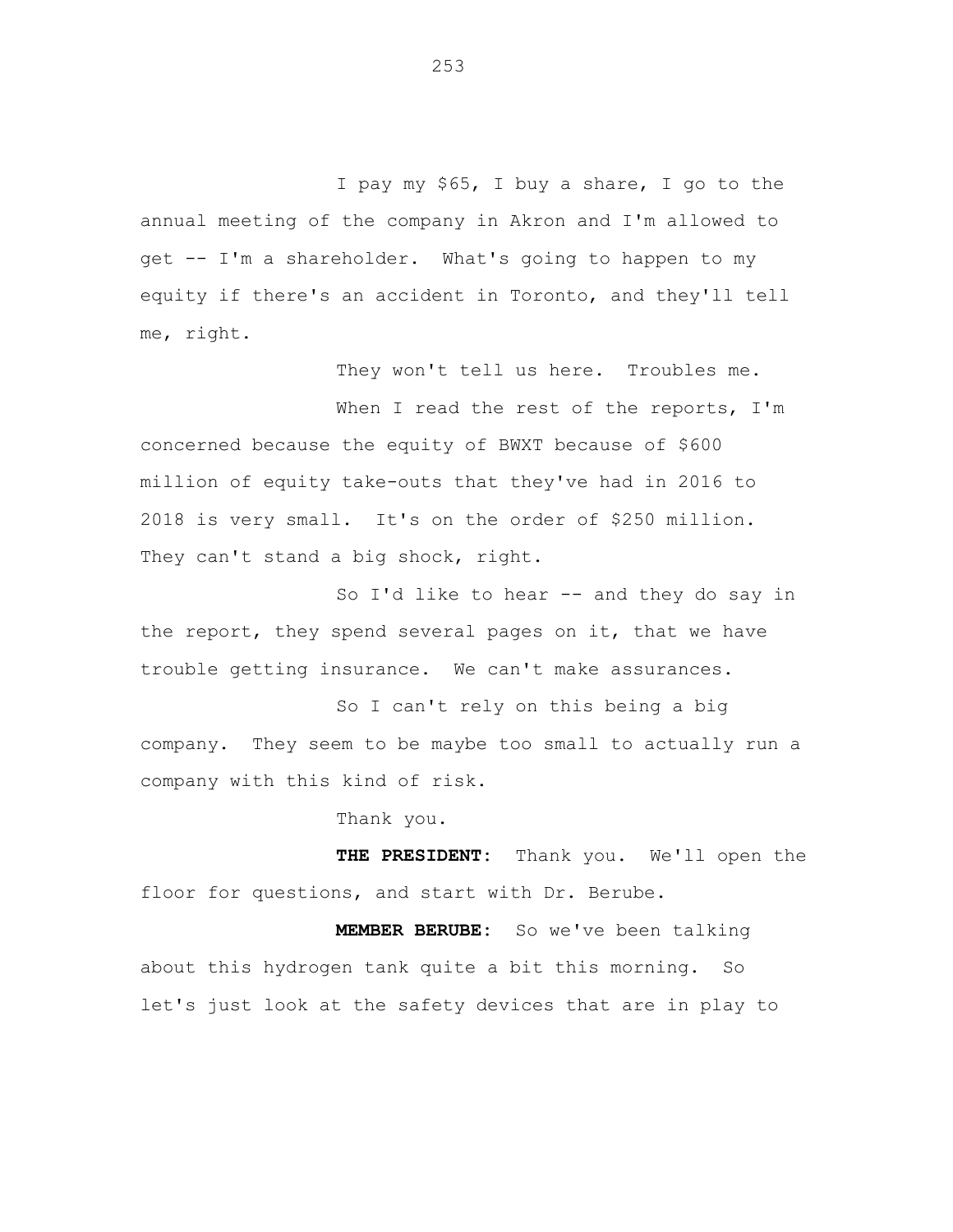I pay my $65, I buy a share, I go to the annual meeting of the company in Akron and I'm allowed to get -- I'm a shareholder. What's going to happen to my equity if there's an accident in Toronto, and they'll tell me, right.

They won't tell us here. Troubles me.

When I read the rest of the reports, I'm concerned because the equity of BWXT because of $600 million of equity take-outs that they've had in 2016 to 2018 is very small. It's on the order of $250 million. They can't stand a big shock, right.

So I'd like to hear -- and they do say in the report, they spend several pages on it, that we have trouble getting insurance. We can't make assurances.

So I can't rely on this being a big company. They seem to be maybe too small to actually run a company with this kind of risk.

Thank you.

**THE PRESIDENT:** Thank you. We'll open the floor for questions, and start with Dr. Berube.

**MEMBER BERUBE:** So we've been talking about this hydrogen tank quite a bit this morning. So let's just look at the safety devices that are in play to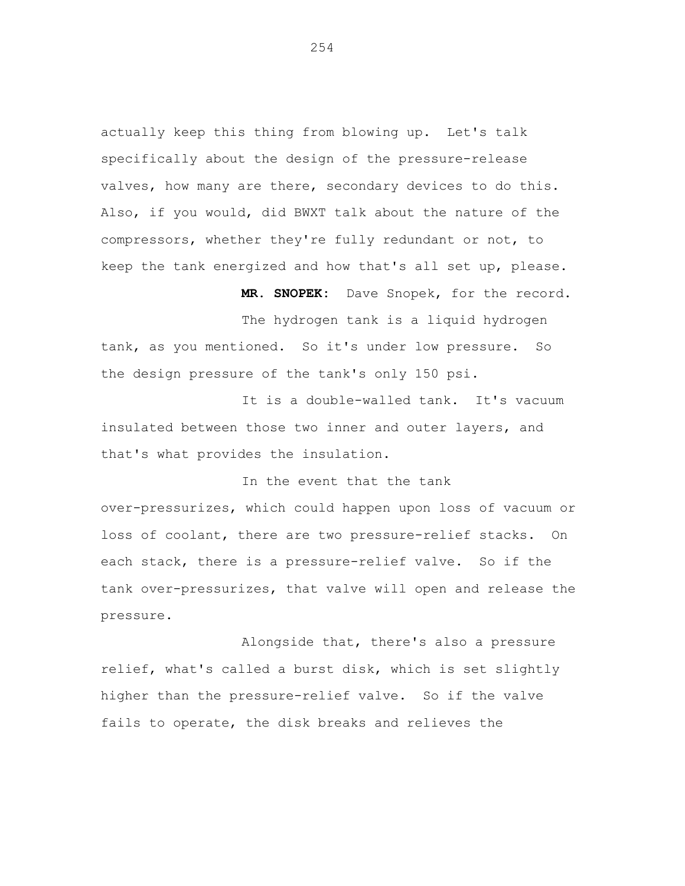actually keep this thing from blowing up. Let's talk specifically about the design of the pressure-release valves, how many are there, secondary devices to do this. Also, if you would, did BWXT talk about the nature of the compressors, whether they're fully redundant or not, to keep the tank energized and how that's all set up, please.

**MR. SNOPEK:** Dave Snopek, for the record.

The hydrogen tank is a liquid hydrogen tank, as you mentioned. So it's under low pressure. So the design pressure of the tank's only 150 psi.

It is a double-walled tank. It's vacuum insulated between those two inner and outer layers, and that's what provides the insulation.

In the event that the tank over-pressurizes, which could happen upon loss of vacuum or loss of coolant, there are two pressure-relief stacks. On each stack, there is a pressure-relief valve. So if the tank over-pressurizes, that valve will open and release the pressure.

Alongside that, there's also a pressure relief, what's called a burst disk, which is set slightly higher than the pressure-relief valve. So if the valve fails to operate, the disk breaks and relieves the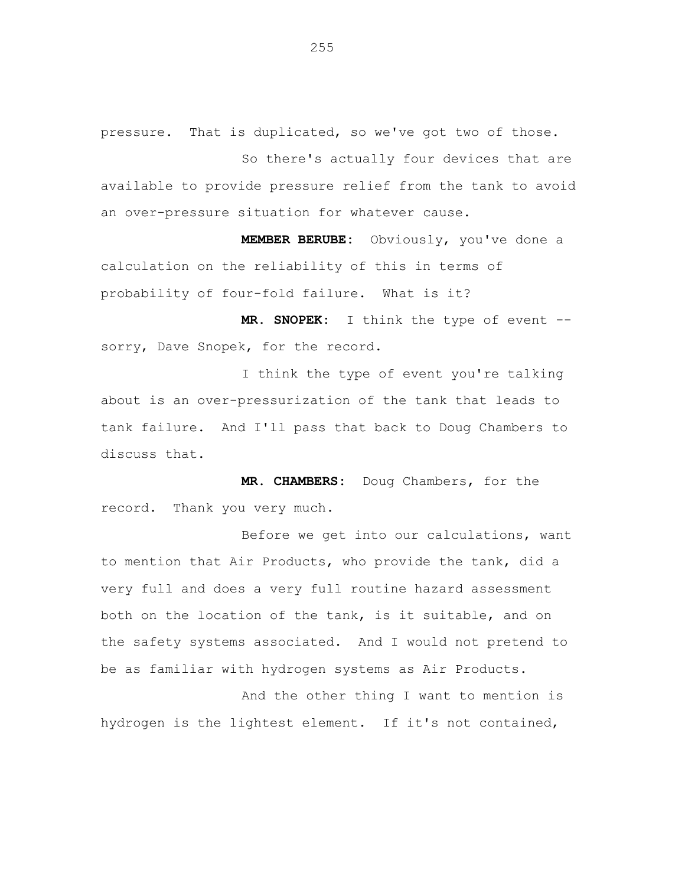pressure. That is duplicated, so we've got two of those.

So there's actually four devices that are available to provide pressure relief from the tank to avoid an over-pressure situation for whatever cause.

**MEMBER BERUBE:** Obviously, you've done a calculation on the reliability of this in terms of probability of four-fold failure. What is it?

**MR. SNOPEK:** I think the type of event -- sorry, Dave Snopek, for the record.

I think the type of event you're talking about is an over-pressurization of the tank that leads to tank failure. And I'll pass that back to Doug Chambers to discuss that.

**MR. CHAMBERS:** Doug Chambers, for the record. Thank you very much.

Before we get into our calculations, want to mention that Air Products, who provide the tank, did a very full and does a very full routine hazard assessment both on the location of the tank, is it suitable, and on the safety systems associated. And I would not pretend to be as familiar with hydrogen systems as Air Products.

And the other thing I want to mention is hydrogen is the lightest element. If it's not contained,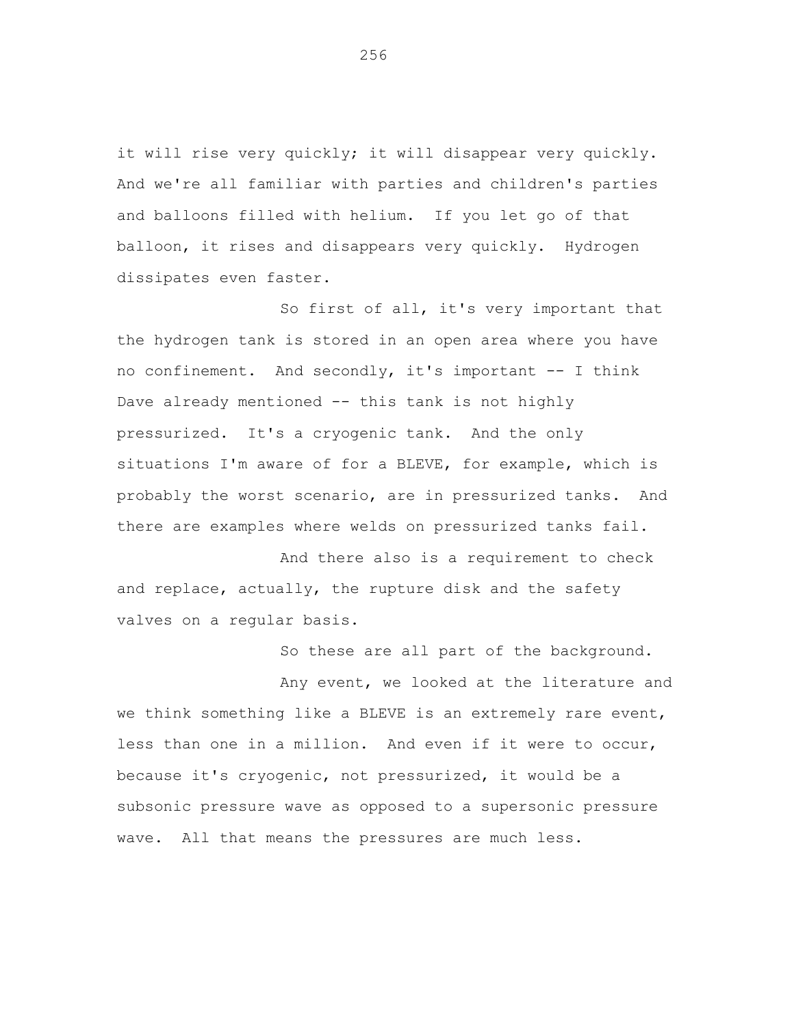it will rise very quickly; it will disappear very quickly. And we're all familiar with parties and children's parties and balloons filled with helium. If you let go of that balloon, it rises and disappears very quickly. Hydrogen dissipates even faster.

So first of all, it's very important that the hydrogen tank is stored in an open area where you have no confinement. And secondly, it's important -- I think Dave already mentioned -- this tank is not highly pressurized. It's a cryogenic tank. And the only situations I'm aware of for a BLEVE, for example, which is probably the worst scenario, are in pressurized tanks. And there are examples where welds on pressurized tanks fail.

And there also is a requirement to check and replace, actually, the rupture disk and the safety valves on a regular basis.

So these are all part of the background.

Any event, we looked at the literature and we think something like a BLEVE is an extremely rare event, less than one in a million. And even if it were to occur, because it's cryogenic, not pressurized, it would be a subsonic pressure wave as opposed to a supersonic pressure wave. All that means the pressures are much less.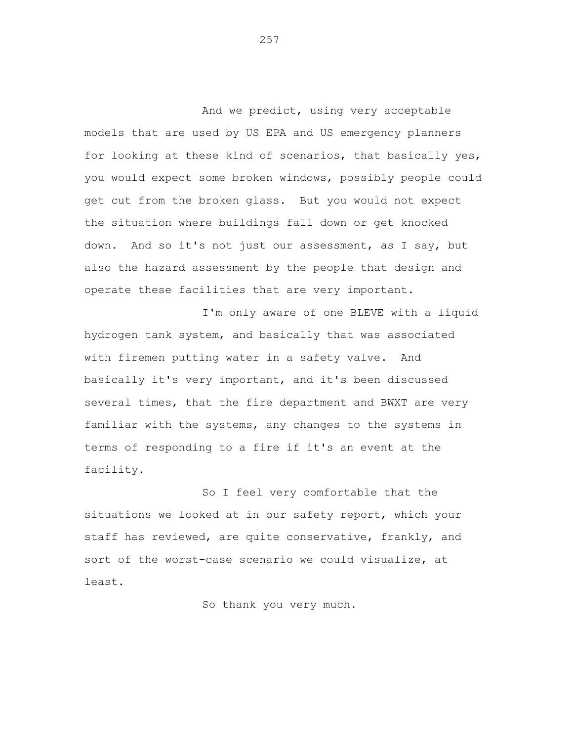And we predict, using very acceptable models that are used by US EPA and US emergency planners for looking at these kind of scenarios, that basically yes, you would expect some broken windows, possibly people could get cut from the broken glass. But you would not expect the situation where buildings fall down or get knocked down. And so it's not just our assessment, as I say, but also the hazard assessment by the people that design and operate these facilities that are very important.

I'm only aware of one BLEVE with a liquid hydrogen tank system, and basically that was associated with firemen putting water in a safety valve. And basically it's very important, and it's been discussed several times, that the fire department and BWXT are very familiar with the systems, any changes to the systems in terms of responding to a fire if it's an event at the facility.

So I feel very comfortable that the situations we looked at in our safety report, which your staff has reviewed, are quite conservative, frankly, and sort of the worst-case scenario we could visualize, at least.

So thank you very much.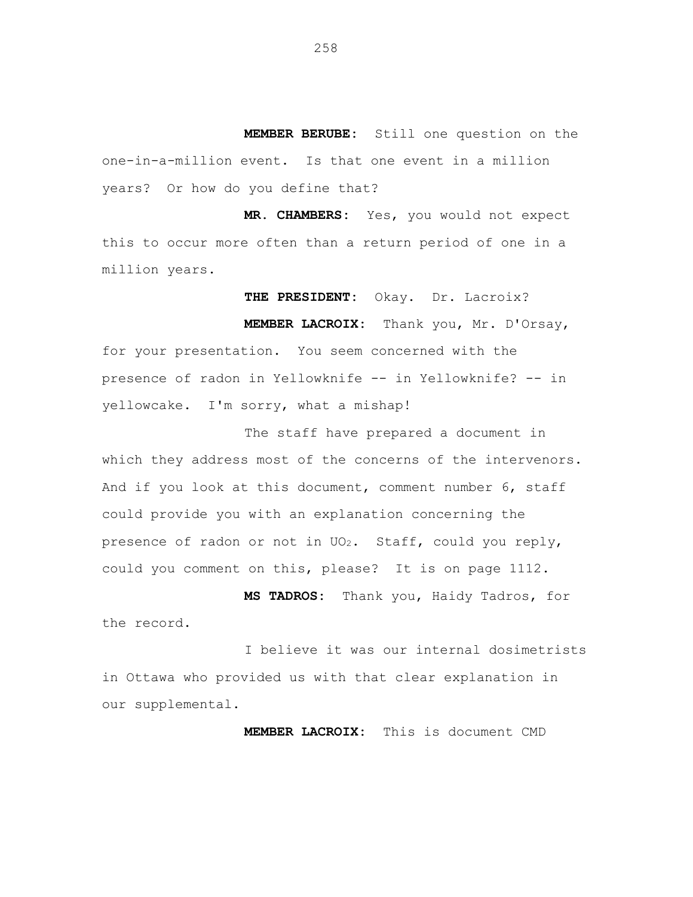**MEMBER BERUBE:** Still one question on the one-in-a-million event. Is that one event in a million years? Or how do you define that?

**MR. CHAMBERS:** Yes, you would not expect this to occur more often than a return period of one in a million years.

**THE PRESIDENT:** Okay. Dr. Lacroix?

**MEMBER LACROIX:** Thank you, Mr. D'Orsay, for your presentation. You seem concerned with the presence of radon in Yellowknife -- in Yellowknife? -- in yellowcake. I'm sorry, what a mishap!

The staff have prepared a document in which they address most of the concerns of the intervenors. And if you look at this document, comment number 6, staff could provide you with an explanation concerning the presence of radon or not in $UO_2$. Staff, could you reply, could you comment on this, please? It is on page 1112.

**MS TADROS:** Thank you, Haidy Tadros, for the record.

I believe it was our internal dosimetrists in Ottawa who provided us with that clear explanation in our supplemental.

**MEMBER LACROIX:** This is document CMD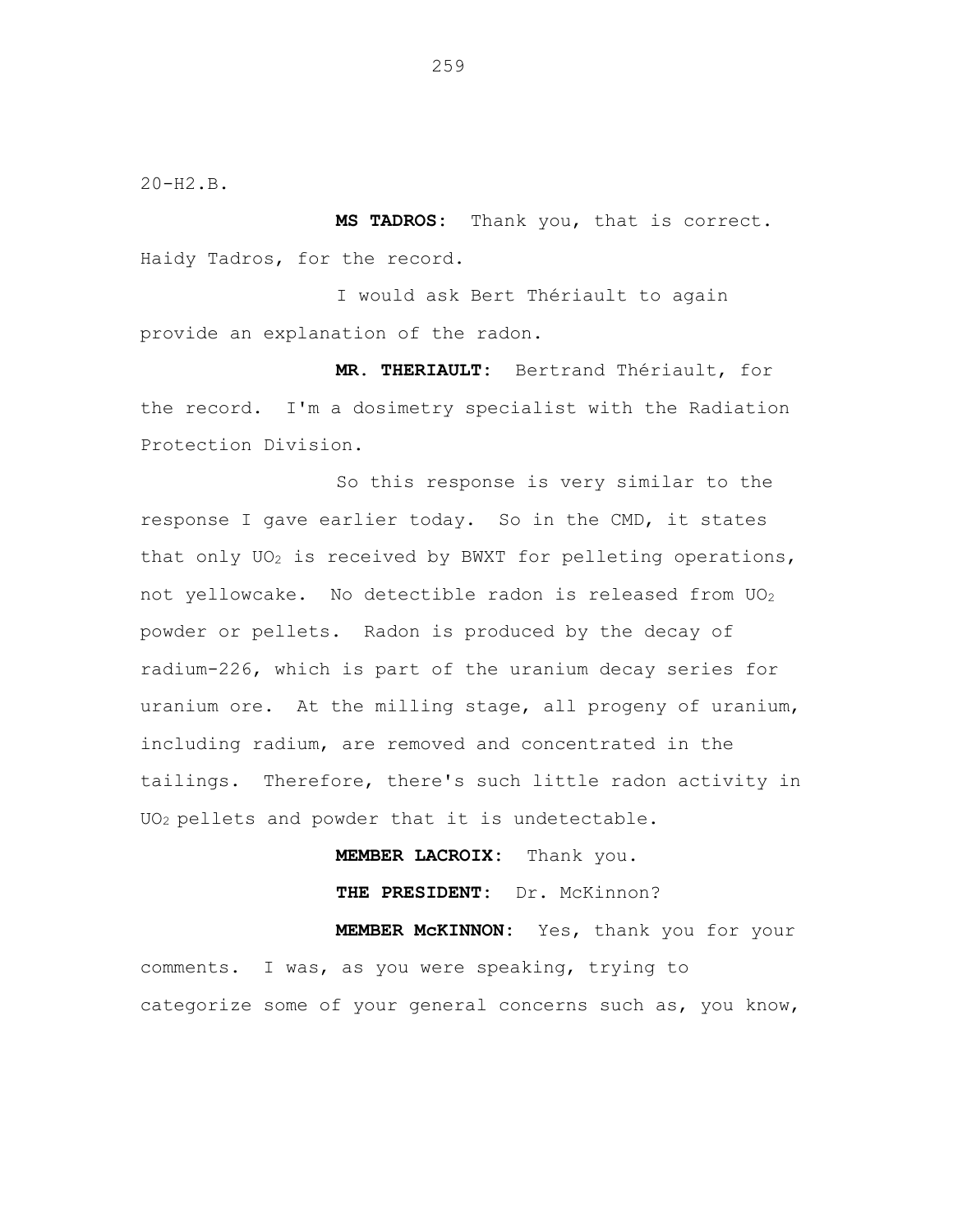20-H2.B.

**MS TADROS:** Thank you, that is correct. Haidy Tadros, for the record.

I would ask Bert Thériault to again provide an explanation of the radon.

**MR. THERIAULT:** Bertrand Thériault, for the record. I'm a dosimetry specialist with the Radiation Protection Division.

So this response is very similar to the response I gave earlier today. So in the CMD, it states that only $UO_2$ is received by BWXT for pelleting operations, not yellowcake. No detectible radon is released from $UO_2$ powder or pellets. Radon is produced by the decay of radium-226, which is part of the uranium decay series for uranium ore. At the milling stage, all progeny of uranium, including radium, are removed and concentrated in the tailings. Therefore, there's such little radon activity in $UO_2$ pellets and powder that it is undetectable.

**MEMBER LACROIX:** Thank you.

**THE PRESIDENT:** Dr. McKinnon?

**MEMBER McKINNON:** Yes, thank you for your comments. I was, as you were speaking, trying to categorize some of your general concerns such as, you know,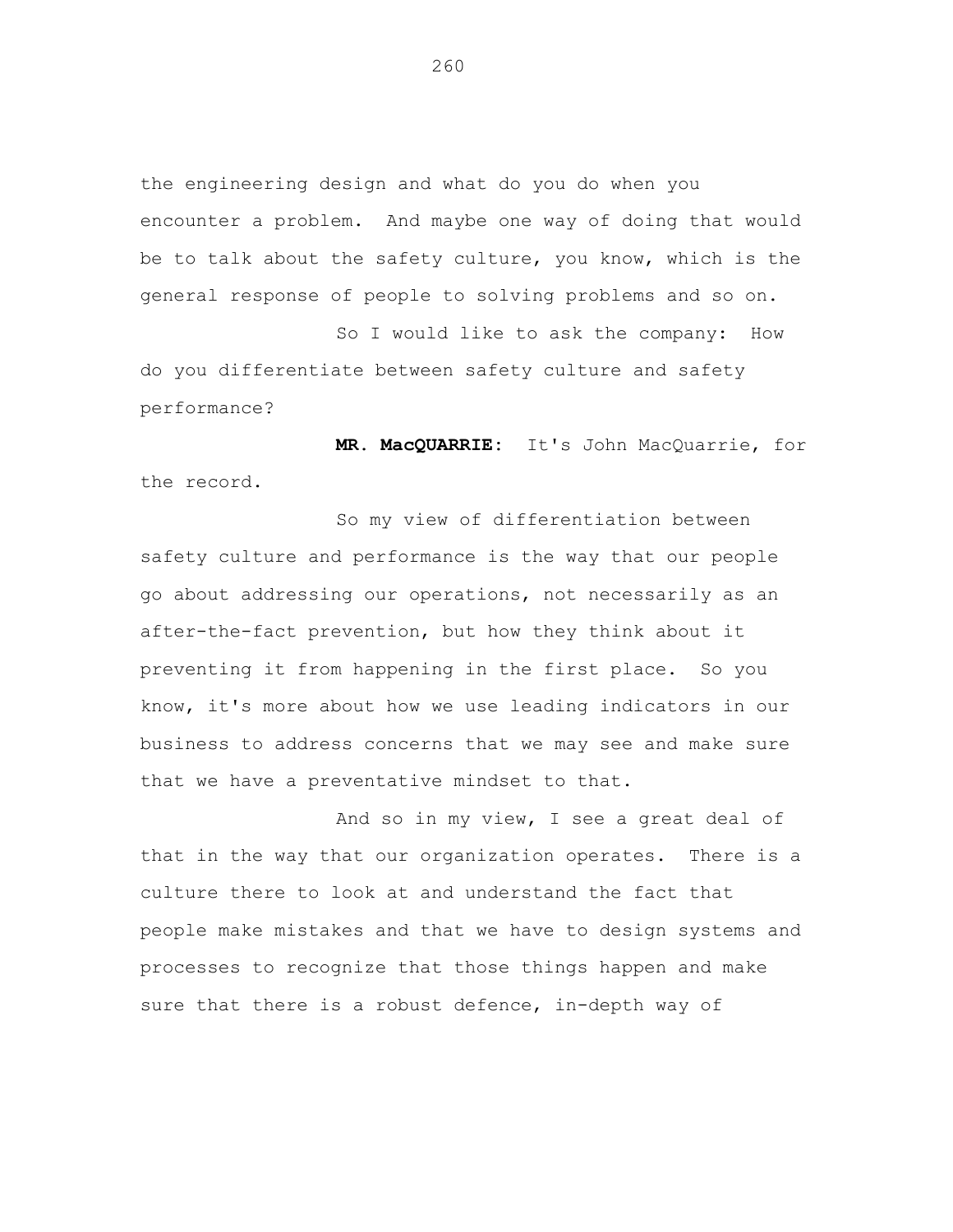the engineering design and what do you do when you encounter a problem. And maybe one way of doing that would be to talk about the safety culture, you know, which is the general response of people to solving problems and so on.

So I would like to ask the company: How do you differentiate between safety culture and safety performance?

**MR. MacQUARRIE:** It's John MacQuarrie, for the record.

So my view of differentiation between safety culture and performance is the way that our people go about addressing our operations, not necessarily as an after-the-fact prevention, but how they think about it preventing it from happening in the first place. So you know, it's more about how we use leading indicators in our business to address concerns that we may see and make sure that we have a preventative mindset to that.

And so in my view, I see a great deal of that in the way that our organization operates. There is a culture there to look at and understand the fact that people make mistakes and that we have to design systems and processes to recognize that those things happen and make sure that there is a robust defence, in-depth way of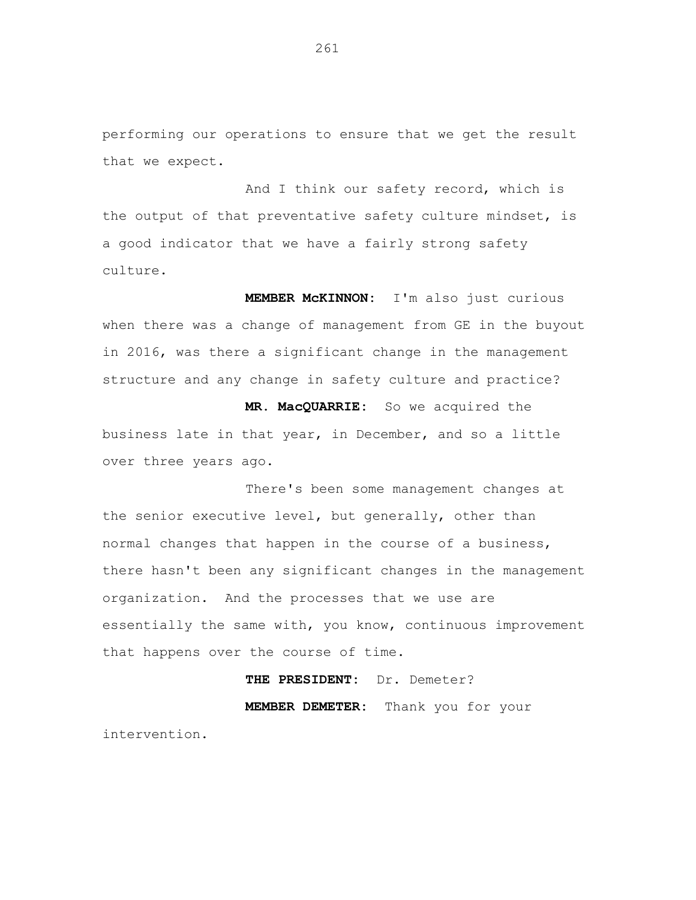performing our operations to ensure that we get the result that we expect.

And I think our safety record, which is the output of that preventative safety culture mindset, is a good indicator that we have a fairly strong safety culture.

**MEMBER McKINNON:** I'm also just curious when there was a change of management from GE in the buyout in 2016, was there a significant change in the management structure and any change in safety culture and practice?

**MR. MacQUARRIE:** So we acquired the business late in that year, in December, and so a little over three years ago.

There's been some management changes at the senior executive level, but generally, other than normal changes that happen in the course of a business, there hasn't been any significant changes in the management organization. And the processes that we use are essentially the same with, you know, continuous improvement that happens over the course of time.

**THE PRESIDENT:** Dr. Demeter?

**MEMBER DEMETER:** Thank you for your intervention.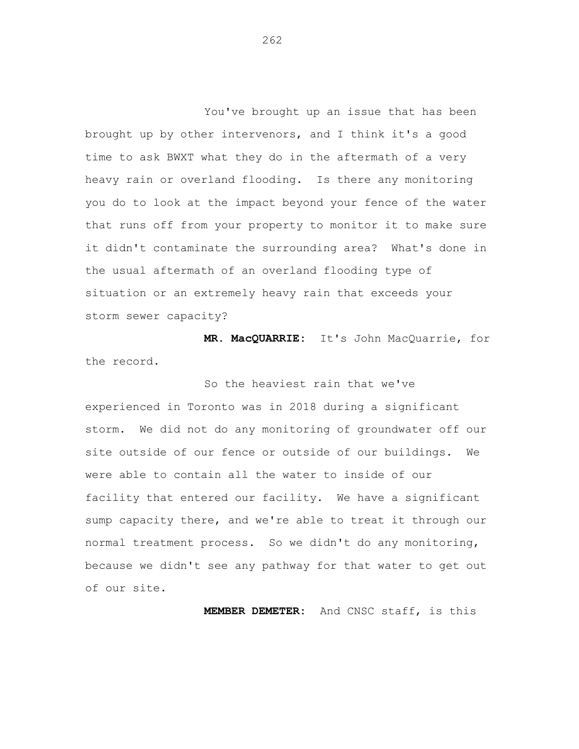You've brought up an issue that has been brought up by other intervenors, and I think it's a good time to ask BWXT what they do in the aftermath of a very heavy rain or overland flooding. Is there any monitoring you do to look at the impact beyond your fence of the water that runs off from your property to monitor it to make sure it didn't contaminate the surrounding area? What's done in the usual aftermath of an overland flooding type of situation or an extremely heavy rain that exceeds your storm sewer capacity?

**MR. MacQUARRIE:** It's John MacQuarrie, for the record.

So the heaviest rain that we've experienced in Toronto was in 2018 during a significant storm. We did not do any monitoring of groundwater off our site outside of our fence or outside of our buildings. We were able to contain all the water to inside of our facility that entered our facility. We have a significant sump capacity there, and we're able to treat it through our normal treatment process. So we didn't do any monitoring, because we didn't see any pathway for that water to get out of our site.

**MEMBER DEMETER:** And CNSC staff, is this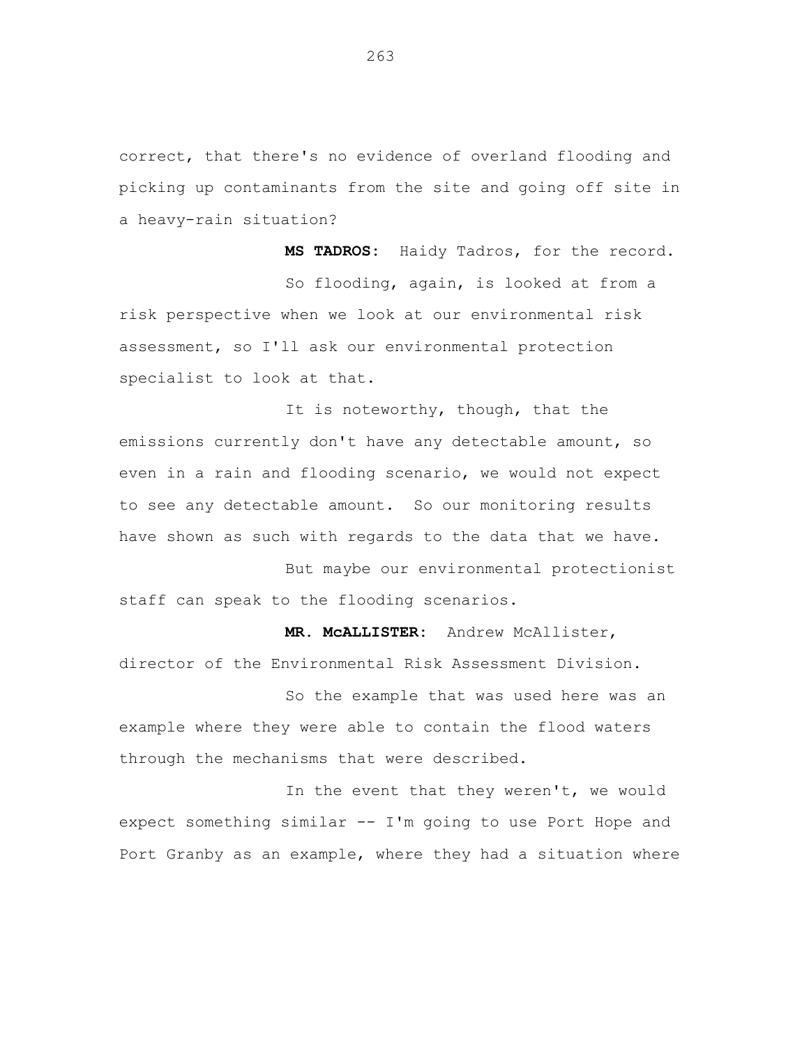correct, that there's no evidence of overland flooding and picking up contaminants from the site and going off site in a heavy-rain situation?

**MS TADROS:** Haidy Tadros, for the record.

So flooding, again, is looked at from a risk perspective when we look at our environmental risk assessment, so I'll ask our environmental protection specialist to look at that.

It is noteworthy, though, that the emissions currently don't have any detectable amount, so even in a rain and flooding scenario, we would not expect to see any detectable amount. So our monitoring results have shown as such with regards to the data that we have.

But maybe our environmental protectionist staff can speak to the flooding scenarios.

**MR. McALLISTER:** Andrew McAllister, director of the Environmental Risk Assessment Division.

So the example that was used here was an example where they were able to contain the flood waters through the mechanisms that were described.

In the event that they weren't, we would expect something similar -- I'm going to use Port Hope and Port Granby as an example, where they had a situation where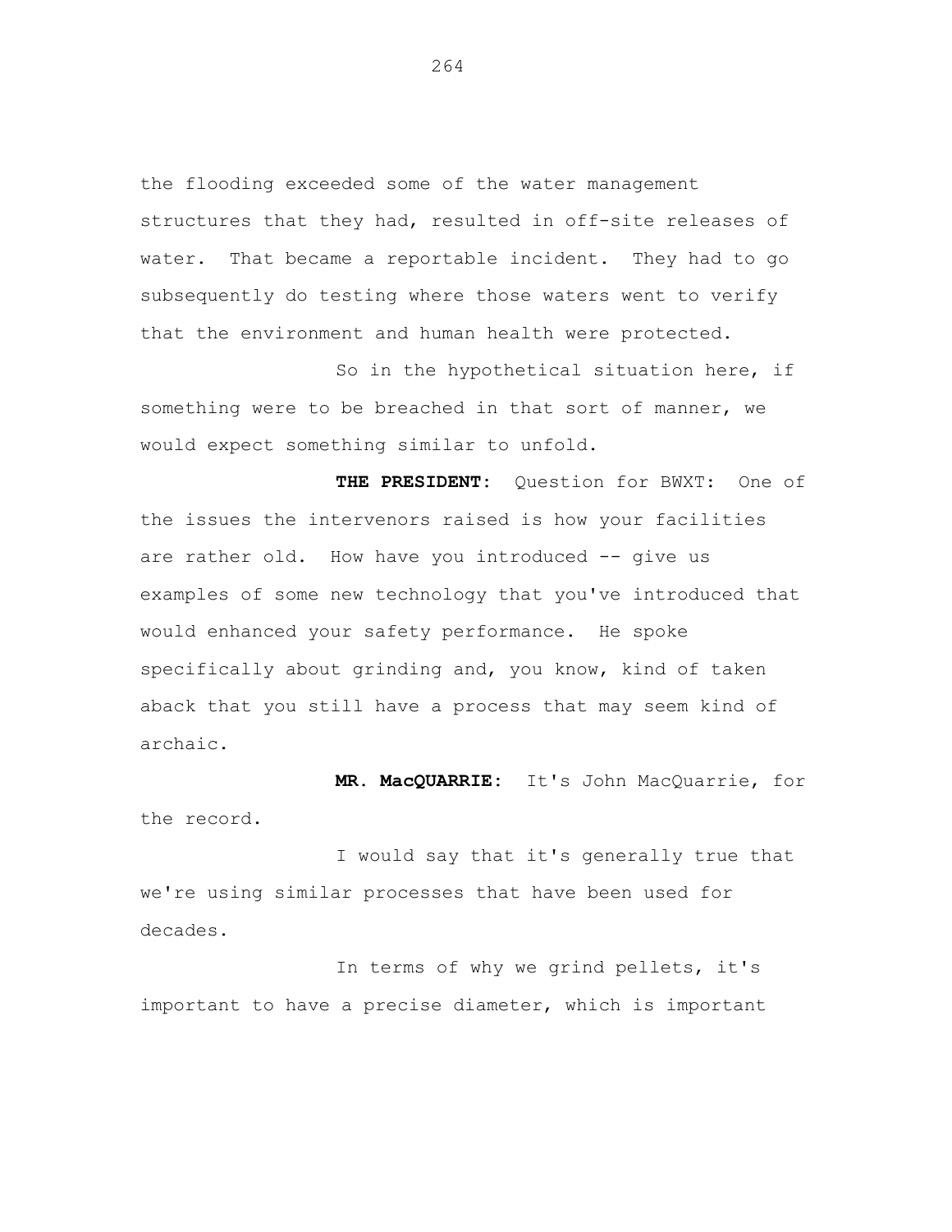the flooding exceeded some of the water management structures that they had, resulted in off-site releases of water. That became a reportable incident. They had to go subsequently do testing where those waters went to verify that the environment and human health were protected.

So in the hypothetical situation here, if something were to be breached in that sort of manner, we would expect something similar to unfold.

**THE PRESIDENT:** Question for BWXT: One of the issues the intervenors raised is how your facilities are rather old. How have you introduced -- give us examples of some new technology that you've introduced that would enhanced your safety performance. He spoke specifically about grinding and, you know, kind of taken aback that you still have a process that may seem kind of archaic.

**MR. MacQUARRIE:** It's John MacQuarrie, for the record.

I would say that it's generally true that we're using similar processes that have been used for decades.

In terms of why we grind pellets, it's important to have a precise diameter, which is important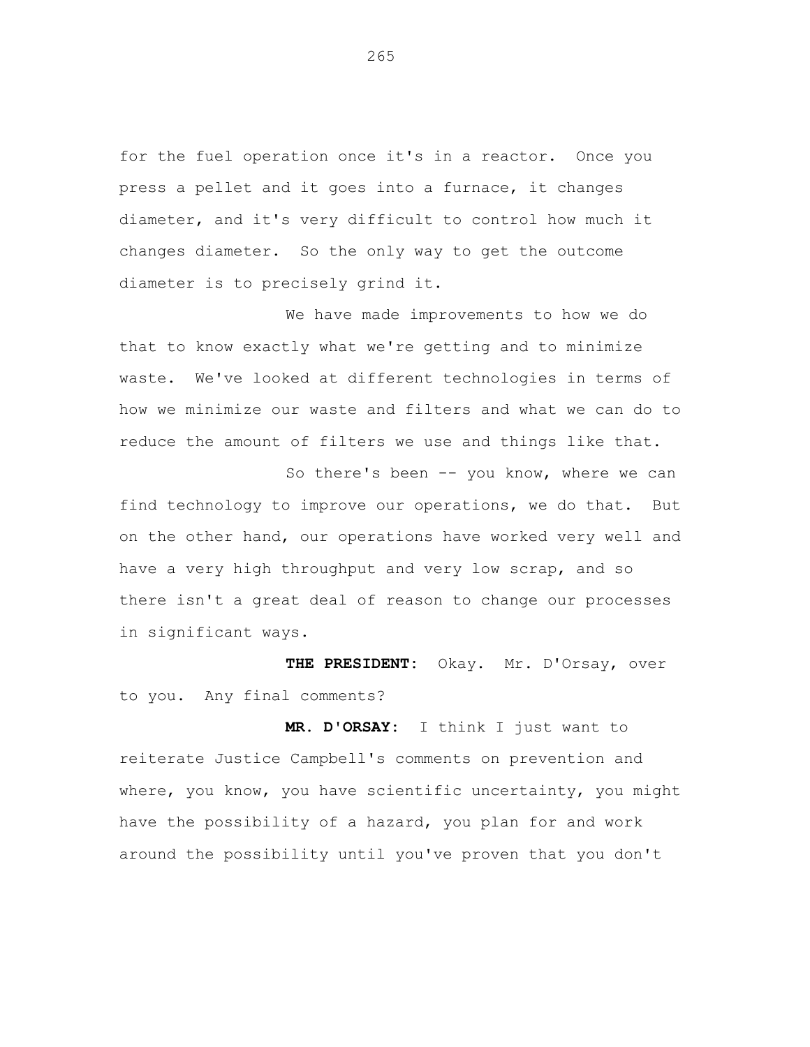for the fuel operation once it's in a reactor. Once you press a pellet and it goes into a furnace, it changes diameter, and it's very difficult to control how much it changes diameter. So the only way to get the outcome diameter is to precisely grind it.

We have made improvements to how we do that to know exactly what we're getting and to minimize waste. We've looked at different technologies in terms of how we minimize our waste and filters and what we can do to reduce the amount of filters we use and things like that.

So there's been -- you know, where we can find technology to improve our operations, we do that. But on the other hand, our operations have worked very well and have a very high throughput and very low scrap, and so there isn't a great deal of reason to change our processes in significant ways.

**THE PRESIDENT:** Okay. Mr. D'Orsay, over to you. Any final comments?

**MR. D'ORSAY:** I think I just want to reiterate Justice Campbell's comments on prevention and where, you know, you have scientific uncertainty, you might have the possibility of a hazard, you plan for and work around the possibility until you've proven that you don't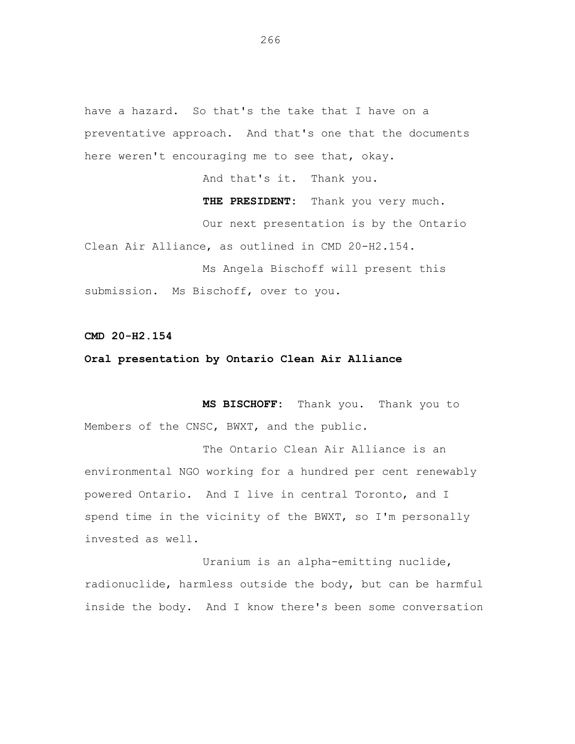have a hazard. So that's the take that I have on a preventative approach. And that's one that the documents here weren't encouraging me to see that, okay.

And that's it. Thank you.

**THE PRESIDENT:** Thank you very much.

Our next presentation is by the Ontario Clean Air Alliance, as outlined in CMD 20-H2.154.

Ms Angela Bischoff will present this submission. Ms Bischoff, over to you.

**CMD 20-H2.154**

**Oral presentation by Ontario Clean Air Alliance**

**MS BISCHOFF:** Thank you. Thank you to Members of the CNSC, BWXT, and the public.

The Ontario Clean Air Alliance is an environmental NGO working for a hundred per cent renewably powered Ontario. And I live in central Toronto, and I spend time in the vicinity of the BWXT, so I'm personally invested as well.

Uranium is an alpha-emitting nuclide, radionuclide, harmless outside the body, but can be harmful inside the body. And I know there's been some conversation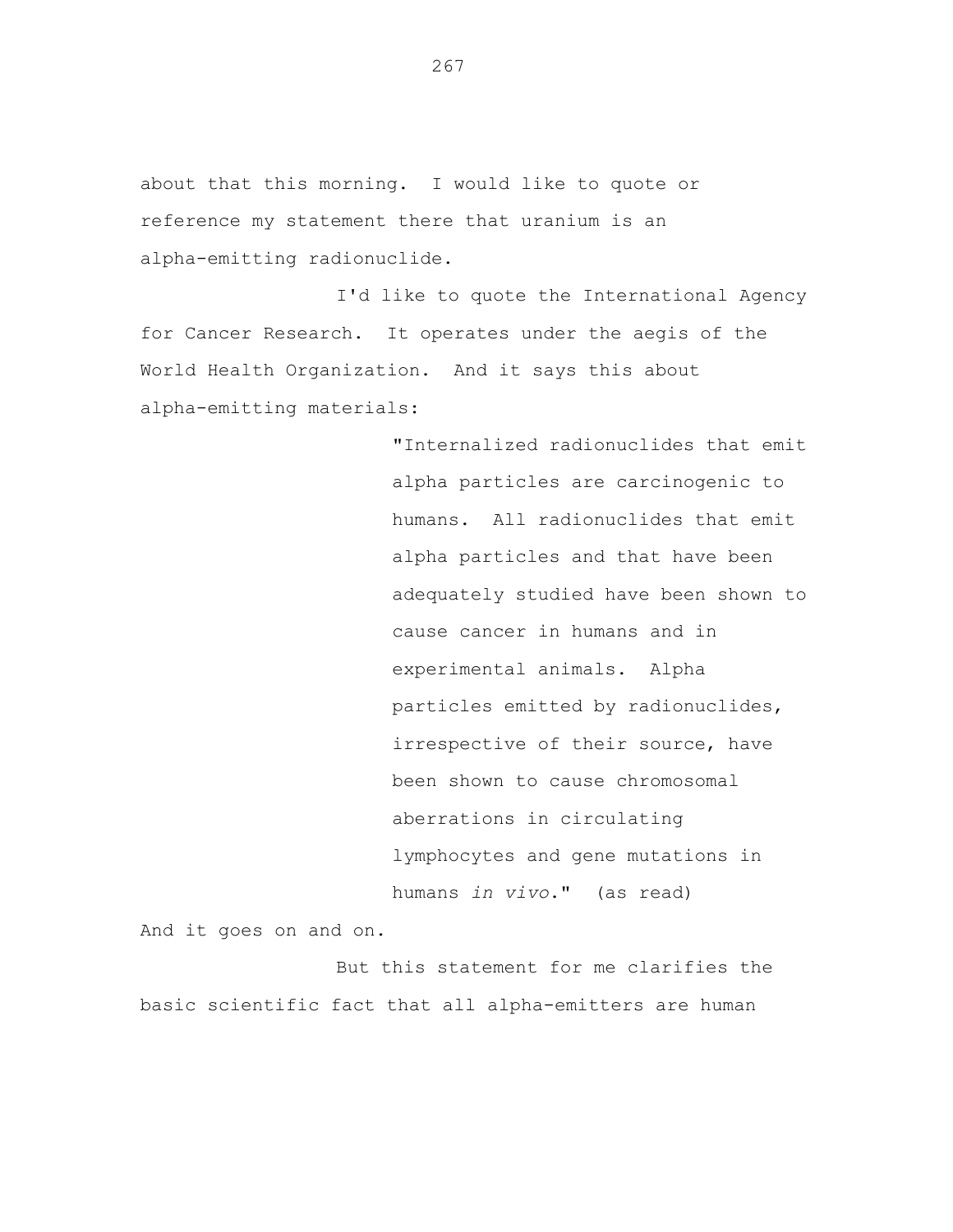about that this morning. I would like to quote or reference my statement there that uranium is an alpha-emitting radionuclide.

I'd like to quote the International Agency for Cancer Research. It operates under the aegis of the World Health Organization. And it says this about alpha-emitting materials:

> "Internalized radionuclides that emit alpha particles are carcinogenic to humans. All radionuclides that emit alpha particles and that have been adequately studied have been shown to cause cancer in humans and in experimental animals. Alpha particles emitted by radionuclides, irrespective of their source, have been shown to cause chromosomal aberrations in circulating lymphocytes and gene mutations in humans *in vivo*." (as read)

And it goes on and on.

But this statement for me clarifies the basic scientific fact that all alpha-emitters are human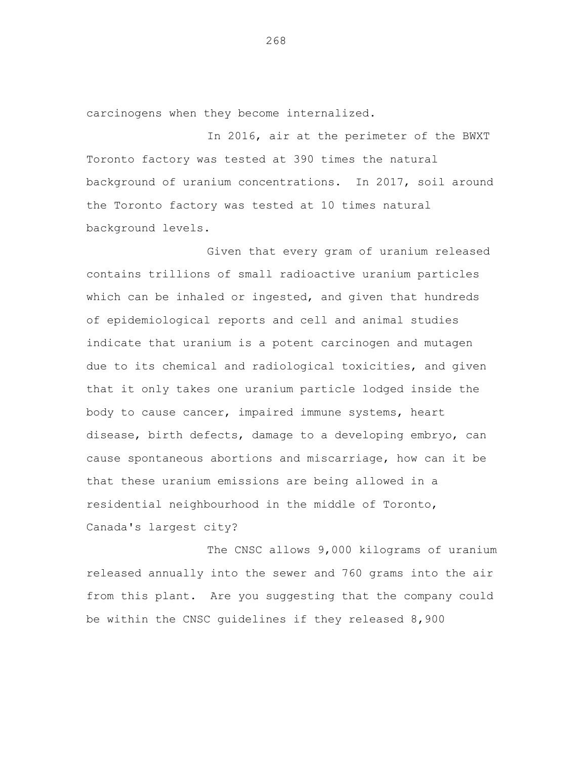carcinogens when they become internalized.

In 2016, air at the perimeter of the BWXT Toronto factory was tested at 390 times the natural background of uranium concentrations. In 2017, soil around the Toronto factory was tested at 10 times natural background levels.

Given that every gram of uranium released contains trillions of small radioactive uranium particles which can be inhaled or ingested, and given that hundreds of epidemiological reports and cell and animal studies indicate that uranium is a potent carcinogen and mutagen due to its chemical and radiological toxicities, and given that it only takes one uranium particle lodged inside the body to cause cancer, impaired immune systems, heart disease, birth defects, damage to a developing embryo, can cause spontaneous abortions and miscarriage, how can it be that these uranium emissions are being allowed in a residential neighbourhood in the middle of Toronto, Canada's largest city?

The CNSC allows 9,000 kilograms of uranium released annually into the sewer and 760 grams into the air from this plant. Are you suggesting that the company could be within the CNSC guidelines if they released 8,900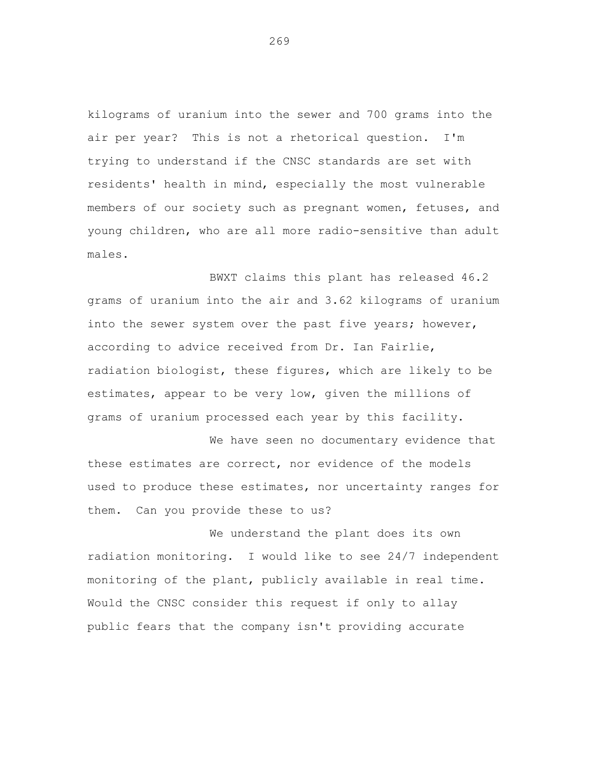kilograms of uranium into the sewer and 700 grams into the air per year? This is not a rhetorical question. I'm trying to understand if the CNSC standards are set with residents' health in mind, especially the most vulnerable members of our society such as pregnant women, fetuses, and young children, who are all more radio-sensitive than adult males.

BWXT claims this plant has released 46.2 grams of uranium into the air and 3.62 kilograms of uranium into the sewer system over the past five years; however, according to advice received from Dr. Ian Fairlie, radiation biologist, these figures, which are likely to be estimates, appear to be very low, given the millions of grams of uranium processed each year by this facility.

We have seen no documentary evidence that these estimates are correct, nor evidence of the models used to produce these estimates, nor uncertainty ranges for them. Can you provide these to us?

We understand the plant does its own radiation monitoring. I would like to see 24/7 independent monitoring of the plant, publicly available in real time. Would the CNSC consider this request if only to allay public fears that the company isn't providing accurate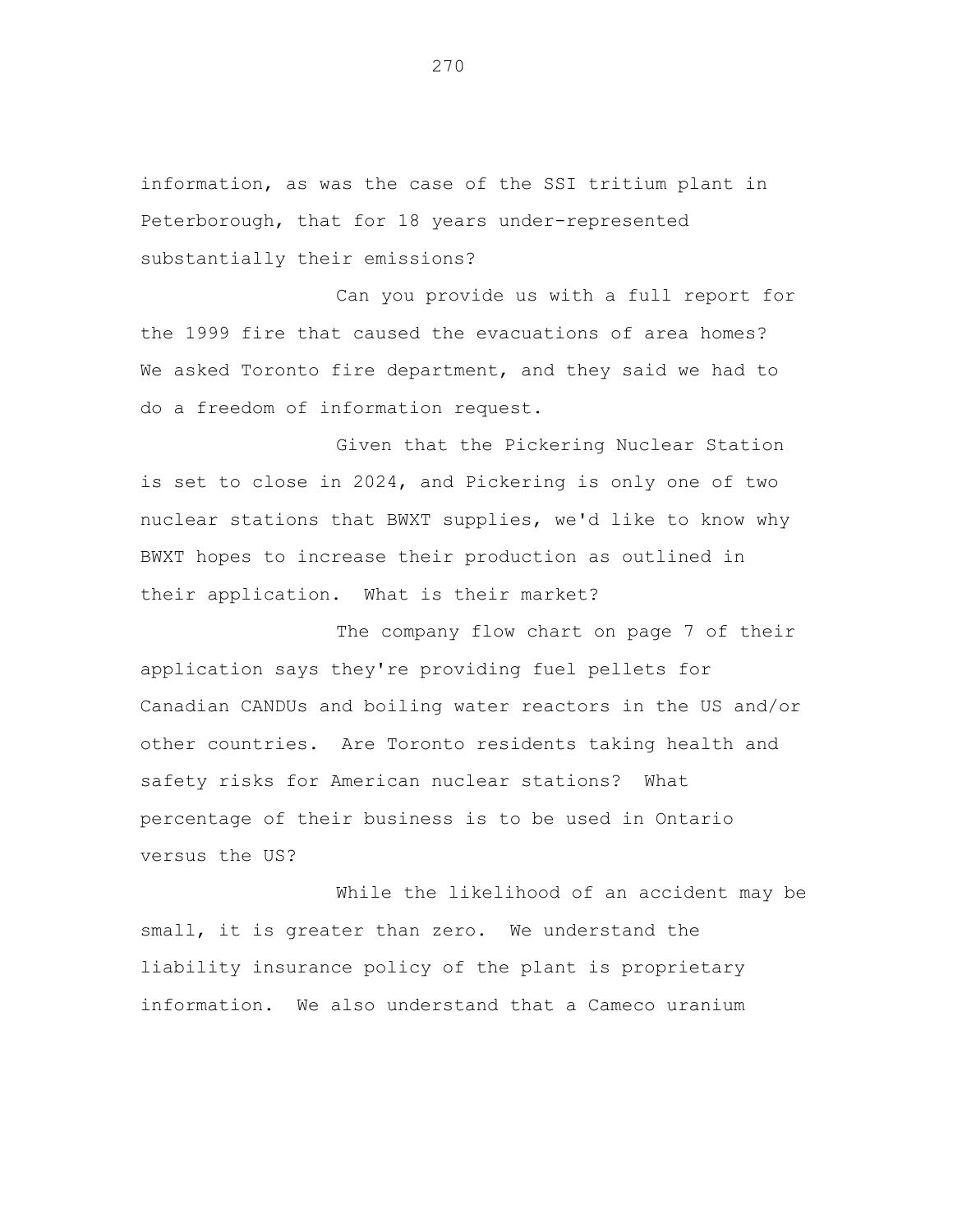information, as was the case of the SSI tritium plant in Peterborough, that for 18 years under-represented substantially their emissions?

Can you provide us with a full report for the 1999 fire that caused the evacuations of area homes? We asked Toronto fire department, and they said we had to do a freedom of information request.

Given that the Pickering Nuclear Station is set to close in 2024, and Pickering is only one of two nuclear stations that BWXT supplies, we'd like to know why BWXT hopes to increase their production as outlined in their application. What is their market?

The company flow chart on page 7 of their application says they're providing fuel pellets for Canadian CANDUs and boiling water reactors in the US and/or other countries. Are Toronto residents taking health and safety risks for American nuclear stations? What percentage of their business is to be used in Ontario versus the US?

While the likelihood of an accident may be small, it is greater than zero. We understand the liability insurance policy of the plant is proprietary information. We also understand that a Cameco uranium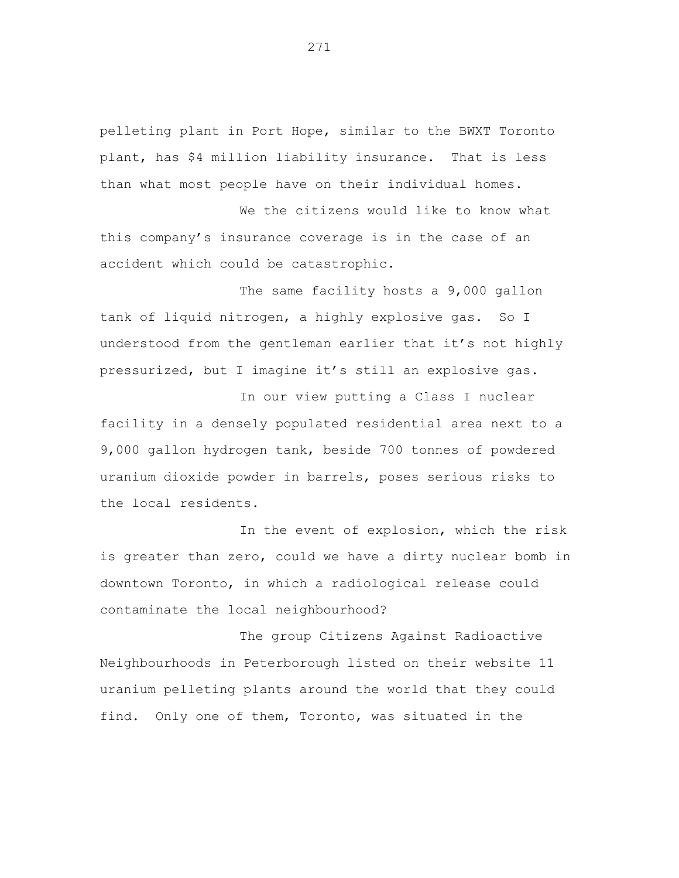pelleting plant in Port Hope, similar to the BWXT Toronto plant, has $4 million liability insurance. That is less than what most people have on their individual homes.

We the citizens would like to know what this company's insurance coverage is in the case of an accident which could be catastrophic.

The same facility hosts a 9,000 gallon tank of liquid nitrogen, a highly explosive gas. So I understood from the gentleman earlier that it's not highly pressurized, but I imagine it's still an explosive gas.

In our view putting a Class I nuclear facility in a densely populated residential area next to a 9,000 gallon hydrogen tank, beside 700 tonnes of powdered uranium dioxide powder in barrels, poses serious risks to the local residents.

In the event of explosion, which the risk is greater than zero, could we have a dirty nuclear bomb in downtown Toronto, in which a radiological release could contaminate the local neighbourhood?

The group Citizens Against Radioactive Neighbourhoods in Peterborough listed on their website 11 uranium pelleting plants around the world that they could find. Only one of them, Toronto, was situated in the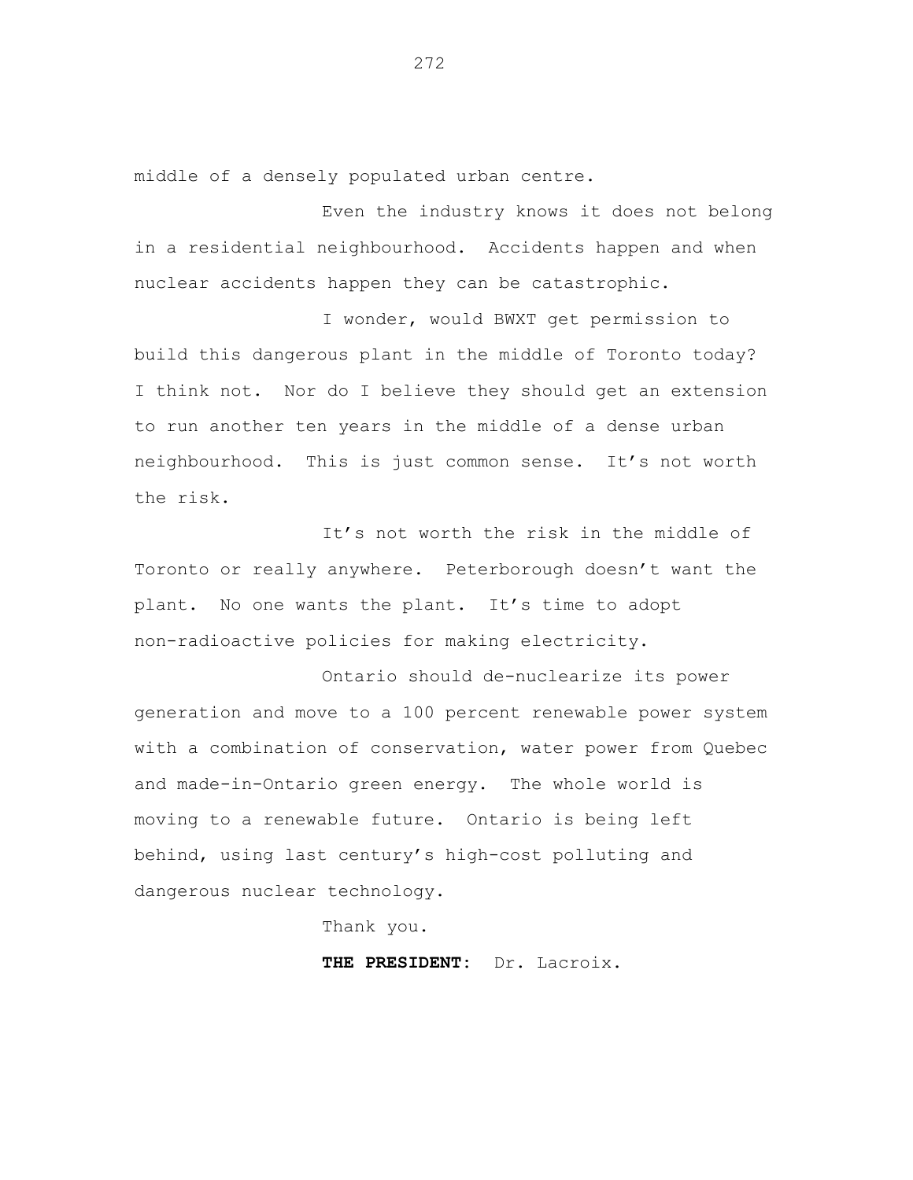middle of a densely populated urban centre.

Even the industry knows it does not belong in a residential neighbourhood. Accidents happen and when nuclear accidents happen they can be catastrophic.

I wonder, would BWXT get permission to build this dangerous plant in the middle of Toronto today? I think not. Nor do I believe they should get an extension to run another ten years in the middle of a dense urban neighbourhood. This is just common sense. It's not worth the risk.

It's not worth the risk in the middle of Toronto or really anywhere. Peterborough doesn't want the plant. No one wants the plant. It's time to adopt non-radioactive policies for making electricity.

Ontario should de-nuclearize its power generation and move to a 100 percent renewable power system with a combination of conservation, water power from Quebec and made-in-Ontario green energy. The whole world is moving to a renewable future. Ontario is being left behind, using last century's high-cost polluting and dangerous nuclear technology.

Thank you.

**THE PRESIDENT:** Dr. Lacroix.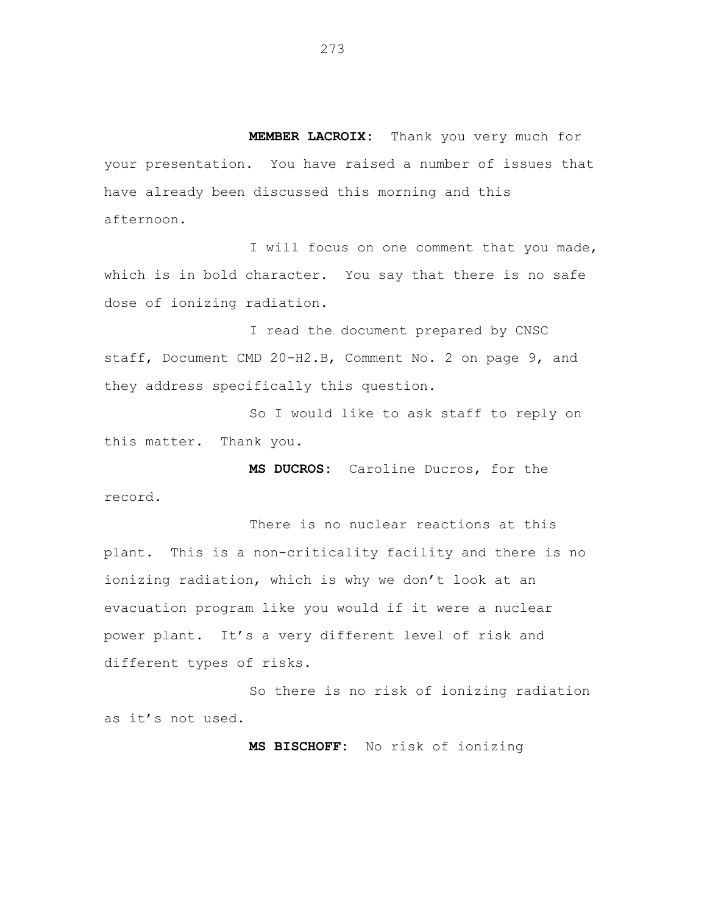**MEMBER LACROIX:** Thank you very much for your presentation. You have raised a number of issues that have already been discussed this morning and this afternoon.

I will focus on one comment that you made, which is in bold character. You say that there is no safe dose of ionizing radiation.

I read the document prepared by CNSC staff, Document CMD 20-H2.B, Comment No. 2 on page 9, and they address specifically this question.

So I would like to ask staff to reply on this matter. Thank you.

**MS DUCROS:** Caroline Ducros, for the record.

There is no nuclear reactions at this plant. This is a non-criticality facility and there is no ionizing radiation, which is why we don't look at an evacuation program like you would if it were a nuclear power plant. It's a very different level of risk and different types of risks.

So there is no risk of ionizing radiation as it's not used.

**MS BISCHOFF:** No risk of ionizing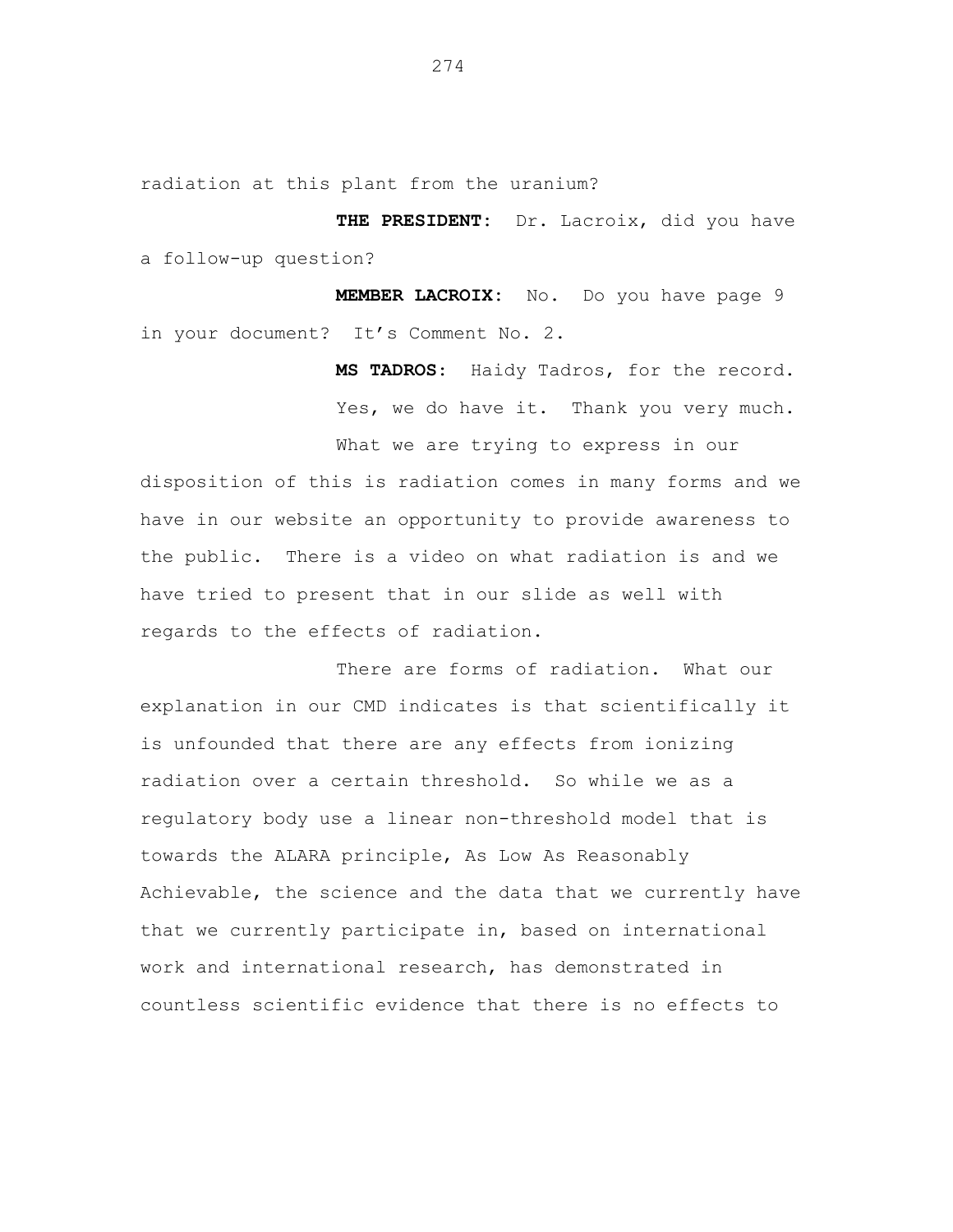radiation at this plant from the uranium?

**THE PRESIDENT:** Dr. Lacroix, did you have a follow-up question?

**MEMBER LACROIX:** No. Do you have page 9 in your document? It's Comment No. 2.

**MS TADROS:** Haidy Tadros, for the record.

Yes, we do have it. Thank you very much.

What we are trying to express in our disposition of this is radiation comes in many forms and we have in our website an opportunity to provide awareness to the public. There is a video on what radiation is and we have tried to present that in our slide as well with regards to the effects of radiation.

There are forms of radiation. What our explanation in our CMD indicates is that scientifically it is unfounded that there are any effects from ionizing radiation over a certain threshold. So while we as a regulatory body use a linear non-threshold model that is towards the ALARA principle, As Low As Reasonably Achievable, the science and the data that we currently have that we currently participate in, based on international work and international research, has demonstrated in countless scientific evidence that there is no effects to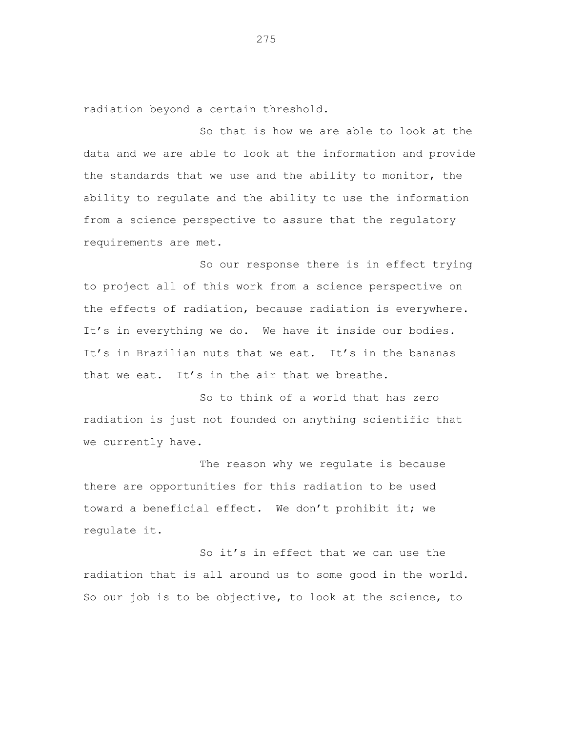radiation beyond a certain threshold.

So that is how we are able to look at the data and we are able to look at the information and provide the standards that we use and the ability to monitor, the ability to regulate and the ability to use the information from a science perspective to assure that the regulatory requirements are met.

So our response there is in effect trying to project all of this work from a science perspective on the effects of radiation, because radiation is everywhere. It's in everything we do. We have it inside our bodies. It's in Brazilian nuts that we eat. It's in the bananas that we eat. It's in the air that we breathe.

So to think of a world that has zero radiation is just not founded on anything scientific that we currently have.

The reason why we regulate is because there are opportunities for this radiation to be used toward a beneficial effect. We don't prohibit it; we regulate it.

So it's in effect that we can use the radiation that is all around us to some good in the world. So our job is to be objective, to look at the science, to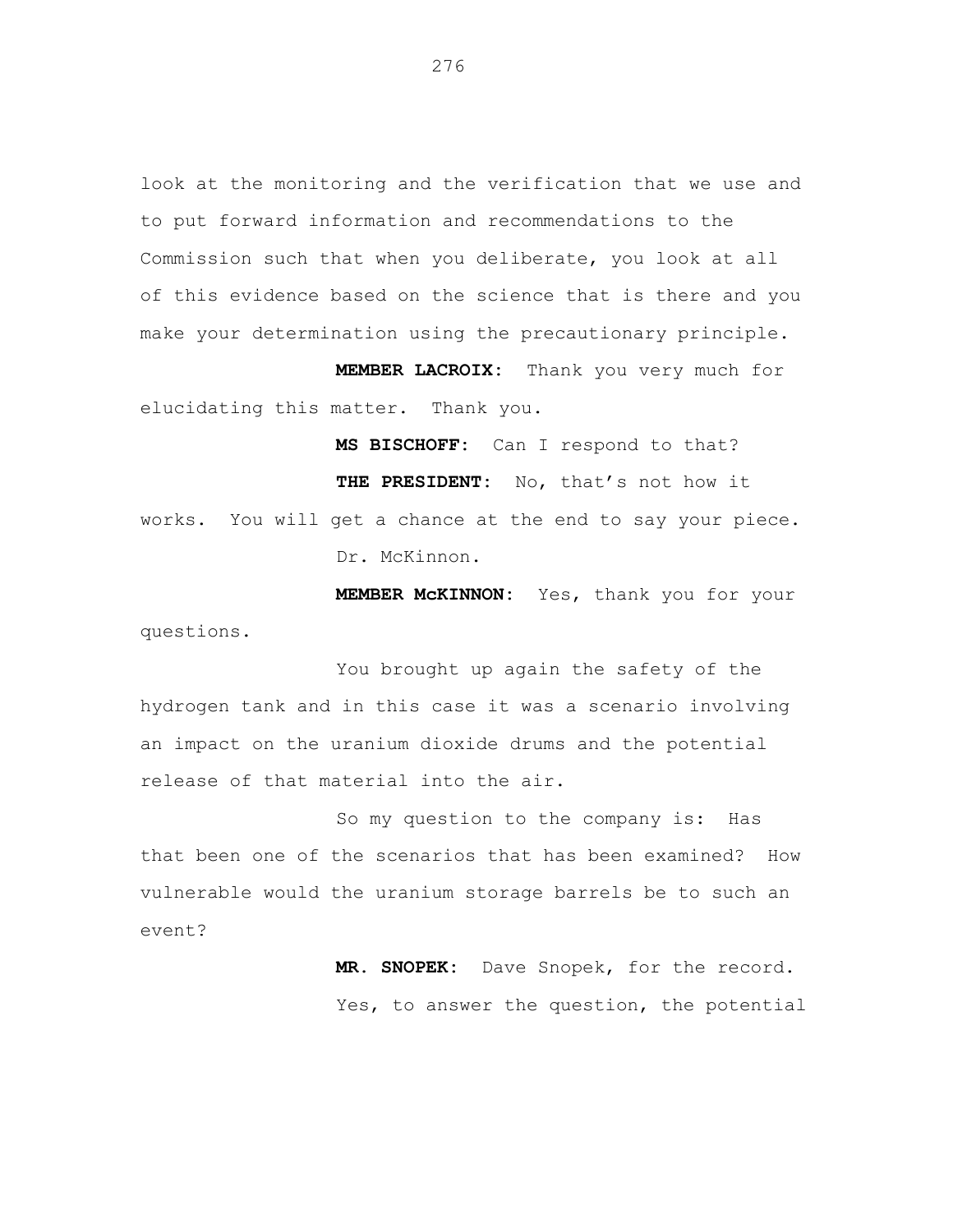look at the monitoring and the verification that we use and to put forward information and recommendations to the Commission such that when you deliberate, you look at all of this evidence based on the science that is there and you make your determination using the precautionary principle.

**MEMBER LACROIX:** Thank you very much for elucidating this matter. Thank you.

**MS BISCHOFF:** Can I respond to that?

**THE PRESIDENT:** No, that's not how it works. You will get a chance at the end to say your piece.

Dr. McKinnon.

**MEMBER McKINNON:** Yes, thank you for your questions.

You brought up again the safety of the hydrogen tank and in this case it was a scenario involving an impact on the uranium dioxide drums and the potential release of that material into the air.

So my question to the company is: Has that been one of the scenarios that has been examined? How vulnerable would the uranium storage barrels be to such an event?

**MR. SNOPEK:** Dave Snopek, for the record.

Yes, to answer the question, the potential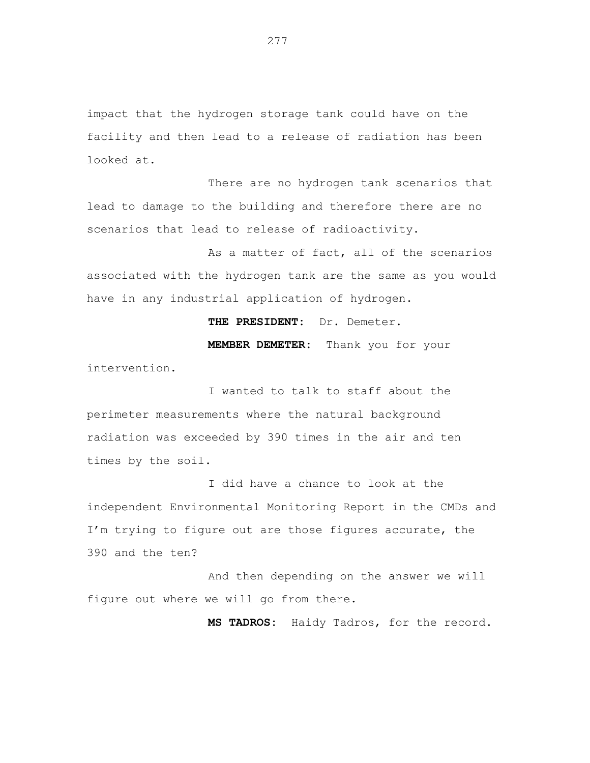impact that the hydrogen storage tank could have on the facility and then lead to a release of radiation has been looked at.

There are no hydrogen tank scenarios that lead to damage to the building and therefore there are no scenarios that lead to release of radioactivity.

As a matter of fact, all of the scenarios associated with the hydrogen tank are the same as you would have in any industrial application of hydrogen.

**THE PRESIDENT:** Dr. Demeter.

**MEMBER DEMETER:** Thank you for your intervention.

I wanted to talk to staff about the perimeter measurements where the natural background radiation was exceeded by 390 times in the air and ten times by the soil.

I did have a chance to look at the independent Environmental Monitoring Report in the CMDs and I'm trying to figure out are those figures accurate, the 390 and the ten?

And then depending on the answer we will figure out where we will go from there.

**MS TADROS:** Haidy Tadros, for the record.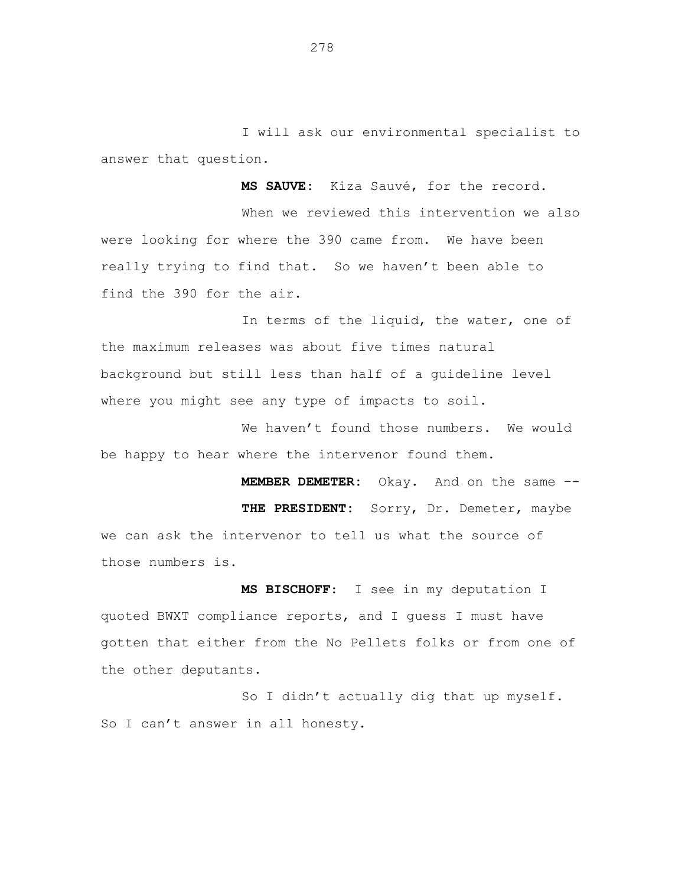I will ask our environmental specialist to answer that question.

**MS SAUVE:** Kiza Sauvé, for the record.

When we reviewed this intervention we also were looking for where the 390 came from. We have been really trying to find that. So we haven't been able to find the 390 for the air.

In terms of the liquid, the water, one of the maximum releases was about five times natural background but still less than half of a guideline level where you might see any type of impacts to soil.

We haven't found those numbers. We would be happy to hear where the intervenor found them.

**MEMBER DEMETER:** Okay. And on the same --

**THE PRESIDENT:** Sorry, Dr. Demeter, maybe we can ask the intervenor to tell us what the source of those numbers is.

**MS BISCHOFF:** I see in my deputation I quoted BWXT compliance reports, and I guess I must have gotten that either from the No Pellets folks or from one of the other deputants.

So I didn't actually dig that up myself. So I can't answer in all honesty.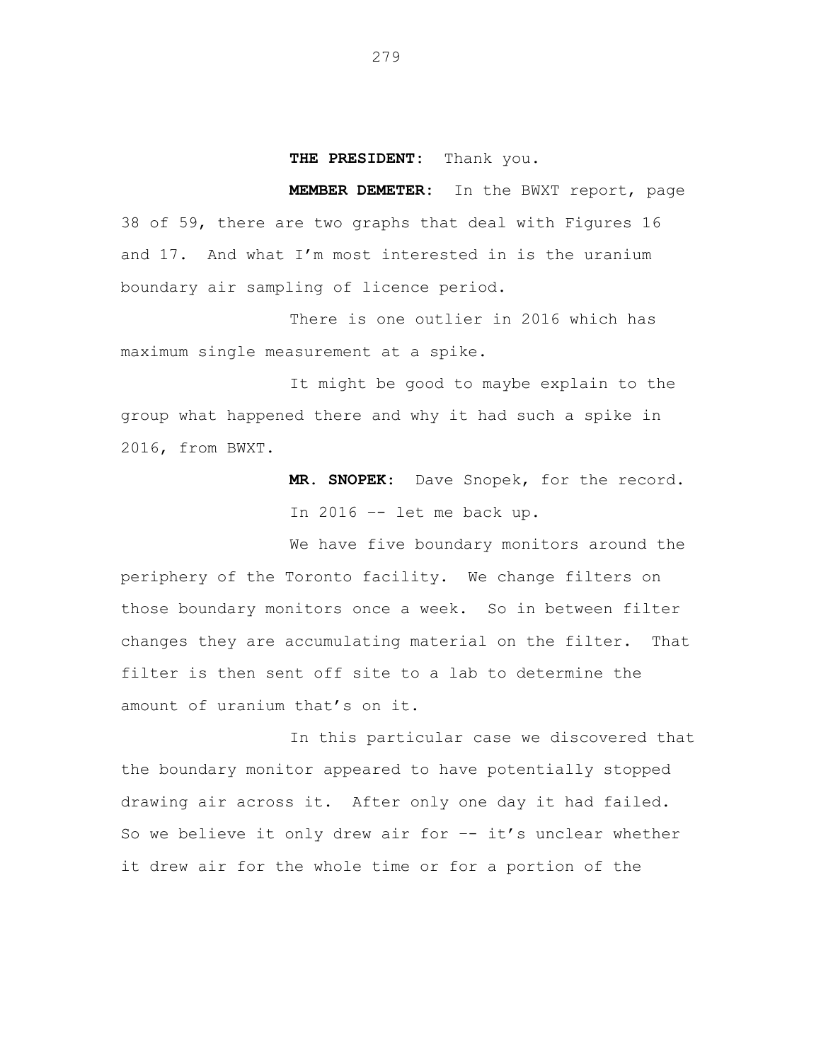**THE PRESIDENT:** Thank you.

**MEMBER DEMETER:** In the BWXT report, page 38 of 59, there are two graphs that deal with Figures 16 and 17. And what I'm most interested in is the uranium boundary air sampling of licence period.

There is one outlier in 2016 which has maximum single measurement at a spike.

It might be good to maybe explain to the group what happened there and why it had such a spike in 2016, from BWXT.

**MR. SNOPEK:** Dave Snopek, for the record.

In 2016 -- let me back up.

We have five boundary monitors around the periphery of the Toronto facility. We change filters on those boundary monitors once a week. So in between filter changes they are accumulating material on the filter. That filter is then sent off site to a lab to determine the amount of uranium that's on it.

In this particular case we discovered that the boundary monitor appeared to have potentially stopped drawing air across it. After only one day it had failed. So we believe it only drew air for -- it's unclear whether it drew air for the whole time or for a portion of the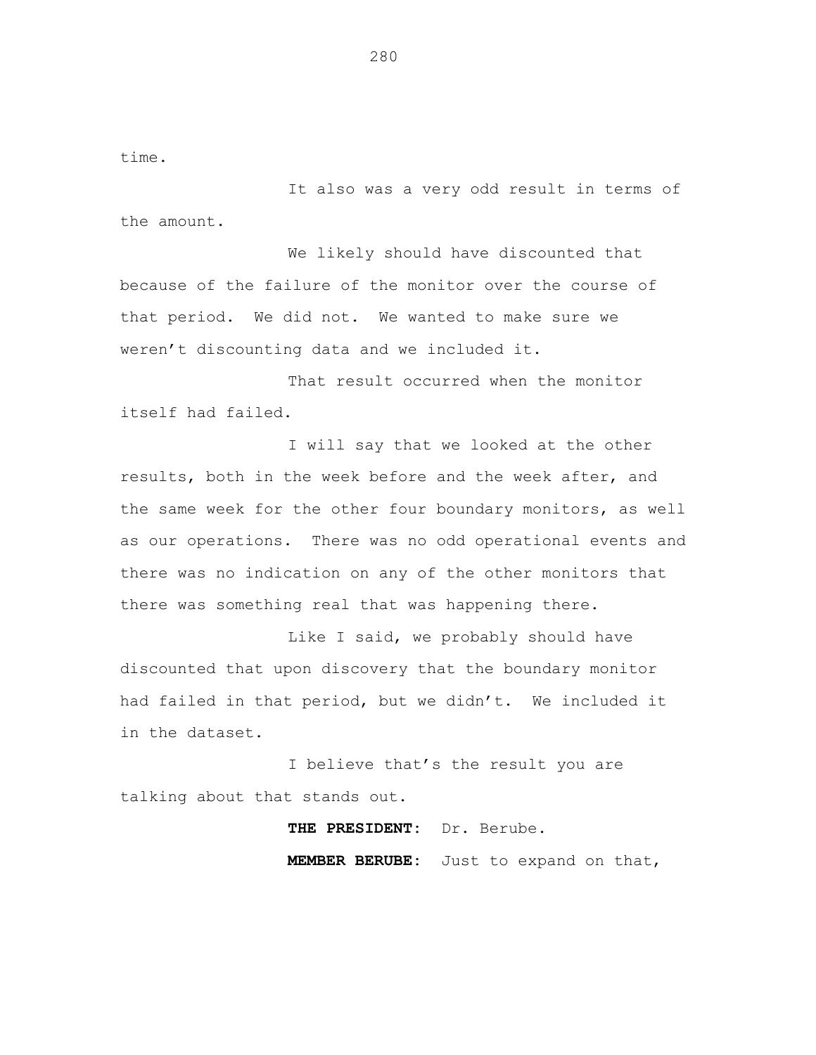time.

It also was a very odd result in terms of the amount.

We likely should have discounted that because of the failure of the monitor over the course of that period. We did not. We wanted to make sure we weren't discounting data and we included it.

That result occurred when the monitor itself had failed.

I will say that we looked at the other results, both in the week before and the week after, and the same week for the other four boundary monitors, as well as our operations. There was no odd operational events and there was no indication on any of the other monitors that there was something real that was happening there.

Like I said, we probably should have discounted that upon discovery that the boundary monitor had failed in that period, but we didn't. We included it in the dataset.

I believe that's the result you are talking about that stands out.

**THE PRESIDENT:** Dr. Berube.

**MEMBER BERUBE:** Just to expand on that,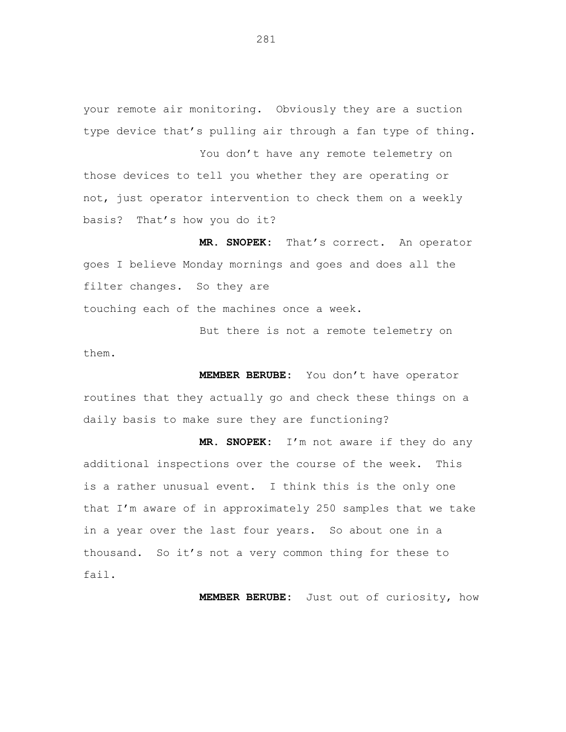your remote air monitoring. Obviously they are a suction type device that's pulling air through a fan type of thing.

You don't have any remote telemetry on those devices to tell you whether they are operating or not, just operator intervention to check them on a weekly basis? That's how you do it?

**MR. SNOPEK:** That's correct. An operator goes I believe Monday mornings and goes and does all the filter changes. So they are touching each of the machines once a week.

But there is not a remote telemetry on them.

**MEMBER BERUBE:** You don't have operator routines that they actually go and check these things on a daily basis to make sure they are functioning?

**MR. SNOPEK:** I'm not aware if they do any additional inspections over the course of the week. This is a rather unusual event. I think this is the only one that I'm aware of in approximately 250 samples that we take in a year over the last four years. So about one in a thousand. So it's not a very common thing for these to fail.

**MEMBER BERUBE:** Just out of curiosity, how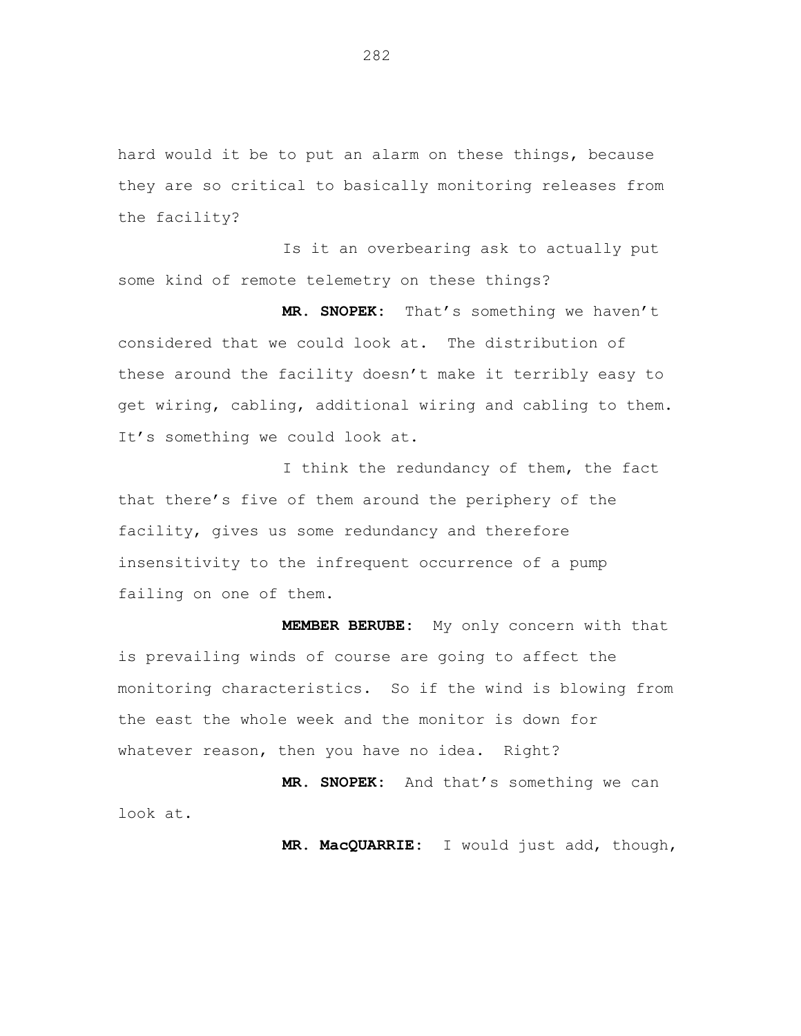hard would it be to put an alarm on these things, because they are so critical to basically monitoring releases from the facility?

Is it an overbearing ask to actually put some kind of remote telemetry on these things?

**MR. SNOPEK:** That's something we haven't considered that we could look at. The distribution of these around the facility doesn't make it terribly easy to get wiring, cabling, additional wiring and cabling to them. It's something we could look at.

I think the redundancy of them, the fact that there's five of them around the periphery of the facility, gives us some redundancy and therefore insensitivity to the infrequent occurrence of a pump failing on one of them.

**MEMBER BERUBE:** My only concern with that is prevailing winds of course are going to affect the monitoring characteristics. So if the wind is blowing from the east the whole week and the monitor is down for whatever reason, then you have no idea. Right?

**MR. SNOPEK:** And that's something we can look at.

**MR. MacQUARRIE:** I would just add, though,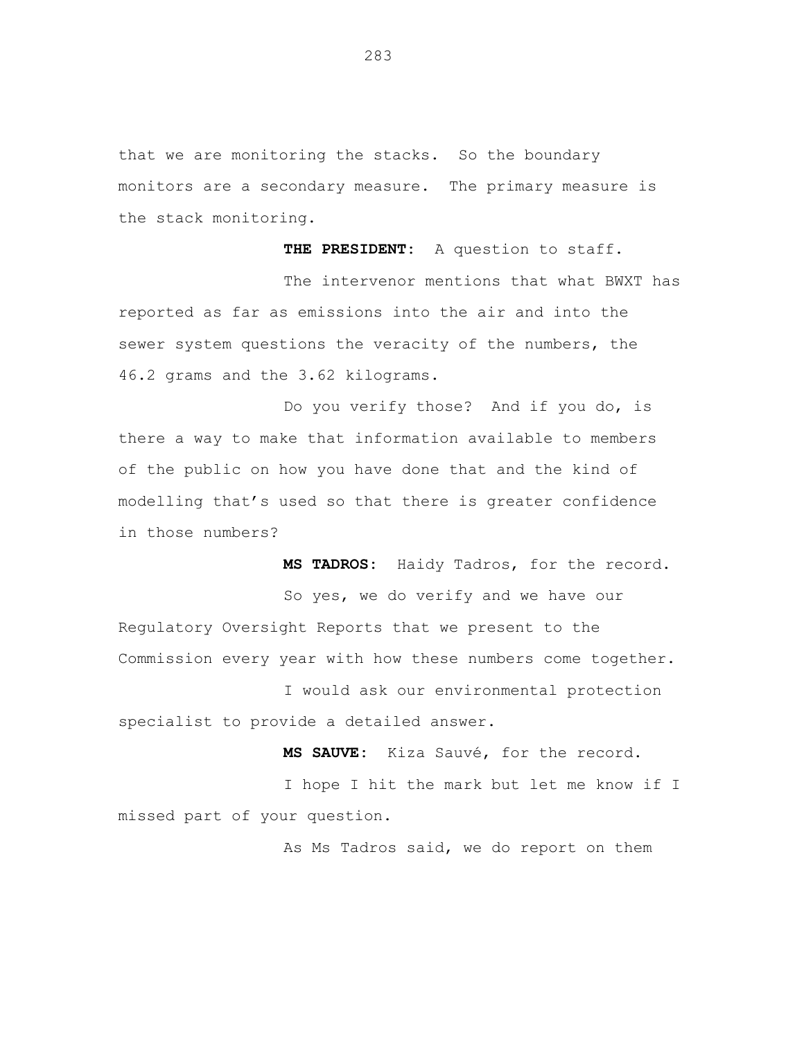that we are monitoring the stacks. So the boundary monitors are a secondary measure. The primary measure is the stack monitoring.

**THE PRESIDENT:** A question to staff.

The intervenor mentions that what BWXT has reported as far as emissions into the air and into the sewer system questions the veracity of the numbers, the 46.2 grams and the 3.62 kilograms.

Do you verify those? And if you do, is there a way to make that information available to members of the public on how you have done that and the kind of modelling that's used so that there is greater confidence in those numbers?

**MS TADROS:** Haidy Tadros, for the record.

So yes, we do verify and we have our Regulatory Oversight Reports that we present to the Commission every year with how these numbers come together.

I would ask our environmental protection specialist to provide a detailed answer.

**MS SAUVE:** Kiza Sauvé, for the record.

I hope I hit the mark but let me know if I missed part of your question.

As Ms Tadros said, we do report on them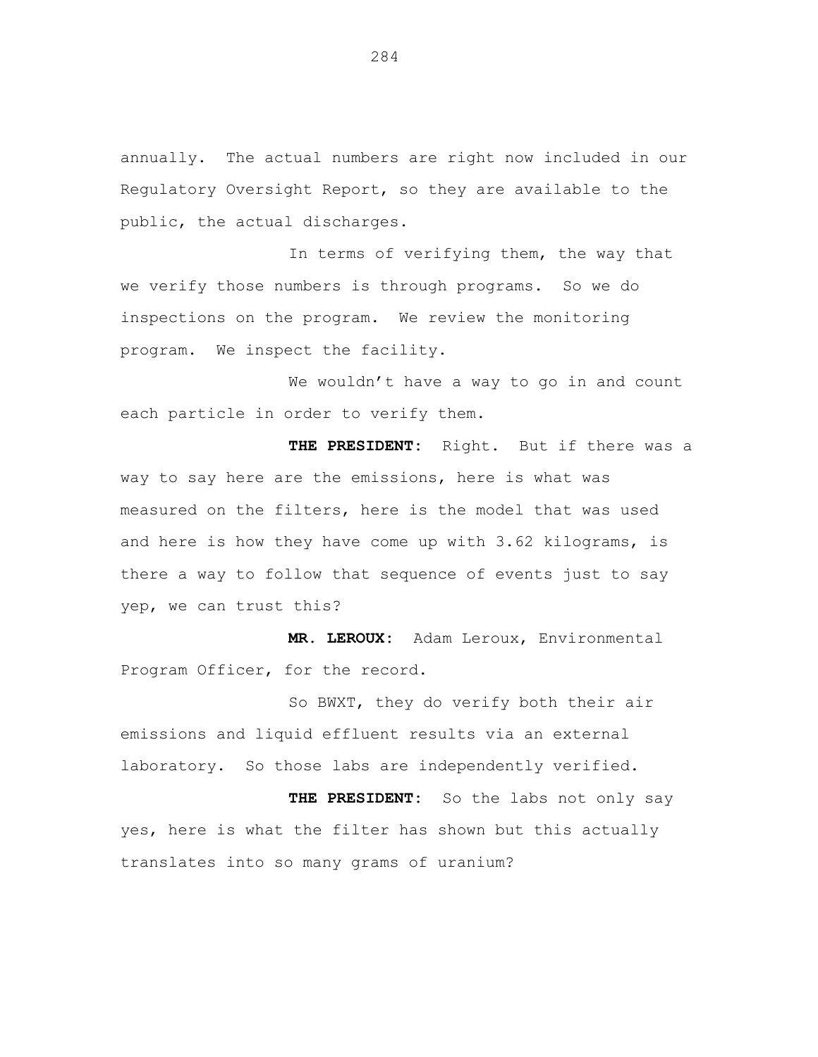annually. The actual numbers are right now included in our Regulatory Oversight Report, so they are available to the public, the actual discharges.

In terms of verifying them, the way that we verify those numbers is through programs. So we do inspections on the program. We review the monitoring program. We inspect the facility.

We wouldn't have a way to go in and count each particle in order to verify them.

**THE PRESIDENT:** Right. But if there was a way to say here are the emissions, here is what was measured on the filters, here is the model that was used and here is how they have come up with 3.62 kilograms, is there a way to follow that sequence of events just to say yep, we can trust this?

**MR. LEROUX:** Adam Leroux, Environmental Program Officer, for the record.

So BWXT, they do verify both their air emissions and liquid effluent results via an external laboratory. So those labs are independently verified.

**THE PRESIDENT:** So the labs not only say yes, here is what the filter has shown but this actually translates into so many grams of uranium?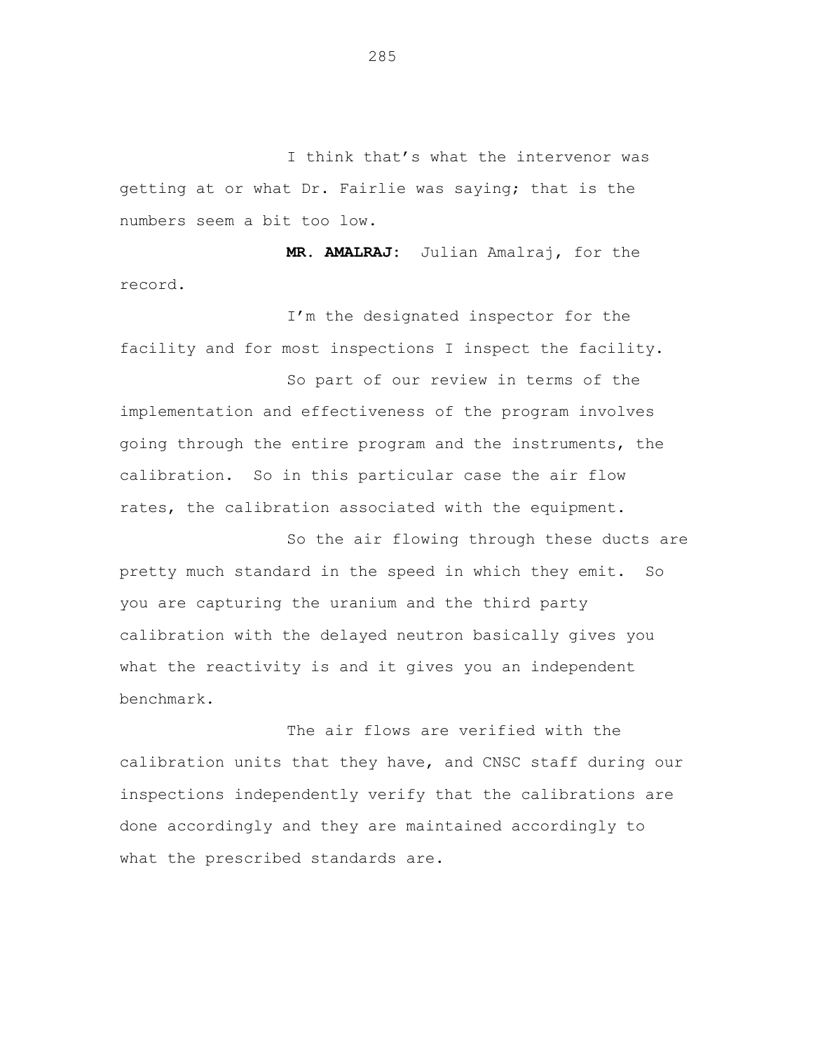I think that's what the intervenor was getting at or what Dr. Fairlie was saying; that is the numbers seem a bit too low.

**MR. AMALRAJ:** Julian Amalraj, for the record.

I'm the designated inspector for the facility and for most inspections I inspect the facility.

So part of our review in terms of the implementation and effectiveness of the program involves going through the entire program and the instruments, the calibration. So in this particular case the air flow rates, the calibration associated with the equipment.

So the air flowing through these ducts are pretty much standard in the speed in which they emit. So you are capturing the uranium and the third party calibration with the delayed neutron basically gives you what the reactivity is and it gives you an independent benchmark.

The air flows are verified with the calibration units that they have, and CNSC staff during our inspections independently verify that the calibrations are done accordingly and they are maintained accordingly to what the prescribed standards are.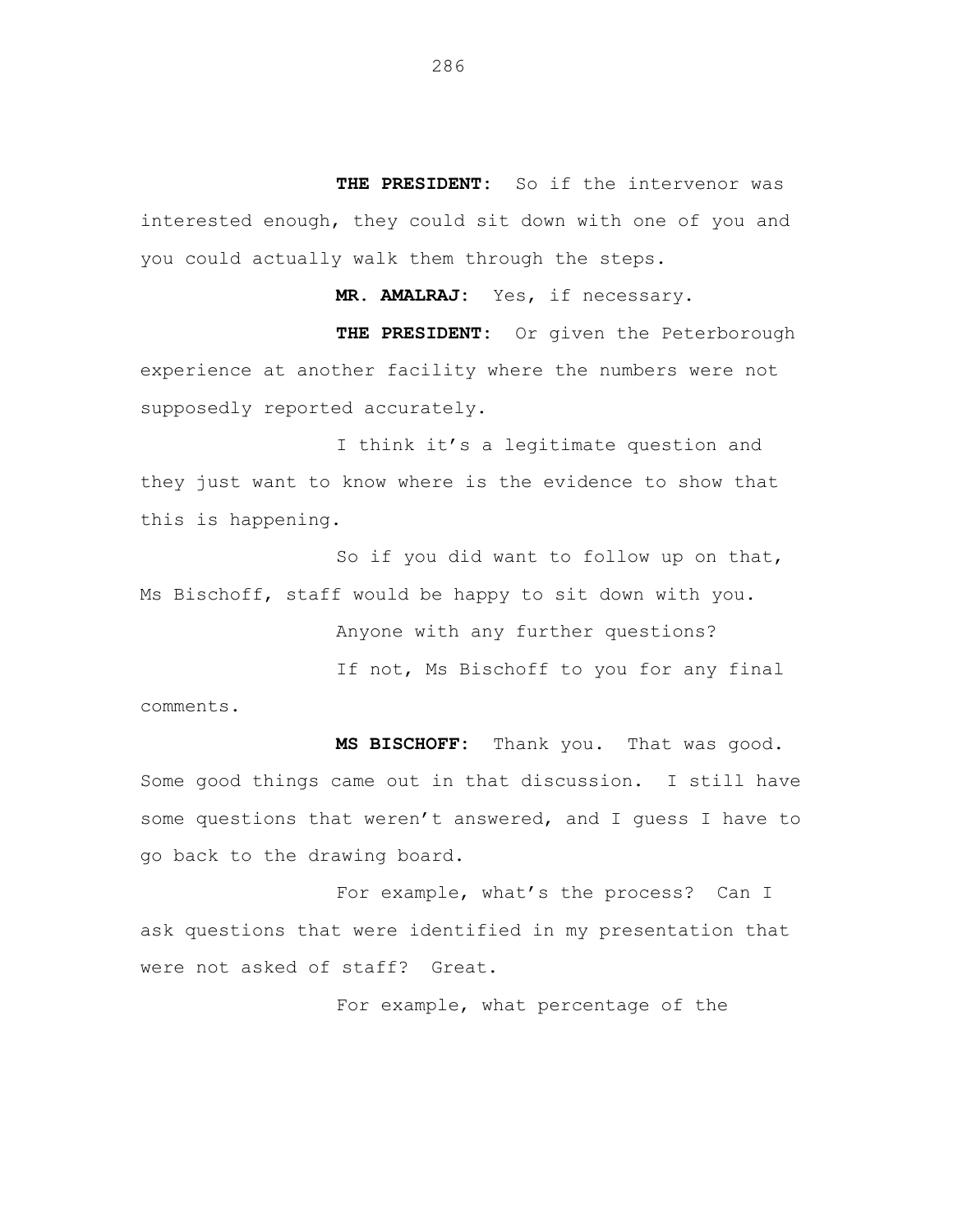**THE PRESIDENT:** So if the intervenor was interested enough, they could sit down with one of you and you could actually walk them through the steps.

**MR. AMALRAJ:** Yes, if necessary.

**THE PRESIDENT:** Or given the Peterborough experience at another facility where the numbers were not supposedly reported accurately.

I think it's a legitimate question and they just want to know where is the evidence to show that this is happening.

So if you did want to follow up on that, Ms Bischoff, staff would be happy to sit down with you.

Anyone with any further questions?

If not, Ms Bischoff to you for any final comments.

**MS BISCHOFF:** Thank you. That was good. Some good things came out in that discussion. I still have some questions that weren't answered, and I guess I have to go back to the drawing board.

For example, what's the process? Can I ask questions that were identified in my presentation that were not asked of staff? Great.

For example, what percentage of the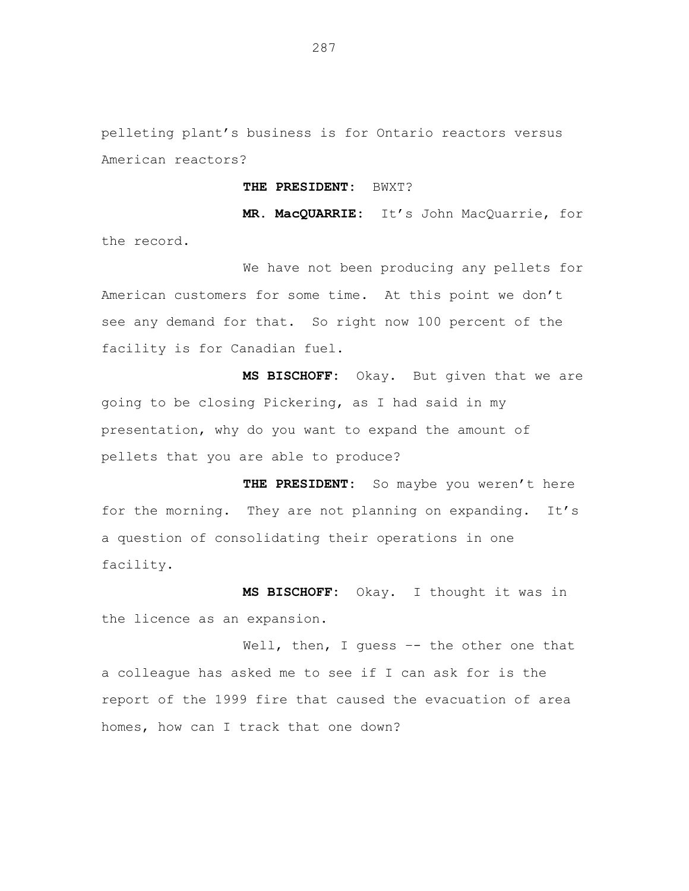pelleting plant's business is for Ontario reactors versus American reactors?

**THE PRESIDENT:** BWXT?

**MR. MacQUARRIE:** It's John MacQuarrie, for the record.

We have not been producing any pellets for American customers for some time. At this point we don't see any demand for that. So right now 100 percent of the facility is for Canadian fuel.

**MS BISCHOFF:** Okay. But given that we are going to be closing Pickering, as I had said in my presentation, why do you want to expand the amount of pellets that you are able to produce?

**THE PRESIDENT:** So maybe you weren't here for the morning. They are not planning on expanding. It's a question of consolidating their operations in one facility.

**MS BISCHOFF:** Okay. I thought it was in the licence as an expansion.

Well, then, I guess -- the other one that a colleague has asked me to see if I can ask for is the report of the 1999 fire that caused the evacuation of area homes, how can I track that one down?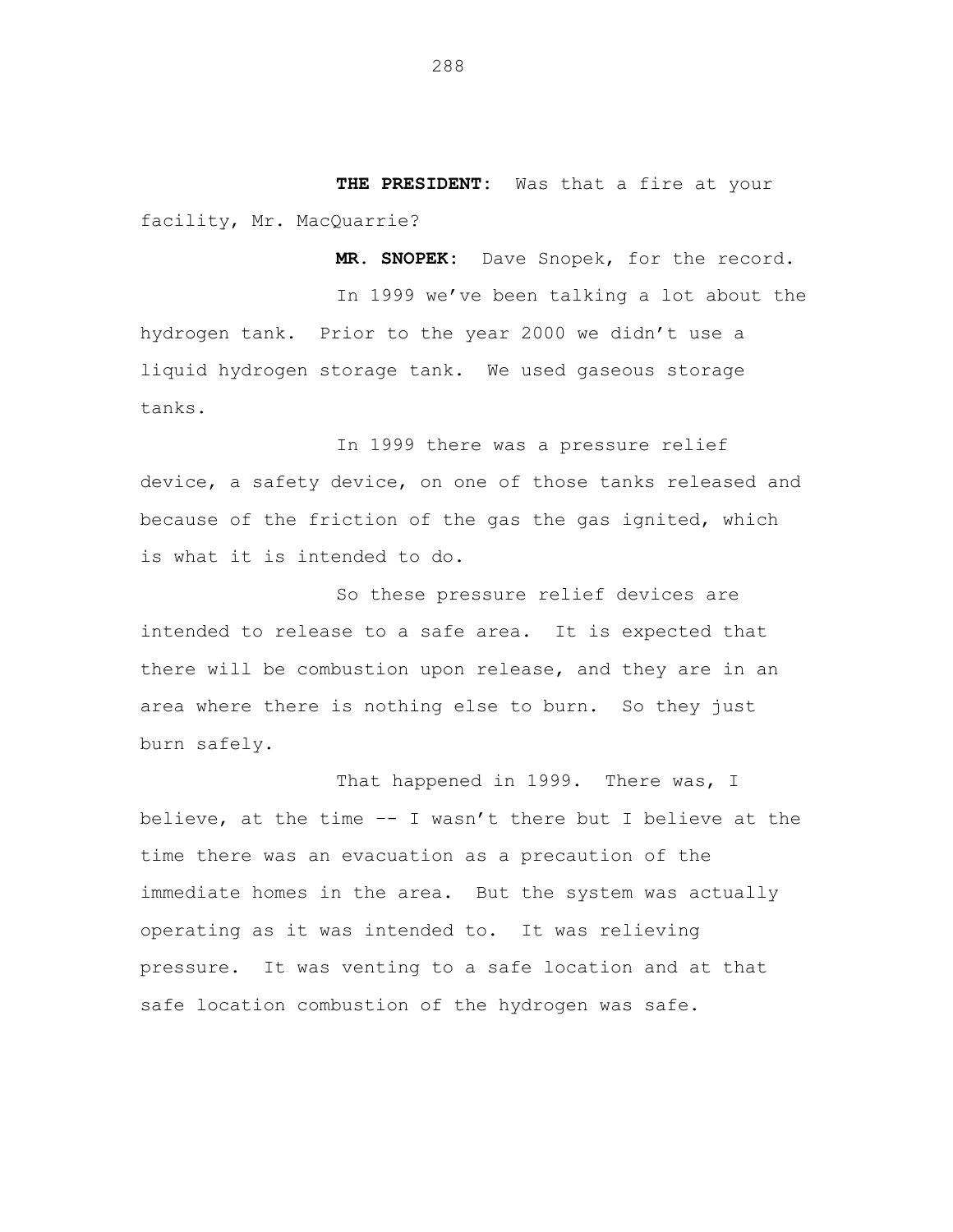**THE PRESIDENT:** Was that a fire at your facility, Mr. MacQuarrie?

**MR. SNOPEK:** Dave Snopek, for the record.

In 1999 we've been talking a lot about the hydrogen tank. Prior to the year 2000 we didn't use a liquid hydrogen storage tank. We used gaseous storage tanks.

In 1999 there was a pressure relief device, a safety device, on one of those tanks released and because of the friction of the gas the gas ignited, which is what it is intended to do.

So these pressure relief devices are intended to release to a safe area. It is expected that there will be combustion upon release, and they are in an area where there is nothing else to burn. So they just burn safely.

That happened in 1999. There was, I believe, at the time -- I wasn't there but I believe at the time there was an evacuation as a precaution of the immediate homes in the area. But the system was actually operating as it was intended to. It was relieving pressure. It was venting to a safe location and at that safe location combustion of the hydrogen was safe.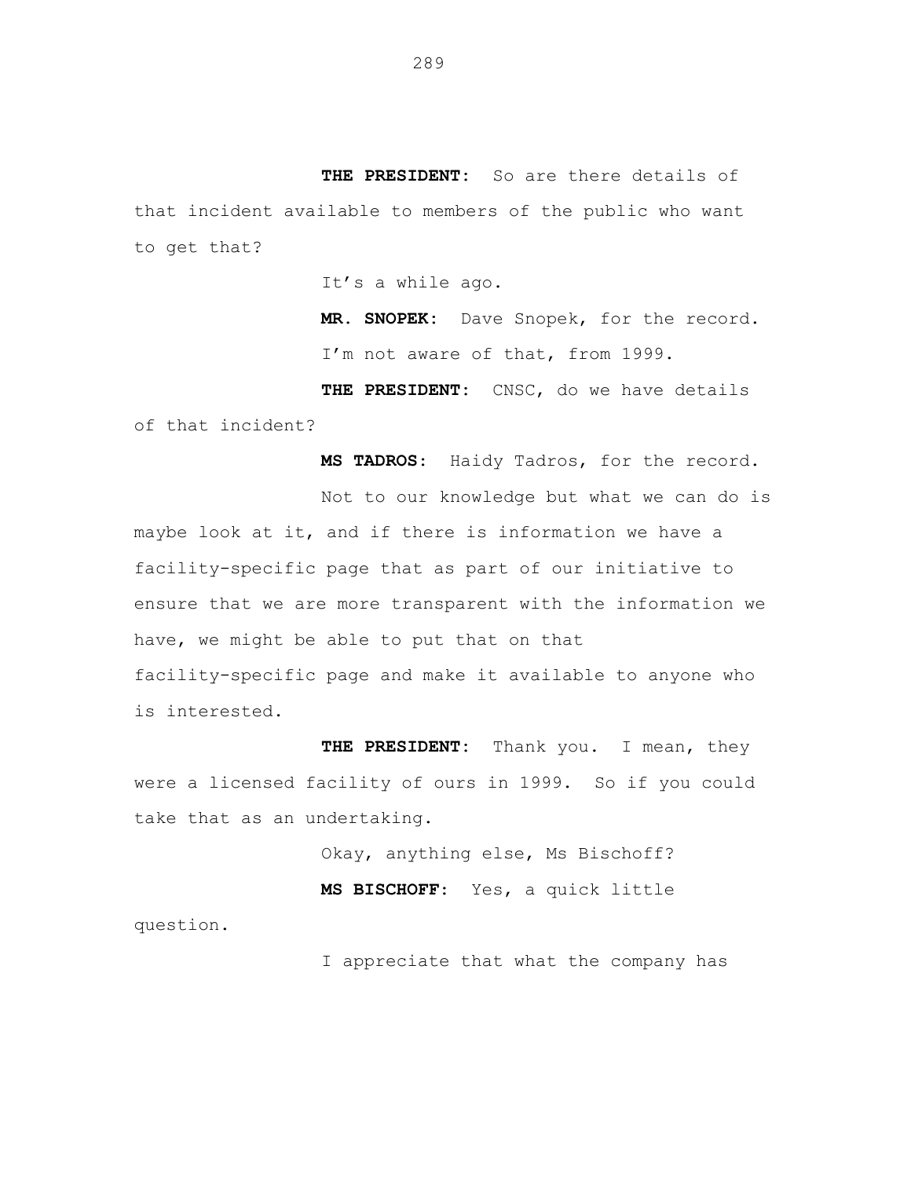**THE PRESIDENT:** So are there details of that incident available to members of the public who want to get that?

It's a while ago.

**MR. SNOPEK:** Dave Snopek, for the record.

I'm not aware of that, from 1999.

**THE PRESIDENT:** CNSC, do we have details of that incident?

**MS TADROS:** Haidy Tadros, for the record.

Not to our knowledge but what we can do is maybe look at it, and if there is information we have a facility-specific page that as part of our initiative to ensure that we are more transparent with the information we have, we might be able to put that on that facility-specific page and make it available to anyone who is interested.

**THE PRESIDENT:** Thank you. I mean, they were a licensed facility of ours in 1999. So if you could take that as an undertaking.

Okay, anything else, Ms Bischoff?

**MS BISCHOFF:** Yes, a quick little question.

I appreciate that what the company has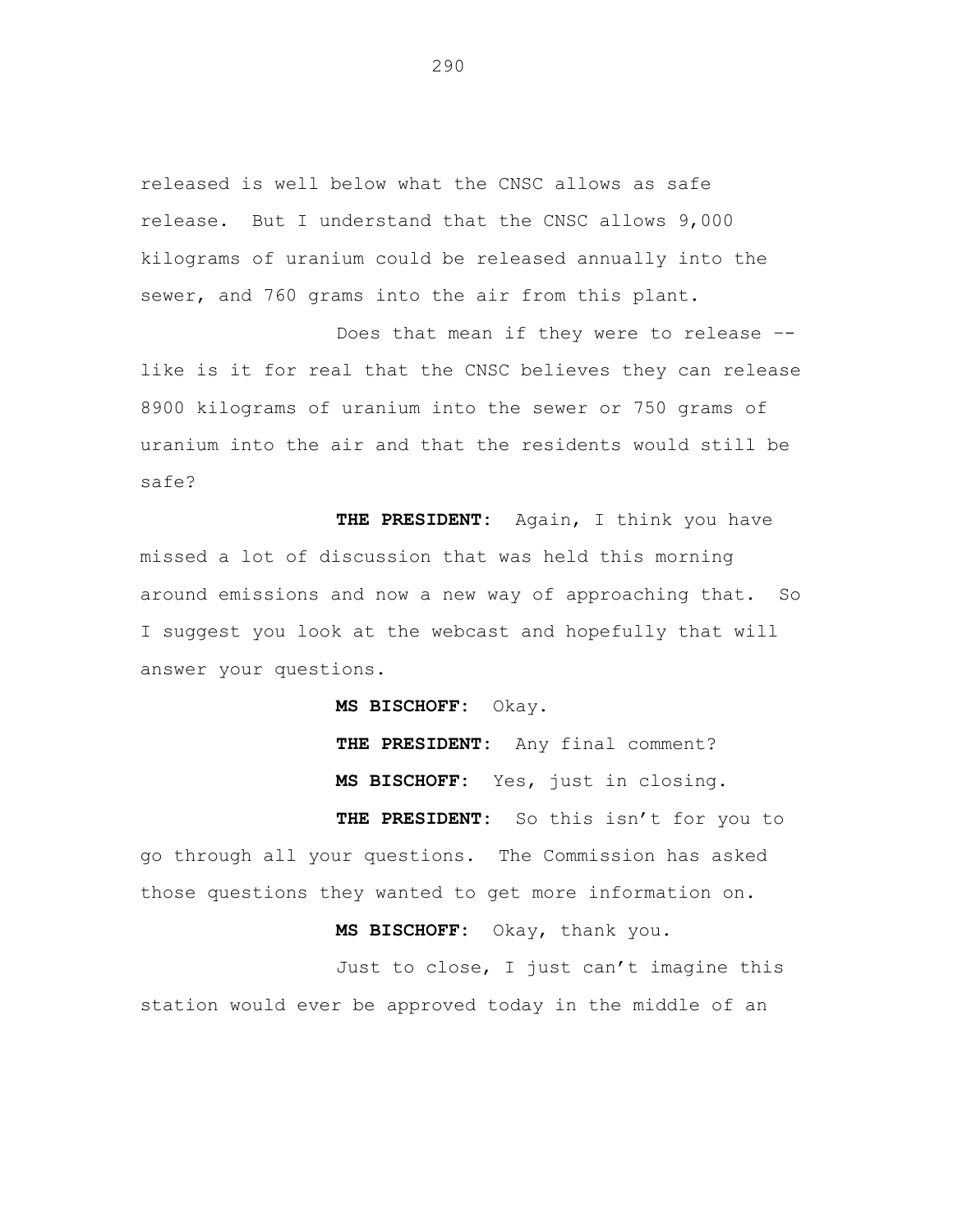released is well below what the CNSC allows as safe release. But I understand that the CNSC allows 9,000 kilograms of uranium could be released annually into the sewer, and 760 grams into the air from this plant.

Does that mean if they were to release -- like is it for real that the CNSC believes they can release 8900 kilograms of uranium into the sewer or 750 grams of uranium into the air and that the residents would still be safe?

**THE PRESIDENT:** Again, I think you have missed a lot of discussion that was held this morning around emissions and now a new way of approaching that. So I suggest you look at the webcast and hopefully that will answer your questions.

**MS BISCHOFF:** Okay.

**THE PRESIDENT:** Any final comment?

**MS BISCHOFF:** Yes, just in closing.

**THE PRESIDENT:** So this isn't for you to go through all your questions. The Commission has asked those questions they wanted to get more information on.

**MS BISCHOFF:** Okay, thank you.

Just to close, I just can't imagine this station would ever be approved today in the middle of an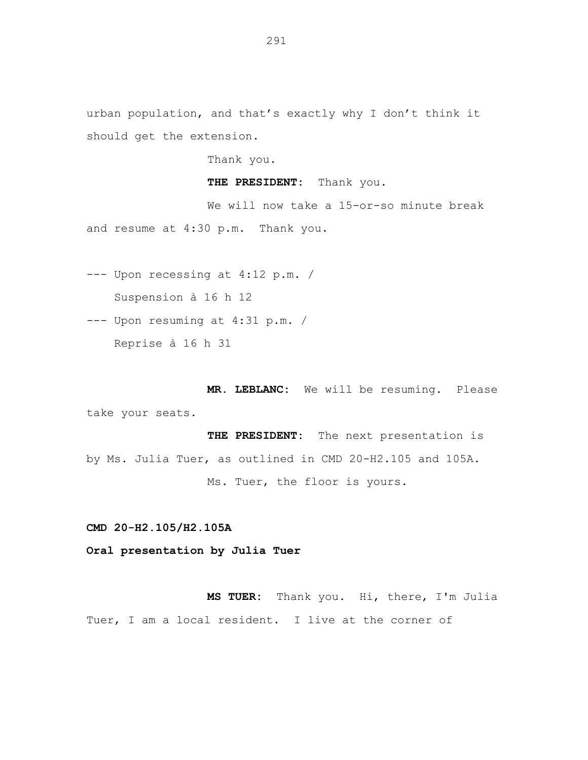urban population, and that's exactly why I don't think it should get the extension.

Thank you.

**THE PRESIDENT:** Thank you.

We will now take a 15-or-so minute break and resume at 4:30 p.m. Thank you.

--- Upon recessing at 4:12 p.m. /
Suspension à 16 h 12

--- Upon resuming at 4:31 p.m. /
Reprise à 16 h 31

**MR. LEBLANC:** We will be resuming. Please take your seats.

**THE PRESIDENT:** The next presentation is by Ms. Julia Tuer, as outlined in CMD 20-H2.105 and 105A.

Ms. Tuer, the floor is yours.

**CMD 20-H2.105/H2.105A**

**Oral presentation by Julia Tuer**

**MS TUER:** Thank you. Hi, there, I'm Julia Tuer, I am a local resident. I live at the corner of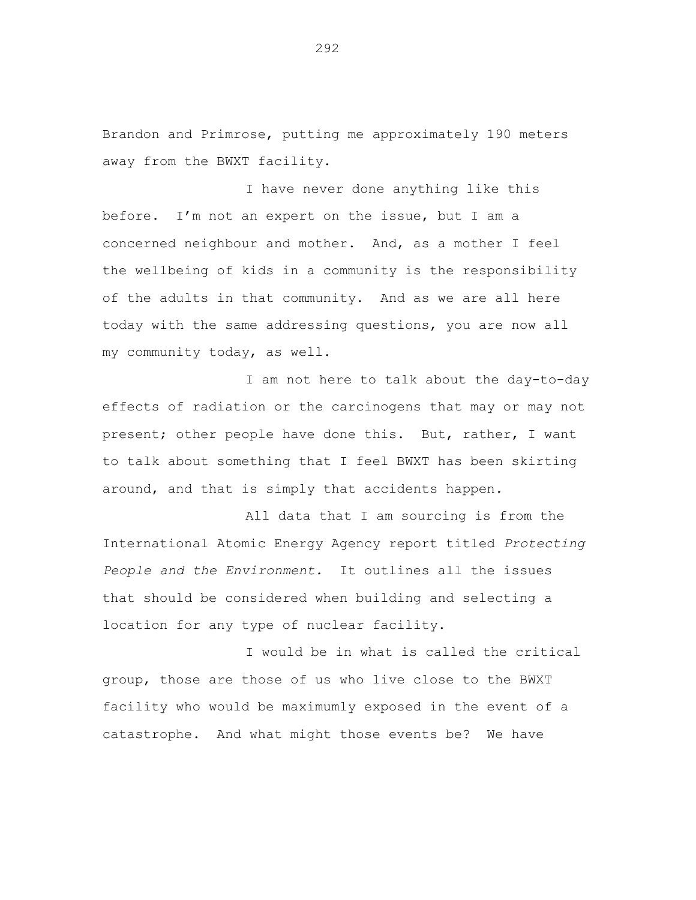Brandon and Primrose, putting me approximately 190 meters away from the BWXT facility.

I have never done anything like this before. I'm not an expert on the issue, but I am a concerned neighbour and mother. And, as a mother I feel the wellbeing of kids in a community is the responsibility of the adults in that community. And as we are all here today with the same addressing questions, you are now all my community today, as well.

I am not here to talk about the day-to-day effects of radiation or the carcinogens that may or may not present; other people have done this. But, rather, I want to talk about something that I feel BWXT has been skirting around, and that is simply that accidents happen.

All data that I am sourcing is from the International Atomic Energy Agency report titled *Protecting People and the Environment.* It outlines all the issues that should be considered when building and selecting a location for any type of nuclear facility.

I would be in what is called the critical group, those are those of us who live close to the BWXT facility who would be maximumly exposed in the event of a catastrophe. And what might those events be? We have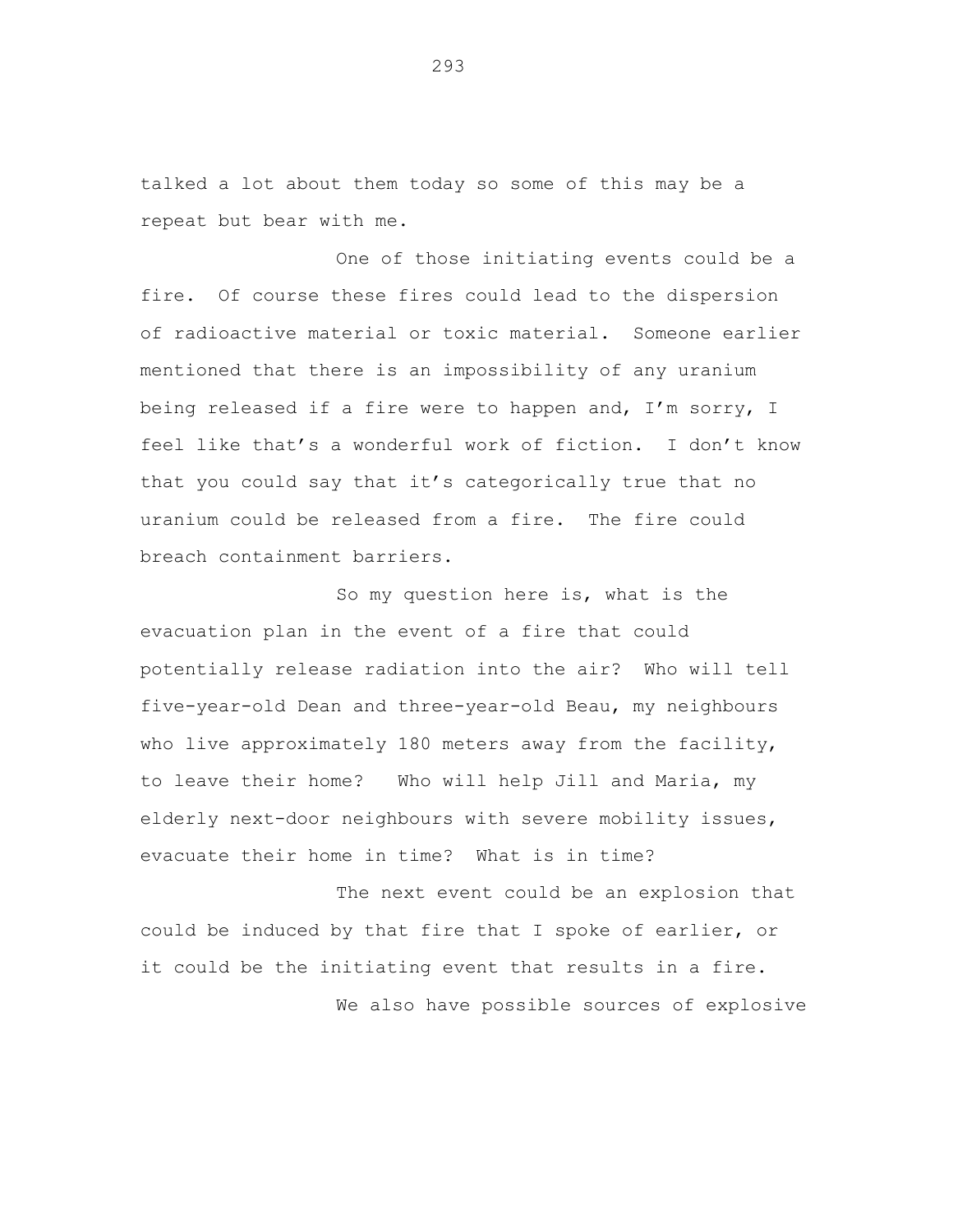talked a lot about them today so some of this may be a repeat but bear with me.

One of those initiating events could be a fire. Of course these fires could lead to the dispersion of radioactive material or toxic material. Someone earlier mentioned that there is an impossibility of any uranium being released if a fire were to happen and, I'm sorry, I feel like that's a wonderful work of fiction. I don't know that you could say that it's categorically true that no uranium could be released from a fire. The fire could breach containment barriers.

So my question here is, what is the evacuation plan in the event of a fire that could potentially release radiation into the air? Who will tell five-year-old Dean and three-year-old Beau, my neighbours who live approximately 180 meters away from the facility, to leave their home? Who will help Jill and Maria, my elderly next-door neighbours with severe mobility issues, evacuate their home in time? What is in time?

The next event could be an explosion that could be induced by that fire that I spoke of earlier, or it could be the initiating event that results in a fire.

We also have possible sources of explosive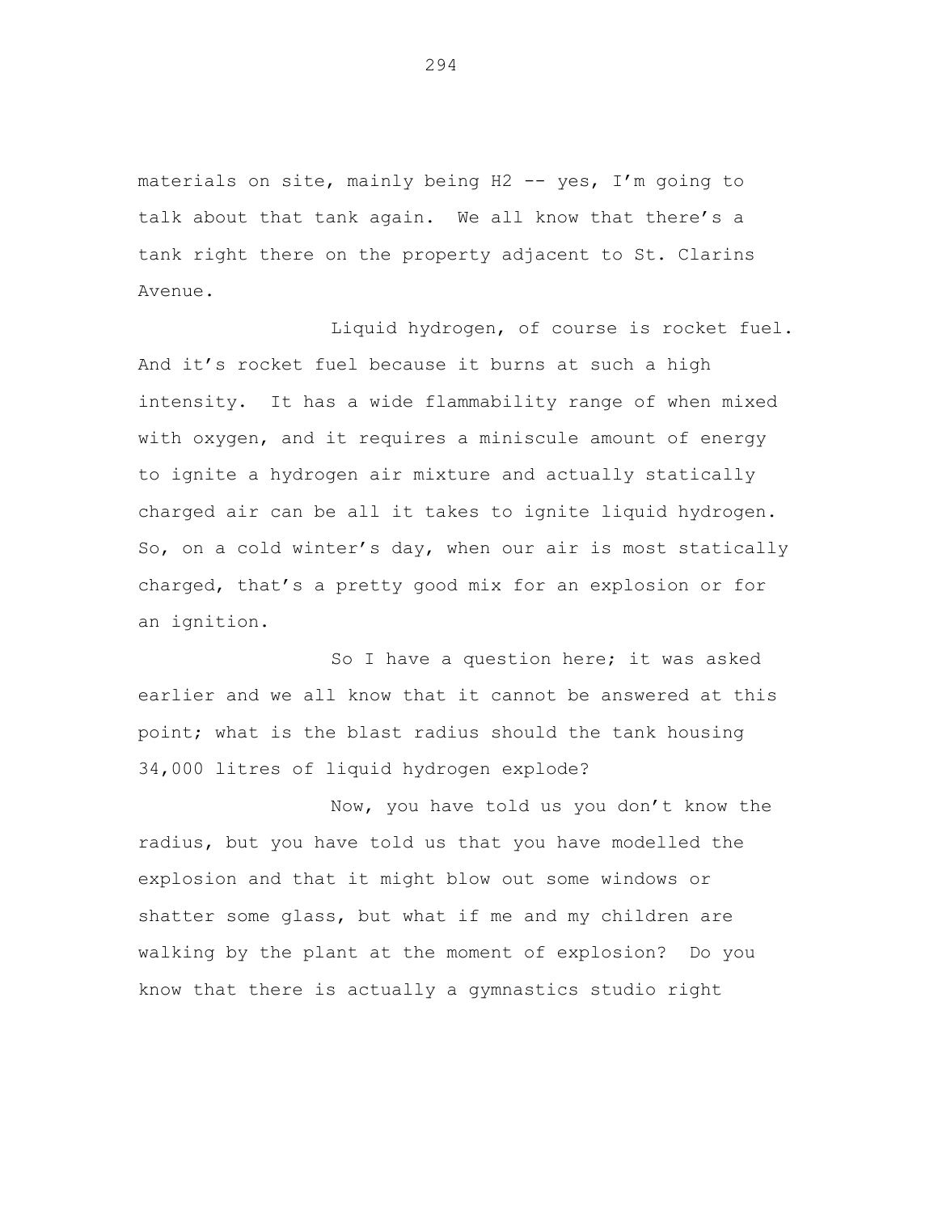materials on site, mainly being $H_2$ -- yes, I'm going to talk about that tank again. We all know that there's a tank right there on the property adjacent to St. Clarins Avenue.

Liquid hydrogen, of course is rocket fuel. And it's rocket fuel because it burns at such a high intensity. It has a wide flammability range of when mixed with oxygen, and it requires a miniscule amount of energy to ignite a hydrogen air mixture and actually statically charged air can be all it takes to ignite liquid hydrogen. So, on a cold winter's day, when our air is most statically charged, that's a pretty good mix for an explosion or for an ignition.

So I have a question here; it was asked earlier and we all know that it cannot be answered at this point; what is the blast radius should the tank housing 34,000 litres of liquid hydrogen explode?

Now, you have told us you don't know the radius, but you have told us that you have modelled the explosion and that it might blow out some windows or shatter some glass, but what if me and my children are walking by the plant at the moment of explosion? Do you know that there is actually a gymnastics studio right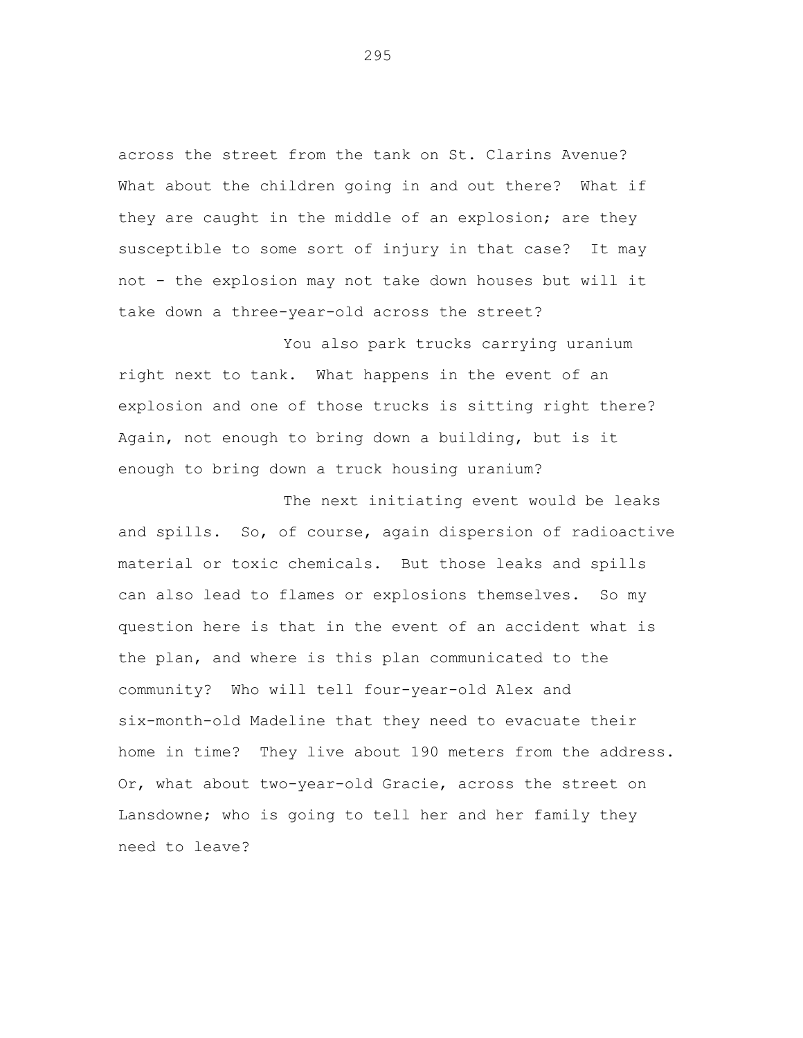across the street from the tank on St. Clarins Avenue? What about the children going in and out there? What if they are caught in the middle of an explosion; are they susceptible to some sort of injury in that case? It may not - the explosion may not take down houses but will it take down a three-year-old across the street?

You also park trucks carrying uranium right next to tank. What happens in the event of an explosion and one of those trucks is sitting right there? Again, not enough to bring down a building, but is it enough to bring down a truck housing uranium?

The next initiating event would be leaks and spills. So, of course, again dispersion of radioactive material or toxic chemicals. But those leaks and spills can also lead to flames or explosions themselves. So my question here is that in the event of an accident what is the plan, and where is this plan communicated to the community? Who will tell four-year-old Alex and six-month-old Madeline that they need to evacuate their home in time? They live about 190 meters from the address. Or, what about two-year-old Gracie, across the street on Lansdowne; who is going to tell her and her family they need to leave?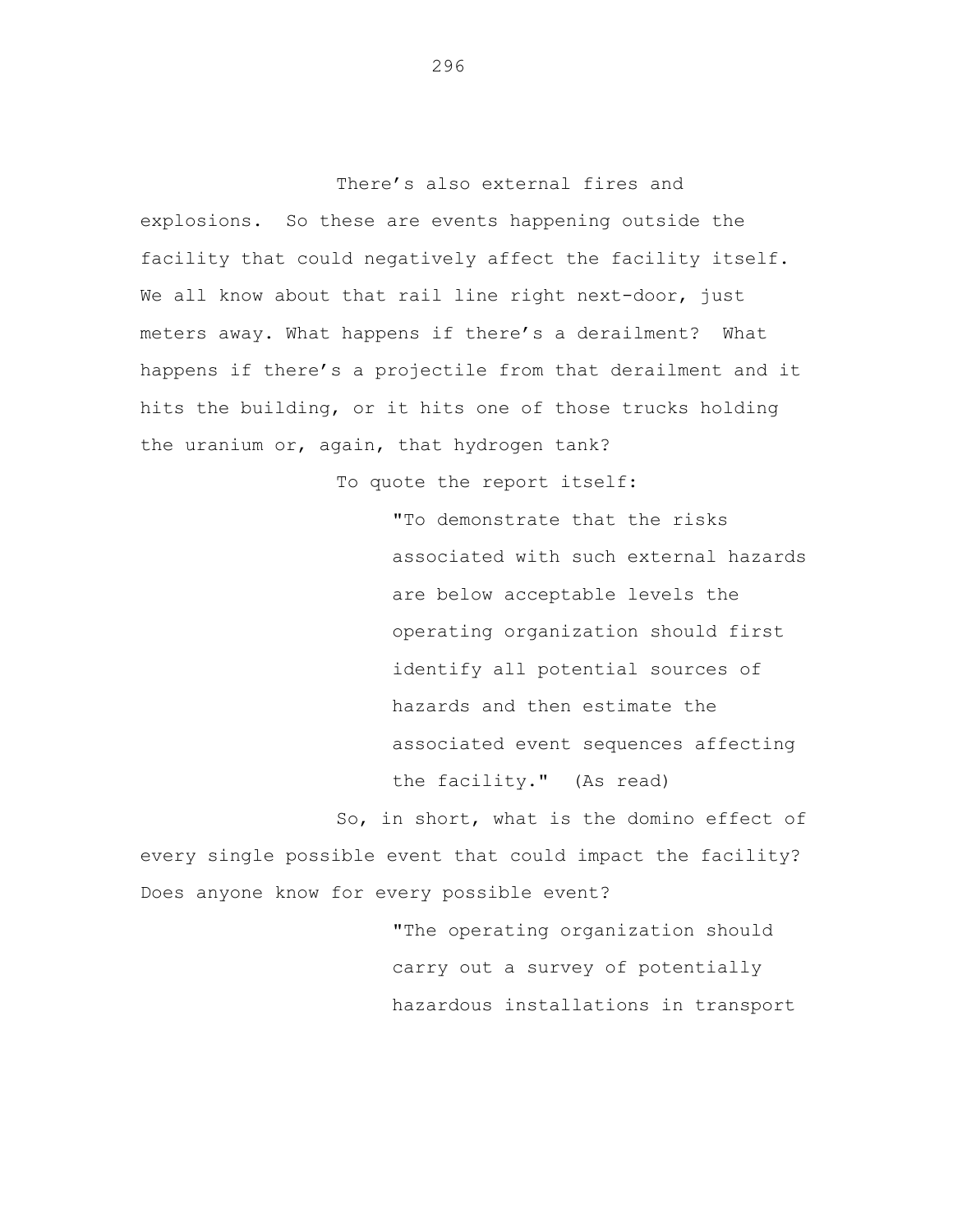There's also external fires and explosions. So these are events happening outside the facility that could negatively affect the facility itself. We all know about that rail line right next-door, just meters away. What happens if there's a derailment? What happens if there's a projectile from that derailment and it hits the building, or it hits one of those trucks holding the uranium or, again, that hydrogen tank?

To quote the report itself:

> "To demonstrate that the risks associated with such external hazards are below acceptable levels the operating organization should first identify all potential sources of hazards and then estimate the associated event sequences affecting the facility." (As read)

So, in short, what is the domino effect of every single possible event that could impact the facility? Does anyone know for every possible event?

> "The operating organization should carry out a survey of potentially hazardous installations in transport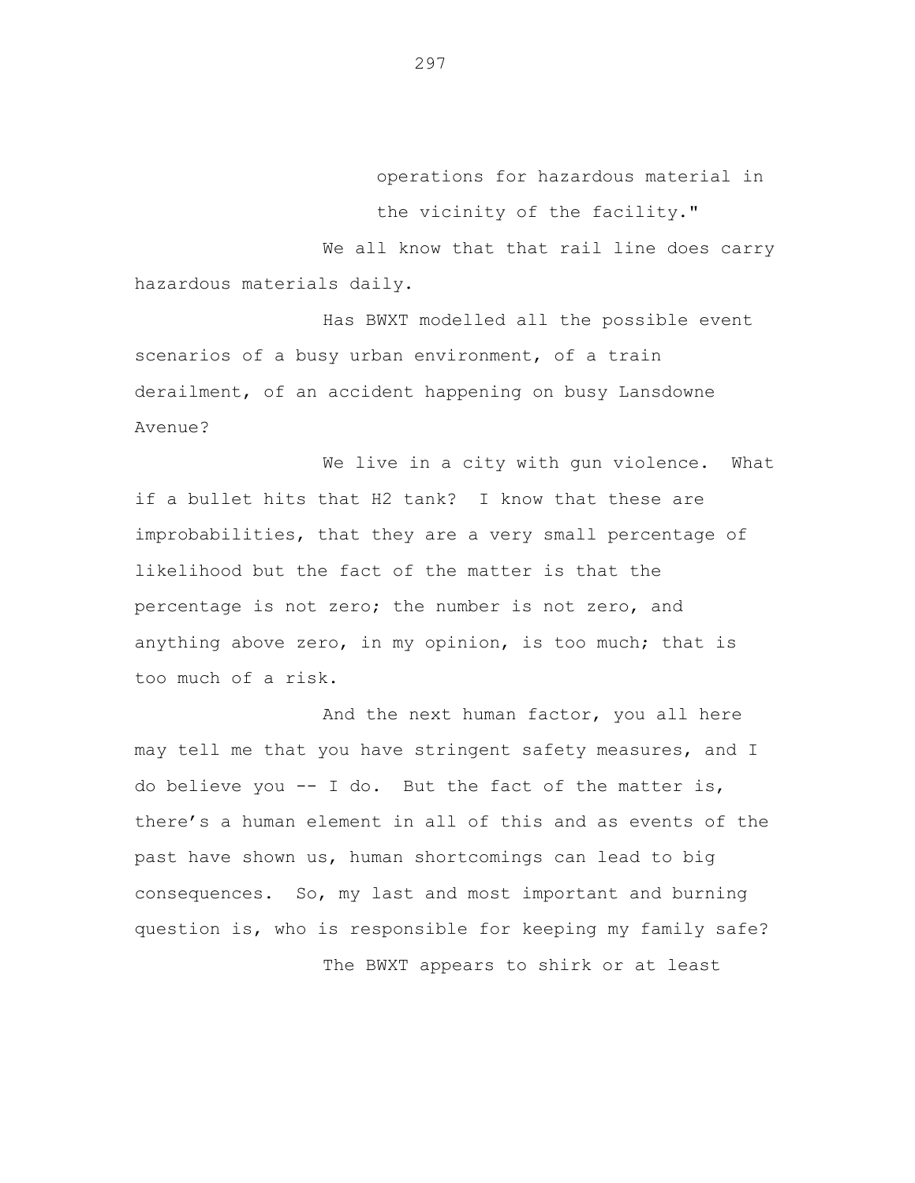operations for hazardous material in the vicinity of the facility."

We all know that that rail line does carry hazardous materials daily.

Has BWXT modelled all the possible event scenarios of a busy urban environment, of a train derailment, of an accident happening on busy Lansdowne Avenue?

We live in a city with gun violence. What if a bullet hits that H2 tank? I know that these are improbabilities, that they are a very small percentage of likelihood but the fact of the matter is that the percentage is not zero; the number is not zero, and anything above zero, in my opinion, is too much; that is too much of a risk.

And the next human factor, you all here may tell me that you have stringent safety measures, and I do believe you -- I do. But the fact of the matter is, there's a human element in all of this and as events of the past have shown us, human shortcomings can lead to big consequences. So, my last and most important and burning question is, who is responsible for keeping my family safe?

The BWXT appears to shirk or at least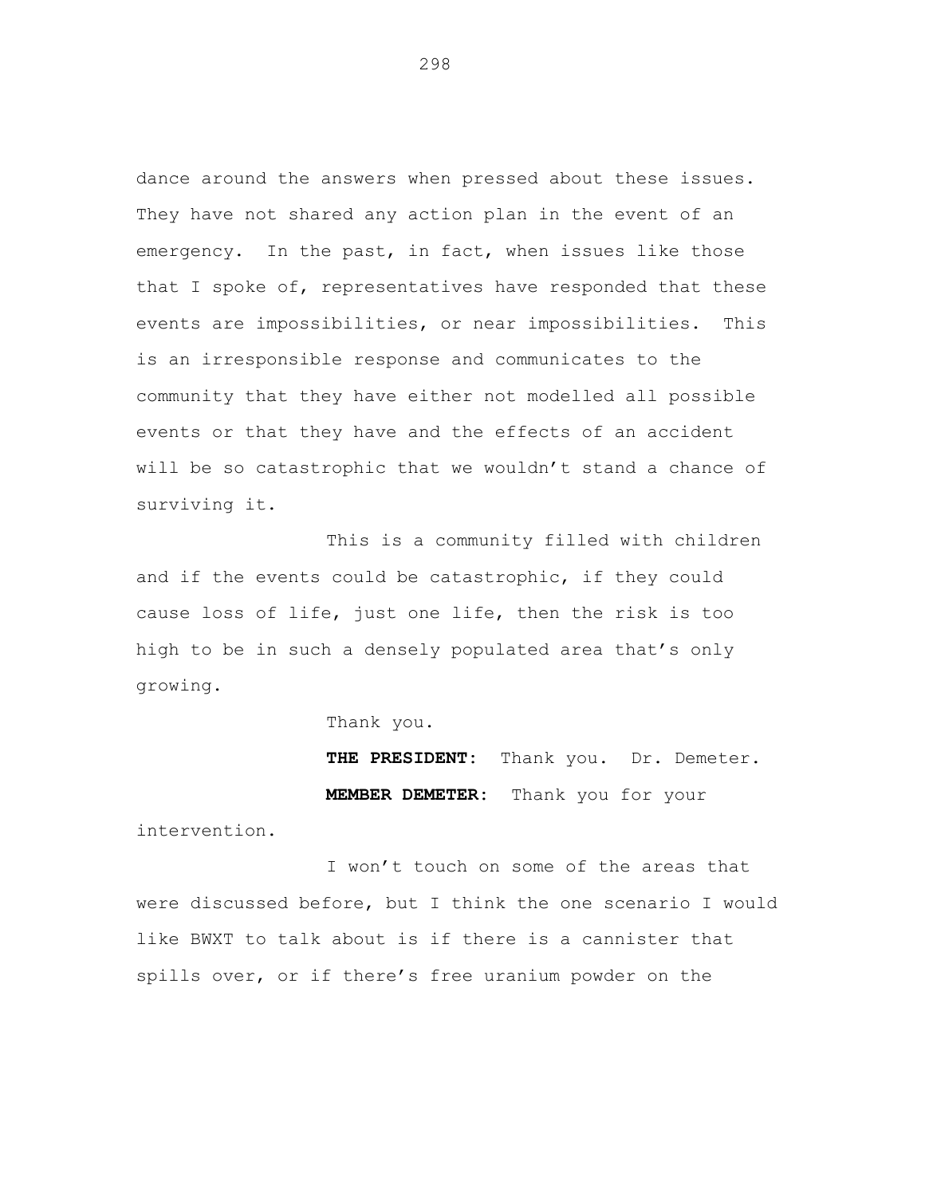dance around the answers when pressed about these issues. They have not shared any action plan in the event of an emergency. In the past, in fact, when issues like those that I spoke of, representatives have responded that these events are impossibilities, or near impossibilities. This is an irresponsible response and communicates to the community that they have either not modelled all possible events or that they have and the effects of an accident will be so catastrophic that we wouldn't stand a chance of surviving it.

This is a community filled with children and if the events could be catastrophic, if they could cause loss of life, just one life, then the risk is too high to be in such a densely populated area that's only growing.

Thank you.

**THE PRESIDENT:** Thank you. Dr. Demeter.

**MEMBER DEMETER:** Thank you for your intervention.

I won't touch on some of the areas that were discussed before, but I think the one scenario I would like BWXT to talk about is if there is a cannister that spills over, or if there's free uranium powder on the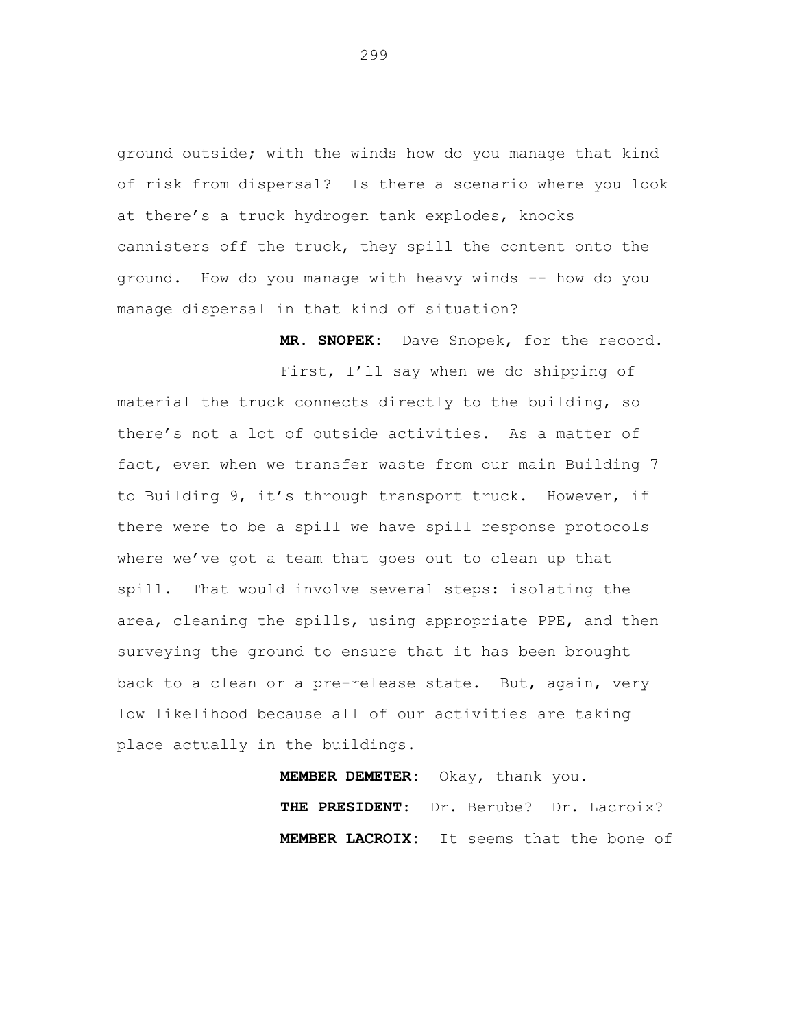ground outside; with the winds how do you manage that kind of risk from dispersal? Is there a scenario where you look at there's a truck hydrogen tank explodes, knocks cannisters off the truck, they spill the content onto the ground. How do you manage with heavy winds -- how do you manage dispersal in that kind of situation?

**MR. SNOPEK:** Dave Snopek, for the record.

First, I'll say when we do shipping of material the truck connects directly to the building, so there's not a lot of outside activities. As a matter of fact, even when we transfer waste from our main Building 7 to Building 9, it's through transport truck. However, if there were to be a spill we have spill response protocols where we've got a team that goes out to clean up that spill. That would involve several steps: isolating the area, cleaning the spills, using appropriate PPE, and then surveying the ground to ensure that it has been brought back to a clean or a pre-release state. But, again, very low likelihood because all of our activities are taking place actually in the buildings.

**MEMBER DEMETER:** Okay, thank you.

**THE PRESIDENT:** Dr. Berube? Dr. Lacroix?

**MEMBER LACROIX:** It seems that the bone of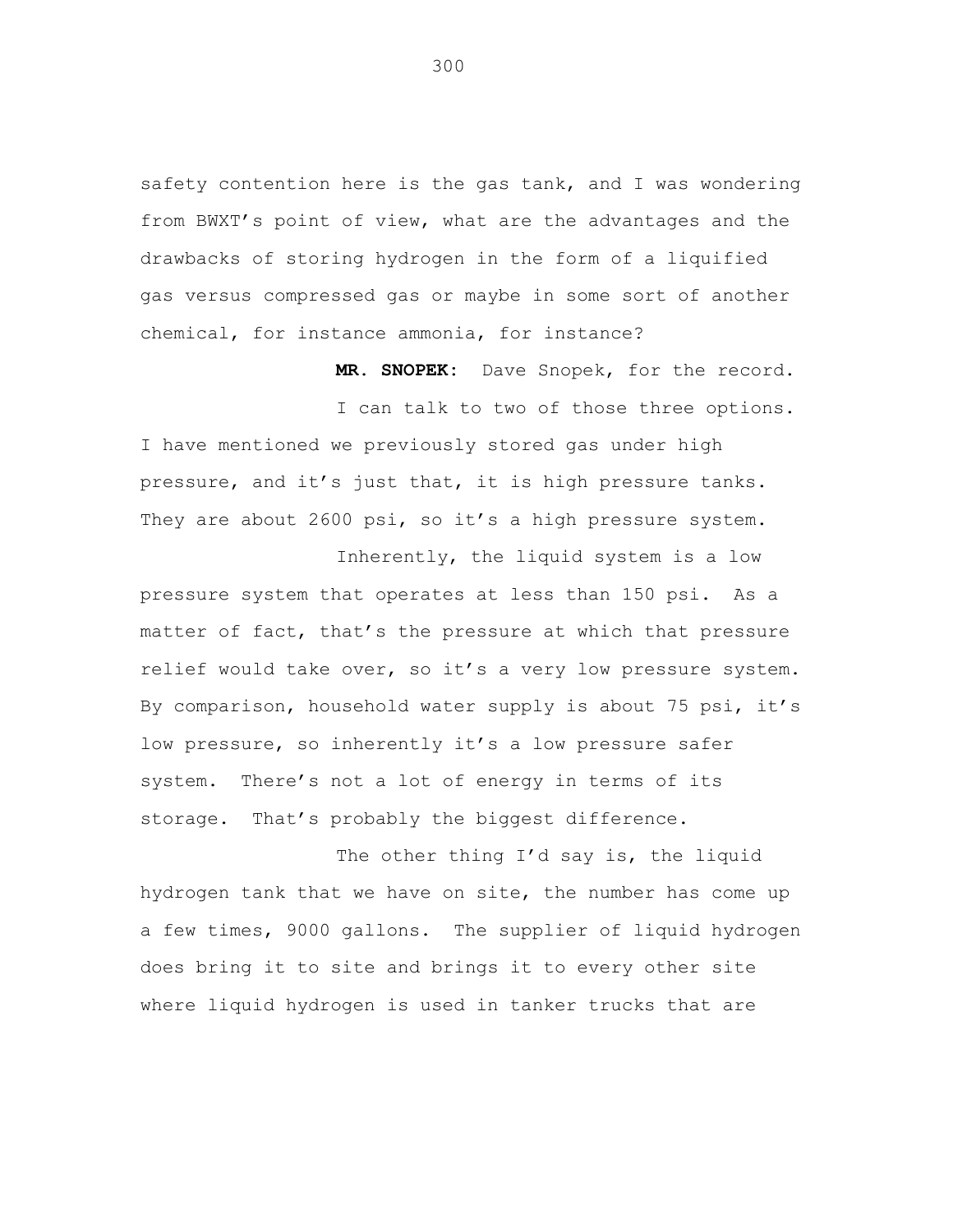safety contention here is the gas tank, and I was wondering from BWXT's point of view, what are the advantages and the drawbacks of storing hydrogen in the form of a liquified gas versus compressed gas or maybe in some sort of another chemical, for instance ammonia, for instance?

**MR. SNOPEK:** Dave Snopek, for the record.

I can talk to two of those three options. I have mentioned we previously stored gas under high pressure, and it's just that, it is high pressure tanks. They are about 2600 psi, so it's a high pressure system.

Inherently, the liquid system is a low pressure system that operates at less than 150 psi. As a matter of fact, that's the pressure at which that pressure relief would take over, so it's a very low pressure system. By comparison, household water supply is about 75 psi, it's low pressure, so inherently it's a low pressure safer system. There's not a lot of energy in terms of its storage. That's probably the biggest difference.

The other thing I'd say is, the liquid hydrogen tank that we have on site, the number has come up a few times, 9000 gallons. The supplier of liquid hydrogen does bring it to site and brings it to every other site where liquid hydrogen is used in tanker trucks that are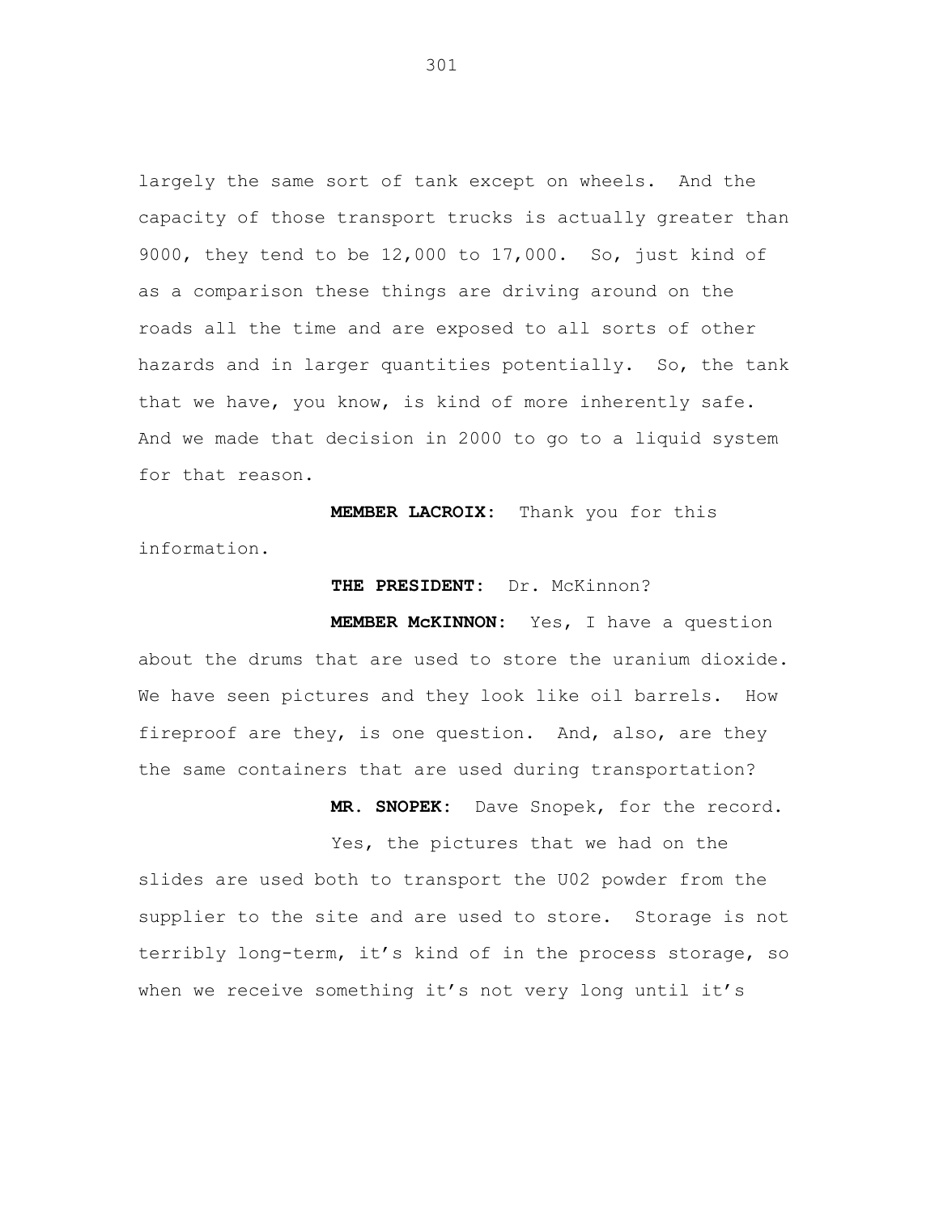largely the same sort of tank except on wheels. And the capacity of those transport trucks is actually greater than 9000, they tend to be 12,000 to 17,000. So, just kind of as a comparison these things are driving around on the roads all the time and are exposed to all sorts of other hazards and in larger quantities potentially. So, the tank that we have, you know, is kind of more inherently safe. And we made that decision in 2000 to go to a liquid system for that reason.

**MEMBER LACROIX:** Thank you for this information.

**THE PRESIDENT:** Dr. McKinnon?

**MEMBER McKINNON:** Yes, I have a question about the drums that are used to store the uranium dioxide. We have seen pictures and they look like oil barrels. How fireproof are they, is one question. And, also, are they the same containers that are used during transportation?

**MR. SNOPEK:** Dave Snopek, for the record.

Yes, the pictures that we had on the slides are used both to transport the U02 powder from the supplier to the site and are used to store. Storage is not terribly long-term, it's kind of in the process storage, so when we receive something it's not very long until it's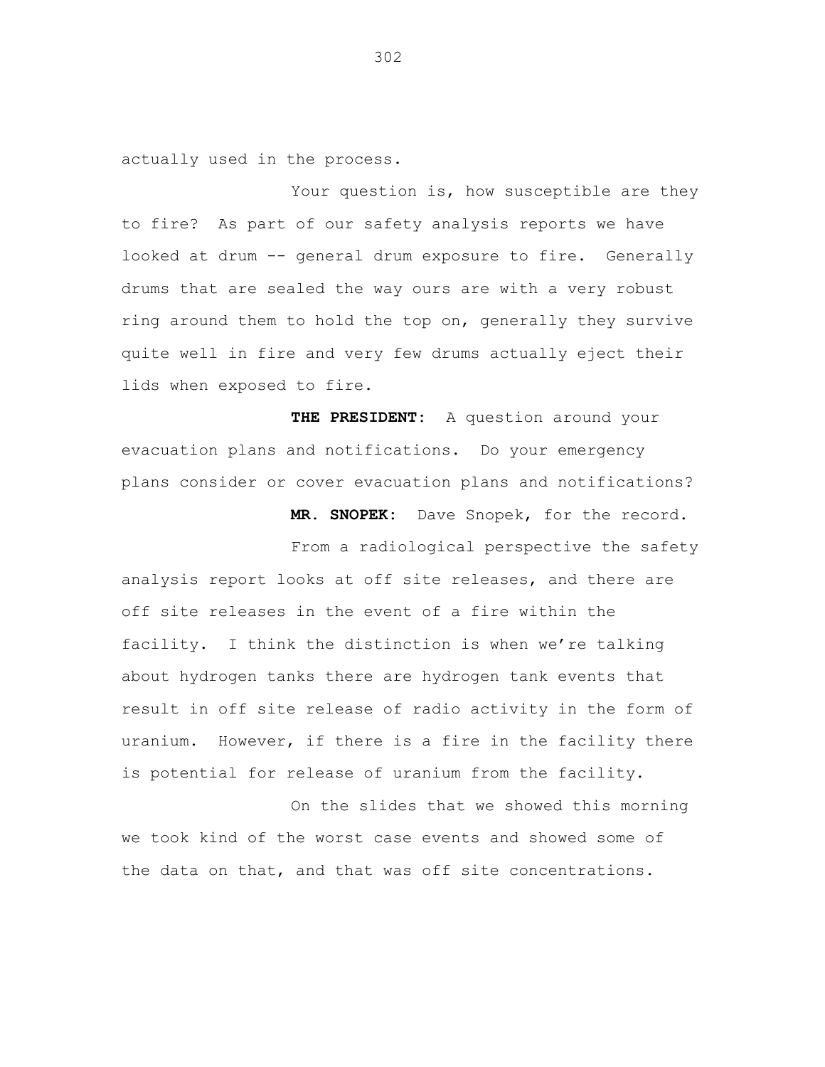actually used in the process.

Your question is, how susceptible are they to fire? As part of our safety analysis reports we have looked at drum -- general drum exposure to fire. Generally drums that are sealed the way ours are with a very robust ring around them to hold the top on, generally they survive quite well in fire and very few drums actually eject their lids when exposed to fire.

**THE PRESIDENT:** A question around your evacuation plans and notifications. Do your emergency plans consider or cover evacuation plans and notifications?

**MR. SNOPEK:** Dave Snopek, for the record.

From a radiological perspective the safety analysis report looks at off site releases, and there are off site releases in the event of a fire within the facility. I think the distinction is when we're talking about hydrogen tanks there are hydrogen tank events that result in off site release of radio activity in the form of uranium. However, if there is a fire in the facility there is potential for release of uranium from the facility.

On the slides that we showed this morning we took kind of the worst case events and showed some of the data on that, and that was off site concentrations.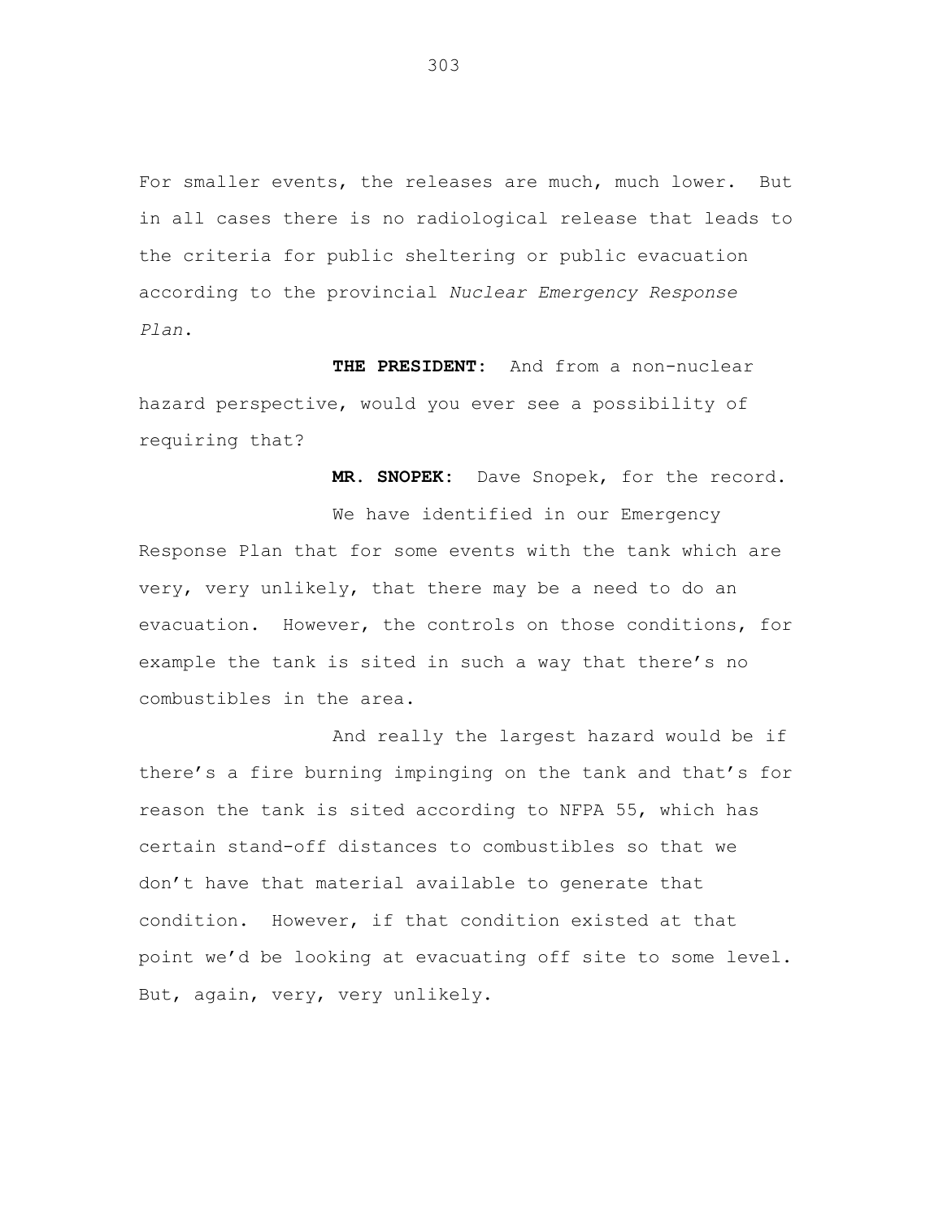For smaller events, the releases are much, much lower. But in all cases there is no radiological release that leads to the criteria for public sheltering or public evacuation according to the provincial *Nuclear Emergency Response Plan*.

**THE PRESIDENT:** And from a non-nuclear hazard perspective, would you ever see a possibility of requiring that?

**MR. SNOPEK:** Dave Snopek, for the record.

We have identified in our Emergency Response Plan that for some events with the tank which are very, very unlikely, that there may be a need to do an evacuation. However, the controls on those conditions, for example the tank is sited in such a way that there's no combustibles in the area.

And really the largest hazard would be if there's a fire burning impinging on the tank and that's for reason the tank is sited according to NFPA 55, which has certain stand-off distances to combustibles so that we don't have that material available to generate that condition. However, if that condition existed at that point we'd be looking at evacuating off site to some level. But, again, very, very unlikely.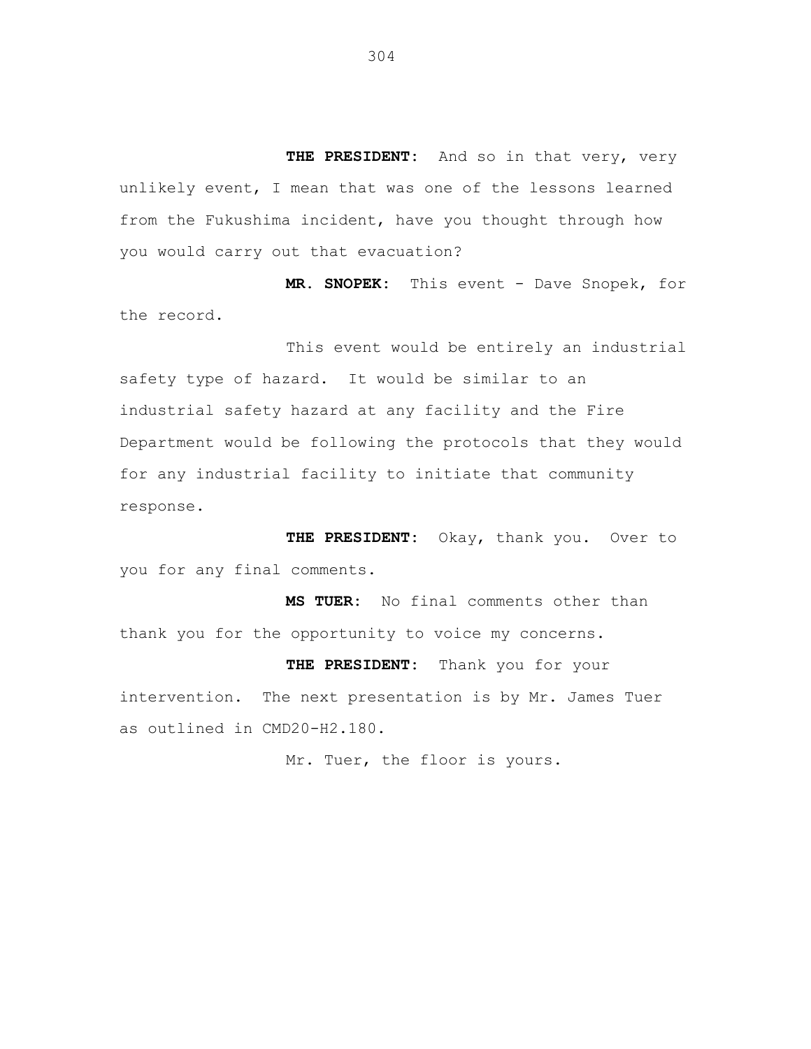**THE PRESIDENT:** And so in that very, very unlikely event, I mean that was one of the lessons learned from the Fukushima incident, have you thought through how you would carry out that evacuation?

**MR. SNOPEK:** This event - Dave Snopek, for the record.

This event would be entirely an industrial safety type of hazard. It would be similar to an industrial safety hazard at any facility and the Fire Department would be following the protocols that they would for any industrial facility to initiate that community response.

**THE PRESIDENT:** Okay, thank you. Over to you for any final comments.

**MS TUER:** No final comments other than thank you for the opportunity to voice my concerns.

**THE PRESIDENT:** Thank you for your intervention. The next presentation is by Mr. James Tuer as outlined in CMD20-H2.180.

Mr. Tuer, the floor is yours.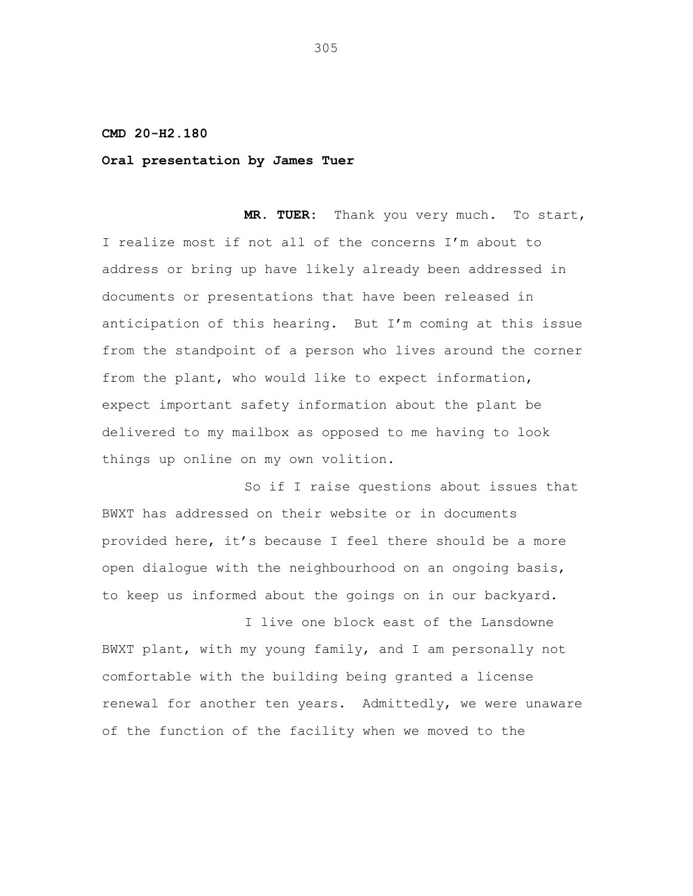**CMD 20-H2.180**

**Oral presentation by James Tuer**

**MR. TUER:** Thank you very much. To start, I realize most if not all of the concerns I'm about to address or bring up have likely already been addressed in documents or presentations that have been released in anticipation of this hearing. But I'm coming at this issue from the standpoint of a person who lives around the corner from the plant, who would like to expect information, expect important safety information about the plant be delivered to my mailbox as opposed to me having to look things up online on my own volition.

So if I raise questions about issues that BWXT has addressed on their website or in documents provided here, it's because I feel there should be a more open dialogue with the neighbourhood on an ongoing basis, to keep us informed about the goings on in our backyard.

I live one block east of the Lansdowne BWXT plant, with my young family, and I am personally not comfortable with the building being granted a license renewal for another ten years. Admittedly, we were unaware of the function of the facility when we moved to the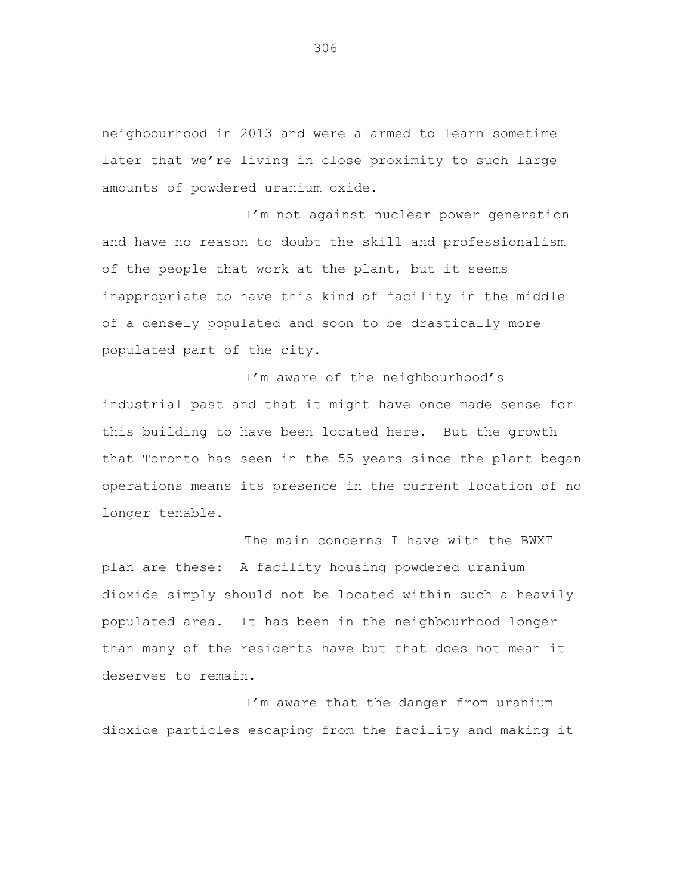neighbourhood in 2013 and were alarmed to learn sometime later that we're living in close proximity to such large amounts of powdered uranium oxide.

I'm not against nuclear power generation and have no reason to doubt the skill and professionalism of the people that work at the plant, but it seems inappropriate to have this kind of facility in the middle of a densely populated and soon to be drastically more populated part of the city.

I'm aware of the neighbourhood's industrial past and that it might have once made sense for this building to have been located here. But the growth that Toronto has seen in the 55 years since the plant began operations means its presence in the current location of no longer tenable.

The main concerns I have with the BWXT plan are these: A facility housing powdered uranium dioxide simply should not be located within such a heavily populated area. It has been in the neighbourhood longer than many of the residents have but that does not mean it deserves to remain.

I'm aware that the danger from uranium dioxide particles escaping from the facility and making it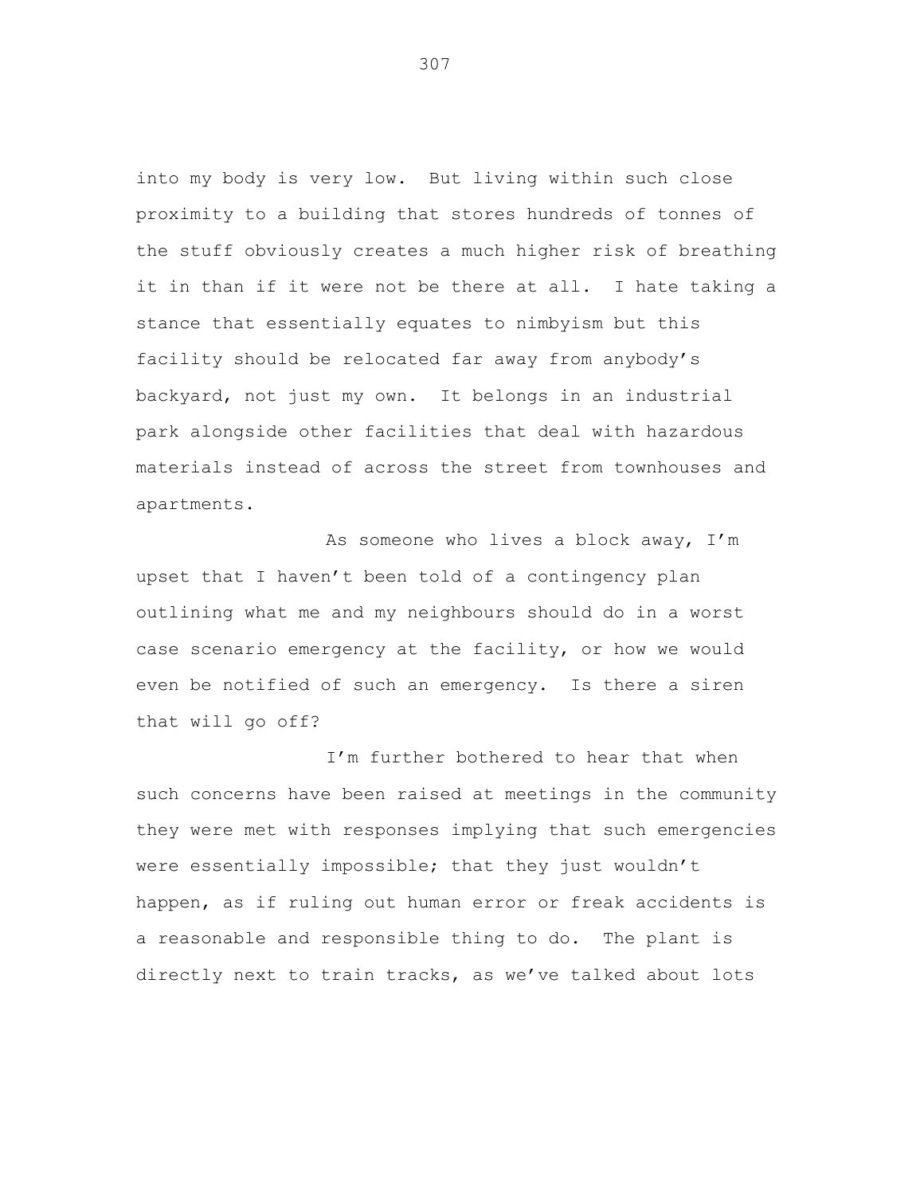into my body is very low. But living within such close proximity to a building that stores hundreds of tonnes of the stuff obviously creates a much higher risk of breathing it in than if it were not be there at all. I hate taking a stance that essentially equates to nimbyism but this facility should be relocated far away from anybody's backyard, not just my own. It belongs in an industrial park alongside other facilities that deal with hazardous materials instead of across the street from townhouses and apartments.

As someone who lives a block away, I'm upset that I haven't been told of a contingency plan outlining what me and my neighbours should do in a worst case scenario emergency at the facility, or how we would even be notified of such an emergency. Is there a siren that will go off?

I'm further bothered to hear that when such concerns have been raised at meetings in the community they were met with responses implying that such emergencies were essentially impossible; that they just wouldn't happen, as if ruling out human error or freak accidents is a reasonable and responsible thing to do. The plant is directly next to train tracks, as we've talked about lots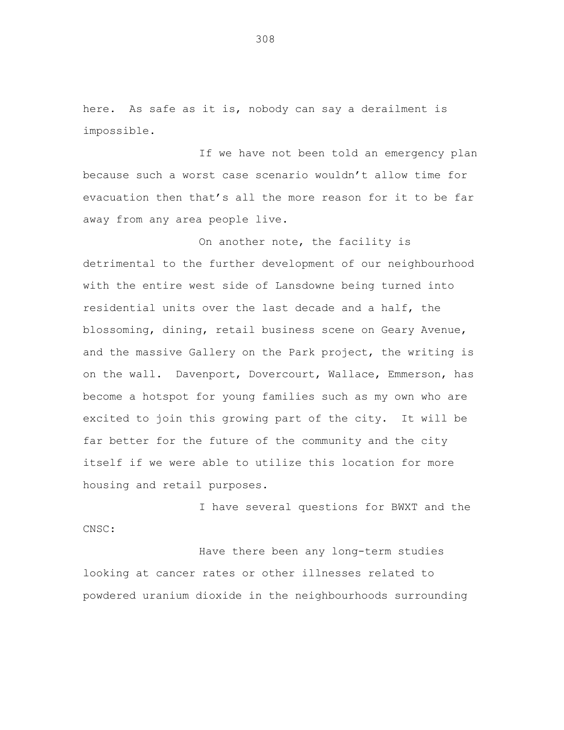here. As safe as it is, nobody can say a derailment is impossible.

If we have not been told an emergency plan because such a worst case scenario wouldn't allow time for evacuation then that's all the more reason for it to be far away from any area people live.

On another note, the facility is detrimental to the further development of our neighbourhood with the entire west side of Lansdowne being turned into residential units over the last decade and a half, the blossoming, dining, retail business scene on Geary Avenue, and the massive Gallery on the Park project, the writing is on the wall. Davenport, Dovercourt, Wallace, Emmerson, has become a hotspot for young families such as my own who are excited to join this growing part of the city. It will be far better for the future of the community and the city itself if we were able to utilize this location for more housing and retail purposes.

I have several questions for BWXT and the CNSC:

Have there been any long-term studies looking at cancer rates or other illnesses related to powdered uranium dioxide in the neighbourhoods surrounding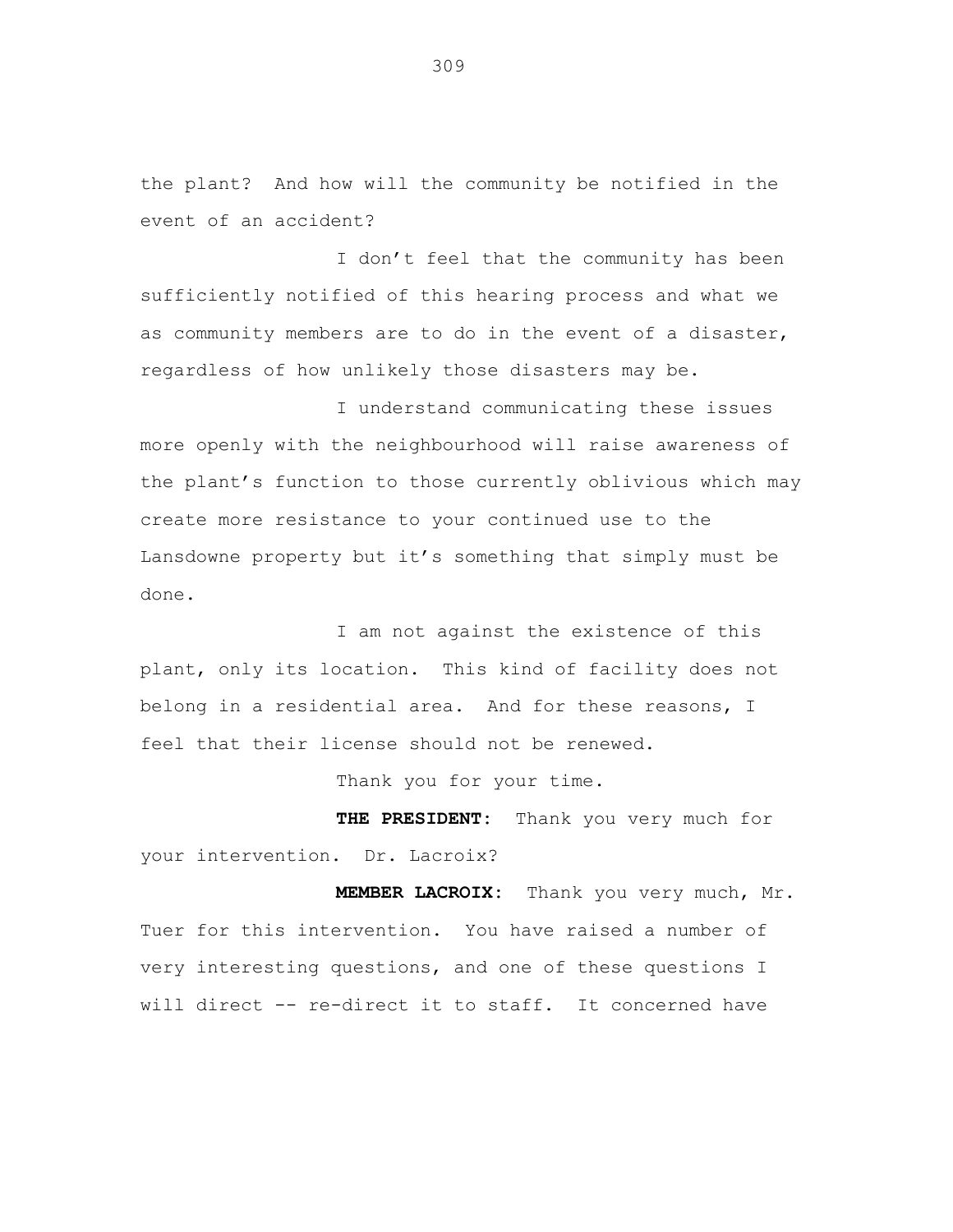the plant? And how will the community be notified in the event of an accident?

I don't feel that the community has been sufficiently notified of this hearing process and what we as community members are to do in the event of a disaster, regardless of how unlikely those disasters may be.

I understand communicating these issues more openly with the neighbourhood will raise awareness of the plant's function to those currently oblivious which may create more resistance to your continued use to the Lansdowne property but it's something that simply must be done.

I am not against the existence of this plant, only its location. This kind of facility does not belong in a residential area. And for these reasons, I feel that their license should not be renewed.

Thank you for your time.

**THE PRESIDENT:** Thank you very much for your intervention. Dr. Lacroix?

**MEMBER LACROIX:** Thank you very much, Mr. Tuer for this intervention. You have raised a number of very interesting questions, and one of these questions I will direct -- re-direct it to staff. It concerned have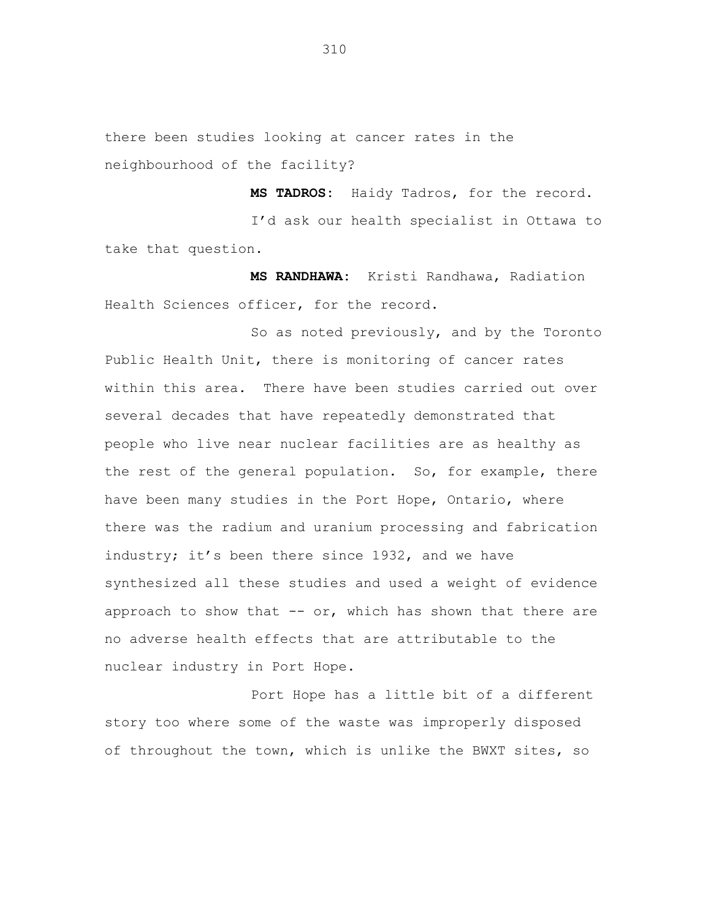there been studies looking at cancer rates in the neighbourhood of the facility?

**MS TADROS:** Haidy Tadros, for the record.

I'd ask our health specialist in Ottawa to take that question.

**MS RANDHAWA:** Kristi Randhawa, Radiation Health Sciences officer, for the record.

So as noted previously, and by the Toronto Public Health Unit, there is monitoring of cancer rates within this area. There have been studies carried out over several decades that have repeatedly demonstrated that people who live near nuclear facilities are as healthy as the rest of the general population. So, for example, there have been many studies in the Port Hope, Ontario, where there was the radium and uranium processing and fabrication industry; it's been there since 1932, and we have synthesized all these studies and used a weight of evidence approach to show that -- or, which has shown that there are no adverse health effects that are attributable to the nuclear industry in Port Hope.

Port Hope has a little bit of a different story too where some of the waste was improperly disposed of throughout the town, which is unlike the BWXT sites, so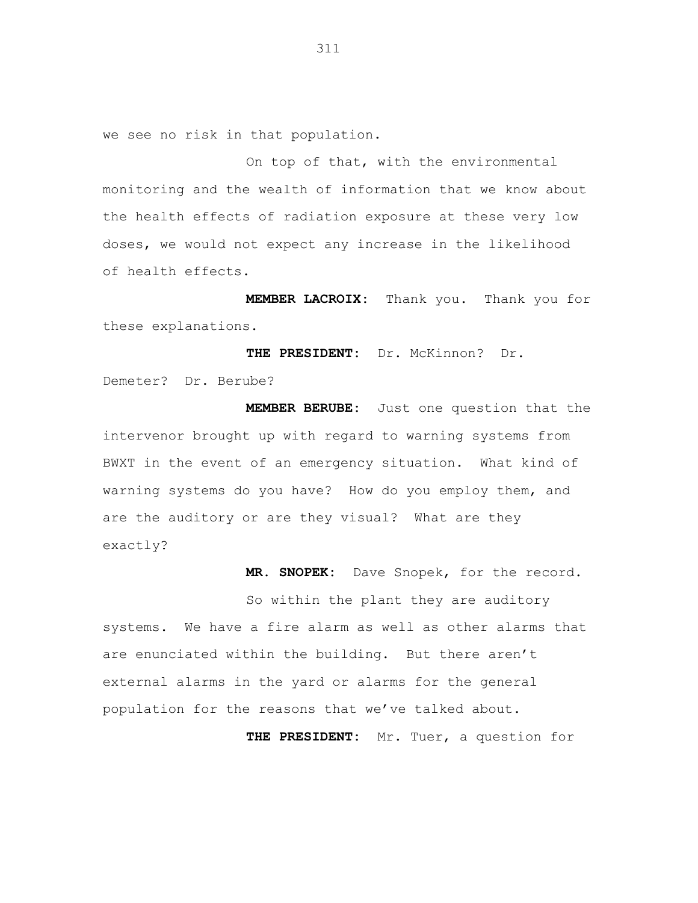we see no risk in that population.

On top of that, with the environmental monitoring and the wealth of information that we know about the health effects of radiation exposure at these very low doses, we would not expect any increase in the likelihood of health effects.

**MEMBER LACROIX:** Thank you. Thank you for these explanations.

**THE PRESIDENT:** Dr. McKinnon? Dr. Demeter? Dr. Berube?

**MEMBER BERUBE:** Just one question that the intervenor brought up with regard to warning systems from BWXT in the event of an emergency situation. What kind of warning systems do you have? How do you employ them, and are the auditory or are they visual? What are they exactly?

**MR. SNOPEK:** Dave Snopek, for the record.

So within the plant they are auditory systems. We have a fire alarm as well as other alarms that are enunciated within the building. But there aren't external alarms in the yard or alarms for the general population for the reasons that we've talked about.

**THE PRESIDENT:** Mr. Tuer, a question for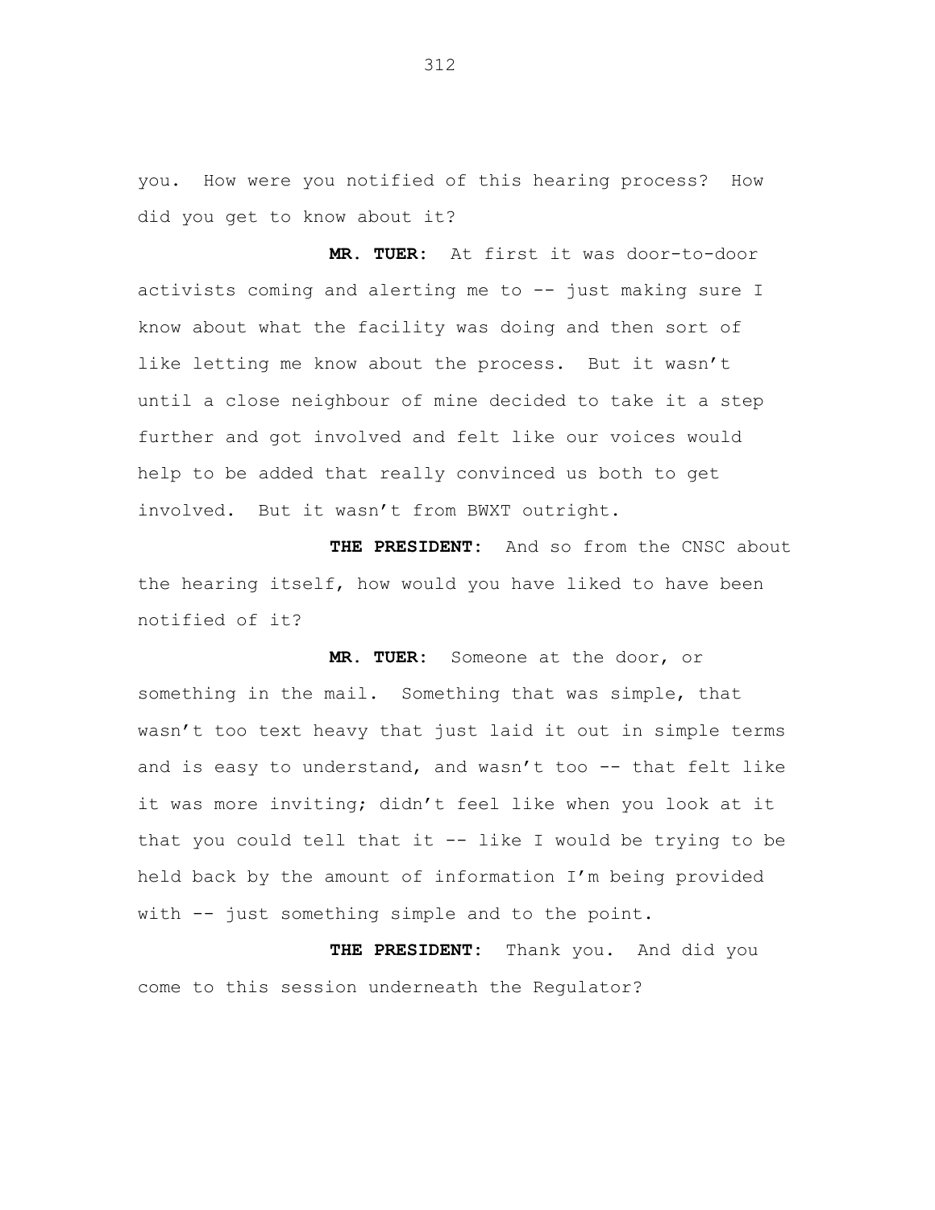you. How were you notified of this hearing process? How did you get to know about it?

**MR. TUER:** At first it was door-to-door activists coming and alerting me to -- just making sure I know about what the facility was doing and then sort of like letting me know about the process. But it wasn't until a close neighbour of mine decided to take it a step further and got involved and felt like our voices would help to be added that really convinced us both to get involved. But it wasn't from BWXT outright.

**THE PRESIDENT:** And so from the CNSC about the hearing itself, how would you have liked to have been notified of it?

**MR. TUER:** Someone at the door, or something in the mail. Something that was simple, that wasn't too text heavy that just laid it out in simple terms and is easy to understand, and wasn't too -- that felt like it was more inviting; didn't feel like when you look at it that you could tell that it -- like I would be trying to be held back by the amount of information I'm being provided with -- just something simple and to the point.

**THE PRESIDENT:** Thank you. And did you come to this session underneath the Regulator?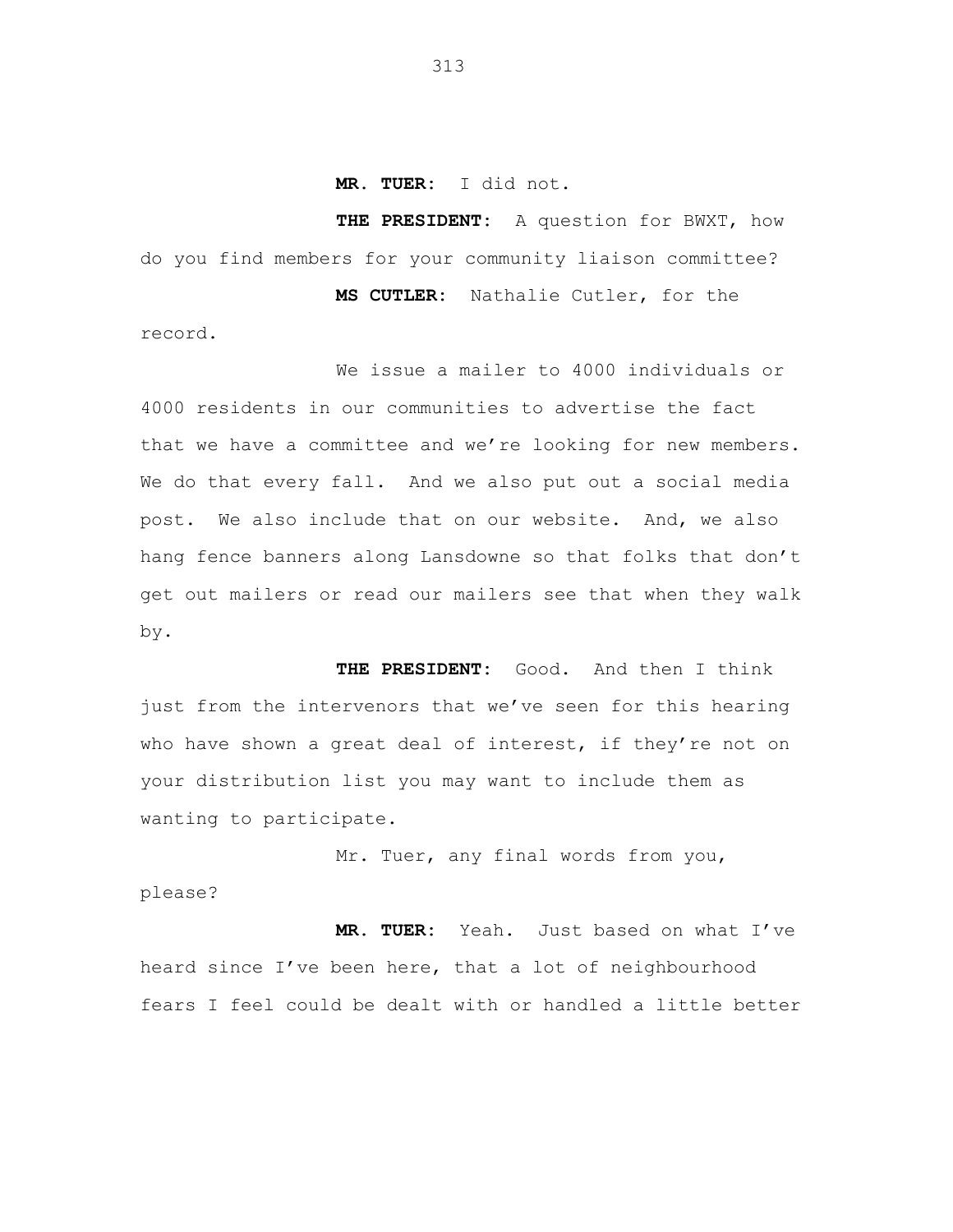**MR. TUER:** I did not.

**THE PRESIDENT:** A question for BWXT, how do you find members for your community liaison committee?

**MS CUTLER:** Nathalie Cutler, for the record.

We issue a mailer to 4000 individuals or 4000 residents in our communities to advertise the fact that we have a committee and we're looking for new members. We do that every fall. And we also put out a social media post. We also include that on our website. And, we also hang fence banners along Lansdowne so that folks that don't get out mailers or read our mailers see that when they walk by.

**THE PRESIDENT:** Good. And then I think just from the intervenors that we've seen for this hearing who have shown a great deal of interest, if they're not on your distribution list you may want to include them as wanting to participate.

Mr. Tuer, any final words from you, please?

**MR. TUER:** Yeah. Just based on what I've heard since I've been here, that a lot of neighbourhood fears I feel could be dealt with or handled a little better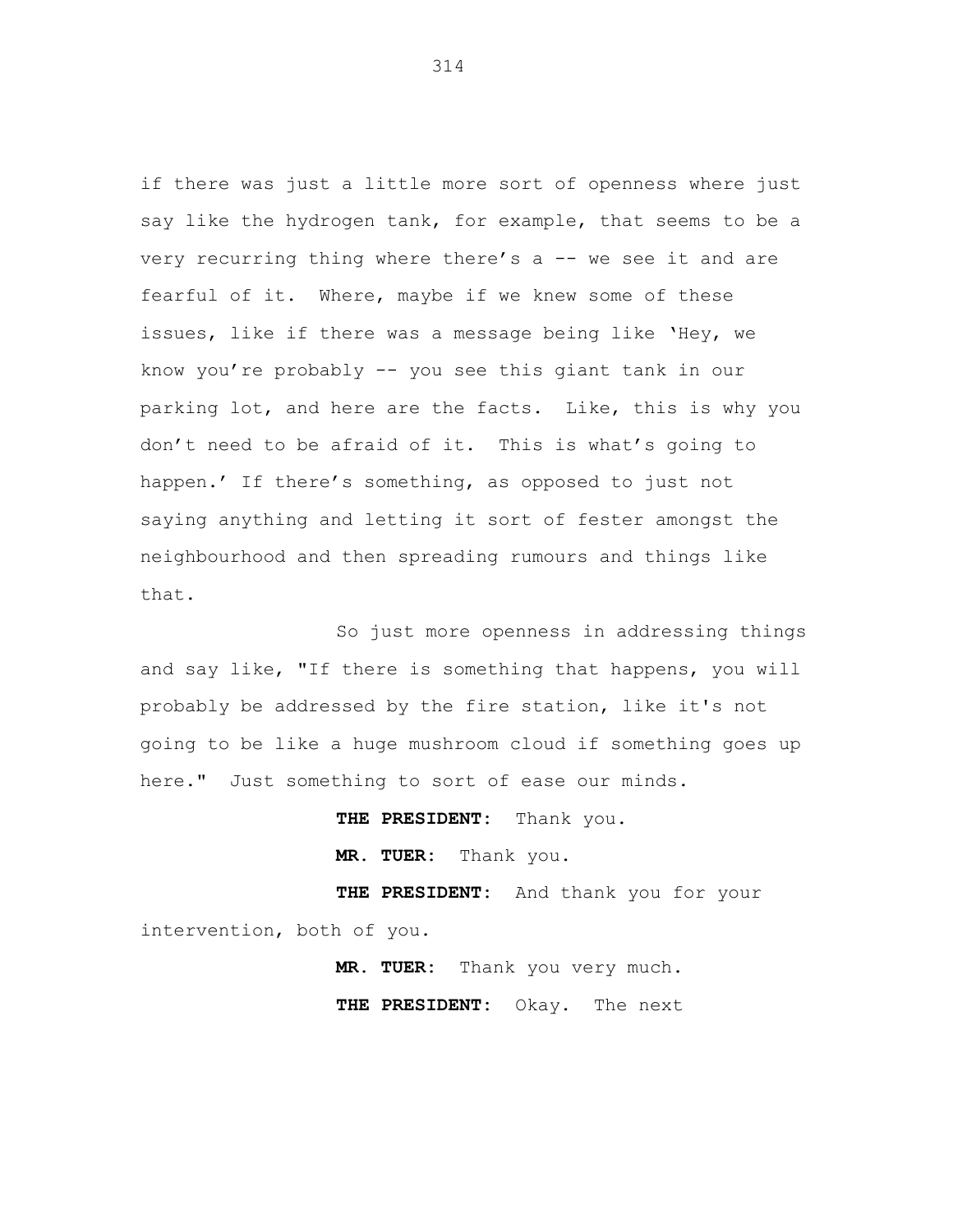if there was just a little more sort of openness where just say like the hydrogen tank, for example, that seems to be a very recurring thing where there's a -- we see it and are fearful of it. Where, maybe if we knew some of these issues, like if there was a message being like 'Hey, we know you're probably -- you see this giant tank in our parking lot, and here are the facts. Like, this is why you don't need to be afraid of it. This is what's going to happen.' If there's something, as opposed to just not saying anything and letting it sort of fester amongst the neighbourhood and then spreading rumours and things like that.

So just more openness in addressing things and say like, "If there is something that happens, you will probably be addressed by the fire station, like it's not going to be like a huge mushroom cloud if something goes up here." Just something to sort of ease our minds.

**THE PRESIDENT:** Thank you.

**MR. TUER:** Thank you.

**THE PRESIDENT:** And thank you for your intervention, both of you.

**MR. TUER:** Thank you very much.

**THE PRESIDENT:** Okay. The next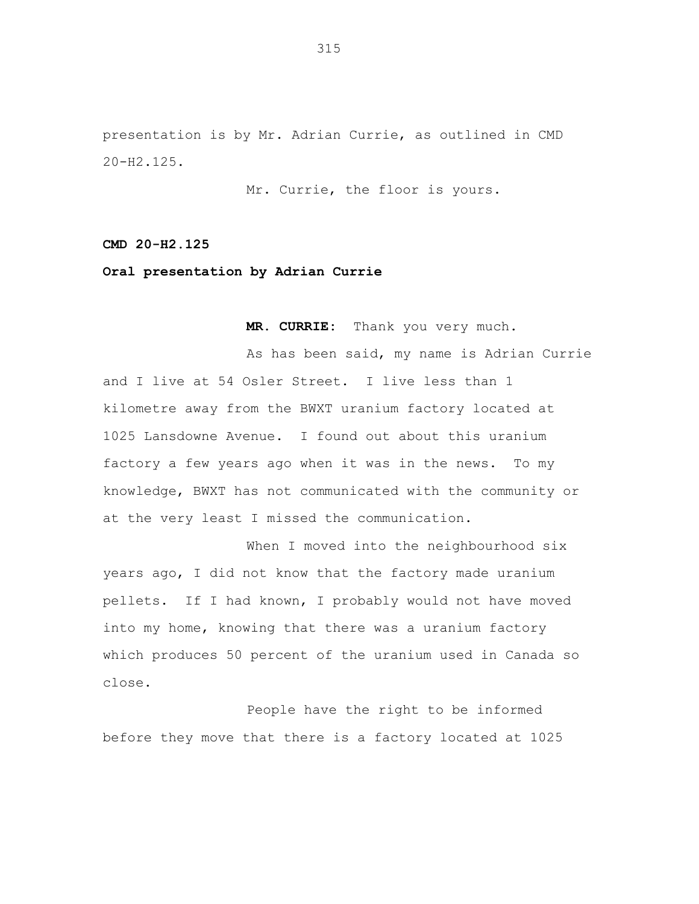presentation is by Mr. Adrian Currie, as outlined in CMD 20-H2.125.

Mr. Currie, the floor is yours.

**CMD 20-H2.125**

**Oral presentation by Adrian Currie**

**MR. CURRIE:** Thank you very much.

As has been said, my name is Adrian Currie and I live at 54 Osler Street. I live less than 1 kilometre away from the BWXT uranium factory located at 1025 Lansdowne Avenue. I found out about this uranium factory a few years ago when it was in the news. To my knowledge, BWXT has not communicated with the community or at the very least I missed the communication.

When I moved into the neighbourhood six years ago, I did not know that the factory made uranium pellets. If I had known, I probably would not have moved into my home, knowing that there was a uranium factory which produces 50 percent of the uranium used in Canada so close.

People have the right to be informed before they move that there is a factory located at 1025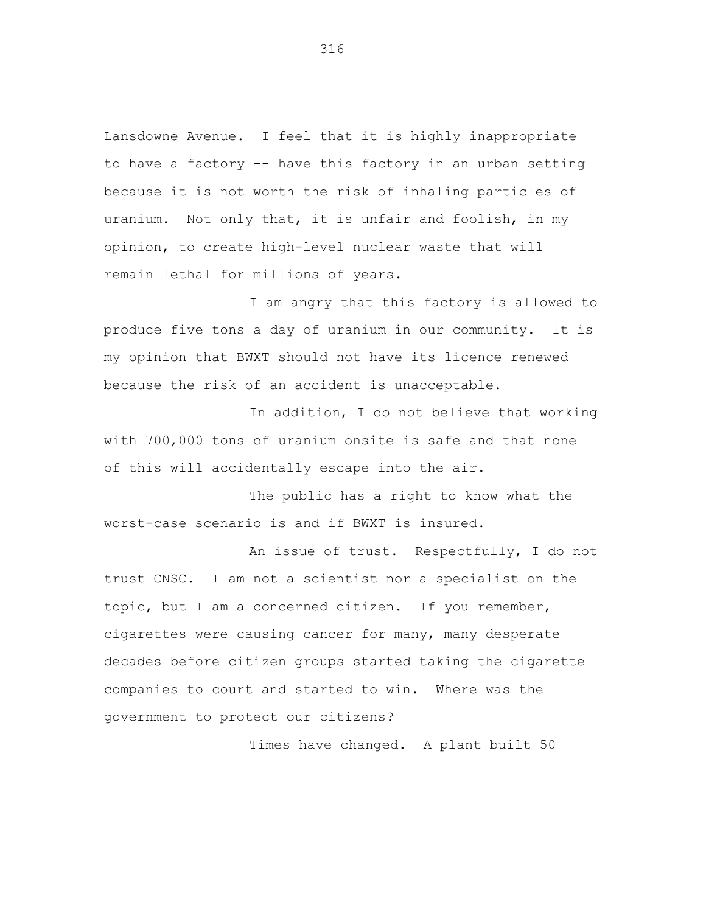Lansdowne Avenue. I feel that it is highly inappropriate to have a factory -- have this factory in an urban setting because it is not worth the risk of inhaling particles of uranium. Not only that, it is unfair and foolish, in my opinion, to create high-level nuclear waste that will remain lethal for millions of years.

I am angry that this factory is allowed to produce five tons a day of uranium in our community. It is my opinion that BWXT should not have its licence renewed because the risk of an accident is unacceptable.

In addition, I do not believe that working with 700,000 tons of uranium onsite is safe and that none of this will accidentally escape into the air.

The public has a right to know what the worst-case scenario is and if BWXT is insured.

An issue of trust. Respectfully, I do not trust CNSC. I am not a scientist nor a specialist on the topic, but I am a concerned citizen. If you remember, cigarettes were causing cancer for many, many desperate decades before citizen groups started taking the cigarette companies to court and started to win. Where was the government to protect our citizens?

Times have changed. A plant built 50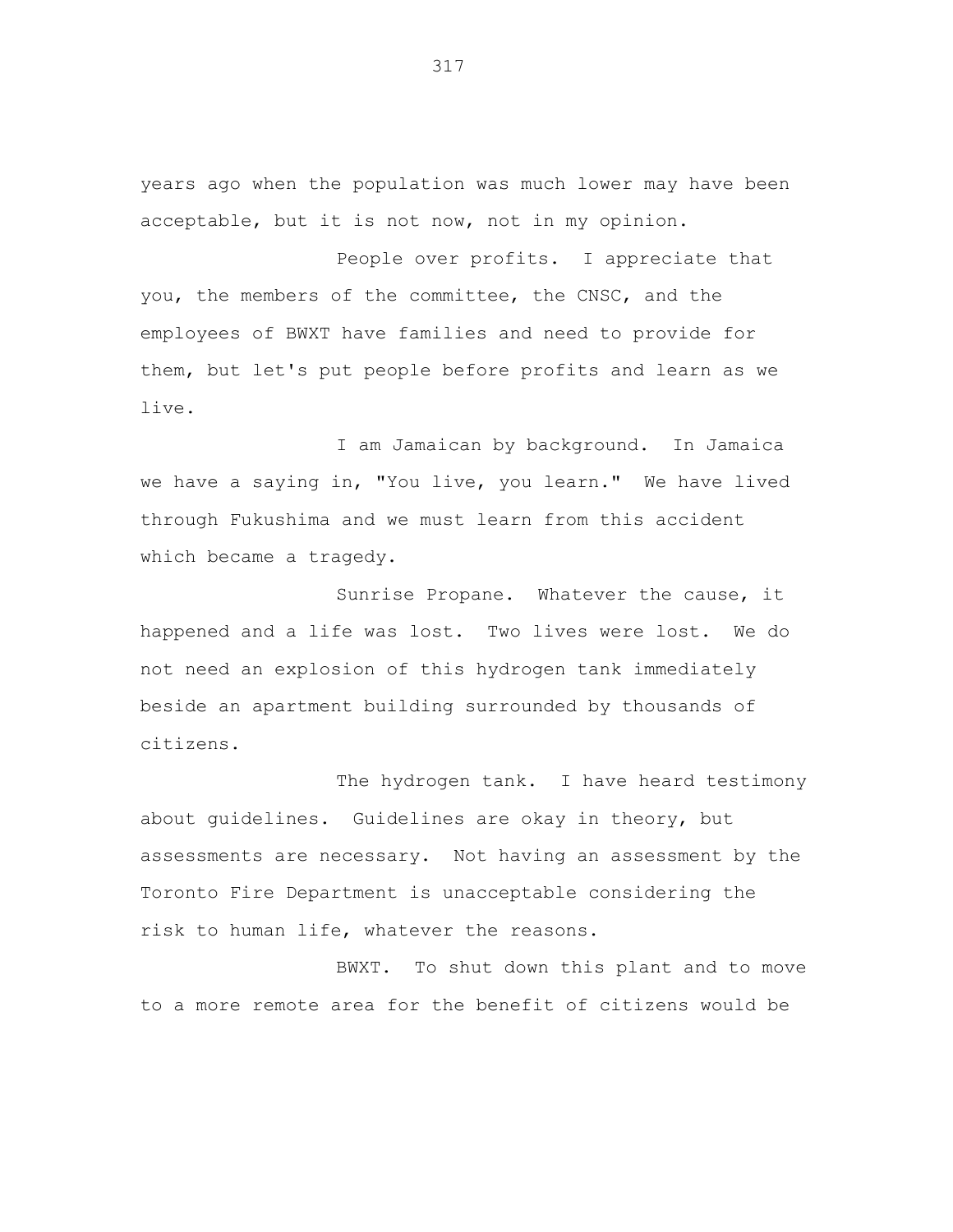years ago when the population was much lower may have been acceptable, but it is not now, not in my opinion.

People over profits. I appreciate that you, the members of the committee, the CNSC, and the employees of BWXT have families and need to provide for them, but let's put people before profits and learn as we live.

I am Jamaican by background. In Jamaica we have a saying in, "You live, you learn." We have lived through Fukushima and we must learn from this accident which became a tragedy.

Sunrise Propane. Whatever the cause, it happened and a life was lost. Two lives were lost. We do not need an explosion of this hydrogen tank immediately beside an apartment building surrounded by thousands of citizens.

The hydrogen tank. I have heard testimony about guidelines. Guidelines are okay in theory, but assessments are necessary. Not having an assessment by the Toronto Fire Department is unacceptable considering the risk to human life, whatever the reasons.

BWXT. To shut down this plant and to move to a more remote area for the benefit of citizens would be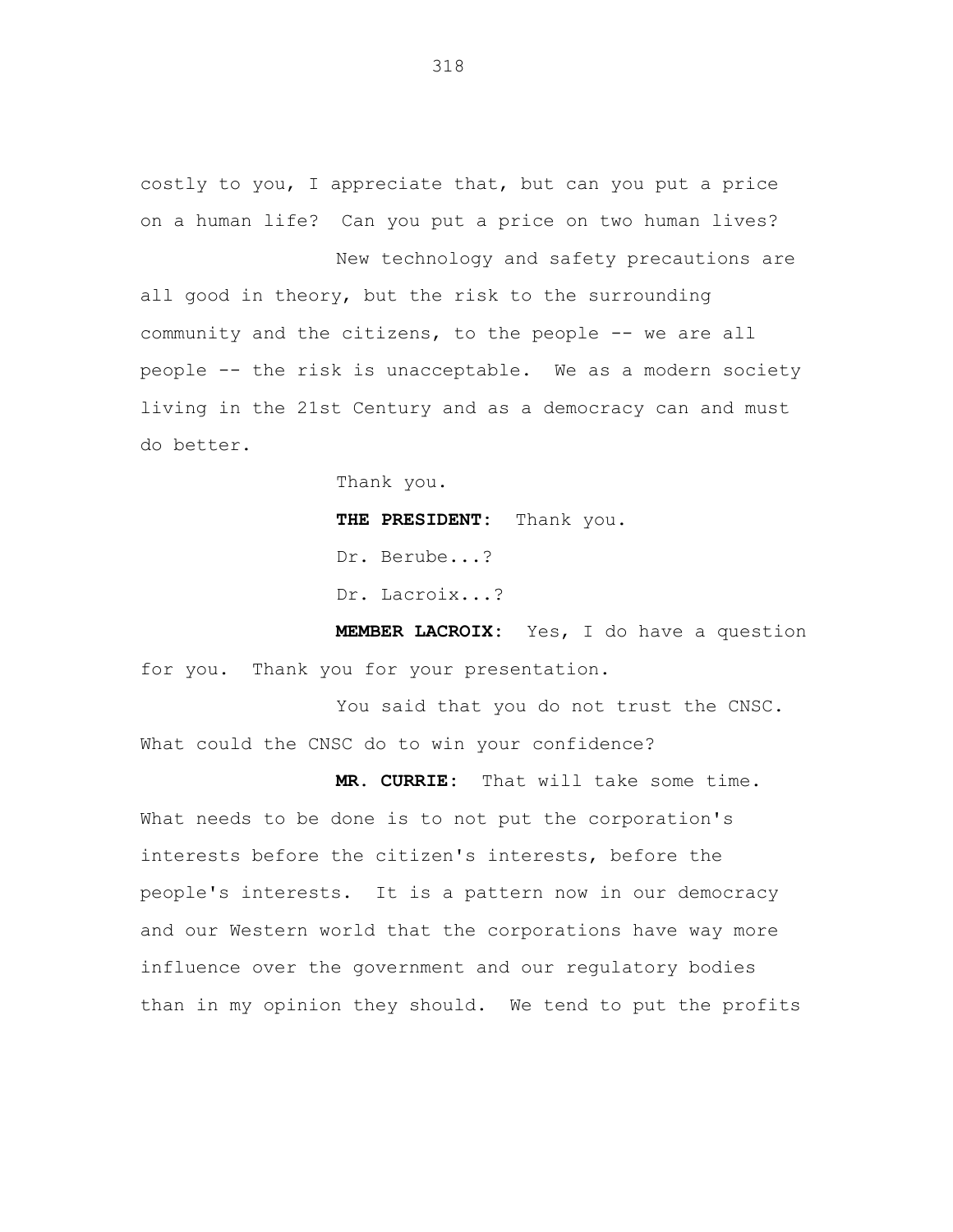costly to you, I appreciate that, but can you put a price on a human life? Can you put a price on two human lives?

New technology and safety precautions are all good in theory, but the risk to the surrounding community and the citizens, to the people -- we are all people -- the risk is unacceptable. We as a modern society living in the 21st Century and as a democracy can and must do better.

Thank you.

**THE PRESIDENT:** Thank you.

Dr. Berube...?

Dr. Lacroix...?

**MEMBER LACROIX:** Yes, I do have a question for you. Thank you for your presentation.

You said that you do not trust the CNSC. What could the CNSC do to win your confidence?

**MR. CURRIE:** That will take some time. What needs to be done is to not put the corporation's interests before the citizen's interests, before the people's interests. It is a pattern now in our democracy and our Western world that the corporations have way more influence over the government and our regulatory bodies than in my opinion they should. We tend to put the profits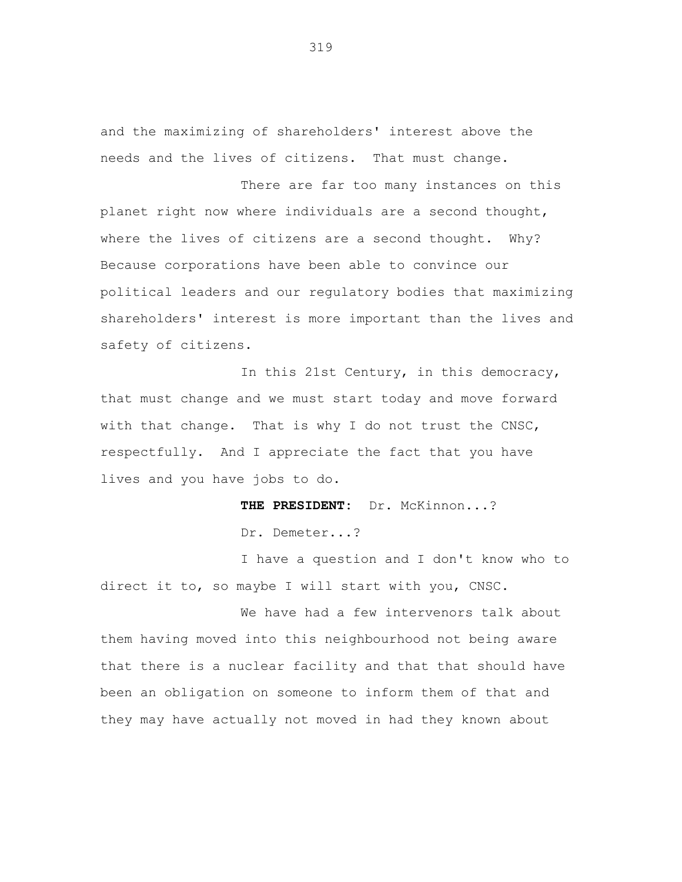and the maximizing of shareholders' interest above the needs and the lives of citizens. That must change.

There are far too many instances on this planet right now where individuals are a second thought, where the lives of citizens are a second thought. Why? Because corporations have been able to convince our political leaders and our regulatory bodies that maximizing shareholders' interest is more important than the lives and safety of citizens.

In this 21st Century, in this democracy, that must change and we must start today and move forward with that change. That is why I do not trust the CNSC, respectfully. And I appreciate the fact that you have lives and you have jobs to do.

**THE PRESIDENT:** Dr. McKinnon...?

Dr. Demeter...?

I have a question and I don't know who to direct it to, so maybe I will start with you, CNSC.

We have had a few intervenors talk about them having moved into this neighbourhood not being aware that there is a nuclear facility and that that should have been an obligation on someone to inform them of that and they may have actually not moved in had they known about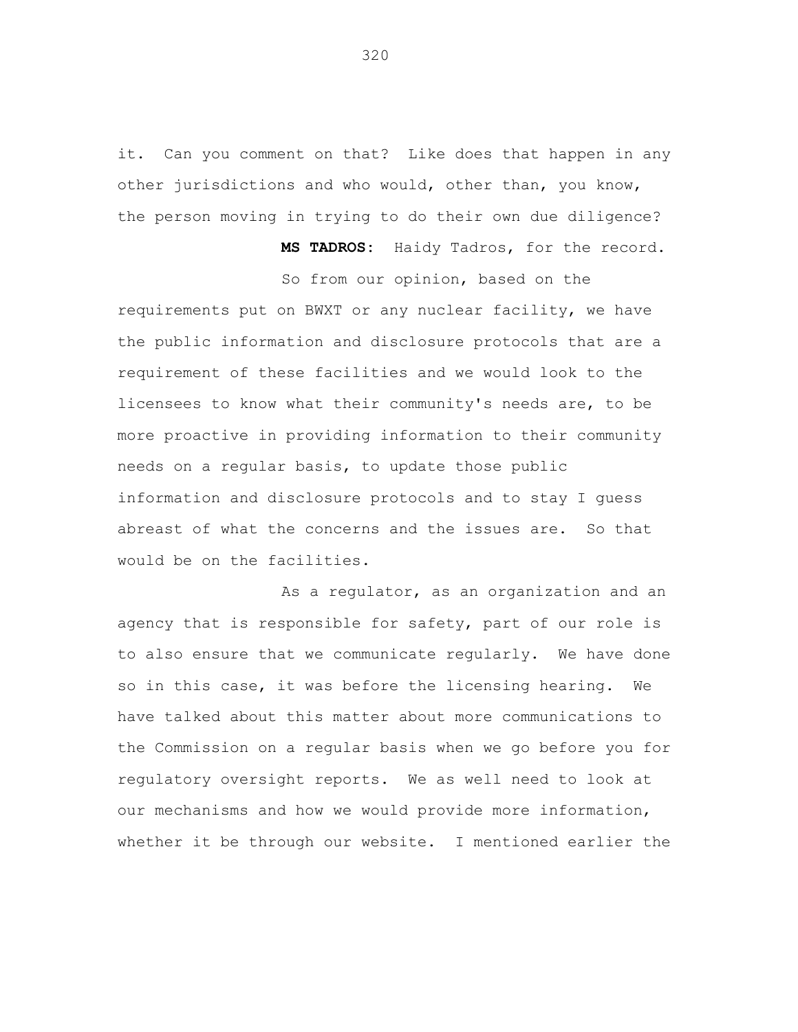it. Can you comment on that? Like does that happen in any other jurisdictions and who would, other than, you know, the person moving in trying to do their own due diligence?

**MS TADROS:** Haidy Tadros, for the record.

So from our opinion, based on the requirements put on BWXT or any nuclear facility, we have the public information and disclosure protocols that are a requirement of these facilities and we would look to the licensees to know what their community's needs are, to be more proactive in providing information to their community needs on a regular basis, to update those public information and disclosure protocols and to stay I guess abreast of what the concerns and the issues are. So that would be on the facilities.

As a regulator, as an organization and an agency that is responsible for safety, part of our role is to also ensure that we communicate regularly. We have done so in this case, it was before the licensing hearing. We have talked about this matter about more communications to the Commission on a regular basis when we go before you for regulatory oversight reports. We as well need to look at our mechanisms and how we would provide more information, whether it be through our website. I mentioned earlier the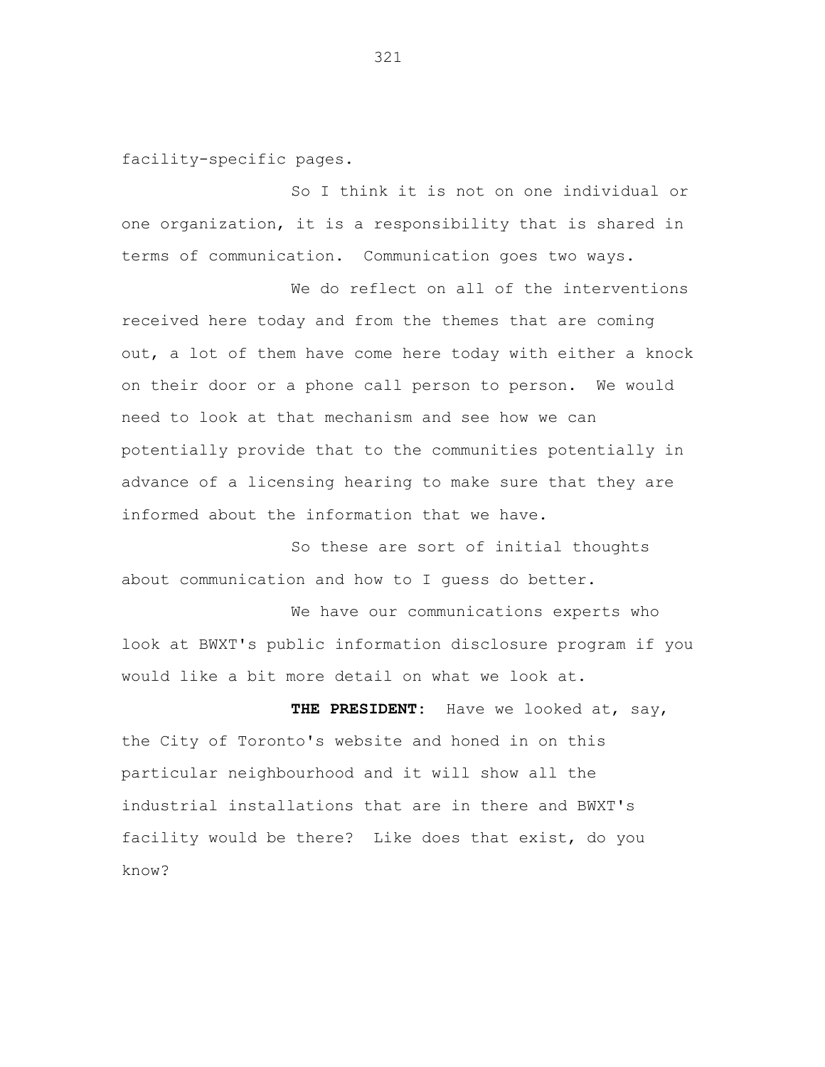facility-specific pages.

So I think it is not on one individual or one organization, it is a responsibility that is shared in terms of communication. Communication goes two ways.

We do reflect on all of the interventions received here today and from the themes that are coming out, a lot of them have come here today with either a knock on their door or a phone call person to person. We would need to look at that mechanism and see how we can potentially provide that to the communities potentially in advance of a licensing hearing to make sure that they are informed about the information that we have.

So these are sort of initial thoughts about communication and how to I guess do better.

We have our communications experts who look at BWXT's public information disclosure program if you would like a bit more detail on what we look at.

**THE PRESIDENT:** Have we looked at, say, the City of Toronto's website and honed in on this particular neighbourhood and it will show all the industrial installations that are in there and BWXT's facility would be there? Like does that exist, do you know?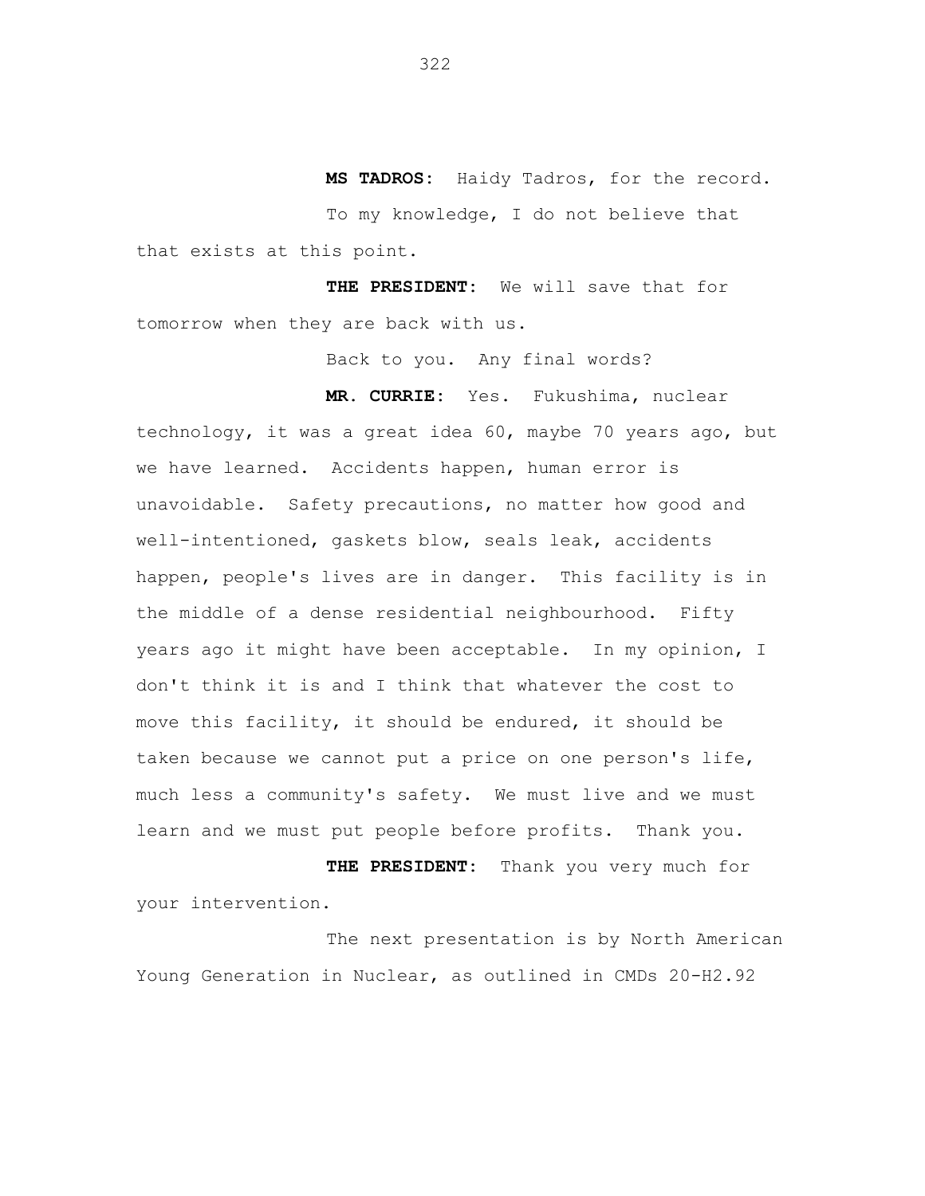**MS TADROS:** Haidy Tadros, for the record.

To my knowledge, I do not believe that that exists at this point.

**THE PRESIDENT:** We will save that for tomorrow when they are back with us.

Back to you. Any final words?

**MR. CURRIE:** Yes. Fukushima, nuclear technology, it was a great idea 60, maybe 70 years ago, but we have learned. Accidents happen, human error is unavoidable. Safety precautions, no matter how good and well-intentioned, gaskets blow, seals leak, accidents happen, people's lives are in danger. This facility is in the middle of a dense residential neighbourhood. Fifty years ago it might have been acceptable. In my opinion, I don't think it is and I think that whatever the cost to move this facility, it should be endured, it should be taken because we cannot put a price on one person's life, much less a community's safety. We must live and we must learn and we must put people before profits. Thank you.

**THE PRESIDENT:** Thank you very much for your intervention.

The next presentation is by North American Young Generation in Nuclear, as outlined in CMDs 20-H2.92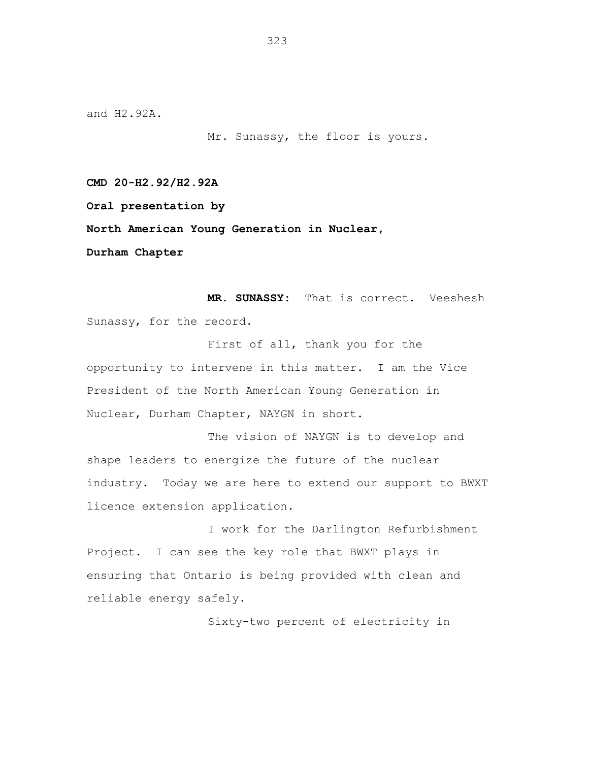and H2.92A.

Mr. Sunassy, the floor is yours.

**CMD 20-H2.92/H2.92A**

**Oral presentation by**

**North American Young Generation in Nuclear,**

**Durham Chapter**

**MR. SUNASSY:** That is correct. Veeshesh Sunassy, for the record.

First of all, thank you for the opportunity to intervene in this matter. I am the Vice President of the North American Young Generation in Nuclear, Durham Chapter, NAYGN in short.

The vision of NAYGN is to develop and shape leaders to energize the future of the nuclear industry. Today we are here to extend our support to BWXT licence extension application.

I work for the Darlington Refurbishment Project. I can see the key role that BWXT plays in ensuring that Ontario is being provided with clean and reliable energy safely.

Sixty-two percent of electricity in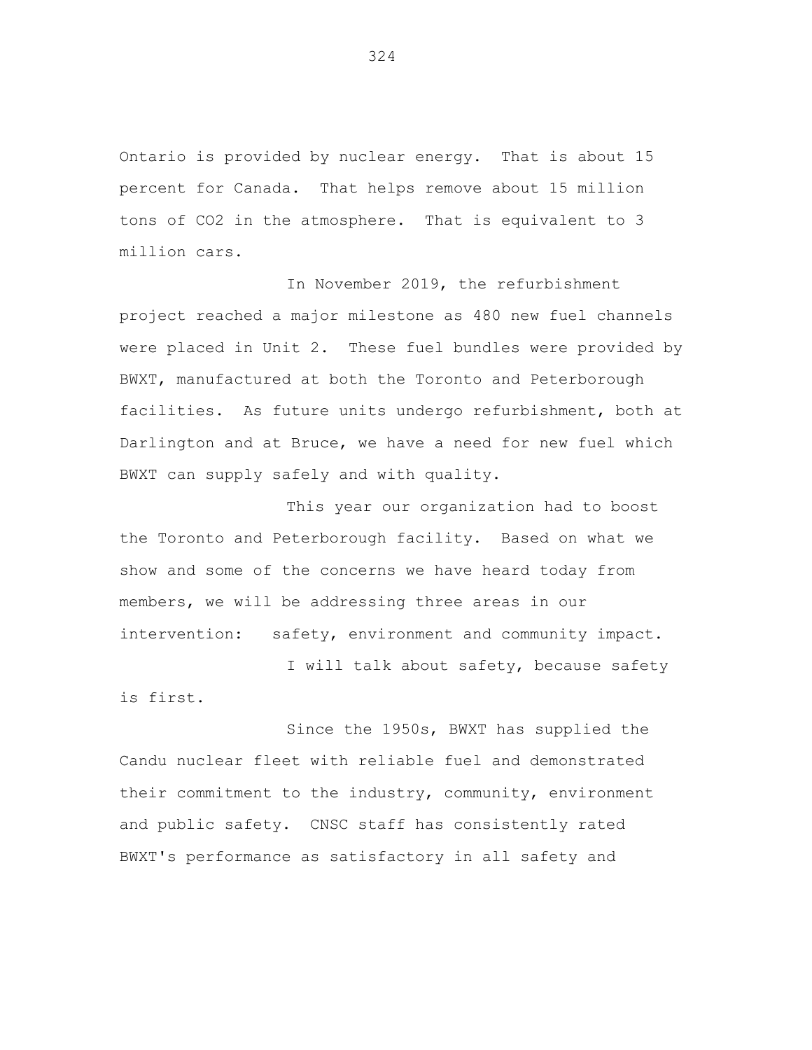Ontario is provided by nuclear energy. That is about 15 percent for Canada. That helps remove about 15 million tons of $CO_2$ in the atmosphere. That is equivalent to 3 million cars.

In November 2019, the refurbishment project reached a major milestone as 480 new fuel channels were placed in Unit 2. These fuel bundles were provided by BWXT, manufactured at both the Toronto and Peterborough facilities. As future units undergo refurbishment, both at Darlington and at Bruce, we have a need for new fuel which BWXT can supply safely and with quality.

This year our organization had to boost the Toronto and Peterborough facility. Based on what we show and some of the concerns we have heard today from members, we will be addressing three areas in our intervention: safety, environment and community impact.

I will talk about safety, because safety is first.

Since the 1950s, BWXT has supplied the Candu nuclear fleet with reliable fuel and demonstrated their commitment to the industry, community, environment and public safety. CNSC staff has consistently rated BWXT's performance as satisfactory in all safety and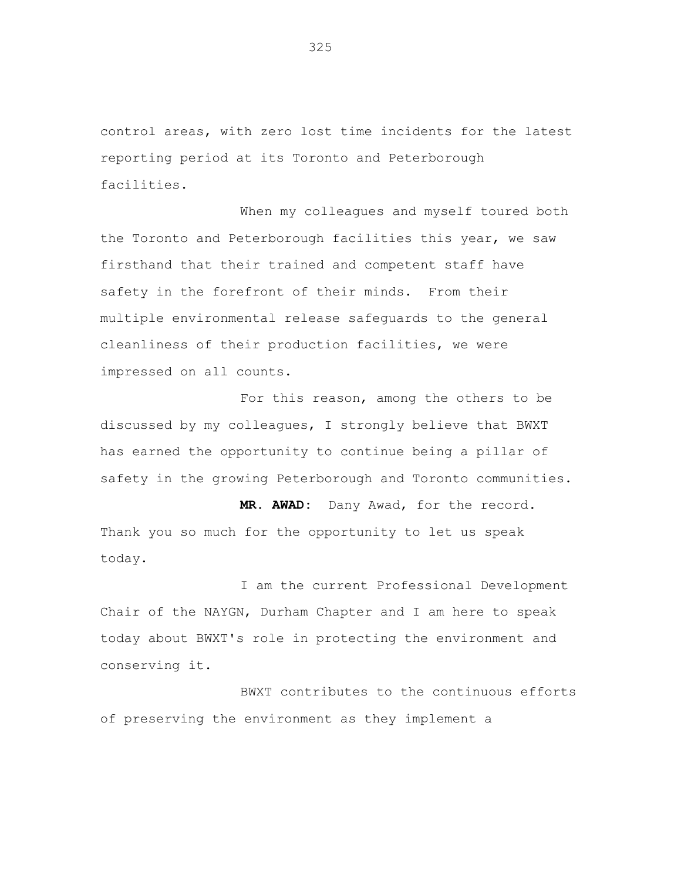control areas, with zero lost time incidents for the latest reporting period at its Toronto and Peterborough facilities.

When my colleagues and myself toured both the Toronto and Peterborough facilities this year, we saw firsthand that their trained and competent staff have safety in the forefront of their minds. From their multiple environmental release safeguards to the general cleanliness of their production facilities, we were impressed on all counts.

For this reason, among the others to be discussed by my colleagues, I strongly believe that BWXT has earned the opportunity to continue being a pillar of safety in the growing Peterborough and Toronto communities.

**MR. AWAD:** Dany Awad, for the record. Thank you so much for the opportunity to let us speak today.

I am the current Professional Development Chair of the NAYGN, Durham Chapter and I am here to speak today about BWXT's role in protecting the environment and conserving it.

BWXT contributes to the continuous efforts of preserving the environment as they implement a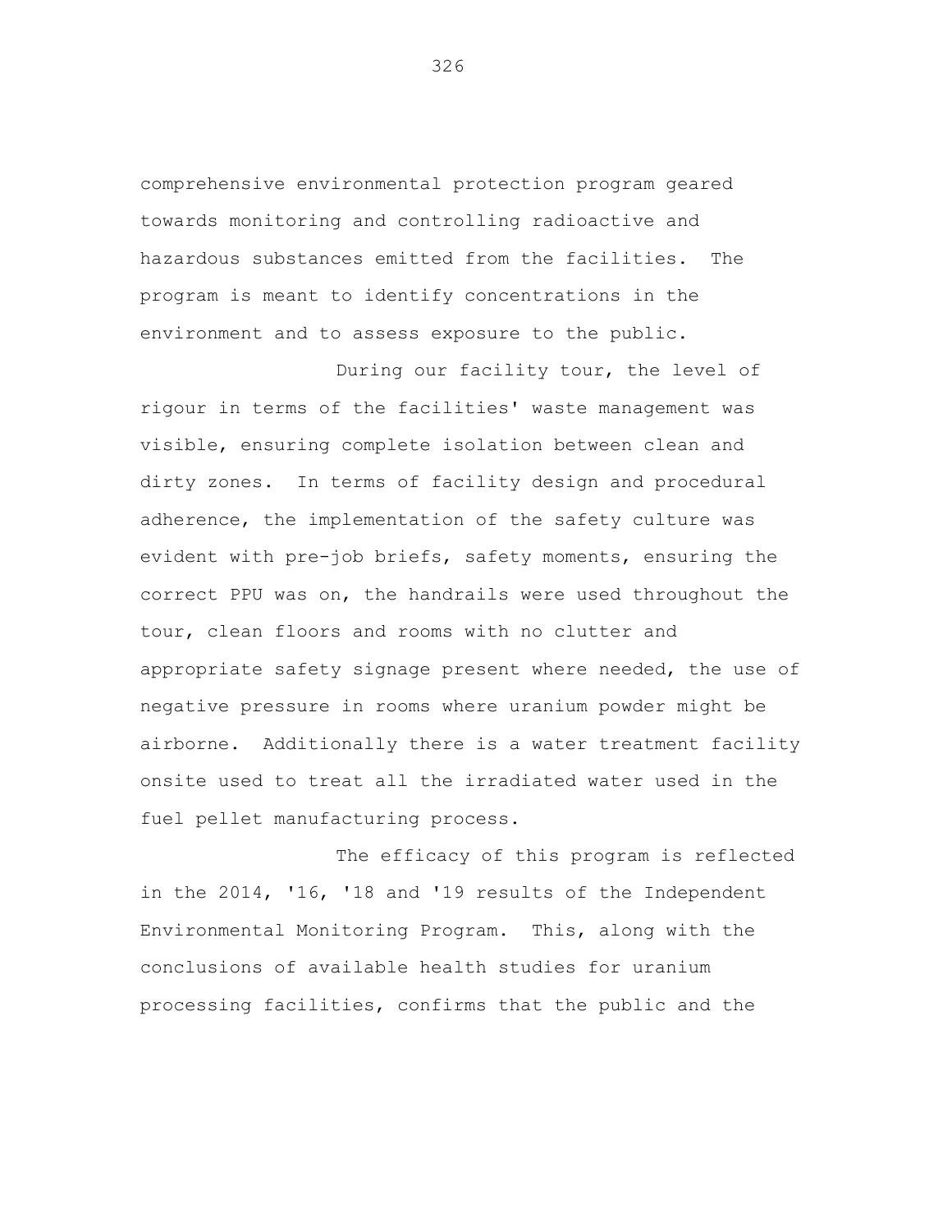comprehensive environmental protection program geared towards monitoring and controlling radioactive and hazardous substances emitted from the facilities. The program is meant to identify concentrations in the environment and to assess exposure to the public.

During our facility tour, the level of rigour in terms of the facilities' waste management was visible, ensuring complete isolation between clean and dirty zones. In terms of facility design and procedural adherence, the implementation of the safety culture was evident with pre-job briefs, safety moments, ensuring the correct PPU was on, the handrails were used throughout the tour, clean floors and rooms with no clutter and appropriate safety signage present where needed, the use of negative pressure in rooms where uranium powder might be airborne. Additionally there is a water treatment facility onsite used to treat all the irradiated water used in the fuel pellet manufacturing process.

The efficacy of this program is reflected in the 2014, '16, '18 and '19 results of the Independent Environmental Monitoring Program. This, along with the conclusions of available health studies for uranium processing facilities, confirms that the public and the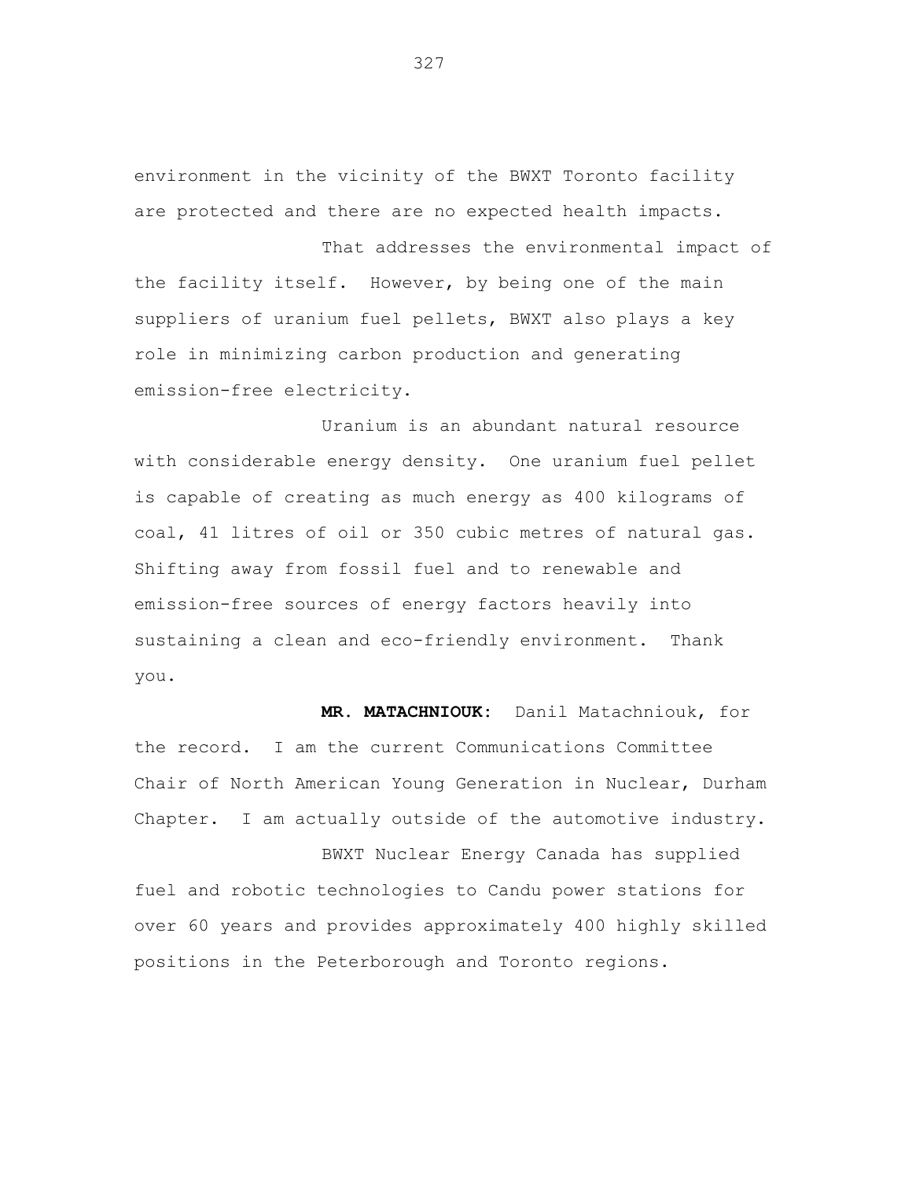environment in the vicinity of the BWXT Toronto facility are protected and there are no expected health impacts.

That addresses the environmental impact of the facility itself. However, by being one of the main suppliers of uranium fuel pellets, BWXT also plays a key role in minimizing carbon production and generating emission-free electricity.

Uranium is an abundant natural resource with considerable energy density. One uranium fuel pellet is capable of creating as much energy as 400 kilograms of coal, 41 litres of oil or 350 cubic metres of natural gas. Shifting away from fossil fuel and to renewable and emission-free sources of energy factors heavily into sustaining a clean and eco-friendly environment. Thank you.

**MR. MATACHNIOUK:** Danil Matachniouk, for the record. I am the current Communications Committee Chair of North American Young Generation in Nuclear, Durham Chapter. I am actually outside of the automotive industry.

BWXT Nuclear Energy Canada has supplied fuel and robotic technologies to Candu power stations for over 60 years and provides approximately 400 highly skilled positions in the Peterborough and Toronto regions.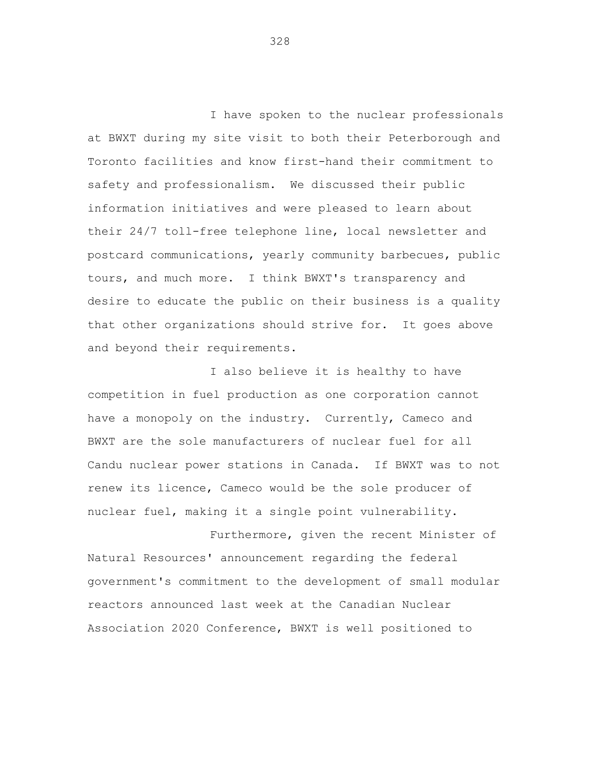I have spoken to the nuclear professionals at BWXT during my site visit to both their Peterborough and Toronto facilities and know first-hand their commitment to safety and professionalism. We discussed their public information initiatives and were pleased to learn about their 24/7 toll-free telephone line, local newsletter and postcard communications, yearly community barbecues, public tours, and much more. I think BWXT's transparency and desire to educate the public on their business is a quality that other organizations should strive for. It goes above and beyond their requirements.

I also believe it is healthy to have competition in fuel production as one corporation cannot have a monopoly on the industry. Currently, Cameco and BWXT are the sole manufacturers of nuclear fuel for all Candu nuclear power stations in Canada. If BWXT was to not renew its licence, Cameco would be the sole producer of nuclear fuel, making it a single point vulnerability.

Furthermore, given the recent Minister of Natural Resources' announcement regarding the federal government's commitment to the development of small modular reactors announced last week at the Canadian Nuclear Association 2020 Conference, BWXT is well positioned to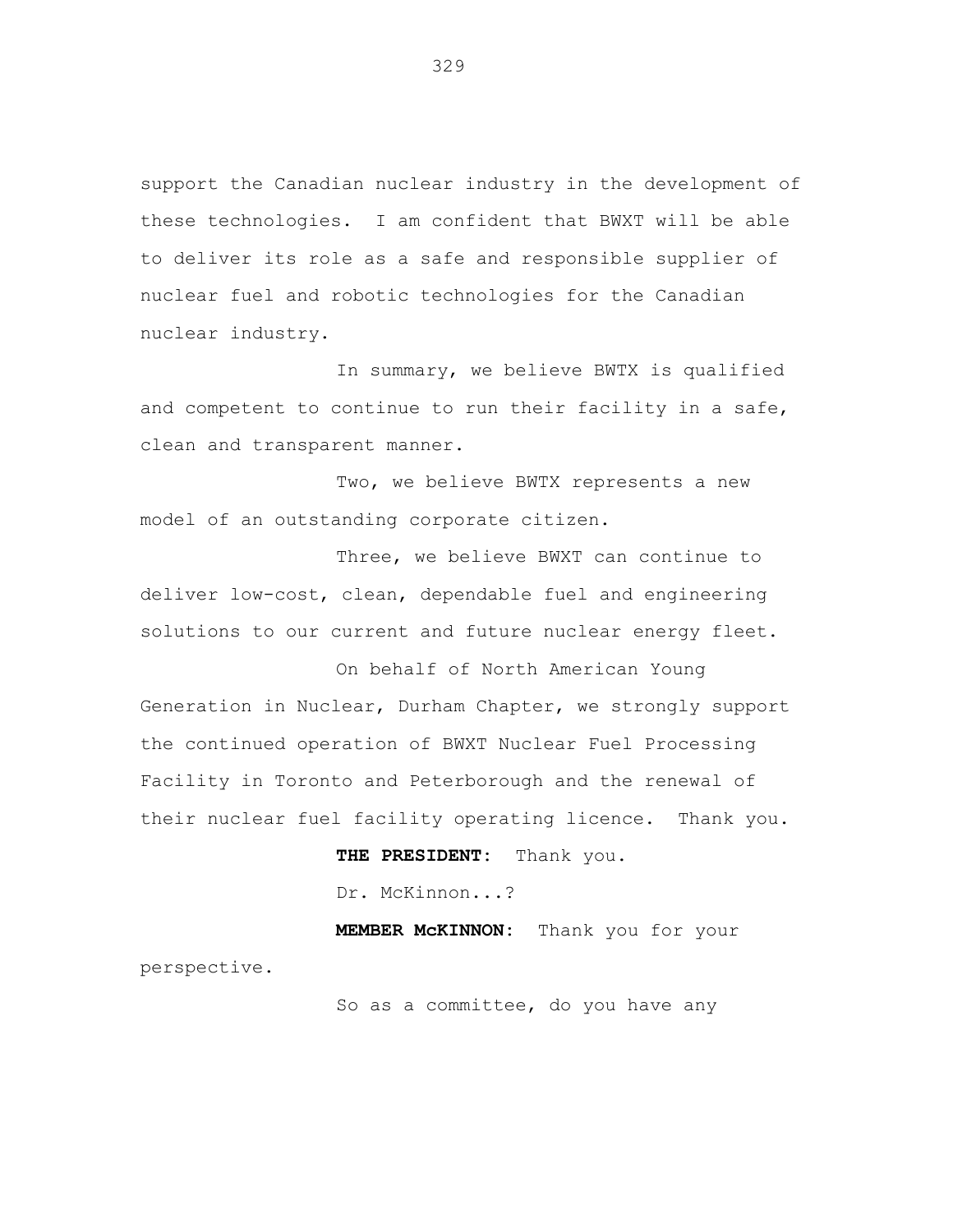support the Canadian nuclear industry in the development of these technologies. I am confident that BWXT will be able to deliver its role as a safe and responsible supplier of nuclear fuel and robotic technologies for the Canadian nuclear industry.

In summary, we believe BWTX is qualified and competent to continue to run their facility in a safe, clean and transparent manner.

Two, we believe BWTX represents a new model of an outstanding corporate citizen.

Three, we believe BWXT can continue to deliver low-cost, clean, dependable fuel and engineering solutions to our current and future nuclear energy fleet.

On behalf of North American Young Generation in Nuclear, Durham Chapter, we strongly support the continued operation of BWXT Nuclear Fuel Processing Facility in Toronto and Peterborough and the renewal of their nuclear fuel facility operating licence. Thank you.

**THE PRESIDENT:** Thank you.

Dr. McKinnon...?

**MEMBER McKINNON:** Thank you for your perspective.

So as a committee, do you have any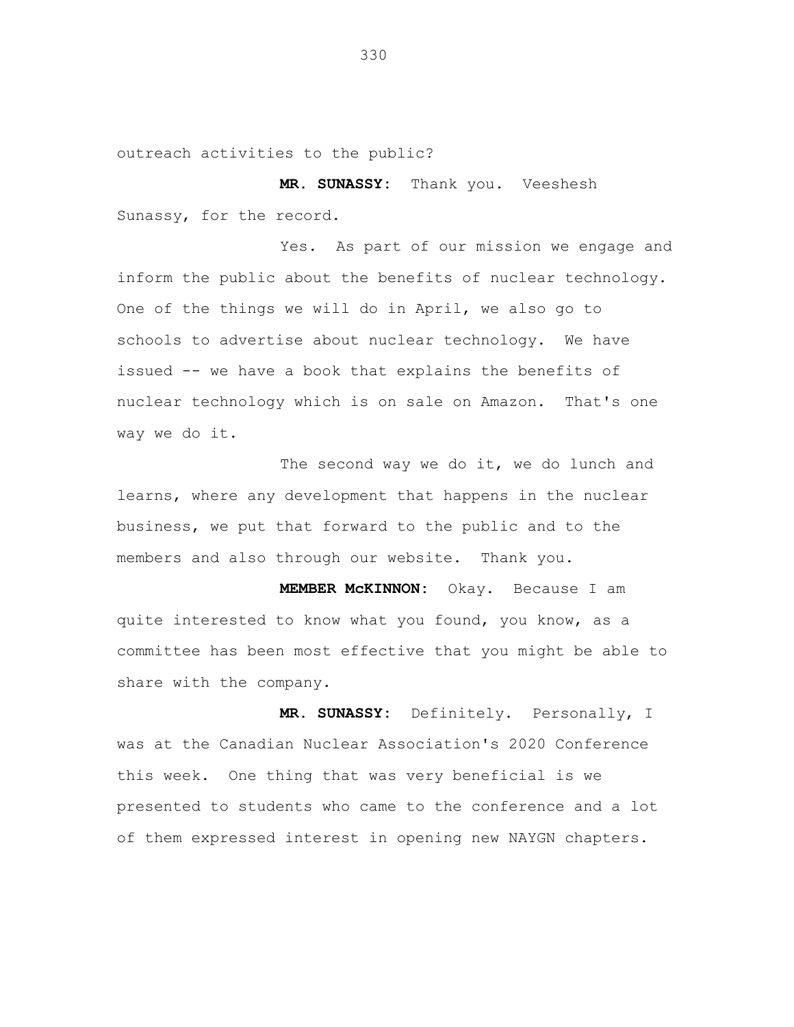outreach activities to the public?

**MR. SUNASSY:** Thank you. Veeshesh Sunassy, for the record.

Yes. As part of our mission we engage and inform the public about the benefits of nuclear technology. One of the things we will do in April, we also go to schools to advertise about nuclear technology. We have issued -- we have a book that explains the benefits of nuclear technology which is on sale on Amazon. That's one way we do it.

The second way we do it, we do lunch and learns, where any development that happens in the nuclear business, we put that forward to the public and to the members and also through our website. Thank you.

**MEMBER McKINNON:** Okay. Because I am quite interested to know what you found, you know, as a committee has been most effective that you might be able to share with the company.

**MR. SUNASSY:** Definitely. Personally, I was at the Canadian Nuclear Association's 2020 Conference this week. One thing that was very beneficial is we presented to students who came to the conference and a lot of them expressed interest in opening new NAYGN chapters.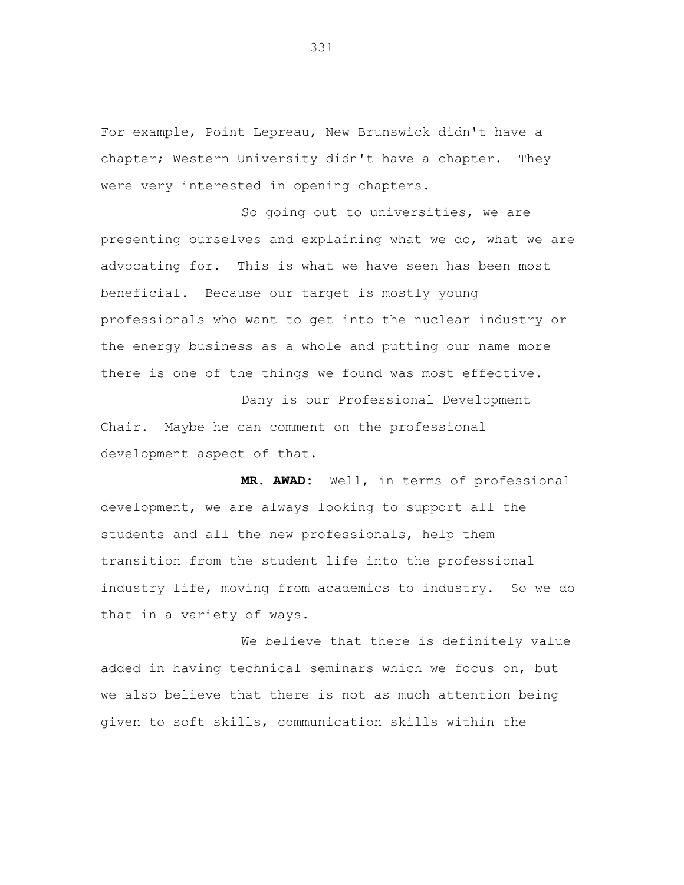For example, Point Lepreau, New Brunswick didn't have a chapter; Western University didn't have a chapter. They were very interested in opening chapters.

So going out to universities, we are presenting ourselves and explaining what we do, what we are advocating for. This is what we have seen has been most beneficial. Because our target is mostly young professionals who want to get into the nuclear industry or the energy business as a whole and putting our name more there is one of the things we found was most effective.

Dany is our Professional Development Chair. Maybe he can comment on the professional development aspect of that.

**MR. AWAD:** Well, in terms of professional development, we are always looking to support all the students and all the new professionals, help them transition from the student life into the professional industry life, moving from academics to industry. So we do that in a variety of ways.

We believe that there is definitely value added in having technical seminars which we focus on, but we also believe that there is not as much attention being given to soft skills, communication skills within the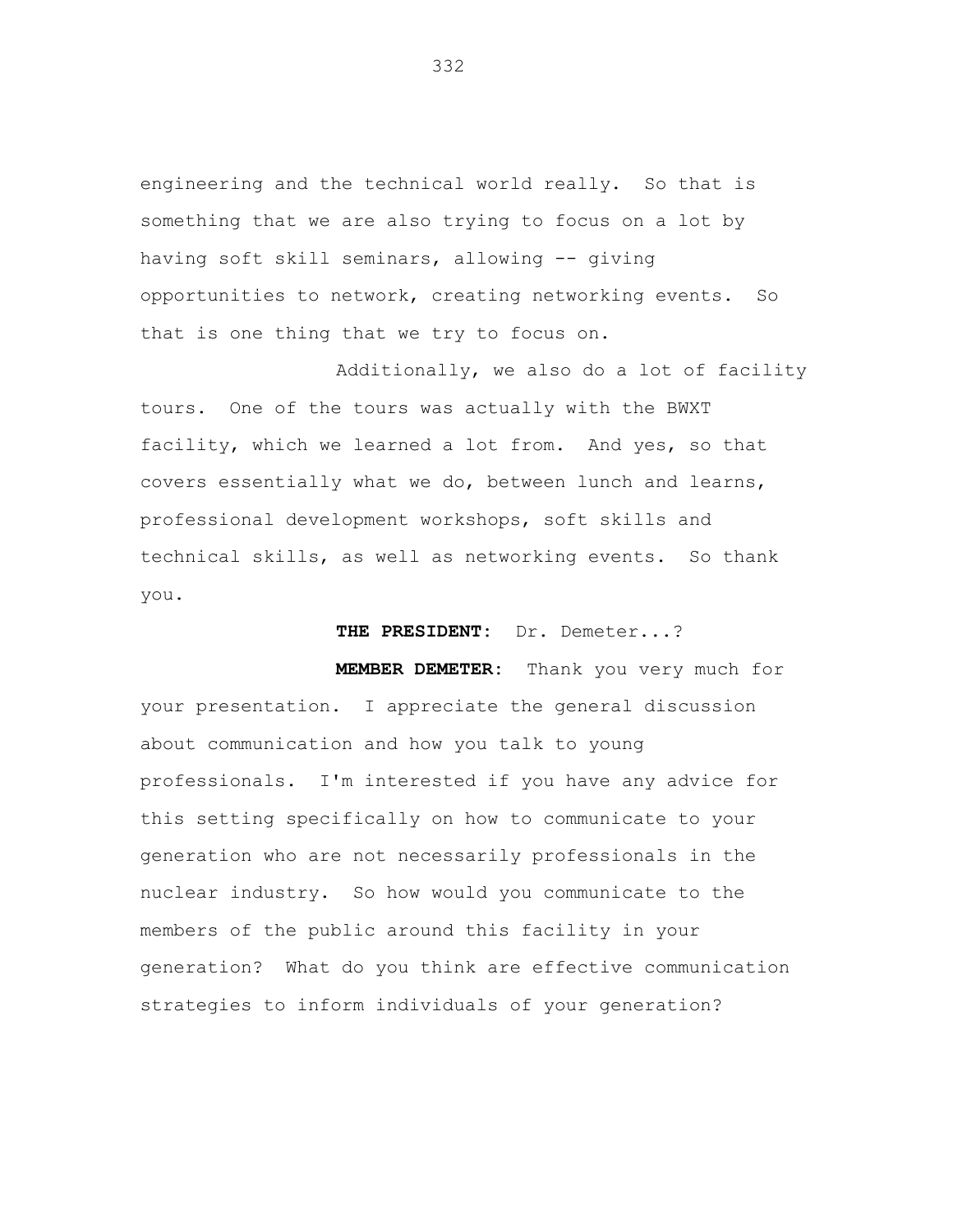engineering and the technical world really. So that is something that we are also trying to focus on a lot by having soft skill seminars, allowing -- giving opportunities to network, creating networking events. So that is one thing that we try to focus on.

Additionally, we also do a lot of facility tours. One of the tours was actually with the BWXT facility, which we learned a lot from. And yes, so that covers essentially what we do, between lunch and learns, professional development workshops, soft skills and technical skills, as well as networking events. So thank you.

**THE PRESIDENT:** Dr. Demeter...?

**MEMBER DEMETER:** Thank you very much for your presentation. I appreciate the general discussion about communication and how you talk to young professionals. I'm interested if you have any advice for this setting specifically on how to communicate to your generation who are not necessarily professionals in the nuclear industry. So how would you communicate to the members of the public around this facility in your generation? What do you think are effective communication strategies to inform individuals of your generation?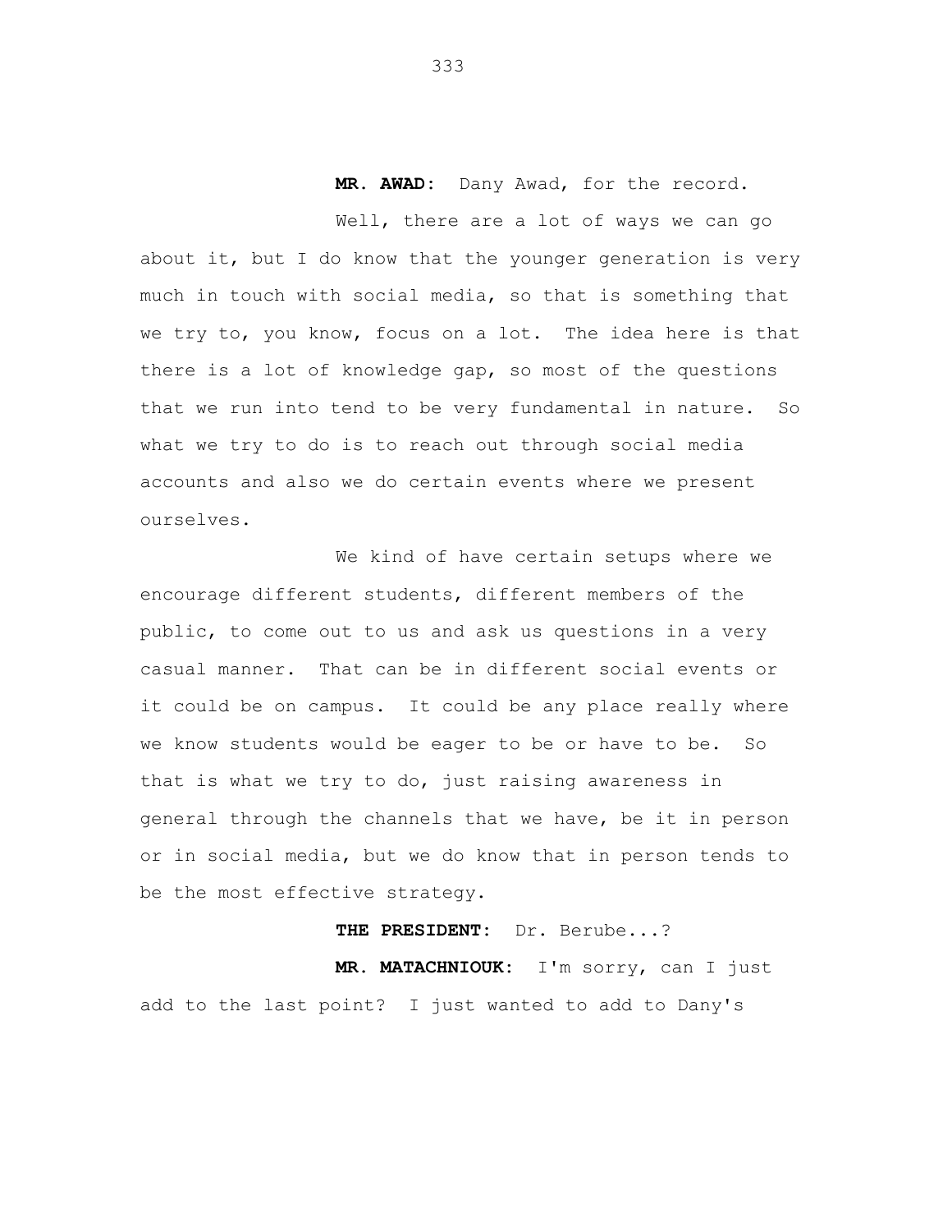**MR. AWAD:** Dany Awad, for the record.

Well, there are a lot of ways we can go about it, but I do know that the younger generation is very much in touch with social media, so that is something that we try to, you know, focus on a lot. The idea here is that there is a lot of knowledge gap, so most of the questions that we run into tend to be very fundamental in nature. So what we try to do is to reach out through social media accounts and also we do certain events where we present ourselves.

We kind of have certain setups where we encourage different students, different members of the public, to come out to us and ask us questions in a very casual manner. That can be in different social events or it could be on campus. It could be any place really where we know students would be eager to be or have to be. So that is what we try to do, just raising awareness in general through the channels that we have, be it in person or in social media, but we do know that in person tends to be the most effective strategy.

**THE PRESIDENT:** Dr. Berube...?

**MR. MATACHNIOUK:** I'm sorry, can I just add to the last point? I just wanted to add to Dany's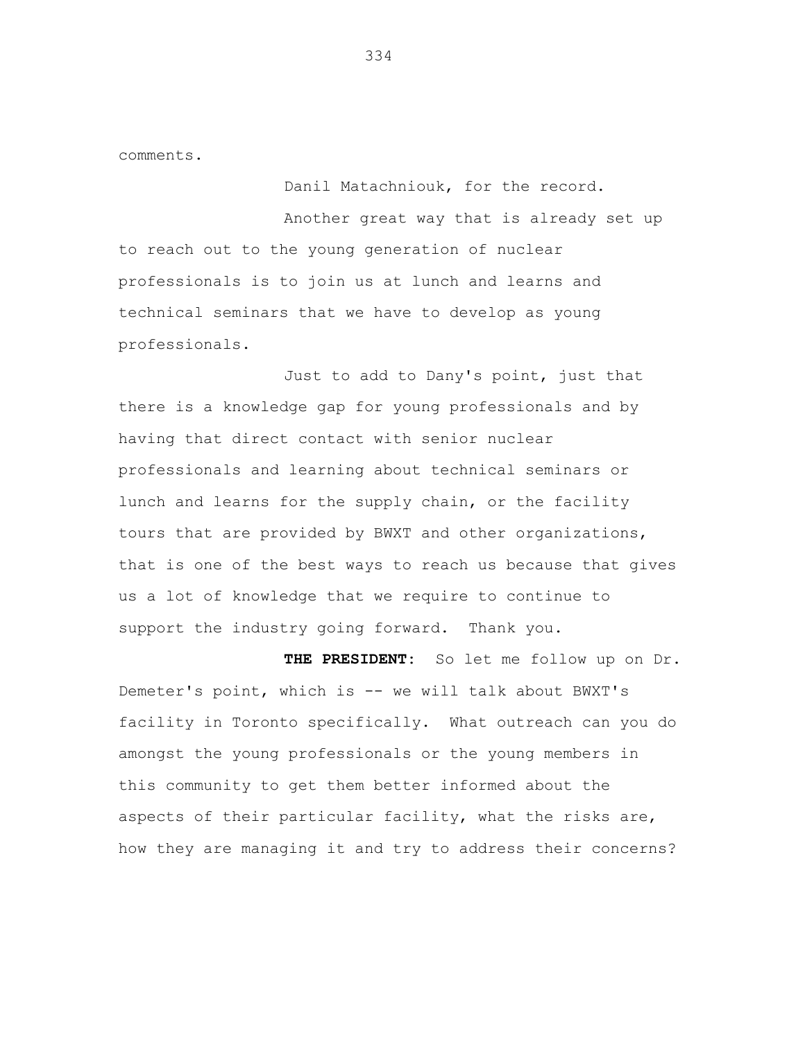comments.

Danil Matachniouk, for the record.

Another great way that is already set up to reach out to the young generation of nuclear professionals is to join us at lunch and learns and technical seminars that we have to develop as young professionals.

Just to add to Dany's point, just that there is a knowledge gap for young professionals and by having that direct contact with senior nuclear professionals and learning about technical seminars or lunch and learns for the supply chain, or the facility tours that are provided by BWXT and other organizations, that is one of the best ways to reach us because that gives us a lot of knowledge that we require to continue to support the industry going forward. Thank you.

**THE PRESIDENT:** So let me follow up on Dr. Demeter's point, which is -- we will talk about BWXT's facility in Toronto specifically. What outreach can you do amongst the young professionals or the young members in this community to get them better informed about the aspects of their particular facility, what the risks are, how they are managing it and try to address their concerns?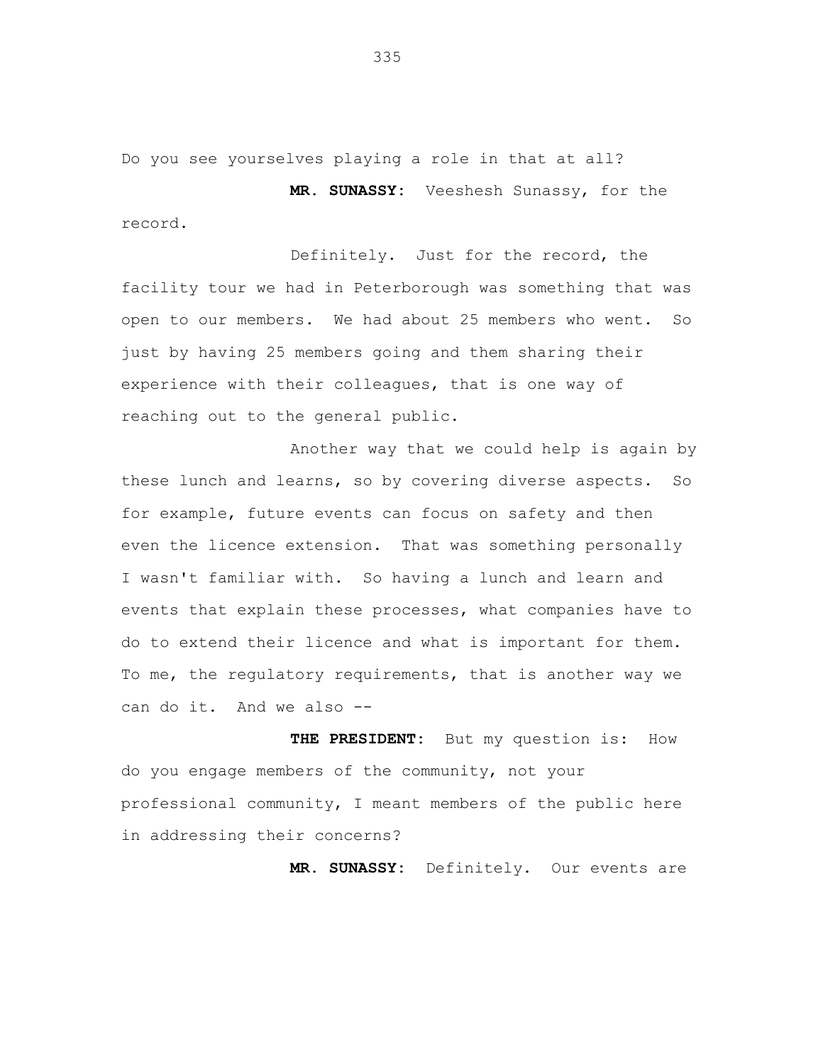Do you see yourselves playing a role in that at all?

**MR. SUNASSY:** Veeshesh Sunassy, for the record.

Definitely. Just for the record, the facility tour we had in Peterborough was something that was open to our members. We had about 25 members who went. So just by having 25 members going and them sharing their experience with their colleagues, that is one way of reaching out to the general public.

Another way that we could help is again by these lunch and learns, so by covering diverse aspects. So for example, future events can focus on safety and then even the licence extension. That was something personally I wasn't familiar with. So having a lunch and learn and events that explain these processes, what companies have to do to extend their licence and what is important for them. To me, the regulatory requirements, that is another way we can do it. And we also --

**THE PRESIDENT:** But my question is: How do you engage members of the community, not your professional community, I meant members of the public here in addressing their concerns?

**MR. SUNASSY:** Definitely. Our events are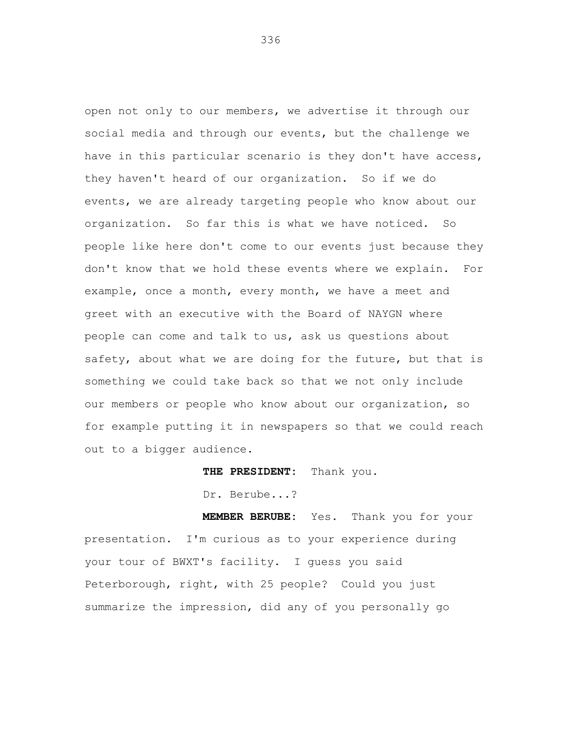open not only to our members, we advertise it through our social media and through our events, but the challenge we have in this particular scenario is they don't have access, they haven't heard of our organization. So if we do events, we are already targeting people who know about our organization. So far this is what we have noticed. So people like here don't come to our events just because they don't know that we hold these events where we explain. For example, once a month, every month, we have a meet and greet with an executive with the Board of NAYGN where people can come and talk to us, ask us questions about safety, about what we are doing for the future, but that is something we could take back so that we not only include our members or people who know about our organization, so for example putting it in newspapers so that we could reach out to a bigger audience.

**THE PRESIDENT:** Thank you.

Dr. Berube...?

**MEMBER BERUBE:** Yes. Thank you for your presentation. I'm curious as to your experience during your tour of BWXT's facility. I guess you said Peterborough, right, with 25 people? Could you just summarize the impression, did any of you personally go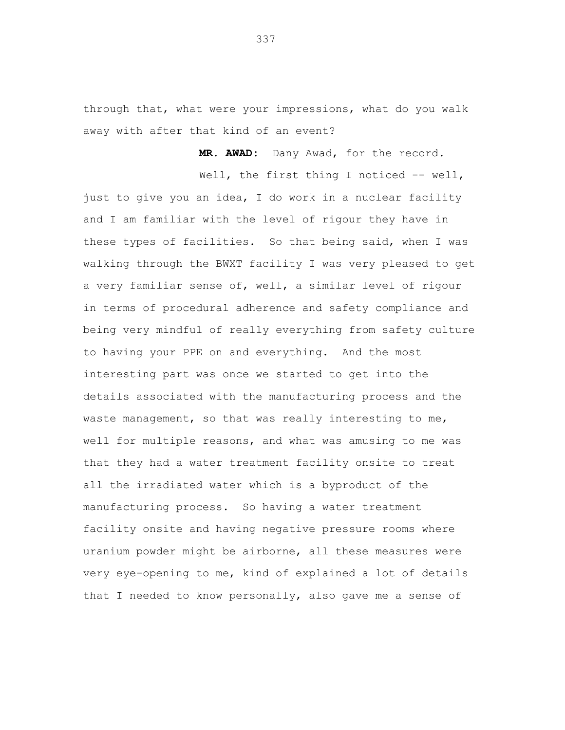through that, what were your impressions, what do you walk away with after that kind of an event?

**MR. AWAD:** Dany Awad, for the record.

Well, the first thing I noticed -- well, just to give you an idea, I do work in a nuclear facility and I am familiar with the level of rigour they have in these types of facilities. So that being said, when I was walking through the BWXT facility I was very pleased to get a very familiar sense of, well, a similar level of rigour in terms of procedural adherence and safety compliance and being very mindful of really everything from safety culture to having your PPE on and everything. And the most interesting part was once we started to get into the details associated with the manufacturing process and the waste management, so that was really interesting to me, well for multiple reasons, and what was amusing to me was that they had a water treatment facility onsite to treat all the irradiated water which is a byproduct of the manufacturing process. So having a water treatment facility onsite and having negative pressure rooms where uranium powder might be airborne, all these measures were very eye-opening to me, kind of explained a lot of details that I needed to know personally, also gave me a sense of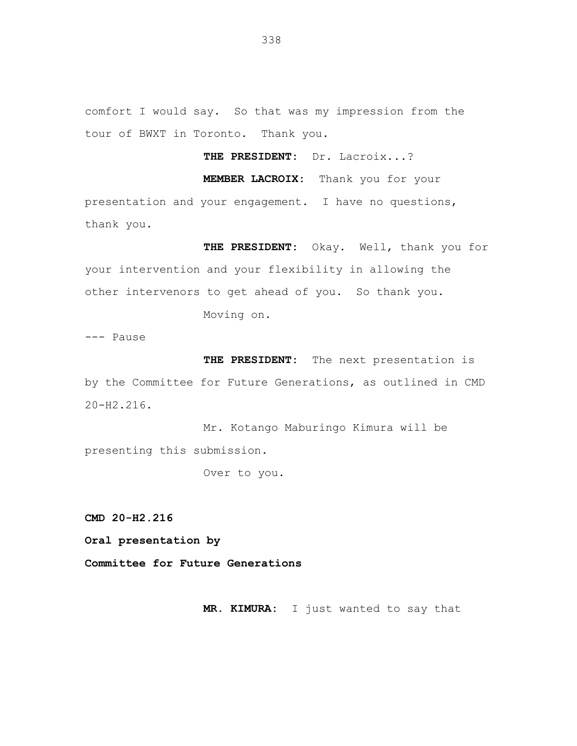comfort I would say. So that was my impression from the tour of BWXT in Toronto. Thank you.

**THE PRESIDENT:** Dr. Lacroix...?

**MEMBER LACROIX:** Thank you for your presentation and your engagement. I have no questions, thank you.

**THE PRESIDENT:** Okay. Well, thank you for your intervention and your flexibility in allowing the other intervenors to get ahead of you. So thank you.

Moving on.

--- Pause

**THE PRESIDENT:** The next presentation is by the Committee for Future Generations, as outlined in CMD 20-H2.216.

Mr. Kotango Maburingo Kimura will be presenting this submission.

Over to you.

**CMD 20-H2.216**

**Oral presentation by**

**Committee for Future Generations**

**MR. KIMURA:** I just wanted to say that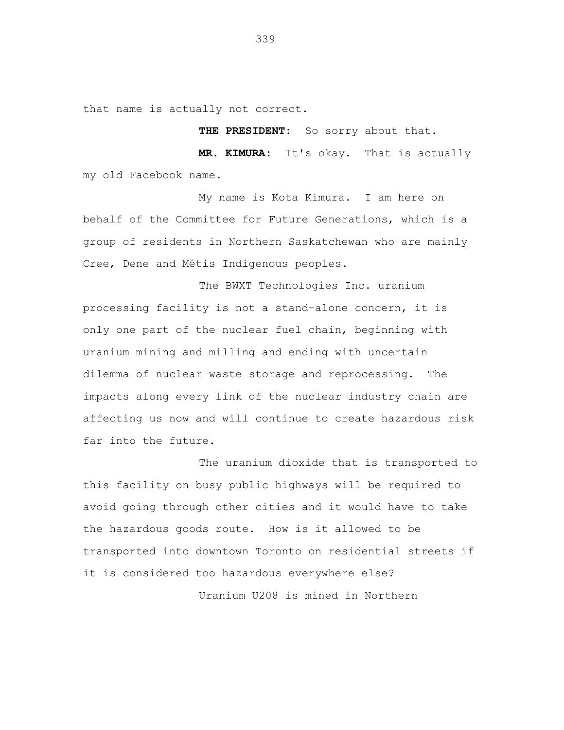that name is actually not correct.

**THE PRESIDENT:** So sorry about that.

**MR. KIMURA:** It's okay. That is actually my old Facebook name.

My name is Kota Kimura. I am here on behalf of the Committee for Future Generations, which is a group of residents in Northern Saskatchewan who are mainly Cree, Dene and Métis Indigenous peoples.

The BWXT Technologies Inc. uranium processing facility is not a stand-alone concern, it is only one part of the nuclear fuel chain, beginning with uranium mining and milling and ending with uncertain dilemma of nuclear waste storage and reprocessing. The impacts along every link of the nuclear industry chain are affecting us now and will continue to create hazardous risk far into the future.

The uranium dioxide that is transported to this facility on busy public highways will be required to avoid going through other cities and it would have to take the hazardous goods route. How is it allowed to be transported into downtown Toronto on residential streets if it is considered too hazardous everywhere else?

Uranium U208 is mined in Northern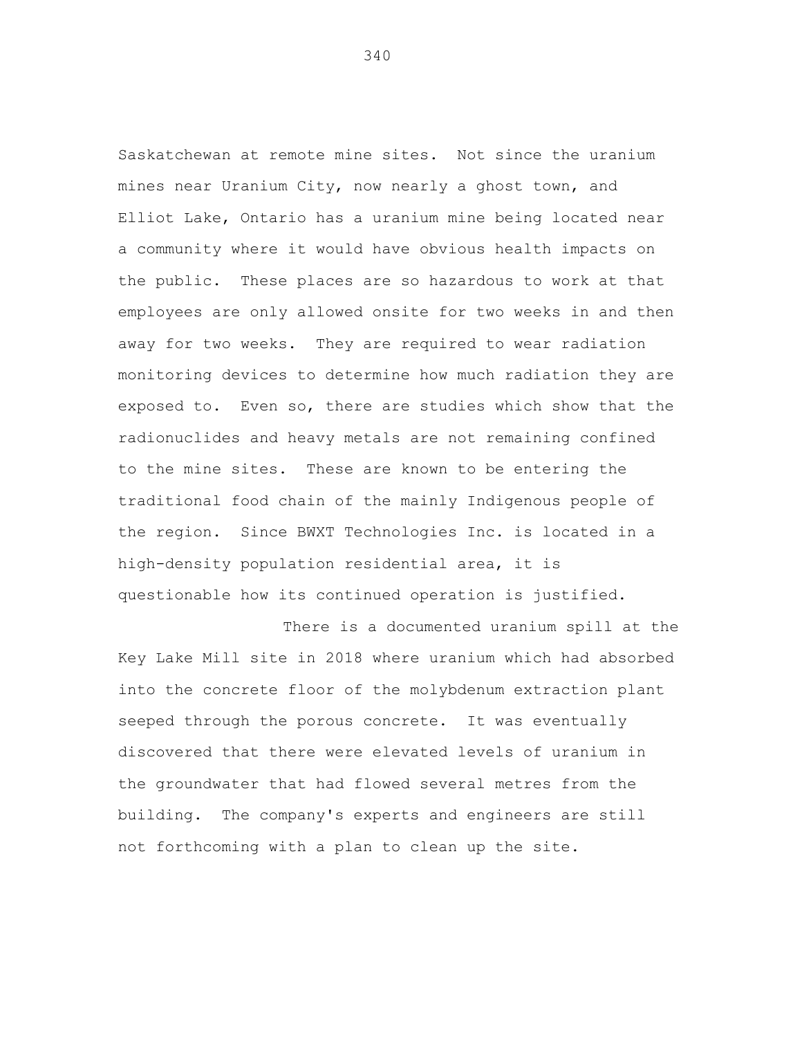Saskatchewan at remote mine sites. Not since the uranium mines near Uranium City, now nearly a ghost town, and Elliot Lake, Ontario has a uranium mine being located near a community where it would have obvious health impacts on the public. These places are so hazardous to work at that employees are only allowed onsite for two weeks in and then away for two weeks. They are required to wear radiation monitoring devices to determine how much radiation they are exposed to. Even so, there are studies which show that the radionuclides and heavy metals are not remaining confined to the mine sites. These are known to be entering the traditional food chain of the mainly Indigenous people of the region. Since BWXT Technologies Inc. is located in a high-density population residential area, it is questionable how its continued operation is justified.

There is a documented uranium spill at the Key Lake Mill site in 2018 where uranium which had absorbed into the concrete floor of the molybdenum extraction plant seeped through the porous concrete. It was eventually discovered that there were elevated levels of uranium in the groundwater that had flowed several metres from the building. The company's experts and engineers are still not forthcoming with a plan to clean up the site.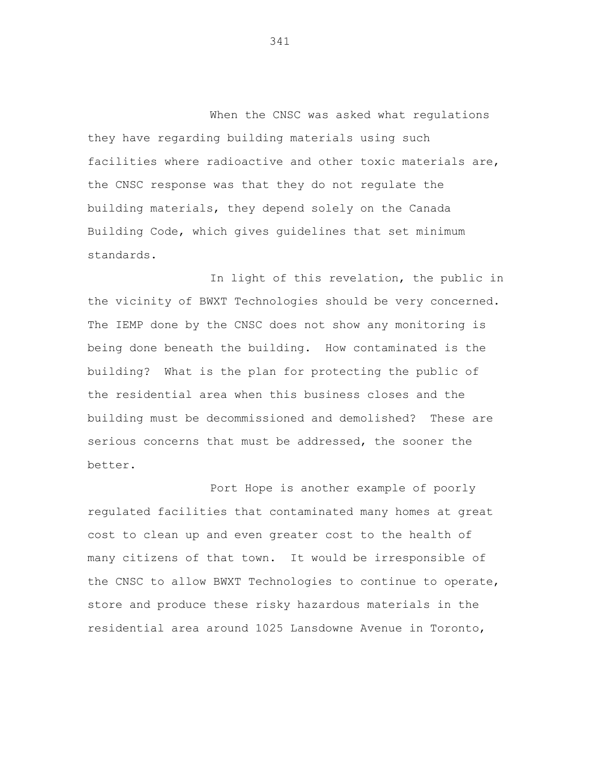When the CNSC was asked what regulations they have regarding building materials using such facilities where radioactive and other toxic materials are, the CNSC response was that they do not regulate the building materials, they depend solely on the Canada Building Code, which gives guidelines that set minimum standards.

In light of this revelation, the public in the vicinity of BWXT Technologies should be very concerned. The IEMP done by the CNSC does not show any monitoring is being done beneath the building. How contaminated is the building? What is the plan for protecting the public of the residential area when this business closes and the building must be decommissioned and demolished? These are serious concerns that must be addressed, the sooner the better.

Port Hope is another example of poorly regulated facilities that contaminated many homes at great cost to clean up and even greater cost to the health of many citizens of that town. It would be irresponsible of the CNSC to allow BWXT Technologies to continue to operate, store and produce these risky hazardous materials in the residential area around 1025 Lansdowne Avenue in Toronto,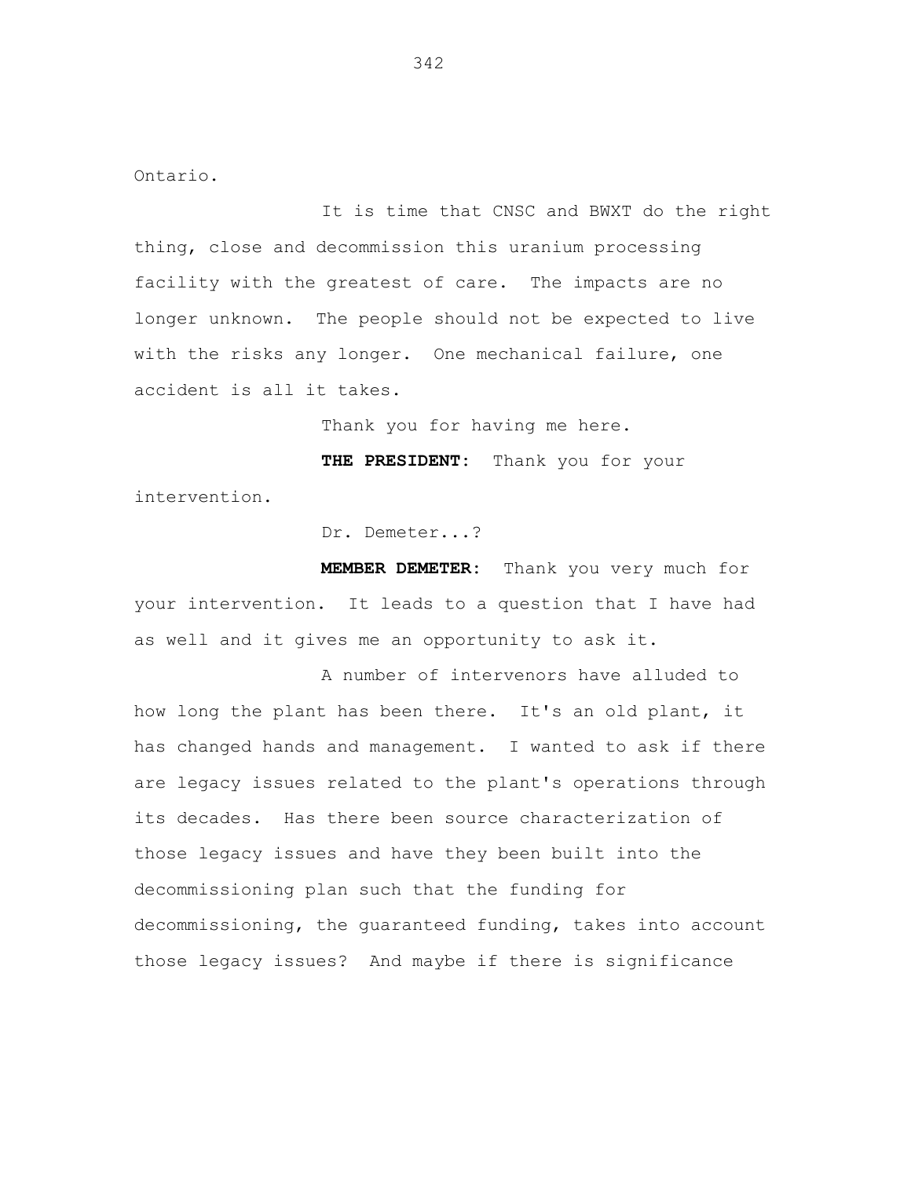Ontario.

It is time that CNSC and BWXT do the right thing, close and decommission this uranium processing facility with the greatest of care. The impacts are no longer unknown. The people should not be expected to live with the risks any longer. One mechanical failure, one accident is all it takes.

Thank you for having me here.

**THE PRESIDENT:** Thank you for your intervention.

Dr. Demeter...?

**MEMBER DEMETER:** Thank you very much for your intervention. It leads to a question that I have had as well and it gives me an opportunity to ask it.

A number of intervenors have alluded to how long the plant has been there. It's an old plant, it has changed hands and management. I wanted to ask if there are legacy issues related to the plant's operations through its decades. Has there been source characterization of those legacy issues and have they been built into the decommissioning plan such that the funding for decommissioning, the guaranteed funding, takes into account those legacy issues? And maybe if there is significance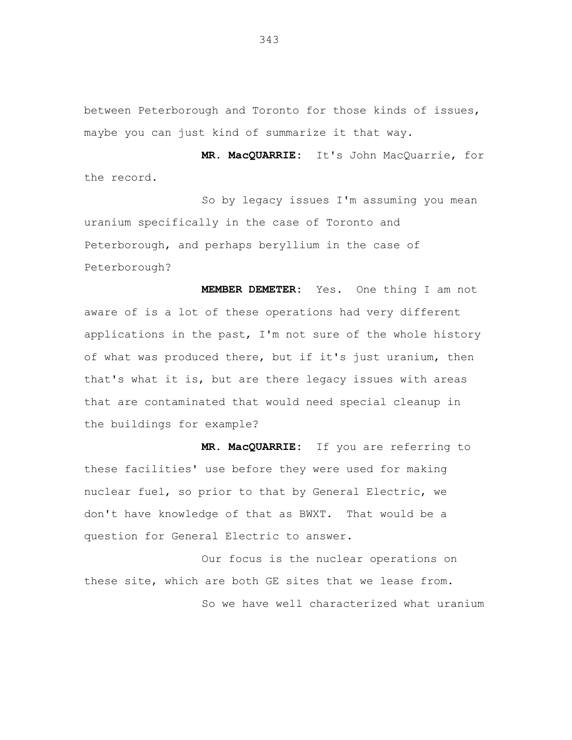between Peterborough and Toronto for those kinds of issues, maybe you can just kind of summarize it that way.

**MR. MacQUARRIE:** It's John MacQuarrie, for the record.

So by legacy issues I'm assuming you mean uranium specifically in the case of Toronto and Peterborough, and perhaps beryllium in the case of Peterborough?

**MEMBER DEMETER:** Yes. One thing I am not aware of is a lot of these operations had very different applications in the past, I'm not sure of the whole history of what was produced there, but if it's just uranium, then that's what it is, but are there legacy issues with areas that are contaminated that would need special cleanup in the buildings for example?

**MR. MacQUARRIE:** If you are referring to these facilities' use before they were used for making nuclear fuel, so prior to that by General Electric, we don't have knowledge of that as BWXT. That would be a question for General Electric to answer.

Our focus is the nuclear operations on these site, which are both GE sites that we lease from.

So we have well characterized what uranium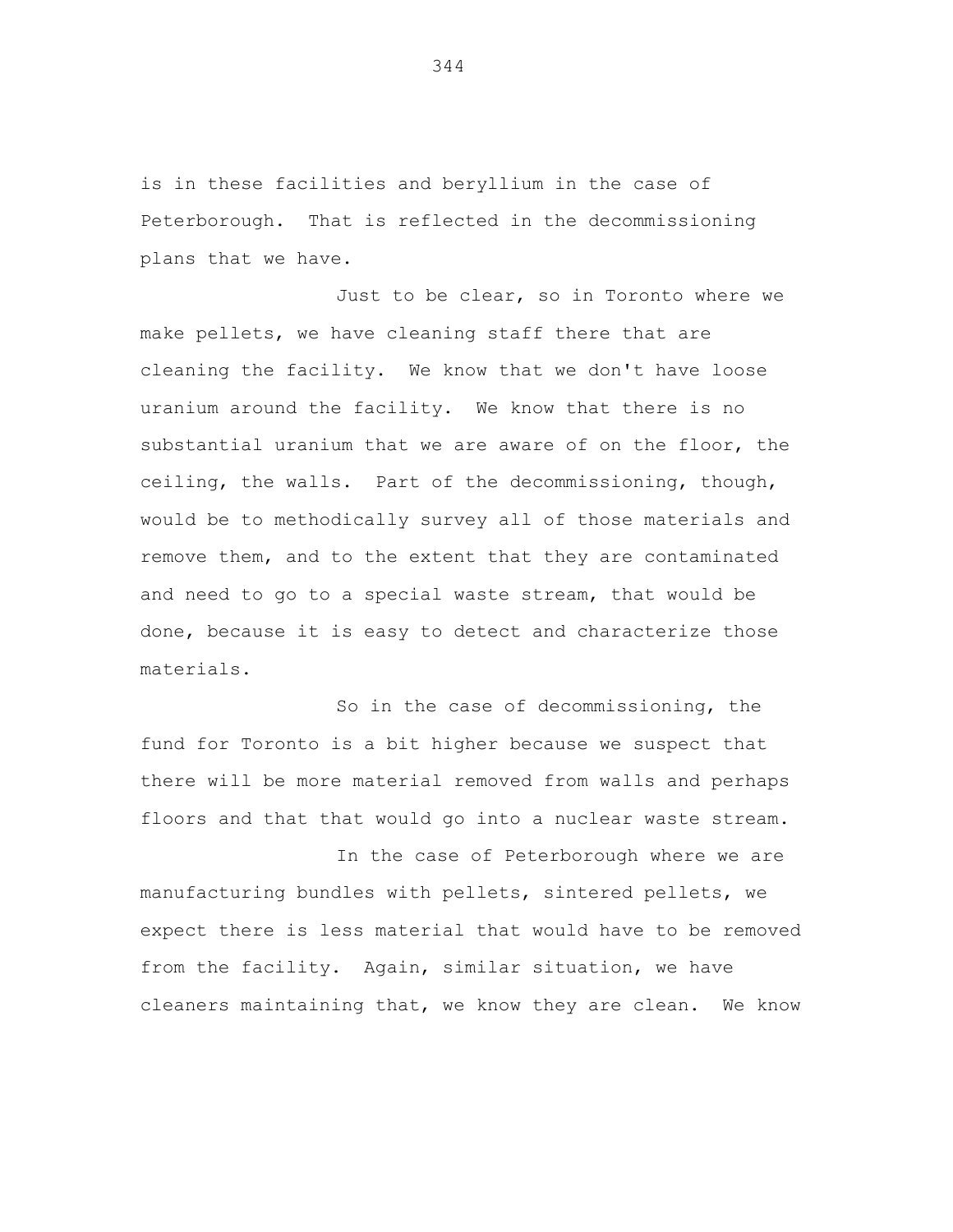is in these facilities and beryllium in the case of Peterborough. That is reflected in the decommissioning plans that we have.

Just to be clear, so in Toronto where we make pellets, we have cleaning staff there that are cleaning the facility. We know that we don't have loose uranium around the facility. We know that there is no substantial uranium that we are aware of on the floor, the ceiling, the walls. Part of the decommissioning, though, would be to methodically survey all of those materials and remove them, and to the extent that they are contaminated and need to go to a special waste stream, that would be done, because it is easy to detect and characterize those materials.

So in the case of decommissioning, the fund for Toronto is a bit higher because we suspect that there will be more material removed from walls and perhaps floors and that that would go into a nuclear waste stream.

In the case of Peterborough where we are manufacturing bundles with pellets, sintered pellets, we expect there is less material that would have to be removed from the facility. Again, similar situation, we have cleaners maintaining that, we know they are clean. We know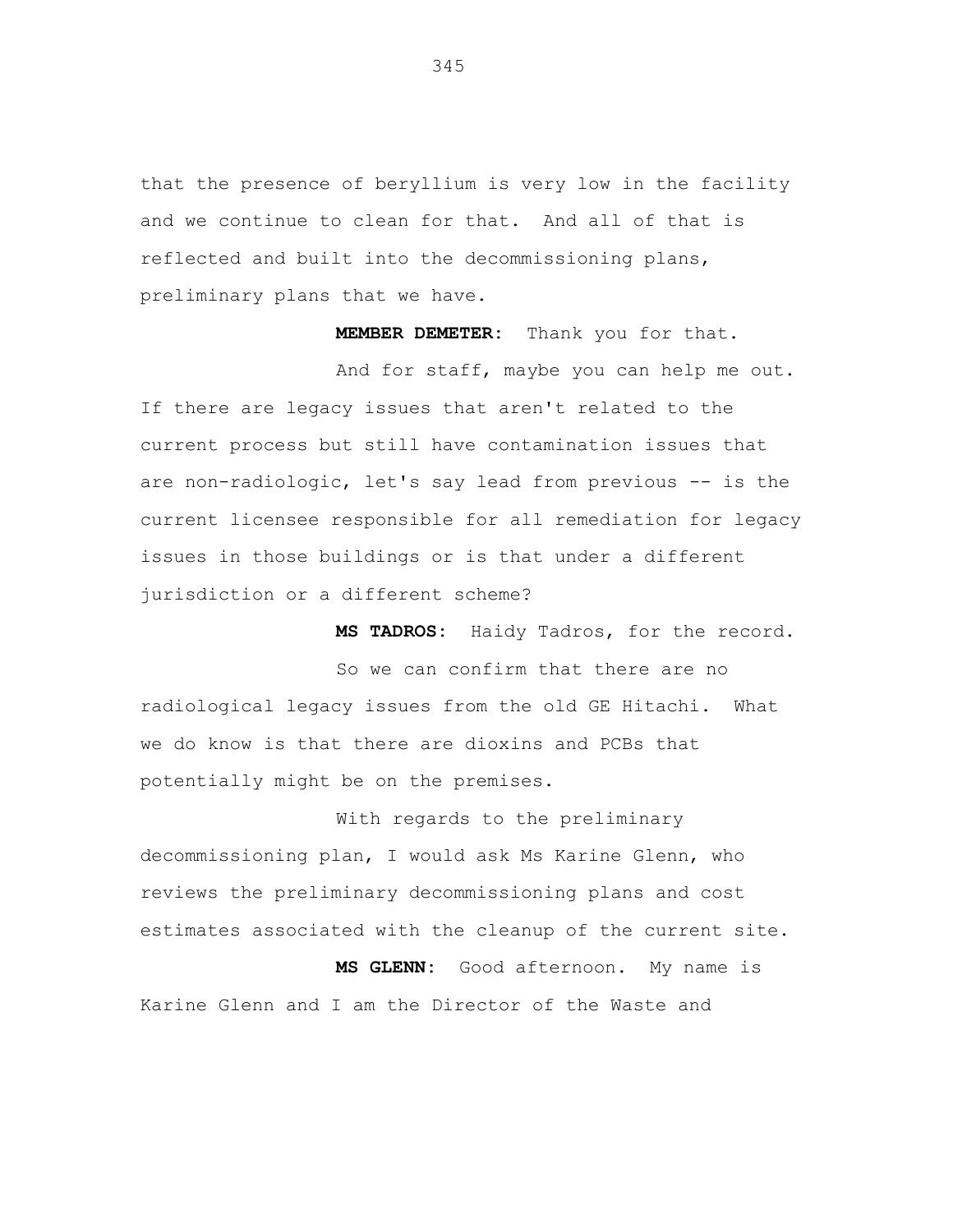that the presence of beryllium is very low in the facility and we continue to clean for that. And all of that is reflected and built into the decommissioning plans, preliminary plans that we have.

**MEMBER DEMETER:** Thank you for that.

And for staff, maybe you can help me out. If there are legacy issues that aren't related to the current process but still have contamination issues that are non-radiologic, let's say lead from previous -- is the current licensee responsible for all remediation for legacy issues in those buildings or is that under a different jurisdiction or a different scheme?

**MS TADROS:** Haidy Tadros, for the record.

So we can confirm that there are no radiological legacy issues from the old GE Hitachi. What we do know is that there are dioxins and PCBs that potentially might be on the premises.

With regards to the preliminary decommissioning plan, I would ask Ms Karine Glenn, who reviews the preliminary decommissioning plans and cost estimates associated with the cleanup of the current site.

**MS GLENN:** Good afternoon. My name is Karine Glenn and I am the Director of the Waste and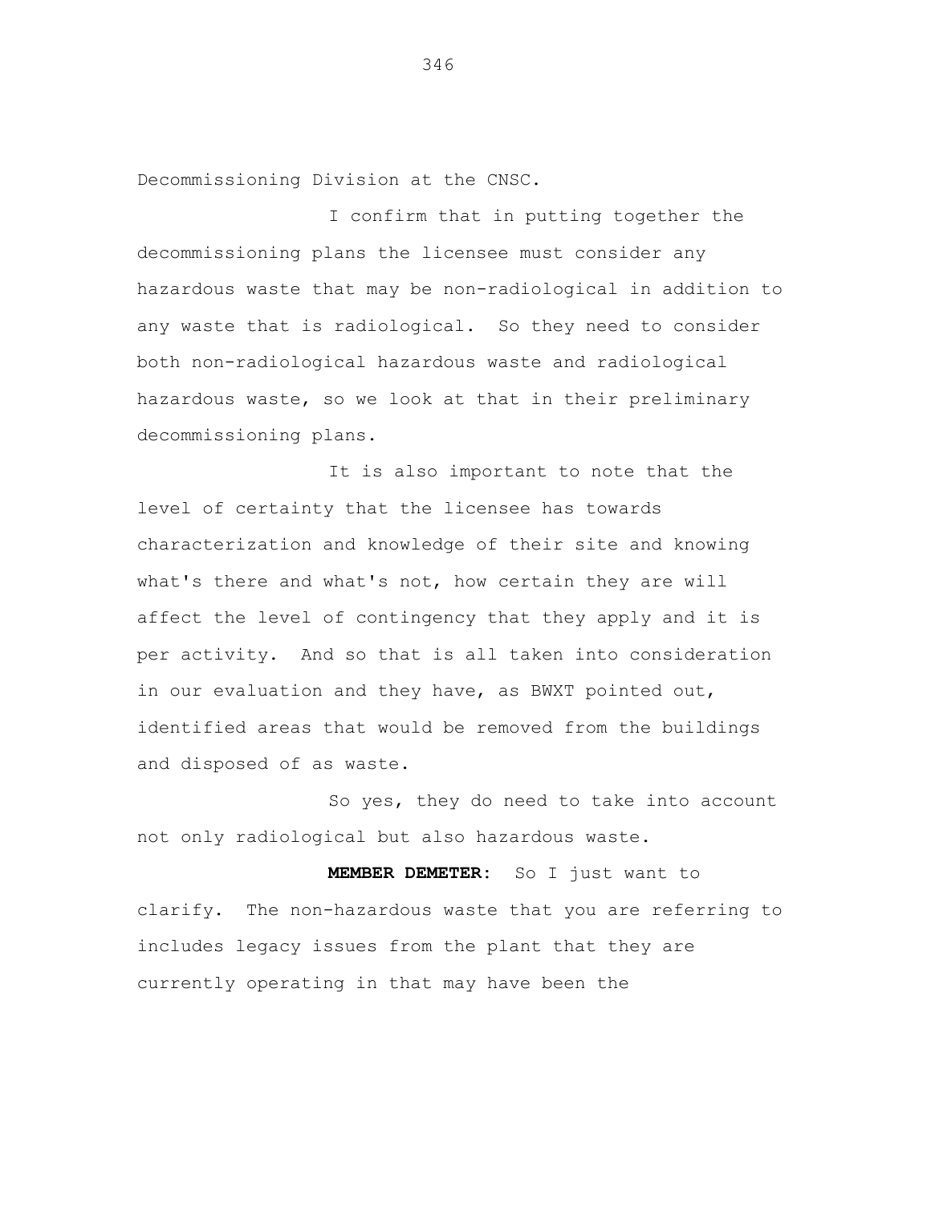Decommissioning Division at the CNSC.

I confirm that in putting together the decommissioning plans the licensee must consider any hazardous waste that may be non-radiological in addition to any waste that is radiological. So they need to consider both non-radiological hazardous waste and radiological hazardous waste, so we look at that in their preliminary decommissioning plans.

It is also important to note that the level of certainty that the licensee has towards characterization and knowledge of their site and knowing what's there and what's not, how certain they are will affect the level of contingency that they apply and it is per activity. And so that is all taken into consideration in our evaluation and they have, as BWXT pointed out, identified areas that would be removed from the buildings and disposed of as waste.

So yes, they do need to take into account not only radiological but also hazardous waste.

**MEMBER DEMETER:** So I just want to clarify. The non-hazardous waste that you are referring to includes legacy issues from the plant that they are currently operating in that may have been the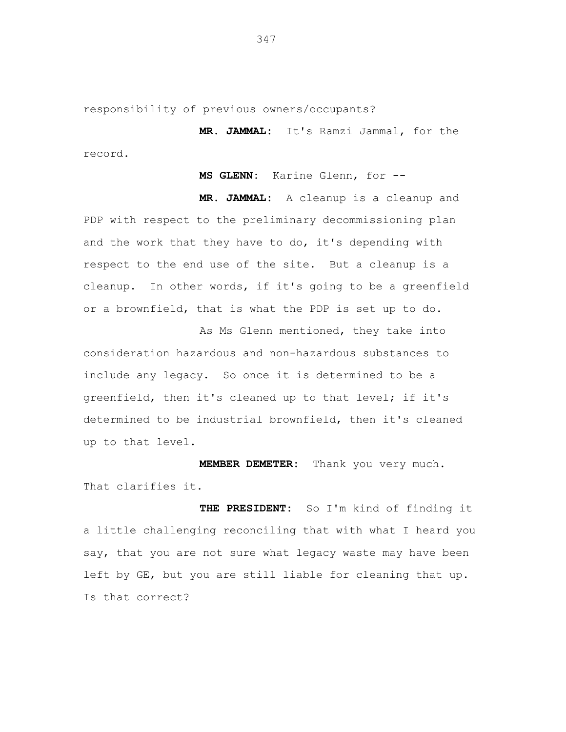responsibility of previous owners/occupants?

**MR. JAMMAL:** It's Ramzi Jammal, for the record.

**MS GLENN:** Karine Glenn, for --

**MR. JAMMAL:** A cleanup is a cleanup and PDP with respect to the preliminary decommissioning plan and the work that they have to do, it's depending with respect to the end use of the site. But a cleanup is a cleanup. In other words, if it's going to be a greenfield or a brownfield, that is what the PDP is set up to do.

As Ms Glenn mentioned, they take into consideration hazardous and non-hazardous substances to include any legacy. So once it is determined to be a greenfield, then it's cleaned up to that level; if it's determined to be industrial brownfield, then it's cleaned up to that level.

**MEMBER DEMETER:** Thank you very much. That clarifies it.

**THE PRESIDENT:** So I'm kind of finding it a little challenging reconciling that with what I heard you say, that you are not sure what legacy waste may have been left by GE, but you are still liable for cleaning that up. Is that correct?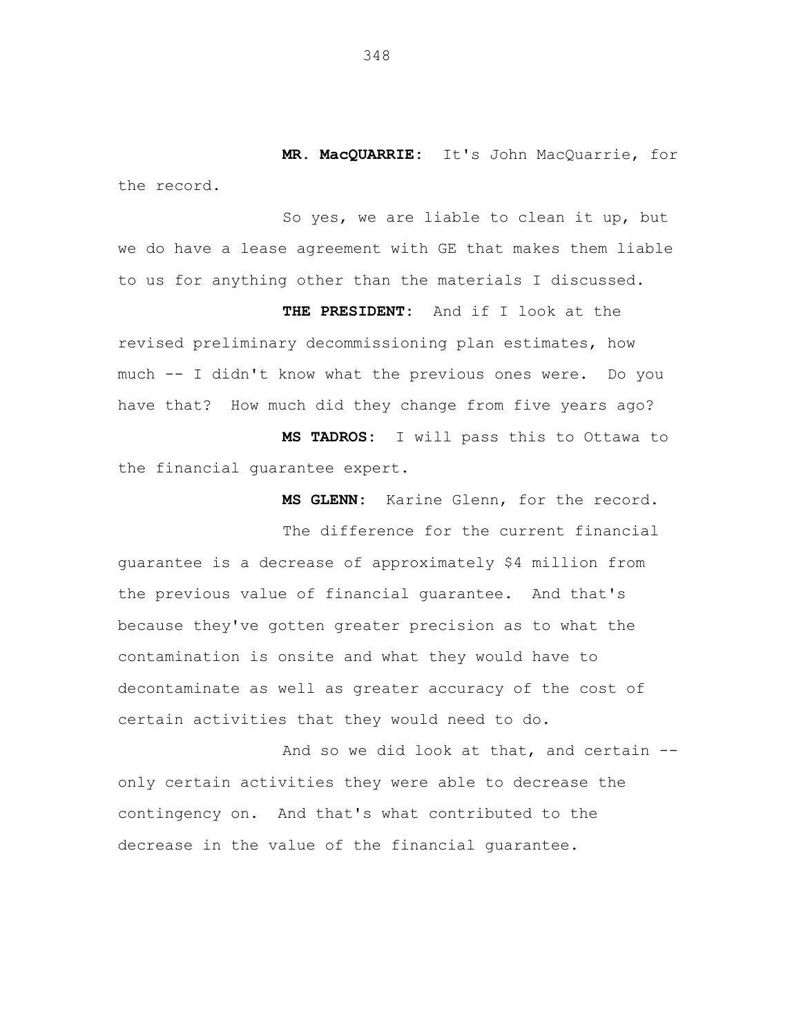**MR. MacQUARRIE:** It's John MacQuarrie, for the record.

So yes, we are liable to clean it up, but we do have a lease agreement with GE that makes them liable to us for anything other than the materials I discussed.

**THE PRESIDENT:** And if I look at the revised preliminary decommissioning plan estimates, how much -- I didn't know what the previous ones were. Do you have that? How much did they change from five years ago?

**MS TADROS:** I will pass this to Ottawa to the financial guarantee expert.

**MS GLENN:** Karine Glenn, for the record.

The difference for the current financial guarantee is a decrease of approximately $4 million from the previous value of financial guarantee. And that's because they've gotten greater precision as to what the contamination is onsite and what they would have to decontaminate as well as greater accuracy of the cost of certain activities that they would need to do.

And so we did look at that, and certain -- only certain activities they were able to decrease the contingency on. And that's what contributed to the decrease in the value of the financial guarantee.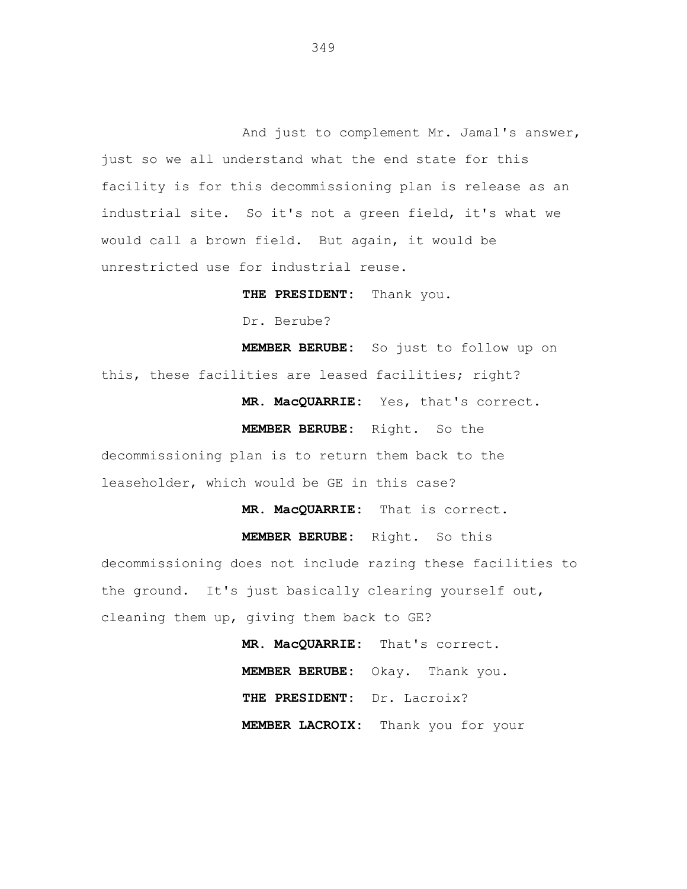And just to complement Mr. Jamal's answer, just so we all understand what the end state for this facility is for this decommissioning plan is release as an industrial site. So it's not a green field, it's what we would call a brown field. But again, it would be unrestricted use for industrial reuse.

**THE PRESIDENT:** Thank you.

Dr. Berube?

**MEMBER BERUBE:** So just to follow up on this, these facilities are leased facilities; right?

**MR. MacQUARRIE:** Yes, that's correct.

**MEMBER BERUBE:** Right. So the decommissioning plan is to return them back to the leaseholder, which would be GE in this case?

**MR. MacQUARRIE:** That is correct.

**MEMBER BERUBE:** Right. So this decommissioning does not include razing these facilities to the ground. It's just basically clearing yourself out, cleaning them up, giving them back to GE?

**MR. MacQUARRIE:** That's correct.

**MEMBER BERUBE:** Okay. Thank you.

**THE PRESIDENT:** Dr. Lacroix?

**MEMBER LACROIX:** Thank you for your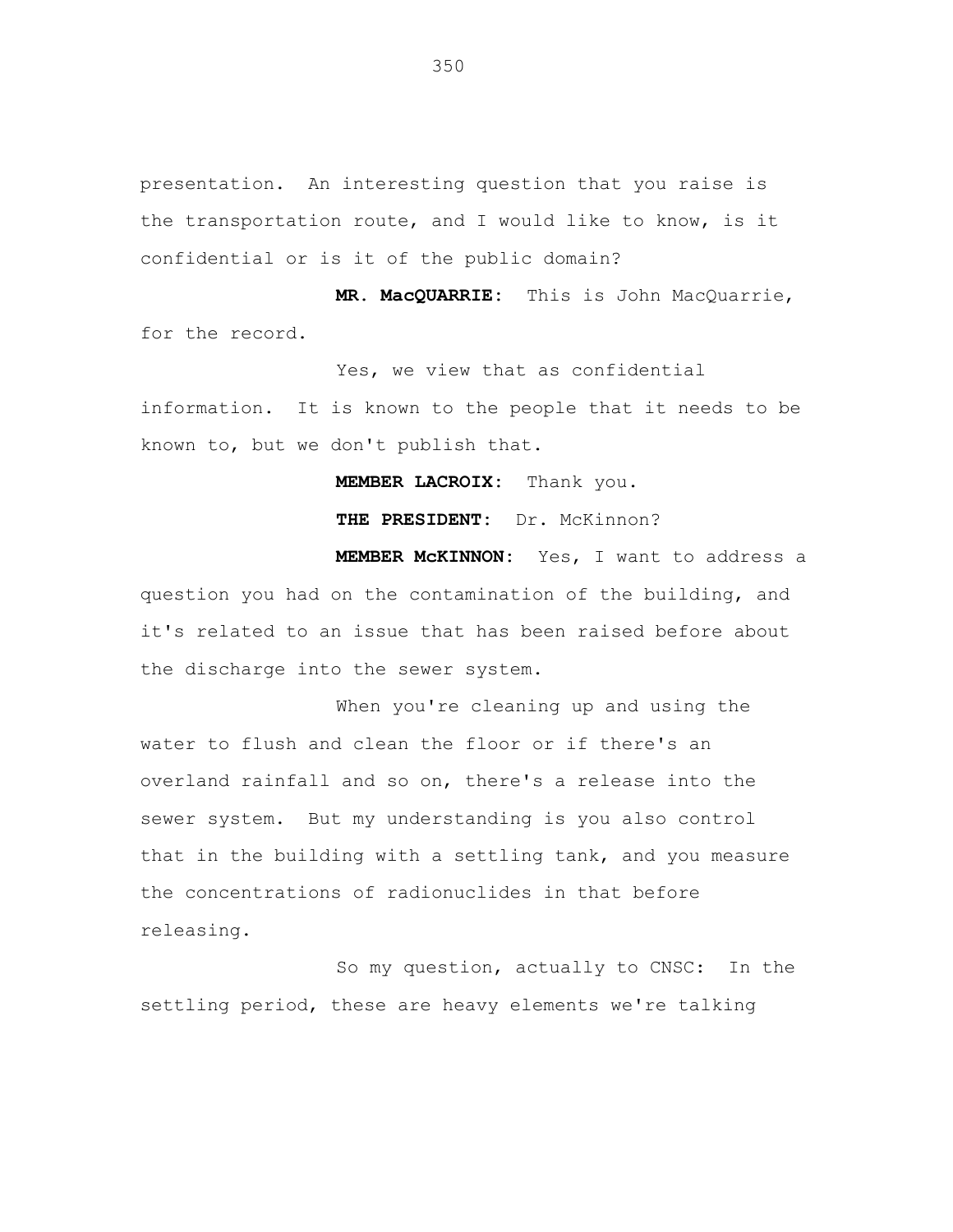presentation. An interesting question that you raise is the transportation route, and I would like to know, is it confidential or is it of the public domain?

**MR. MacQUARRIE:** This is John MacQuarrie, for the record.

Yes, we view that as confidential information. It is known to the people that it needs to be known to, but we don't publish that.

**MEMBER LACROIX:** Thank you.

**THE PRESIDENT:** Dr. McKinnon?

**MEMBER McKINNON:** Yes, I want to address a question you had on the contamination of the building, and it's related to an issue that has been raised before about the discharge into the sewer system.

When you're cleaning up and using the water to flush and clean the floor or if there's an overland rainfall and so on, there's a release into the sewer system. But my understanding is you also control that in the building with a settling tank, and you measure the concentrations of radionuclides in that before releasing.

So my question, actually to CNSC: In the settling period, these are heavy elements we're talking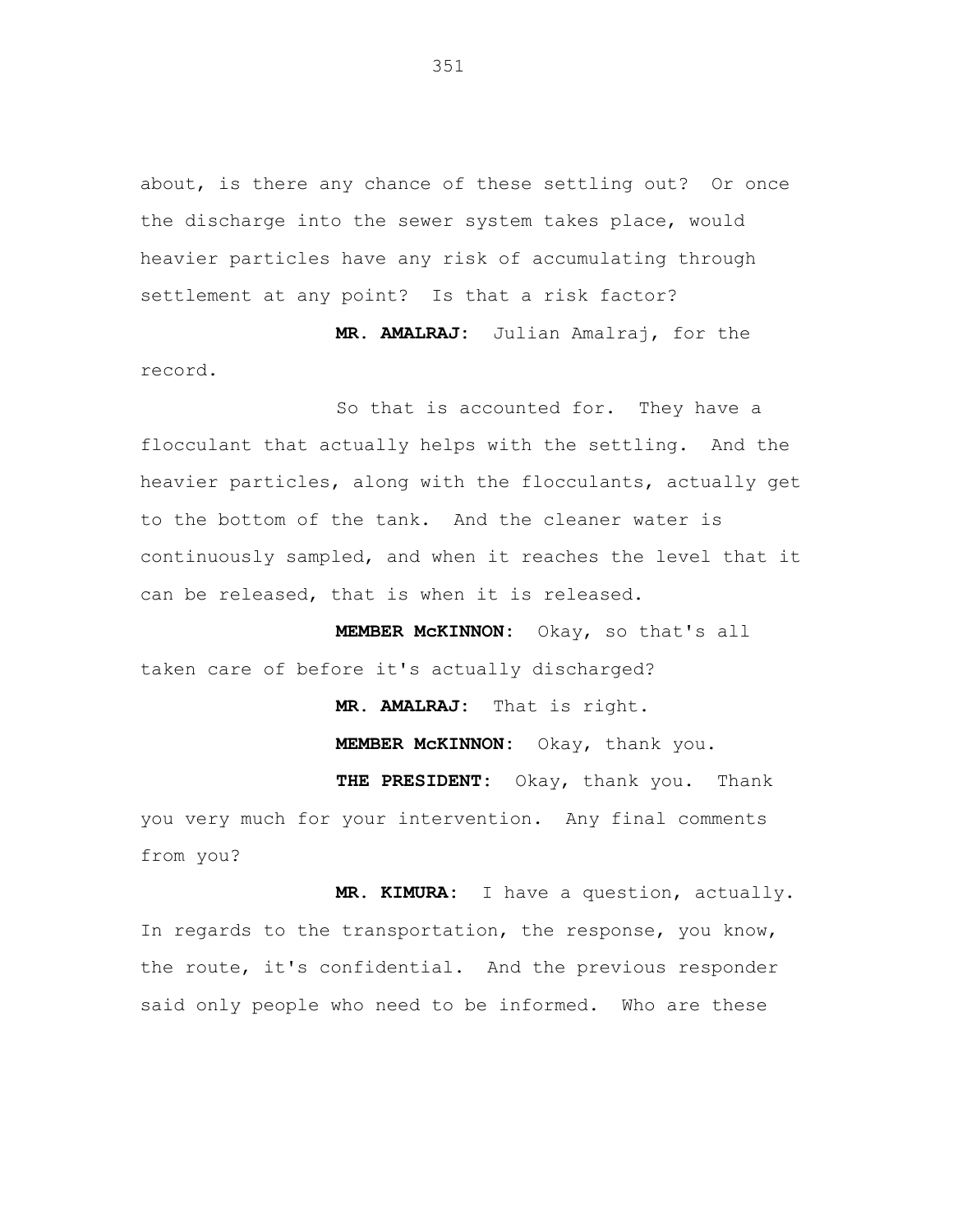about, is there any chance of these settling out? Or once the discharge into the sewer system takes place, would heavier particles have any risk of accumulating through settlement at any point? Is that a risk factor?

**MR. AMALRAJ:** Julian Amalraj, for the record.

So that is accounted for. They have a flocculant that actually helps with the settling. And the heavier particles, along with the flocculants, actually get to the bottom of the tank. And the cleaner water is continuously sampled, and when it reaches the level that it can be released, that is when it is released.

**MEMBER McKINNON:** Okay, so that's all taken care of before it's actually discharged?

**MR. AMALRAJ:** That is right.

**MEMBER McKINNON:** Okay, thank you.

**THE PRESIDENT:** Okay, thank you. Thank you very much for your intervention. Any final comments from you?

**MR. KIMURA:** I have a question, actually. In regards to the transportation, the response, you know, the route, it's confidential. And the previous responder said only people who need to be informed. Who are these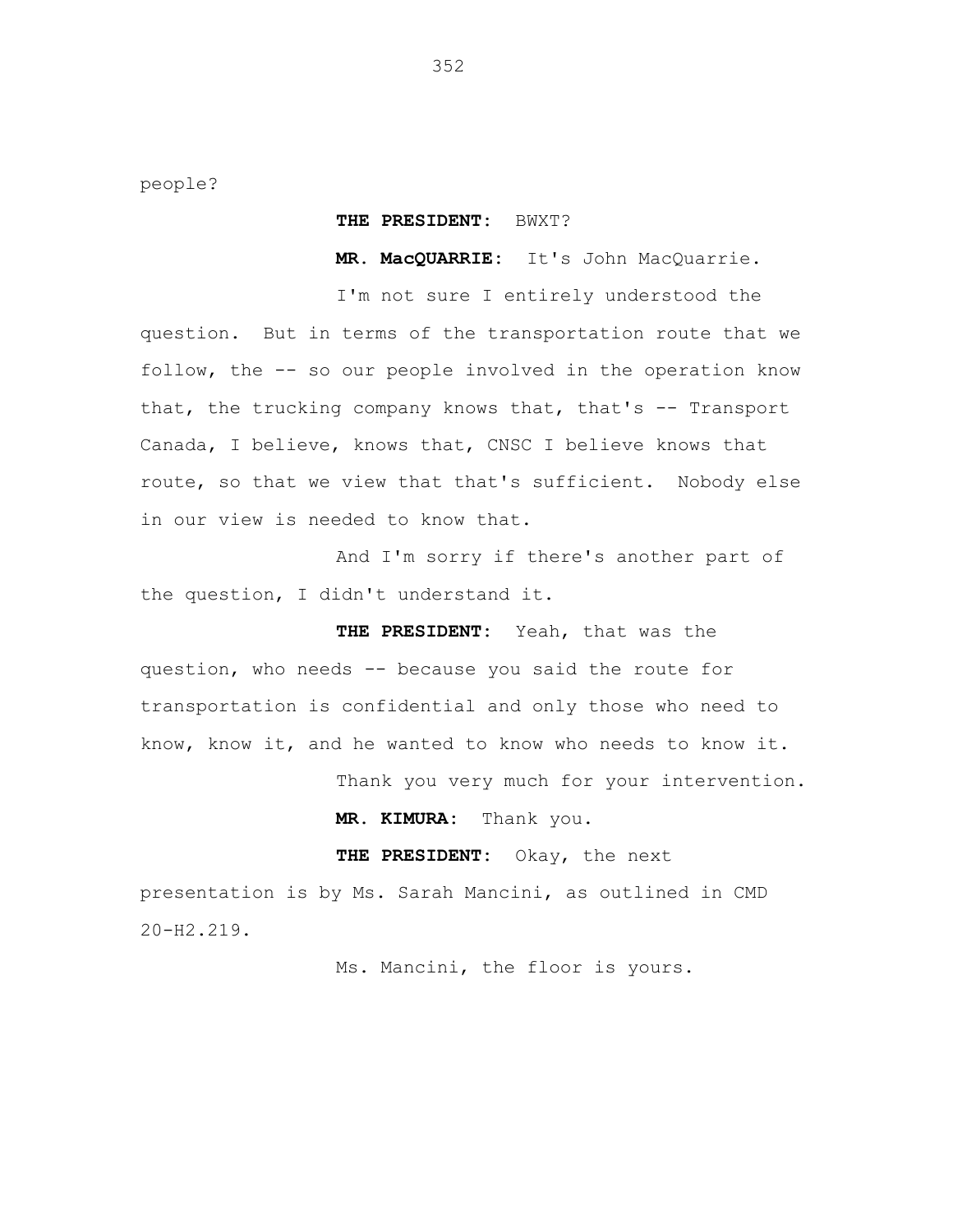people?

**THE PRESIDENT:** BWXT?

**MR. MacQUARRIE:** It's John MacQuarrie.

I'm not sure I entirely understood the question. But in terms of the transportation route that we follow, the -- so our people involved in the operation know that, the trucking company knows that, that's -- Transport Canada, I believe, knows that, CNSC I believe knows that route, so that we view that that's sufficient. Nobody else in our view is needed to know that.

And I'm sorry if there's another part of the question, I didn't understand it.

**THE PRESIDENT:** Yeah, that was the question, who needs -- because you said the route for transportation is confidential and only those who need to know, know it, and he wanted to know who needs to know it.

Thank you very much for your intervention.

**MR. KIMURA:** Thank you.

**THE PRESIDENT:** Okay, the next presentation is by Ms. Sarah Mancini, as outlined in CMD 20-H2.219.

Ms. Mancini, the floor is yours.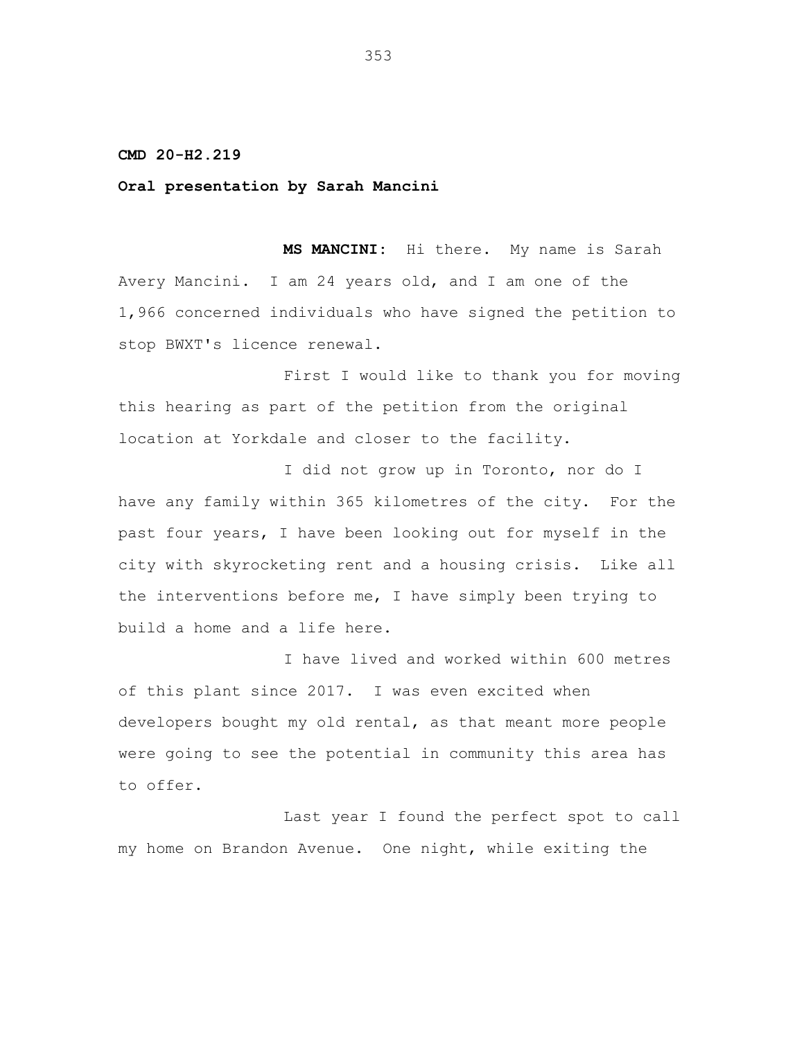**CMD 20-H2.219**

**Oral presentation by Sarah Mancini**

**MS MANCINI:** Hi there. My name is Sarah Avery Mancini. I am 24 years old, and I am one of the 1,966 concerned individuals who have signed the petition to stop BWXT's licence renewal.

First I would like to thank you for moving this hearing as part of the petition from the original location at Yorkdale and closer to the facility.

I did not grow up in Toronto, nor do I have any family within 365 kilometres of the city. For the past four years, I have been looking out for myself in the city with skyrocketing rent and a housing crisis. Like all the interventions before me, I have simply been trying to build a home and a life here.

I have lived and worked within 600 metres of this plant since 2017. I was even excited when developers bought my old rental, as that meant more people were going to see the potential in community this area has to offer.

Last year I found the perfect spot to call my home on Brandon Avenue. One night, while exiting the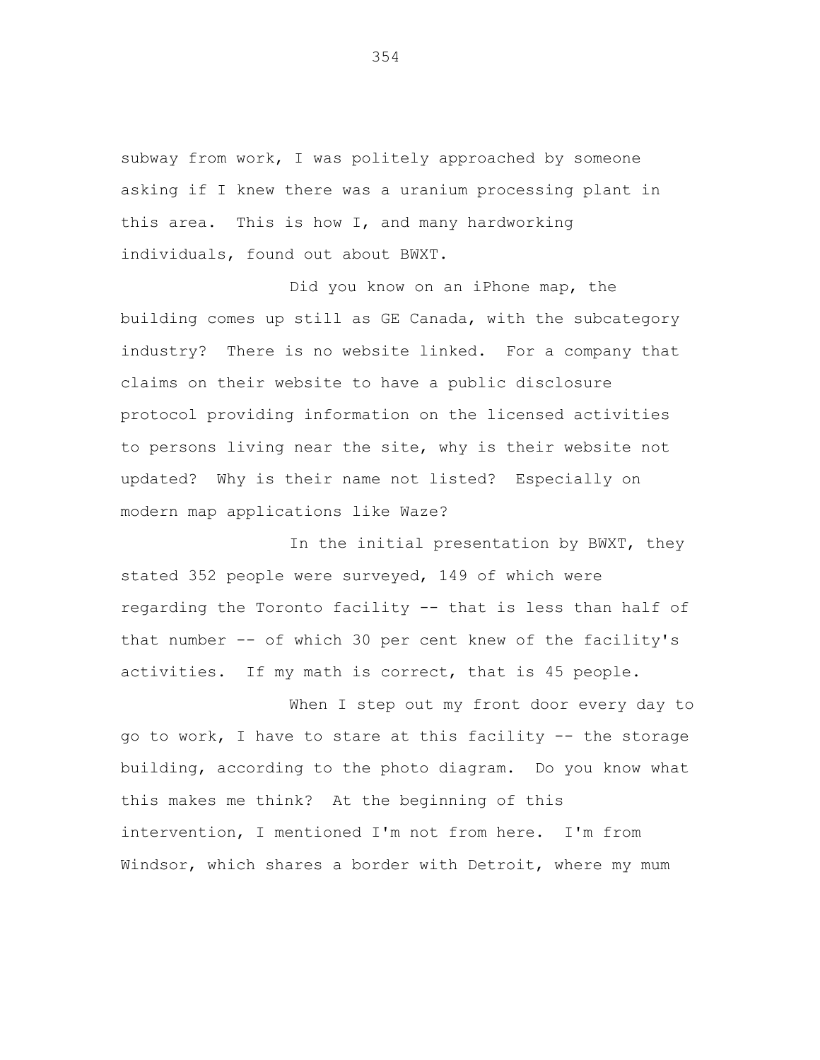subway from work, I was politely approached by someone asking if I knew there was a uranium processing plant in this area. This is how I, and many hardworking individuals, found out about BWXT.

Did you know on an iPhone map, the building comes up still as GE Canada, with the subcategory industry? There is no website linked. For a company that claims on their website to have a public disclosure protocol providing information on the licensed activities to persons living near the site, why is their website not updated? Why is their name not listed? Especially on modern map applications like Waze?

In the initial presentation by BWXT, they stated 352 people were surveyed, 149 of which were regarding the Toronto facility -- that is less than half of that number -- of which 30 per cent knew of the facility's activities. If my math is correct, that is 45 people.

When I step out my front door every day to go to work, I have to stare at this facility -- the storage building, according to the photo diagram. Do you know what this makes me think? At the beginning of this intervention, I mentioned I'm not from here. I'm from Windsor, which shares a border with Detroit, where my mum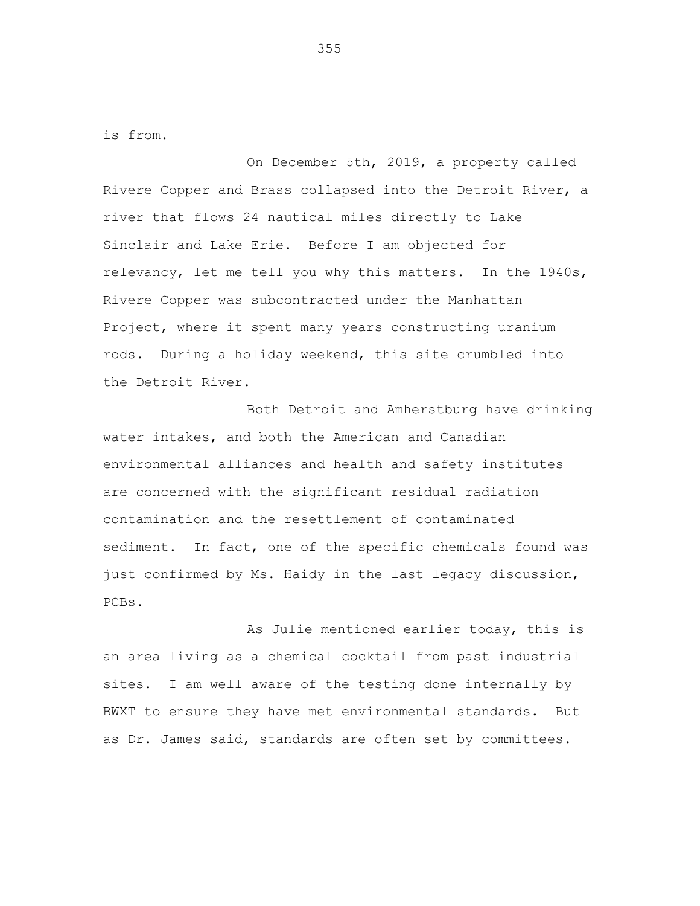is from.

On December 5th, 2019, a property called Rivere Copper and Brass collapsed into the Detroit River, a river that flows 24 nautical miles directly to Lake Sinclair and Lake Erie. Before I am objected for relevancy, let me tell you why this matters. In the 1940s, Rivere Copper was subcontracted under the Manhattan Project, where it spent many years constructing uranium rods. During a holiday weekend, this site crumbled into the Detroit River.

Both Detroit and Amherstburg have drinking water intakes, and both the American and Canadian environmental alliances and health and safety institutes are concerned with the significant residual radiation contamination and the resettlement of contaminated sediment. In fact, one of the specific chemicals found was just confirmed by Ms. Haidy in the last legacy discussion, PCBs.

As Julie mentioned earlier today, this is an area living as a chemical cocktail from past industrial sites. I am well aware of the testing done internally by BWXT to ensure they have met environmental standards. But as Dr. James said, standards are often set by committees.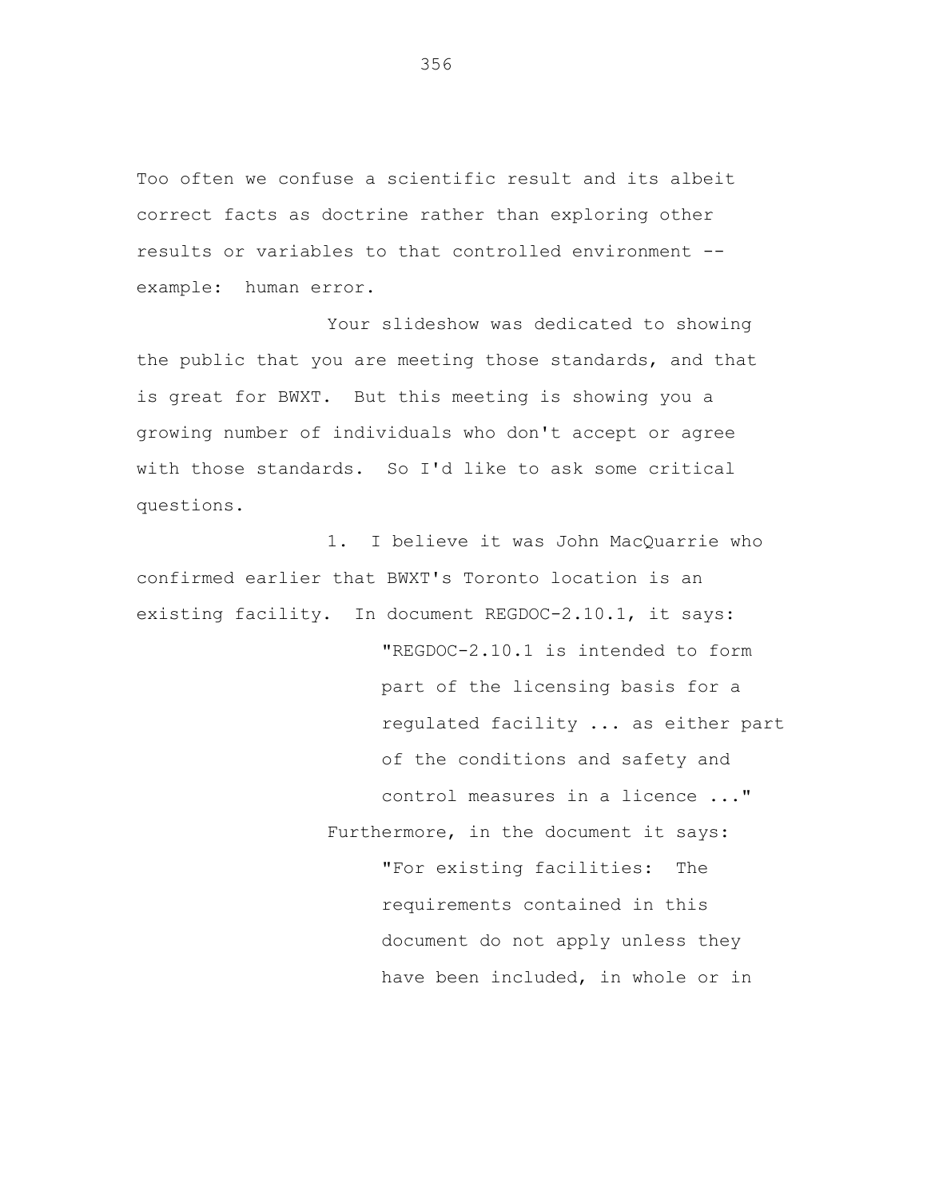Too often we confuse a scientific result and its albeit correct facts as doctrine rather than exploring other results or variables to that controlled environment -- example: human error.

Your slideshow was dedicated to showing the public that you are meeting those standards, and that is great for BWXT. But this meeting is showing you a growing number of individuals who don't accept or agree with those standards. So I'd like to ask some critical questions.

1. I believe it was John MacQuarrie who confirmed earlier that BWXT's Toronto location is an existing facility. In document REGDOC-2.10.1, it says:

> "REGDOC-2.10.1 is intended to form part of the licensing basis for a regulated facility ... as either part of the conditions and safety and control measures in a licence ..."

Furthermore, in the document it says:

> "For existing facilities: The requirements contained in this document do not apply unless they have been included, in whole or in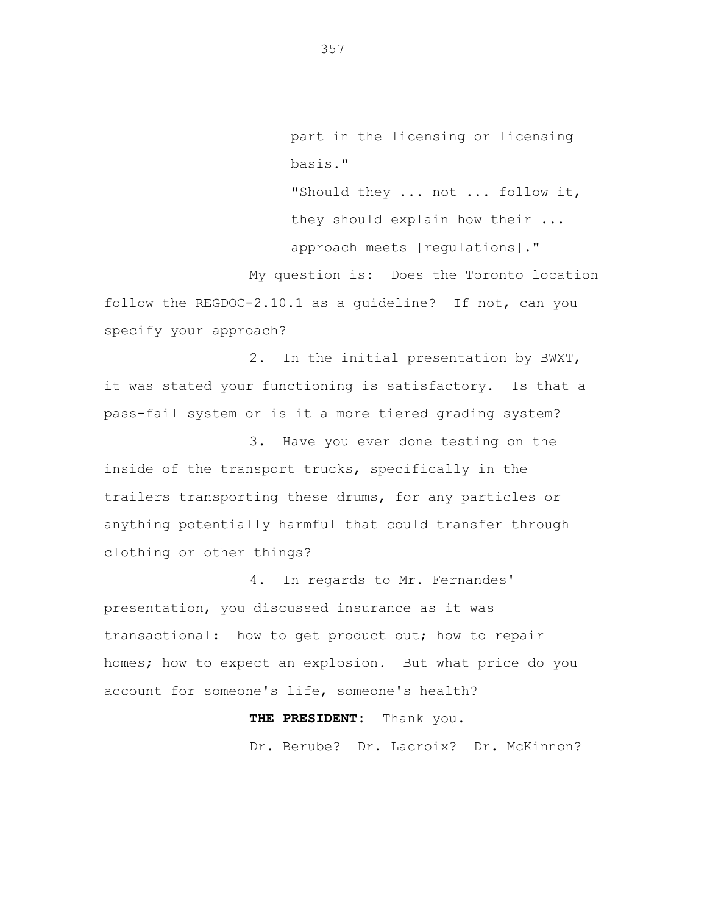part in the licensing or licensing basis."

"Should they ... not ... follow it, they should explain how their ... approach meets [regulations]."

My question is: Does the Toronto location follow the REGDOC-2.10.1 as a guideline? If not, can you specify your approach?

2. In the initial presentation by BWXT, it was stated your functioning is satisfactory. Is that a pass-fail system or is it a more tiered grading system?

3. Have you ever done testing on the inside of the transport trucks, specifically in the trailers transporting these drums, for any particles or anything potentially harmful that could transfer through clothing or other things?

4. In regards to Mr. Fernandes' presentation, you discussed insurance as it was transactional: how to get product out; how to repair homes; how to expect an explosion. But what price do you account for someone's life, someone's health?

**THE PRESIDENT:** Thank you.

Dr. Berube? Dr. Lacroix? Dr. McKinnon?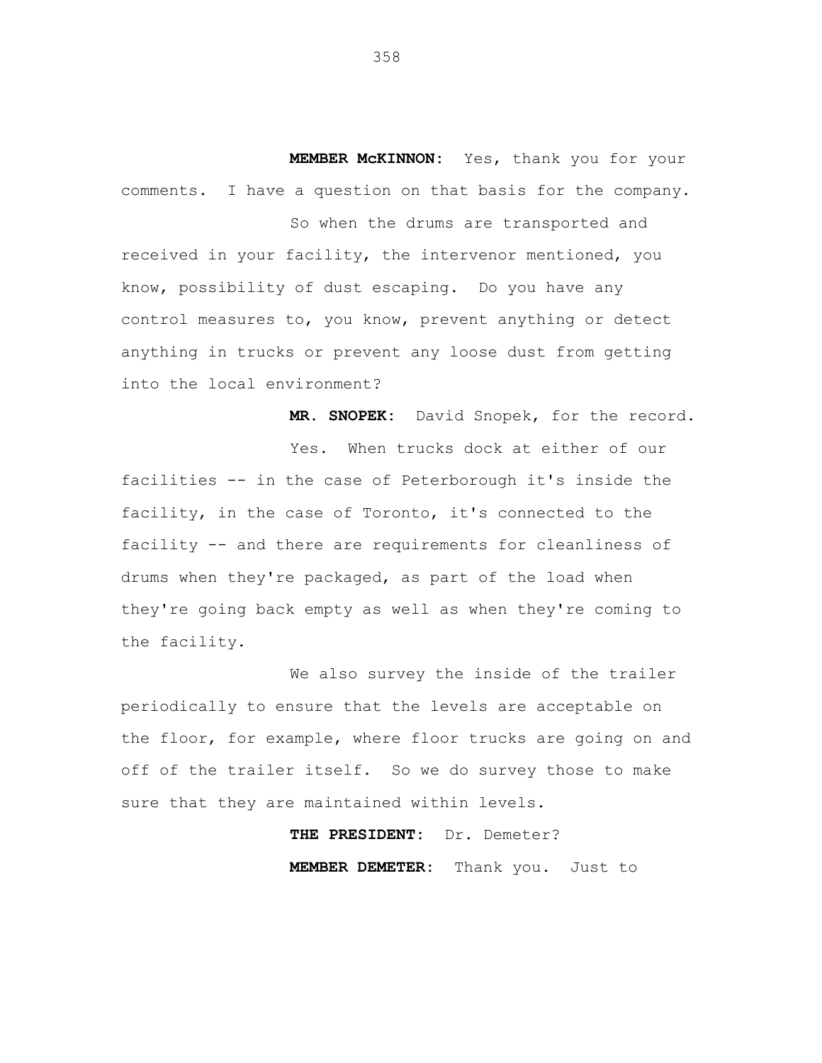**MEMBER McKINNON:** Yes, thank you for your comments. I have a question on that basis for the company.

So when the drums are transported and received in your facility, the intervenor mentioned, you know, possibility of dust escaping. Do you have any control measures to, you know, prevent anything or detect anything in trucks or prevent any loose dust from getting into the local environment?

**MR. SNOPEK:** David Snopek, for the record.

Yes. When trucks dock at either of our facilities -- in the case of Peterborough it's inside the facility, in the case of Toronto, it's connected to the facility -- and there are requirements for cleanliness of drums when they're packaged, as part of the load when they're going back empty as well as when they're coming to the facility.

We also survey the inside of the trailer periodically to ensure that the levels are acceptable on the floor, for example, where floor trucks are going on and off of the trailer itself. So we do survey those to make sure that they are maintained within levels.

**THE PRESIDENT:** Dr. Demeter?

**MEMBER DEMETER:** Thank you. Just to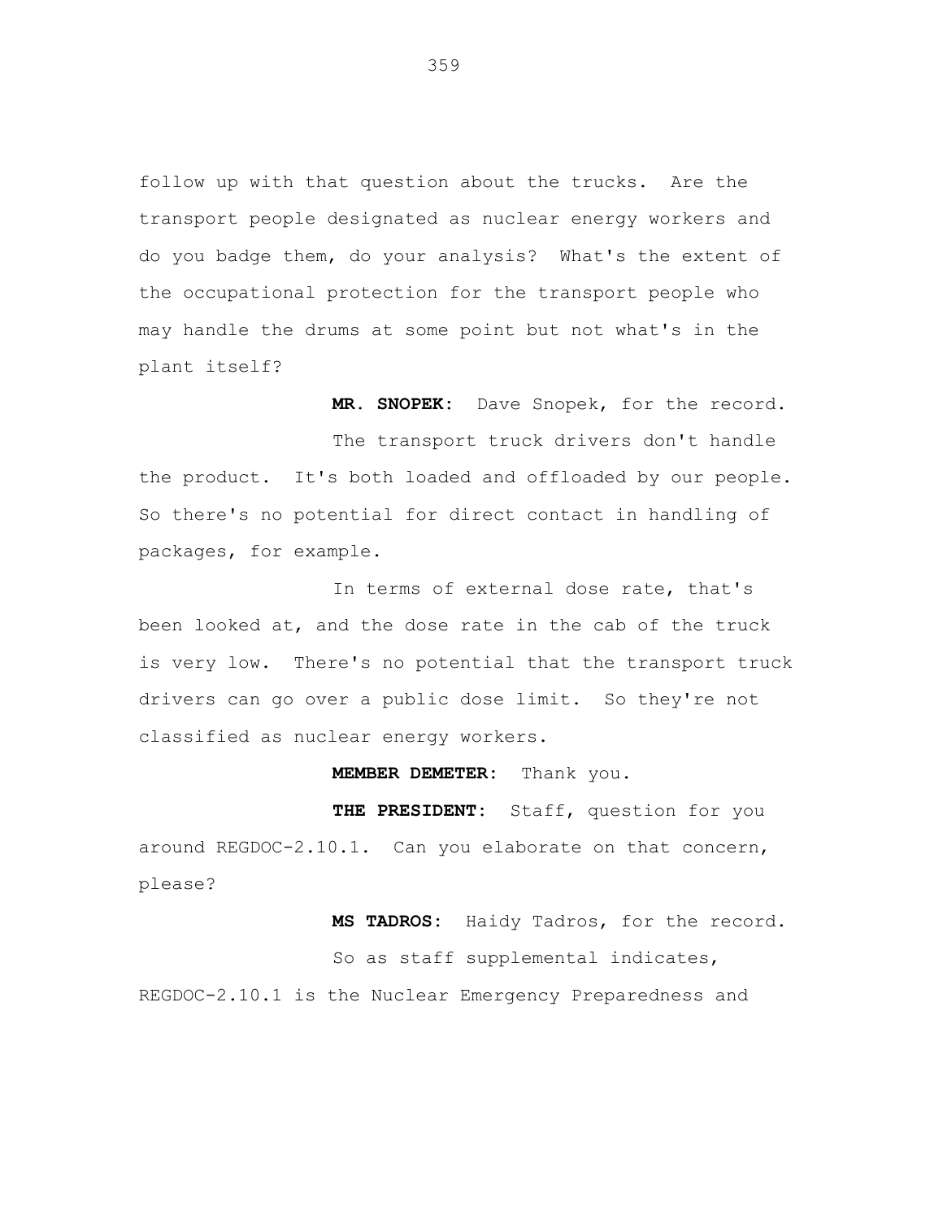follow up with that question about the trucks. Are the transport people designated as nuclear energy workers and do you badge them, do your analysis? What's the extent of the occupational protection for the transport people who may handle the drums at some point but not what's in the plant itself?

**MR. SNOPEK:** Dave Snopek, for the record.

The transport truck drivers don't handle the product. It's both loaded and offloaded by our people. So there's no potential for direct contact in handling of packages, for example.

In terms of external dose rate, that's been looked at, and the dose rate in the cab of the truck is very low. There's no potential that the transport truck drivers can go over a public dose limit. So they're not classified as nuclear energy workers.

**MEMBER DEMETER:** Thank you.

**THE PRESIDENT:** Staff, question for you around REGDOC-2.10.1. Can you elaborate on that concern, please?

**MS TADROS:** Haidy Tadros, for the record.

So as staff supplemental indicates, REGDOC-2.10.1 is the Nuclear Emergency Preparedness and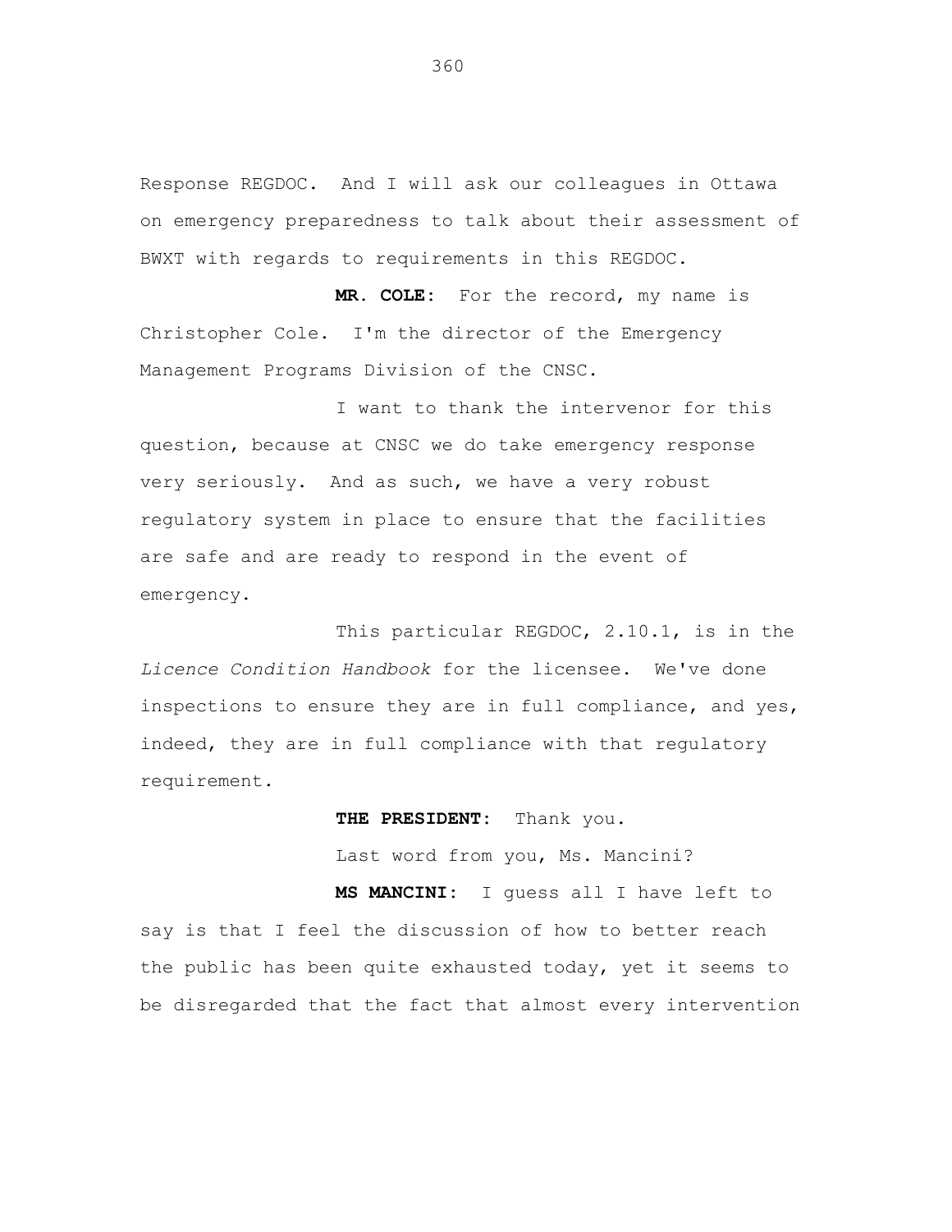Response REGDOC. And I will ask our colleagues in Ottawa on emergency preparedness to talk about their assessment of BWXT with regards to requirements in this REGDOC.

**MR. COLE:** For the record, my name is Christopher Cole. I'm the director of the Emergency Management Programs Division of the CNSC.

I want to thank the intervenor for this question, because at CNSC we do take emergency response very seriously. And as such, we have a very robust regulatory system in place to ensure that the facilities are safe and are ready to respond in the event of emergency.

This particular REGDOC, 2.10.1, is in the *Licence Condition Handbook* for the licensee. We've done inspections to ensure they are in full compliance, and yes, indeed, they are in full compliance with that regulatory requirement.

**THE PRESIDENT:** Thank you.

Last word from you, Ms. Mancini?

**MS MANCINI:** I guess all I have left to say is that I feel the discussion of how to better reach the public has been quite exhausted today, yet it seems to be disregarded that the fact that almost every intervention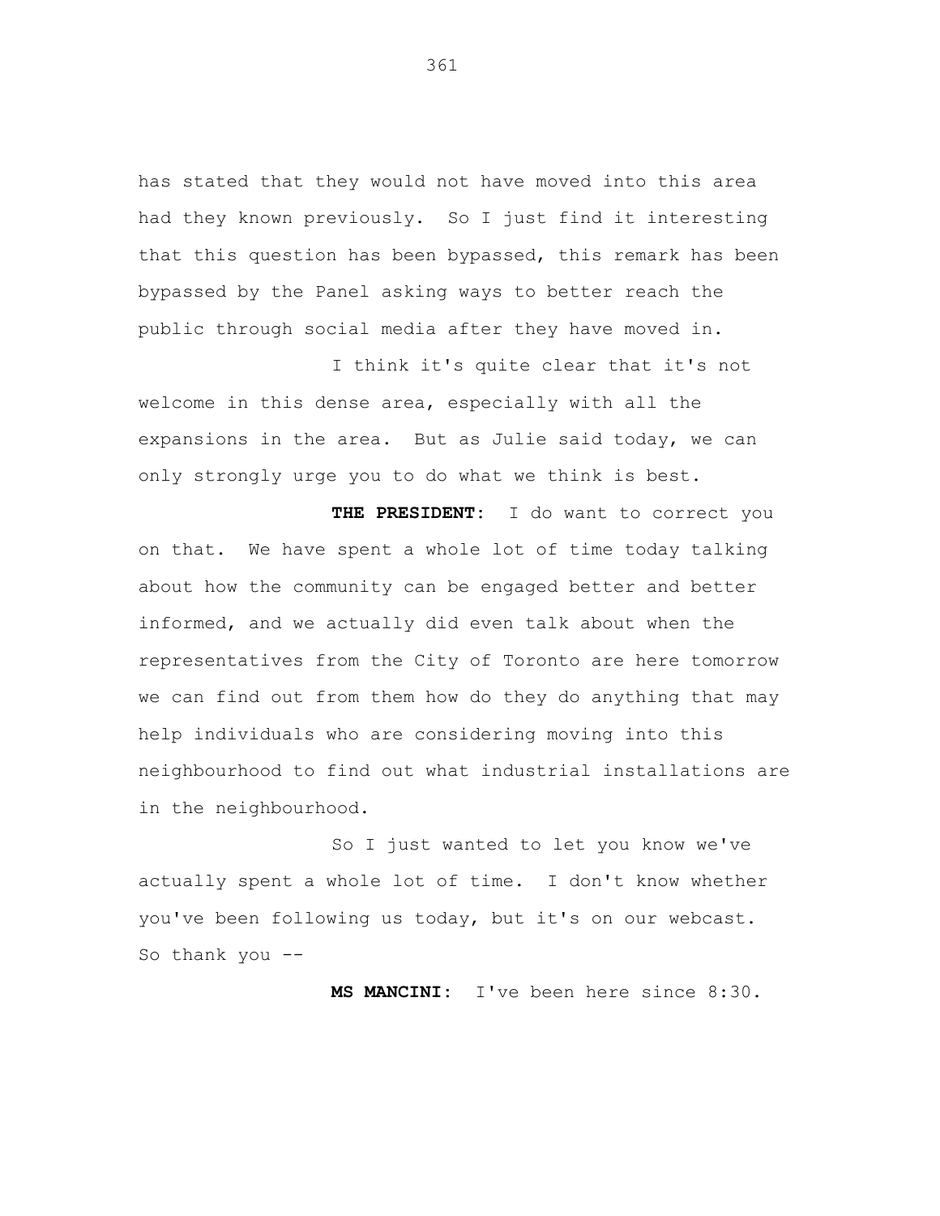has stated that they would not have moved into this area had they known previously. So I just find it interesting that this question has been bypassed, this remark has been bypassed by the Panel asking ways to better reach the public through social media after they have moved in.

I think it's quite clear that it's not welcome in this dense area, especially with all the expansions in the area. But as Julie said today, we can only strongly urge you to do what we think is best.

**THE PRESIDENT:** I do want to correct you on that. We have spent a whole lot of time today talking about how the community can be engaged better and better informed, and we actually did even talk about when the representatives from the City of Toronto are here tomorrow we can find out from them how do they do anything that may help individuals who are considering moving into this neighbourhood to find out what industrial installations are in the neighbourhood.

So I just wanted to let you know we've actually spent a whole lot of time. I don't know whether you've been following us today, but it's on our webcast. So thank you --

**MS MANCINI:** I've been here since 8:30.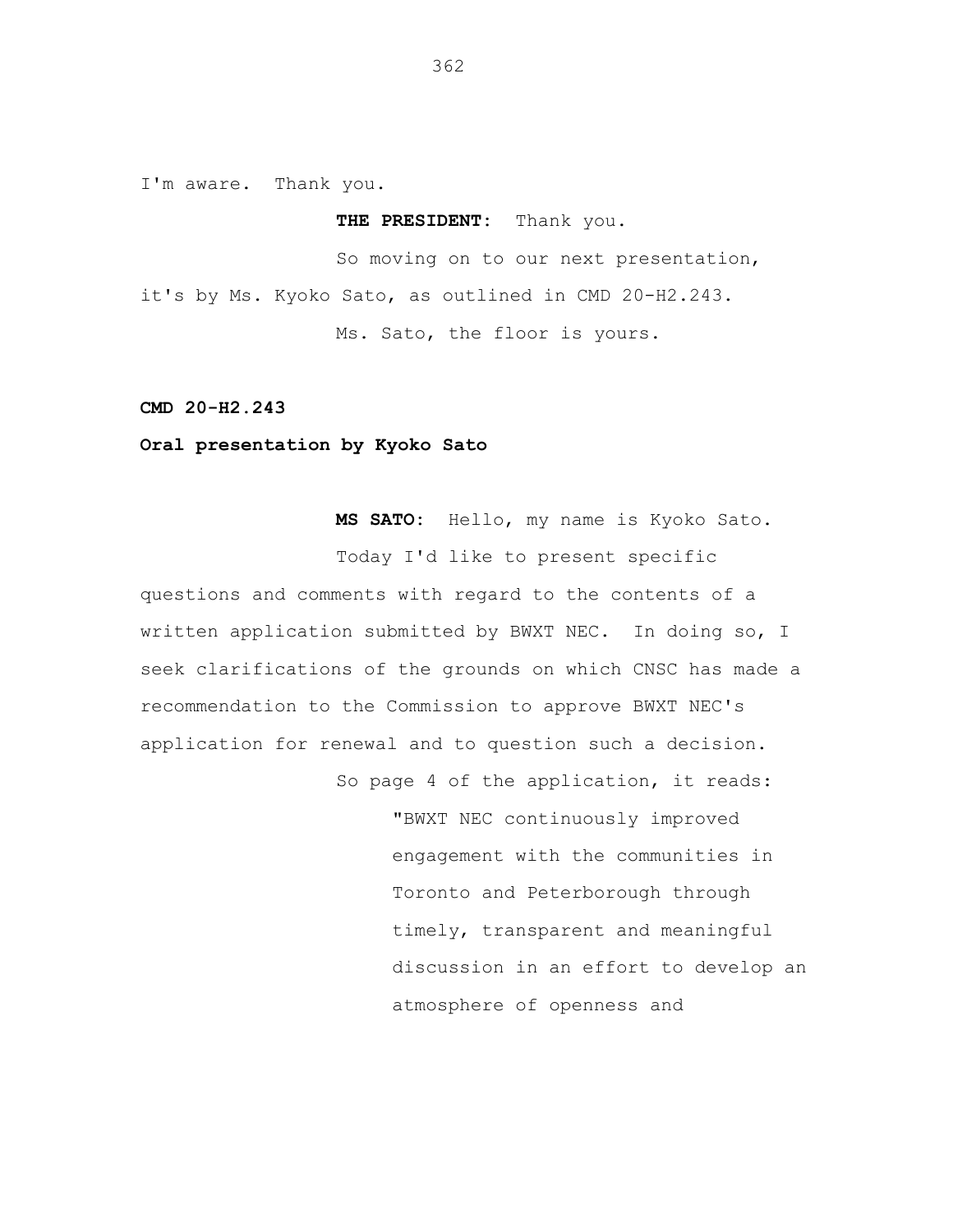I'm aware. Thank you.

**THE PRESIDENT:** Thank you.

So moving on to our next presentation, it's by Ms. Kyoko Sato, as outlined in CMD 20-H2.243.

Ms. Sato, the floor is yours.

**CMD 20-H2.243**

**Oral presentation by Kyoko Sato**

**MS SATO:** Hello, my name is Kyoko Sato.

Today I'd like to present specific questions and comments with regard to the contents of a written application submitted by BWXT NEC. In doing so, I seek clarifications of the grounds on which CNSC has made a recommendation to the Commission to approve BWXT NEC's application for renewal and to question such a decision.

So page 4 of the application, it reads:

> "BWXT NEC continuously improved engagement with the communities in Toronto and Peterborough through timely, transparent and meaningful discussion in an effort to develop an atmosphere of openness and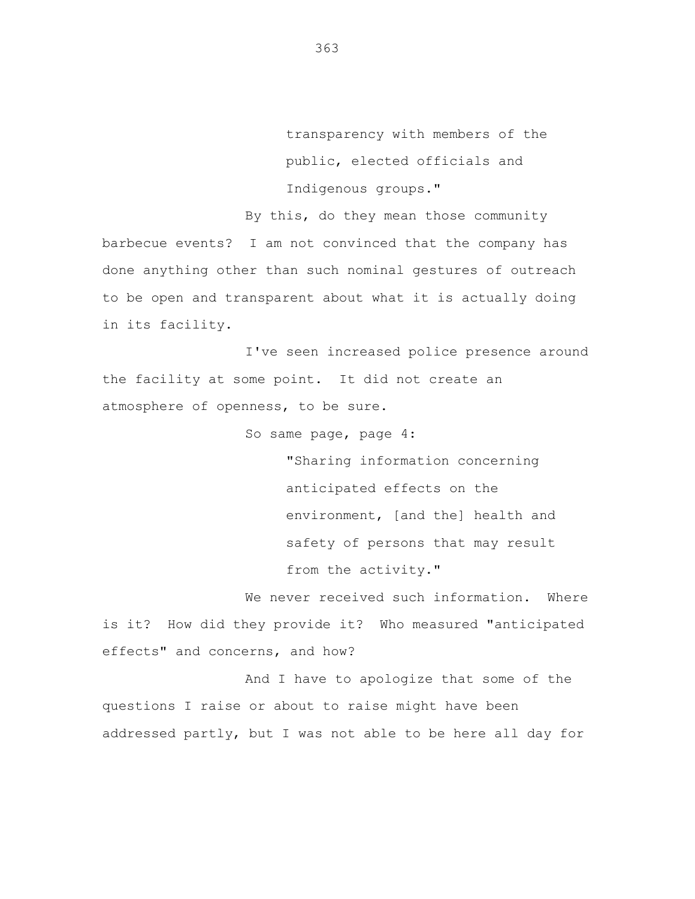> transparency with members of the public, elected officials and Indigenous groups."

By this, do they mean those community barbecue events? I am not convinced that the company has done anything other than such nominal gestures of outreach to be open and transparent about what it is actually doing in its facility.

I've seen increased police presence around the facility at some point. It did not create an atmosphere of openness, to be sure.

So same page, page 4:

> "Sharing information concerning anticipated effects on the environment, [and the] health and safety of persons that may result from the activity."

We never received such information. Where is it? How did they provide it? Who measured "anticipated effects" and concerns, and how?

And I have to apologize that some of the questions I raise or about to raise might have been addressed partly, but I was not able to be here all day for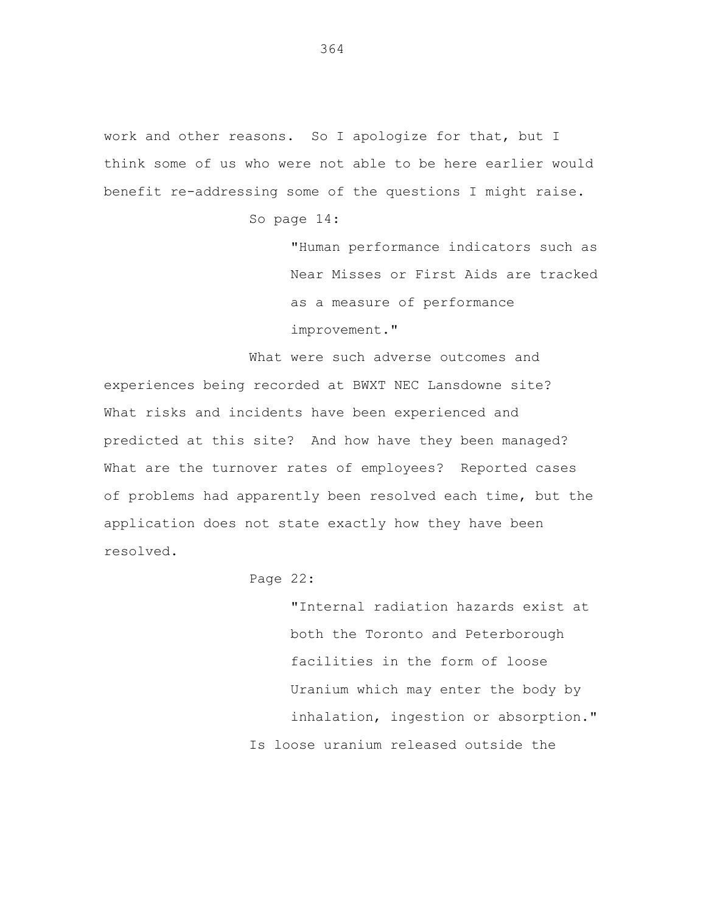work and other reasons. So I apologize for that, but I think some of us who were not able to be here earlier would benefit re-addressing some of the questions I might raise.

So page 14:

> "Human performance indicators such as Near Misses or First Aids are tracked as a measure of performance improvement."

What were such adverse outcomes and experiences being recorded at BWXT NEC Lansdowne site? What risks and incidents have been experienced and predicted at this site? And how have they been managed? What are the turnover rates of employees? Reported cases of problems had apparently been resolved each time, but the application does not state exactly how they have been resolved.

Page 22:

> "Internal radiation hazards exist at both the Toronto and Peterborough facilities in the form of loose Uranium which may enter the body by inhalation, ingestion or absorption."

Is loose uranium released outside the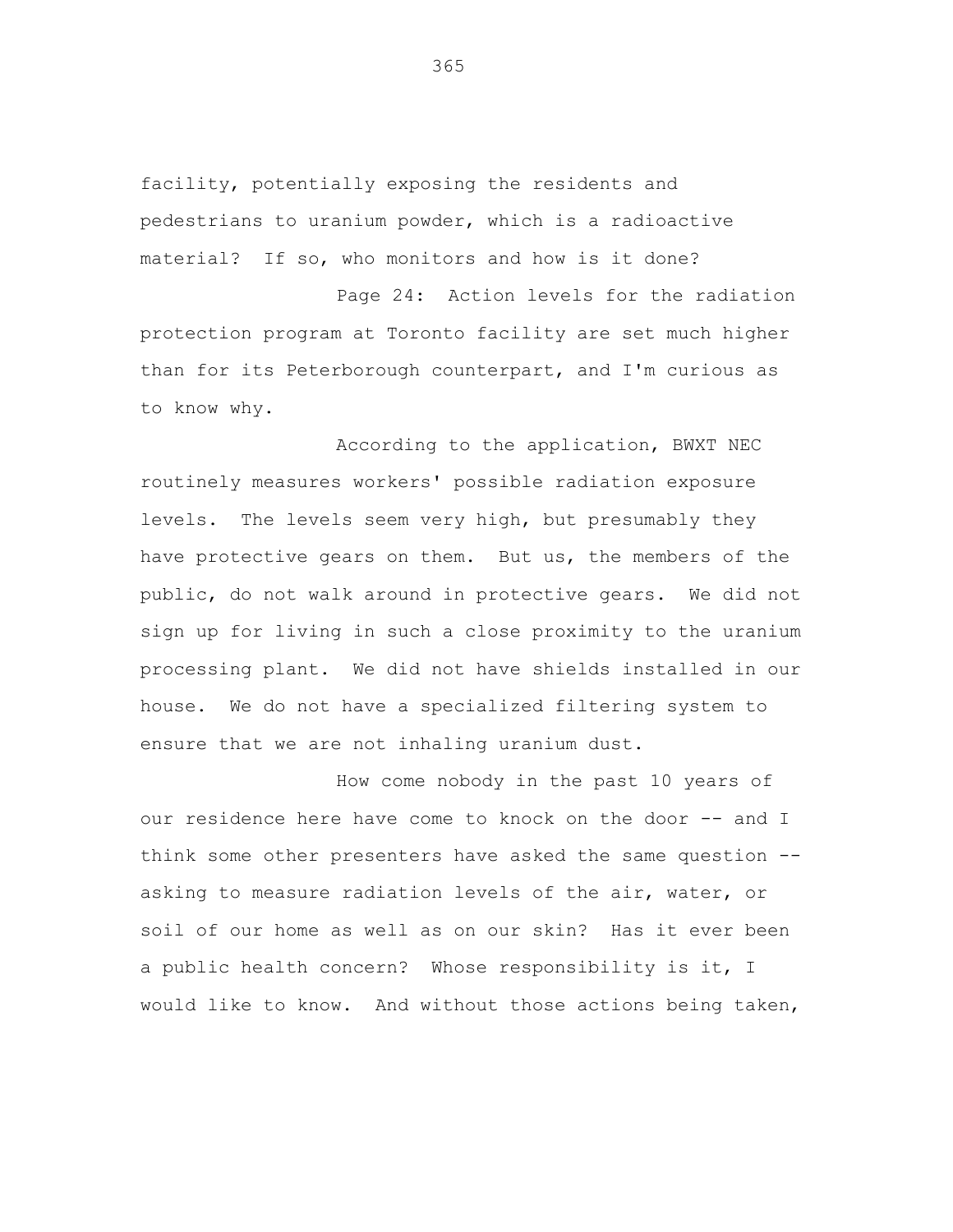facility, potentially exposing the residents and pedestrians to uranium powder, which is a radioactive material? If so, who monitors and how is it done?

Page 24: Action levels for the radiation protection program at Toronto facility are set much higher than for its Peterborough counterpart, and I'm curious as to know why.

According to the application, BWXT NEC routinely measures workers' possible radiation exposure levels. The levels seem very high, but presumably they have protective gears on them. But us, the members of the public, do not walk around in protective gears. We did not sign up for living in such a close proximity to the uranium processing plant. We did not have shields installed in our house. We do not have a specialized filtering system to ensure that we are not inhaling uranium dust.

How come nobody in the past 10 years of our residence here have come to knock on the door -- and I think some other presenters have asked the same question -- asking to measure radiation levels of the air, water, or soil of our home as well as on our skin? Has it ever been a public health concern? Whose responsibility is it, I would like to know. And without those actions being taken,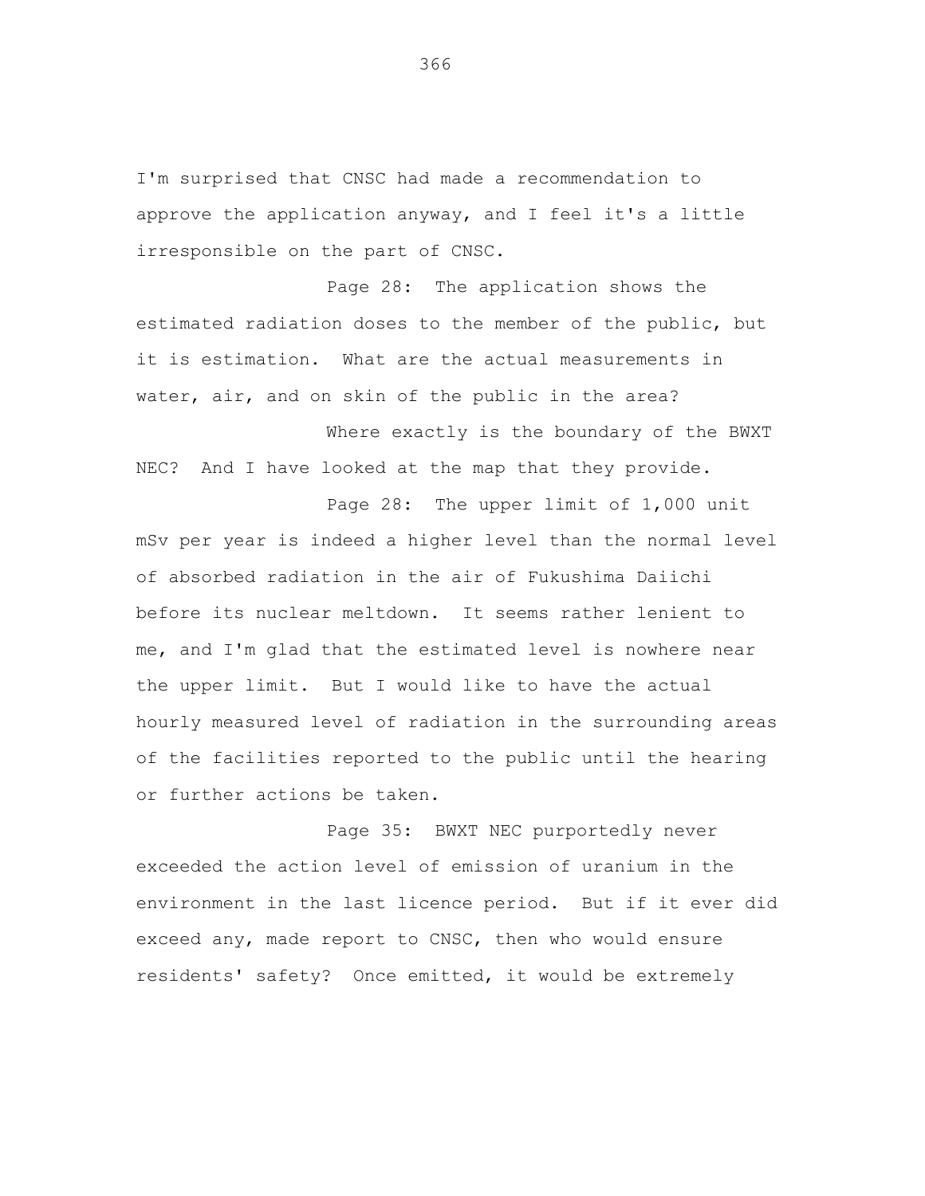I'm surprised that CNSC had made a recommendation to approve the application anyway, and I feel it's a little irresponsible on the part of CNSC.

Page 28: The application shows the estimated radiation doses to the member of the public, but it is estimation. What are the actual measurements in water, air, and on skin of the public in the area?

Where exactly is the boundary of the BWXT NEC? And I have looked at the map that they provide.

Page 28: The upper limit of 1,000 unit mSv per year is indeed a higher level than the normal level of absorbed radiation in the air of Fukushima Daiichi before its nuclear meltdown. It seems rather lenient to me, and I'm glad that the estimated level is nowhere near the upper limit. But I would like to have the actual hourly measured level of radiation in the surrounding areas of the facilities reported to the public until the hearing or further actions be taken.

Page 35: BWXT NEC purportedly never exceeded the action level of emission of uranium in the environment in the last licence period. But if it ever did exceed any, made report to CNSC, then who would ensure residents' safety? Once emitted, it would be extremely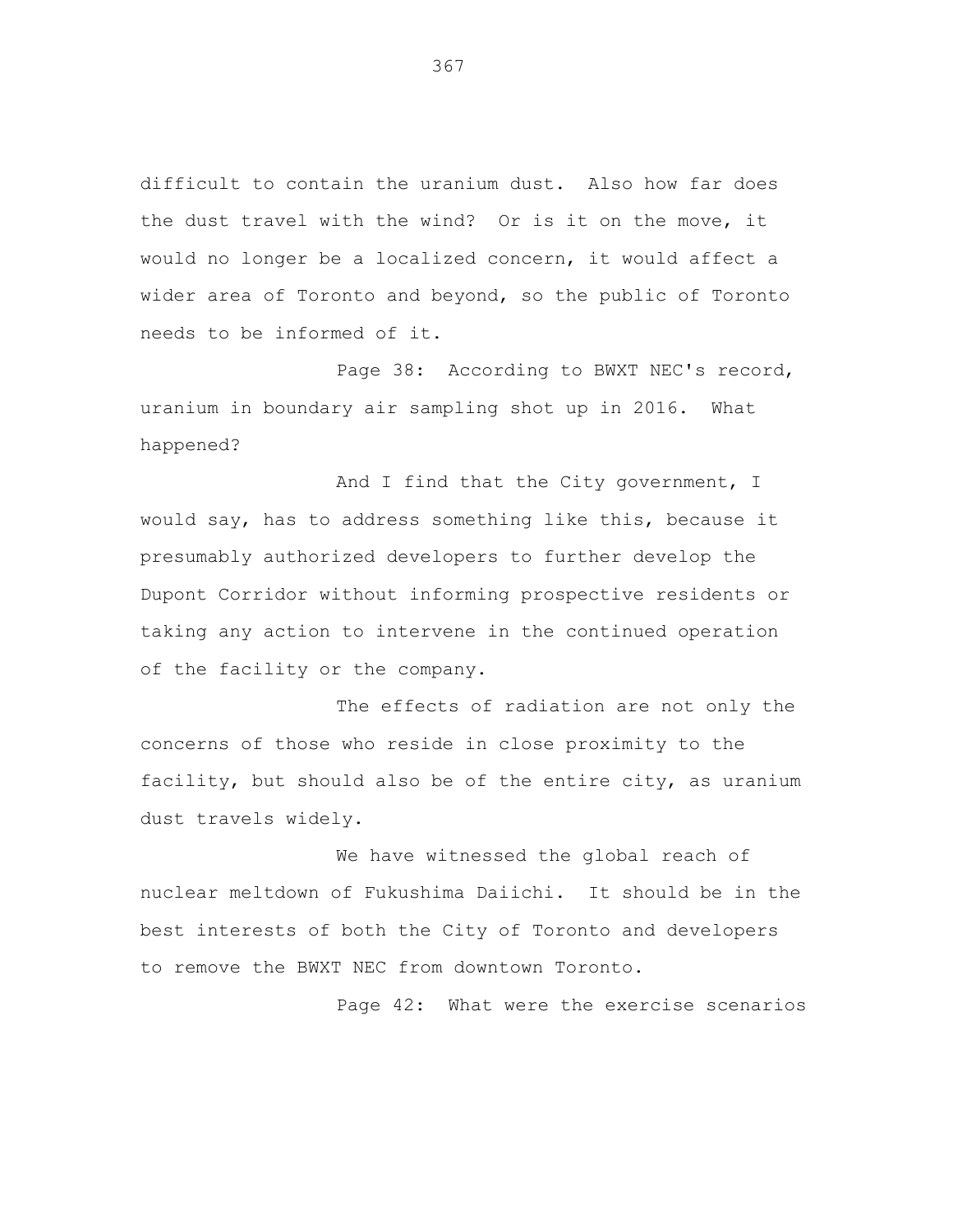difficult to contain the uranium dust. Also how far does the dust travel with the wind? Or is it on the move, it would no longer be a localized concern, it would affect a wider area of Toronto and beyond, so the public of Toronto needs to be informed of it.

Page 38: According to BWXT NEC's record, uranium in boundary air sampling shot up in 2016. What happened?

And I find that the City government, I would say, has to address something like this, because it presumably authorized developers to further develop the Dupont Corridor without informing prospective residents or taking any action to intervene in the continued operation of the facility or the company.

The effects of radiation are not only the concerns of those who reside in close proximity to the facility, but should also be of the entire city, as uranium dust travels widely.

We have witnessed the global reach of nuclear meltdown of Fukushima Daiichi. It should be in the best interests of both the City of Toronto and developers to remove the BWXT NEC from downtown Toronto.

Page 42: What were the exercise scenarios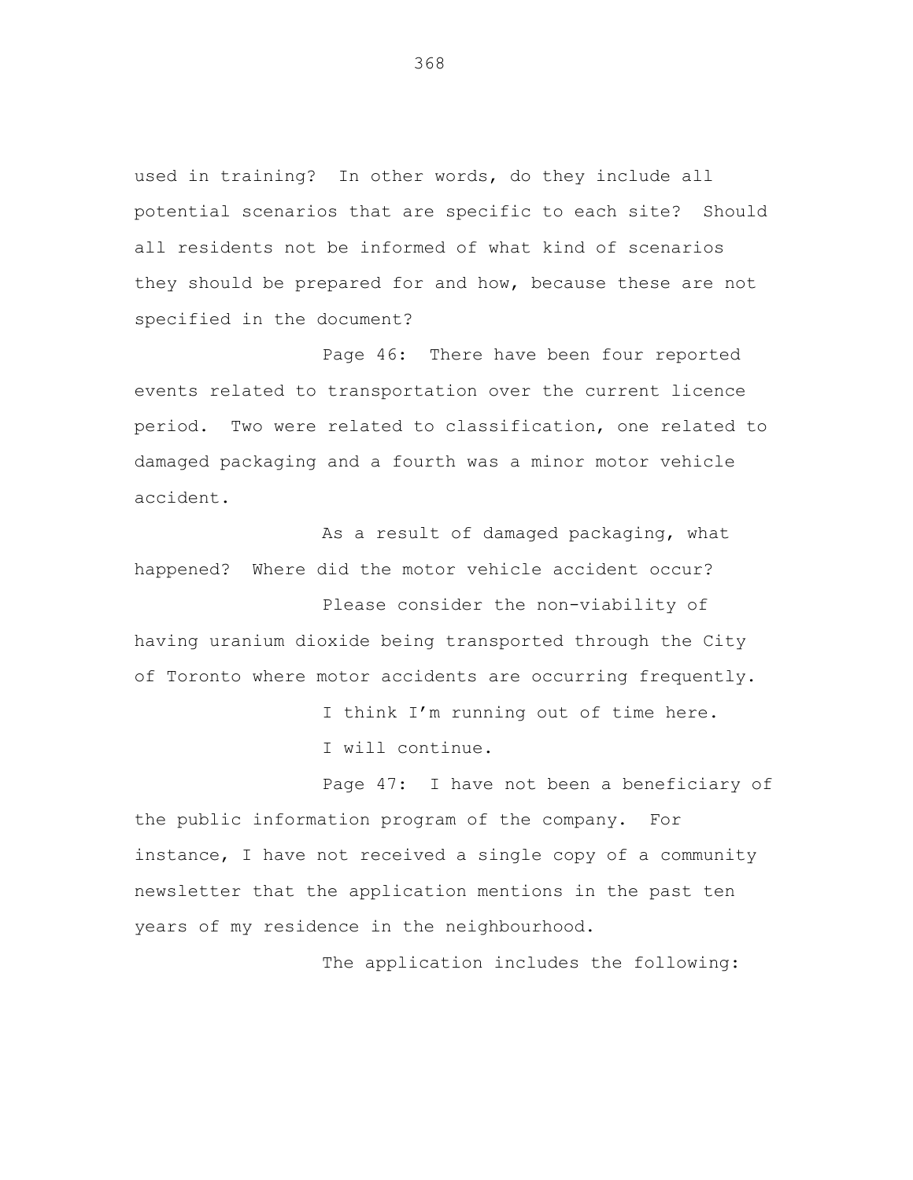used in training? In other words, do they include all potential scenarios that are specific to each site? Should all residents not be informed of what kind of scenarios they should be prepared for and how, because these are not specified in the document?

Page 46: There have been four reported events related to transportation over the current licence period. Two were related to classification, one related to damaged packaging and a fourth was a minor motor vehicle accident.

As a result of damaged packaging, what happened? Where did the motor vehicle accident occur?

Please consider the non-viability of having uranium dioxide being transported through the City of Toronto where motor accidents are occurring frequently.

I think I'm running out of time here.

I will continue.

Page 47: I have not been a beneficiary of the public information program of the company. For instance, I have not received a single copy of a community newsletter that the application mentions in the past ten years of my residence in the neighbourhood.

The application includes the following: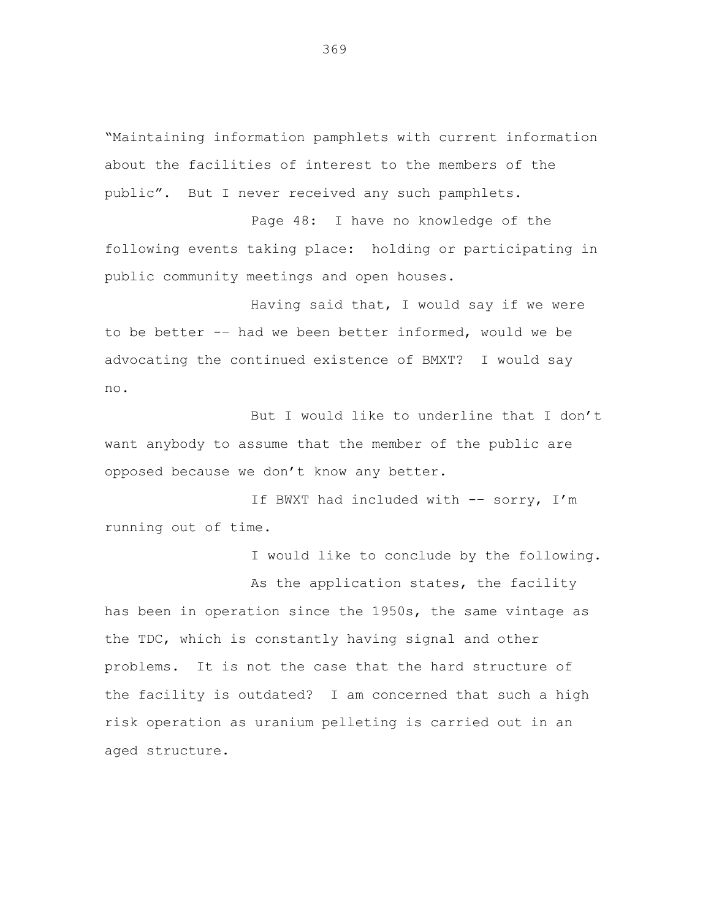"Maintaining information pamphlets with current information about the facilities of interest to the members of the public". But I never received any such pamphlets.

Page 48: I have no knowledge of the following events taking place: holding or participating in public community meetings and open houses.

Having said that, I would say if we were to be better -- had we been better informed, would we be advocating the continued existence of BMXT? I would say no.

But I would like to underline that I don't want anybody to assume that the member of the public are opposed because we don't know any better.

If BWXT had included with -- sorry, I'm running out of time.

I would like to conclude by the following.

As the application states, the facility has been in operation since the 1950s, the same vintage as the TDC, which is constantly having signal and other problems. It is not the case that the hard structure of the facility is outdated? I am concerned that such a high risk operation as uranium pelleting is carried out in an aged structure.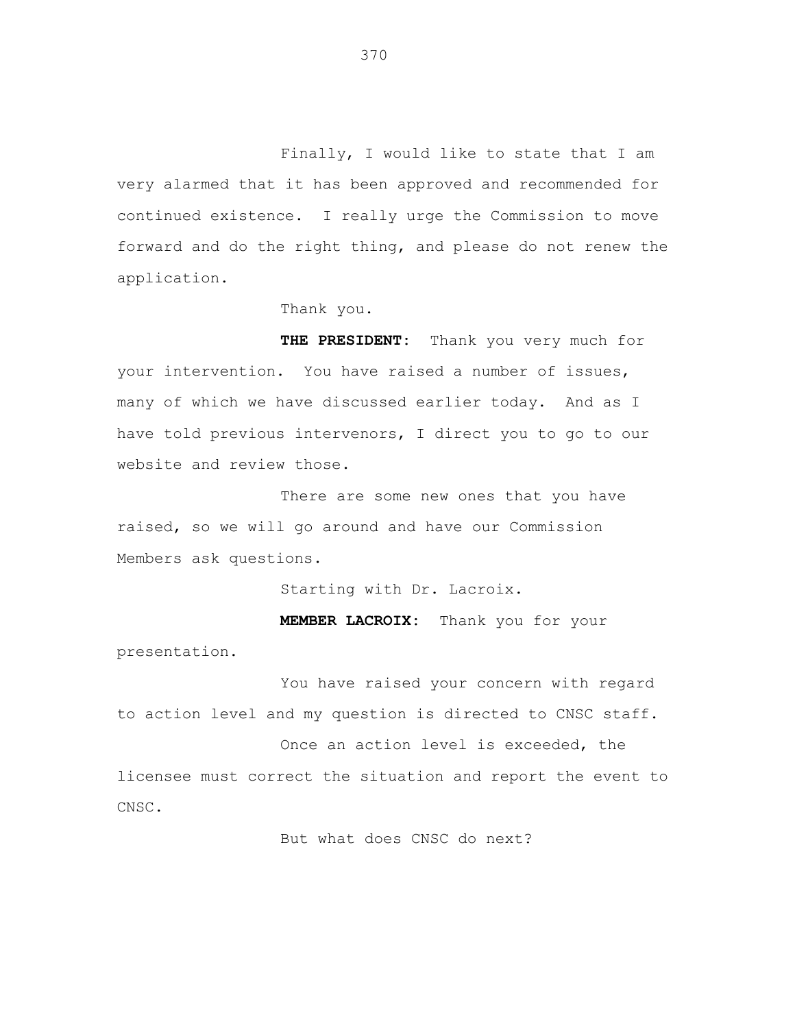Finally, I would like to state that I am very alarmed that it has been approved and recommended for continued existence. I really urge the Commission to move forward and do the right thing, and please do not renew the application.

Thank you.

**THE PRESIDENT:** Thank you very much for your intervention. You have raised a number of issues, many of which we have discussed earlier today. And as I have told previous intervenors, I direct you to go to our website and review those.

There are some new ones that you have raised, so we will go around and have our Commission Members ask questions.

Starting with Dr. Lacroix.

**MEMBER LACROIX:** Thank you for your presentation.

You have raised your concern with regard to action level and my question is directed to CNSC staff.

Once an action level is exceeded, the licensee must correct the situation and report the event to CNSC.

But what does CNSC do next?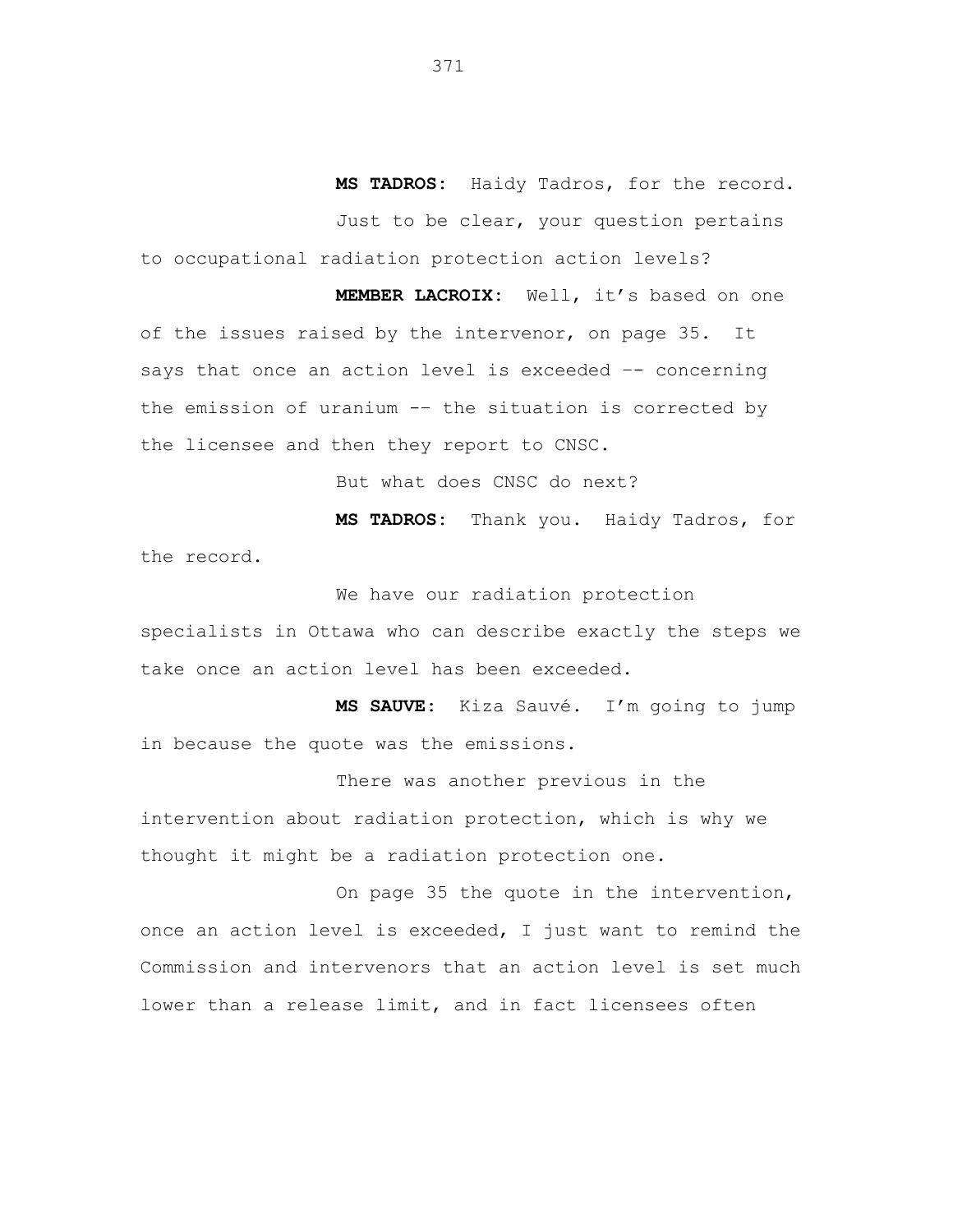**MS TADROS:** Haidy Tadros, for the record.

Just to be clear, your question pertains to occupational radiation protection action levels?

**MEMBER LACROIX:** Well, it's based on one of the issues raised by the intervenor, on page 35. It says that once an action level is exceeded -- concerning the emission of uranium -- the situation is corrected by the licensee and then they report to CNSC.

But what does CNSC do next?

**MS TADROS:** Thank you. Haidy Tadros, for the record.

We have our radiation protection specialists in Ottawa who can describe exactly the steps we take once an action level has been exceeded.

**MS SAUVE:** Kiza Sauvé. I'm going to jump in because the quote was the emissions.

There was another previous in the intervention about radiation protection, which is why we thought it might be a radiation protection one.

On page 35 the quote in the intervention, once an action level is exceeded, I just want to remind the Commission and intervenors that an action level is set much lower than a release limit, and in fact licensees often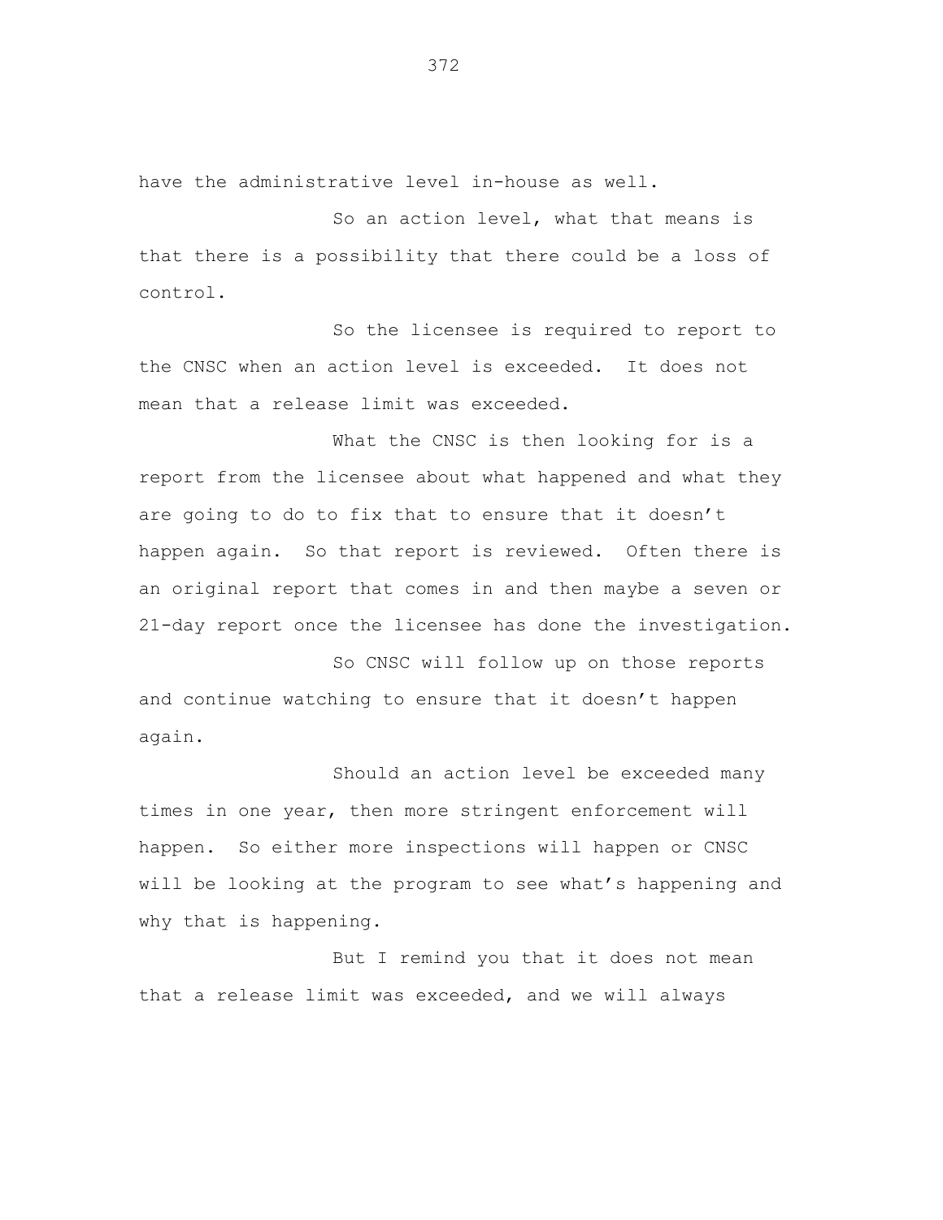have the administrative level in-house as well.

So an action level, what that means is that there is a possibility that there could be a loss of control.

So the licensee is required to report to the CNSC when an action level is exceeded. It does not mean that a release limit was exceeded.

What the CNSC is then looking for is a report from the licensee about what happened and what they are going to do to fix that to ensure that it doesn't happen again. So that report is reviewed. Often there is an original report that comes in and then maybe a seven or 21-day report once the licensee has done the investigation.

So CNSC will follow up on those reports and continue watching to ensure that it doesn't happen again.

Should an action level be exceeded many times in one year, then more stringent enforcement will happen. So either more inspections will happen or CNSC will be looking at the program to see what's happening and why that is happening.

But I remind you that it does not mean that a release limit was exceeded, and we will always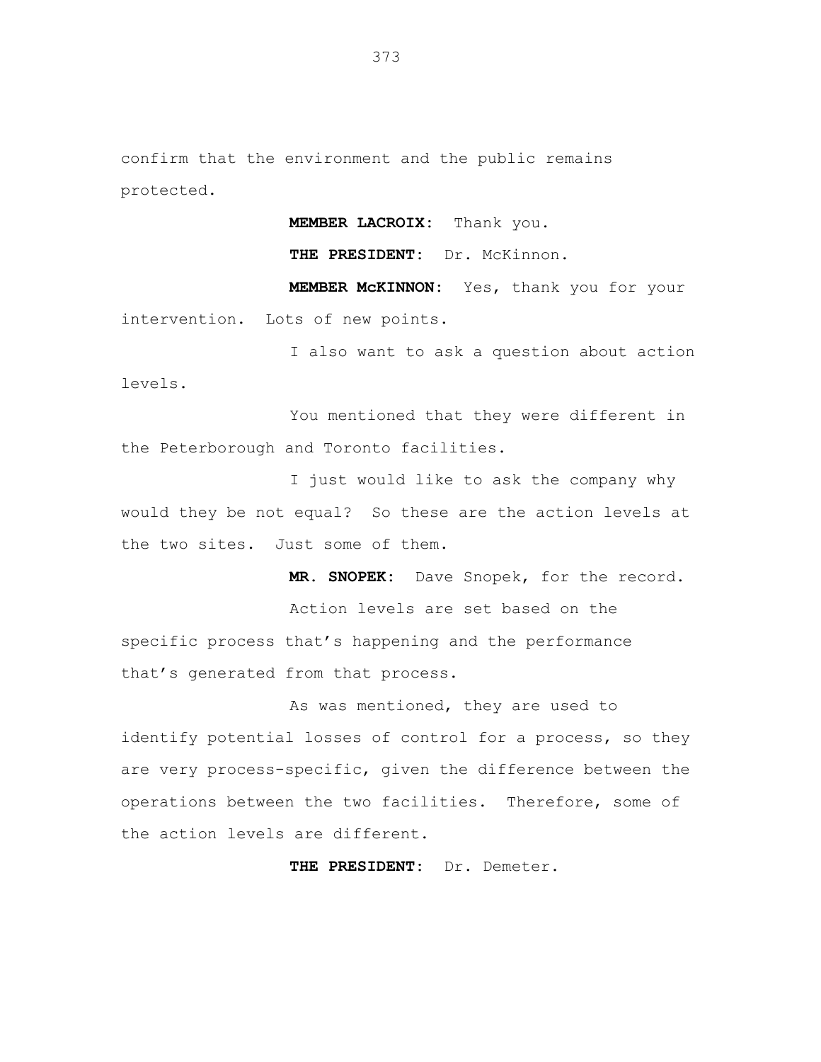confirm that the environment and the public remains protected.

**MEMBER LACROIX:** Thank you.

**THE PRESIDENT:** Dr. McKinnon.

**MEMBER McKINNON:** Yes, thank you for your intervention. Lots of new points.

I also want to ask a question about action levels.

You mentioned that they were different in the Peterborough and Toronto facilities.

I just would like to ask the company why would they be not equal? So these are the action levels at the two sites. Just some of them.

**MR. SNOPEK:** Dave Snopek, for the record.

Action levels are set based on the specific process that's happening and the performance that's generated from that process.

As was mentioned, they are used to identify potential losses of control for a process, so they are very process-specific, given the difference between the operations between the two facilities. Therefore, some of the action levels are different.

**THE PRESIDENT:** Dr. Demeter.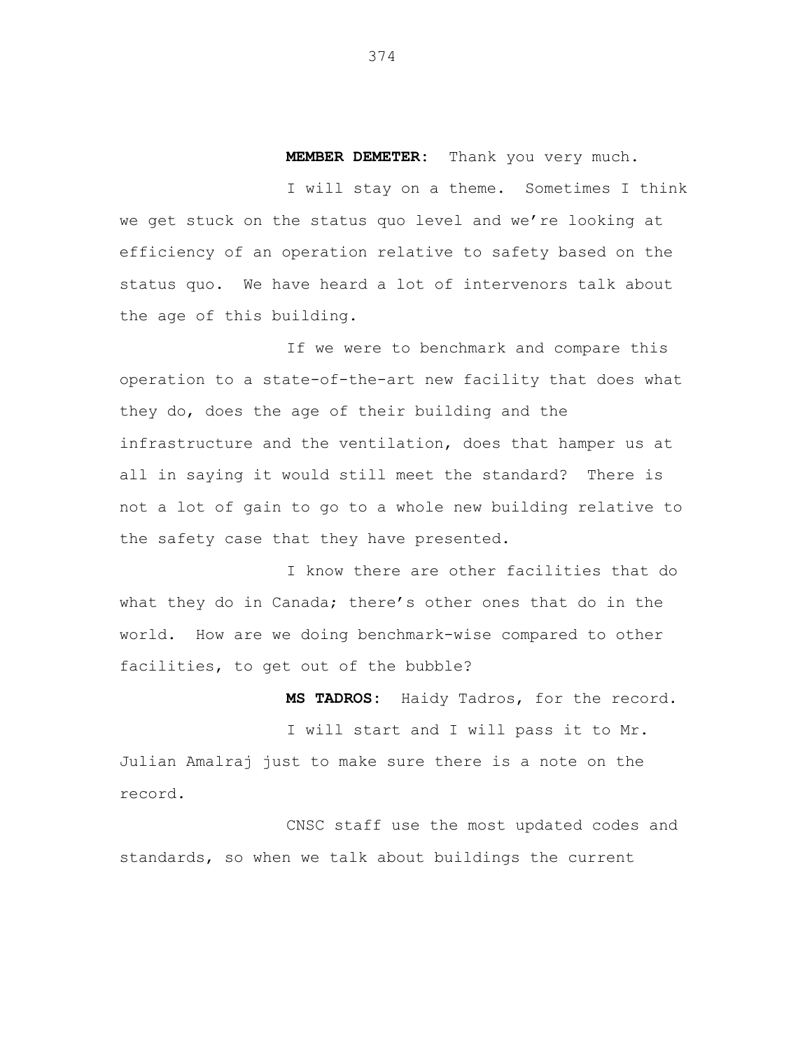**MEMBER DEMETER:** Thank you very much.

I will stay on a theme. Sometimes I think we get stuck on the status quo level and we're looking at efficiency of an operation relative to safety based on the status quo. We have heard a lot of intervenors talk about the age of this building.

If we were to benchmark and compare this operation to a state-of-the-art new facility that does what they do, does the age of their building and the infrastructure and the ventilation, does that hamper us at all in saying it would still meet the standard? There is not a lot of gain to go to a whole new building relative to the safety case that they have presented.

I know there are other facilities that do what they do in Canada; there's other ones that do in the world. How are we doing benchmark-wise compared to other facilities, to get out of the bubble?

**MS TADROS:** Haidy Tadros, for the record.

I will start and I will pass it to Mr. Julian Amalraj just to make sure there is a note on the record.

CNSC staff use the most updated codes and standards, so when we talk about buildings the current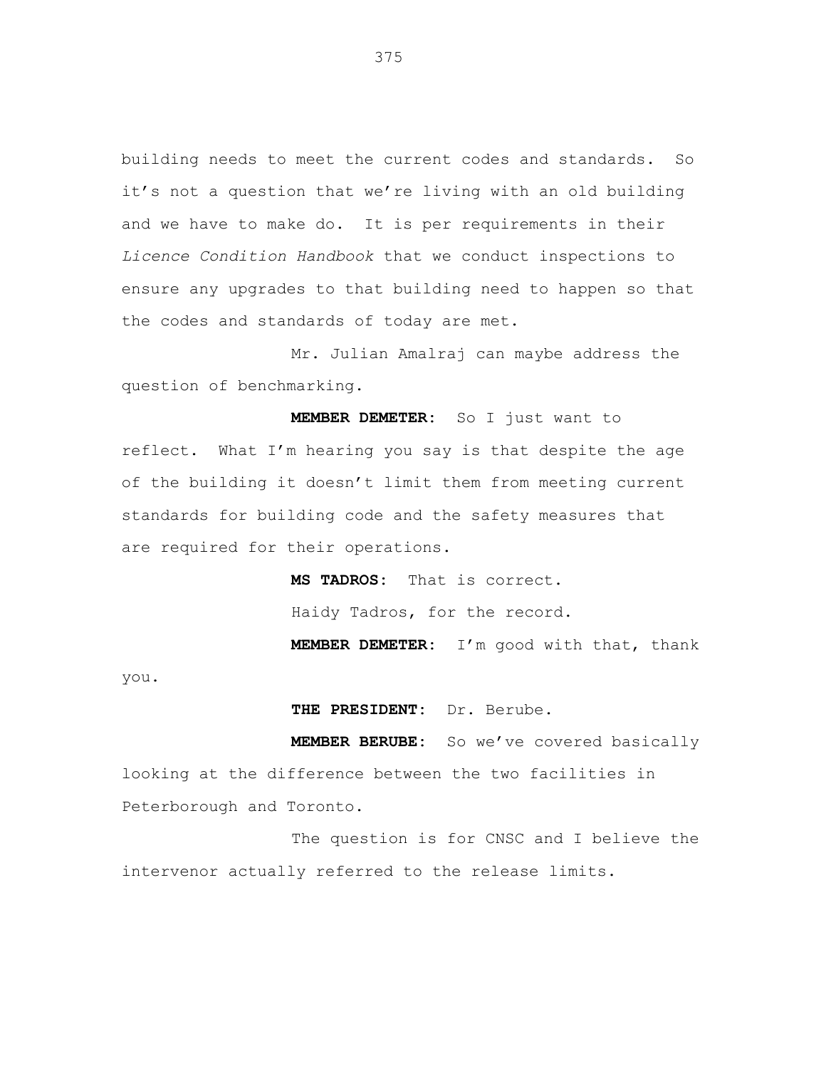building needs to meet the current codes and standards. So it's not a question that we're living with an old building and we have to make do. It is per requirements in their *Licence Condition Handbook* that we conduct inspections to ensure any upgrades to that building need to happen so that the codes and standards of today are met.

Mr. Julian Amalraj can maybe address the question of benchmarking.

**MEMBER DEMETER:** So I just want to reflect. What I'm hearing you say is that despite the age of the building it doesn't limit them from meeting current standards for building code and the safety measures that are required for their operations.

**MS TADROS:** That is correct.

Haidy Tadros, for the record.

**MEMBER DEMETER:** I'm good with that, thank you.

**THE PRESIDENT:** Dr. Berube.

**MEMBER BERUBE:** So we've covered basically looking at the difference between the two facilities in Peterborough and Toronto.

The question is for CNSC and I believe the intervenor actually referred to the release limits.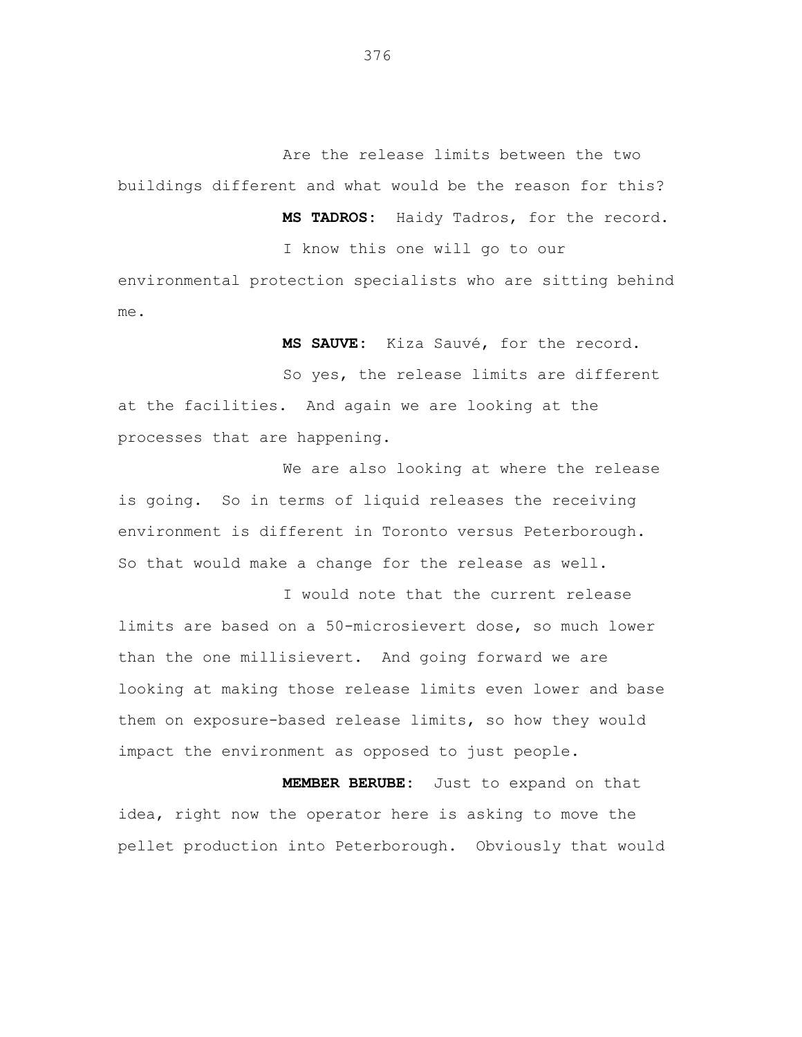Are the release limits between the two buildings different and what would be the reason for this?

**MS TADROS:** Haidy Tadros, for the record.

I know this one will go to our environmental protection specialists who are sitting behind me.

**MS SAUVE:** Kiza Sauvé, for the record.

So yes, the release limits are different at the facilities. And again we are looking at the processes that are happening.

We are also looking at where the release is going. So in terms of liquid releases the receiving environment is different in Toronto versus Peterborough. So that would make a change for the release as well.

I would note that the current release limits are based on a 50-microsievert dose, so much lower than the one millisievert. And going forward we are looking at making those release limits even lower and base them on exposure-based release limits, so how they would impact the environment as opposed to just people.

**MEMBER BERUBE:** Just to expand on that idea, right now the operator here is asking to move the pellet production into Peterborough. Obviously that would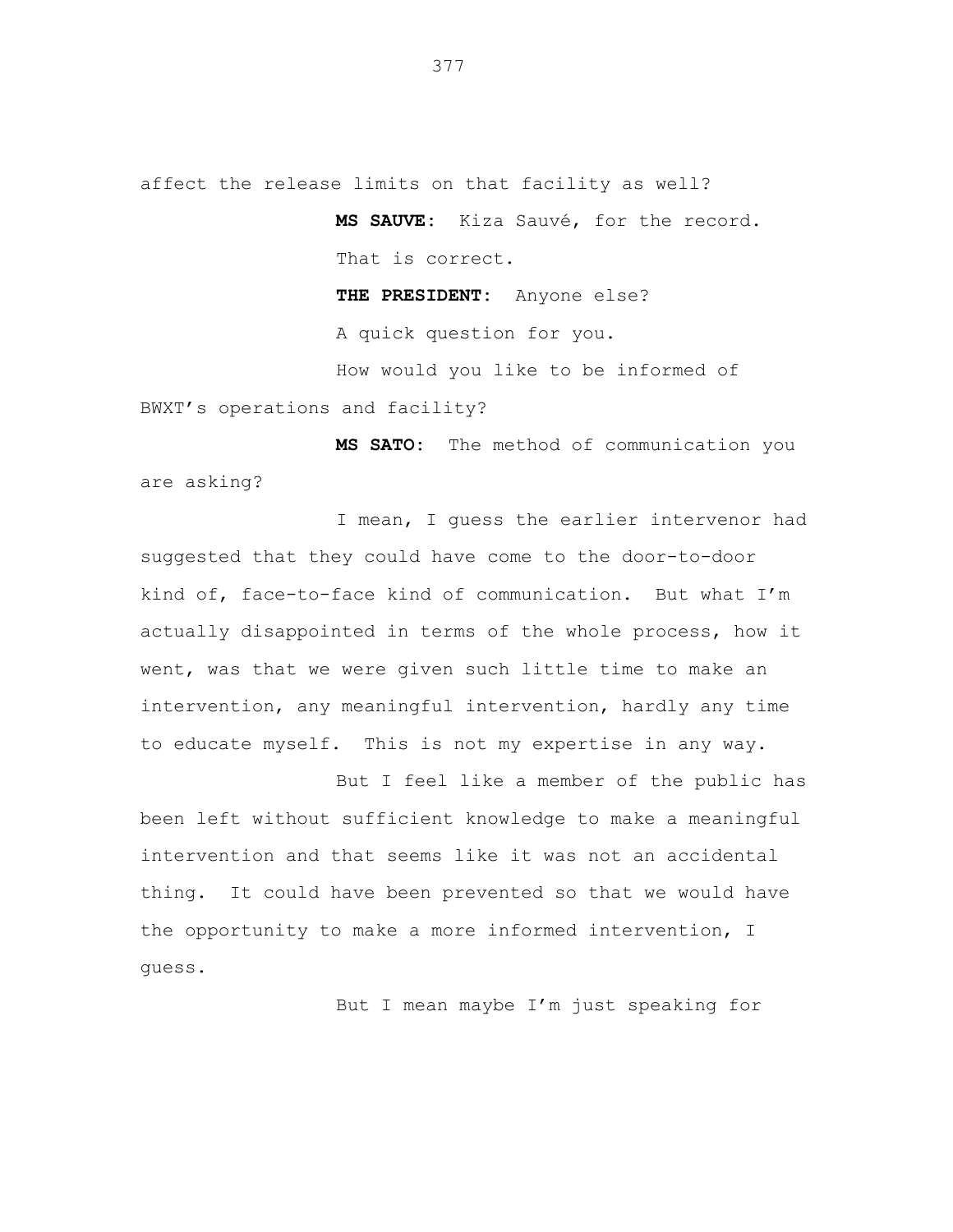affect the release limits on that facility as well?

**MS SAUVE:** Kiza Sauvé, for the record.

That is correct.

**THE PRESIDENT:** Anyone else?

A quick question for you.

How would you like to be informed of BWXT's operations and facility?

**MS SATO:** The method of communication you are asking?

I mean, I guess the earlier intervenor had suggested that they could have come to the door-to-door kind of, face-to-face kind of communication. But what I'm actually disappointed in terms of the whole process, how it went, was that we were given such little time to make an intervention, any meaningful intervention, hardly any time to educate myself. This is not my expertise in any way.

But I feel like a member of the public has been left without sufficient knowledge to make a meaningful intervention and that seems like it was not an accidental thing. It could have been prevented so that we would have the opportunity to make a more informed intervention, I guess.

But I mean maybe I'm just speaking for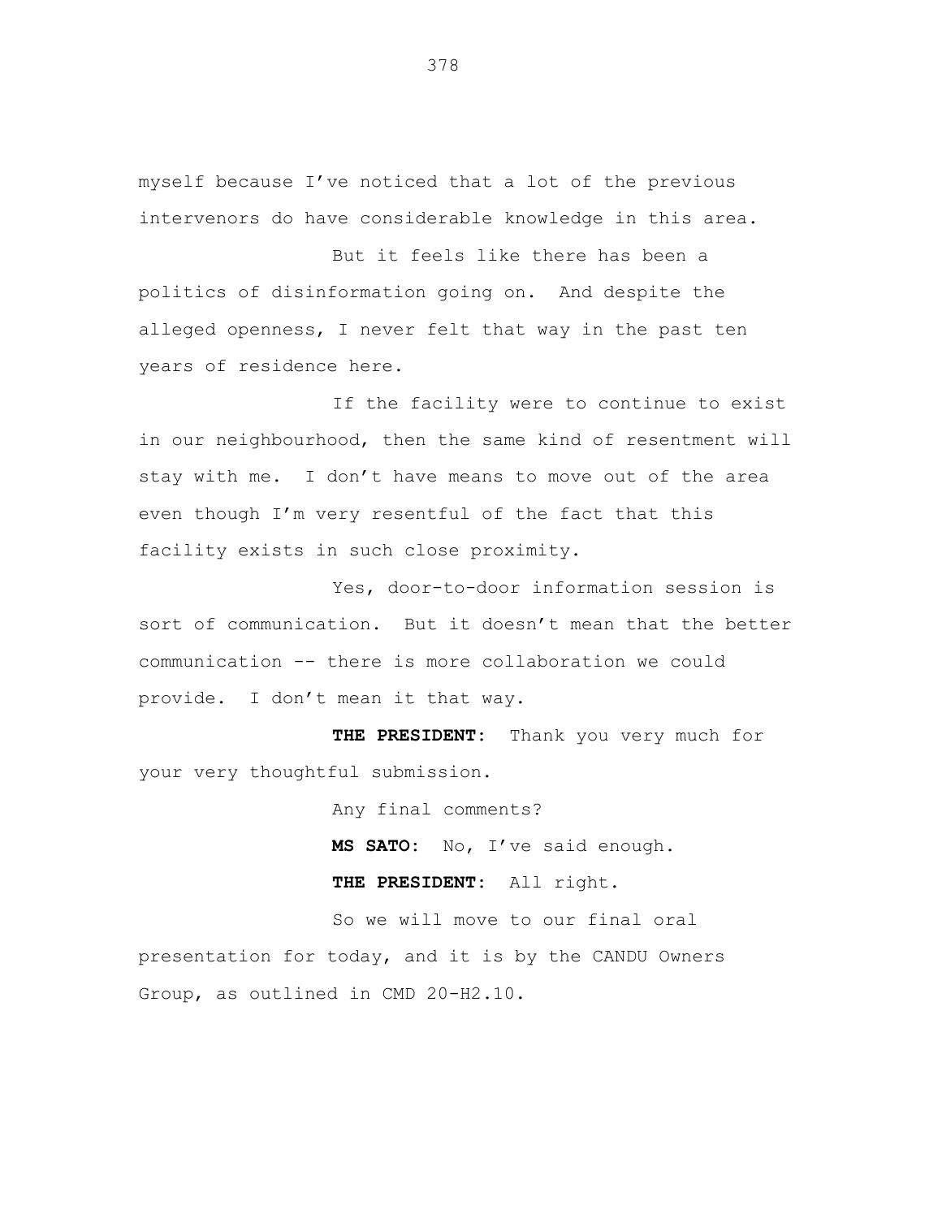myself because I've noticed that a lot of the previous intervenors do have considerable knowledge in this area.

But it feels like there has been a politics of disinformation going on. And despite the alleged openness, I never felt that way in the past ten years of residence here.

If the facility were to continue to exist in our neighbourhood, then the same kind of resentment will stay with me. I don't have means to move out of the area even though I'm very resentful of the fact that this facility exists in such close proximity.

Yes, door-to-door information session is sort of communication. But it doesn't mean that the better communication -- there is more collaboration we could provide. I don't mean it that way.

**THE PRESIDENT:** Thank you very much for your very thoughtful submission.

Any final comments?

**MS SATO:** No, I've said enough.

**THE PRESIDENT:** All right.

So we will move to our final oral presentation for today, and it is by the CANDU Owners Group, as outlined in CMD 20-H2.10.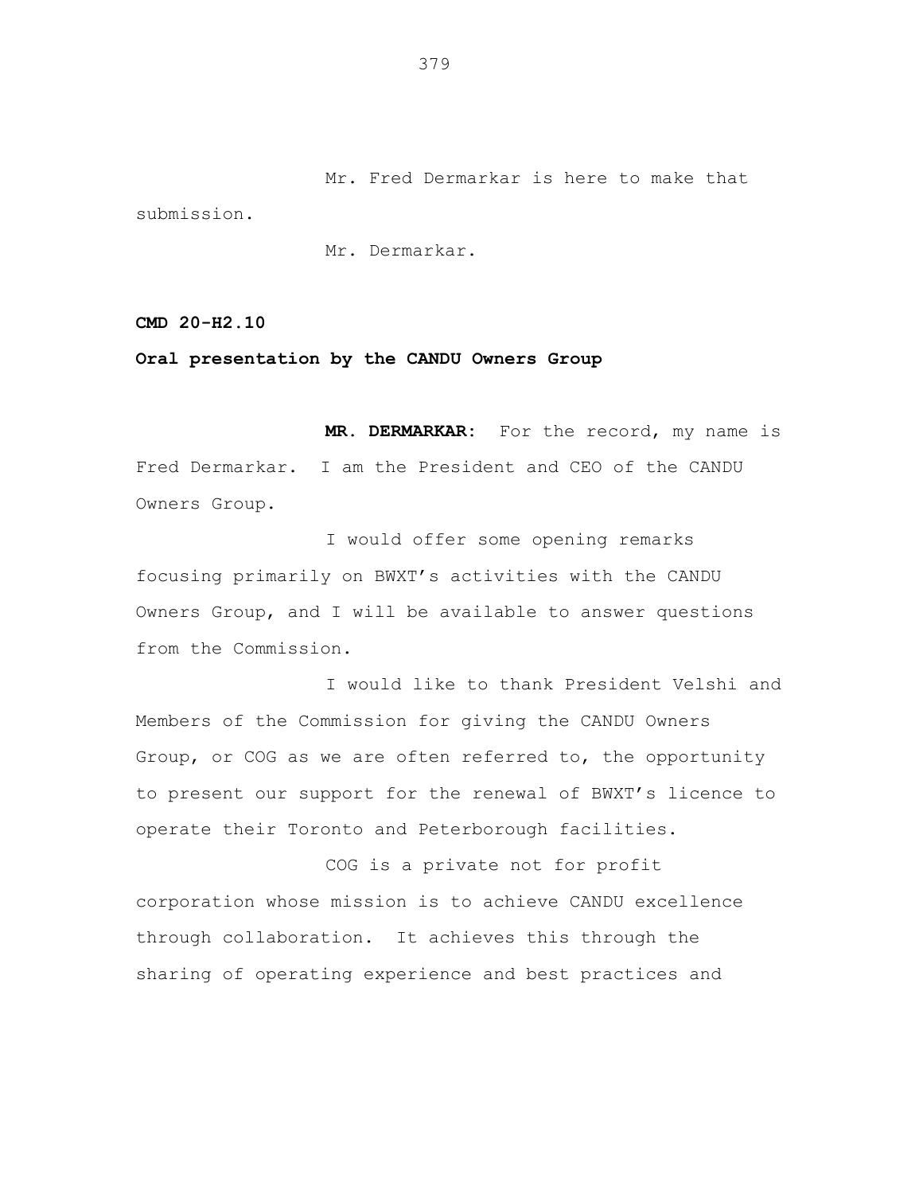Mr. Fred Dermarkar is here to make that submission.

Mr. Dermarkar.

**CMD 20-H2.10**

**Oral presentation by the CANDU Owners Group**

**MR. DERMARKAR:** For the record, my name is Fred Dermarkar. I am the President and CEO of the CANDU Owners Group.

I would offer some opening remarks focusing primarily on BWXT's activities with the CANDU Owners Group, and I will be available to answer questions from the Commission.

I would like to thank President Velshi and Members of the Commission for giving the CANDU Owners Group, or COG as we are often referred to, the opportunity to present our support for the renewal of BWXT's licence to operate their Toronto and Peterborough facilities.

COG is a private not for profit corporation whose mission is to achieve CANDU excellence through collaboration. It achieves this through the sharing of operating experience and best practices and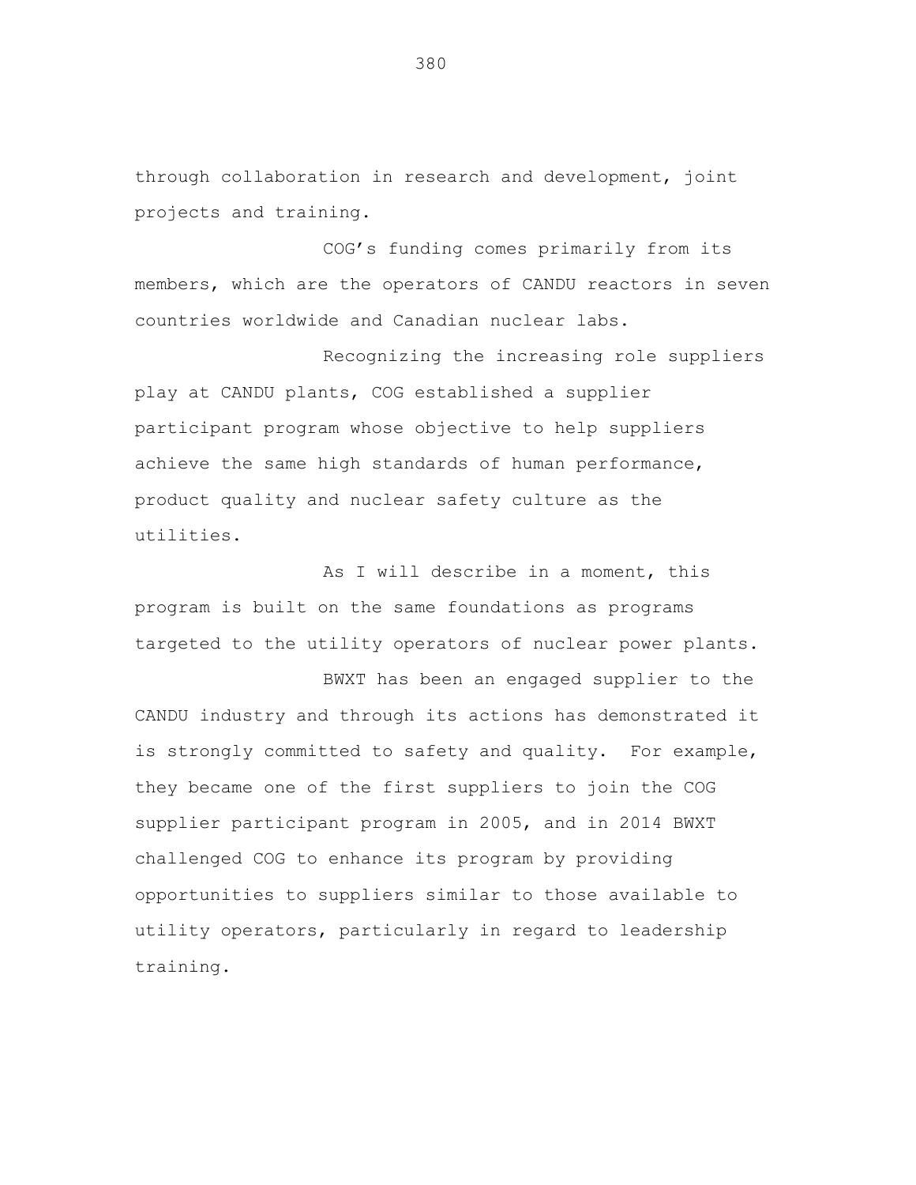through collaboration in research and development, joint projects and training.

COG's funding comes primarily from its members, which are the operators of CANDU reactors in seven countries worldwide and Canadian nuclear labs.

Recognizing the increasing role suppliers play at CANDU plants, COG established a supplier participant program whose objective to help suppliers achieve the same high standards of human performance, product quality and nuclear safety culture as the utilities.

As I will describe in a moment, this program is built on the same foundations as programs targeted to the utility operators of nuclear power plants.

BWXT has been an engaged supplier to the CANDU industry and through its actions has demonstrated it is strongly committed to safety and quality. For example, they became one of the first suppliers to join the COG supplier participant program in 2005, and in 2014 BWXT challenged COG to enhance its program by providing opportunities to suppliers similar to those available to utility operators, particularly in regard to leadership training.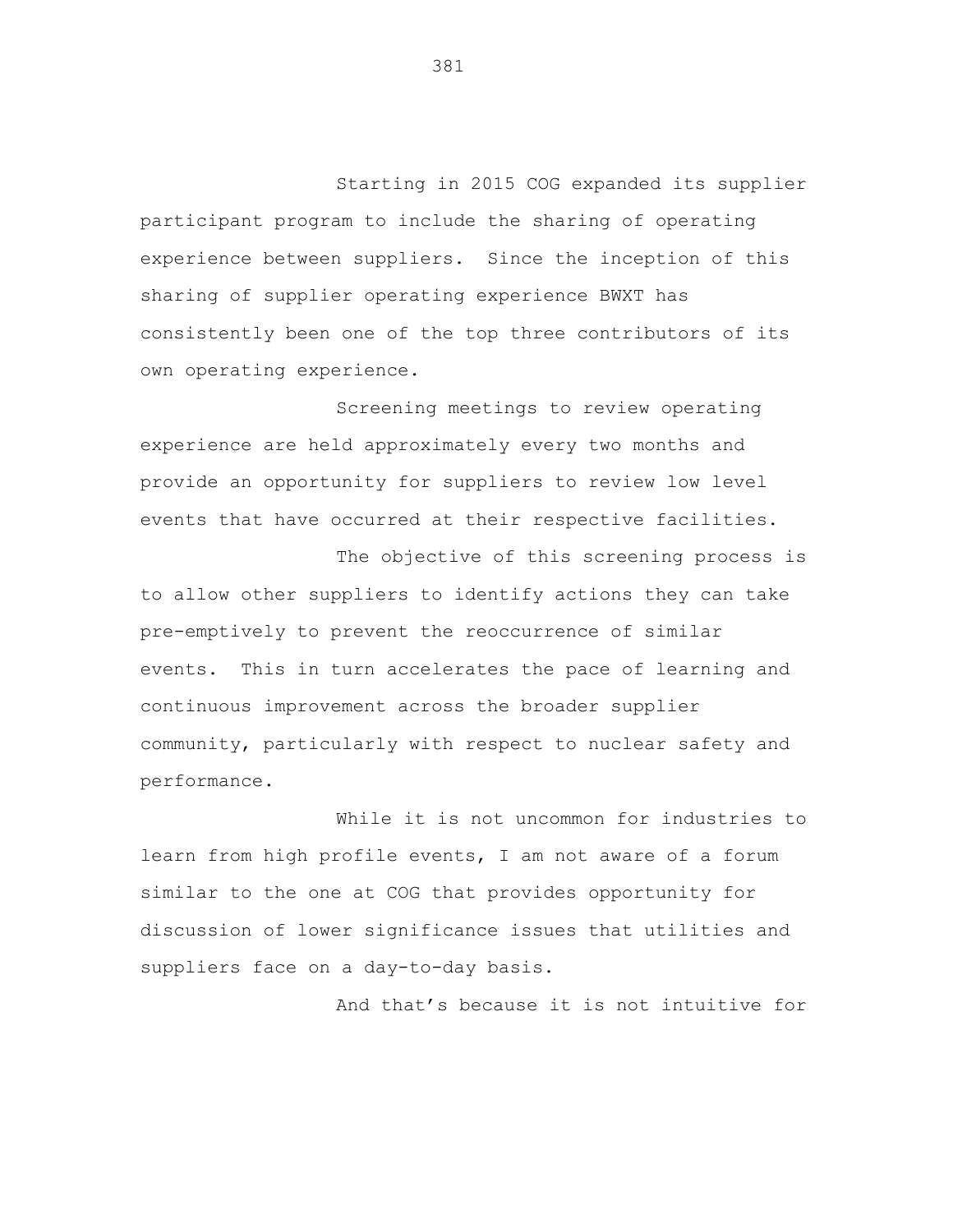Starting in 2015 COG expanded its supplier participant program to include the sharing of operating experience between suppliers. Since the inception of this sharing of supplier operating experience BWXT has consistently been one of the top three contributors of its own operating experience.

Screening meetings to review operating experience are held approximately every two months and provide an opportunity for suppliers to review low level events that have occurred at their respective facilities.

The objective of this screening process is to allow other suppliers to identify actions they can take pre-emptively to prevent the reoccurrence of similar events. This in turn accelerates the pace of learning and continuous improvement across the broader supplier community, particularly with respect to nuclear safety and performance.

While it is not uncommon for industries to learn from high profile events, I am not aware of a forum similar to the one at COG that provides opportunity for discussion of lower significance issues that utilities and suppliers face on a day-to-day basis.

And that’s because it is not intuitive for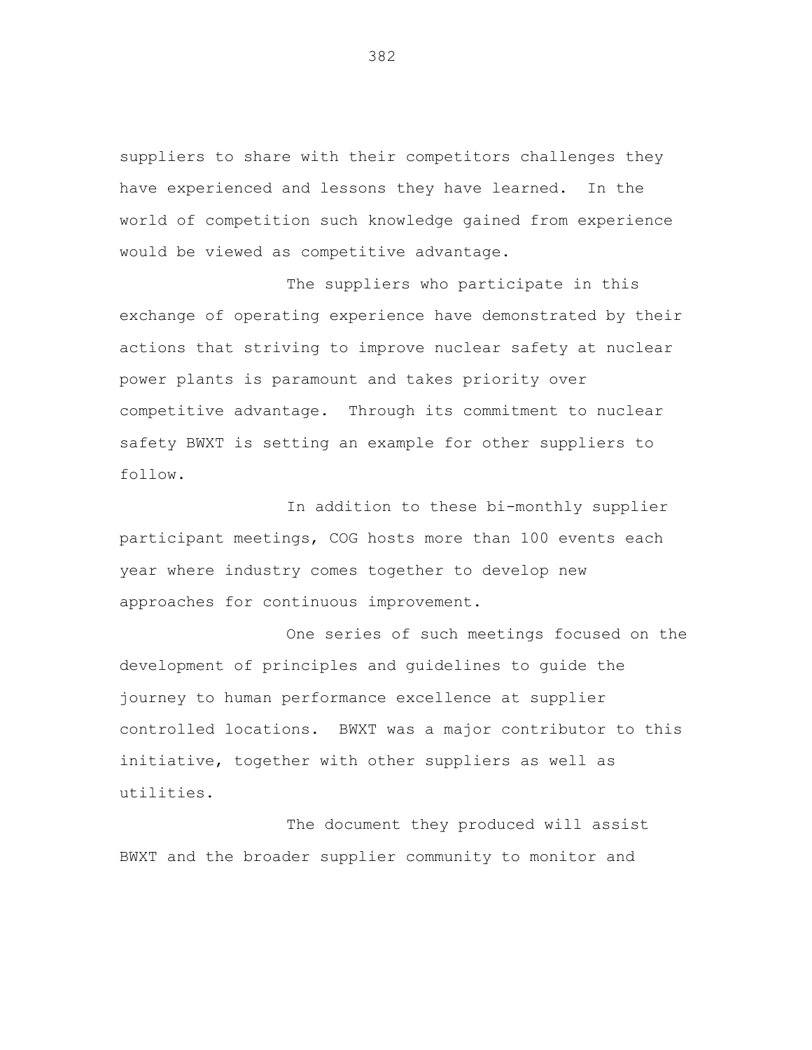suppliers to share with their competitors challenges they have experienced and lessons they have learned. In the world of competition such knowledge gained from experience would be viewed as competitive advantage.

The suppliers who participate in this exchange of operating experience have demonstrated by their actions that striving to improve nuclear safety at nuclear power plants is paramount and takes priority over competitive advantage. Through its commitment to nuclear safety BWXT is setting an example for other suppliers to follow.

In addition to these bi-monthly supplier participant meetings, COG hosts more than 100 events each year where industry comes together to develop new approaches for continuous improvement.

One series of such meetings focused on the development of principles and guidelines to guide the journey to human performance excellence at supplier controlled locations. BWXT was a major contributor to this initiative, together with other suppliers as well as utilities.

The document they produced will assist BWXT and the broader supplier community to monitor and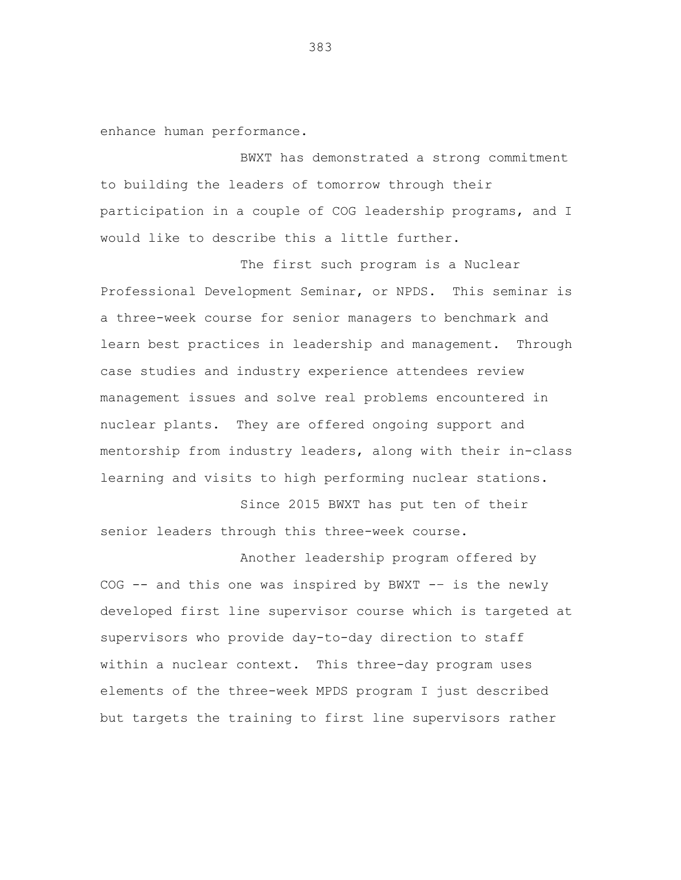enhance human performance.

BWXT has demonstrated a strong commitment to building the leaders of tomorrow through their participation in a couple of COG leadership programs, and I would like to describe this a little further.

The first such program is a Nuclear Professional Development Seminar, or NPDS. This seminar is a three-week course for senior managers to benchmark and learn best practices in leadership and management. Through case studies and industry experience attendees review management issues and solve real problems encountered in nuclear plants. They are offered ongoing support and mentorship from industry leaders, along with their in-class learning and visits to high performing nuclear stations.

Since 2015 BWXT has put ten of their senior leaders through this three-week course.

Another leadership program offered by COG -- and this one was inspired by BWXT -- is the newly developed first line supervisor course which is targeted at supervisors who provide day-to-day direction to staff within a nuclear context. This three-day program uses elements of the three-week MPDS program I just described but targets the training to first line supervisors rather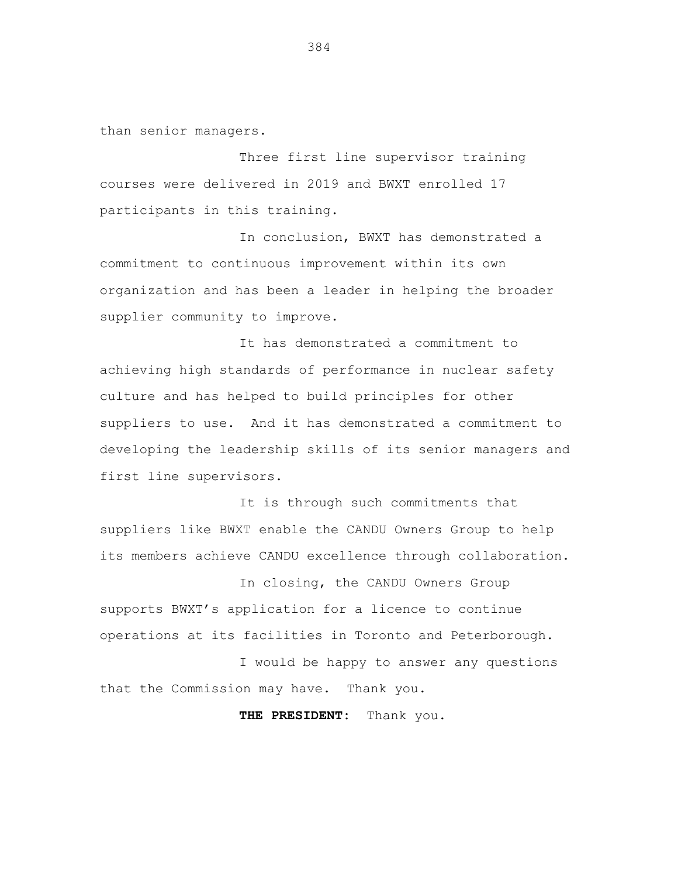than senior managers.

Three first line supervisor training courses were delivered in 2019 and BWXT enrolled 17 participants in this training.

In conclusion, BWXT has demonstrated a commitment to continuous improvement within its own organization and has been a leader in helping the broader supplier community to improve.

It has demonstrated a commitment to achieving high standards of performance in nuclear safety culture and has helped to build principles for other suppliers to use. And it has demonstrated a commitment to developing the leadership skills of its senior managers and first line supervisors.

It is through such commitments that suppliers like BWXT enable the CANDU Owners Group to help its members achieve CANDU excellence through collaboration.

In closing, the CANDU Owners Group supports BWXT's application for a licence to continue operations at its facilities in Toronto and Peterborough.

I would be happy to answer any questions that the Commission may have. Thank you.

**THE PRESIDENT:** Thank you.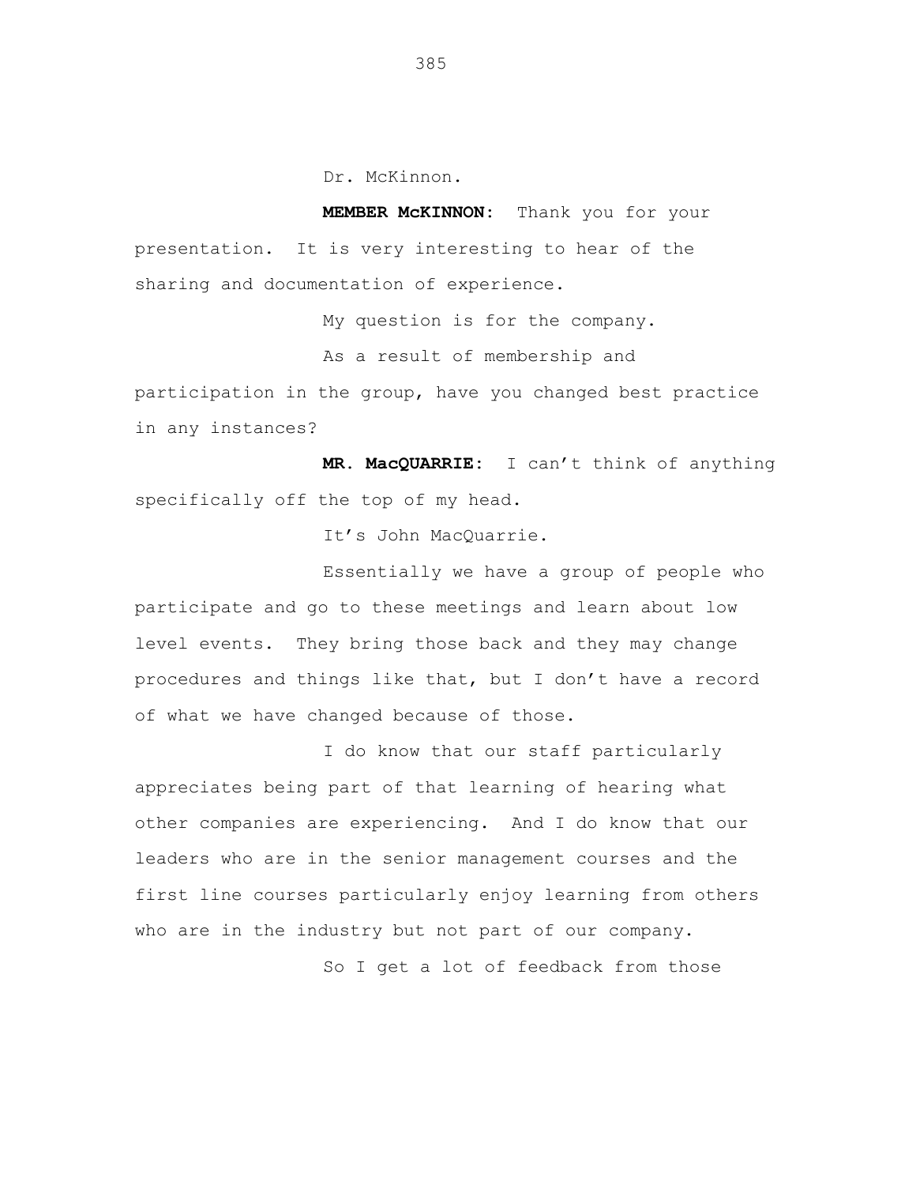Dr. McKinnon.

**MEMBER McKINNON:** Thank you for your presentation. It is very interesting to hear of the sharing and documentation of experience.

My question is for the company.

As a result of membership and participation in the group, have you changed best practice in any instances?

**MR. MacQUARRIE:** I can't think of anything specifically off the top of my head.

It's John MacQuarrie.

Essentially we have a group of people who participate and go to these meetings and learn about low level events. They bring those back and they may change procedures and things like that, but I don't have a record of what we have changed because of those.

I do know that our staff particularly appreciates being part of that learning of hearing what other companies are experiencing. And I do know that our leaders who are in the senior management courses and the first line courses particularly enjoy learning from others who are in the industry but not part of our company.

So I get a lot of feedback from those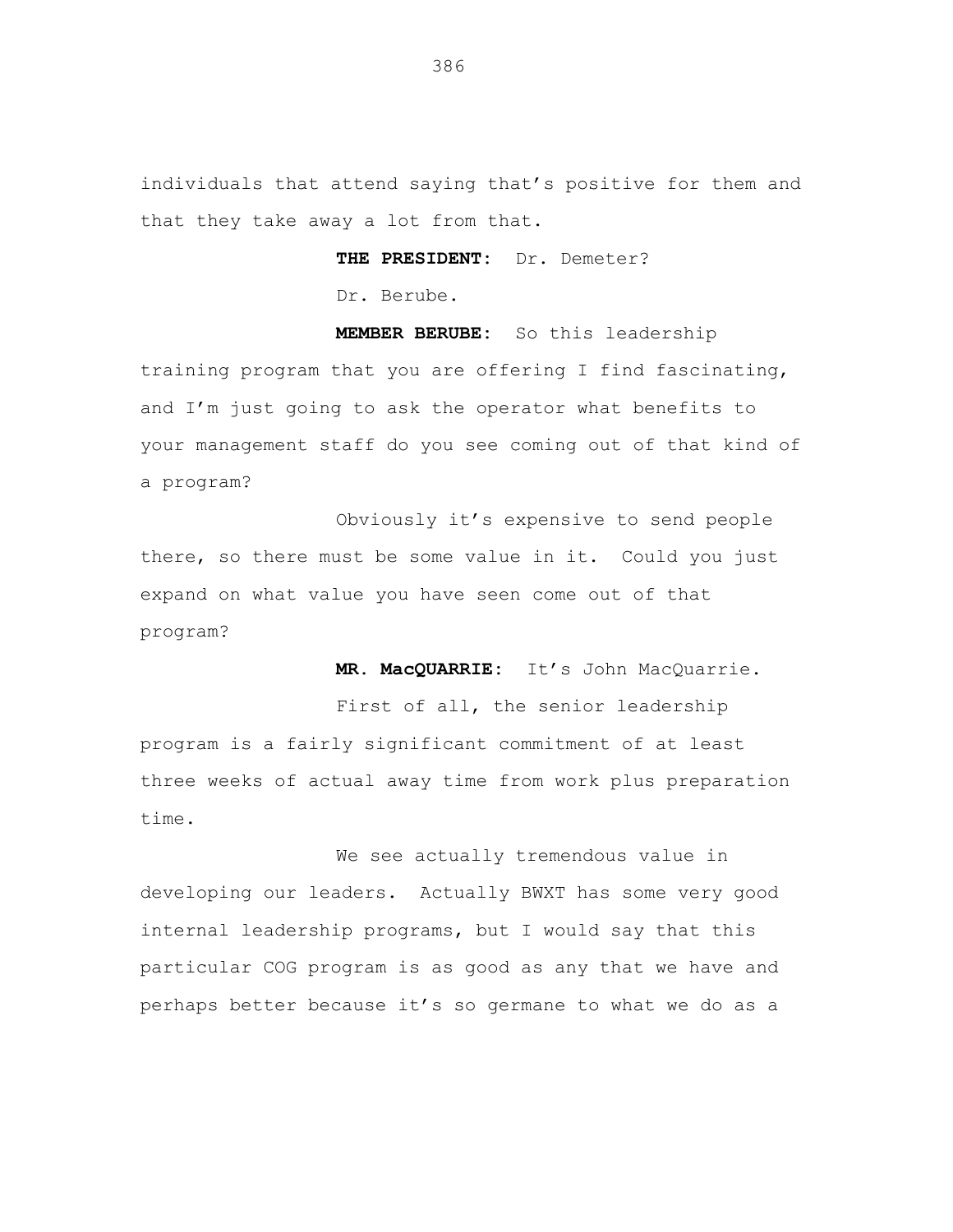individuals that attend saying that's positive for them and that they take away a lot from that.

**THE PRESIDENT:** Dr. Demeter?

Dr. Berube.

**MEMBER BERUBE:** So this leadership training program that you are offering I find fascinating, and I'm just going to ask the operator what benefits to your management staff do you see coming out of that kind of a program?

Obviously it's expensive to send people there, so there must be some value in it. Could you just expand on what value you have seen come out of that program?

**MR. MacQUARRIE:** It's John MacQuarrie.

First of all, the senior leadership program is a fairly significant commitment of at least three weeks of actual away time from work plus preparation time.

We see actually tremendous value in developing our leaders. Actually BWXT has some very good internal leadership programs, but I would say that this particular COG program is as good as any that we have and perhaps better because it's so germane to what we do as a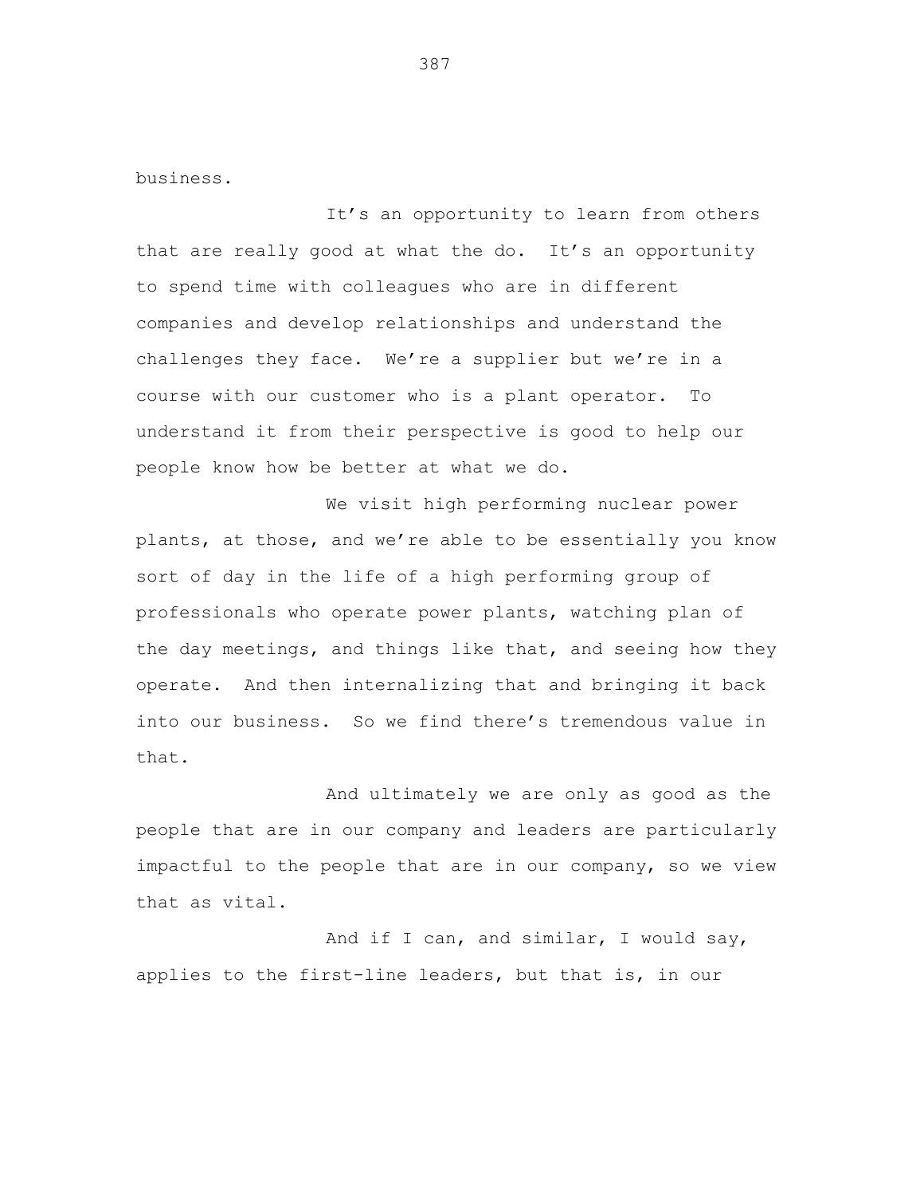business.

It’s an opportunity to learn from others that are really good at what the do. It’s an opportunity to spend time with colleagues who are in different companies and develop relationships and understand the challenges they face. We’re a supplier but we’re in a course with our customer who is a plant operator. To understand it from their perspective is good to help our people know how be better at what we do.

We visit high performing nuclear power plants, at those, and we’re able to be essentially you know sort of day in the life of a high performing group of professionals who operate power plants, watching plan of the day meetings, and things like that, and seeing how they operate. And then internalizing that and bringing it back into our business. So we find there’s tremendous value in that.

And ultimately we are only as good as the people that are in our company and leaders are particularly impactful to the people that are in our company, so we view that as vital.

And if I can, and similar, I would say, applies to the first-line leaders, but that is, in our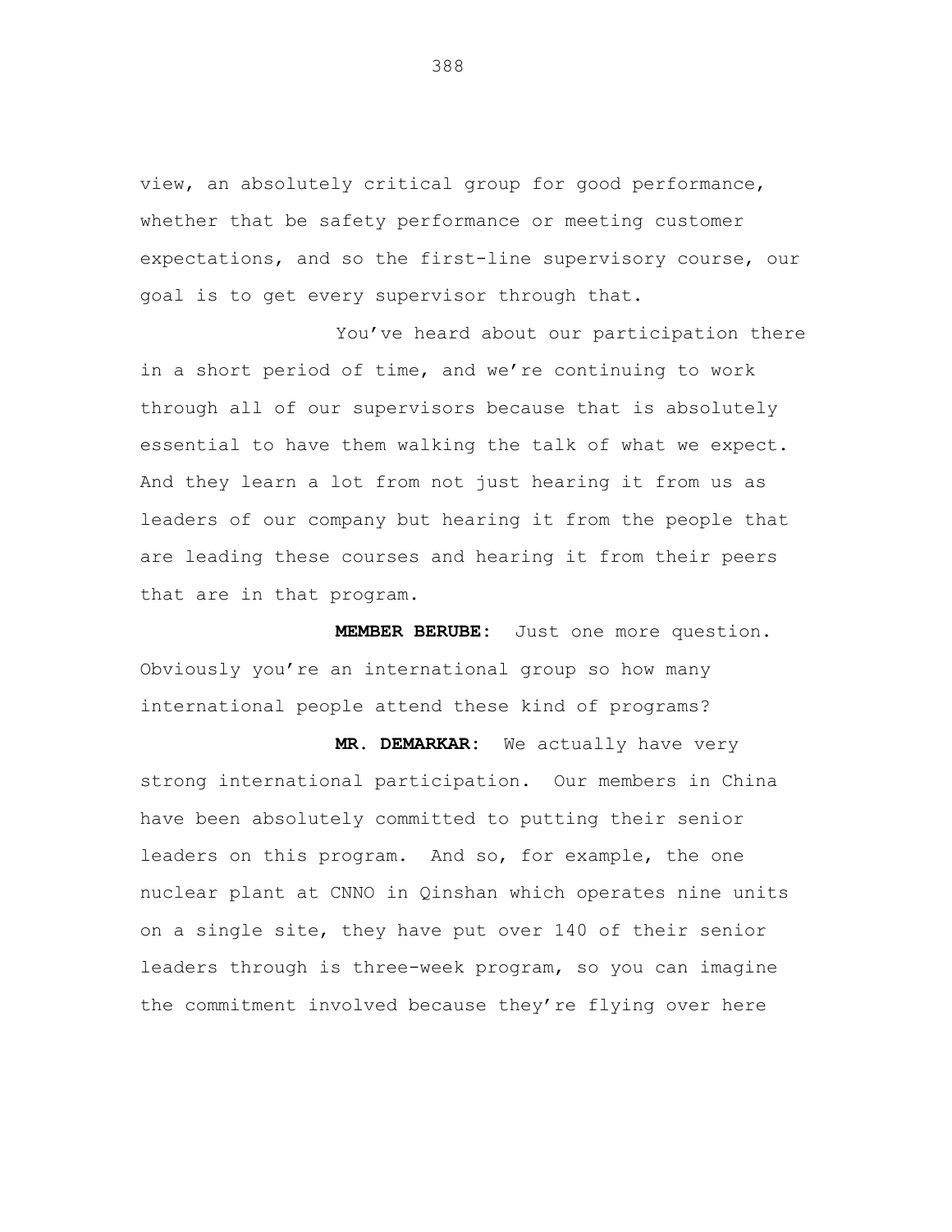view, an absolutely critical group for good performance, whether that be safety performance or meeting customer expectations, and so the first-line supervisory course, our goal is to get every supervisor through that.

You've heard about our participation there in a short period of time, and we're continuing to work through all of our supervisors because that is absolutely essential to have them walking the talk of what we expect. And they learn a lot from not just hearing it from us as leaders of our company but hearing it from the people that are leading these courses and hearing it from their peers that are in that program.

**MEMBER BERUBE:** Just one more question. Obviously you're an international group so how many international people attend these kind of programs?

**MR. DEMARKAR:** We actually have very strong international participation. Our members in China have been absolutely committed to putting their senior leaders on this program. And so, for example, the one nuclear plant at CNNO in Qinshan which operates nine units on a single site, they have put over 140 of their senior leaders through is three-week program, so you can imagine the commitment involved because they're flying over here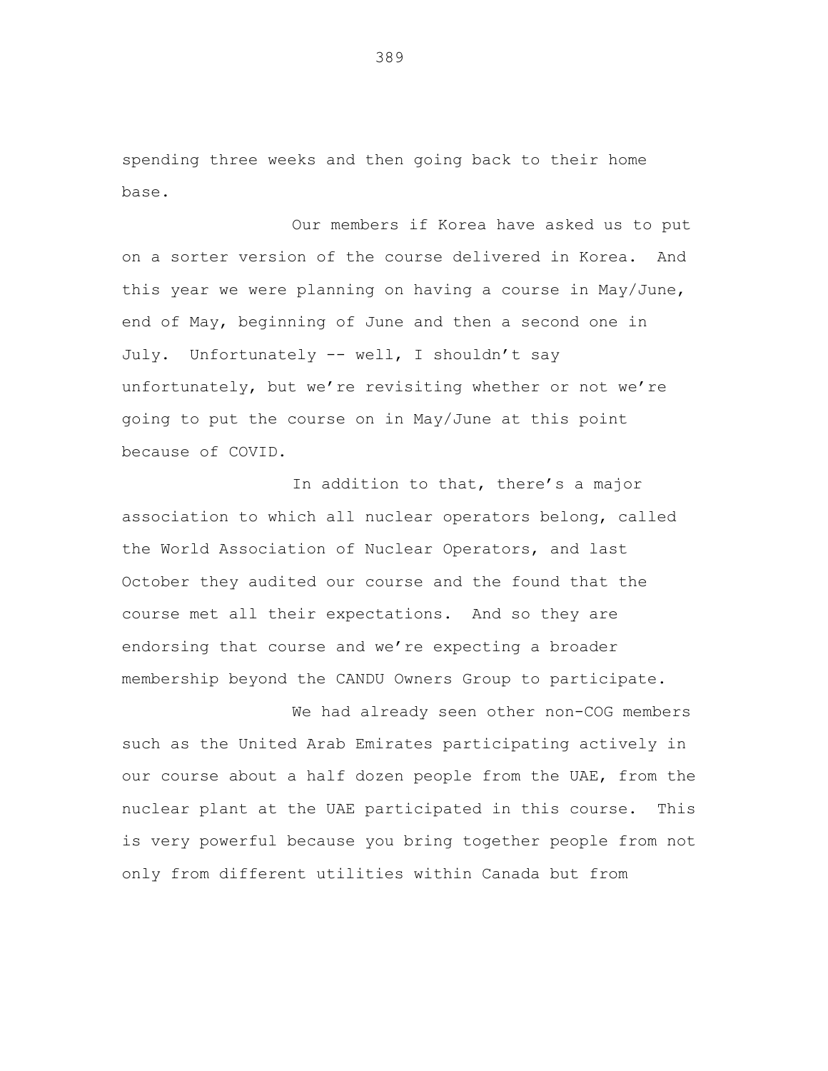spending three weeks and then going back to their home base.

Our members if Korea have asked us to put on a sorter version of the course delivered in Korea. And this year we were planning on having a course in May/June, end of May, beginning of June and then a second one in July. Unfortunately -- well, I shouldn't say unfortunately, but we're revisiting whether or not we're going to put the course on in May/June at this point because of COVID.

In addition to that, there's a major association to which all nuclear operators belong, called the World Association of Nuclear Operators, and last October they audited our course and the found that the course met all their expectations. And so they are endorsing that course and we're expecting a broader membership beyond the CANDU Owners Group to participate.

We had already seen other non-COG members such as the United Arab Emirates participating actively in our course about a half dozen people from the UAE, from the nuclear plant at the UAE participated in this course. This is very powerful because you bring together people from not only from different utilities within Canada but from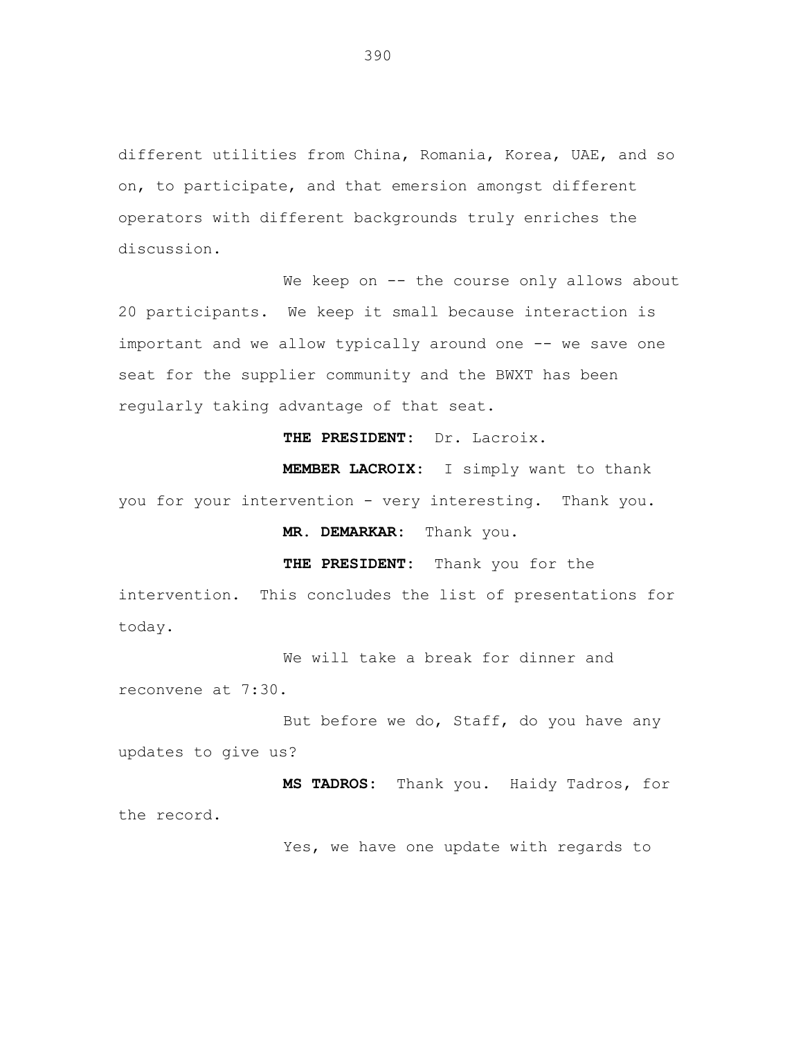different utilities from China, Romania, Korea, UAE, and so on, to participate, and that emersion amongst different operators with different backgrounds truly enriches the discussion.

We keep on -- the course only allows about 20 participants. We keep it small because interaction is important and we allow typically around one -- we save one seat for the supplier community and the BWXT has been regularly taking advantage of that seat.

**THE PRESIDENT:** Dr. Lacroix.

**MEMBER LACROIX:** I simply want to thank you for your intervention - very interesting. Thank you.

**MR. DEMARKAR:** Thank you.

**THE PRESIDENT:** Thank you for the intervention. This concludes the list of presentations for today.

We will take a break for dinner and reconvene at 7:30.

But before we do, Staff, do you have any updates to give us?

**MS TADROS:** Thank you. Haidy Tadros, for the record.

Yes, we have one update with regards to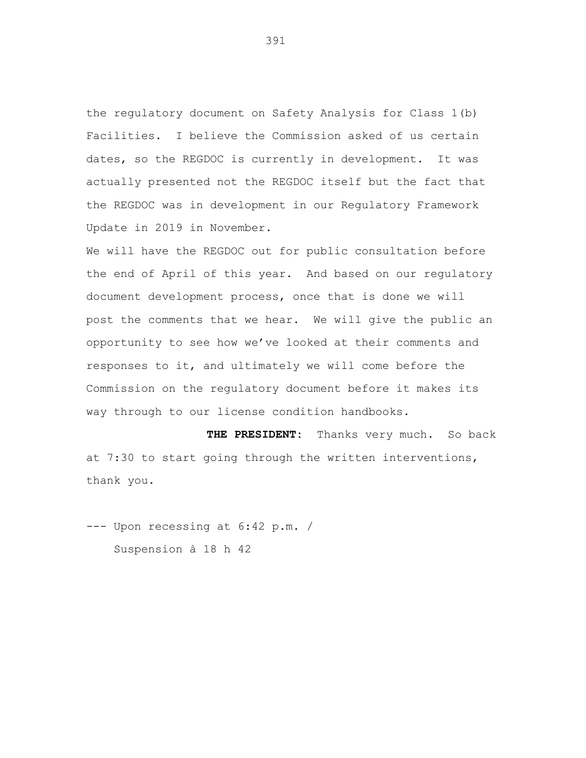the regulatory document on Safety Analysis for Class 1(b) Facilities. I believe the Commission asked of us certain dates, so the REGDOC is currently in development. It was actually presented not the REGDOC itself but the fact that the REGDOC was in development in our Regulatory Framework Update in 2019 in November.

We will have the REGDOC out for public consultation before the end of April of this year. And based on our regulatory document development process, once that is done we will post the comments that we hear. We will give the public an opportunity to see how we've looked at their comments and responses to it, and ultimately we will come before the Commission on the regulatory document before it makes its way through to our license condition handbooks.

**THE PRESIDENT:** Thanks very much. So back at 7:30 to start going through the written interventions, thank you.

--- Upon recessing at 6:42 p.m. /
Suspension à 18 h 42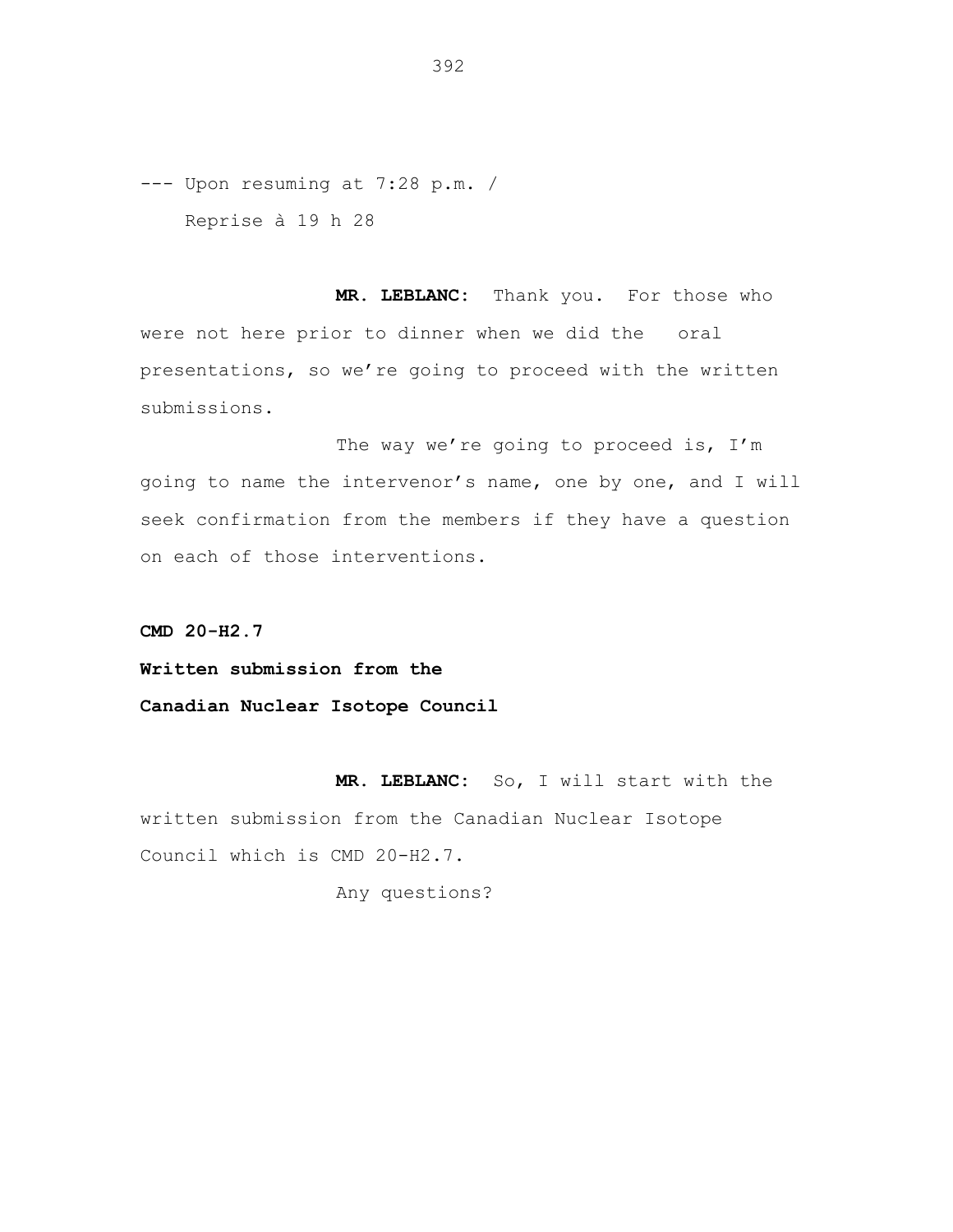--- Upon resuming at 7:28 p.m. /
Reprise à 19 h 28

**MR. LEBLANC:** Thank you. For those who were not here prior to dinner when we did the oral presentations, so we're going to proceed with the written submissions.

The way we're going to proceed is, I'm going to name the intervenor's name, one by one, and I will seek confirmation from the members if they have a question on each of those interventions.

**CMD 20-H2.7**

**Written submission from the**

**Canadian Nuclear Isotope Council**

**MR. LEBLANC:** So, I will start with the written submission from the Canadian Nuclear Isotope Council which is CMD 20-H2.7.

Any questions?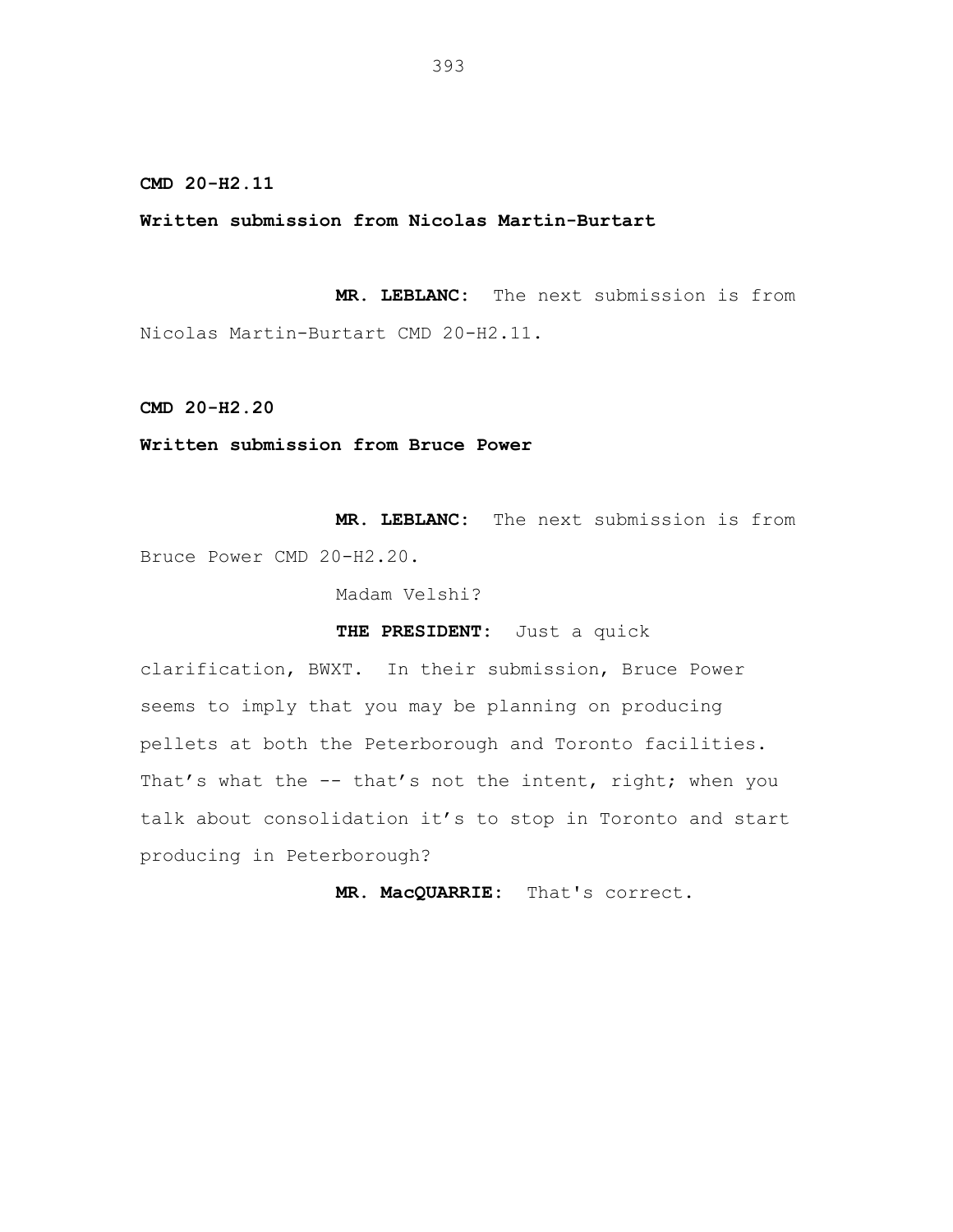**CMD 20-H2.11**

**Written submission from Nicolas Martin-Burtart**

**MR. LEBLANC:** The next submission is from Nicolas Martin-Burtart CMD 20-H2.11.

**CMD 20-H2.20**

**Written submission from Bruce Power**

**MR. LEBLANC:** The next submission is from Bruce Power CMD 20-H2.20.

Madam Velshi?

**THE PRESIDENT:** Just a quick clarification, BWXT. In their submission, Bruce Power seems to imply that you may be planning on producing pellets at both the Peterborough and Toronto facilities. That's what the -- that's not the intent, right; when you talk about consolidation it's to stop in Toronto and start producing in Peterborough?

**MR. MacQUARRIE:** That's correct.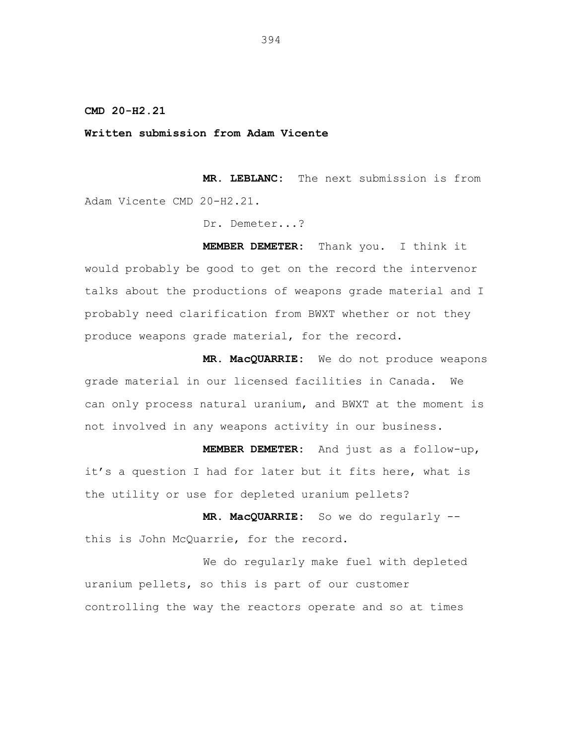**CMD 20-H2.21**

**Written submission from Adam Vicente**

**MR. LEBLANC:** The next submission is from Adam Vicente CMD 20-H2.21.

Dr. Demeter...?

**MEMBER DEMETER:** Thank you. I think it would probably be good to get on the record the intervenor talks about the productions of weapons grade material and I probably need clarification from BWXT whether or not they produce weapons grade material, for the record.

**MR. MacQUARRIE:** We do not produce weapons grade material in our licensed facilities in Canada. We can only process natural uranium, and BWXT at the moment is not involved in any weapons activity in our business.

**MEMBER DEMETER:** And just as a follow-up, it's a question I had for later but it fits here, what is the utility or use for depleted uranium pellets?

**MR. MacQUARRIE:** So we do regularly -- this is John McQuarrie, for the record.

We do regularly make fuel with depleted uranium pellets, so this is part of our customer controlling the way the reactors operate and so at times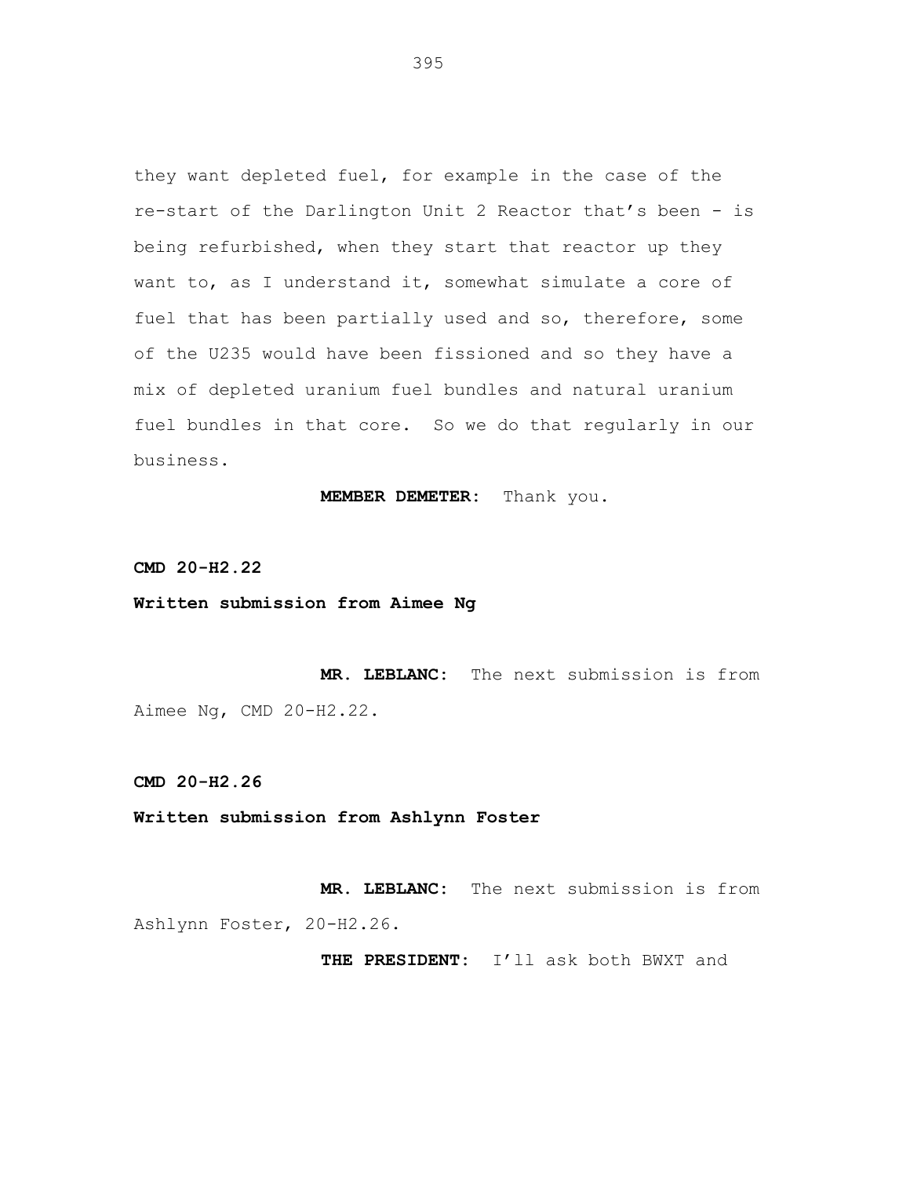they want depleted fuel, for example in the case of the re-start of the Darlington Unit 2 Reactor that's been - is being refurbished, when they start that reactor up they want to, as I understand it, somewhat simulate a core of fuel that has been partially used and so, therefore, some of the U235 would have been fissioned and so they have a mix of depleted uranium fuel bundles and natural uranium fuel bundles in that core. So we do that regularly in our business.

**MEMBER DEMETER:** Thank you.

**CMD 20-H2.22**

**Written submission from Aimee Ng**

**MR. LEBLANC:** The next submission is from Aimee Ng, CMD 20-H2.22.

**CMD 20-H2.26**

**Written submission from Ashlynn Foster**

**MR. LEBLANC:** The next submission is from Ashlynn Foster, 20-H2.26.

**THE PRESIDENT:** I'll ask both BWXT and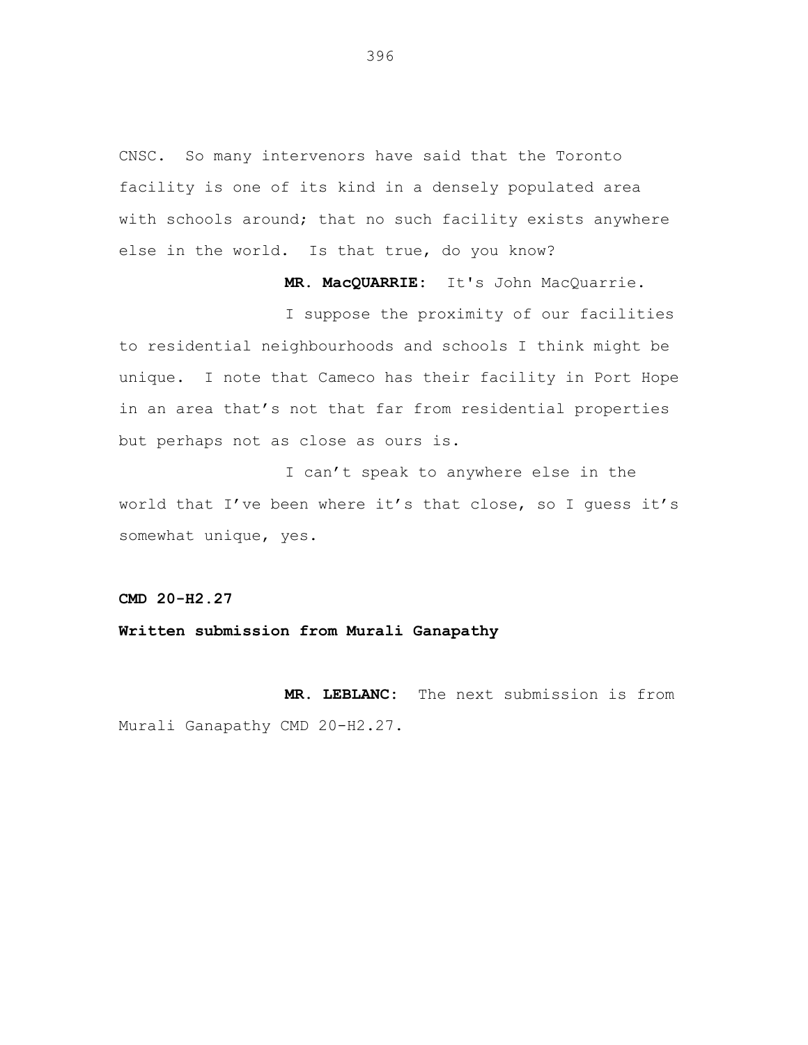CNSC. So many intervenors have said that the Toronto facility is one of its kind in a densely populated area with schools around; that no such facility exists anywhere else in the world. Is that true, do you know?

**MR. MacQUARRIE:** It's John MacQuarrie.

I suppose the proximity of our facilities to residential neighbourhoods and schools I think might be unique. I note that Cameco has their facility in Port Hope in an area that's not that far from residential properties but perhaps not as close as ours is.

I can't speak to anywhere else in the world that I've been where it's that close, so I guess it's somewhat unique, yes.

**CMD 20-H2.27**

**Written submission from Murali Ganapathy**

**MR. LEBLANC:** The next submission is from Murali Ganapathy CMD 20-H2.27.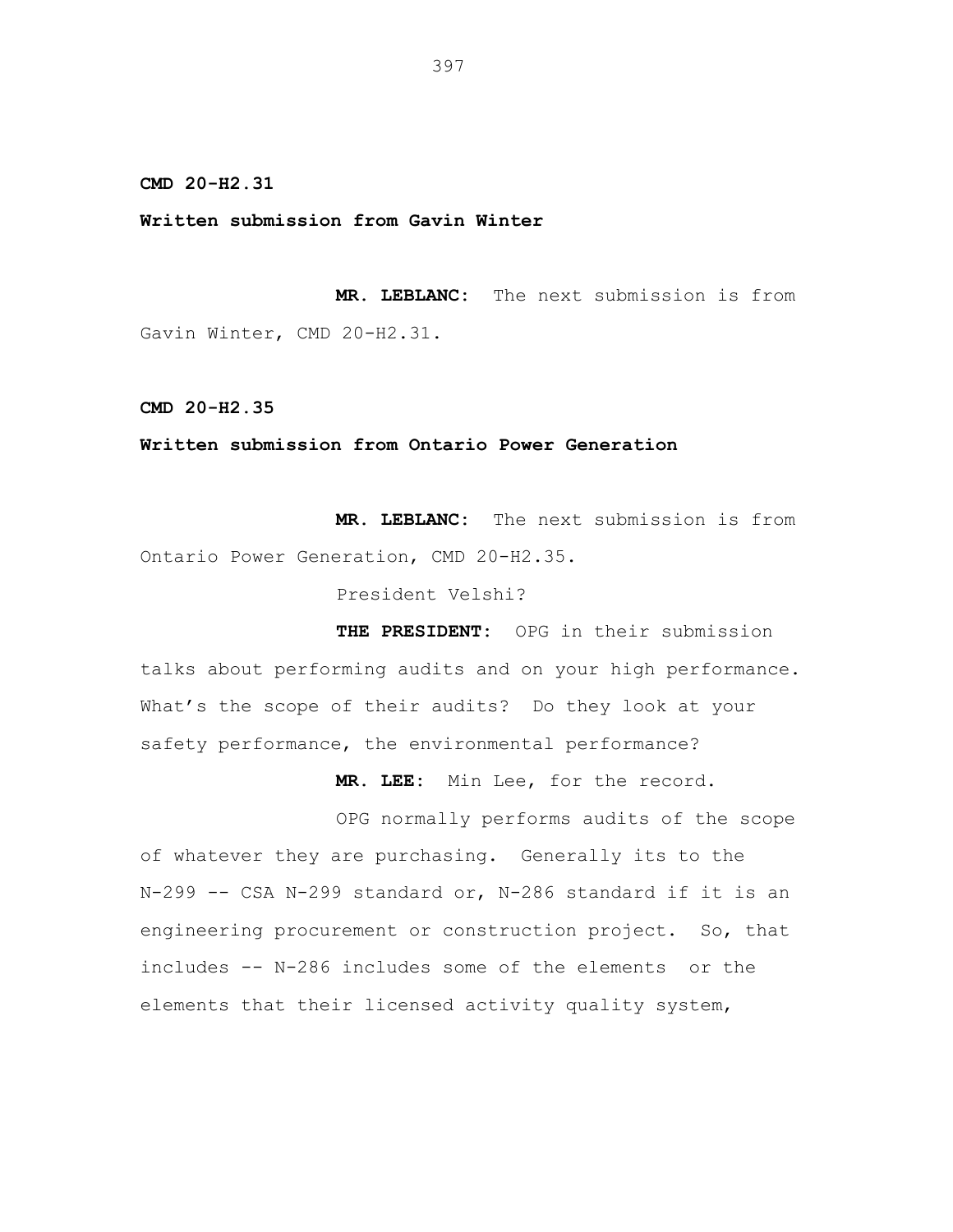**CMD 20-H2.31**

**Written submission from Gavin Winter**

**MR. LEBLANC:** The next submission is from Gavin Winter, CMD 20-H2.31.

**CMD 20-H2.35**

**Written submission from Ontario Power Generation**

**MR. LEBLANC:** The next submission is from Ontario Power Generation, CMD 20-H2.35.

President Velshi?

**THE PRESIDENT:** OPG in their submission talks about performing audits and on your high performance. What's the scope of their audits? Do they look at your safety performance, the environmental performance?

**MR. LEE:** Min Lee, for the record.

OPG normally performs audits of the scope of whatever they are purchasing. Generally its to the N-299 -- CSA N-299 standard or, N-286 standard if it is an engineering procurement or construction project. So, that includes -- N-286 includes some of the elements or the elements that their licensed activity quality system,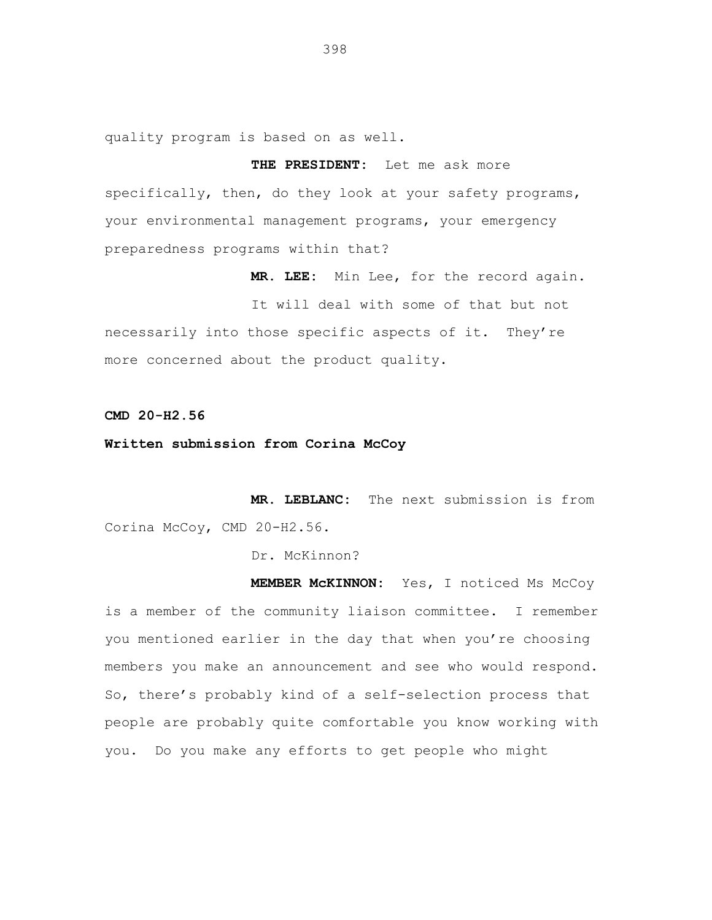quality program is based on as well.

**THE PRESIDENT:** Let me ask more specifically, then, do they look at your safety programs, your environmental management programs, your emergency preparedness programs within that?

**MR. LEE:** Min Lee, for the record again.

It will deal with some of that but not necessarily into those specific aspects of it. They're more concerned about the product quality.

**CMD 20-H2.56**

**Written submission from Corina McCoy**

**MR. LEBLANC:** The next submission is from Corina McCoy, CMD 20-H2.56.

Dr. McKinnon?

**MEMBER McKINNON:** Yes, I noticed Ms McCoy is a member of the community liaison committee. I remember you mentioned earlier in the day that when you're choosing members you make an announcement and see who would respond. So, there's probably kind of a self-selection process that people are probably quite comfortable you know working with you. Do you make any efforts to get people who might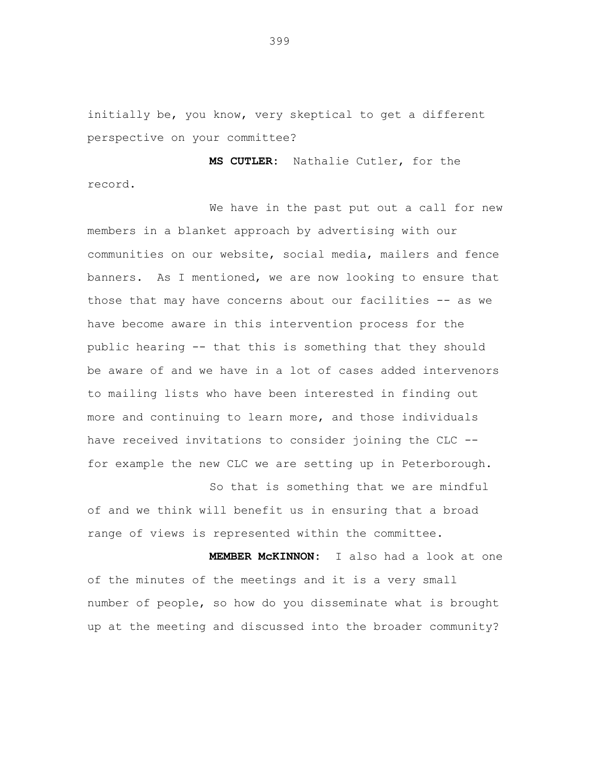initially be, you know, very skeptical to get a different perspective on your committee?

**MS CUTLER:** Nathalie Cutler, for the record.

We have in the past put out a call for new members in a blanket approach by advertising with our communities on our website, social media, mailers and fence banners. As I mentioned, we are now looking to ensure that those that may have concerns about our facilities -- as we have become aware in this intervention process for the public hearing -- that this is something that they should be aware of and we have in a lot of cases added intervenors to mailing lists who have been interested in finding out more and continuing to learn more, and those individuals have received invitations to consider joining the CLC -- for example the new CLC we are setting up in Peterborough.

So that is something that we are mindful of and we think will benefit us in ensuring that a broad range of views is represented within the committee.

**MEMBER McKINNON:** I also had a look at one of the minutes of the meetings and it is a very small number of people, so how do you disseminate what is brought up at the meeting and discussed into the broader community?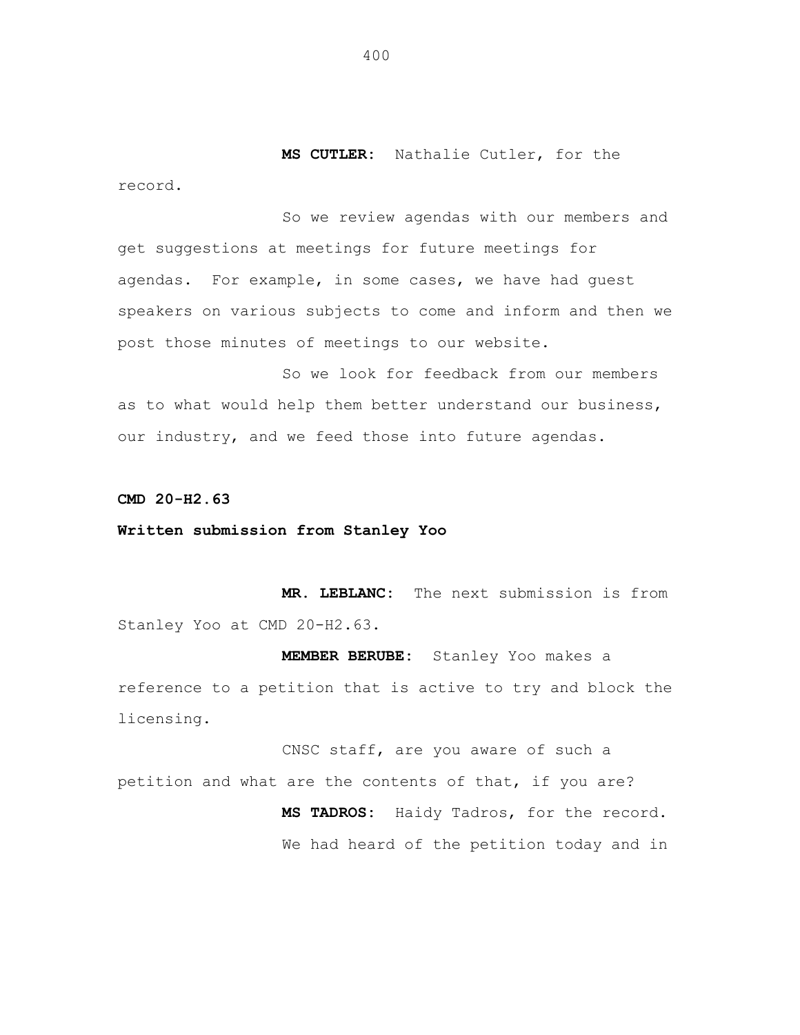**MS CUTLER:** Nathalie Cutler, for the record.

So we review agendas with our members and get suggestions at meetings for future meetings for agendas. For example, in some cases, we have had guest speakers on various subjects to come and inform and then we post those minutes of meetings to our website.

So we look for feedback from our members as to what would help them better understand our business, our industry, and we feed those into future agendas.

**CMD 20-H2.63**

**Written submission from Stanley Yoo**

**MR. LEBLANC:** The next submission is from Stanley Yoo at CMD 20-H2.63.

**MEMBER BERUBE:** Stanley Yoo makes a reference to a petition that is active to try and block the licensing.

CNSC staff, are you aware of such a petition and what are the contents of that, if you are?

**MS TADROS:** Haidy Tadros, for the record.

We had heard of the petition today and in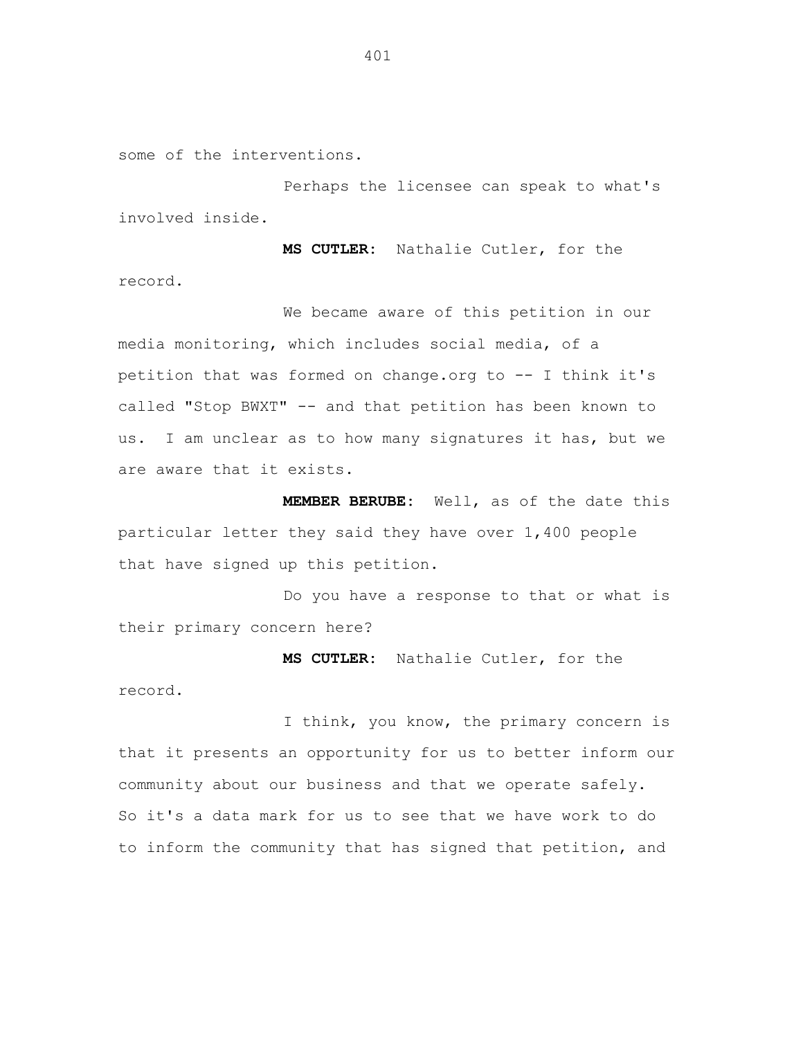some of the interventions.

Perhaps the licensee can speak to what's involved inside.

**MS CUTLER:** Nathalie Cutler, for the record.

We became aware of this petition in our media monitoring, which includes social media, of a petition that was formed on change.org to -- I think it's called "Stop BWXT" -- and that petition has been known to us. I am unclear as to how many signatures it has, but we are aware that it exists.

**MEMBER BERUBE:** Well, as of the date this particular letter they said they have over 1,400 people that have signed up this petition.

Do you have a response to that or what is their primary concern here?

**MS CUTLER:** Nathalie Cutler, for the record.

I think, you know, the primary concern is that it presents an opportunity for us to better inform our community about our business and that we operate safely. So it's a data mark for us to see that we have work to do to inform the community that has signed that petition, and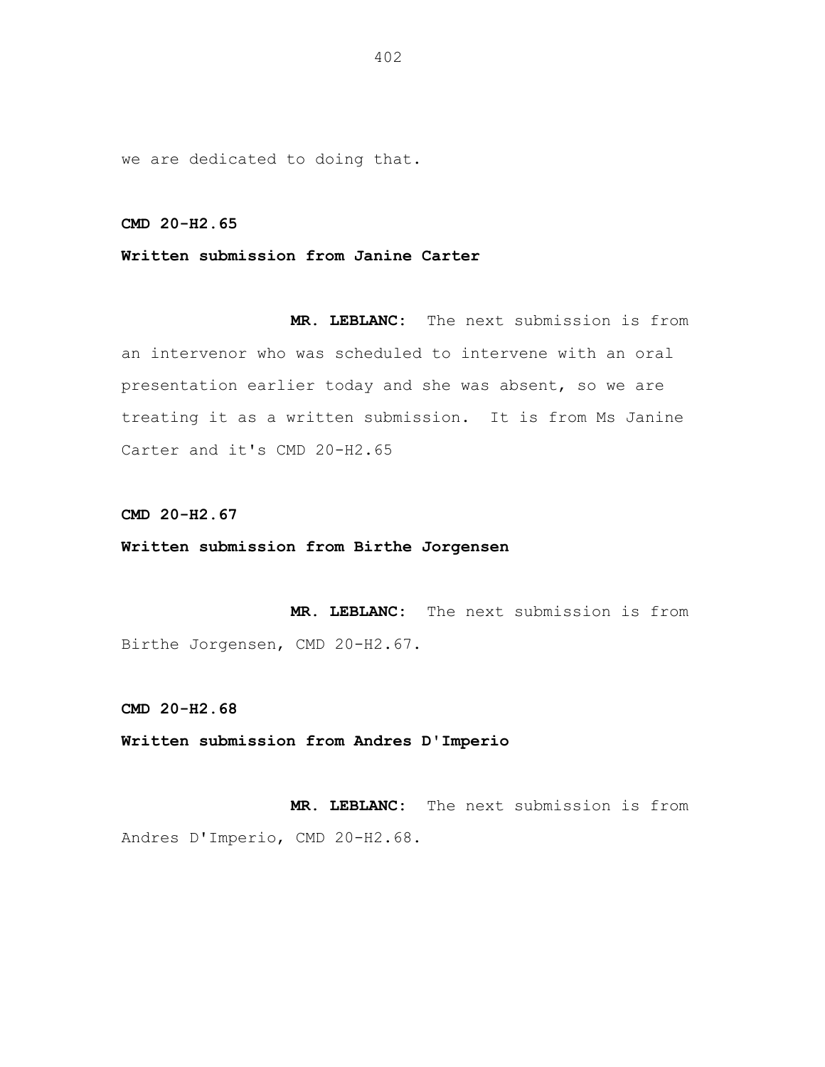we are dedicated to doing that.

**CMD 20-H2.65**

**Written submission from Janine Carter**

**MR. LEBLANC:** The next submission is from an intervenor who was scheduled to intervene with an oral presentation earlier today and she was absent, so we are treating it as a written submission. It is from Ms Janine Carter and it's CMD 20-H2.65

**CMD 20-H2.67**

**Written submission from Birthe Jorgensen**

**MR. LEBLANC:** The next submission is from Birthe Jorgensen, CMD 20-H2.67.

**CMD 20-H2.68**

**Written submission from Andres D'Imperio**

**MR. LEBLANC:** The next submission is from Andres D'Imperio, CMD 20-H2.68.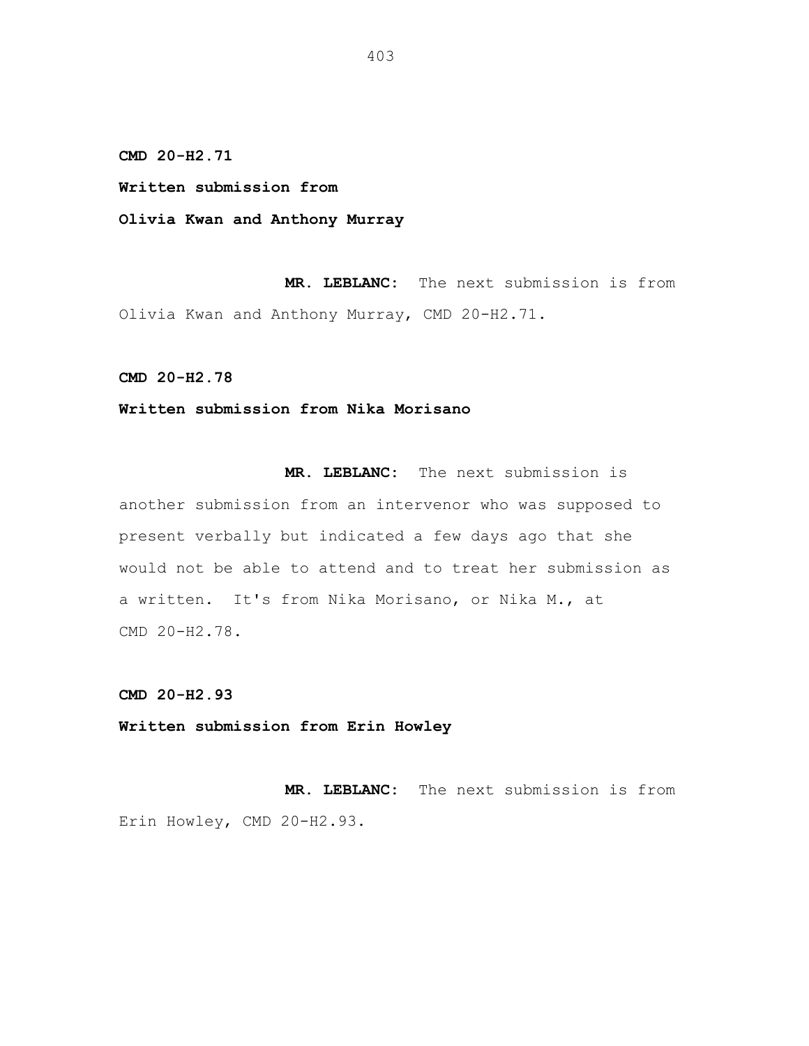**CMD 20-H2.71**

**Written submission from**

**Olivia Kwan and Anthony Murray**

**MR. LEBLANC:** The next submission is from Olivia Kwan and Anthony Murray, CMD 20-H2.71.

**CMD 20-H2.78**

**Written submission from Nika Morisano**

**MR. LEBLANC:** The next submission is another submission from an intervenor who was supposed to present verbally but indicated a few days ago that she would not be able to attend and to treat her submission as a written. It's from Nika Morisano, or Nika M., at CMD 20-H2.78.

**CMD 20-H2.93**

**Written submission from Erin Howley**

**MR. LEBLANC:** The next submission is from Erin Howley, CMD 20-H2.93.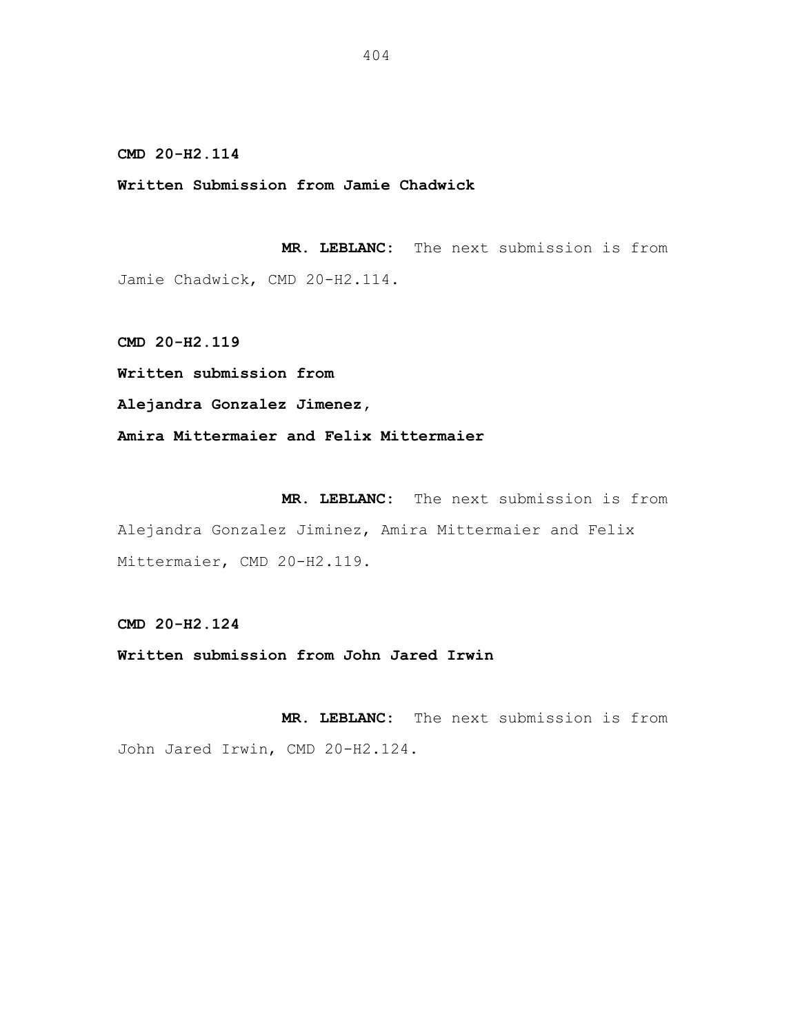**CMD 20-H2.114**

**Written Submission from Jamie Chadwick**

**MR. LEBLANC:** The next submission is from Jamie Chadwick, CMD 20-H2.114.

**CMD 20-H2.119**

**Written submission from**

**Alejandra Gonzalez Jimenez,**

**Amira Mittermaier and Felix Mittermaier**

**MR. LEBLANC:** The next submission is from Alejandra Gonzalez Jiminez, Amira Mittermaier and Felix Mittermaier, CMD 20-H2.119.

**CMD 20-H2.124**

**Written submission from John Jared Irwin**

**MR. LEBLANC:** The next submission is from John Jared Irwin, CMD 20-H2.124.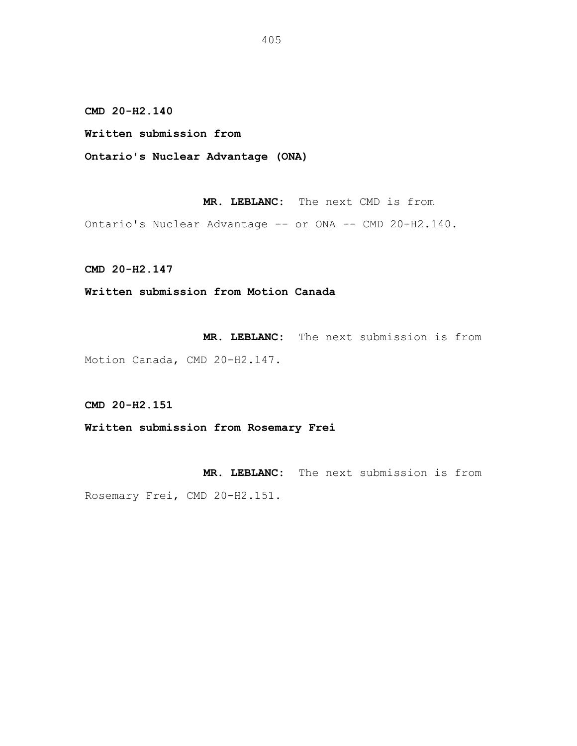**CMD 20-H2.140**

**Written submission from**

**Ontario's Nuclear Advantage (ONA)**

**MR. LEBLANC:** The next CMD is from Ontario's Nuclear Advantage -- or ONA -- CMD 20-H2.140.

**CMD 20-H2.147**

**Written submission from Motion Canada**

**MR. LEBLANC:** The next submission is from Motion Canada, CMD 20-H2.147.

**CMD 20-H2.151**

**Written submission from Rosemary Frei**

**MR. LEBLANC:** The next submission is from Rosemary Frei, CMD 20-H2.151.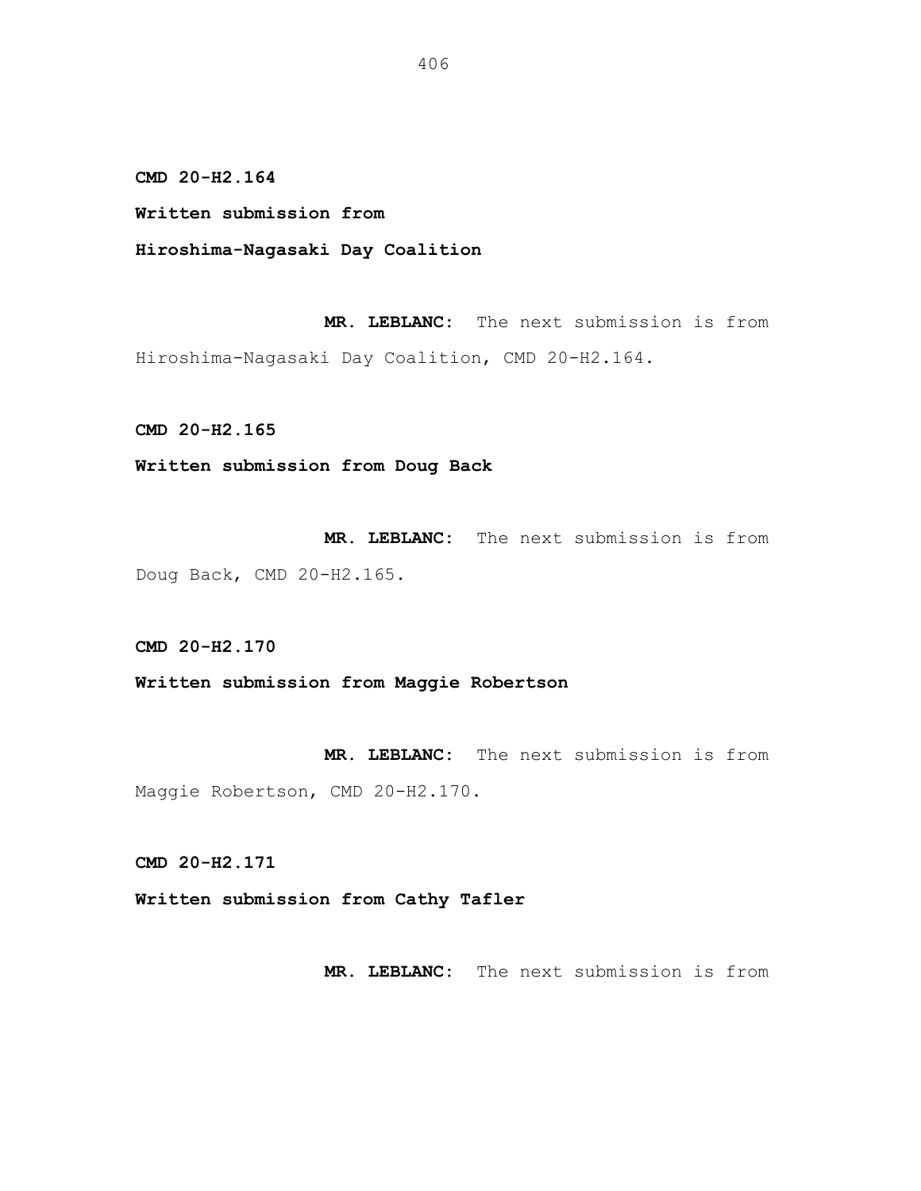**CMD 20-H2.164**

**Written submission from**

**Hiroshima-Nagasaki Day Coalition**

**MR. LEBLANC:** The next submission is from Hiroshima-Nagasaki Day Coalition, CMD 20-H2.164.

**CMD 20-H2.165**

**Written submission from Doug Back**

**MR. LEBLANC:** The next submission is from Doug Back, CMD 20-H2.165.

**CMD 20-H2.170**

**Written submission from Maggie Robertson**

**MR. LEBLANC:** The next submission is from Maggie Robertson, CMD 20-H2.170.

**CMD 20-H2.171**

**Written submission from Cathy Tafler**

**MR. LEBLANC:** The next submission is from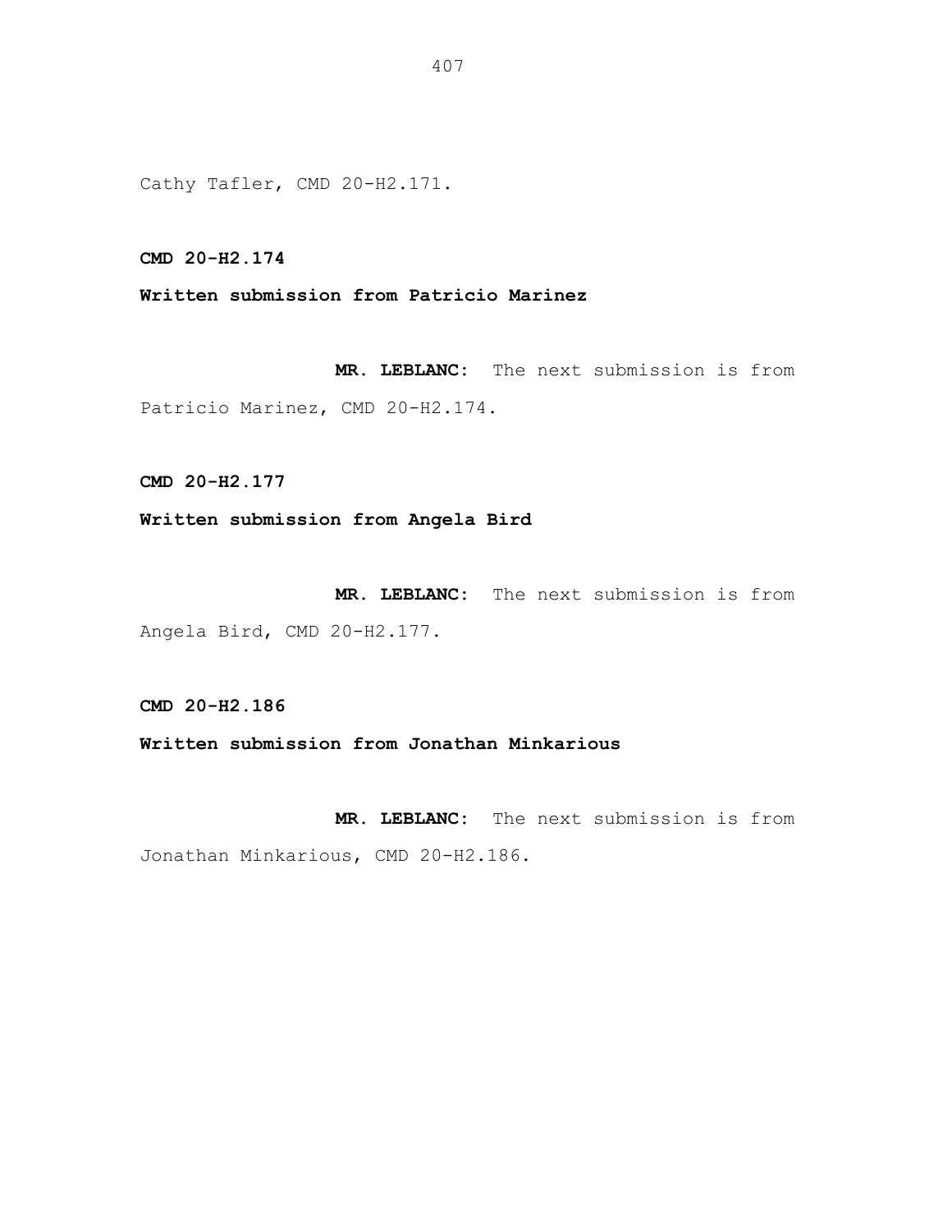Cathy Tafler, CMD 20-H2.171.

**CMD 20-H2.174**

**Written submission from Patricio Marinez**

**MR. LEBLANC:** The next submission is from Patricio Marinez, CMD 20-H2.174.

**CMD 20-H2.177**

**Written submission from Angela Bird**

**MR. LEBLANC:** The next submission is from Angela Bird, CMD 20-H2.177.

**CMD 20-H2.186**

**Written submission from Jonathan Minkarious**

**MR. LEBLANC:** The next submission is from Jonathan Minkarious, CMD 20-H2.186.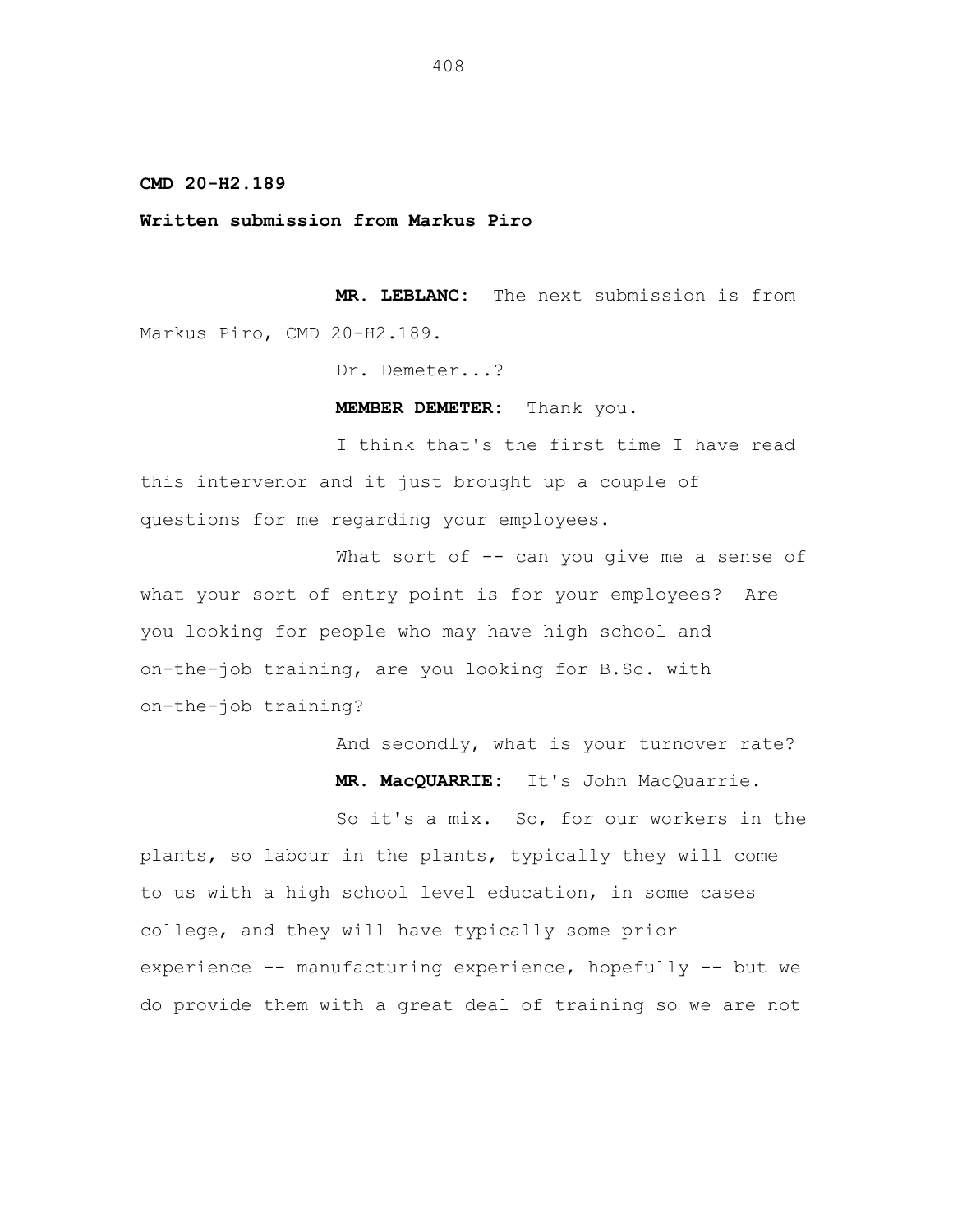**CMD 20-H2.189**

**Written submission from Markus Piro**

**MR. LEBLANC:** The next submission is from Markus Piro, CMD 20-H2.189.

Dr. Demeter...?

**MEMBER DEMETER:** Thank you.

I think that's the first time I have read this intervenor and it just brought up a couple of questions for me regarding your employees.

What sort of -- can you give me a sense of what your sort of entry point is for your employees? Are you looking for people who may have high school and on-the-job training, are you looking for B.Sc. with on-the-job training?

And secondly, what is your turnover rate?

**MR. MacQUARRIE:** It's John MacQuarrie.

So it's a mix. So, for our workers in the plants, so labour in the plants, typically they will come to us with a high school level education, in some cases college, and they will have typically some prior experience -- manufacturing experience, hopefully -- but we do provide them with a great deal of training so we are not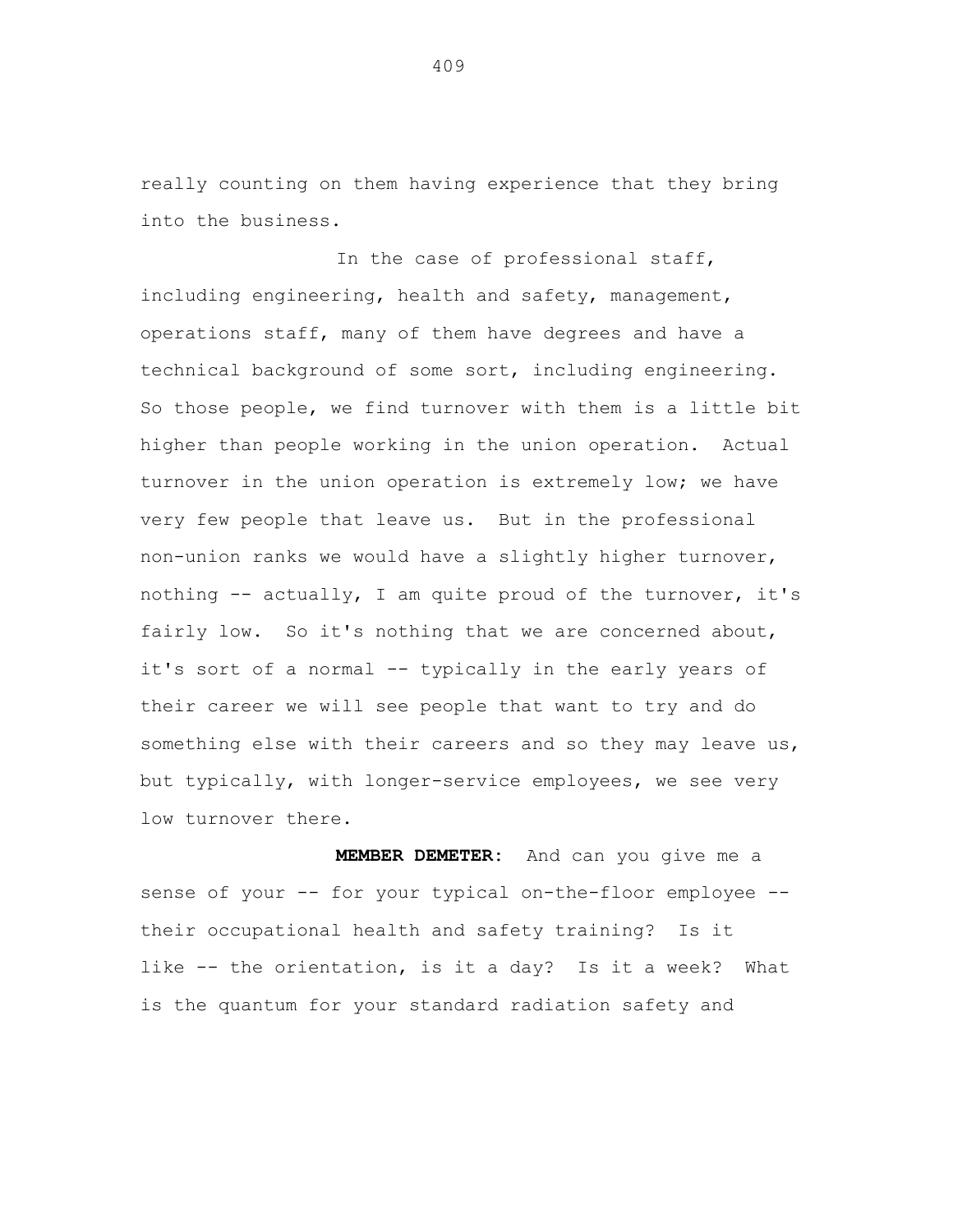really counting on them having experience that they bring into the business.

In the case of professional staff, including engineering, health and safety, management, operations staff, many of them have degrees and have a technical background of some sort, including engineering. So those people, we find turnover with them is a little bit higher than people working in the union operation. Actual turnover in the union operation is extremely low; we have very few people that leave us. But in the professional non-union ranks we would have a slightly higher turnover, nothing -- actually, I am quite proud of the turnover, it's fairly low. So it's nothing that we are concerned about, it's sort of a normal -- typically in the early years of their career we will see people that want to try and do something else with their careers and so they may leave us, but typically, with longer-service employees, we see very low turnover there.

**MEMBER DEMETER:** And can you give me a sense of your -- for your typical on-the-floor employee -- their occupational health and safety training? Is it like -- the orientation, is it a day? Is it a week? What is the quantum for your standard radiation safety and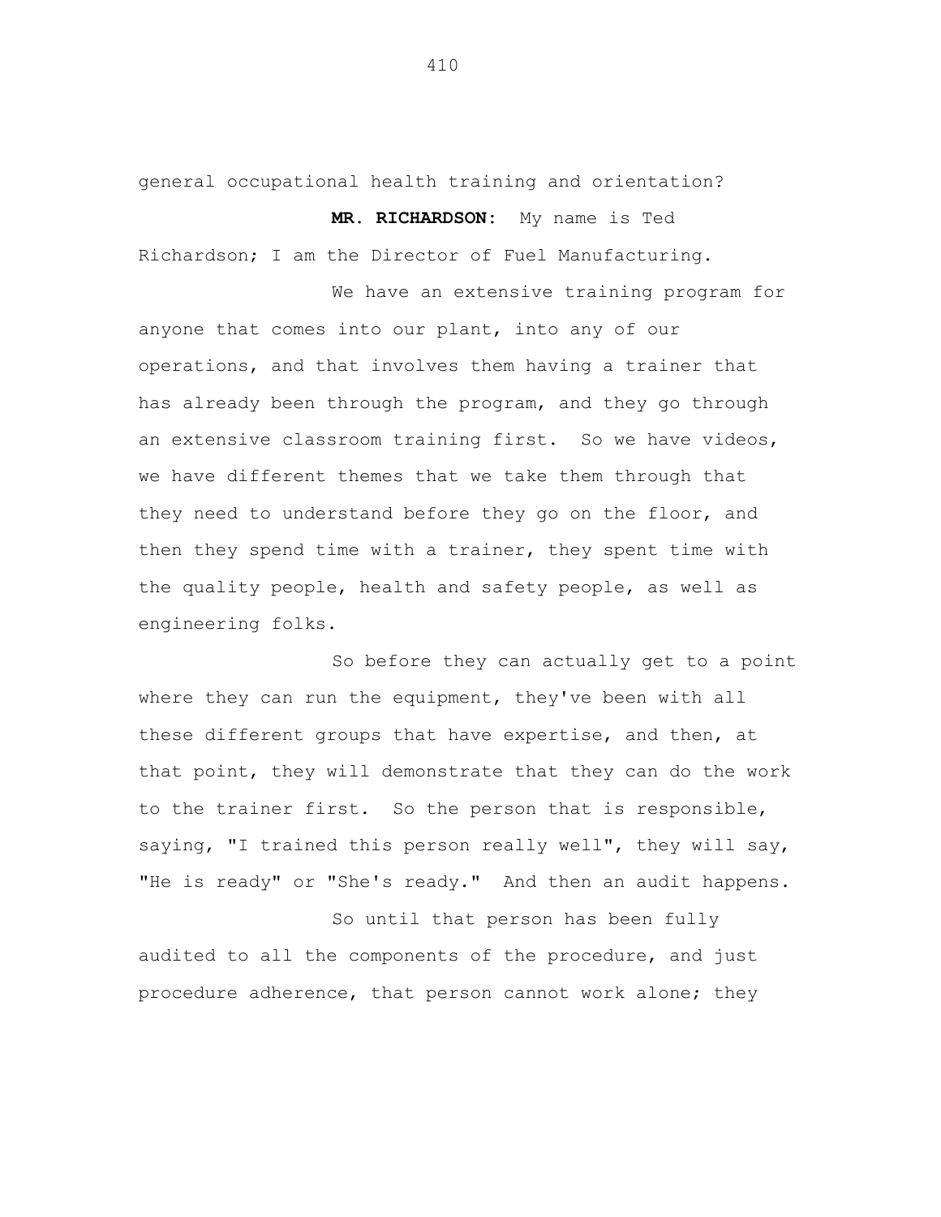general occupational health training and orientation?

**MR. RICHARDSON:** My name is Ted Richardson; I am the Director of Fuel Manufacturing.

We have an extensive training program for anyone that comes into our plant, into any of our operations, and that involves them having a trainer that has already been through the program, and they go through an extensive classroom training first. So we have videos, we have different themes that we take them through that they need to understand before they go on the floor, and then they spend time with a trainer, they spent time with the quality people, health and safety people, as well as engineering folks.

So before they can actually get to a point where they can run the equipment, they've been with all these different groups that have expertise, and then, at that point, they will demonstrate that they can do the work to the trainer first. So the person that is responsible, saying, "I trained this person really well", they will say, "He is ready" or "She's ready." And then an audit happens.

So until that person has been fully audited to all the components of the procedure, and just procedure adherence, that person cannot work alone; they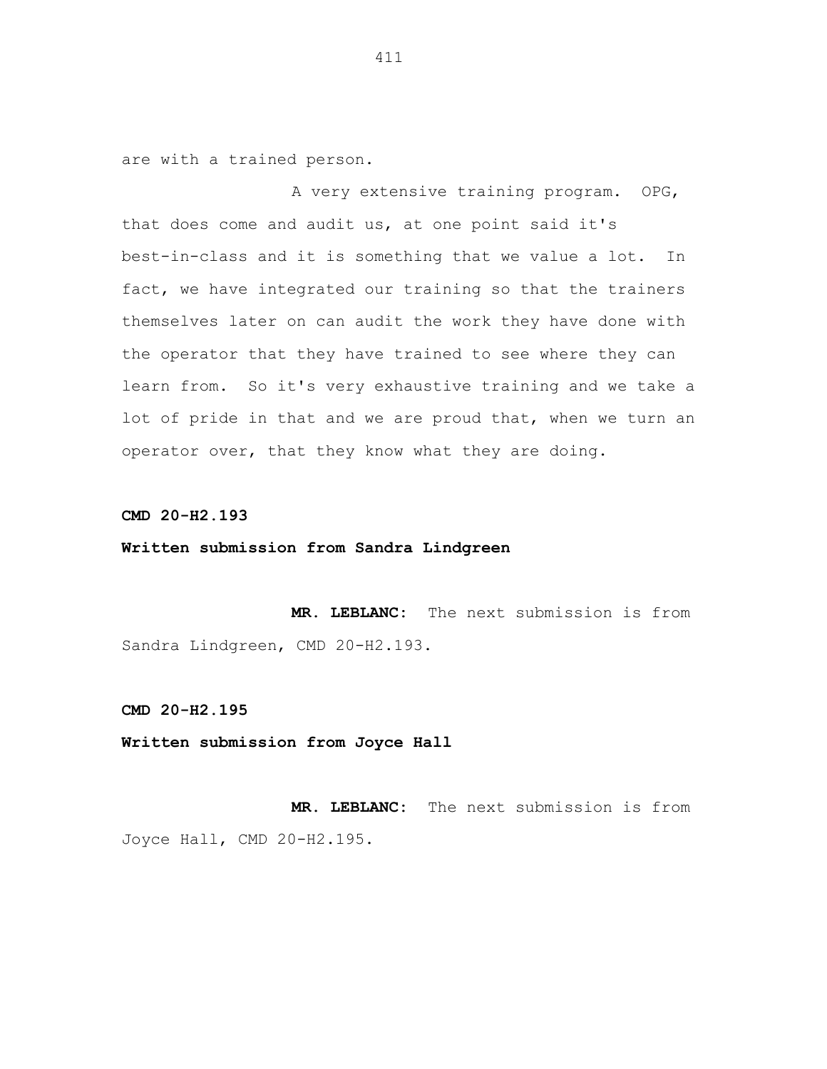are with a trained person.

A very extensive training program. OPG, that does come and audit us, at one point said it's best-in-class and it is something that we value a lot. In fact, we have integrated our training so that the trainers themselves later on can audit the work they have done with the operator that they have trained to see where they can learn from. So it's very exhaustive training and we take a lot of pride in that and we are proud that, when we turn an operator over, that they know what they are doing.

**CMD 20-H2.193**

**Written submission from Sandra Lindgreen**

**MR. LEBLANC:** The next submission is from Sandra Lindgreen, CMD 20-H2.193.

**CMD 20-H2.195**

**Written submission from Joyce Hall**

**MR. LEBLANC:** The next submission is from Joyce Hall, CMD 20-H2.195.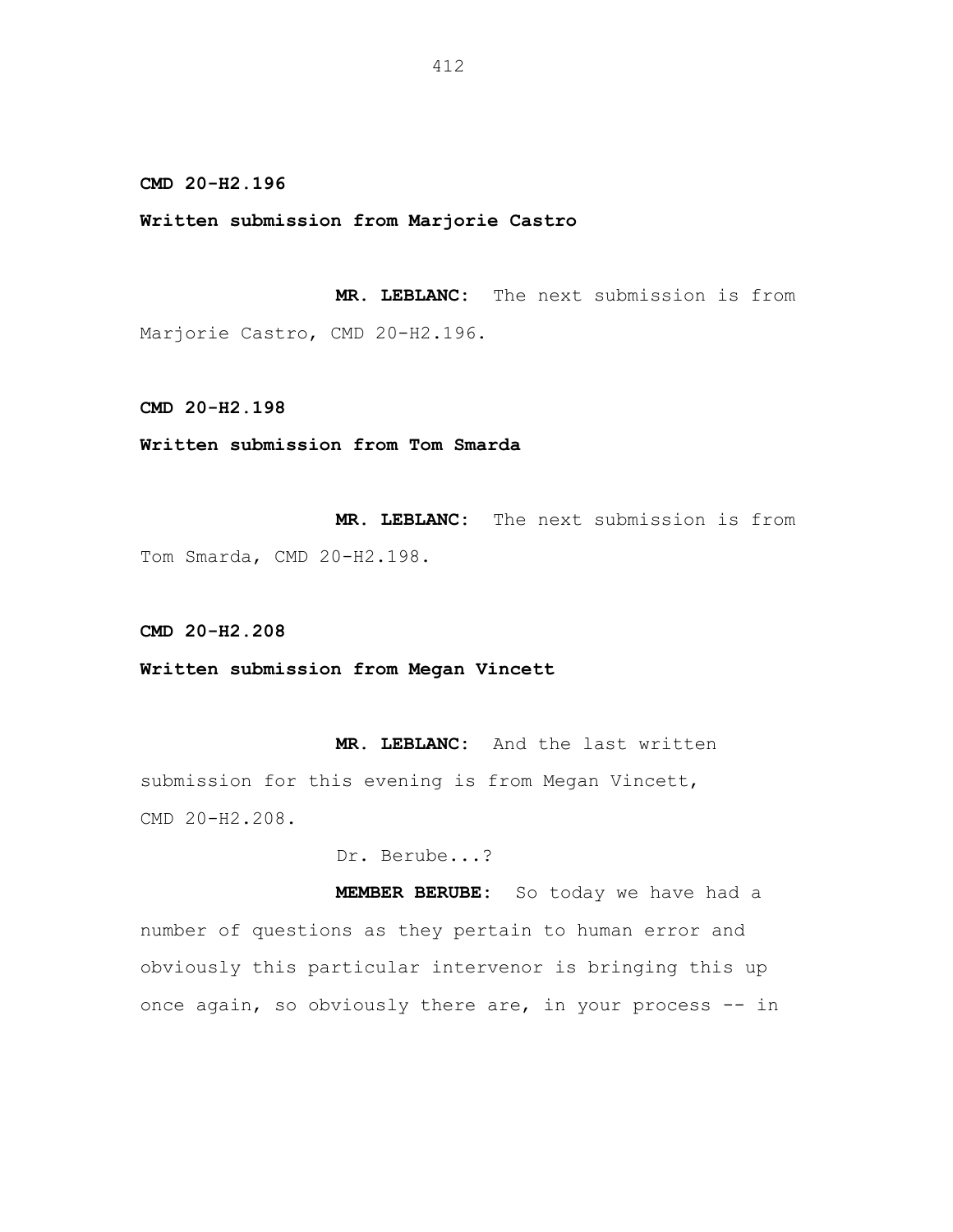**CMD 20-H2.196**

**Written submission from Marjorie Castro**

**MR. LEBLANC:** The next submission is from Marjorie Castro, CMD 20-H2.196.

**CMD 20-H2.198**

**Written submission from Tom Smarda**

**MR. LEBLANC:** The next submission is from Tom Smarda, CMD 20-H2.198.

**CMD 20-H2.208**

**Written submission from Megan Vincett**

**MR. LEBLANC:** And the last written submission for this evening is from Megan Vincett, CMD 20-H2.208.

Dr. Berube...?

**MEMBER BERUBE:** So today we have had a number of questions as they pertain to human error and obviously this particular intervenor is bringing this up once again, so obviously there are, in your process -- in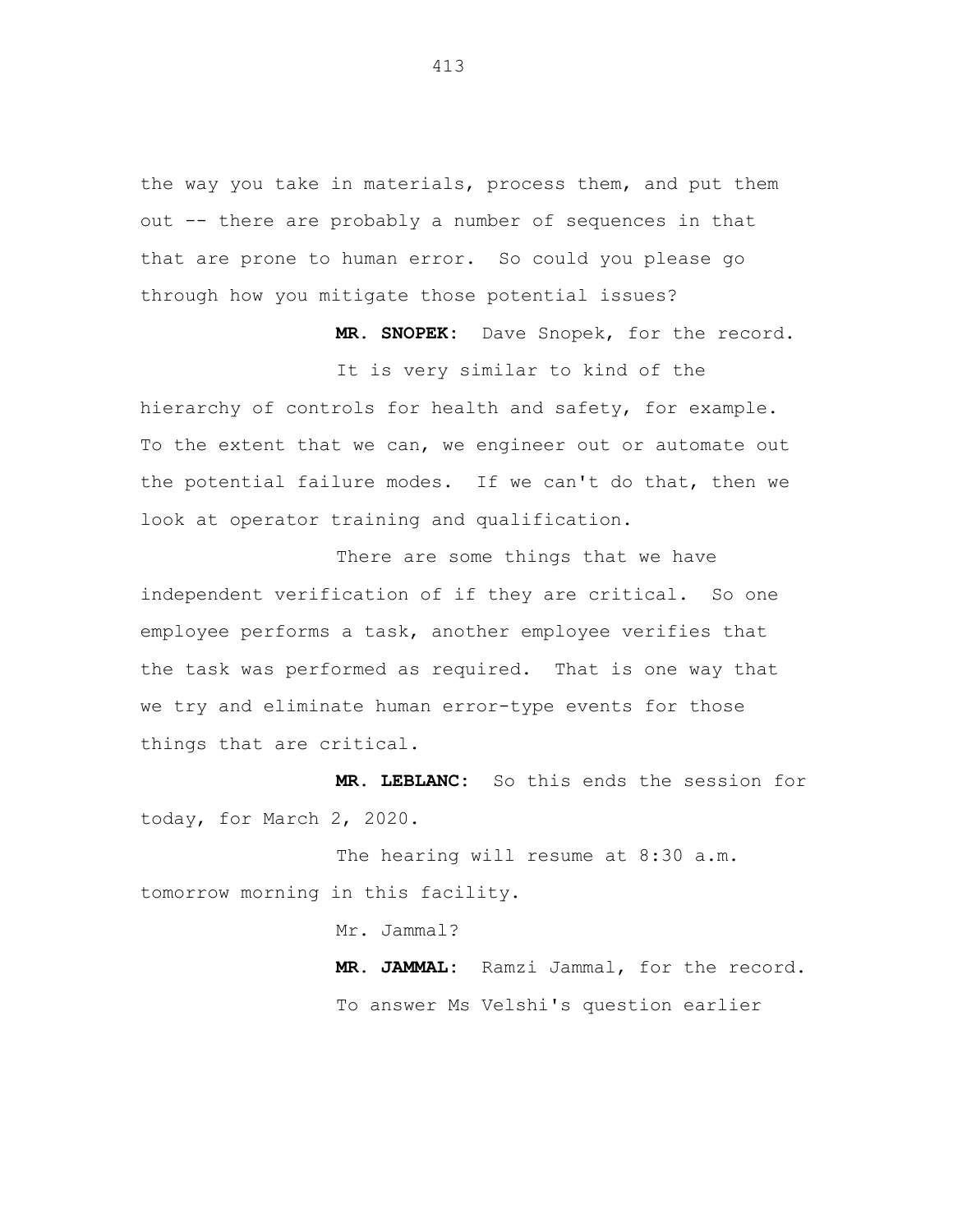the way you take in materials, process them, and put them out -- there are probably a number of sequences in that that are prone to human error. So could you please go through how you mitigate those potential issues?

**MR. SNOPEK:** Dave Snopek, for the record.

It is very similar to kind of the hierarchy of controls for health and safety, for example. To the extent that we can, we engineer out or automate out the potential failure modes. If we can't do that, then we look at operator training and qualification.

There are some things that we have independent verification of if they are critical. So one employee performs a task, another employee verifies that the task was performed as required. That is one way that we try and eliminate human error-type events for those things that are critical.

**MR. LEBLANC:** So this ends the session for today, for March 2, 2020.

The hearing will resume at 8:30 a.m. tomorrow morning in this facility.

Mr. Jammal?

**MR. JAMMAL:** Ramzi Jammal, for the record.

To answer Ms Velshi's question earlier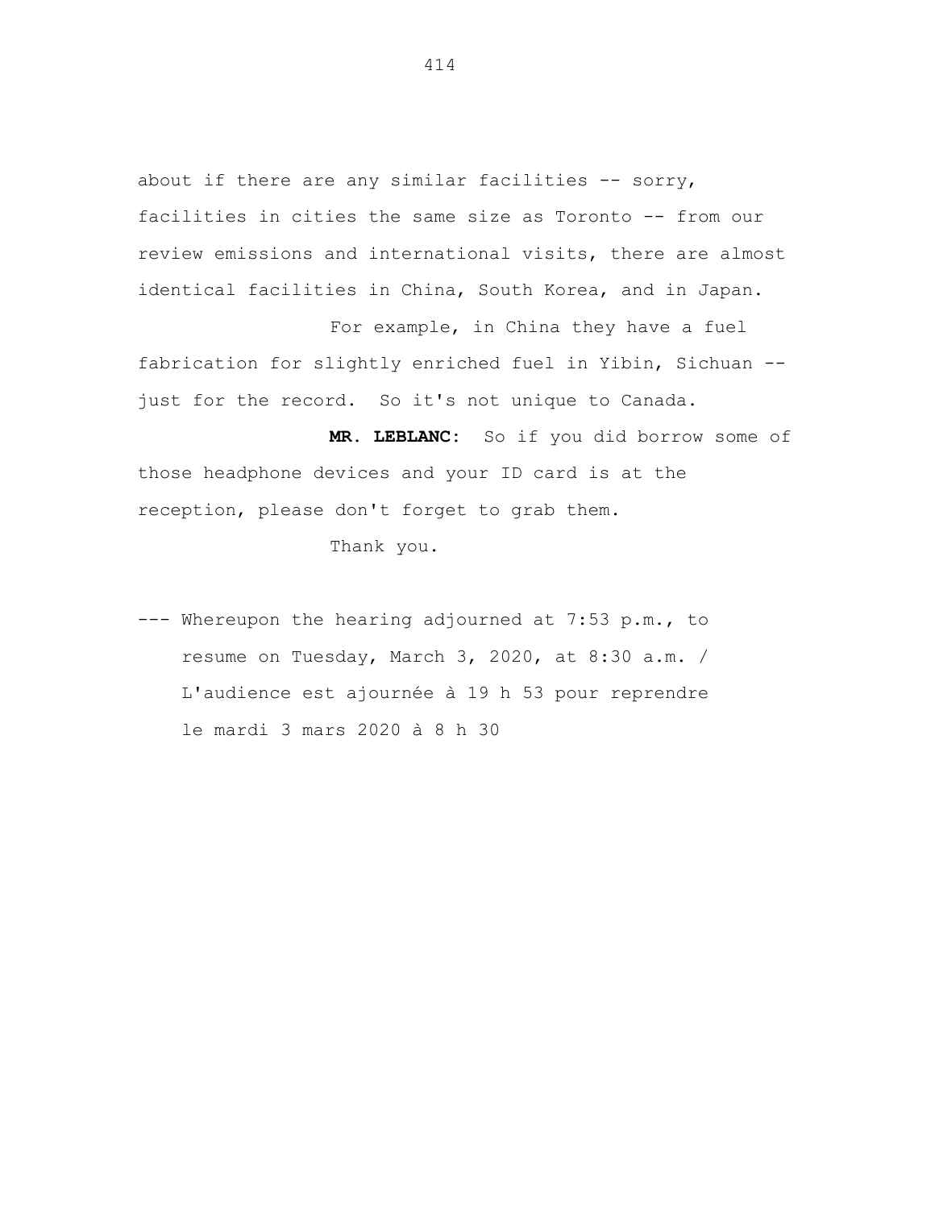about if there are any similar facilities -- sorry, facilities in cities the same size as Toronto -- from our review emissions and international visits, there are almost identical facilities in China, South Korea, and in Japan.

For example, in China they have a fuel fabrication for slightly enriched fuel in Yibin, Sichuan -- just for the record. So it's not unique to Canada.

**MR. LEBLANC:** So if you did borrow some of those headphone devices and your ID card is at the reception, please don't forget to grab them.

Thank you.

--- Whereupon the hearing adjourned at 7:53 p.m., to resume on Tuesday, March 3, 2020, at 8:30 a.m. / L'audience est ajournée à 19 h 53 pour reprendre le mardi 3 mars 2020 à 8 h 30